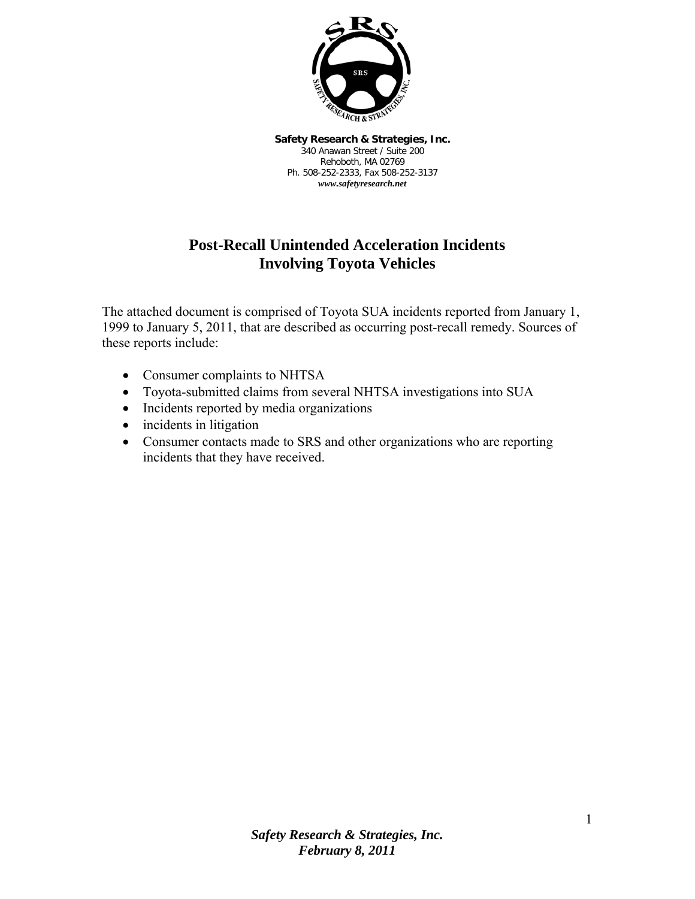**Safety Research & Strategies, Inc.**
340 Anawan Street / Suite 200
Rehoboth, MA 02769
Ph. 508-252-2333, Fax 508-252-3137
*www.safetyresearch.net*

# Post-Recall Unintended Acceleration Incidents Involving Toyota Vehicles

The attached document is comprised of Toyota SUA incidents reported from January 1, 1999 to January 5, 2011, that are described as occurring post-recall remedy. Sources of these reports include:

- Consumer complaints to NHTSA
- Toyota-submitted claims from several NHTSA investigations into SUA
- Incidents reported by media organizations
- incidents in litigation
- Consumer contacts made to SRS and other organizations who are reporting incidents that they have received.

*Safety Research & Strategies, Inc.*
*February 8, 2011*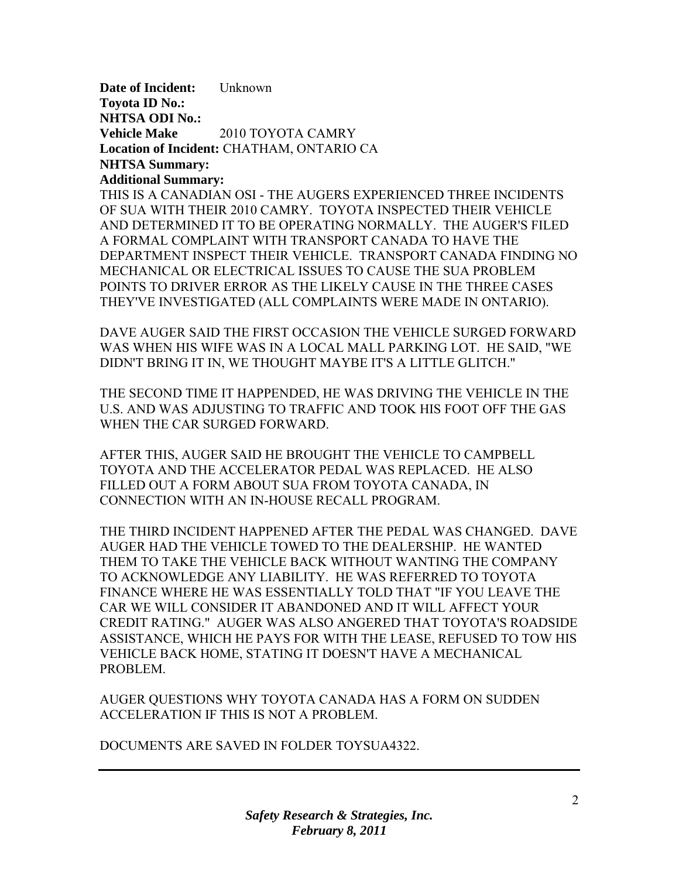**Date of Incident:** Unknown
**Toyota ID No.:**
**NHTSA ODI No.:**
**Vehicle Make** 2010 TOYOTA CAMRY
**Location of Incident:** CHATHAM, ONTARIO CA
**NHTSA Summary:**
**Additional Summary:**

THIS IS A CANADIAN OSI - THE AUGERS EXPERIENCED THREE INCIDENTS OF SUA WITH THEIR 2010 CAMRY. TOYOTA INSPECTED THEIR VEHICLE AND DETERMINED IT TO BE OPERATING NORMALLY. THE AUGER'S FILED A FORMAL COMPLAINT WITH TRANSPORT CANADA TO HAVE THE DEPARTMENT INSPECT THEIR VEHICLE. TRANSPORT CANADA FINDING NO MECHANICAL OR ELECTRICAL ISSUES TO CAUSE THE SUA PROBLEM POINTS TO DRIVER ERROR AS THE LIKELY CAUSE IN THE THREE CASES THEY'VE INVESTIGATED (ALL COMPLAINTS WERE MADE IN ONTARIO).

DAVE AUGER SAID THE FIRST OCCASION THE VEHICLE SURGED FORWARD WAS WHEN HIS WIFE WAS IN A LOCAL MALL PARKING LOT. HE SAID, "WE DIDN'T BRING IT IN, WE THOUGHT MAYBE IT'S A LITTLE GLITCH."

THE SECOND TIME IT HAPPENDED, HE WAS DRIVING THE VEHICLE IN THE U.S. AND WAS ADJUSTING TO TRAFFIC AND TOOK HIS FOOT OFF THE GAS WHEN THE CAR SURGED FORWARD.

AFTER THIS, AUGER SAID HE BROUGHT THE VEHICLE TO CAMPBELL TOYOTA AND THE ACCELERATOR PEDAL WAS REPLACED. HE ALSO FILLED OUT A FORM ABOUT SUA FROM TOYOTA CANADA, IN CONNECTION WITH AN IN-HOUSE RECALL PROGRAM.

THE THIRD INCIDENT HAPPENED AFTER THE PEDAL WAS CHANGED. DAVE AUGER HAD THE VEHICLE TOWED TO THE DEALERSHIP. HE WANTED THEM TO TAKE THE VEHICLE BACK WITHOUT WANTING THE COMPANY TO ACKNOWLEDGE ANY LIABILITY. HE WAS REFERRED TO TOYOTA FINANCE WHERE HE WAS ESSENTIALLY TOLD THAT "IF YOU LEAVE THE CAR WE WILL CONSIDER IT ABANDONED AND IT WILL AFFECT YOUR CREDIT RATING." AUGER WAS ALSO ANGERED THAT TOYOTA'S ROADSIDE ASSISTANCE, WHICH HE PAYS FOR WITH THE LEASE, REFUSED TO TOW HIS VEHICLE BACK HOME, STATING IT DOESN'T HAVE A MECHANICAL PROBLEM.

AUGER QUESTIONS WHY TOYOTA CANADA HAS A FORM ON SUDDEN ACCELERATION IF THIS IS NOT A PROBLEM.

DOCUMENTS ARE SAVED IN FOLDER TOYSUA4322.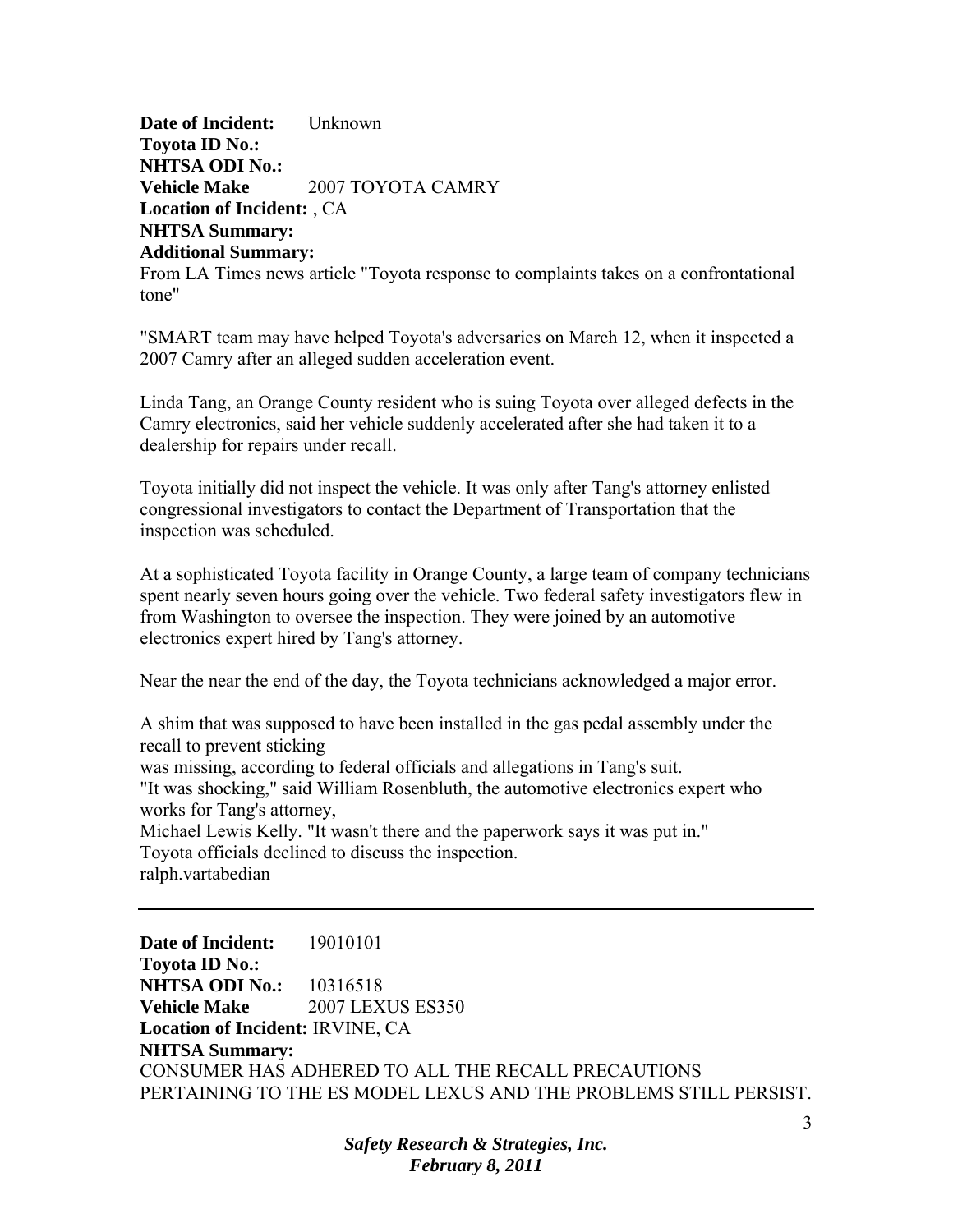**Date of Incident:** Unknown
**Toyota ID No.:**
**NHTSA ODI No.:**
**Vehicle Make** 2007 TOYOTA CAMRY
**Location of Incident:** , CA
**NHTSA Summary:**
**Additional Summary:**
From LA Times news article "Toyota response to complaints takes on a confrontational tone"

"SMART team may have helped Toyota's adversaries on March 12, when it inspected a 2007 Camry after an alleged sudden acceleration event.

Linda Tang, an Orange County resident who is suing Toyota over alleged defects in the Camry electronics, said her vehicle suddenly accelerated after she had taken it to a dealership for repairs under recall.

Toyota initially did not inspect the vehicle. It was only after Tang's attorney enlisted congressional investigators to contact the Department of Transportation that the inspection was scheduled.

At a sophisticated Toyota facility in Orange County, a large team of company technicians spent nearly seven hours going over the vehicle. Two federal safety investigators flew in from Washington to oversee the inspection. They were joined by an automotive electronics expert hired by Tang's attorney.

Near the near the end of the day, the Toyota technicians acknowledged a major error.

A shim that was supposed to have been installed in the gas pedal assembly under the recall to prevent sticking
was missing, according to federal officials and allegations in Tang's suit.
"It was shocking," said William Rosenbluth, the automotive electronics expert who works for Tang's attorney,
Michael Lewis Kelly. "It wasn't there and the paperwork says it was put in."
Toyota officials declined to discuss the inspection.
ralph.vartabedian

---

**Date of Incident:** 19010101
**Toyota ID No.:**
**NHTSA ODI No.:** 10316518
**Vehicle Make** 2007 LEXUS ES350
**Location of Incident:** IRVINE, CA
**NHTSA Summary:**
CONSUMER HAS ADHERED TO ALL THE RECALL PRECAUTIONS PERTAINING TO THE ES MODEL LEXUS AND THE PROBLEMS STILL PERSIST.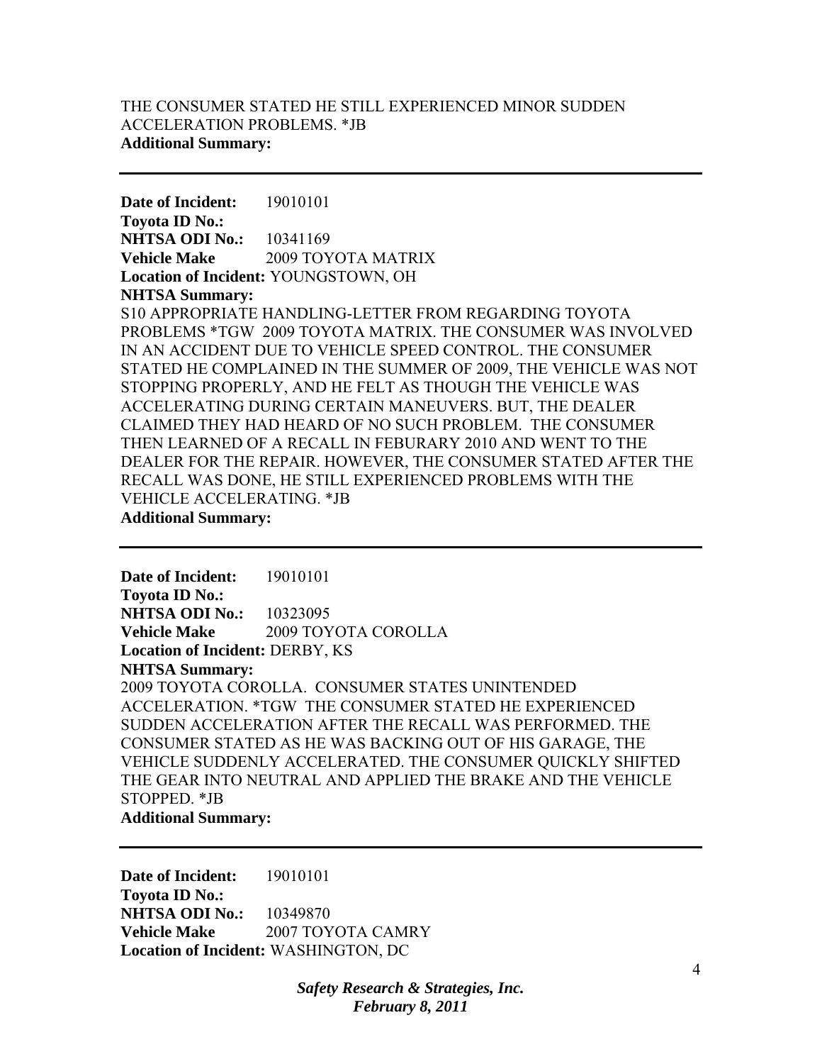THE CONSUMER STATED HE STILL EXPERIENCED MINOR SUDDEN ACCELERATION PROBLEMS. *JB
**Additional Summary:**

---

**Date of Incident:** 19010101
**Toyota ID No.:**
**NHTSA ODI No.:** 10341169
**Vehicle Make** 2009 TOYOTA MATRIX
**Location of Incident:** YOUNGSTOWN, OH
**NHTSA Summary:**
S10 APPROPRIATE HANDLING-LETTER FROM REGARDING TOYOTA PROBLEMS *TGW 2009 TOYOTA MATRIX. THE CONSUMER WAS INVOLVED IN AN ACCIDENT DUE TO VEHICLE SPEED CONTROL. THE CONSUMER STATED HE COMPLAINED IN THE SUMMER OF 2009, THE VEHICLE WAS NOT STOPPING PROPERLY, AND HE FELT AS THOUGH THE VEHICLE WAS ACCELERATING DURING CERTAIN MANEUVERS. BUT, THE DEALER CLAIMED THEY HAD HEARD OF NO SUCH PROBLEM. THE CONSUMER THEN LEARNED OF A RECALL IN FEBURARY 2010 AND WENT TO THE DEALER FOR THE REPAIR. HOWEVER, THE CONSUMER STATED AFTER THE RECALL WAS DONE, HE STILL EXPERIENCED PROBLEMS WITH THE VEHICLE ACCELERATING. *JB
**Additional Summary:**

---

**Date of Incident:** 19010101
**Toyota ID No.:**
**NHTSA ODI No.:** 10323095
**Vehicle Make** 2009 TOYOTA COROLLA
**Location of Incident:** DERBY, KS
**NHTSA Summary:**
2009 TOYOTA COROLLA. CONSUMER STATES UNINTENDED ACCELERATION. *TGW THE CONSUMER STATED HE EXPERIENCED SUDDEN ACCELERATION AFTER THE RECALL WAS PERFORMED. THE CONSUMER STATED AS HE WAS BACKING OUT OF HIS GARAGE, THE VEHICLE SUDDENLY ACCELERATED. THE CONSUMER QUICKLY SHIFTED THE GEAR INTO NEUTRAL AND APPLIED THE BRAKE AND THE VEHICLE STOPPED. *JB
**Additional Summary:**

---

**Date of Incident:** 19010101
**Toyota ID No.:**
**NHTSA ODI No.:** 10349870
**Vehicle Make** 2007 TOYOTA CAMRY
**Location of Incident:** WASHINGTON, DC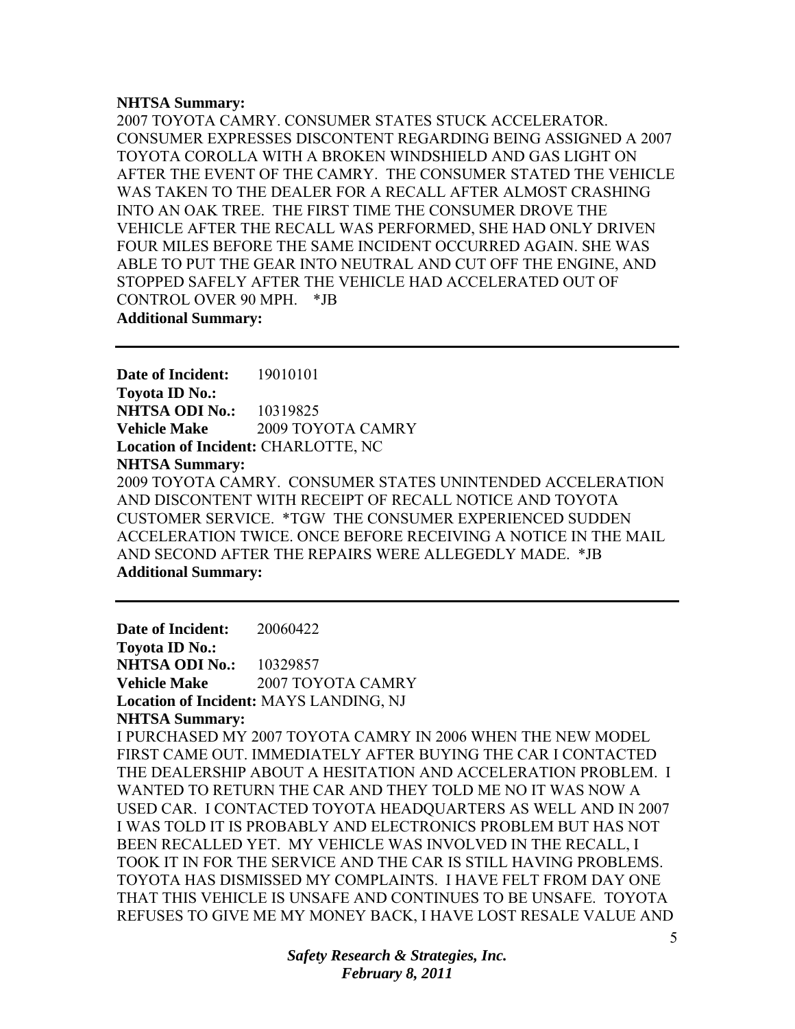**NHTSA Summary:**

2007 TOYOTA CAMRY. CONSUMER STATES STUCK ACCELERATOR. CONSUMER EXPRESSES DISCONTENT REGARDING BEING ASSIGNED A 2007 TOYOTA COROLLA WITH A BROKEN WINDSHIELD AND GAS LIGHT ON AFTER THE EVENT OF THE CAMRY. THE CONSUMER STATED THE VEHICLE WAS TAKEN TO THE DEALER FOR A RECALL AFTER ALMOST CRASHING INTO AN OAK TREE. THE FIRST TIME THE CONSUMER DROVE THE VEHICLE AFTER THE RECALL WAS PERFORMED, SHE HAD ONLY DRIVEN FOUR MILES BEFORE THE SAME INCIDENT OCCURRED AGAIN. SHE WAS ABLE TO PUT THE GEAR INTO NEUTRAL AND CUT OFF THE ENGINE, AND STOPPED SAFELY AFTER THE VEHICLE HAD ACCELERATED OUT OF CONTROL OVER 90 MPH. *JB

**Additional Summary:**

---

**Date of Incident:** 19010101
**Toyota ID No.:**
**NHTSA ODI No.:** 10319825
**Vehicle Make** 2009 TOYOTA CAMRY
**Location of Incident:** CHARLOTTE, NC
**NHTSA Summary:**

2009 TOYOTA CAMRY. CONSUMER STATES UNINTENDED ACCELERATION AND DISCONTENT WITH RECEIPT OF RECALL NOTICE AND TOYOTA CUSTOMER SERVICE. *TGW THE CONSUMER EXPERIENCED SUDDEN ACCELERATION TWICE. ONCE BEFORE RECEIVING A NOTICE IN THE MAIL AND SECOND AFTER THE REPAIRS WERE ALLEGEDLY MADE. *JB

**Additional Summary:**

---

**Date of Incident:** 20060422
**Toyota ID No.:**
**NHTSA ODI No.:** 10329857
**Vehicle Make** 2007 TOYOTA CAMRY
**Location of Incident:** MAYS LANDING, NJ
**NHTSA Summary:**

I PURCHASED MY 2007 TOYOTA CAMRY IN 2006 WHEN THE NEW MODEL FIRST CAME OUT. IMMEDIATELY AFTER BUYING THE CAR I CONTACTED THE DEALERSHIP ABOUT A HESITATION AND ACCELERATION PROBLEM. I WANTED TO RETURN THE CAR AND THEY TOLD ME NO IT WAS NOW A USED CAR. I CONTACTED TOYOTA HEADQUARTERS AS WELL AND IN 2007 I WAS TOLD IT IS PROBABLY AND ELECTRONICS PROBLEM BUT HAS NOT BEEN RECALLED YET. MY VEHICLE WAS INVOLVED IN THE RECALL, I TOOK IT IN FOR THE SERVICE AND THE CAR IS STILL HAVING PROBLEMS. TOYOTA HAS DISMISSED MY COMPLAINTS. I HAVE FELT FROM DAY ONE THAT THIS VEHICLE IS UNSAFE AND CONTINUES TO BE UNSAFE. TOYOTA REFUSES TO GIVE ME MY MONEY BACK, I HAVE LOST RESALE VALUE AND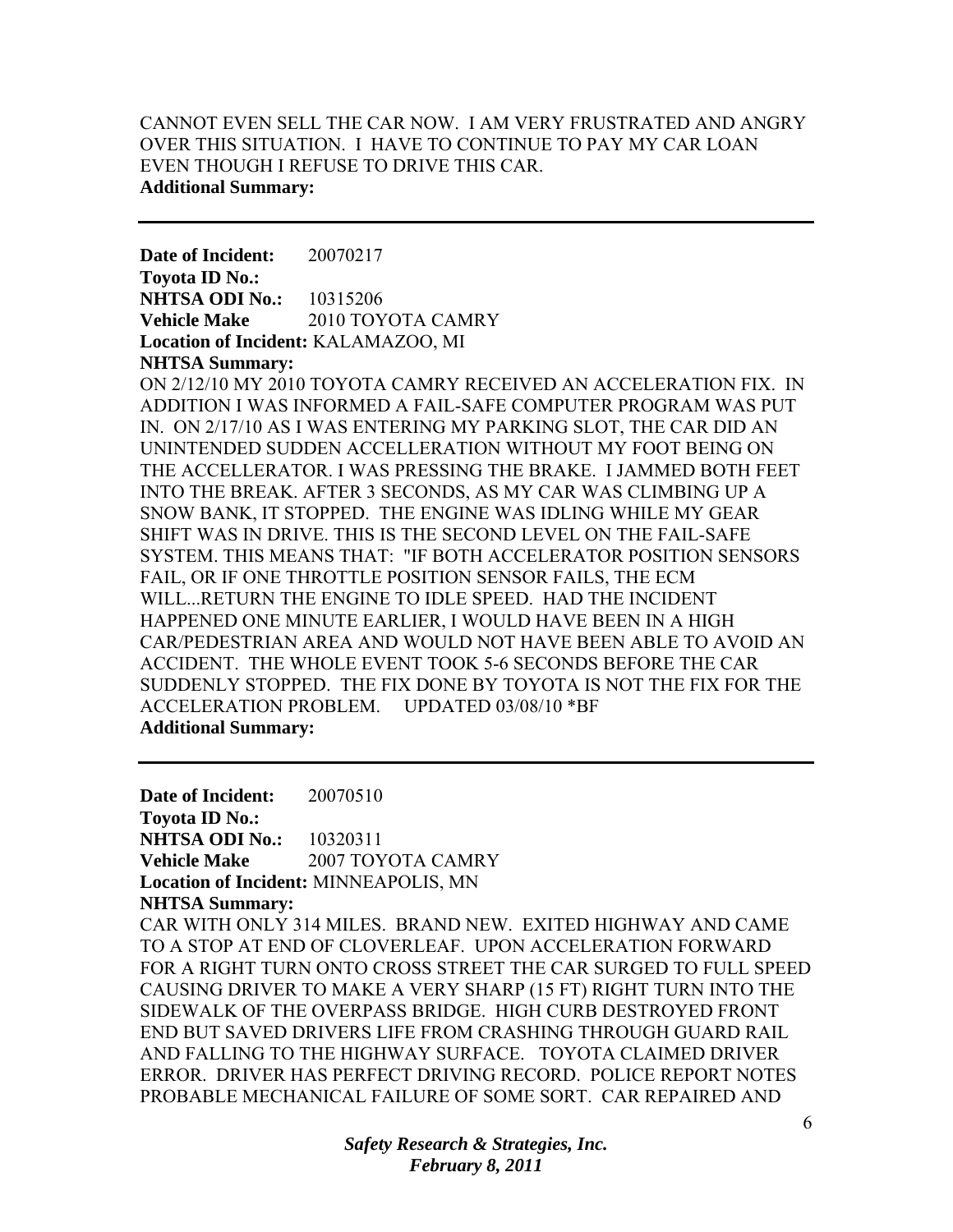CANNOT EVEN SELL THE CAR NOW. I AM VERY FRUSTRATED AND ANGRY OVER THIS SITUATION. I HAVE TO CONTINUE TO PAY MY CAR LOAN EVEN THOUGH I REFUSE TO DRIVE THIS CAR.

**Additional Summary:**

---

**Date of Incident:** 20070217
**Toyota ID No.:**
**NHTSA ODI No.:** 10315206
**Vehicle Make** 2010 TOYOTA CAMRY
**Location of Incident:** KALAMAZOO, MI
**NHTSA Summary:**

ON 2/12/10 MY 2010 TOYOTA CAMRY RECEIVED AN ACCELERATION FIX. IN ADDITION I WAS INFORMED A FAIL-SAFE COMPUTER PROGRAM WAS PUT IN. ON 2/17/10 AS I WAS ENTERING MY PARKING SLOT, THE CAR DID AN UNINTENDED SUDDEN ACCELLERATION WITHOUT MY FOOT BEING ON THE ACCELLERATOR. I WAS PRESSING THE BRAKE. I JAMMED BOTH FEET INTO THE BREAK. AFTER 3 SECONDS, AS MY CAR WAS CLIMBING UP A SNOW BANK, IT STOPPED. THE ENGINE WAS IDLING WHILE MY GEAR SHIFT WAS IN DRIVE. THIS IS THE SECOND LEVEL ON THE FAIL-SAFE SYSTEM. THIS MEANS THAT: "IF BOTH ACCELERATOR POSITION SENSORS FAIL, OR IF ONE THROTTLE POSITION SENSOR FAILS, THE ECM WILL...RETURN THE ENGINE TO IDLE SPEED. HAD THE INCIDENT HAPPENED ONE MINUTE EARLIER, I WOULD HAVE BEEN IN A HIGH CAR/PEDESTRIAN AREA AND WOULD NOT HAVE BEEN ABLE TO AVOID AN ACCIDENT. THE WHOLE EVENT TOOK 5-6 SECONDS BEFORE THE CAR SUDDENLY STOPPED. THE FIX DONE BY TOYOTA IS NOT THE FIX FOR THE ACCELERATION PROBLEM. UPDATED 03/08/10 *BF

**Additional Summary:**

---

**Date of Incident:** 20070510
**Toyota ID No.:**
**NHTSA ODI No.:** 10320311
**Vehicle Make** 2007 TOYOTA CAMRY
**Location of Incident:** MINNEAPOLIS, MN
**NHTSA Summary:**

CAR WITH ONLY 314 MILES. BRAND NEW. EXITED HIGHWAY AND CAME TO A STOP AT END OF CLOVERLEAF. UPON ACCELERATION FORWARD FOR A RIGHT TURN ONTO CROSS STREET THE CAR SURGED TO FULL SPEED CAUSING DRIVER TO MAKE A VERY SHARP (15 FT) RIGHT TURN INTO THE SIDEWALK OF THE OVERPASS BRIDGE. HIGH CURB DESTROYED FRONT END BUT SAVED DRIVERS LIFE FROM CRASHING THROUGH GUARD RAIL AND FALLING TO THE HIGHWAY SURFACE. TOYOTA CLAIMED DRIVER ERROR. DRIVER HAS PERFECT DRIVING RECORD. POLICE REPORT NOTES PROBABLE MECHANICAL FAILURE OF SOME SORT. CAR REPAIRED AND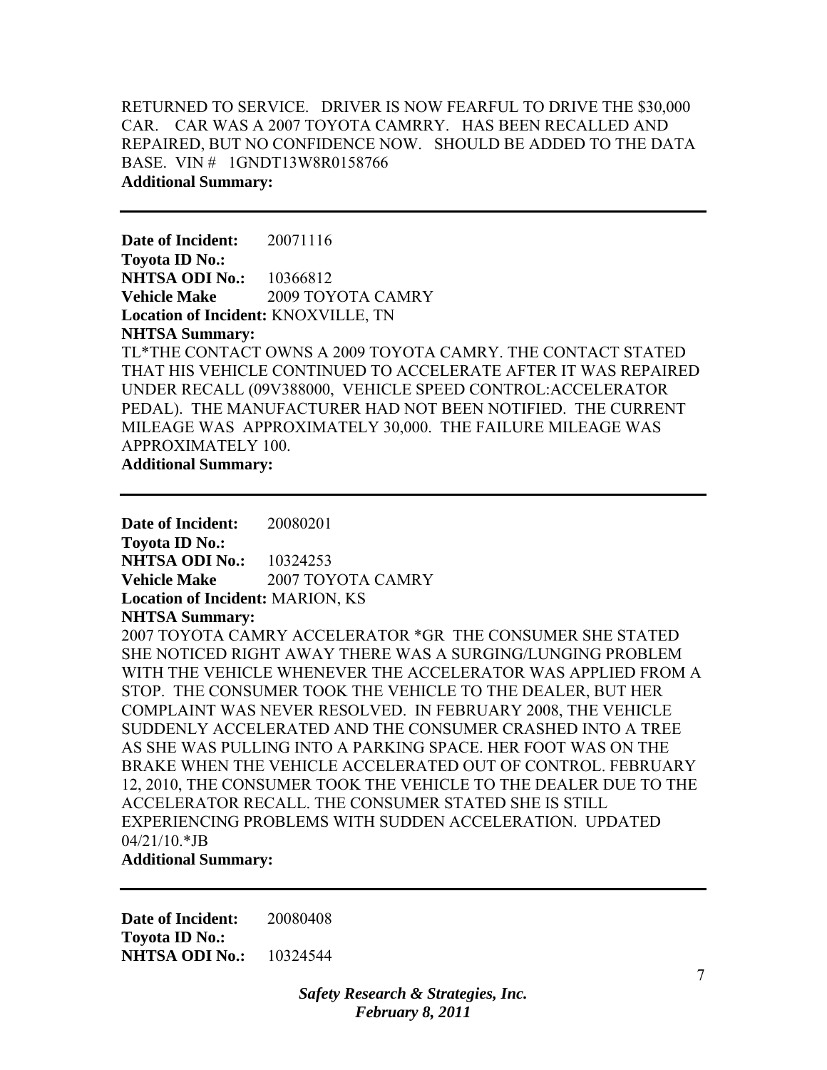RETURNED TO SERVICE. DRIVER IS NOW FEARFUL TO DRIVE THE $30,000 CAR. CAR WAS A 2007 TOYOTA CAMRRY. HAS BEEN RECALLED AND REPAIRED, BUT NO CONFIDENCE NOW. SHOULD BE ADDED TO THE DATA BASE. VIN # 1GNDT13W8R0158766

**Additional Summary:**

---

**Date of Incident:** 20071116
**Toyota ID No.:**
**NHTSA ODI No.:** 10366812
**Vehicle Make** 2009 TOYOTA CAMRY
**Location of Incident:** KNOXVILLE, TN
**NHTSA Summary:**
TL*THE CONTACT OWNS A 2009 TOYOTA CAMRY. THE CONTACT STATED THAT HIS VEHICLE CONTINUED TO ACCELERATE AFTER IT WAS REPAIRED UNDER RECALL (09V388000, VEHICLE SPEED CONTROL:ACCELERATOR PEDAL). THE MANUFACTURER HAD NOT BEEN NOTIFIED. THE CURRENT MILEAGE WAS APPROXIMATELY 30,000. THE FAILURE MILEAGE WAS APPROXIMATELY 100.
**Additional Summary:**

---

**Date of Incident:** 20080201
**Toyota ID No.:**
**NHTSA ODI No.:** 10324253
**Vehicle Make** 2007 TOYOTA CAMRY
**Location of Incident:** MARION, KS
**NHTSA Summary:**
2007 TOYOTA CAMRY ACCELERATOR *GR THE CONSUMER SHE STATED SHE NOTICED RIGHT AWAY THERE WAS A SURGING/LUNGING PROBLEM WITH THE VEHICLE WHENEVER THE ACCELERATOR WAS APPLIED FROM A STOP. THE CONSUMER TOOK THE VEHICLE TO THE DEALER, BUT HER COMPLAINT WAS NEVER RESOLVED. IN FEBRUARY 2008, THE VEHICLE SUDDENLY ACCELERATED AND THE CONSUMER CRASHED INTO A TREE AS SHE WAS PULLING INTO A PARKING SPACE. HER FOOT WAS ON THE BRAKE WHEN THE VEHICLE ACCELERATED OUT OF CONTROL. FEBRUARY 12, 2010, THE CONSUMER TOOK THE VEHICLE TO THE DEALER DUE TO THE ACCELERATOR RECALL. THE CONSUMER STATED SHE IS STILL EXPERIENCING PROBLEMS WITH SUDDEN ACCELERATION. UPDATED 04/21/10.*JB
**Additional Summary:**

---

**Date of Incident:** 20080408
**Toyota ID No.:**
**NHTSA ODI No.:** 10324544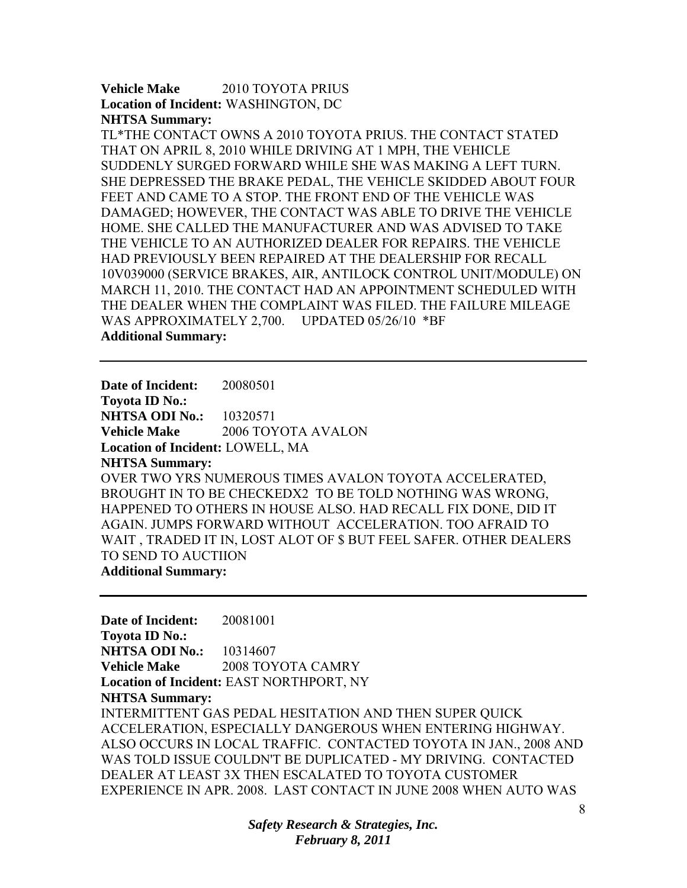**Vehicle Make** 2010 TOYOTA PRIUS
**Location of Incident:** WASHINGTON, DC
**NHTSA Summary:**
TL*THE CONTACT OWNS A 2010 TOYOTA PRIUS. THE CONTACT STATED THAT ON APRIL 8, 2010 WHILE DRIVING AT 1 MPH, THE VEHICLE SUDDENLY SURGED FORWARD WHILE SHE WAS MAKING A LEFT TURN. SHE DEPRESSED THE BRAKE PEDAL, THE VEHICLE SKIDDED ABOUT FOUR FEET AND CAME TO A STOP. THE FRONT END OF THE VEHICLE WAS DAMAGED; HOWEVER, THE CONTACT WAS ABLE TO DRIVE THE VEHICLE HOME. SHE CALLED THE MANUFACTURER AND WAS ADVISED TO TAKE THE VEHICLE TO AN AUTHORIZED DEALER FOR REPAIRS. THE VEHICLE HAD PREVIOUSLY BEEN REPAIRED AT THE DEALERSHIP FOR RECALL 10V039000 (SERVICE BRAKES, AIR, ANTILOCK CONTROL UNIT/MODULE) ON MARCH 11, 2010. THE CONTACT HAD AN APPOINTMENT SCHEDULED WITH THE DEALER WHEN THE COMPLAINT WAS FILED. THE FAILURE MILEAGE WAS APPROXIMATELY 2,700. UPDATED 05/26/10 *BF
**Additional Summary:**

---

**Date of Incident:** 20080501
**Toyota ID No.:**
**NHTSA ODI No.:** 10320571
**Vehicle Make** 2006 TOYOTA AVALON
**Location of Incident:** LOWELL, MA
**NHTSA Summary:**
OVER TWO YRS NUMEROUS TIMES AVALON TOYOTA ACCELERATED, BROUGHT IN TO BE CHECKEDX2 TO BE TOLD NOTHING WAS WRONG, HAPPENED TO OTHERS IN HOUSE ALSO. HAD RECALL FIX DONE, DID IT AGAIN. JUMPS FORWARD WITHOUT ACCELERATION. TOO AFRAID TO WAIT , TRADED IT IN, LOST ALOT OF $ BUT FEEL SAFER. OTHER DEALERS TO SEND TO AUCTIION
**Additional Summary:**

---

**Date of Incident:** 20081001
**Toyota ID No.:**
**NHTSA ODI No.:** 10314607
**Vehicle Make** 2008 TOYOTA CAMRY
**Location of Incident:** EAST NORTHPORT, NY
**NHTSA Summary:**
INTERMITTENT GAS PEDAL HESITATION AND THEN SUPER QUICK ACCELERATION, ESPECIALLY DANGEROUS WHEN ENTERING HIGHWAY. ALSO OCCURS IN LOCAL TRAFFIC. CONTACTED TOYOTA IN JAN., 2008 AND WAS TOLD ISSUE COULDN'T BE DUPLICATED - MY DRIVING. CONTACTED DEALER AT LEAST 3X THEN ESCALATED TO TOYOTA CUSTOMER EXPERIENCE IN APR. 2008. LAST CONTACT IN JUNE 2008 WHEN AUTO WAS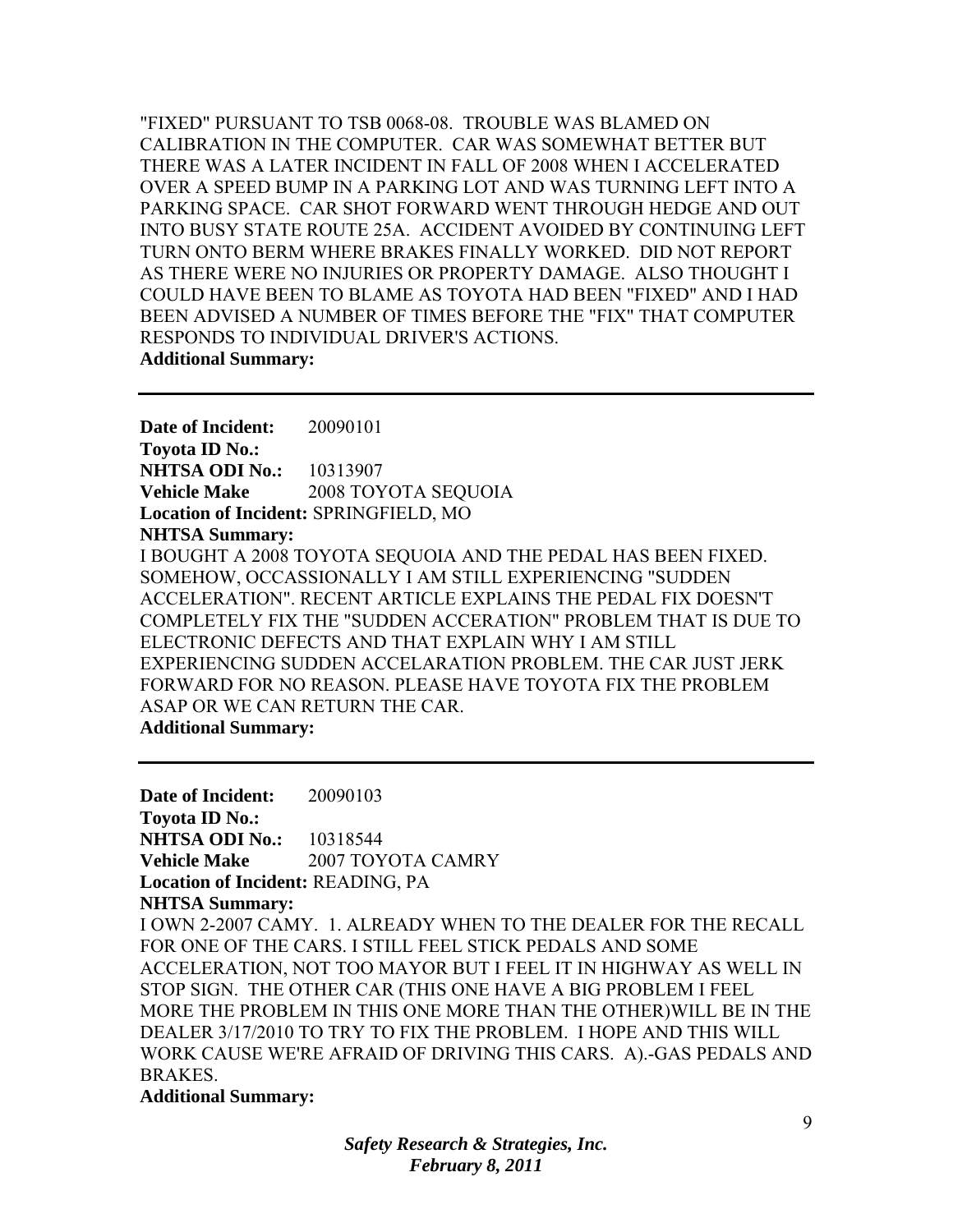"FIXED" PURSUANT TO TSB 0068-08. TROUBLE WAS BLAMED ON CALIBRATION IN THE COMPUTER. CAR WAS SOMEWHAT BETTER BUT THERE WAS A LATER INCIDENT IN FALL OF 2008 WHEN I ACCELERATED OVER A SPEED BUMP IN A PARKING LOT AND WAS TURNING LEFT INTO A PARKING SPACE. CAR SHOT FORWARD WENT THROUGH HEDGE AND OUT INTO BUSY STATE ROUTE 25A. ACCIDENT AVOIDED BY CONTINUING LEFT TURN ONTO BERM WHERE BRAKES FINALLY WORKED. DID NOT REPORT AS THERE WERE NO INJURIES OR PROPERTY DAMAGE. ALSO THOUGHT I COULD HAVE BEEN TO BLAME AS TOYOTA HAD BEEN "FIXED" AND I HAD BEEN ADVISED A NUMBER OF TIMES BEFORE THE "FIX" THAT COMPUTER RESPONDS TO INDIVIDUAL DRIVER'S ACTIONS.

**Additional Summary:**

---

**Date of Incident:** 20090101
**Toyota ID No.:**
**NHTSA ODI No.:** 10313907
**Vehicle Make** 2008 TOYOTA SEQUOIA
**Location of Incident:** SPRINGFIELD, MO
**NHTSA Summary:**
I BOUGHT A 2008 TOYOTA SEQUOIA AND THE PEDAL HAS BEEN FIXED. SOMEHOW, OCCASSIONALLY I AM STILL EXPERIENCING "SUDDEN ACCELERATION". RECENT ARTICLE EXPLAINS THE PEDAL FIX DOESN'T COMPLETELY FIX THE "SUDDEN ACCERATION" PROBLEM THAT IS DUE TO ELECTRONIC DEFECTS AND THAT EXPLAIN WHY I AM STILL EXPERIENCING SUDDEN ACCELARATION PROBLEM. THE CAR JUST JERK FORWARD FOR NO REASON. PLEASE HAVE TOYOTA FIX THE PROBLEM ASAP OR WE CAN RETURN THE CAR.
**Additional Summary:**

---

**Date of Incident:** 20090103
**Toyota ID No.:**
**NHTSA ODI No.:** 10318544
**Vehicle Make** 2007 TOYOTA CAMRY
**Location of Incident:** READING, PA
**NHTSA Summary:**
I OWN 2-2007 CAMY. 1. ALREADY WHEN TO THE DEALER FOR THE RECALL FOR ONE OF THE CARS. I STILL FEEL STICK PEDALS AND SOME ACCELERATION, NOT TOO MAYOR BUT I FEEL IT IN HIGHWAY AS WELL IN STOP SIGN. THE OTHER CAR (THIS ONE HAVE A BIG PROBLEM I FEEL MORE THE PROBLEM IN THIS ONE MORE THAN THE OTHER)WILL BE IN THE DEALER 3/17/2010 TO TRY TO FIX THE PROBLEM. I HOPE AND THIS WILL WORK CAUSE WE'RE AFRAID OF DRIVING THIS CARS. A).-GAS PEDALS AND BRAKES.
**Additional Summary:**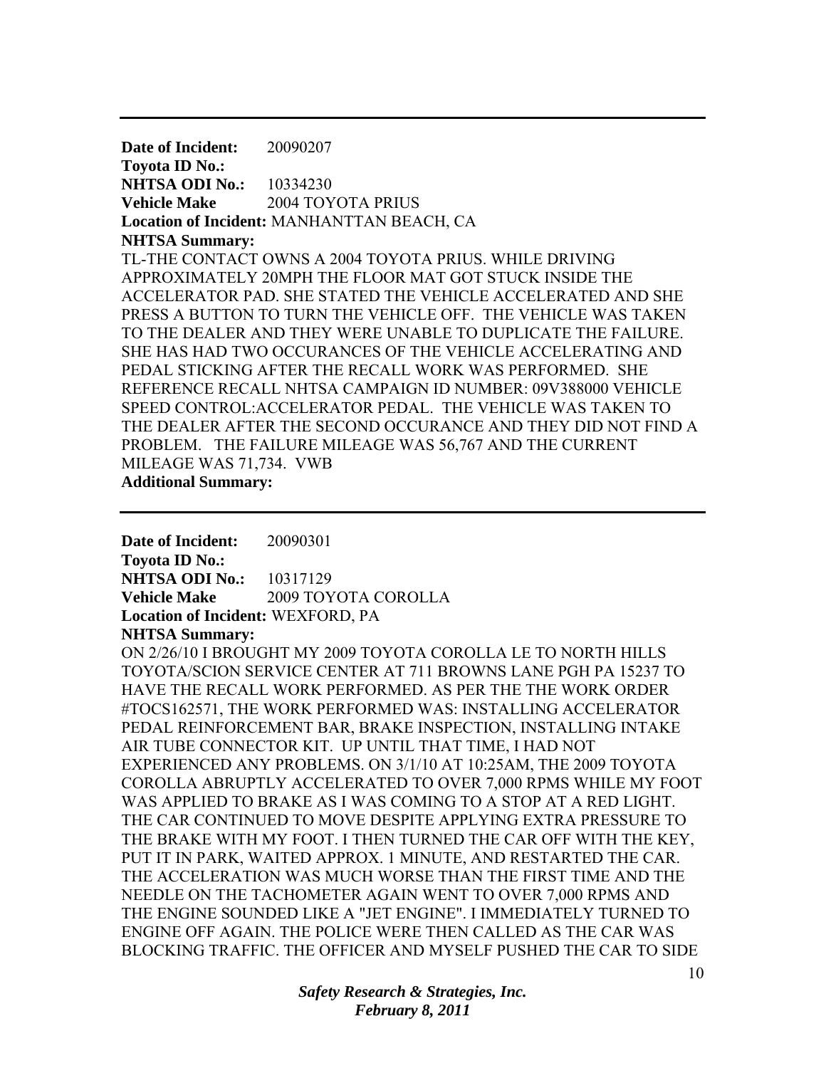---

**Date of Incident:** 20090207
**Toyota ID No.:**
**NHTSA ODI No.:** 10334230
**Vehicle Make** 2004 TOYOTA PRIUS
**Location of Incident:** MANHANTTAN BEACH, CA
**NHTSA Summary:**
TL-THE CONTACT OWNS A 2004 TOYOTA PRIUS. WHILE DRIVING APPROXIMATELY 20MPH THE FLOOR MAT GOT STUCK INSIDE THE ACCELERATOR PAD. SHE STATED THE VEHICLE ACCELERATED AND SHE PRESS A BUTTON TO TURN THE VEHICLE OFF. THE VEHICLE WAS TAKEN TO THE DEALER AND THEY WERE UNABLE TO DUPLICATE THE FAILURE. SHE HAS HAD TWO OCCURANCES OF THE VEHICLE ACCELERATING AND PEDAL STICKING AFTER THE RECALL WORK WAS PERFORMED. SHE REFERENCE RECALL NHTSA CAMPAIGN ID NUMBER: 09V388000 VEHICLE SPEED CONTROL:ACCELERATOR PEDAL. THE VEHICLE WAS TAKEN TO THE DEALER AFTER THE SECOND OCCURANCE AND THEY DID NOT FIND A PROBLEM. THE FAILURE MILEAGE WAS 56,767 AND THE CURRENT MILEAGE WAS 71,734. VWB
**Additional Summary:**

---

**Date of Incident:** 20090301
**Toyota ID No.:**
**NHTSA ODI No.:** 10317129
**Vehicle Make** 2009 TOYOTA COROLLA
**Location of Incident:** WEXFORD, PA
**NHTSA Summary:**
ON 2/26/10 I BROUGHT MY 2009 TOYOTA COROLLA LE TO NORTH HILLS TOYOTA/SCION SERVICE CENTER AT 711 BROWNS LANE PGH PA 15237 TO HAVE THE RECALL WORK PERFORMED. AS PER THE THE WORK ORDER #TOCS162571, THE WORK PERFORMED WAS: INSTALLING ACCELERATOR PEDAL REINFORCEMENT BAR, BRAKE INSPECTION, INSTALLING INTAKE AIR TUBE CONNECTOR KIT. UP UNTIL THAT TIME, I HAD NOT EXPERIENCED ANY PROBLEMS. ON 3/1/10 AT 10:25AM, THE 2009 TOYOTA COROLLA ABRUPTLY ACCELERATED TO OVER 7,000 RPMS WHILE MY FOOT WAS APPLIED TO BRAKE AS I WAS COMING TO A STOP AT A RED LIGHT. THE CAR CONTINUED TO MOVE DESPITE APPLYING EXTRA PRESSURE TO THE BRAKE WITH MY FOOT. I THEN TURNED THE CAR OFF WITH THE KEY, PUT IT IN PARK, WAITED APPROX. 1 MINUTE, AND RESTARTED THE CAR. THE ACCELERATION WAS MUCH WORSE THAN THE FIRST TIME AND THE NEEDLE ON THE TACHOMETER AGAIN WENT TO OVER 7,000 RPMS AND THE ENGINE SOUNDED LIKE A "JET ENGINE". I IMMEDIATELY TURNED TO ENGINE OFF AGAIN. THE POLICE WERE THEN CALLED AS THE CAR WAS BLOCKING TRAFFIC. THE OFFICER AND MYSELF PUSHED THE CAR TO SIDE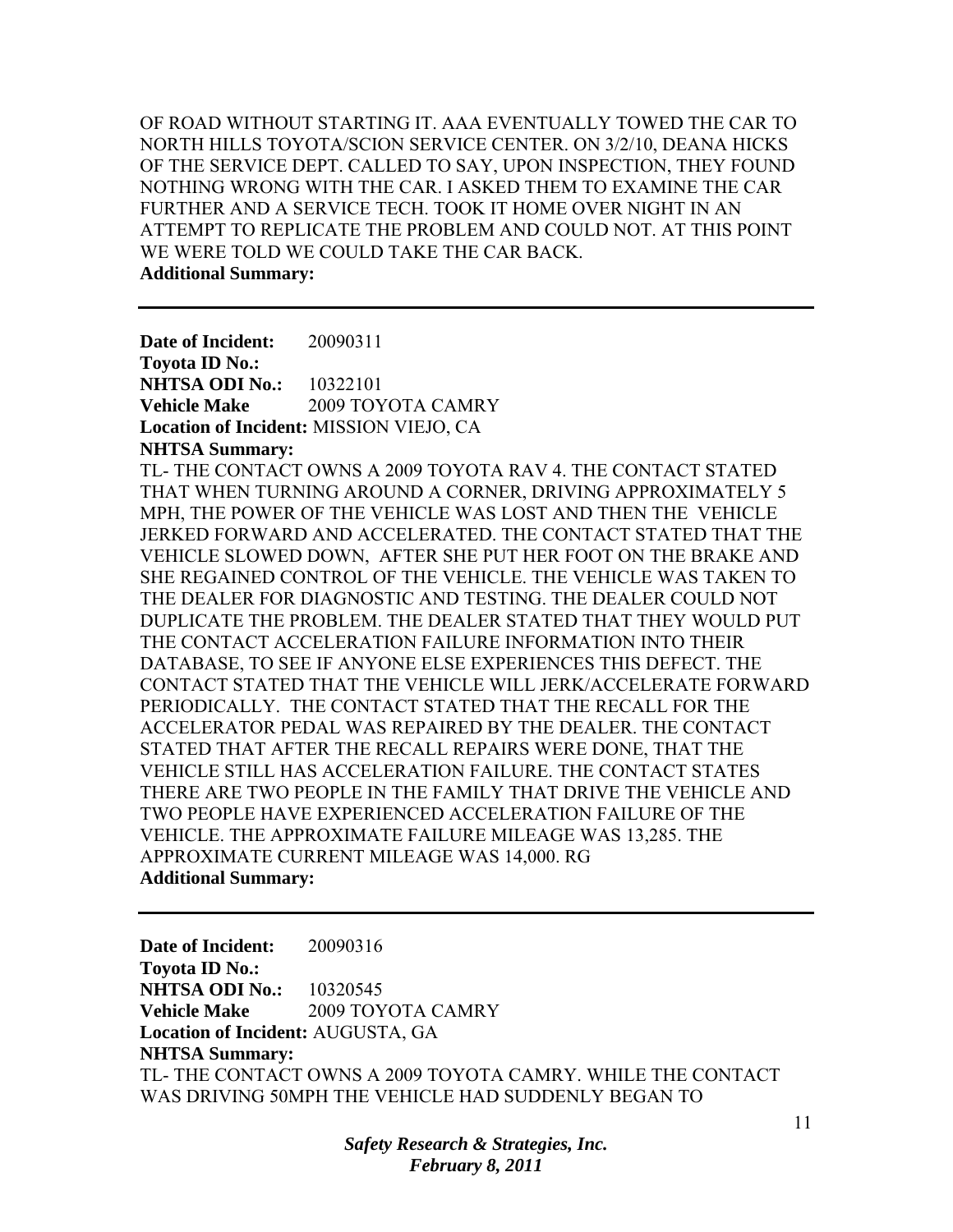OF ROAD WITHOUT STARTING IT. AAA EVENTUALLY TOWED THE CAR TO NORTH HILLS TOYOTA/SCION SERVICE CENTER. ON 3/2/10, DEANA HICKS OF THE SERVICE DEPT. CALLED TO SAY, UPON INSPECTION, THEY FOUND NOTHING WRONG WITH THE CAR. I ASKED THEM TO EXAMINE THE CAR FURTHER AND A SERVICE TECH. TOOK IT HOME OVER NIGHT IN AN ATTEMPT TO REPLICATE THE PROBLEM AND COULD NOT. AT THIS POINT WE WERE TOLD WE COULD TAKE THE CAR BACK.

**Additional Summary:**

---

**Date of Incident:** 20090311
**Toyota ID No.:**
**NHTSA ODI No.:** 10322101
**Vehicle Make** 2009 TOYOTA CAMRY
**Location of Incident:** MISSION VIEJO, CA
**NHTSA Summary:**

TL- THE CONTACT OWNS A 2009 TOYOTA RAV 4. THE CONTACT STATED THAT WHEN TURNING AROUND A CORNER, DRIVING APPROXIMATELY 5 MPH, THE POWER OF THE VEHICLE WAS LOST AND THEN THE VEHICLE JERKED FORWARD AND ACCELERATED. THE CONTACT STATED THAT THE VEHICLE SLOWED DOWN, AFTER SHE PUT HER FOOT ON THE BRAKE AND SHE REGAINED CONTROL OF THE VEHICLE. THE VEHICLE WAS TAKEN TO THE DEALER FOR DIAGNOSTIC AND TESTING. THE DEALER COULD NOT DUPLICATE THE PROBLEM. THE DEALER STATED THAT THEY WOULD PUT THE CONTACT ACCELERATION FAILURE INFORMATION INTO THEIR DATABASE, TO SEE IF ANYONE ELSE EXPERIENCES THIS DEFECT. THE CONTACT STATED THAT THE VEHICLE WILL JERK/ACCELERATE FORWARD PERIODICALLY. THE CONTACT STATED THAT THE RECALL FOR THE ACCELERATOR PEDAL WAS REPAIRED BY THE DEALER. THE CONTACT STATED THAT AFTER THE RECALL REPAIRS WERE DONE, THAT THE VEHICLE STILL HAS ACCELERATION FAILURE. THE CONTACT STATES THERE ARE TWO PEOPLE IN THE FAMILY THAT DRIVE THE VEHICLE AND TWO PEOPLE HAVE EXPERIENCED ACCELERATION FAILURE OF THE VEHICLE. THE APPROXIMATE FAILURE MILEAGE WAS 13,285. THE APPROXIMATE CURRENT MILEAGE WAS 14,000. RG

**Additional Summary:**

---

**Date of Incident:** 20090316
**Toyota ID No.:**
**NHTSA ODI No.:** 10320545
**Vehicle Make** 2009 TOYOTA CAMRY
**Location of Incident:** AUGUSTA, GA
**NHTSA Summary:**

TL- THE CONTACT OWNS A 2009 TOYOTA CAMRY. WHILE THE CONTACT WAS DRIVING 50MPH THE VEHICLE HAD SUDDENLY BEGAN TO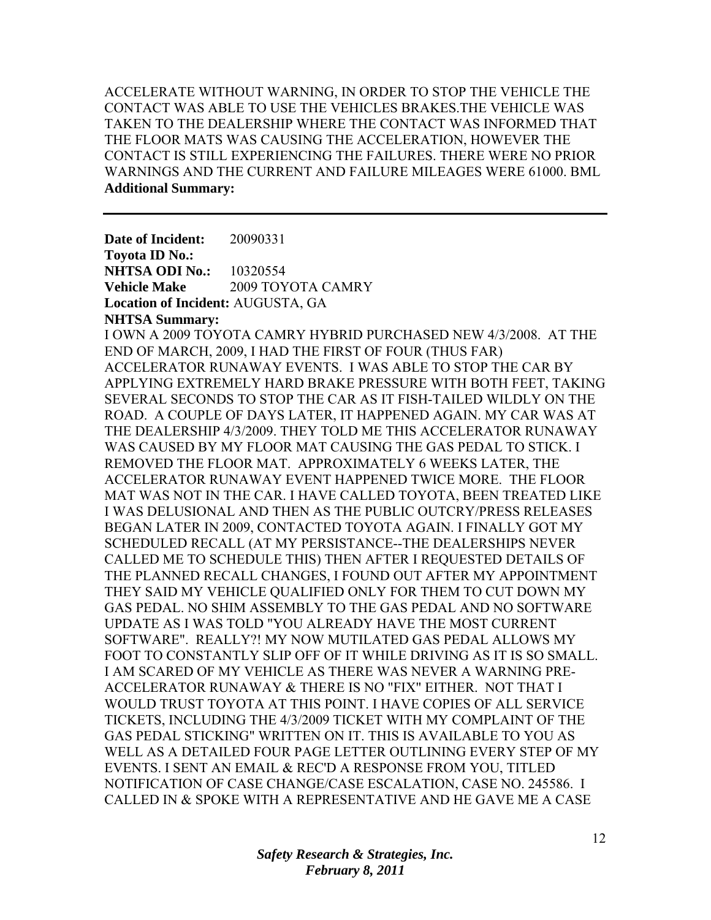ACCELERATE WITHOUT WARNING, IN ORDER TO STOP THE VEHICLE THE CONTACT WAS ABLE TO USE THE VEHICLES BRAKES.THE VEHICLE WAS TAKEN TO THE DEALERSHIP WHERE THE CONTACT WAS INFORMED THAT THE FLOOR MATS WAS CAUSING THE ACCELERATION, HOWEVER THE CONTACT IS STILL EXPERIENCING THE FAILURES. THERE WERE NO PRIOR WARNINGS AND THE CURRENT AND FAILURE MILEAGES WERE 61000. BML

**Additional Summary:**

---

**Date of Incident:** 20090331
**Toyota ID No.:**
**NHTSA ODI No.:** 10320554
**Vehicle Make** 2009 TOYOTA CAMRY
**Location of Incident:** AUGUSTA, GA
**NHTSA Summary:**

I OWN A 2009 TOYOTA CAMRY HYBRID PURCHASED NEW 4/3/2008. AT THE END OF MARCH, 2009, I HAD THE FIRST OF FOUR (THUS FAR) ACCELERATOR RUNAWAY EVENTS. I WAS ABLE TO STOP THE CAR BY APPLYING EXTREMELY HARD BRAKE PRESSURE WITH BOTH FEET, TAKING SEVERAL SECONDS TO STOP THE CAR AS IT FISH-TAILED WILDLY ON THE ROAD. A COUPLE OF DAYS LATER, IT HAPPENED AGAIN. MY CAR WAS AT THE DEALERSHIP 4/3/2009. THEY TOLD ME THIS ACCELERATOR RUNAWAY WAS CAUSED BY MY FLOOR MAT CAUSING THE GAS PEDAL TO STICK. I REMOVED THE FLOOR MAT. APPROXIMATELY 6 WEEKS LATER, THE ACCELERATOR RUNAWAY EVENT HAPPENED TWICE MORE. THE FLOOR MAT WAS NOT IN THE CAR. I HAVE CALLED TOYOTA, BEEN TREATED LIKE I WAS DELUSIONAL AND THEN AS THE PUBLIC OUTCRY/PRESS RELEASES BEGAN LATER IN 2009, CONTACTED TOYOTA AGAIN. I FINALLY GOT MY SCHEDULED RECALL (AT MY PERSISTANCE--THE DEALERSHIPS NEVER CALLED ME TO SCHEDULE THIS) THEN AFTER I REQUESTED DETAILS OF THE PLANNED RECALL CHANGES, I FOUND OUT AFTER MY APPOINTMENT THEY SAID MY VEHICLE QUALIFIED ONLY FOR THEM TO CUT DOWN MY GAS PEDAL. NO SHIM ASSEMBLY TO THE GAS PEDAL AND NO SOFTWARE UPDATE AS I WAS TOLD "YOU ALREADY HAVE THE MOST CURRENT SOFTWARE". REALLY?! MY NOW MUTILATED GAS PEDAL ALLOWS MY FOOT TO CONSTANTLY SLIP OFF OF IT WHILE DRIVING AS IT IS SO SMALL. I AM SCARED OF MY VEHICLE AS THERE WAS NEVER A WARNING PRE-ACCELERATOR RUNAWAY & THERE IS NO "FIX" EITHER. NOT THAT I WOULD TRUST TOYOTA AT THIS POINT. I HAVE COPIES OF ALL SERVICE TICKETS, INCLUDING THE 4/3/2009 TICKET WITH MY COMPLAINT OF THE GAS PEDAL STICKING" WRITTEN ON IT. THIS IS AVAILABLE TO YOU AS WELL AS A DETAILED FOUR PAGE LETTER OUTLINING EVERY STEP OF MY EVENTS. I SENT AN EMAIL & REC'D A RESPONSE FROM YOU, TITLED NOTIFICATION OF CASE CHANGE/CASE ESCALATION, CASE NO. 245586. I CALLED IN & SPOKE WITH A REPRESENTATIVE AND HE GAVE ME A CASE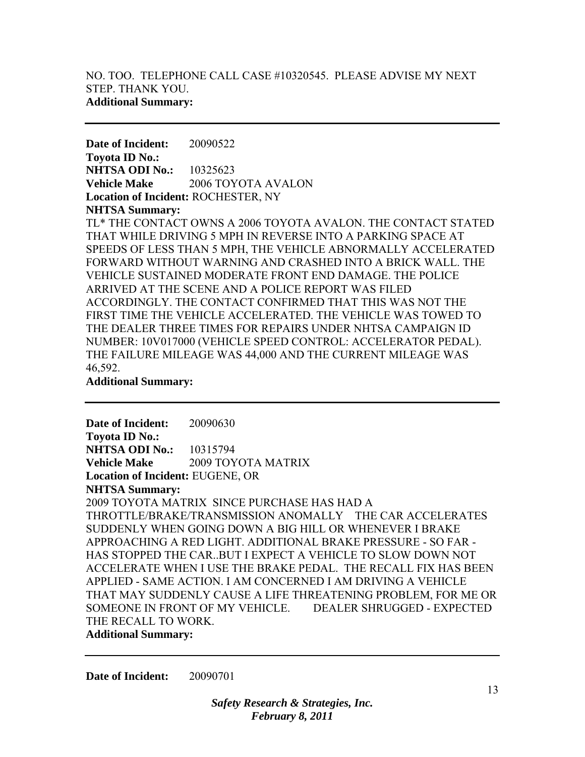NO. TOO. TELEPHONE CALL CASE #10320545. PLEASE ADVISE MY NEXT STEP. THANK YOU.
**Additional Summary:**

---

**Date of Incident:** 20090522
**Toyota ID No.:**
**NHTSA ODI No.:** 10325623
**Vehicle Make** 2006 TOYOTA AVALON
**Location of Incident:** ROCHESTER, NY
**NHTSA Summary:**
TL* THE CONTACT OWNS A 2006 TOYOTA AVALON. THE CONTACT STATED THAT WHILE DRIVING 5 MPH IN REVERSE INTO A PARKING SPACE AT SPEEDS OF LESS THAN 5 MPH, THE VEHICLE ABNORMALLY ACCELERATED FORWARD WITHOUT WARNING AND CRASHED INTO A BRICK WALL. THE VEHICLE SUSTAINED MODERATE FRONT END DAMAGE. THE POLICE ARRIVED AT THE SCENE AND A POLICE REPORT WAS FILED ACCORDINGLY. THE CONTACT CONFIRMED THAT THIS WAS NOT THE FIRST TIME THE VEHICLE ACCELERATED. THE VEHICLE WAS TOWED TO THE DEALER THREE TIMES FOR REPAIRS UNDER NHTSA CAMPAIGN ID NUMBER: 10V017000 (VEHICLE SPEED CONTROL: ACCELERATOR PEDAL). THE FAILURE MILEAGE WAS 44,000 AND THE CURRENT MILEAGE WAS 46,592.
**Additional Summary:**

---

**Date of Incident:** 20090630
**Toyota ID No.:**
**NHTSA ODI No.:** 10315794
**Vehicle Make** 2009 TOYOTA MATRIX
**Location of Incident:** EUGENE, OR
**NHTSA Summary:**
2009 TOYOTA MATRIX SINCE PURCHASE HAS HAD A THROTTLE/BRAKE/TRANSMISSION ANOMALLY THE CAR ACCELERATES SUDDENLY WHEN GOING DOWN A BIG HILL OR WHENEVER I BRAKE APPROACHING A RED LIGHT. ADDITIONAL BRAKE PRESSURE - SO FAR - HAS STOPPED THE CAR..BUT I EXPECT A VEHICLE TO SLOW DOWN NOT ACCELERATE WHEN I USE THE BRAKE PEDAL. THE RECALL FIX HAS BEEN APPLIED - SAME ACTION. I AM CONCERNED I AM DRIVING A VEHICLE THAT MAY SUDDENLY CAUSE A LIFE THREATENING PROBLEM, FOR ME OR SOMEONE IN FRONT OF MY VEHICLE. DEALER SHRUGGED - EXPECTED THE RECALL TO WORK.
**Additional Summary:**

---

**Date of Incident:** 20090701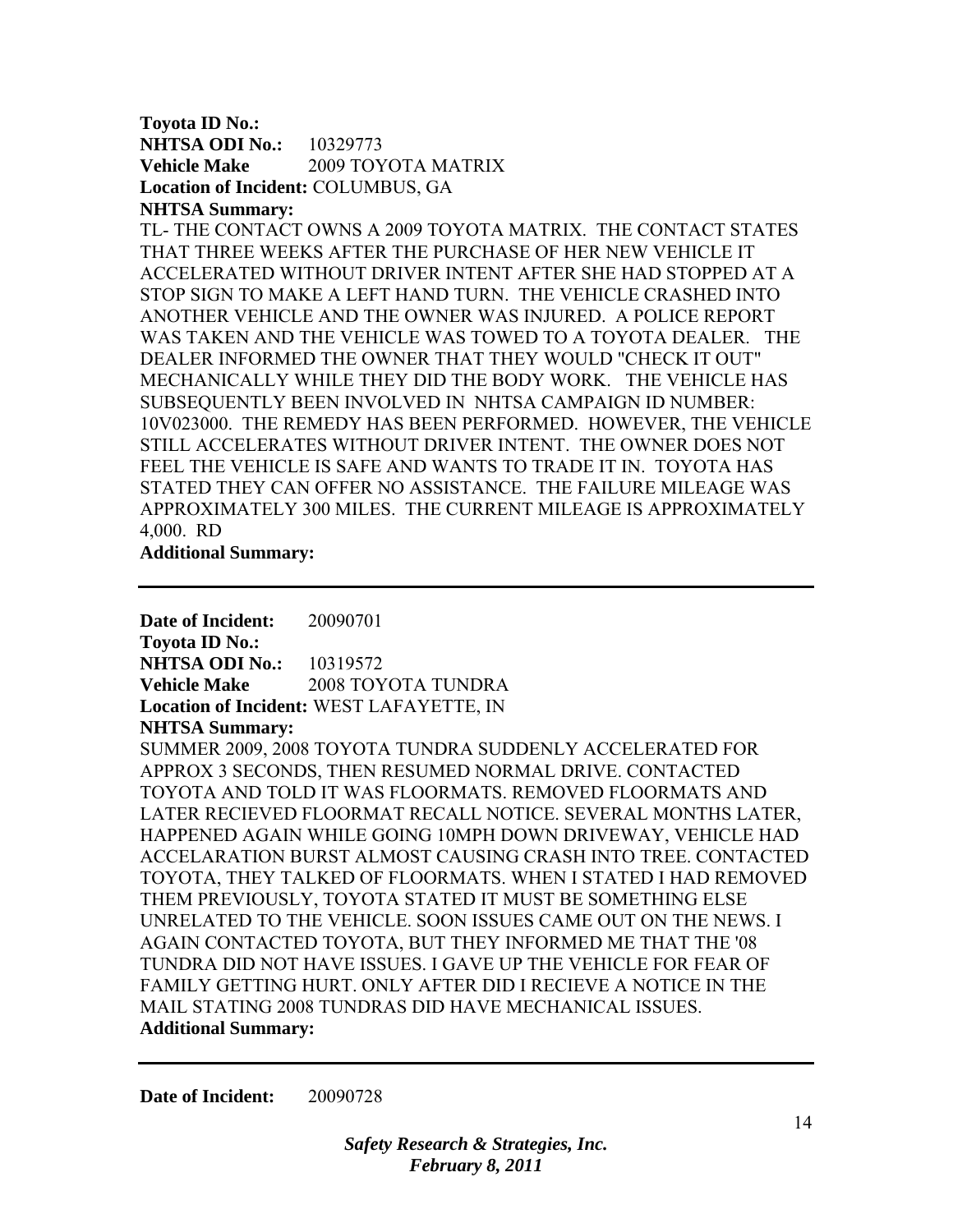**Toyota ID No.:**
**NHTSA ODI No.:** 10329773
**Vehicle Make** 2009 TOYOTA MATRIX
**Location of Incident:** COLUMBUS, GA
**NHTSA Summary:**
TL- THE CONTACT OWNS A 2009 TOYOTA MATRIX. THE CONTACT STATES THAT THREE WEEKS AFTER THE PURCHASE OF HER NEW VEHICLE IT ACCELERATED WITHOUT DRIVER INTENT AFTER SHE HAD STOPPED AT A STOP SIGN TO MAKE A LEFT HAND TURN. THE VEHICLE CRASHED INTO ANOTHER VEHICLE AND THE OWNER WAS INJURED. A POLICE REPORT WAS TAKEN AND THE VEHICLE WAS TOWED TO A TOYOTA DEALER. THE DEALER INFORMED THE OWNER THAT THEY WOULD "CHECK IT OUT" MECHANICALLY WHILE THEY DID THE BODY WORK. THE VEHICLE HAS SUBSEQUENTLY BEEN INVOLVED IN NHTSA CAMPAIGN ID NUMBER: 10V023000. THE REMEDY HAS BEEN PERFORMED. HOWEVER, THE VEHICLE STILL ACCELERATES WITHOUT DRIVER INTENT. THE OWNER DOES NOT FEEL THE VEHICLE IS SAFE AND WANTS TO TRADE IT IN. TOYOTA HAS STATED THEY CAN OFFER NO ASSISTANCE. THE FAILURE MILEAGE WAS APPROXIMATELY 300 MILES. THE CURRENT MILEAGE IS APPROXIMATELY 4,000. RD
**Additional Summary:**

---

**Date of Incident:** 20090701
**Toyota ID No.:**
**NHTSA ODI No.:** 10319572
**Vehicle Make** 2008 TOYOTA TUNDRA
**Location of Incident:** WEST LAFAYETTE, IN
**NHTSA Summary:**
SUMMER 2009, 2008 TOYOTA TUNDRA SUDDENLY ACCELERATED FOR APPROX 3 SECONDS, THEN RESUMED NORMAL DRIVE. CONTACTED TOYOTA AND TOLD IT WAS FLOORMATS. REMOVED FLOORMATS AND LATER RECIEVED FLOORMAT RECALL NOTICE. SEVERAL MONTHS LATER, HAPPENED AGAIN WHILE GOING 10MPH DOWN DRIVEWAY, VEHICLE HAD ACCELARATION BURST ALMOST CAUSING CRASH INTO TREE. CONTACTED TOYOTA, THEY TALKED OF FLOORMATS. WHEN I STATED I HAD REMOVED THEM PREVIOUSLY, TOYOTA STATED IT MUST BE SOMETHING ELSE UNRELATED TO THE VEHICLE. SOON ISSUES CAME OUT ON THE NEWS. I AGAIN CONTACTED TOYOTA, BUT THEY INFORMED ME THAT THE '08 TUNDRA DID NOT HAVE ISSUES. I GAVE UP THE VEHICLE FOR FEAR OF FAMILY GETTING HURT. ONLY AFTER DID I RECIEVE A NOTICE IN THE MAIL STATING 2008 TUNDRAS DID HAVE MECHANICAL ISSUES.
**Additional Summary:**

---

**Date of Incident:** 20090728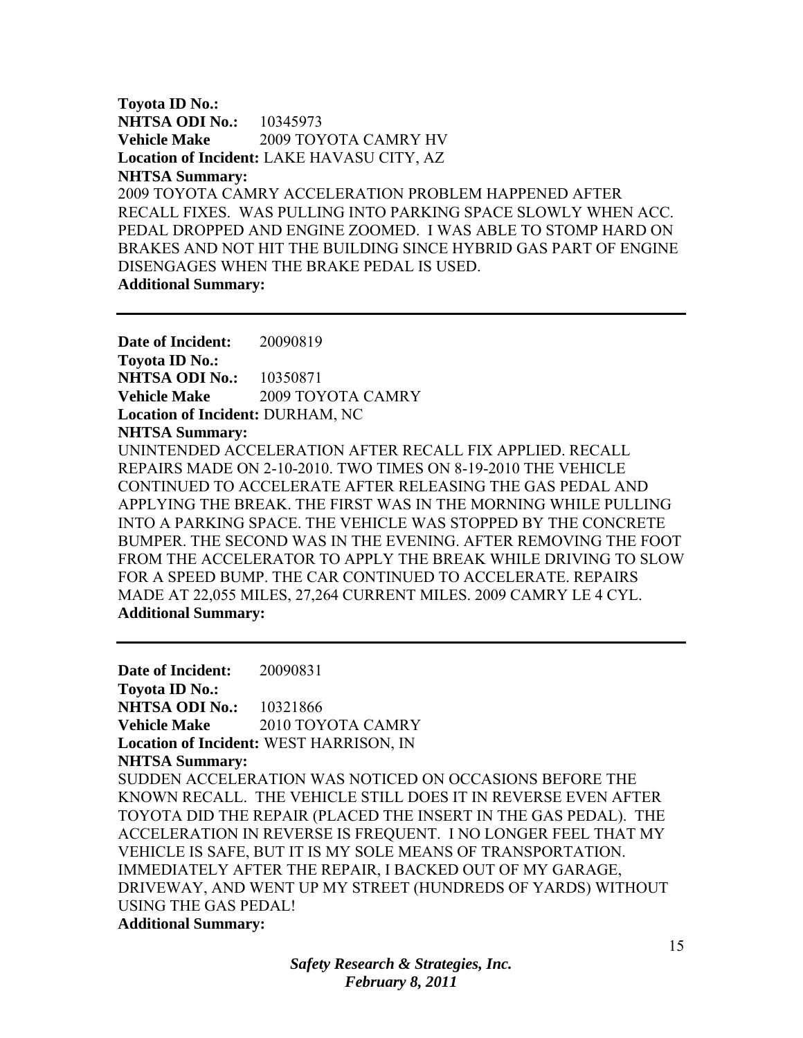**Toyota ID No.:**
**NHTSA ODI No.:** 10345973
**Vehicle Make** 2009 TOYOTA CAMRY HV
**Location of Incident:** LAKE HAVASU CITY, AZ
**NHTSA Summary:**
2009 TOYOTA CAMRY ACCELERATION PROBLEM HAPPENED AFTER RECALL FIXES. WAS PULLING INTO PARKING SPACE SLOWLY WHEN ACC. PEDAL DROPPED AND ENGINE ZOOMED. I WAS ABLE TO STOMP HARD ON BRAKES AND NOT HIT THE BUILDING SINCE HYBRID GAS PART OF ENGINE DISENGAGES WHEN THE BRAKE PEDAL IS USED.
**Additional Summary:**

---

**Date of Incident:** 20090819
**Toyota ID No.:**
**NHTSA ODI No.:** 10350871
**Vehicle Make** 2009 TOYOTA CAMRY
**Location of Incident:** DURHAM, NC
**NHTSA Summary:**
UNINTENDED ACCELERATION AFTER RECALL FIX APPLIED. RECALL REPAIRS MADE ON 2-10-2010. TWO TIMES ON 8-19-2010 THE VEHICLE CONTINUED TO ACCELERATE AFTER RELEASING THE GAS PEDAL AND APPLYING THE BREAK. THE FIRST WAS IN THE MORNING WHILE PULLING INTO A PARKING SPACE. THE VEHICLE WAS STOPPED BY THE CONCRETE BUMPER. THE SECOND WAS IN THE EVENING. AFTER REMOVING THE FOOT FROM THE ACCELERATOR TO APPLY THE BREAK WHILE DRIVING TO SLOW FOR A SPEED BUMP. THE CAR CONTINUED TO ACCELERATE. REPAIRS MADE AT 22,055 MILES, 27,264 CURRENT MILES. 2009 CAMRY LE 4 CYL.
**Additional Summary:**

---

**Date of Incident:** 20090831
**Toyota ID No.:**
**NHTSA ODI No.:** 10321866
**Vehicle Make** 2010 TOYOTA CAMRY
**Location of Incident:** WEST HARRISON, IN
**NHTSA Summary:**
SUDDEN ACCELERATION WAS NOTICED ON OCCASIONS BEFORE THE KNOWN RECALL. THE VEHICLE STILL DOES IT IN REVERSE EVEN AFTER TOYOTA DID THE REPAIR (PLACED THE INSERT IN THE GAS PEDAL). THE ACCELERATION IN REVERSE IS FREQUENT. I NO LONGER FEEL THAT MY VEHICLE IS SAFE, BUT IT IS MY SOLE MEANS OF TRANSPORTATION. IMMEDIATELY AFTER THE REPAIR, I BACKED OUT OF MY GARAGE, DRIVEWAY, AND WENT UP MY STREET (HUNDREDS OF YARDS) WITHOUT USING THE GAS PEDAL!
**Additional Summary:**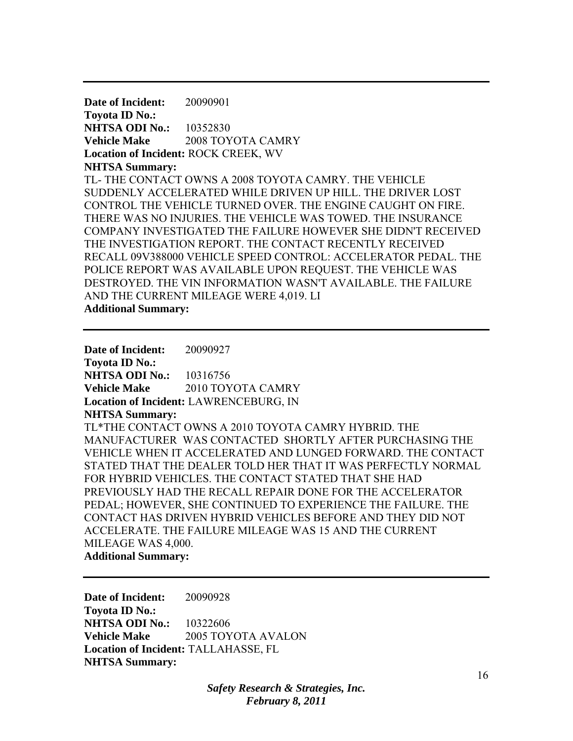---

**Date of Incident:** 20090901
**Toyota ID No.:**
**NHTSA ODI No.:** 10352830
**Vehicle Make** 2008 TOYOTA CAMRY
**Location of Incident:** ROCK CREEK, WV
**NHTSA Summary:**
TL- THE CONTACT OWNS A 2008 TOYOTA CAMRY. THE VEHICLE SUDDENLY ACCELERATED WHILE DRIVEN UP HILL. THE DRIVER LOST CONTROL THE VEHICLE TURNED OVER. THE ENGINE CAUGHT ON FIRE. THERE WAS NO INJURIES. THE VEHICLE WAS TOWED. THE INSURANCE COMPANY INVESTIGATED THE FAILURE HOWEVER SHE DIDN'T RECEIVED THE INVESTIGATION REPORT. THE CONTACT RECENTLY RECEIVED RECALL 09V388000 VEHICLE SPEED CONTROL: ACCELERATOR PEDAL. THE POLICE REPORT WAS AVAILABLE UPON REQUEST. THE VEHICLE WAS DESTROYED. THE VIN INFORMATION WASN'T AVAILABLE. THE FAILURE AND THE CURRENT MILEAGE WERE 4,019. LI
**Additional Summary:**

---

**Date of Incident:** 20090927
**Toyota ID No.:**
**NHTSA ODI No.:** 10316756
**Vehicle Make** 2010 TOYOTA CAMRY
**Location of Incident:** LAWRENCEBURG, IN
**NHTSA Summary:**
TL*THE CONTACT OWNS A 2010 TOYOTA CAMRY HYBRID. THE MANUFACTURER WAS CONTACTED SHORTLY AFTER PURCHASING THE VEHICLE WHEN IT ACCELERATED AND LUNGED FORWARD. THE CONTACT STATED THAT THE DEALER TOLD HER THAT IT WAS PERFECTLY NORMAL FOR HYBRID VEHICLES. THE CONTACT STATED THAT SHE HAD PREVIOUSLY HAD THE RECALL REPAIR DONE FOR THE ACCELERATOR PEDAL; HOWEVER, SHE CONTINUED TO EXPERIENCE THE FAILURE. THE CONTACT HAS DRIVEN HYBRID VEHICLES BEFORE AND THEY DID NOT ACCELERATE. THE FAILURE MILEAGE WAS 15 AND THE CURRENT MILEAGE WAS 4,000.
**Additional Summary:**

---

**Date of Incident:** 20090928
**Toyota ID No.:**
**NHTSA ODI No.:** 10322606
**Vehicle Make** 2005 TOYOTA AVALON
**Location of Incident:** TALLAHASSE, FL
**NHTSA Summary:**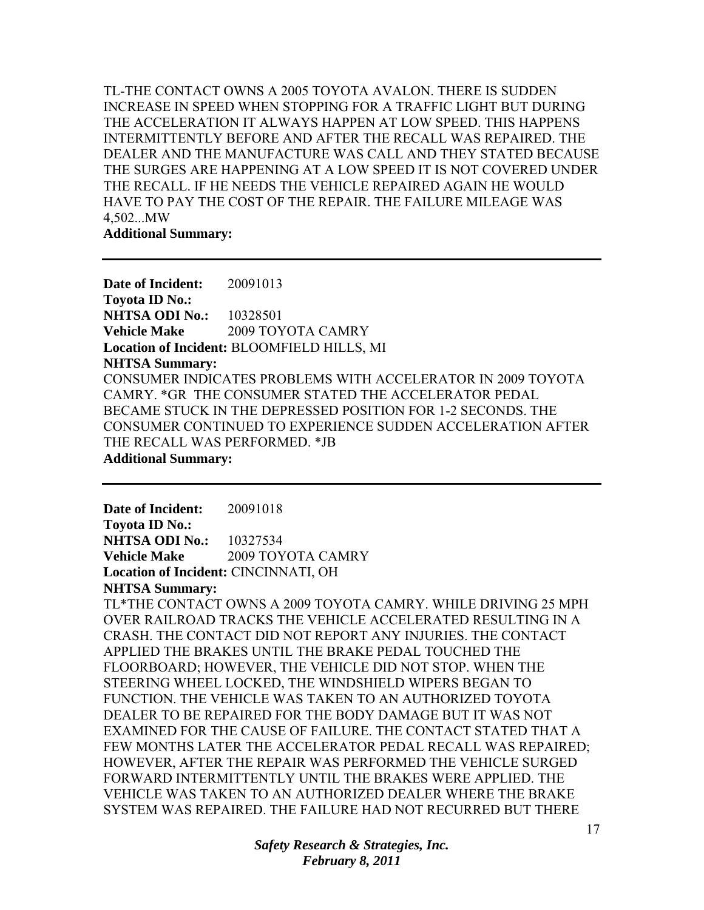TL-THE CONTACT OWNS A 2005 TOYOTA AVALON. THERE IS SUDDEN INCREASE IN SPEED WHEN STOPPING FOR A TRAFFIC LIGHT BUT DURING THE ACCELERATION IT ALWAYS HAPPEN AT LOW SPEED. THIS HAPPENS INTERMITTENTLY BEFORE AND AFTER THE RECALL WAS REPAIRED. THE DEALER AND THE MANUFACTURE WAS CALL AND THEY STATED BECAUSE THE SURGES ARE HAPPENING AT A LOW SPEED IT IS NOT COVERED UNDER THE RECALL. IF HE NEEDS THE VEHICLE REPAIRED AGAIN HE WOULD HAVE TO PAY THE COST OF THE REPAIR. THE FAILURE MILEAGE WAS 4,502...MW

**Additional Summary:**

---

**Date of Incident:** 20091013

**Toyota ID No.:**

**NHTSA ODI No.:** 10328501

**Vehicle Make** 2009 TOYOTA CAMRY

**Location of Incident:** BLOOMFIELD HILLS, MI

**NHTSA Summary:**

CONSUMER INDICATES PROBLEMS WITH ACCELERATOR IN 2009 TOYOTA CAMRY. *GR THE CONSUMER STATED THE ACCELERATOR PEDAL BECAME STUCK IN THE DEPRESSED POSITION FOR 1-2 SECONDS. THE CONSUMER CONTINUED TO EXPERIENCE SUDDEN ACCELERATION AFTER THE RECALL WAS PERFORMED. *JB

**Additional Summary:**

---

**Date of Incident:** 20091018

**Toyota ID No.:**

**NHTSA ODI No.:** 10327534

**Vehicle Make** 2009 TOYOTA CAMRY

**Location of Incident:** CINCINNATI, OH

**NHTSA Summary:**

TL*THE CONTACT OWNS A 2009 TOYOTA CAMRY. WHILE DRIVING 25 MPH OVER RAILROAD TRACKS THE VEHICLE ACCELERATED RESULTING IN A CRASH. THE CONTACT DID NOT REPORT ANY INJURIES. THE CONTACT APPLIED THE BRAKES UNTIL THE BRAKE PEDAL TOUCHED THE FLOORBOARD; HOWEVER, THE VEHICLE DID NOT STOP. WHEN THE STEERING WHEEL LOCKED, THE WINDSHIELD WIPERS BEGAN TO FUNCTION. THE VEHICLE WAS TAKEN TO AN AUTHORIZED TOYOTA DEALER TO BE REPAIRED FOR THE BODY DAMAGE BUT IT WAS NOT EXAMINED FOR THE CAUSE OF FAILURE. THE CONTACT STATED THAT A FEW MONTHS LATER THE ACCELERATOR PEDAL RECALL WAS REPAIRED; HOWEVER, AFTER THE REPAIR WAS PERFORMED THE VEHICLE SURGED FORWARD INTERMITTENTLY UNTIL THE BRAKES WERE APPLIED. THE VEHICLE WAS TAKEN TO AN AUTHORIZED DEALER WHERE THE BRAKE SYSTEM WAS REPAIRED. THE FAILURE HAD NOT RECURRED BUT THERE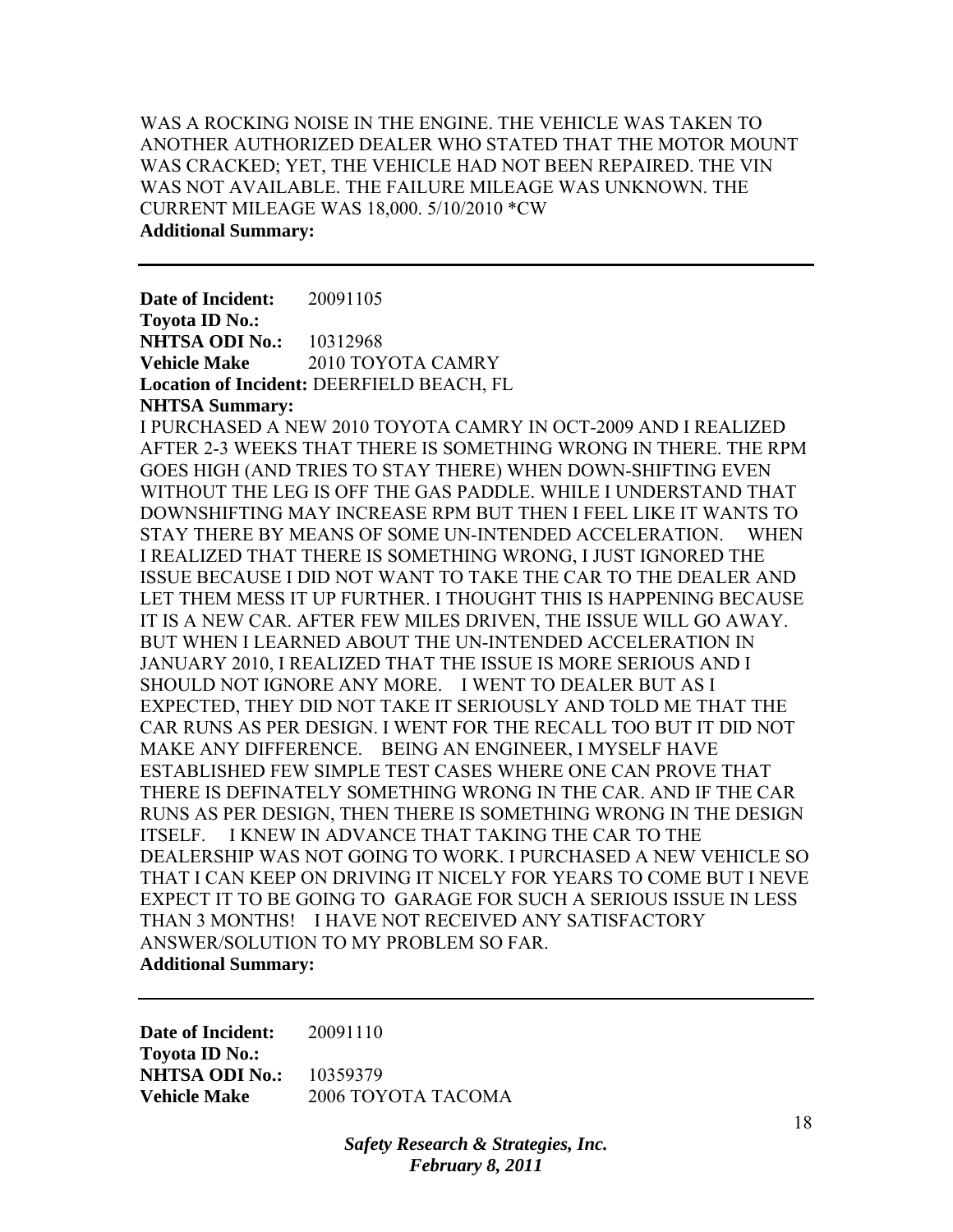WAS A ROCKING NOISE IN THE ENGINE. THE VEHICLE WAS TAKEN TO ANOTHER AUTHORIZED DEALER WHO STATED THAT THE MOTOR MOUNT WAS CRACKED; YET, THE VEHICLE HAD NOT BEEN REPAIRED. THE VIN WAS NOT AVAILABLE. THE FAILURE MILEAGE WAS UNKNOWN. THE CURRENT MILEAGE WAS 18,000. 5/10/2010 *CW

**Additional Summary:**

---

**Date of Incident:** 20091105
**Toyota ID No.:**
**NHTSA ODI No.:** 10312968
**Vehicle Make** 2010 TOYOTA CAMRY
**Location of Incident:** DEERFIELD BEACH, FL
**NHTSA Summary:**

I PURCHASED A NEW 2010 TOYOTA CAMRY IN OCT-2009 AND I REALIZED AFTER 2-3 WEEKS THAT THERE IS SOMETHING WRONG IN THERE. THE RPM GOES HIGH (AND TRIES TO STAY THERE) WHEN DOWN-SHIFTING EVEN WITHOUT THE LEG IS OFF THE GAS PADDLE. WHILE I UNDERSTAND THAT DOWNSHIFTING MAY INCREASE RPM BUT THEN I FEEL LIKE IT WANTS TO STAY THERE BY MEANS OF SOME UN-INTENDED ACCELERATION. WHEN I REALIZED THAT THERE IS SOMETHING WRONG, I JUST IGNORED THE ISSUE BECAUSE I DID NOT WANT TO TAKE THE CAR TO THE DEALER AND LET THEM MESS IT UP FURTHER. I THOUGHT THIS IS HAPPENING BECAUSE IT IS A NEW CAR. AFTER FEW MILES DRIVEN, THE ISSUE WILL GO AWAY. BUT WHEN I LEARNED ABOUT THE UN-INTENDED ACCELERATION IN JANUARY 2010, I REALIZED THAT THE ISSUE IS MORE SERIOUS AND I SHOULD NOT IGNORE ANY MORE. I WENT TO DEALER BUT AS I EXPECTED, THEY DID NOT TAKE IT SERIOUSLY AND TOLD ME THAT THE CAR RUNS AS PER DESIGN. I WENT FOR THE RECALL TOO BUT IT DID NOT MAKE ANY DIFFERENCE. BEING AN ENGINEER, I MYSELF HAVE ESTABLISHED FEW SIMPLE TEST CASES WHERE ONE CAN PROVE THAT THERE IS DEFINATELY SOMETHING WRONG IN THE CAR. AND IF THE CAR RUNS AS PER DESIGN, THEN THERE IS SOMETHING WRONG IN THE DESIGN ITSELF. I KNEW IN ADVANCE THAT TAKING THE CAR TO THE DEALERSHIP WAS NOT GOING TO WORK. I PURCHASED A NEW VEHICLE SO THAT I CAN KEEP ON DRIVING IT NICELY FOR YEARS TO COME BUT I NEVE EXPECT IT TO BE GOING TO GARAGE FOR SUCH A SERIOUS ISSUE IN LESS THAN 3 MONTHS! I HAVE NOT RECEIVED ANY SATISFACTORY ANSWER/SOLUTION TO MY PROBLEM SO FAR.

**Additional Summary:**

---

**Date of Incident:** 20091110
**Toyota ID No.:**
**NHTSA ODI No.:** 10359379
**Vehicle Make** 2006 TOYOTA TACOMA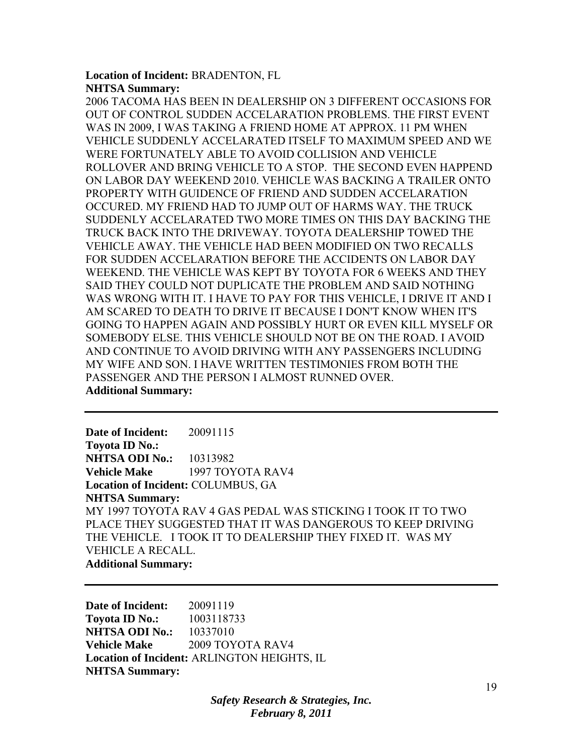**Location of Incident:** BRADENTON, FL
**NHTSA Summary:**
2006 TACOMA HAS BEEN IN DEALERSHIP ON 3 DIFFERENT OCCASIONS FOR OUT OF CONTROL SUDDEN ACCELARATION PROBLEMS. THE FIRST EVENT WAS IN 2009, I WAS TAKING A FRIEND HOME AT APPROX. 11 PM WHEN VEHICLE SUDDENLY ACCELARATED ITSELF TO MAXIMUM SPEED AND WE WERE FORTUNATELY ABLE TO AVOID COLLISION AND VEHICLE ROLLOVER AND BRING VEHICLE TO A STOP. THE SECOND EVEN HAPPEND ON LABOR DAY WEEKEND 2010. VEHICLE WAS BACKING A TRAILER ONTO PROPERTY WITH GUIDENCE OF FRIEND AND SUDDEN ACCELARATION OCCURED. MY FRIEND HAD TO JUMP OUT OF HARMS WAY. THE TRUCK SUDDENLY ACCELARATED TWO MORE TIMES ON THIS DAY BACKING THE TRUCK BACK INTO THE DRIVEWAY. TOYOTA DEALERSHIP TOWED THE VEHICLE AWAY. THE VEHICLE HAD BEEN MODIFIED ON TWO RECALLS FOR SUDDEN ACCELARATION BEFORE THE ACCIDENTS ON LABOR DAY WEEKEND. THE VEHICLE WAS KEPT BY TOYOTA FOR 6 WEEKS AND THEY SAID THEY COULD NOT DUPLICATE THE PROBLEM AND SAID NOTHING WAS WRONG WITH IT. I HAVE TO PAY FOR THIS VEHICLE, I DRIVE IT AND I AM SCARED TO DEATH TO DRIVE IT BECAUSE I DON'T KNOW WHEN IT'S GOING TO HAPPEN AGAIN AND POSSIBLY HURT OR EVEN KILL MYSELF OR SOMEBODY ELSE. THIS VEHICLE SHOULD NOT BE ON THE ROAD. I AVOID AND CONTINUE TO AVOID DRIVING WITH ANY PASSENGERS INCLUDING MY WIFE AND SON. I HAVE WRITTEN TESTIMONIES FROM BOTH THE PASSENGER AND THE PERSON I ALMOST RUNNED OVER.
**Additional Summary:**

---

**Date of Incident:** 20091115
**Toyota ID No.:**
**NHTSA ODI No.:** 10313982
**Vehicle Make** 1997 TOYOTA RAV4
**Location of Incident:** COLUMBUS, GA
**NHTSA Summary:**
MY 1997 TOYOTA RAV 4 GAS PEDAL WAS STICKING I TOOK IT TO TWO PLACE THEY SUGGESTED THAT IT WAS DANGEROUS TO KEEP DRIVING THE VEHICLE. I TOOK IT TO DEALERSHIP THEY FIXED IT. WAS MY VEHICLE A RECALL.
**Additional Summary:**

---

**Date of Incident:** 20091119
**Toyota ID No.:** 1003118733
**NHTSA ODI No.:** 10337010
**Vehicle Make** 2009 TOYOTA RAV4
**Location of Incident:** ARLINGTON HEIGHTS, IL
**NHTSA Summary:**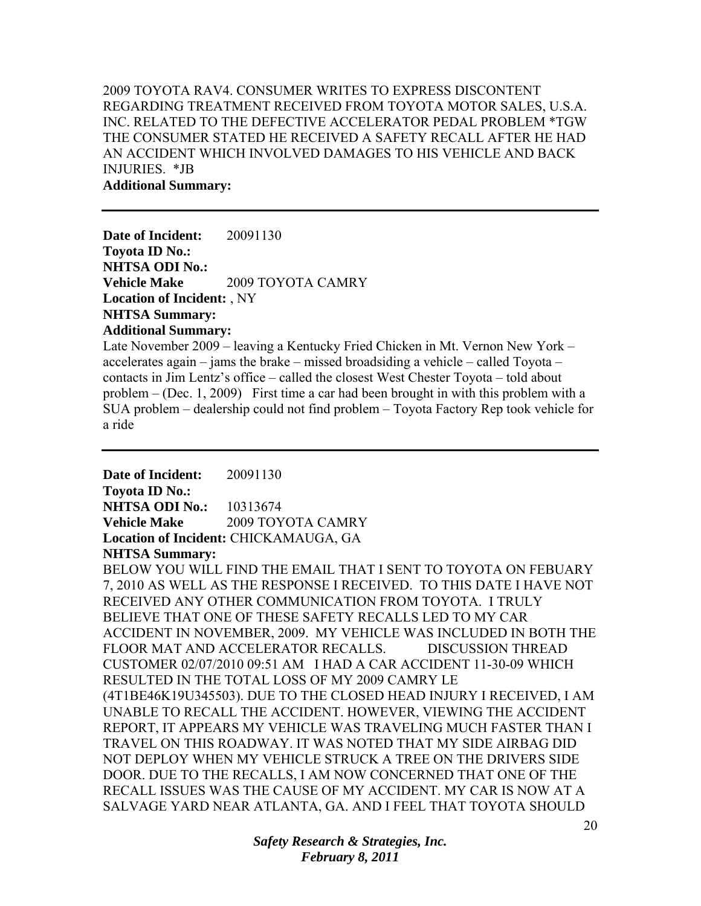2009 TOYOTA RAV4. CONSUMER WRITES TO EXPRESS DISCONTENT REGARDING TREATMENT RECEIVED FROM TOYOTA MOTOR SALES, U.S.A. INC. RELATED TO THE DEFECTIVE ACCELERATOR PEDAL PROBLEM *TGW THE CONSUMER STATED HE RECEIVED A SAFETY RECALL AFTER HE HAD AN ACCIDENT WHICH INVOLVED DAMAGES TO HIS VEHICLE AND BACK INJURIES. *JB

**Additional Summary:**

---

**Date of Incident:** 20091130
**Toyota ID No.:**
**NHTSA ODI No.:**
**Vehicle Make** 2009 TOYOTA CAMRY
**Location of Incident:** , NY
**NHTSA Summary:**
**Additional Summary:**

Late November 2009 – leaving a Kentucky Fried Chicken in Mt. Vernon New York – accelerates again – jams the brake – missed broadsiding a vehicle – called Toyota – contacts in Jim Lentz's office – called the closest West Chester Toyota – told about problem – (Dec. 1, 2009) First time a car had been brought in with this problem with a SUA problem – dealership could not find problem – Toyota Factory Rep took vehicle for a ride

---

**Date of Incident:** 20091130
**Toyota ID No.:**
**NHTSA ODI No.:** 10313674
**Vehicle Make** 2009 TOYOTA CAMRY
**Location of Incident:** CHICKAMAUGA, GA
**NHTSA Summary:**

BELOW YOU WILL FIND THE EMAIL THAT I SENT TO TOYOTA ON FEBUARY 7, 2010 AS WELL AS THE RESPONSE I RECEIVED. TO THIS DATE I HAVE NOT RECEIVED ANY OTHER COMMUNICATION FROM TOYOTA. I TRULY BELIEVE THAT ONE OF THESE SAFETY RECALLS LED TO MY CAR ACCIDENT IN NOVEMBER, 2009. MY VEHICLE WAS INCLUDED IN BOTH THE FLOOR MAT AND ACCELERATOR RECALLS. DISCUSSION THREAD CUSTOMER 02/07/2010 09:51 AM I HAD A CAR ACCIDENT 11-30-09 WHICH RESULTED IN THE TOTAL LOSS OF MY 2009 CAMRY LE (4T1BE46K19U345503). DUE TO THE CLOSED HEAD INJURY I RECEIVED, I AM UNABLE TO RECALL THE ACCIDENT. HOWEVER, VIEWING THE ACCIDENT REPORT, IT APPEARS MY VEHICLE WAS TRAVELING MUCH FASTER THAN I TRAVEL ON THIS ROADWAY. IT WAS NOTED THAT MY SIDE AIRBAG DID NOT DEPLOY WHEN MY VEHICLE STRUCK A TREE ON THE DRIVERS SIDE DOOR. DUE TO THE RECALLS, I AM NOW CONCERNED THAT ONE OF THE RECALL ISSUES WAS THE CAUSE OF MY ACCIDENT. MY CAR IS NOW AT A SALVAGE YARD NEAR ATLANTA, GA. AND I FEEL THAT TOYOTA SHOULD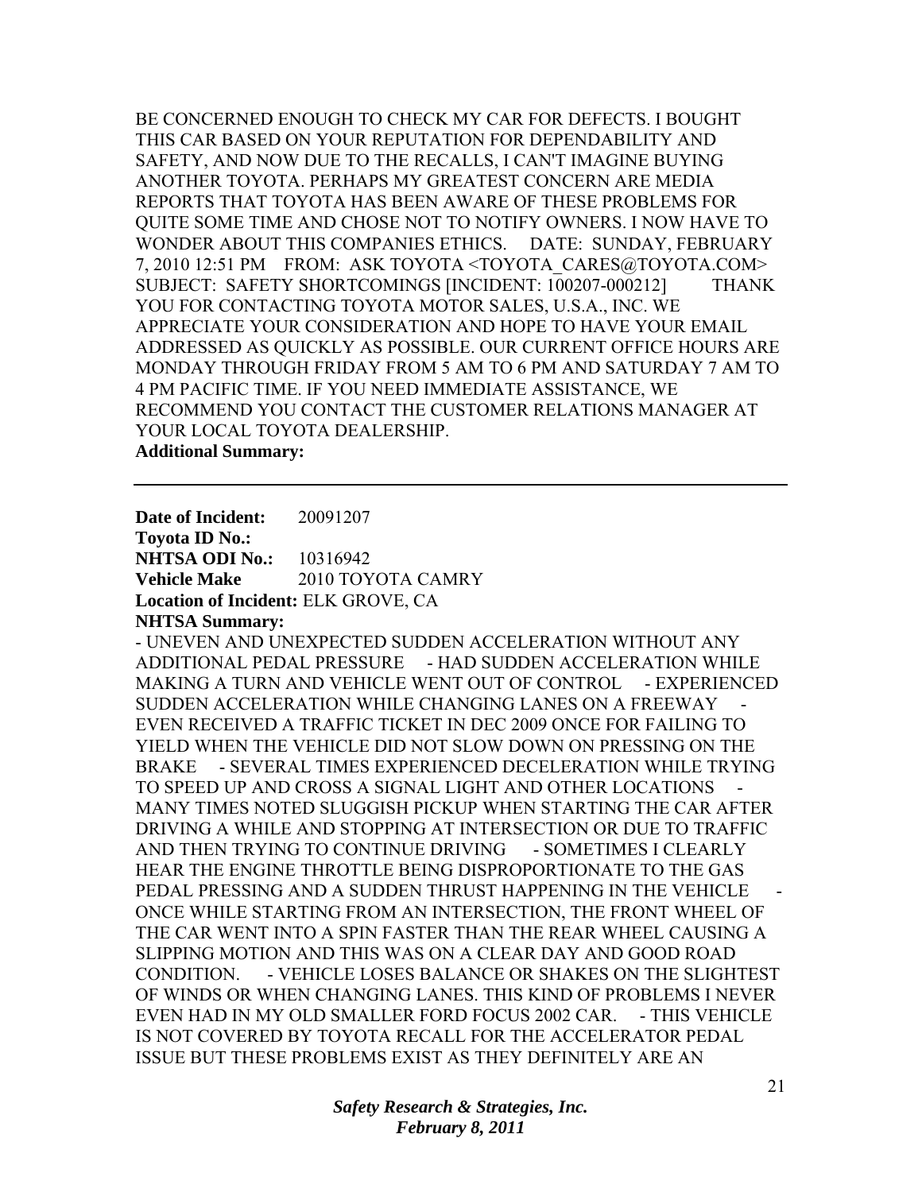BE CONCERNED ENOUGH TO CHECK MY CAR FOR DEFECTS. I BOUGHT THIS CAR BASED ON YOUR REPUTATION FOR DEPENDABILITY AND SAFETY, AND NOW DUE TO THE RECALLS, I CAN'T IMAGINE BUYING ANOTHER TOYOTA. PERHAPS MY GREATEST CONCERN ARE MEDIA REPORTS THAT TOYOTA HAS BEEN AWARE OF THESE PROBLEMS FOR QUITE SOME TIME AND CHOSE NOT TO NOTIFY OWNERS. I NOW HAVE TO WONDER ABOUT THIS COMPANIES ETHICS. DATE: SUNDAY, FEBRUARY 7, 2010 12:51 PM FROM: ASK TOYOTA <TOYOTA_CARES@TOYOTA.COM> SUBJECT: SAFETY SHORTCOMINGS [INCIDENT: 100207-000212] THANK YOU FOR CONTACTING TOYOTA MOTOR SALES, U.S.A., INC. WE APPRECIATE YOUR CONSIDERATION AND HOPE TO HAVE YOUR EMAIL ADDRESSED AS QUICKLY AS POSSIBLE. OUR CURRENT OFFICE HOURS ARE MONDAY THROUGH FRIDAY FROM 5 AM TO 6 PM AND SATURDAY 7 AM TO 4 PM PACIFIC TIME. IF YOU NEED IMMEDIATE ASSISTANCE, WE RECOMMEND YOU CONTACT THE CUSTOMER RELATIONS MANAGER AT YOUR LOCAL TOYOTA DEALERSHIP.

**Additional Summary:**

---

**Date of Incident:** 20091207
**Toyota ID No.:**
**NHTSA ODI No.:** 10316942
**Vehicle Make** 2010 TOYOTA CAMRY
**Location of Incident:** ELK GROVE, CA
**NHTSA Summary:**

- UNEVEN AND UNEXPECTED SUDDEN ACCELERATION WITHOUT ANY ADDITIONAL PEDAL PRESSURE - HAD SUDDEN ACCELERATION WHILE MAKING A TURN AND VEHICLE WENT OUT OF CONTROL - EXPERIENCED SUDDEN ACCELERATION WHILE CHANGING LANES ON A FREEWAY - EVEN RECEIVED A TRAFFIC TICKET IN DEC 2009 ONCE FOR FAILING TO YIELD WHEN THE VEHICLE DID NOT SLOW DOWN ON PRESSING ON THE BRAKE - SEVERAL TIMES EXPERIENCED DECELERATION WHILE TRYING TO SPEED UP AND CROSS A SIGNAL LIGHT AND OTHER LOCATIONS - MANY TIMES NOTED SLUGGISH PICKUP WHEN STARTING THE CAR AFTER DRIVING A WHILE AND STOPPING AT INTERSECTION OR DUE TO TRAFFIC AND THEN TRYING TO CONTINUE DRIVING - SOMETIMES I CLEARLY HEAR THE ENGINE THROTTLE BEING DISPROPORTIONATE TO THE GAS PEDAL PRESSING AND A SUDDEN THRUST HAPPENING IN THE VEHICLE - ONCE WHILE STARTING FROM AN INTERSECTION, THE FRONT WHEEL OF THE CAR WENT INTO A SPIN FASTER THAN THE REAR WHEEL CAUSING A SLIPPING MOTION AND THIS WAS ON A CLEAR DAY AND GOOD ROAD CONDITION. - VEHICLE LOSES BALANCE OR SHAKES ON THE SLIGHTEST OF WINDS OR WHEN CHANGING LANES. THIS KIND OF PROBLEMS I NEVER EVEN HAD IN MY OLD SMALLER FORD FOCUS 2002 CAR. - THIS VEHICLE IS NOT COVERED BY TOYOTA RECALL FOR THE ACCELERATOR PEDAL ISSUE BUT THESE PROBLEMS EXIST AS THEY DEFINITELY ARE AN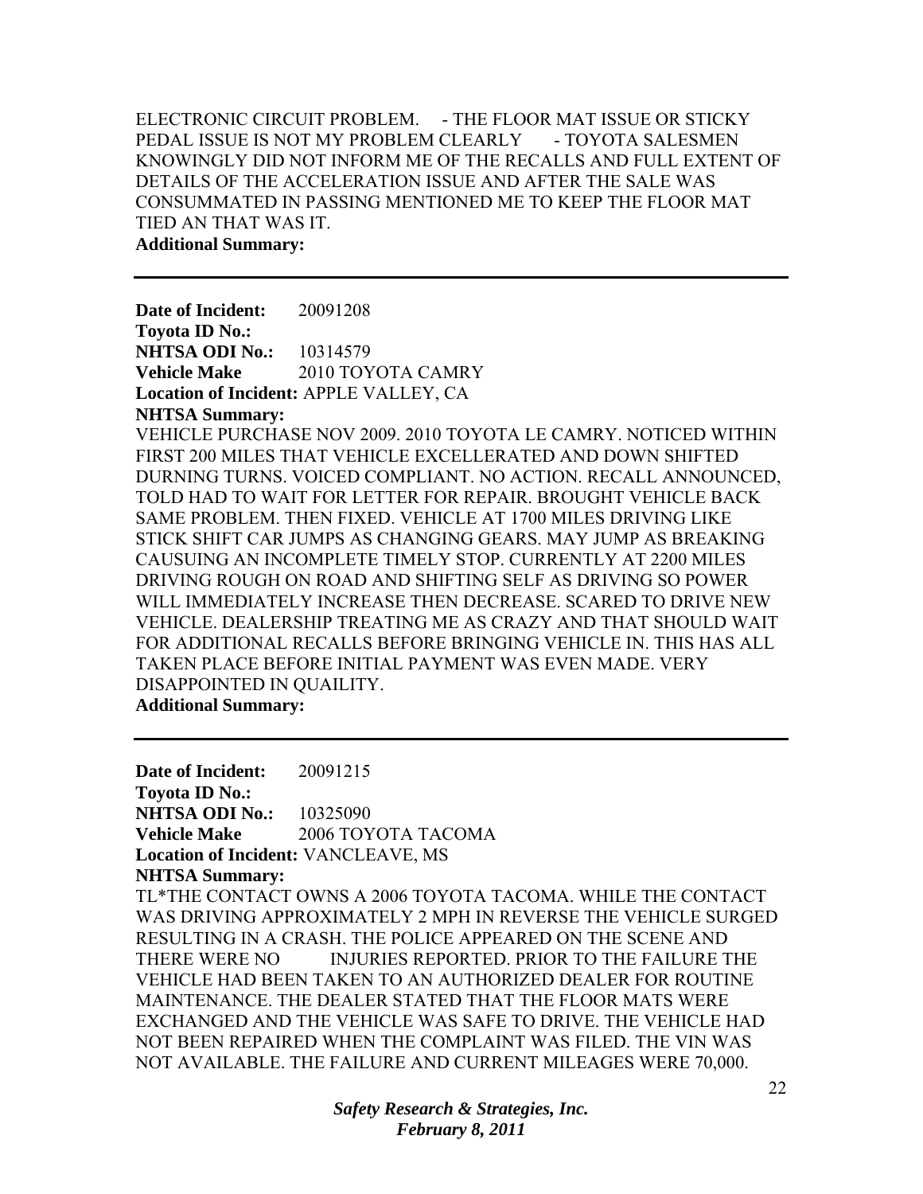ELECTRONIC CIRCUIT PROBLEM.     - THE FLOOR MAT ISSUE OR STICKY PEDAL ISSUE IS NOT MY PROBLEM CLEARLY      - TOYOTA SALESMEN KNOWINGLY DID NOT INFORM ME OF THE RECALLS AND FULL EXTENT OF DETAILS OF THE ACCELERATION ISSUE AND AFTER THE SALE WAS CONSUMMATED IN PASSING MENTIONED ME TO KEEP THE FLOOR MAT TIED AN THAT WAS IT.

**Additional Summary:**

---

**Date of Incident:** 20091208
**Toyota ID No.:**
**NHTSA ODI No.:** 10314579
**Vehicle Make** 2010 TOYOTA CAMRY
**Location of Incident:** APPLE VALLEY, CA
**NHTSA Summary:**
VEHICLE PURCHASE NOV 2009. 2010 TOYOTA LE CAMRY. NOTICED WITHIN FIRST 200 MILES THAT VEHICLE EXCELLERATED AND DOWN SHIFTED DURNING TURNS. VOICED COMPLIANT. NO ACTION. RECALL ANNOUNCED, TOLD HAD TO WAIT FOR LETTER FOR REPAIR. BROUGHT VEHICLE BACK SAME PROBLEM. THEN FIXED. VEHICLE AT 1700 MILES DRIVING LIKE STICK SHIFT CAR JUMPS AS CHANGING GEARS. MAY JUMP AS BREAKING CAUSUING AN INCOMPLETE TIMELY STOP. CURRENTLY AT 2200 MILES DRIVING ROUGH ON ROAD AND SHIFTING SELF AS DRIVING SO POWER WILL IMMEDIATELY INCREASE THEN DECREASE. SCARED TO DRIVE NEW VEHICLE. DEALERSHIP TREATING ME AS CRAZY AND THAT SHOULD WAIT FOR ADDITIONAL RECALLS BEFORE BRINGING VEHICLE IN. THIS HAS ALL TAKEN PLACE BEFORE INITIAL PAYMENT WAS EVEN MADE. VERY DISAPPOINTED IN QUAILITY.

**Additional Summary:**

---

**Date of Incident:** 20091215
**Toyota ID No.:**
**NHTSA ODI No.:** 10325090
**Vehicle Make** 2006 TOYOTA TACOMA
**Location of Incident:** VANCLEAVE, MS
**NHTSA Summary:**
TL*THE CONTACT OWNS A 2006 TOYOTA TACOMA. WHILE THE CONTACT WAS DRIVING APPROXIMATELY 2 MPH IN REVERSE THE VEHICLE SURGED RESULTING IN A CRASH. THE POLICE APPEARED ON THE SCENE AND THERE WERE NO INJURIES REPORTED. PRIOR TO THE FAILURE THE VEHICLE HAD BEEN TAKEN TO AN AUTHORIZED DEALER FOR ROUTINE MAINTENANCE. THE DEALER STATED THAT THE FLOOR MATS WERE EXCHANGED AND THE VEHICLE WAS SAFE TO DRIVE. THE VEHICLE HAD NOT BEEN REPAIRED WHEN THE COMPLAINT WAS FILED. THE VIN WAS NOT AVAILABLE. THE FAILURE AND CURRENT MILEAGES WERE 70,000.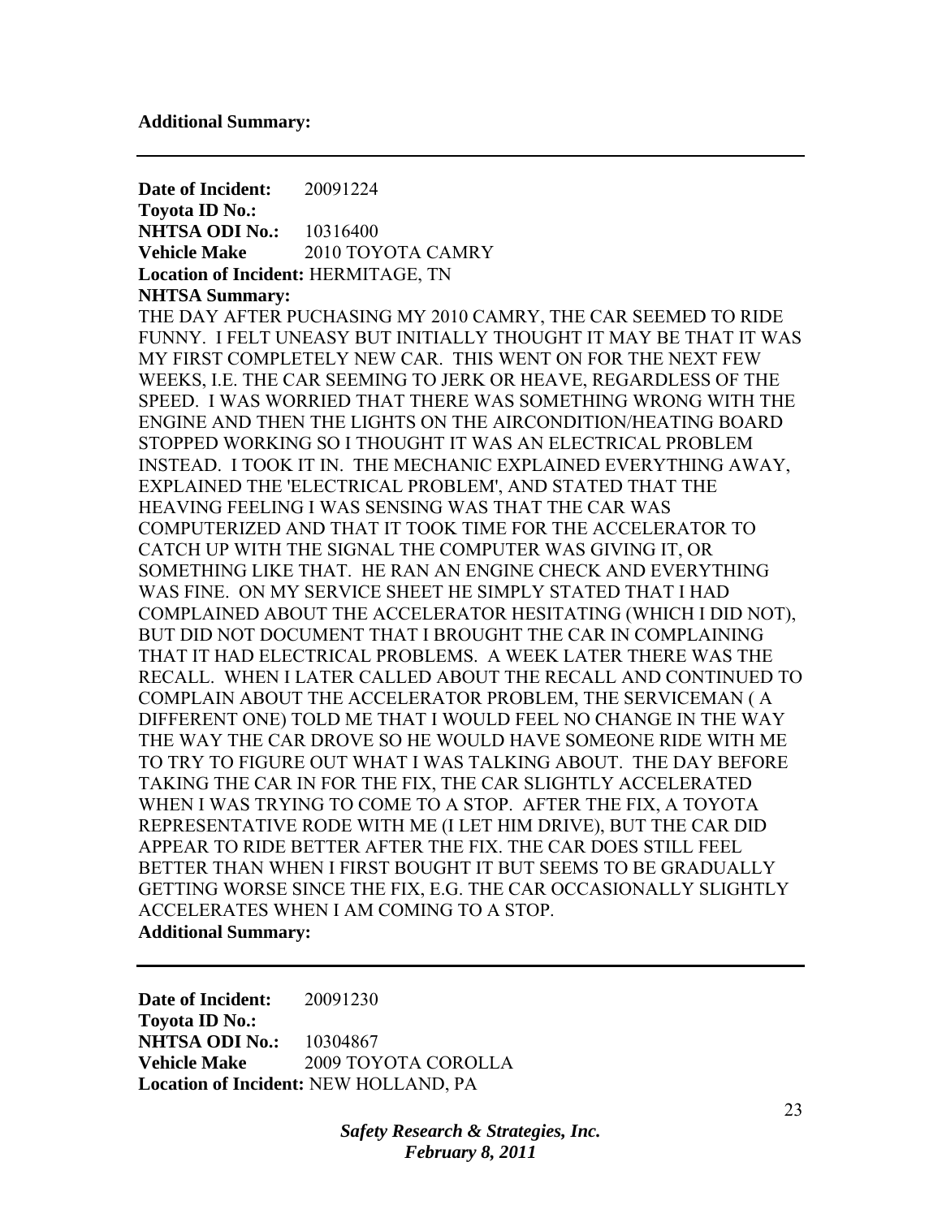**Additional Summary:**

---

**Date of Incident:** 20091224
**Toyota ID No.:**
**NHTSA ODI No.:** 10316400
**Vehicle Make** 2010 TOYOTA CAMRY
**Location of Incident:** HERMITAGE, TN
**NHTSA Summary:**
THE DAY AFTER PUCHASING MY 2010 CAMRY, THE CAR SEEMED TO RIDE FUNNY. I FELT UNEASY BUT INITIALLY THOUGHT IT MAY BE THAT IT WAS MY FIRST COMPLETELY NEW CAR. THIS WENT ON FOR THE NEXT FEW WEEKS, I.E. THE CAR SEEMING TO JERK OR HEAVE, REGARDLESS OF THE SPEED. I WAS WORRIED THAT THERE WAS SOMETHING WRONG WITH THE ENGINE AND THEN THE LIGHTS ON THE AIRCONDITION/HEATING BOARD STOPPED WORKING SO I THOUGHT IT WAS AN ELECTRICAL PROBLEM INSTEAD. I TOOK IT IN. THE MECHANIC EXPLAINED EVERYTHING AWAY, EXPLAINED THE 'ELECTRICAL PROBLEM', AND STATED THAT THE HEAVING FEELING I WAS SENSING WAS THAT THE CAR WAS COMPUTERIZED AND THAT IT TOOK TIME FOR THE ACCELERATOR TO CATCH UP WITH THE SIGNAL THE COMPUTER WAS GIVING IT, OR SOMETHING LIKE THAT. HE RAN AN ENGINE CHECK AND EVERYTHING WAS FINE. ON MY SERVICE SHEET HE SIMPLY STATED THAT I HAD COMPLAINED ABOUT THE ACCELERATOR HESITATING (WHICH I DID NOT), BUT DID NOT DOCUMENT THAT I BROUGHT THE CAR IN COMPLAINING THAT IT HAD ELECTRICAL PROBLEMS. A WEEK LATER THERE WAS THE RECALL. WHEN I LATER CALLED ABOUT THE RECALL AND CONTINUED TO COMPLAIN ABOUT THE ACCELERATOR PROBLEM, THE SERVICEMAN ( A DIFFERENT ONE) TOLD ME THAT I WOULD FEEL NO CHANGE IN THE WAY THE WAY THE CAR DROVE SO HE WOULD HAVE SOMEONE RIDE WITH ME TO TRY TO FIGURE OUT WHAT I WAS TALKING ABOUT. THE DAY BEFORE TAKING THE CAR IN FOR THE FIX, THE CAR SLIGHTLY ACCELERATED WHEN I WAS TRYING TO COME TO A STOP. AFTER THE FIX, A TOYOTA REPRESENTATIVE RODE WITH ME (I LET HIM DRIVE), BUT THE CAR DID APPEAR TO RIDE BETTER AFTER THE FIX. THE CAR DOES STILL FEEL BETTER THAN WHEN I FIRST BOUGHT IT BUT SEEMS TO BE GRADUALLY GETTING WORSE SINCE THE FIX, E.G. THE CAR OCCASIONALLY SLIGHTLY ACCELERATES WHEN I AM COMING TO A STOP.
**Additional Summary:**

---

**Date of Incident:** 20091230
**Toyota ID No.:**
**NHTSA ODI No.:** 10304867
**Vehicle Make** 2009 TOYOTA COROLLA
**Location of Incident:** NEW HOLLAND, PA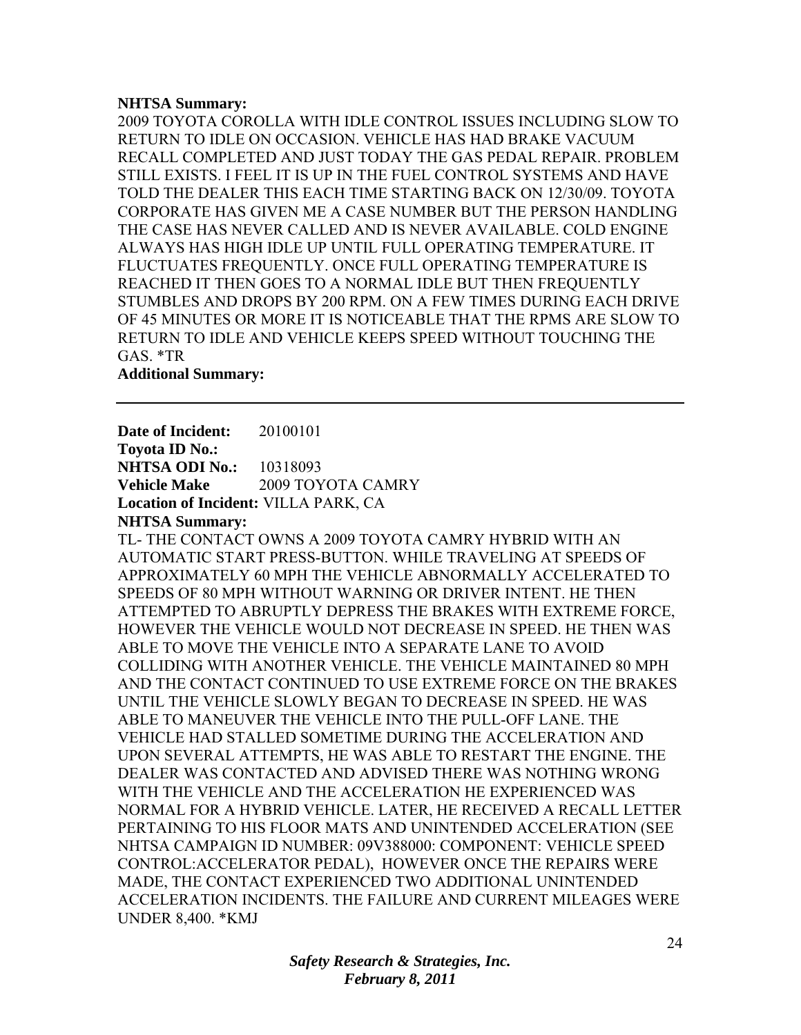**NHTSA Summary:**
2009 TOYOTA COROLLA WITH IDLE CONTROL ISSUES INCLUDING SLOW TO RETURN TO IDLE ON OCCASION. VEHICLE HAS HAD BRAKE VACUUM RECALL COMPLETED AND JUST TODAY THE GAS PEDAL REPAIR. PROBLEM STILL EXISTS. I FEEL IT IS UP IN THE FUEL CONTROL SYSTEMS AND HAVE TOLD THE DEALER THIS EACH TIME STARTING BACK ON 12/30/09. TOYOTA CORPORATE HAS GIVEN ME A CASE NUMBER BUT THE PERSON HANDLING THE CASE HAS NEVER CALLED AND IS NEVER AVAILABLE. COLD ENGINE ALWAYS HAS HIGH IDLE UP UNTIL FULL OPERATING TEMPERATURE. IT FLUCTUATES FREQUENTLY. ONCE FULL OPERATING TEMPERATURE IS REACHED IT THEN GOES TO A NORMAL IDLE BUT THEN FREQUENTLY STUMBLES AND DROPS BY 200 RPM. ON A FEW TIMES DURING EACH DRIVE OF 45 MINUTES OR MORE IT IS NOTICEABLE THAT THE RPMS ARE SLOW TO RETURN TO IDLE AND VEHICLE KEEPS SPEED WITHOUT TOUCHING THE GAS. *TR

**Additional Summary:**

---

**Date of Incident:** 20100101
**Toyota ID No.:**
**NHTSA ODI No.:** 10318093
**Vehicle Make** 2009 TOYOTA CAMRY
**Location of Incident:** VILLA PARK, CA
**NHTSA Summary:**
TL- THE CONTACT OWNS A 2009 TOYOTA CAMRY HYBRID WITH AN AUTOMATIC START PRESS-BUTTON. WHILE TRAVELING AT SPEEDS OF APPROXIMATELY 60 MPH THE VEHICLE ABNORMALLY ACCELERATED TO SPEEDS OF 80 MPH WITHOUT WARNING OR DRIVER INTENT. HE THEN ATTEMPTED TO ABRUPTLY DEPRESS THE BRAKES WITH EXTREME FORCE, HOWEVER THE VEHICLE WOULD NOT DECREASE IN SPEED. HE THEN WAS ABLE TO MOVE THE VEHICLE INTO A SEPARATE LANE TO AVOID COLLIDING WITH ANOTHER VEHICLE. THE VEHICLE MAINTAINED 80 MPH AND THE CONTACT CONTINUED TO USE EXTREME FORCE ON THE BRAKES UNTIL THE VEHICLE SLOWLY BEGAN TO DECREASE IN SPEED. HE WAS ABLE TO MANEUVER THE VEHICLE INTO THE PULL-OFF LANE. THE VEHICLE HAD STALLED SOMETIME DURING THE ACCELERATION AND UPON SEVERAL ATTEMPTS, HE WAS ABLE TO RESTART THE ENGINE. THE DEALER WAS CONTACTED AND ADVISED THERE WAS NOTHING WRONG WITH THE VEHICLE AND THE ACCELERATION HE EXPERIENCED WAS NORMAL FOR A HYBRID VEHICLE. LATER, HE RECEIVED A RECALL LETTER PERTAINING TO HIS FLOOR MATS AND UNINTENDED ACCELERATION (SEE NHTSA CAMPAIGN ID NUMBER: 09V388000: COMPONENT: VEHICLE SPEED CONTROL:ACCELERATOR PEDAL), HOWEVER ONCE THE REPAIRS WERE MADE, THE CONTACT EXPERIENCED TWO ADDITIONAL UNINTENDED ACCELERATION INCIDENTS. THE FAILURE AND CURRENT MILEAGES WERE UNDER 8,400. *KMJ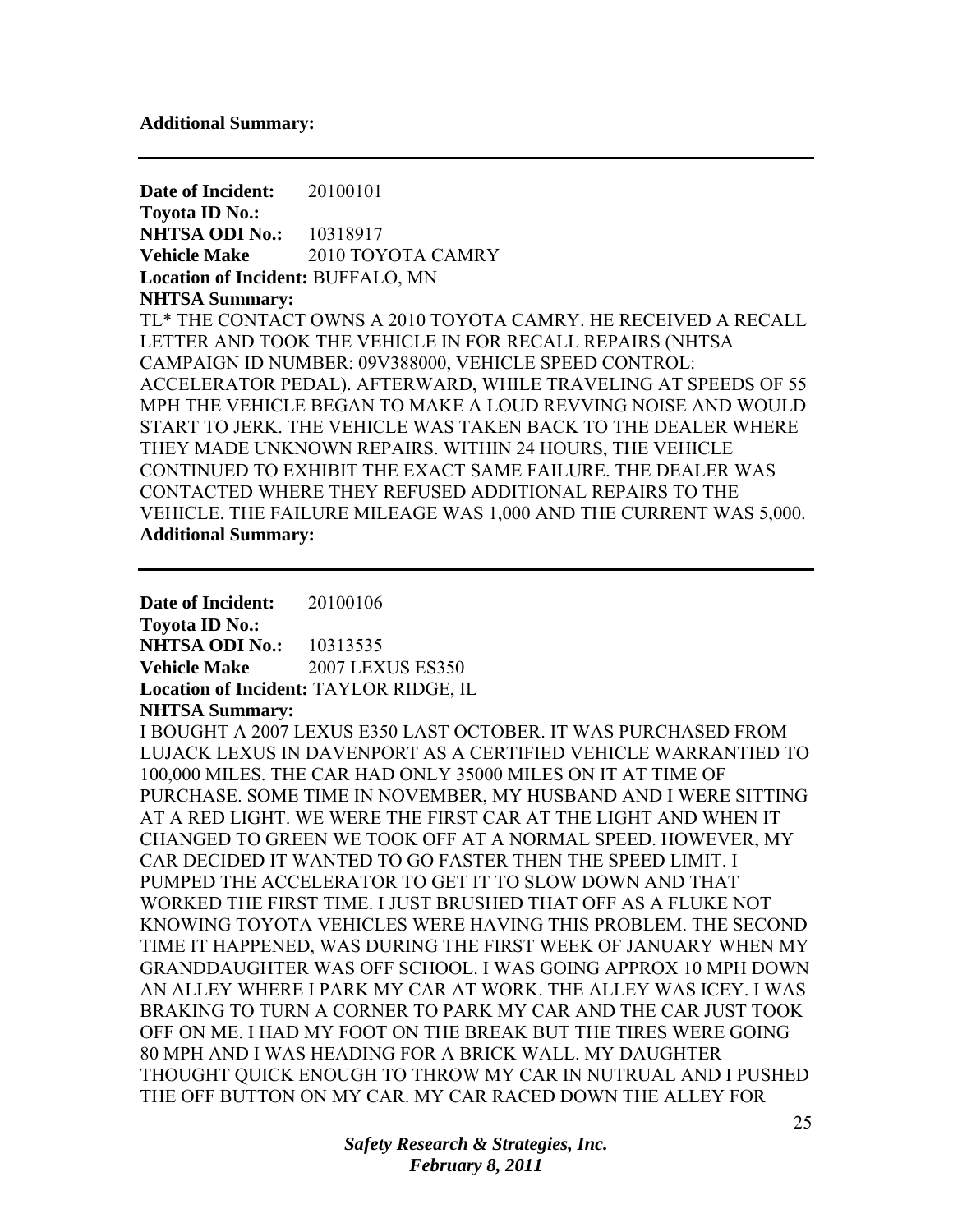**Additional Summary:**

---

**Date of Incident:** 20100101
**Toyota ID No.:**
**NHTSA ODI No.:** 10318917
**Vehicle Make** 2010 TOYOTA CAMRY
**Location of Incident:** BUFFALO, MN
**NHTSA Summary:**
TL* THE CONTACT OWNS A 2010 TOYOTA CAMRY. HE RECEIVED A RECALL LETTER AND TOOK THE VEHICLE IN FOR RECALL REPAIRS (NHTSA CAMPAIGN ID NUMBER: 09V388000, VEHICLE SPEED CONTROL: ACCELERATOR PEDAL). AFTERWARD, WHILE TRAVELING AT SPEEDS OF 55 MPH THE VEHICLE BEGAN TO MAKE A LOUD REVVING NOISE AND WOULD START TO JERK. THE VEHICLE WAS TAKEN BACK TO THE DEALER WHERE THEY MADE UNKNOWN REPAIRS. WITHIN 24 HOURS, THE VEHICLE CONTINUED TO EXHIBIT THE EXACT SAME FAILURE. THE DEALER WAS CONTACTED WHERE THEY REFUSED ADDITIONAL REPAIRS TO THE VEHICLE. THE FAILURE MILEAGE WAS 1,000 AND THE CURRENT WAS 5,000.
**Additional Summary:**

---

**Date of Incident:** 20100106
**Toyota ID No.:**
**NHTSA ODI No.:** 10313535
**Vehicle Make** 2007 LEXUS ES350
**Location of Incident:** TAYLOR RIDGE, IL
**NHTSA Summary:**
I BOUGHT A 2007 LEXUS E350 LAST OCTOBER. IT WAS PURCHASED FROM LUJACK LEXUS IN DAVENPORT AS A CERTIFIED VEHICLE WARRANTIED TO 100,000 MILES. THE CAR HAD ONLY 35000 MILES ON IT AT TIME OF PURCHASE. SOME TIME IN NOVEMBER, MY HUSBAND AND I WERE SITTING AT A RED LIGHT. WE WERE THE FIRST CAR AT THE LIGHT AND WHEN IT CHANGED TO GREEN WE TOOK OFF AT A NORMAL SPEED. HOWEVER, MY CAR DECIDED IT WANTED TO GO FASTER THEN THE SPEED LIMIT. I PUMPED THE ACCELERATOR TO GET IT TO SLOW DOWN AND THAT WORKED THE FIRST TIME. I JUST BRUSHED THAT OFF AS A FLUKE NOT KNOWING TOYOTA VEHICLES WERE HAVING THIS PROBLEM. THE SECOND TIME IT HAPPENED, WAS DURING THE FIRST WEEK OF JANUARY WHEN MY GRANDDAUGHTER WAS OFF SCHOOL. I WAS GOING APPROX 10 MPH DOWN AN ALLEY WHERE I PARK MY CAR AT WORK. THE ALLEY WAS ICEY. I WAS BRAKING TO TURN A CORNER TO PARK MY CAR AND THE CAR JUST TOOK OFF ON ME. I HAD MY FOOT ON THE BREAK BUT THE TIRES WERE GOING 80 MPH AND I WAS HEADING FOR A BRICK WALL. MY DAUGHTER THOUGHT QUICK ENOUGH TO THROW MY CAR IN NUTRUAL AND I PUSHED THE OFF BUTTON ON MY CAR. MY CAR RACED DOWN THE ALLEY FOR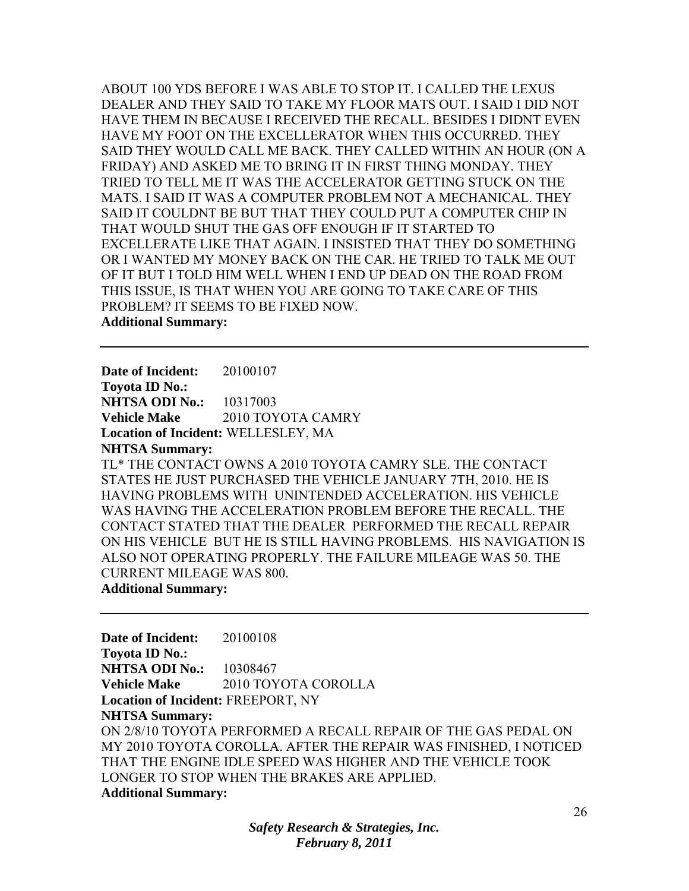ABOUT 100 YDS BEFORE I WAS ABLE TO STOP IT. I CALLED THE LEXUS DEALER AND THEY SAID TO TAKE MY FLOOR MATS OUT. I SAID I DID NOT HAVE THEM IN BECAUSE I RECEIVED THE RECALL. BESIDES I DIDNT EVEN HAVE MY FOOT ON THE EXCELLERATOR WHEN THIS OCCURRED. THEY SAID THEY WOULD CALL ME BACK. THEY CALLED WITHIN AN HOUR (ON A FRIDAY) AND ASKED ME TO BRING IT IN FIRST THING MONDAY. THEY TRIED TO TELL ME IT WAS THE ACCELERATOR GETTING STUCK ON THE MATS. I SAID IT WAS A COMPUTER PROBLEM NOT A MECHANICAL. THEY SAID IT COULDNT BE BUT THAT THEY COULD PUT A COMPUTER CHIP IN THAT WOULD SHUT THE GAS OFF ENOUGH IF IT STARTED TO EXCELLERATE LIKE THAT AGAIN. I INSISTED THAT THEY DO SOMETHING OR I WANTED MY MONEY BACK ON THE CAR. HE TRIED TO TALK ME OUT OF IT BUT I TOLD HIM WELL WHEN I END UP DEAD ON THE ROAD FROM THIS ISSUE, IS THAT WHEN YOU ARE GOING TO TAKE CARE OF THIS PROBLEM? IT SEEMS TO BE FIXED NOW.

**Additional Summary:**

---

**Date of Incident:** 20100107
**Toyota ID No.:**
**NHTSA ODI No.:** 10317003
**Vehicle Make** 2010 TOYOTA CAMRY
**Location of Incident:** WELLESLEY, MA
**NHTSA Summary:**
TL* THE CONTACT OWNS A 2010 TOYOTA CAMRY SLE. THE CONTACT STATES HE JUST PURCHASED THE VEHICLE JANUARY 7TH, 2010. HE IS HAVING PROBLEMS WITH UNINTENDED ACCELERATION. HIS VEHICLE WAS HAVING THE ACCELERATION PROBLEM BEFORE THE RECALL. THE CONTACT STATED THAT THE DEALER PERFORMED THE RECALL REPAIR ON HIS VEHICLE BUT HE IS STILL HAVING PROBLEMS. HIS NAVIGATION IS ALSO NOT OPERATING PROPERLY. THE FAILURE MILEAGE WAS 50. THE CURRENT MILEAGE WAS 800.

**Additional Summary:**

---

**Date of Incident:** 20100108
**Toyota ID No.:**
**NHTSA ODI No.:** 10308467
**Vehicle Make** 2010 TOYOTA COROLLA
**Location of Incident:** FREEPORT, NY
**NHTSA Summary:**
ON 2/8/10 TOYOTA PERFORMED A RECALL REPAIR OF THE GAS PEDAL ON MY 2010 TOYOTA COROLLA. AFTER THE REPAIR WAS FINISHED, I NOTICED THAT THE ENGINE IDLE SPEED WAS HIGHER AND THE VEHICLE TOOK LONGER TO STOP WHEN THE BRAKES ARE APPLIED.

**Additional Summary:**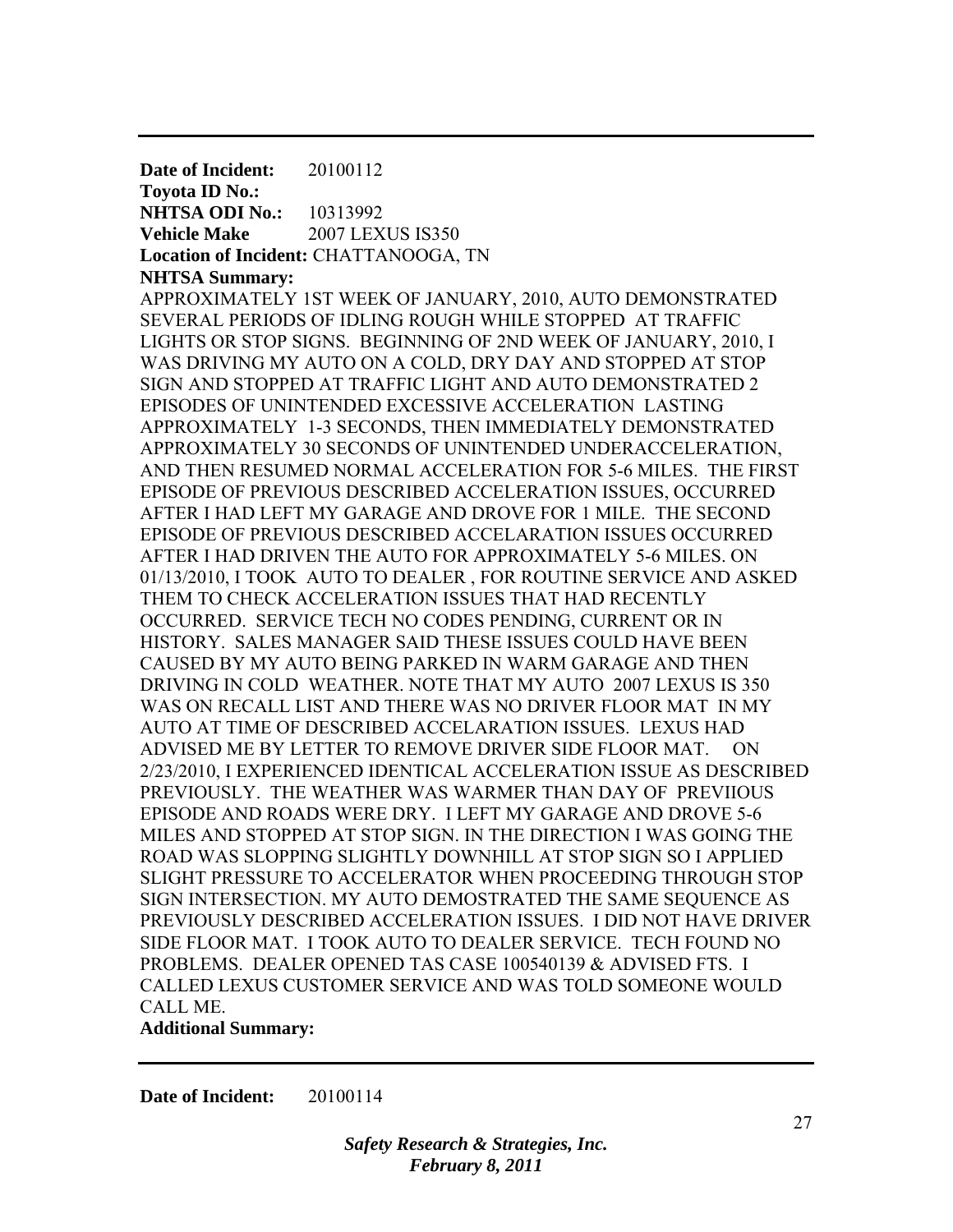---

**Date of Incident:** 20100112
**Toyota ID No.:**
**NHTSA ODI No.:** 10313992
**Vehicle Make** 2007 LEXUS IS350
**Location of Incident:** CHATTANOOGA, TN
**NHTSA Summary:**
APPROXIMATELY 1ST WEEK OF JANUARY, 2010, AUTO DEMONSTRATED SEVERAL PERIODS OF IDLING ROUGH WHILE STOPPED AT TRAFFIC LIGHTS OR STOP SIGNS. BEGINNING OF 2ND WEEK OF JANUARY, 2010, I WAS DRIVING MY AUTO ON A COLD, DRY DAY AND STOPPED AT STOP SIGN AND STOPPED AT TRAFFIC LIGHT AND AUTO DEMONSTRATED 2 EPISODES OF UNINTENDED EXCESSIVE ACCELERATION LASTING APPROXIMATELY 1-3 SECONDS, THEN IMMEDIATELY DEMONSTRATED APPROXIMATELY 30 SECONDS OF UNINTENDED UNDERACCELERATION, AND THEN RESUMED NORMAL ACCELERATION FOR 5-6 MILES. THE FIRST EPISODE OF PREVIOUS DESCRIBED ACCELERATION ISSUES, OCCURRED AFTER I HAD LEFT MY GARAGE AND DROVE FOR 1 MILE. THE SECOND EPISODE OF PREVIOUS DESCRIBED ACCELARATION ISSUES OCCURRED AFTER I HAD DRIVEN THE AUTO FOR APPROXIMATELY 5-6 MILES. ON 01/13/2010, I TOOK AUTO TO DEALER , FOR ROUTINE SERVICE AND ASKED THEM TO CHECK ACCELERATION ISSUES THAT HAD RECENTLY OCCURRED. SERVICE TECH NO CODES PENDING, CURRENT OR IN HISTORY. SALES MANAGER SAID THESE ISSUES COULD HAVE BEEN CAUSED BY MY AUTO BEING PARKED IN WARM GARAGE AND THEN DRIVING IN COLD WEATHER. NOTE THAT MY AUTO 2007 LEXUS IS 350 WAS ON RECALL LIST AND THERE WAS NO DRIVER FLOOR MAT IN MY AUTO AT TIME OF DESCRIBED ACCELARATION ISSUES. LEXUS HAD ADVISED ME BY LETTER TO REMOVE DRIVER SIDE FLOOR MAT. ON 2/23/2010, I EXPERIENCED IDENTICAL ACCELERATION ISSUE AS DESCRIBED PREVIOUSLY. THE WEATHER WAS WARMER THAN DAY OF PREVIIOUS EPISODE AND ROADS WERE DRY. I LEFT MY GARAGE AND DROVE 5-6 MILES AND STOPPED AT STOP SIGN. IN THE DIRECTION I WAS GOING THE ROAD WAS SLOPPING SLIGHTLY DOWNHILL AT STOP SIGN SO I APPLIED SLIGHT PRESSURE TO ACCELERATOR WHEN PROCEEDING THROUGH STOP SIGN INTERSECTION. MY AUTO DEMOSTRATED THE SAME SEQUENCE AS PREVIOUSLY DESCRIBED ACCELERATION ISSUES. I DID NOT HAVE DRIVER SIDE FLOOR MAT. I TOOK AUTO TO DEALER SERVICE. TECH FOUND NO PROBLEMS. DEALER OPENED TAS CASE 100540139 & ADVISED FTS. I CALLED LEXUS CUSTOMER SERVICE AND WAS TOLD SOMEONE WOULD CALL ME.
**Additional Summary:**

---

**Date of Incident:** 20100114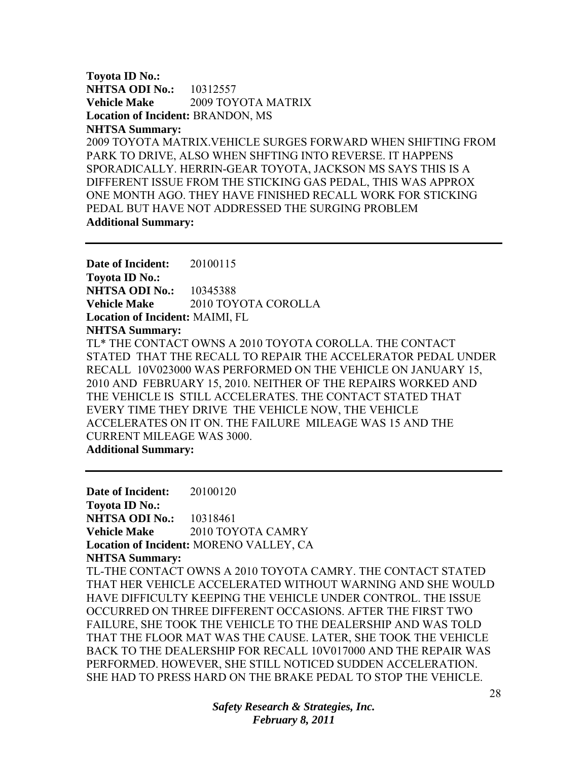**Toyota ID No.:**  
**NHTSA ODI No.:** 10312557  
**Vehicle Make** 2009 TOYOTA MATRIX  
**Location of Incident:** BRANDON, MS  
**NHTSA Summary:**  
2009 TOYOTA MATRIX.VEHICLE SURGES FORWARD WHEN SHIFTING FROM PARK TO DRIVE, ALSO WHEN SHFTING INTO REVERSE. IT HAPPENS SPORADICALLY. HERRIN-GEAR TOYOTA, JACKSON MS SAYS THIS IS A DIFFERENT ISSUE FROM THE STICKING GAS PEDAL, THIS WAS APPROX ONE MONTH AGO. THEY HAVE FINISHED RECALL WORK FOR STICKING PEDAL BUT HAVE NOT ADDRESSED THE SURGING PROBLEM  
**Additional Summary:**

---

**Date of Incident:** 20100115  
**Toyota ID No.:**  
**NHTSA ODI No.:** 10345388  
**Vehicle Make** 2010 TOYOTA COROLLA  
**Location of Incident:** MAIMI, FL  
**NHTSA Summary:**  
TL* THE CONTACT OWNS A 2010 TOYOTA COROLLA. THE CONTACT STATED THAT THE RECALL TO REPAIR THE ACCELERATOR PEDAL UNDER RECALL 10V023000 WAS PERFORMED ON THE VEHICLE ON JANUARY 15, 2010 AND FEBRUARY 15, 2010. NEITHER OF THE REPAIRS WORKED AND THE VEHICLE IS STILL ACCELERATES. THE CONTACT STATED THAT EVERY TIME THEY DRIVE THE VEHICLE NOW, THE VEHICLE ACCELERATES ON IT ON. THE FAILURE MILEAGE WAS 15 AND THE CURRENT MILEAGE WAS 3000.  
**Additional Summary:**

---

**Date of Incident:** 20100120  
**Toyota ID No.:**  
**NHTSA ODI No.:** 10318461  
**Vehicle Make** 2010 TOYOTA CAMRY  
**Location of Incident:** MORENO VALLEY, CA  
**NHTSA Summary:**  
TL-THE CONTACT OWNS A 2010 TOYOTA CAMRY. THE CONTACT STATED THAT HER VEHICLE ACCELERATED WITHOUT WARNING AND SHE WOULD HAVE DIFFICULTY KEEPING THE VEHICLE UNDER CONTROL. THE ISSUE OCCURRED ON THREE DIFFERENT OCCASIONS. AFTER THE FIRST TWO FAILURE, SHE TOOK THE VEHICLE TO THE DEALERSHIP AND WAS TOLD THAT THE FLOOR MAT WAS THE CAUSE. LATER, SHE TOOK THE VEHICLE BACK TO THE DEALERSHIP FOR RECALL 10V017000 AND THE REPAIR WAS PERFORMED. HOWEVER, SHE STILL NOTICED SUDDEN ACCELERATION. SHE HAD TO PRESS HARD ON THE BRAKE PEDAL TO STOP THE VEHICLE.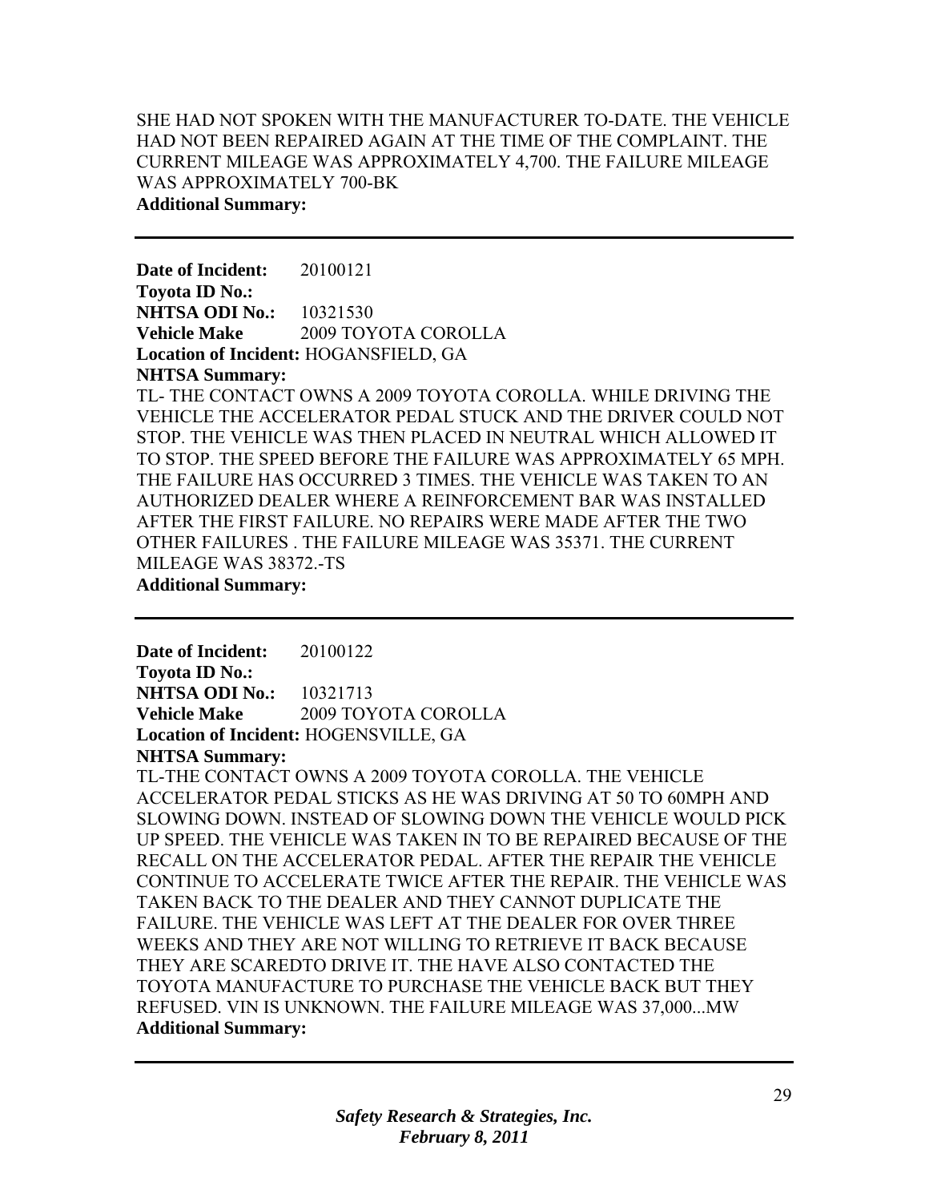SHE HAD NOT SPOKEN WITH THE MANUFACTURER TO-DATE. THE VEHICLE HAD NOT BEEN REPAIRED AGAIN AT THE TIME OF THE COMPLAINT. THE CURRENT MILEAGE WAS APPROXIMATELY 4,700. THE FAILURE MILEAGE WAS APPROXIMATELY 700-BK

**Additional Summary:**

---

**Date of Incident:** 20100121
**Toyota ID No.:**
**NHTSA ODI No.:** 10321530
**Vehicle Make** 2009 TOYOTA COROLLA
**Location of Incident:** HOGANSFIELD, GA
**NHTSA Summary:**
TL- THE CONTACT OWNS A 2009 TOYOTA COROLLA. WHILE DRIVING THE VEHICLE THE ACCELERATOR PEDAL STUCK AND THE DRIVER COULD NOT STOP. THE VEHICLE WAS THEN PLACED IN NEUTRAL WHICH ALLOWED IT TO STOP. THE SPEED BEFORE THE FAILURE WAS APPROXIMATELY 65 MPH. THE FAILURE HAS OCCURRED 3 TIMES. THE VEHICLE WAS TAKEN TO AN AUTHORIZED DEALER WHERE A REINFORCEMENT BAR WAS INSTALLED AFTER THE FIRST FAILURE. NO REPAIRS WERE MADE AFTER THE TWO OTHER FAILURES . THE FAILURE MILEAGE WAS 35371. THE CURRENT MILEAGE WAS 38372.-TS
**Additional Summary:**

---

**Date of Incident:** 20100122
**Toyota ID No.:**
**NHTSA ODI No.:** 10321713
**Vehicle Make** 2009 TOYOTA COROLLA
**Location of Incident:** HOGENSVILLE, GA
**NHTSA Summary:**
TL-THE CONTACT OWNS A 2009 TOYOTA COROLLA. THE VEHICLE ACCELERATOR PEDAL STICKS AS HE WAS DRIVING AT 50 TO 60MPH AND SLOWING DOWN. INSTEAD OF SLOWING DOWN THE VEHICLE WOULD PICK UP SPEED. THE VEHICLE WAS TAKEN IN TO BE REPAIRED BECAUSE OF THE RECALL ON THE ACCELERATOR PEDAL. AFTER THE REPAIR THE VEHICLE CONTINUE TO ACCELERATE TWICE AFTER THE REPAIR. THE VEHICLE WAS TAKEN BACK TO THE DEALER AND THEY CANNOT DUPLICATE THE FAILURE. THE VEHICLE WAS LEFT AT THE DEALER FOR OVER THREE WEEKS AND THEY ARE NOT WILLING TO RETRIEVE IT BACK BECAUSE THEY ARE SCAREDTO DRIVE IT. THE HAVE ALSO CONTACTED THE TOYOTA MANUFACTURE TO PURCHASE THE VEHICLE BACK BUT THEY REFUSED. VIN IS UNKNOWN. THE FAILURE MILEAGE WAS 37,000...MW
**Additional Summary:**

---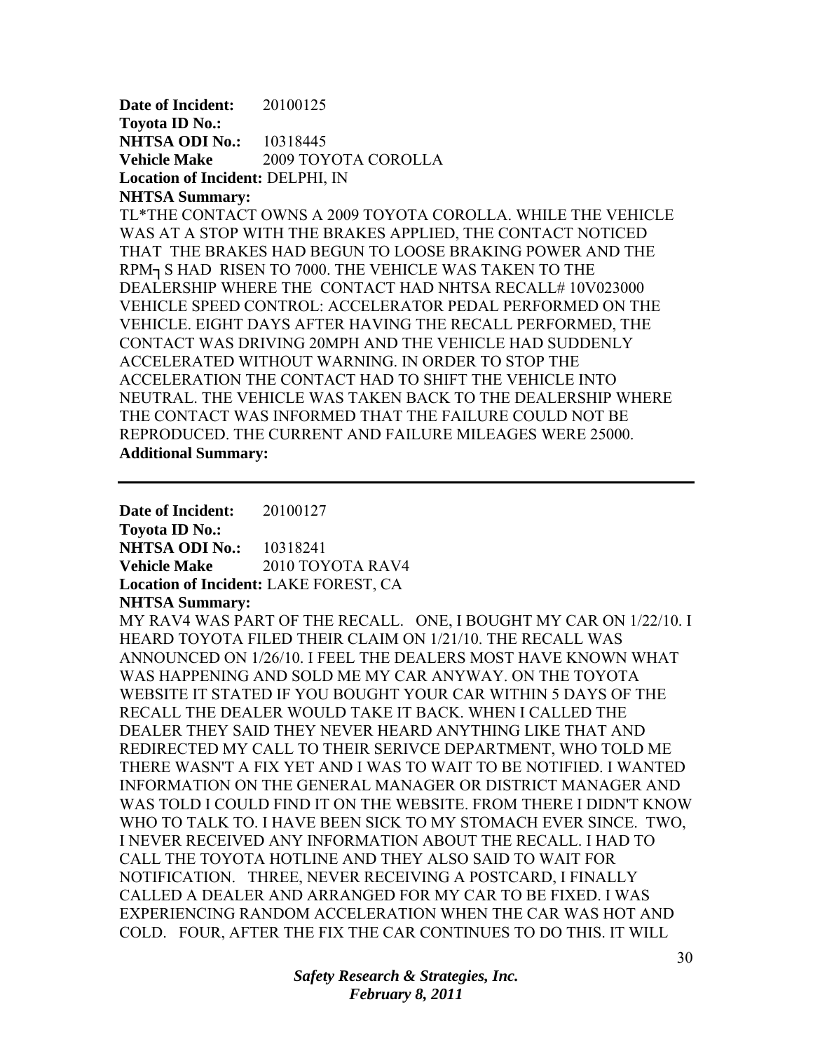**Date of Incident:** 20100125
**Toyota ID No.:**
**NHTSA ODI No.:** 10318445
**Vehicle Make** 2009 TOYOTA COROLLA
**Location of Incident:** DELPHI, IN
**NHTSA Summary:**
TL*THE CONTACT OWNS A 2009 TOYOTA COROLLA. WHILE THE VEHICLE WAS AT A STOP WITH THE BRAKES APPLIED, THE CONTACT NOTICED THAT THE BRAKES HAD BEGUN TO LOOSE BRAKING POWER AND THE RPM┐S HAD RISEN TO 7000. THE VEHICLE WAS TAKEN TO THE DEALERSHIP WHERE THE CONTACT HAD NHTSA RECALL# 10V023000 VEHICLE SPEED CONTROL: ACCELERATOR PEDAL PERFORMED ON THE VEHICLE. EIGHT DAYS AFTER HAVING THE RECALL PERFORMED, THE CONTACT WAS DRIVING 20MPH AND THE VEHICLE HAD SUDDENLY ACCELERATED WITHOUT WARNING. IN ORDER TO STOP THE ACCELERATION THE CONTACT HAD TO SHIFT THE VEHICLE INTO NEUTRAL. THE VEHICLE WAS TAKEN BACK TO THE DEALERSHIP WHERE THE CONTACT WAS INFORMED THAT THE FAILURE COULD NOT BE REPRODUCED. THE CURRENT AND FAILURE MILEAGES WERE 25000.
**Additional Summary:**

---

**Date of Incident:** 20100127
**Toyota ID No.:**
**NHTSA ODI No.:** 10318241
**Vehicle Make** 2010 TOYOTA RAV4
**Location of Incident:** LAKE FOREST, CA
**NHTSA Summary:**
MY RAV4 WAS PART OF THE RECALL. ONE, I BOUGHT MY CAR ON 1/22/10. I HEARD TOYOTA FILED THEIR CLAIM ON 1/21/10. THE RECALL WAS ANNOUNCED ON 1/26/10. I FEEL THE DEALERS MOST HAVE KNOWN WHAT WAS HAPPENING AND SOLD ME MY CAR ANYWAY. ON THE TOYOTA WEBSITE IT STATED IF YOU BOUGHT YOUR CAR WITHIN 5 DAYS OF THE RECALL THE DEALER WOULD TAKE IT BACK. WHEN I CALLED THE DEALER THEY SAID THEY NEVER HEARD ANYTHING LIKE THAT AND REDIRECTED MY CALL TO THEIR SERIVCE DEPARTMENT, WHO TOLD ME THERE WASN'T A FIX YET AND I WAS TO WAIT TO BE NOTIFIED. I WANTED INFORMATION ON THE GENERAL MANAGER OR DISTRICT MANAGER AND WAS TOLD I COULD FIND IT ON THE WEBSITE. FROM THERE I DIDN'T KNOW WHO TO TALK TO. I HAVE BEEN SICK TO MY STOMACH EVER SINCE. TWO, I NEVER RECEIVED ANY INFORMATION ABOUT THE RECALL. I HAD TO CALL THE TOYOTA HOTLINE AND THEY ALSO SAID TO WAIT FOR NOTIFICATION. THREE, NEVER RECEIVING A POSTCARD, I FINALLY CALLED A DEALER AND ARRANGED FOR MY CAR TO BE FIXED. I WAS EXPERIENCING RANDOM ACCELERATION WHEN THE CAR WAS HOT AND COLD. FOUR, AFTER THE FIX THE CAR CONTINUES TO DO THIS. IT WILL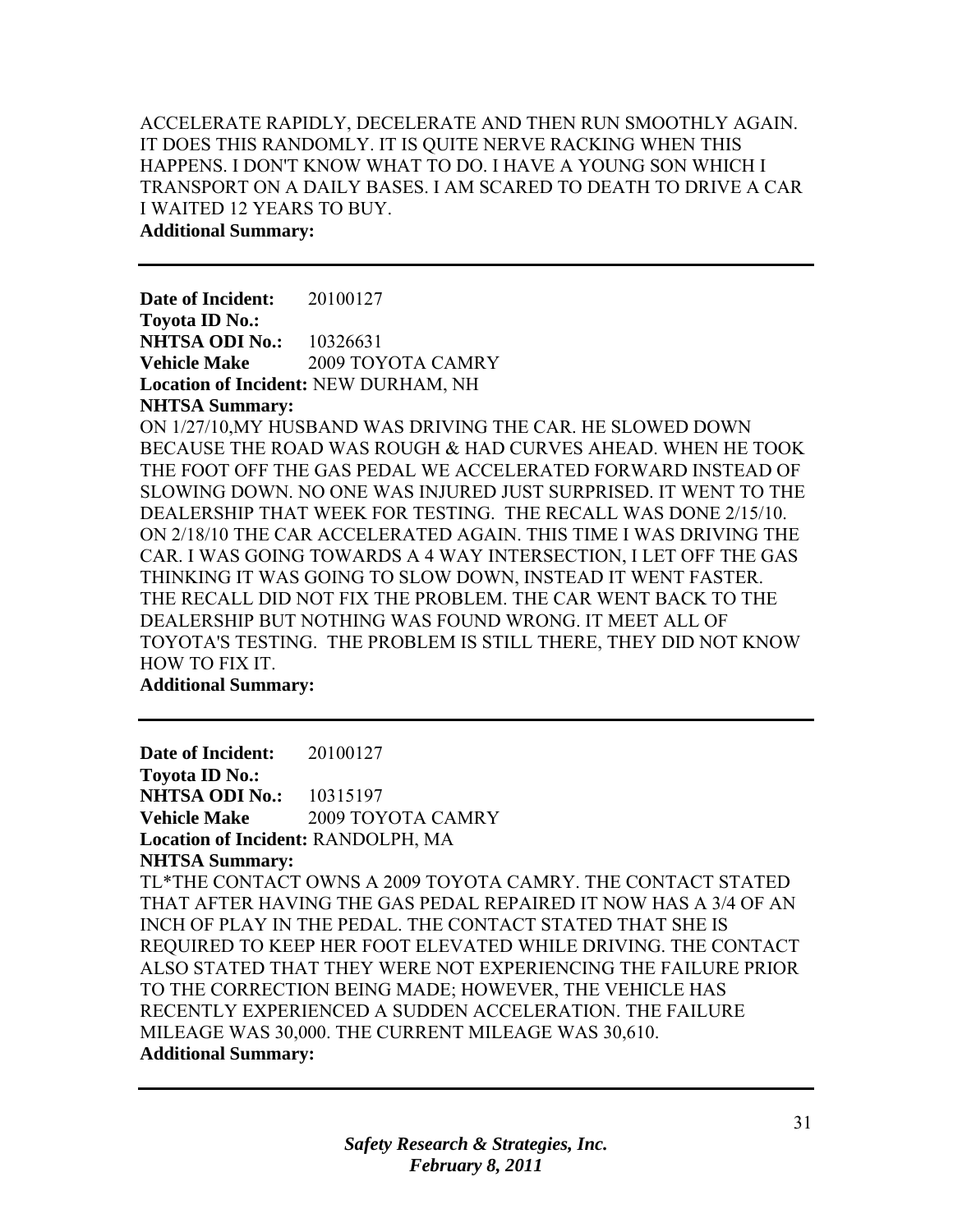ACCELERATE RAPIDLY, DECELERATE AND THEN RUN SMOOTHLY AGAIN. IT DOES THIS RANDOMLY. IT IS QUITE NERVE RACKING WHEN THIS HAPPENS. I DON'T KNOW WHAT TO DO. I HAVE A YOUNG SON WHICH I TRANSPORT ON A DAILY BASES. I AM SCARED TO DEATH TO DRIVE A CAR I WAITED 12 YEARS TO BUY.

**Additional Summary:**

---

**Date of Incident:** 20100127
**Toyota ID No.:**
**NHTSA ODI No.:** 10326631
**Vehicle Make** 2009 TOYOTA CAMRY
**Location of Incident:** NEW DURHAM, NH
**NHTSA Summary:**
ON 1/27/10,MY HUSBAND WAS DRIVING THE CAR. HE SLOWED DOWN BECAUSE THE ROAD WAS ROUGH & HAD CURVES AHEAD. WHEN HE TOOK THE FOOT OFF THE GAS PEDAL WE ACCELERATED FORWARD INSTEAD OF SLOWING DOWN. NO ONE WAS INJURED JUST SURPRISED. IT WENT TO THE DEALERSHIP THAT WEEK FOR TESTING. THE RECALL WAS DONE 2/15/10. ON 2/18/10 THE CAR ACCELERATED AGAIN. THIS TIME I WAS DRIVING THE CAR. I WAS GOING TOWARDS A 4 WAY INTERSECTION, I LET OFF THE GAS THINKING IT WAS GOING TO SLOW DOWN, INSTEAD IT WENT FASTER. THE RECALL DID NOT FIX THE PROBLEM. THE CAR WENT BACK TO THE DEALERSHIP BUT NOTHING WAS FOUND WRONG. IT MEET ALL OF TOYOTA'S TESTING. THE PROBLEM IS STILL THERE, THEY DID NOT KNOW HOW TO FIX IT.

**Additional Summary:**

---

**Date of Incident:** 20100127
**Toyota ID No.:**
**NHTSA ODI No.:** 10315197
**Vehicle Make** 2009 TOYOTA CAMRY
**Location of Incident:** RANDOLPH, MA
**NHTSA Summary:**
TL*THE CONTACT OWNS A 2009 TOYOTA CAMRY. THE CONTACT STATED THAT AFTER HAVING THE GAS PEDAL REPAIRED IT NOW HAS A 3/4 OF AN INCH OF PLAY IN THE PEDAL. THE CONTACT STATED THAT SHE IS REQUIRED TO KEEP HER FOOT ELEVATED WHILE DRIVING. THE CONTACT ALSO STATED THAT THEY WERE NOT EXPERIENCING THE FAILURE PRIOR TO THE CORRECTION BEING MADE; HOWEVER, THE VEHICLE HAS RECENTLY EXPERIENCED A SUDDEN ACCELERATION. THE FAILURE MILEAGE WAS 30,000. THE CURRENT MILEAGE WAS 30,610.

**Additional Summary:**

---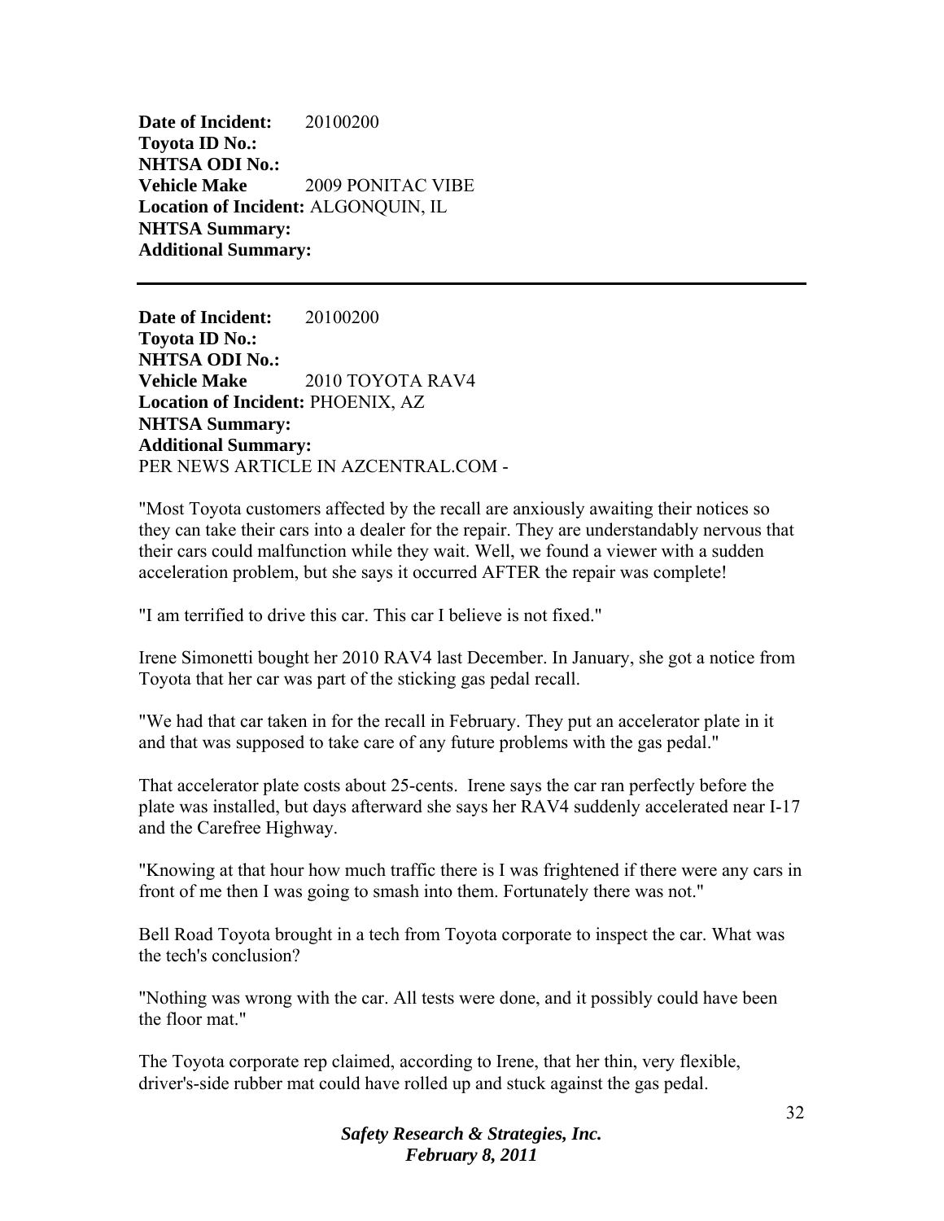**Date of Incident:** 20100200
**Toyota ID No.:**
**NHTSA ODI No.:**
**Vehicle Make** 2009 PONITAC VIBE
**Location of Incident:** ALGONQUIN, IL
**NHTSA Summary:**
**Additional Summary:**

---

**Date of Incident:** 20100200
**Toyota ID No.:**
**NHTSA ODI No.:**
**Vehicle Make** 2010 TOYOTA RAV4
**Location of Incident:** PHOENIX, AZ
**NHTSA Summary:**
**Additional Summary:**
PER NEWS ARTICLE IN AZCENTRAL.COM -

"Most Toyota customers affected by the recall are anxiously awaiting their notices so they can take their cars into a dealer for the repair. They are understandably nervous that their cars could malfunction while they wait. Well, we found a viewer with a sudden acceleration problem, but she says it occurred AFTER the repair was complete!

"I am terrified to drive this car. This car I believe is not fixed."

Irene Simonetti bought her 2010 RAV4 last December. In January, she got a notice from Toyota that her car was part of the sticking gas pedal recall.

"We had that car taken in for the recall in February. They put an accelerator plate in it and that was supposed to take care of any future problems with the gas pedal."

That accelerator plate costs about 25-cents. Irene says the car ran perfectly before the plate was installed, but days afterward she says her RAV4 suddenly accelerated near I-17 and the Carefree Highway.

"Knowing at that hour how much traffic there is I was frightened if there were any cars in front of me then I was going to smash into them. Fortunately there was not."

Bell Road Toyota brought in a tech from Toyota corporate to inspect the car. What was the tech's conclusion?

"Nothing was wrong with the car. All tests were done, and it possibly could have been the floor mat."

The Toyota corporate rep claimed, according to Irene, that her thin, very flexible, driver's-side rubber mat could have rolled up and stuck against the gas pedal.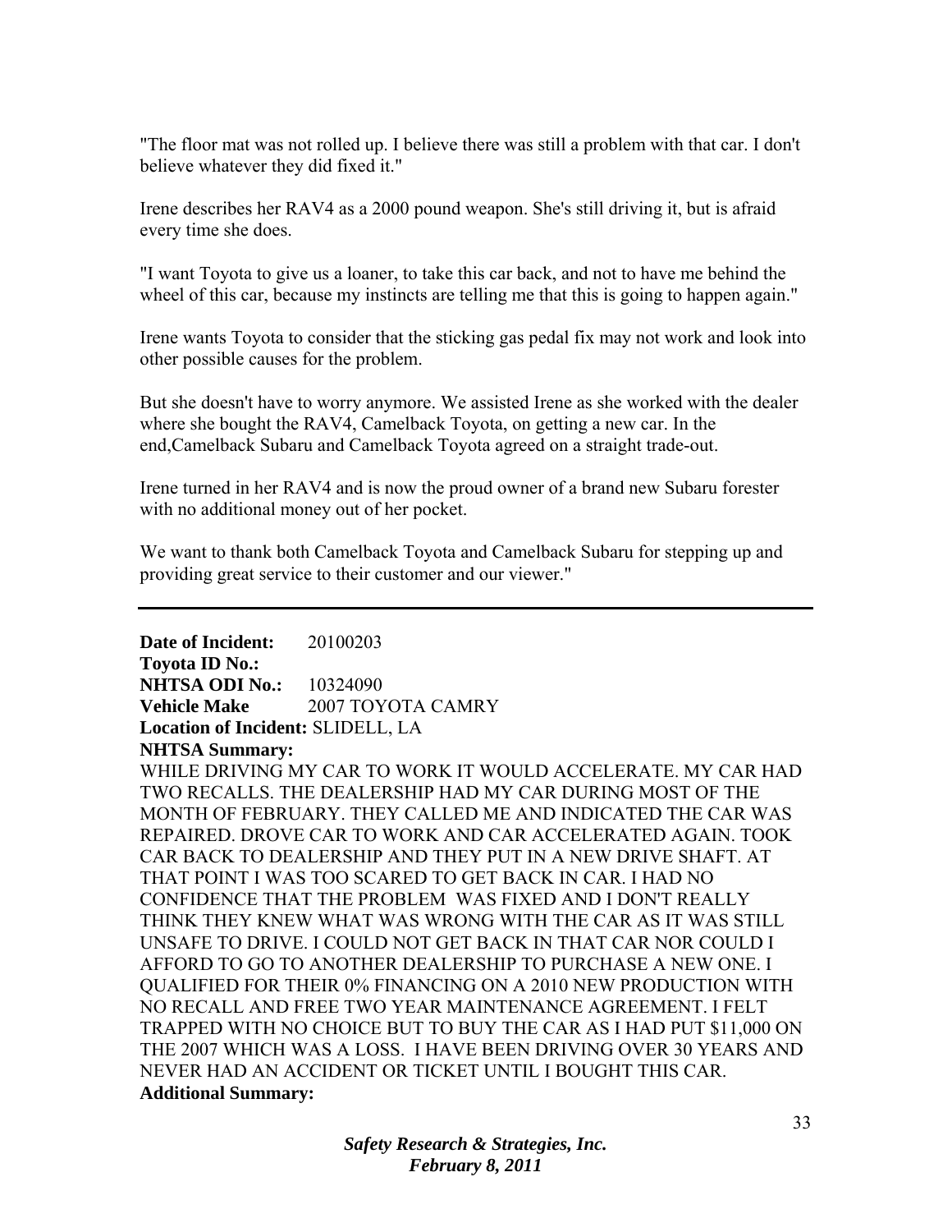"The floor mat was not rolled up. I believe there was still a problem with that car. I don't believe whatever they did fixed it."

Irene describes her RAV4 as a 2000 pound weapon. She's still driving it, but is afraid every time she does.

"I want Toyota to give us a loaner, to take this car back, and not to have me behind the wheel of this car, because my instincts are telling me that this is going to happen again."

Irene wants Toyota to consider that the sticking gas pedal fix may not work and look into other possible causes for the problem.

But she doesn't have to worry anymore. We assisted Irene as she worked with the dealer where she bought the RAV4, Camelback Toyota, on getting a new car. In the end,Camelback Subaru and Camelback Toyota agreed on a straight trade-out.

Irene turned in her RAV4 and is now the proud owner of a brand new Subaru forester with no additional money out of her pocket.

We want to thank both Camelback Toyota and Camelback Subaru for stepping up and providing great service to their customer and our viewer."

---

**Date of Incident:** 20100203
**Toyota ID No.:**
**NHTSA ODI No.:** 10324090
**Vehicle Make** 2007 TOYOTA CAMRY
**Location of Incident:** SLIDELL, LA
**NHTSA Summary:**
WHILE DRIVING MY CAR TO WORK IT WOULD ACCELERATE. MY CAR HAD TWO RECALLS. THE DEALERSHIP HAD MY CAR DURING MOST OF THE MONTH OF FEBRUARY. THEY CALLED ME AND INDICATED THE CAR WAS REPAIRED. DROVE CAR TO WORK AND CAR ACCELERATED AGAIN. TOOK CAR BACK TO DEALERSHIP AND THEY PUT IN A NEW DRIVE SHAFT. AT THAT POINT I WAS TOO SCARED TO GET BACK IN CAR. I HAD NO CONFIDENCE THAT THE PROBLEM WAS FIXED AND I DON'T REALLY THINK THEY KNEW WHAT WAS WRONG WITH THE CAR AS IT WAS STILL UNSAFE TO DRIVE. I COULD NOT GET BACK IN THAT CAR NOR COULD I AFFORD TO GO TO ANOTHER DEALERSHIP TO PURCHASE A NEW ONE. I QUALIFIED FOR THEIR 0% FINANCING ON A 2010 NEW PRODUCTION WITH NO RECALL AND FREE TWO YEAR MAINTENANCE AGREEMENT. I FELT TRAPPED WITH NO CHOICE BUT TO BUY THE CAR AS I HAD PUT $11,000 ON THE 2007 WHICH WAS A LOSS. I HAVE BEEN DRIVING OVER 30 YEARS AND NEVER HAD AN ACCIDENT OR TICKET UNTIL I BOUGHT THIS CAR.
**Additional Summary:**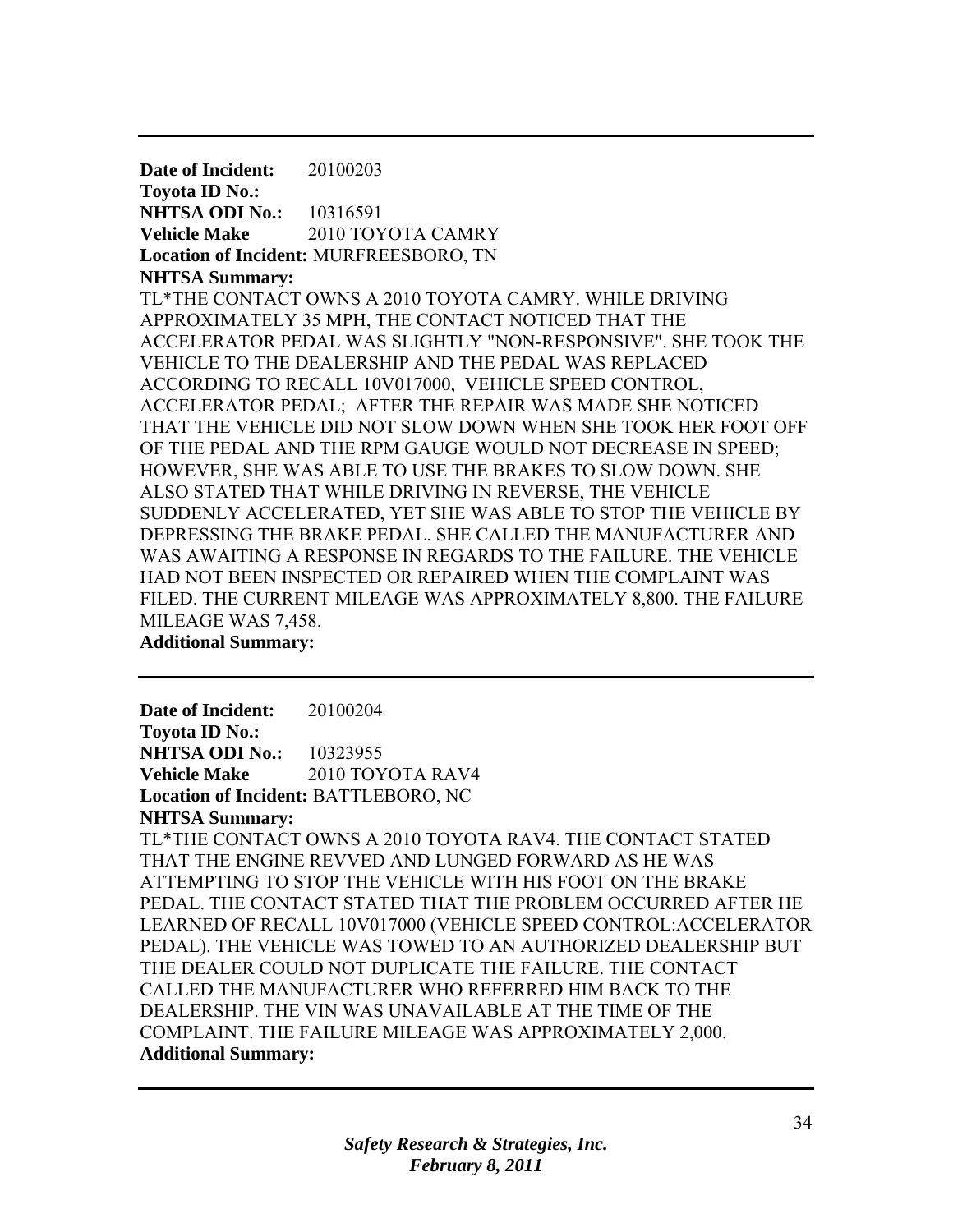---

**Date of Incident:** 20100203  
**Toyota ID No.:**  
**NHTSA ODI No.:** 10316591  
**Vehicle Make** 2010 TOYOTA CAMRY  
**Location of Incident:** MURFREESBORO, TN  
**NHTSA Summary:**  
TL*THE CONTACT OWNS A 2010 TOYOTA CAMRY. WHILE DRIVING APPROXIMATELY 35 MPH, THE CONTACT NOTICED THAT THE ACCELERATOR PEDAL WAS SLIGHTLY "NON-RESPONSIVE". SHE TOOK THE VEHICLE TO THE DEALERSHIP AND THE PEDAL WAS REPLACED ACCORDING TO RECALL 10V017000, VEHICLE SPEED CONTROL, ACCELERATOR PEDAL; AFTER THE REPAIR WAS MADE SHE NOTICED THAT THE VEHICLE DID NOT SLOW DOWN WHEN SHE TOOK HER FOOT OFF OF THE PEDAL AND THE RPM GAUGE WOULD NOT DECREASE IN SPEED; HOWEVER, SHE WAS ABLE TO USE THE BRAKES TO SLOW DOWN. SHE ALSO STATED THAT WHILE DRIVING IN REVERSE, THE VEHICLE SUDDENLY ACCELERATED, YET SHE WAS ABLE TO STOP THE VEHICLE BY DEPRESSING THE BRAKE PEDAL. SHE CALLED THE MANUFACTURER AND WAS AWAITING A RESPONSE IN REGARDS TO THE FAILURE. THE VEHICLE HAD NOT BEEN INSPECTED OR REPAIRED WHEN THE COMPLAINT WAS FILED. THE CURRENT MILEAGE WAS APPROXIMATELY 8,800. THE FAILURE MILEAGE WAS 7,458.  
**Additional Summary:**

---

**Date of Incident:** 20100204  
**Toyota ID No.:**  
**NHTSA ODI No.:** 10323955  
**Vehicle Make** 2010 TOYOTA RAV4  
**Location of Incident:** BATTLEBORO, NC  
**NHTSA Summary:**  
TL*THE CONTACT OWNS A 2010 TOYOTA RAV4. THE CONTACT STATED THAT THE ENGINE REVVED AND LUNGED FORWARD AS HE WAS ATTEMPTING TO STOP THE VEHICLE WITH HIS FOOT ON THE BRAKE PEDAL. THE CONTACT STATED THAT THE PROBLEM OCCURRED AFTER HE LEARNED OF RECALL 10V017000 (VEHICLE SPEED CONTROL:ACCELERATOR PEDAL). THE VEHICLE WAS TOWED TO AN AUTHORIZED DEALERSHIP BUT THE DEALER COULD NOT DUPLICATE THE FAILURE. THE CONTACT CALLED THE MANUFACTURER WHO REFERRED HIM BACK TO THE DEALERSHIP. THE VIN WAS UNAVAILABLE AT THE TIME OF THE COMPLAINT. THE FAILURE MILEAGE WAS APPROXIMATELY 2,000.  
**Additional Summary:**

---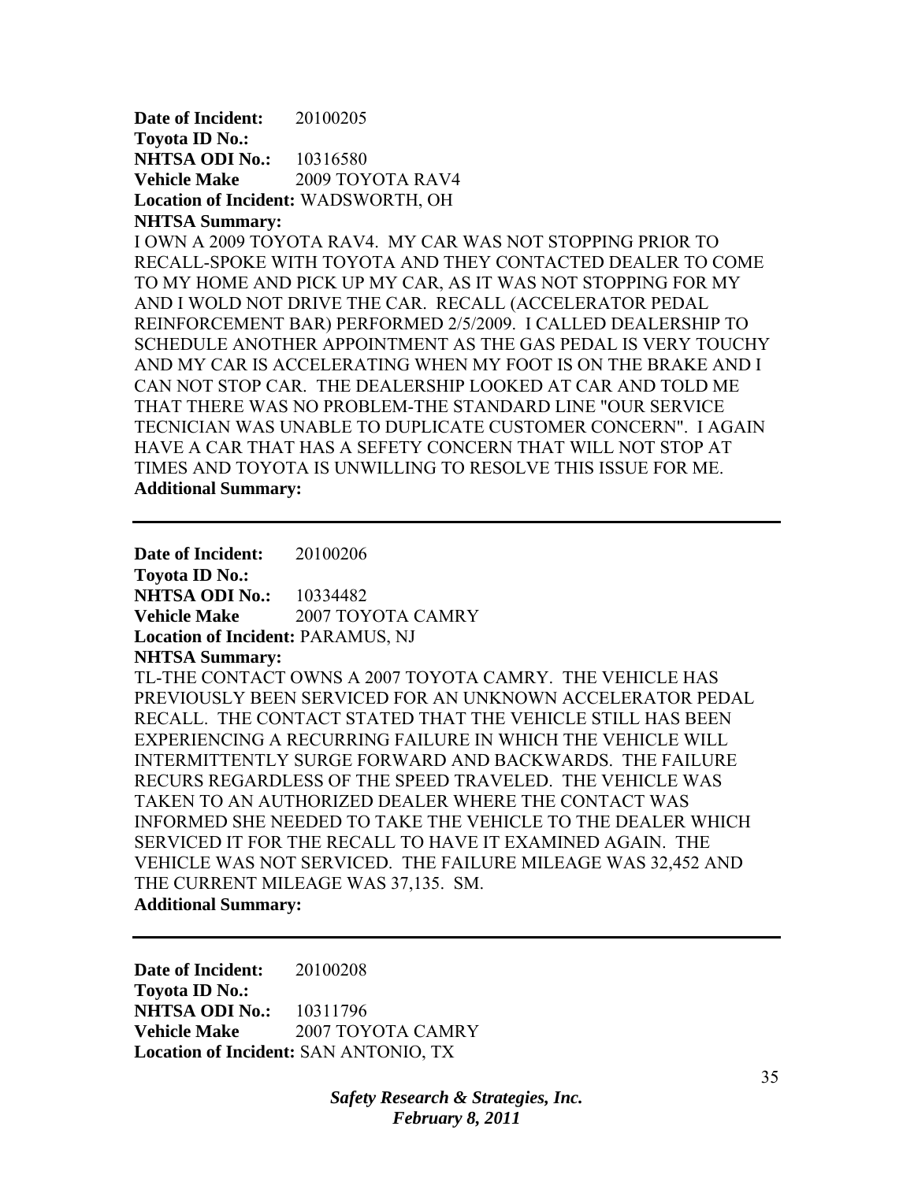**Date of Incident:** 20100205
**Toyota ID No.:**
**NHTSA ODI No.:** 10316580
**Vehicle Make** 2009 TOYOTA RAV4
**Location of Incident:** WADSWORTH, OH
**NHTSA Summary:**
I OWN A 2009 TOYOTA RAV4. MY CAR WAS NOT STOPPING PRIOR TO RECALL-SPOKE WITH TOYOTA AND THEY CONTACTED DEALER TO COME TO MY HOME AND PICK UP MY CAR, AS IT WAS NOT STOPPING FOR MY AND I WOLD NOT DRIVE THE CAR. RECALL (ACCELERATOR PEDAL REINFORCEMENT BAR) PERFORMED 2/5/2009. I CALLED DEALERSHIP TO SCHEDULE ANOTHER APPOINTMENT AS THE GAS PEDAL IS VERY TOUCHY AND MY CAR IS ACCELERATING WHEN MY FOOT IS ON THE BRAKE AND I CAN NOT STOP CAR. THE DEALERSHIP LOOKED AT CAR AND TOLD ME THAT THERE WAS NO PROBLEM-THE STANDARD LINE "OUR SERVICE TECNICIAN WAS UNABLE TO DUPLICATE CUSTOMER CONCERN". I AGAIN HAVE A CAR THAT HAS A SEFETY CONCERN THAT WILL NOT STOP AT TIMES AND TOYOTA IS UNWILLING TO RESOLVE THIS ISSUE FOR ME.
**Additional Summary:**

---

**Date of Incident:** 20100206
**Toyota ID No.:**
**NHTSA ODI No.:** 10334482
**Vehicle Make** 2007 TOYOTA CAMRY
**Location of Incident:** PARAMUS, NJ
**NHTSA Summary:**
TL-THE CONTACT OWNS A 2007 TOYOTA CAMRY. THE VEHICLE HAS PREVIOUSLY BEEN SERVICED FOR AN UNKNOWN ACCELERATOR PEDAL RECALL. THE CONTACT STATED THAT THE VEHICLE STILL HAS BEEN EXPERIENCING A RECURRING FAILURE IN WHICH THE VEHICLE WILL INTERMITTENTLY SURGE FORWARD AND BACKWARDS. THE FAILURE RECURS REGARDLESS OF THE SPEED TRAVELED. THE VEHICLE WAS TAKEN TO AN AUTHORIZED DEALER WHERE THE CONTACT WAS INFORMED SHE NEEDED TO TAKE THE VEHICLE TO THE DEALER WHICH SERVICED IT FOR THE RECALL TO HAVE IT EXAMINED AGAIN. THE VEHICLE WAS NOT SERVICED. THE FAILURE MILEAGE WAS 32,452 AND THE CURRENT MILEAGE WAS 37,135. SM.
**Additional Summary:**

---

**Date of Incident:** 20100208
**Toyota ID No.:**
**NHTSA ODI No.:** 10311796
**Vehicle Make** 2007 TOYOTA CAMRY
**Location of Incident:** SAN ANTONIO, TX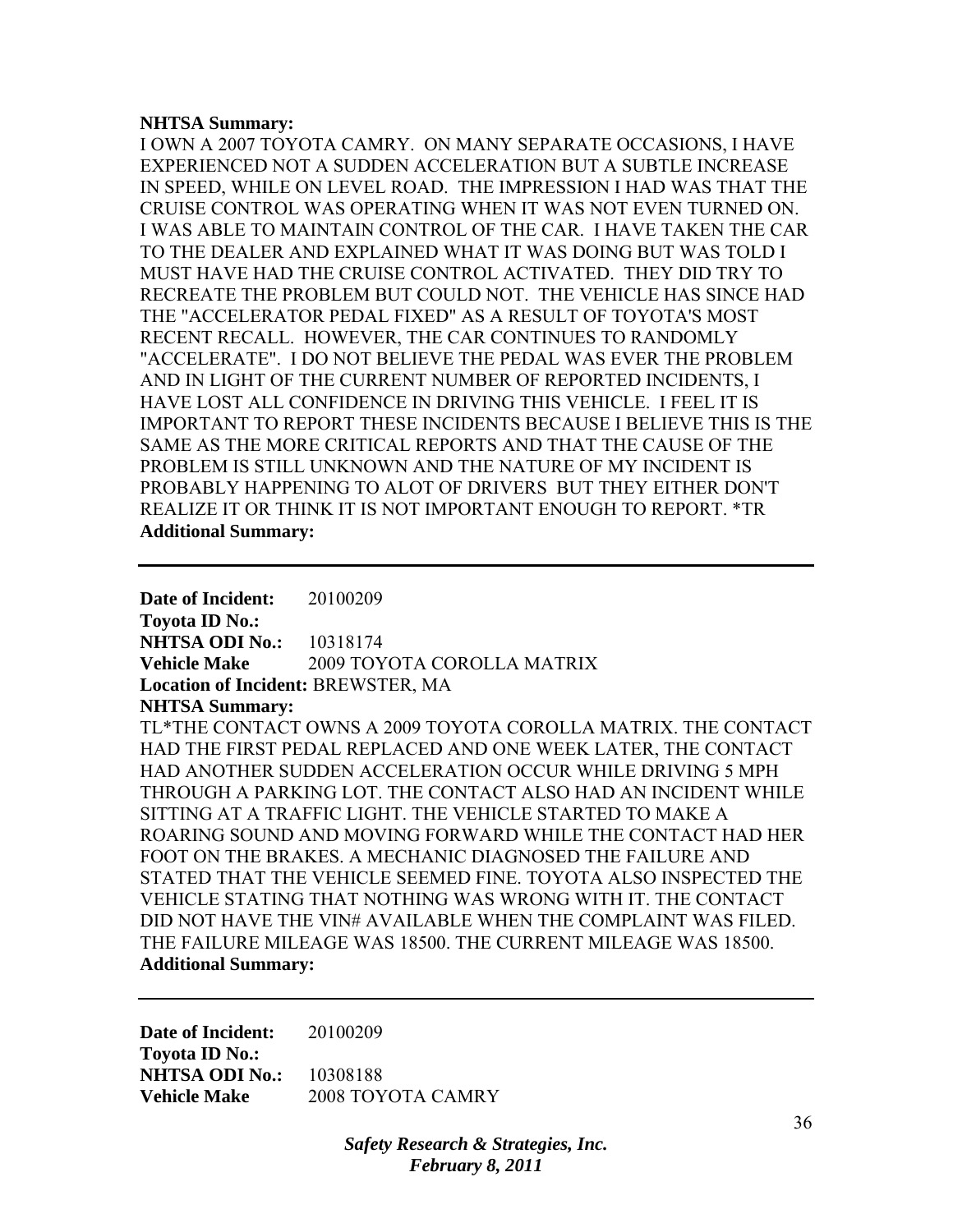**NHTSA Summary:**
I OWN A 2007 TOYOTA CAMRY. ON MANY SEPARATE OCCASIONS, I HAVE EXPERIENCED NOT A SUDDEN ACCELERATION BUT A SUBTLE INCREASE IN SPEED, WHILE ON LEVEL ROAD. THE IMPRESSION I HAD WAS THAT THE CRUISE CONTROL WAS OPERATING WHEN IT WAS NOT EVEN TURNED ON. I WAS ABLE TO MAINTAIN CONTROL OF THE CAR. I HAVE TAKEN THE CAR TO THE DEALER AND EXPLAINED WHAT IT WAS DOING BUT WAS TOLD I MUST HAVE HAD THE CRUISE CONTROL ACTIVATED. THEY DID TRY TO RECREATE THE PROBLEM BUT COULD NOT. THE VEHICLE HAS SINCE HAD THE "ACCELERATOR PEDAL FIXED" AS A RESULT OF TOYOTA'S MOST RECENT RECALL. HOWEVER, THE CAR CONTINUES TO RANDOMLY "ACCELERATE". I DO NOT BELIEVE THE PEDAL WAS EVER THE PROBLEM AND IN LIGHT OF THE CURRENT NUMBER OF REPORTED INCIDENTS, I HAVE LOST ALL CONFIDENCE IN DRIVING THIS VEHICLE. I FEEL IT IS IMPORTANT TO REPORT THESE INCIDENTS BECAUSE I BELIEVE THIS IS THE SAME AS THE MORE CRITICAL REPORTS AND THAT THE CAUSE OF THE PROBLEM IS STILL UNKNOWN AND THE NATURE OF MY INCIDENT IS PROBABLY HAPPENING TO ALOT OF DRIVERS BUT THEY EITHER DON'T REALIZE IT OR THINK IT IS NOT IMPORTANT ENOUGH TO REPORT. *TR
**Additional Summary:**

---

**Date of Incident:** 20100209
**Toyota ID No.:**
**NHTSA ODI No.:** 10318174
**Vehicle Make** 2009 TOYOTA COROLLA MATRIX
**Location of Incident:** BREWSTER, MA
**NHTSA Summary:**
TL*THE CONTACT OWNS A 2009 TOYOTA COROLLA MATRIX. THE CONTACT HAD THE FIRST PEDAL REPLACED AND ONE WEEK LATER, THE CONTACT HAD ANOTHER SUDDEN ACCELERATION OCCUR WHILE DRIVING 5 MPH THROUGH A PARKING LOT. THE CONTACT ALSO HAD AN INCIDENT WHILE SITTING AT A TRAFFIC LIGHT. THE VEHICLE STARTED TO MAKE A ROARING SOUND AND MOVING FORWARD WHILE THE CONTACT HAD HER FOOT ON THE BRAKES. A MECHANIC DIAGNOSED THE FAILURE AND STATED THAT THE VEHICLE SEEMED FINE. TOYOTA ALSO INSPECTED THE VEHICLE STATING THAT NOTHING WAS WRONG WITH IT. THE CONTACT DID NOT HAVE THE VIN# AVAILABLE WHEN THE COMPLAINT WAS FILED. THE FAILURE MILEAGE WAS 18500. THE CURRENT MILEAGE WAS 18500.
**Additional Summary:**

---

**Date of Incident:** 20100209
**Toyota ID No.:**
**NHTSA ODI No.:** 10308188
**Vehicle Make** 2008 TOYOTA CAMRY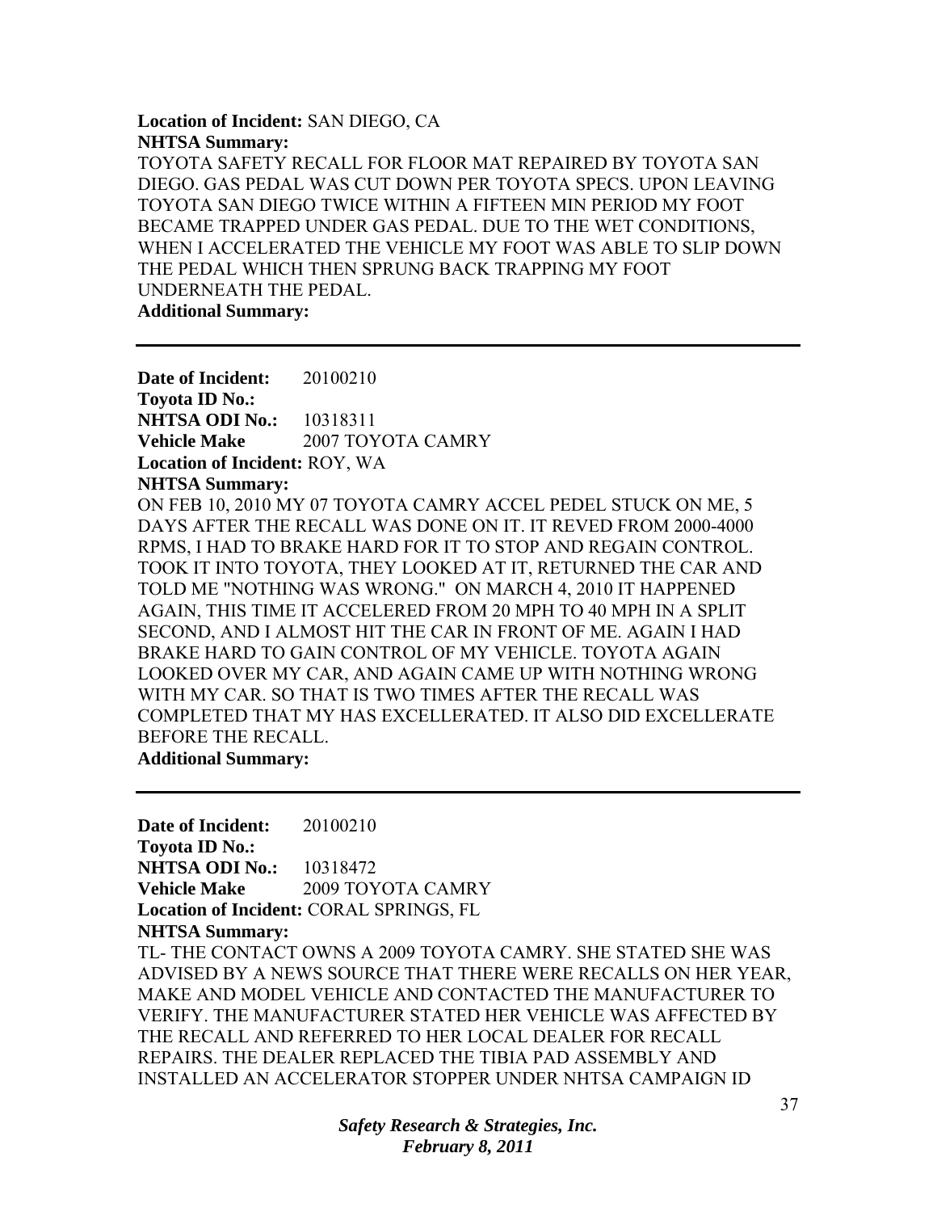**Location of Incident:** SAN DIEGO, CA
**NHTSA Summary:**
TOYOTA SAFETY RECALL FOR FLOOR MAT REPAIRED BY TOYOTA SAN DIEGO. GAS PEDAL WAS CUT DOWN PER TOYOTA SPECS. UPON LEAVING TOYOTA SAN DIEGO TWICE WITHIN A FIFTEEN MIN PERIOD MY FOOT BECAME TRAPPED UNDER GAS PEDAL. DUE TO THE WET CONDITIONS, WHEN I ACCELERATED THE VEHICLE MY FOOT WAS ABLE TO SLIP DOWN THE PEDAL WHICH THEN SPRUNG BACK TRAPPING MY FOOT UNDERNEATH THE PEDAL.
**Additional Summary:**

---

**Date of Incident:** 20100210
**Toyota ID No.:**
**NHTSA ODI No.:** 10318311
**Vehicle Make** 2007 TOYOTA CAMRY
**Location of Incident:** ROY, WA
**NHTSA Summary:**
ON FEB 10, 2010 MY 07 TOYOTA CAMRY ACCEL PEDEL STUCK ON ME, 5 DAYS AFTER THE RECALL WAS DONE ON IT. IT REVED FROM 2000-4000 RPMS, I HAD TO BRAKE HARD FOR IT TO STOP AND REGAIN CONTROL. TOOK IT INTO TOYOTA, THEY LOOKED AT IT, RETURNED THE CAR AND TOLD ME "NOTHING WAS WRONG." ON MARCH 4, 2010 IT HAPPENED AGAIN, THIS TIME IT ACCELERED FROM 20 MPH TO 40 MPH IN A SPLIT SECOND, AND I ALMOST HIT THE CAR IN FRONT OF ME. AGAIN I HAD BRAKE HARD TO GAIN CONTROL OF MY VEHICLE. TOYOTA AGAIN LOOKED OVER MY CAR, AND AGAIN CAME UP WITH NOTHING WRONG WITH MY CAR. SO THAT IS TWO TIMES AFTER THE RECALL WAS COMPLETED THAT MY HAS EXCELLERATED. IT ALSO DID EXCELLERATE BEFORE THE RECALL.
**Additional Summary:**

---

**Date of Incident:** 20100210
**Toyota ID No.:**
**NHTSA ODI No.:** 10318472
**Vehicle Make** 2009 TOYOTA CAMRY
**Location of Incident:** CORAL SPRINGS, FL
**NHTSA Summary:**
TL- THE CONTACT OWNS A 2009 TOYOTA CAMRY. SHE STATED SHE WAS ADVISED BY A NEWS SOURCE THAT THERE WERE RECALLS ON HER YEAR, MAKE AND MODEL VEHICLE AND CONTACTED THE MANUFACTURER TO VERIFY. THE MANUFACTURER STATED HER VEHICLE WAS AFFECTED BY THE RECALL AND REFERRED TO HER LOCAL DEALER FOR RECALL REPAIRS. THE DEALER REPLACED THE TIBIA PAD ASSEMBLY AND INSTALLED AN ACCELERATOR STOPPER UNDER NHTSA CAMPAIGN ID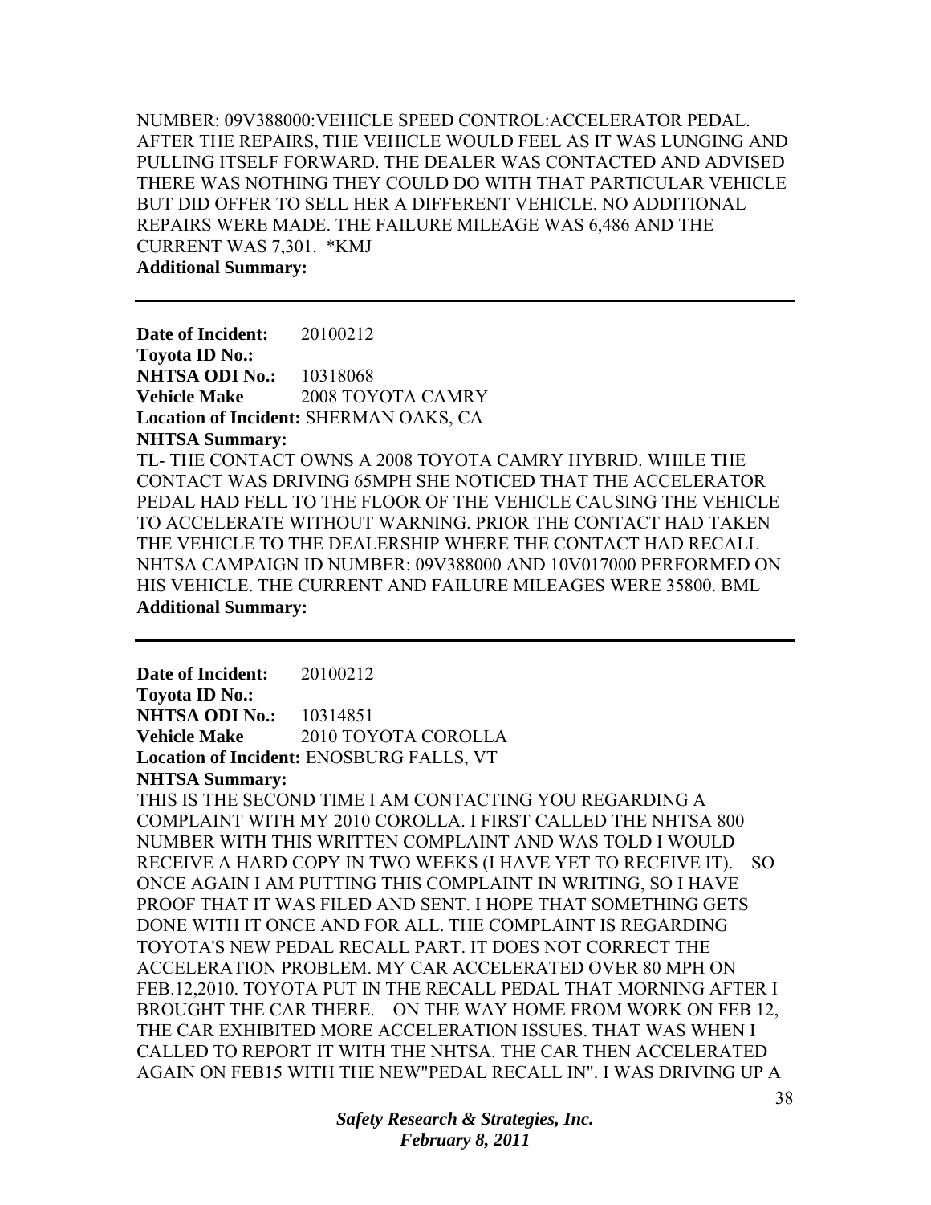NUMBER: 09V388000:VEHICLE SPEED CONTROL:ACCELERATOR PEDAL. AFTER THE REPAIRS, THE VEHICLE WOULD FEEL AS IT WAS LUNGING AND PULLING ITSELF FORWARD. THE DEALER WAS CONTACTED AND ADVISED THERE WAS NOTHING THEY COULD DO WITH THAT PARTICULAR VEHICLE BUT DID OFFER TO SELL HER A DIFFERENT VEHICLE. NO ADDITIONAL REPAIRS WERE MADE. THE FAILURE MILEAGE WAS 6,486 AND THE CURRENT WAS 7,301. *KMJ

**Additional Summary:**

---

**Date of Incident:** 20100212
**Toyota ID No.:**
**NHTSA ODI No.:** 10318068
**Vehicle Make** 2008 TOYOTA CAMRY
**Location of Incident:** SHERMAN OAKS, CA
**NHTSA Summary:**

TL- THE CONTACT OWNS A 2008 TOYOTA CAMRY HYBRID. WHILE THE CONTACT WAS DRIVING 65MPH SHE NOTICED THAT THE ACCELERATOR PEDAL HAD FELL TO THE FLOOR OF THE VEHICLE CAUSING THE VEHICLE TO ACCELERATE WITHOUT WARNING. PRIOR THE CONTACT HAD TAKEN THE VEHICLE TO THE DEALERSHIP WHERE THE CONTACT HAD RECALL NHTSA CAMPAIGN ID NUMBER: 09V388000 AND 10V017000 PERFORMED ON HIS VEHICLE. THE CURRENT AND FAILURE MILEAGES WERE 35800. BML

**Additional Summary:**

---

**Date of Incident:** 20100212
**Toyota ID No.:**
**NHTSA ODI No.:** 10314851
**Vehicle Make** 2010 TOYOTA COROLLA
**Location of Incident:** ENOSBURG FALLS, VT
**NHTSA Summary:**

THIS IS THE SECOND TIME I AM CONTACTING YOU REGARDING A COMPLAINT WITH MY 2010 COROLLA. I FIRST CALLED THE NHTSA 800 NUMBER WITH THIS WRITTEN COMPLAINT AND WAS TOLD I WOULD RECEIVE A HARD COPY IN TWO WEEKS (I HAVE YET TO RECEIVE IT). SO ONCE AGAIN I AM PUTTING THIS COMPLAINT IN WRITING, SO I HAVE PROOF THAT IT WAS FILED AND SENT. I HOPE THAT SOMETHING GETS DONE WITH IT ONCE AND FOR ALL. THE COMPLAINT IS REGARDING TOYOTA'S NEW PEDAL RECALL PART. IT DOES NOT CORRECT THE ACCELERATION PROBLEM. MY CAR ACCELERATED OVER 80 MPH ON FEB.12,2010. TOYOTA PUT IN THE RECALL PEDAL THAT MORNING AFTER I BROUGHT THE CAR THERE. ON THE WAY HOME FROM WORK ON FEB 12, THE CAR EXHIBITED MORE ACCELERATION ISSUES. THAT WAS WHEN I CALLED TO REPORT IT WITH THE NHTSA. THE CAR THEN ACCELERATED AGAIN ON FEB15 WITH THE NEW"PEDAL RECALL IN". I WAS DRIVING UP A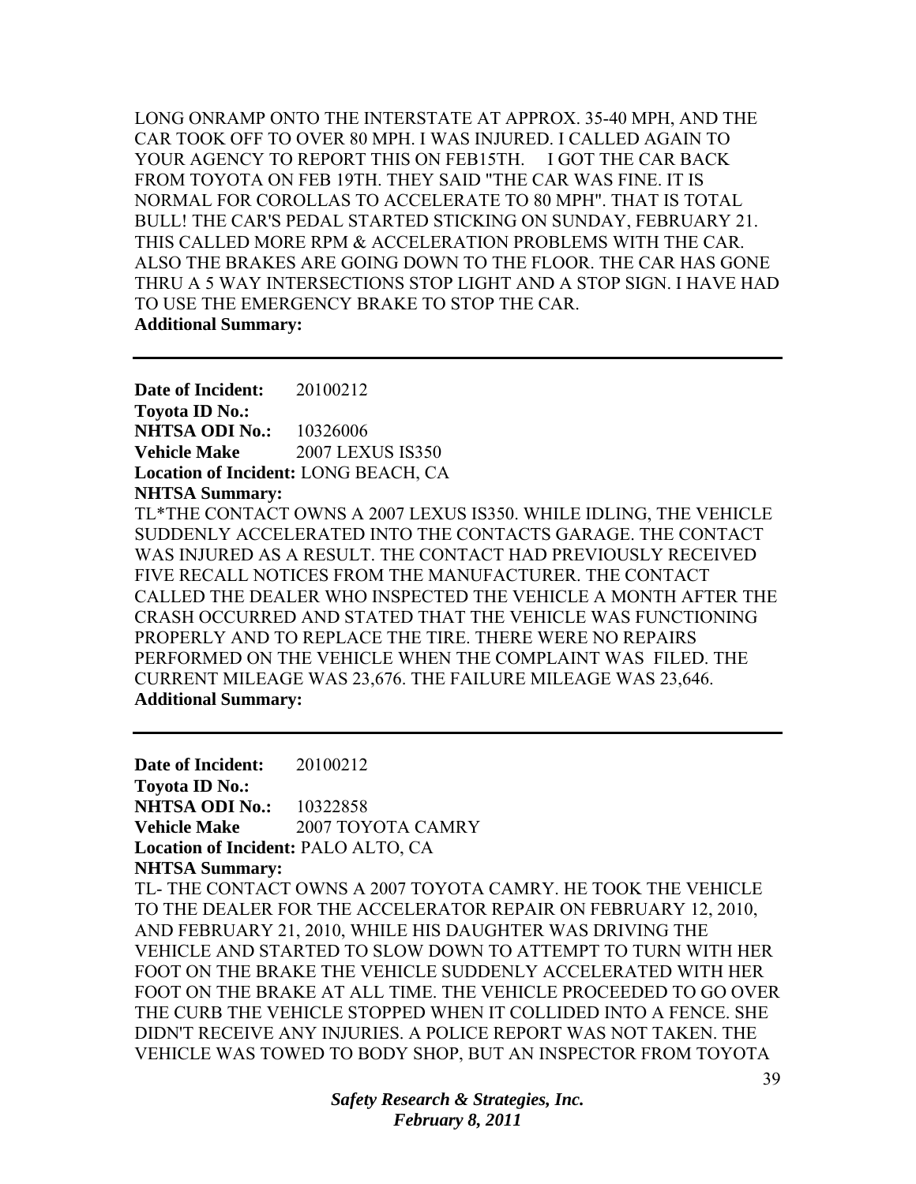LONG ONRAMP ONTO THE INTERSTATE AT APPROX. 35-40 MPH, AND THE CAR TOOK OFF TO OVER 80 MPH. I WAS INJURED. I CALLED AGAIN TO YOUR AGENCY TO REPORT THIS ON FEB15TH.     I GOT THE CAR BACK FROM TOYOTA ON FEB 19TH. THEY SAID "THE CAR WAS FINE. IT IS NORMAL FOR COROLLAS TO ACCELERATE TO 80 MPH". THAT IS TOTAL BULL! THE CAR'S PEDAL STARTED STICKING ON SUNDAY, FEBRUARY 21. THIS CALLED MORE RPM & ACCELERATION PROBLEMS WITH THE CAR. ALSO THE BRAKES ARE GOING DOWN TO THE FLOOR. THE CAR HAS GONE THRU A 5 WAY INTERSECTIONS STOP LIGHT AND A STOP SIGN. I HAVE HAD TO USE THE EMERGENCY BRAKE TO STOP THE CAR.

**Additional Summary:**

---

**Date of Incident:** 20100212
**Toyota ID No.:**
**NHTSA ODI No.:** 10326006
**Vehicle Make** 2007 LEXUS IS350
**Location of Incident:** LONG BEACH, CA
**NHTSA Summary:**
TL*THE CONTACT OWNS A 2007 LEXUS IS350. WHILE IDLING, THE VEHICLE SUDDENLY ACCELERATED INTO THE CONTACTS GARAGE. THE CONTACT WAS INJURED AS A RESULT. THE CONTACT HAD PREVIOUSLY RECEIVED FIVE RECALL NOTICES FROM THE MANUFACTURER. THE CONTACT CALLED THE DEALER WHO INSPECTED THE VEHICLE A MONTH AFTER THE CRASH OCCURRED AND STATED THAT THE VEHICLE WAS FUNCTIONING PROPERLY AND TO REPLACE THE TIRE. THERE WERE NO REPAIRS PERFORMED ON THE VEHICLE WHEN THE COMPLAINT WAS FILED. THE CURRENT MILEAGE WAS 23,676. THE FAILURE MILEAGE WAS 23,646.
**Additional Summary:**

---

**Date of Incident:** 20100212
**Toyota ID No.:**
**NHTSA ODI No.:** 10322858
**Vehicle Make** 2007 TOYOTA CAMRY
**Location of Incident:** PALO ALTO, CA
**NHTSA Summary:**
TL- THE CONTACT OWNS A 2007 TOYOTA CAMRY. HE TOOK THE VEHICLE TO THE DEALER FOR THE ACCELERATOR REPAIR ON FEBRUARY 12, 2010, AND FEBRUARY 21, 2010, WHILE HIS DAUGHTER WAS DRIVING THE VEHICLE AND STARTED TO SLOW DOWN TO ATTEMPT TO TURN WITH HER FOOT ON THE BRAKE THE VEHICLE SUDDENLY ACCELERATED WITH HER FOOT ON THE BRAKE AT ALL TIME. THE VEHICLE PROCEEDED TO GO OVER THE CURB THE VEHICLE STOPPED WHEN IT COLLIDED INTO A FENCE. SHE DIDN'T RECEIVE ANY INJURIES. A POLICE REPORT WAS NOT TAKEN. THE VEHICLE WAS TOWED TO BODY SHOP, BUT AN INSPECTOR FROM TOYOTA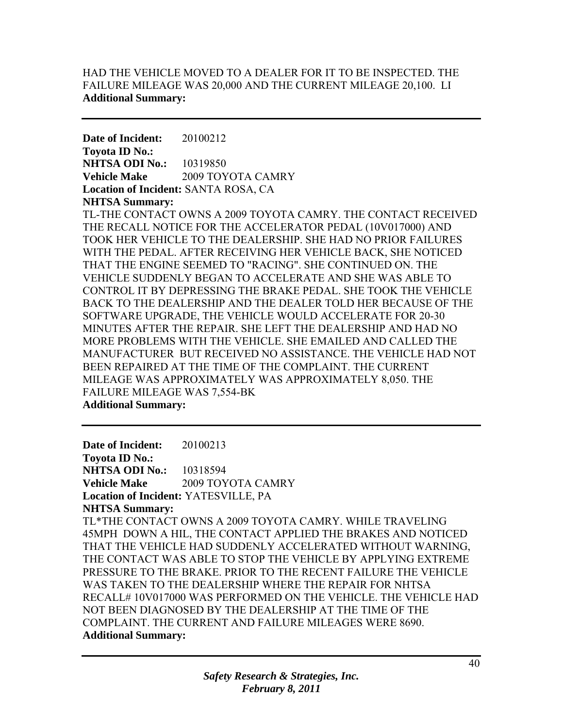HAD THE VEHICLE MOVED TO A DEALER FOR IT TO BE INSPECTED. THE FAILURE MILEAGE WAS 20,000 AND THE CURRENT MILEAGE 20,100. LI

**Additional Summary:**

---

**Date of Incident:** 20100212
**Toyota ID No.:**
**NHTSA ODI No.:** 10319850
**Vehicle Make** 2009 TOYOTA CAMRY
**Location of Incident:** SANTA ROSA, CA
**NHTSA Summary:**

TL-THE CONTACT OWNS A 2009 TOYOTA CAMRY. THE CONTACT RECEIVED THE RECALL NOTICE FOR THE ACCELERATOR PEDAL (10V017000) AND TOOK HER VEHICLE TO THE DEALERSHIP. SHE HAD NO PRIOR FAILURES WITH THE PEDAL. AFTER RECEIVING HER VEHICLE BACK, SHE NOTICED THAT THE ENGINE SEEMED TO "RACING". SHE CONTINUED ON. THE VEHICLE SUDDENLY BEGAN TO ACCELERATE AND SHE WAS ABLE TO CONTROL IT BY DEPRESSING THE BRAKE PEDAL. SHE TOOK THE VEHICLE BACK TO THE DEALERSHIP AND THE DEALER TOLD HER BECAUSE OF THE SOFTWARE UPGRADE, THE VEHICLE WOULD ACCELERATE FOR 20-30 MINUTES AFTER THE REPAIR. SHE LEFT THE DEALERSHIP AND HAD NO MORE PROBLEMS WITH THE VEHICLE. SHE EMAILED AND CALLED THE MANUFACTURER BUT RECEIVED NO ASSISTANCE. THE VEHICLE HAD NOT BEEN REPAIRED AT THE TIME OF THE COMPLAINT. THE CURRENT MILEAGE WAS APPROXIMATELY WAS APPROXIMATELY 8,050. THE FAILURE MILEAGE WAS 7,554-BK

**Additional Summary:**

---

**Date of Incident:** 20100213
**Toyota ID No.:**
**NHTSA ODI No.:** 10318594
**Vehicle Make** 2009 TOYOTA CAMRY
**Location of Incident:** YATESVILLE, PA
**NHTSA Summary:**

TL*THE CONTACT OWNS A 2009 TOYOTA CAMRY. WHILE TRAVELING 45MPH DOWN A HIL, THE CONTACT APPLIED THE BRAKES AND NOTICED THAT THE VEHICLE HAD SUDDENLY ACCELERATED WITHOUT WARNING, THE CONTACT WAS ABLE TO STOP THE VEHICLE BY APPLYING EXTREME PRESSURE TO THE BRAKE. PRIOR TO THE RECENT FAILURE THE VEHICLE WAS TAKEN TO THE DEALERSHIP WHERE THE REPAIR FOR NHTSA RECALL# 10V017000 WAS PERFORMED ON THE VEHICLE. THE VEHICLE HAD NOT BEEN DIAGNOSED BY THE DEALERSHIP AT THE TIME OF THE COMPLAINT. THE CURRENT AND FAILURE MILEAGES WERE 8690.

**Additional Summary:**

---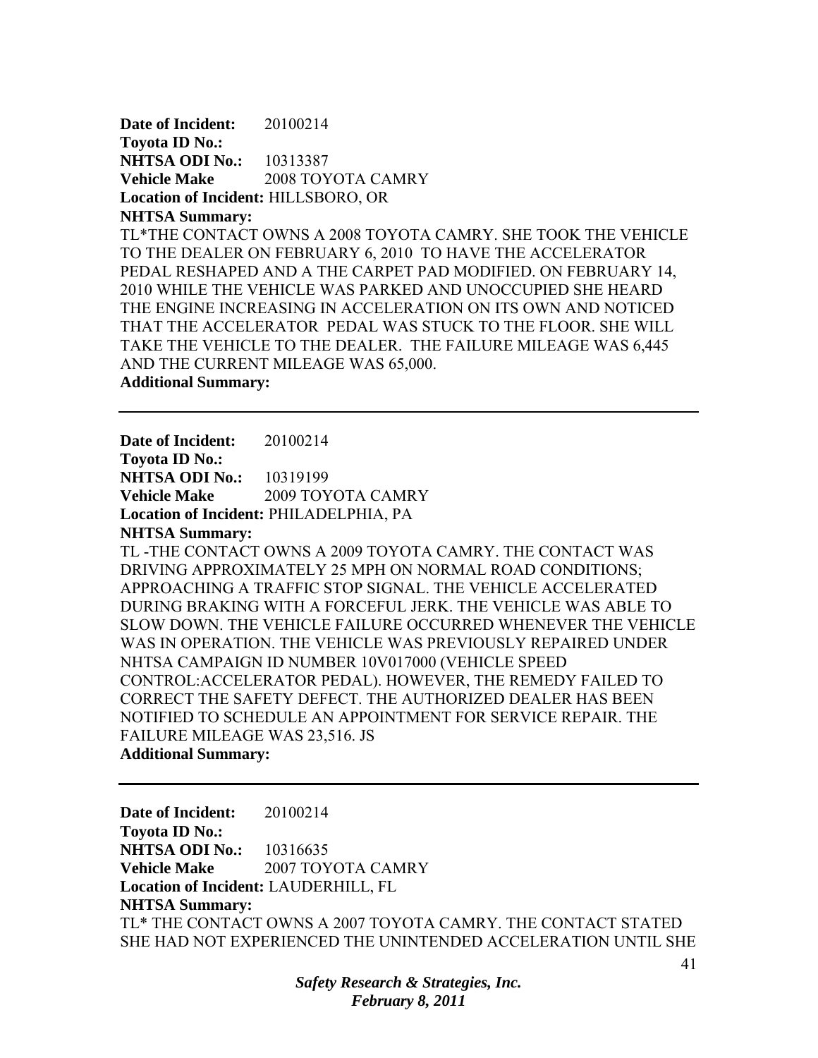**Date of Incident:** 20100214
**Toyota ID No.:**
**NHTSA ODI No.:** 10313387
**Vehicle Make** 2008 TOYOTA CAMRY
**Location of Incident:** HILLSBORO, OR
**NHTSA Summary:**
TL*THE CONTACT OWNS A 2008 TOYOTA CAMRY. SHE TOOK THE VEHICLE TO THE DEALER ON FEBRUARY 6, 2010 TO HAVE THE ACCELERATOR PEDAL RESHAPED AND A THE CARPET PAD MODIFIED. ON FEBRUARY 14, 2010 WHILE THE VEHICLE WAS PARKED AND UNOCCUPIED SHE HEARD THE ENGINE INCREASING IN ACCELERATION ON ITS OWN AND NOTICED THAT THE ACCELERATOR PEDAL WAS STUCK TO THE FLOOR. SHE WILL TAKE THE VEHICLE TO THE DEALER. THE FAILURE MILEAGE WAS 6,445 AND THE CURRENT MILEAGE WAS 65,000.
**Additional Summary:**

---

**Date of Incident:** 20100214
**Toyota ID No.:**
**NHTSA ODI No.:** 10319199
**Vehicle Make** 2009 TOYOTA CAMRY
**Location of Incident:** PHILADELPHIA, PA
**NHTSA Summary:**
TL -THE CONTACT OWNS A 2009 TOYOTA CAMRY. THE CONTACT WAS DRIVING APPROXIMATELY 25 MPH ON NORMAL ROAD CONDITIONS; APPROACHING A TRAFFIC STOP SIGNAL. THE VEHICLE ACCELERATED DURING BRAKING WITH A FORCEFUL JERK. THE VEHICLE WAS ABLE TO SLOW DOWN. THE VEHICLE FAILURE OCCURRED WHENEVER THE VEHICLE WAS IN OPERATION. THE VEHICLE WAS PREVIOUSLY REPAIRED UNDER NHTSA CAMPAIGN ID NUMBER 10V017000 (VEHICLE SPEED CONTROL:ACCELERATOR PEDAL). HOWEVER, THE REMEDY FAILED TO CORRECT THE SAFETY DEFECT. THE AUTHORIZED DEALER HAS BEEN NOTIFIED TO SCHEDULE AN APPOINTMENT FOR SERVICE REPAIR. THE FAILURE MILEAGE WAS 23,516. JS
**Additional Summary:**

---

**Date of Incident:** 20100214
**Toyota ID No.:**
**NHTSA ODI No.:** 10316635
**Vehicle Make** 2007 TOYOTA CAMRY
**Location of Incident:** LAUDERHILL, FL
**NHTSA Summary:**
TL* THE CONTACT OWNS A 2007 TOYOTA CAMRY. THE CONTACT STATED SHE HAD NOT EXPERIENCED THE UNINTENDED ACCELERATION UNTIL SHE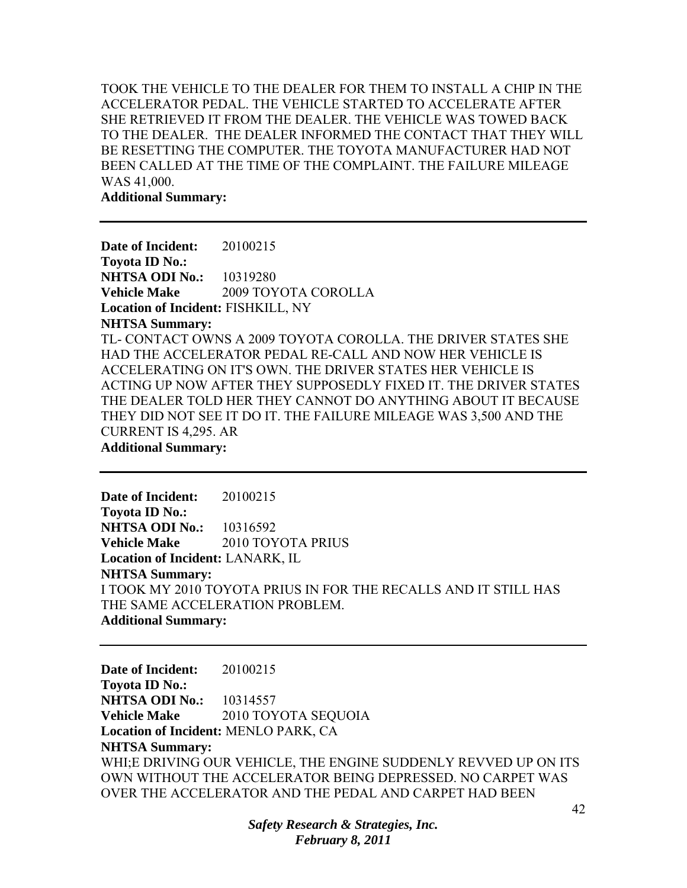TOOK THE VEHICLE TO THE DEALER FOR THEM TO INSTALL A CHIP IN THE ACCELERATOR PEDAL. THE VEHICLE STARTED TO ACCELERATE AFTER SHE RETRIEVED IT FROM THE DEALER. THE VEHICLE WAS TOWED BACK TO THE DEALER. THE DEALER INFORMED THE CONTACT THAT THEY WILL BE RESETTING THE COMPUTER. THE TOYOTA MANUFACTURER HAD NOT BEEN CALLED AT THE TIME OF THE COMPLAINT. THE FAILURE MILEAGE WAS 41,000.
**Additional Summary:**

---

**Date of Incident:** 20100215
**Toyota ID No.:**
**NHTSA ODI No.:** 10319280
**Vehicle Make** 2009 TOYOTA COROLLA
**Location of Incident:** FISHKILL, NY
**NHTSA Summary:**
TL- CONTACT OWNS A 2009 TOYOTA COROLLA. THE DRIVER STATES SHE HAD THE ACCELERATOR PEDAL RE-CALL AND NOW HER VEHICLE IS ACCELERATING ON IT'S OWN. THE DRIVER STATES HER VEHICLE IS ACTING UP NOW AFTER THEY SUPPOSEDLY FIXED IT. THE DRIVER STATES THE DEALER TOLD HER THEY CANNOT DO ANYTHING ABOUT IT BECAUSE THEY DID NOT SEE IT DO IT. THE FAILURE MILEAGE WAS 3,500 AND THE CURRENT IS 4,295. AR
**Additional Summary:**

---

**Date of Incident:** 20100215
**Toyota ID No.:**
**NHTSA ODI No.:** 10316592
**Vehicle Make** 2010 TOYOTA PRIUS
**Location of Incident:** LANARK, IL
**NHTSA Summary:**
I TOOK MY 2010 TOYOTA PRIUS IN FOR THE RECALLS AND IT STILL HAS THE SAME ACCELERATION PROBLEM.
**Additional Summary:**

---

**Date of Incident:** 20100215
**Toyota ID No.:**
**NHTSA ODI No.:** 10314557
**Vehicle Make** 2010 TOYOTA SEQUOIA
**Location of Incident:** MENLO PARK, CA
**NHTSA Summary:**
WHI;E DRIVING OUR VEHICLE, THE ENGINE SUDDENLY REVVED UP ON ITS OWN WITHOUT THE ACCELERATOR BEING DEPRESSED. NO CARPET WAS OVER THE ACCELERATOR AND THE PEDAL AND CARPET HAD BEEN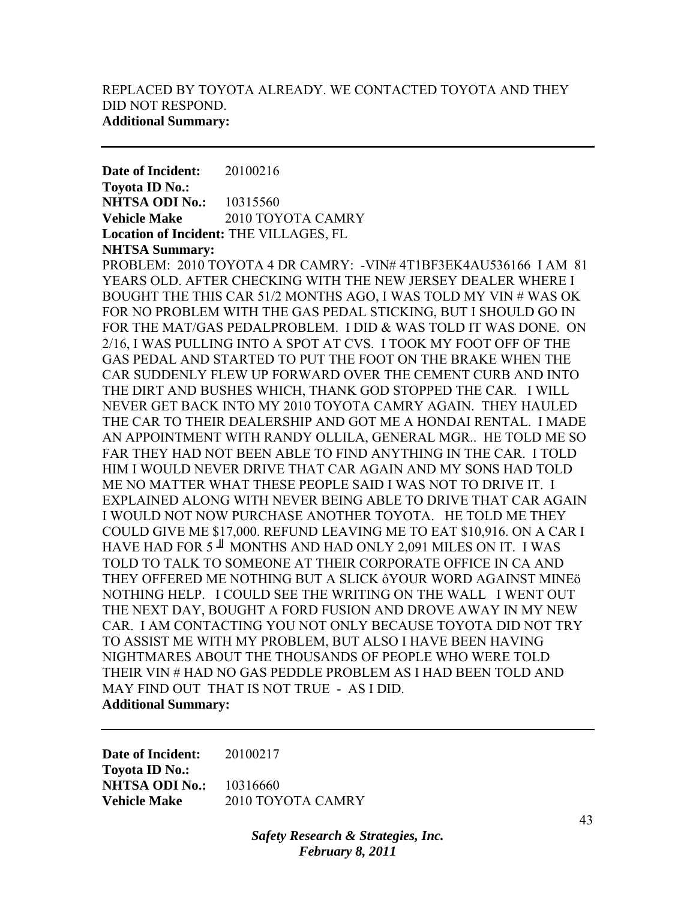REPLACED BY TOYOTA ALREADY. WE CONTACTED TOYOTA AND THEY DID NOT RESPOND.
**Additional Summary:**

---

**Date of Incident:** 20100216
**Toyota ID No.:**
**NHTSA ODI No.:** 10315560
**Vehicle Make** 2010 TOYOTA CAMRY
**Location of Incident:** THE VILLAGES, FL
**NHTSA Summary:**
PROBLEM: 2010 TOYOTA 4 DR CAMRY: -VIN# 4T1BF3EK4AU536166 I AM 81 YEARS OLD. AFTER CHECKING WITH THE NEW JERSEY DEALER WHERE I BOUGHT THE THIS CAR 51/2 MONTHS AGO, I WAS TOLD MY VIN # WAS OK FOR NO PROBLEM WITH THE GAS PEDAL STICKING, BUT I SHOULD GO IN FOR THE MAT/GAS PEDALPROBLEM. I DID & WAS TOLD IT WAS DONE. ON 2/16, I WAS PULLING INTO A SPOT AT CVS. I TOOK MY FOOT OFF OF THE GAS PEDAL AND STARTED TO PUT THE FOOT ON THE BRAKE WHEN THE CAR SUDDENLY FLEW UP FORWARD OVER THE CEMENT CURB AND INTO THE DIRT AND BUSHES WHICH, THANK GOD STOPPED THE CAR. I WILL NEVER GET BACK INTO MY 2010 TOYOTA CAMRY AGAIN. THEY HAULED THE CAR TO THEIR DEALERSHIP AND GOT ME A HONDAI RENTAL. I MADE AN APPOINTMENT WITH RANDY OLLILA, GENERAL MGR.. HE TOLD ME SO FAR THEY HAD NOT BEEN ABLE TO FIND ANYTHING IN THE CAR. I TOLD HIM I WOULD NEVER DRIVE THAT CAR AGAIN AND MY SONS HAD TOLD ME NO MATTER WHAT THESE PEOPLE SAID I WAS NOT TO DRIVE IT. I EXPLAINED ALONG WITH NEVER BEING ABLE TO DRIVE THAT CAR AGAIN I WOULD NOT NOW PURCHASE ANOTHER TOYOTA. HE TOLD ME THEY COULD GIVE ME $17,000. REFUND LEAVING ME TO EAT $10,916. ON A CAR I HAVE HAD FOR 5 ╜ MONTHS AND HAD ONLY 2,091 MILES ON IT. I WAS TOLD TO TALK TO SOMEONE AT THEIR CORPORATE OFFICE IN CA AND THEY OFFERED ME NOTHING BUT A SLICK ôYOUR WORD AGAINST MINEö NOTHING HELP. I COULD SEE THE WRITING ON THE WALL I WENT OUT THE NEXT DAY, BOUGHT A FORD FUSION AND DROVE AWAY IN MY NEW CAR. I AM CONTACTING YOU NOT ONLY BECAUSE TOYOTA DID NOT TRY TO ASSIST ME WITH MY PROBLEM, BUT ALSO I HAVE BEEN HAVING NIGHTMARES ABOUT THE THOUSANDS OF PEOPLE WHO WERE TOLD THEIR VIN # HAD NO GAS PEDDLE PROBLEM AS I HAD BEEN TOLD AND MAY FIND OUT THAT IS NOT TRUE - AS I DID.
**Additional Summary:**

---

**Date of Incident:** 20100217
**Toyota ID No.:**
**NHTSA ODI No.:** 10316660
**Vehicle Make** 2010 TOYOTA CAMRY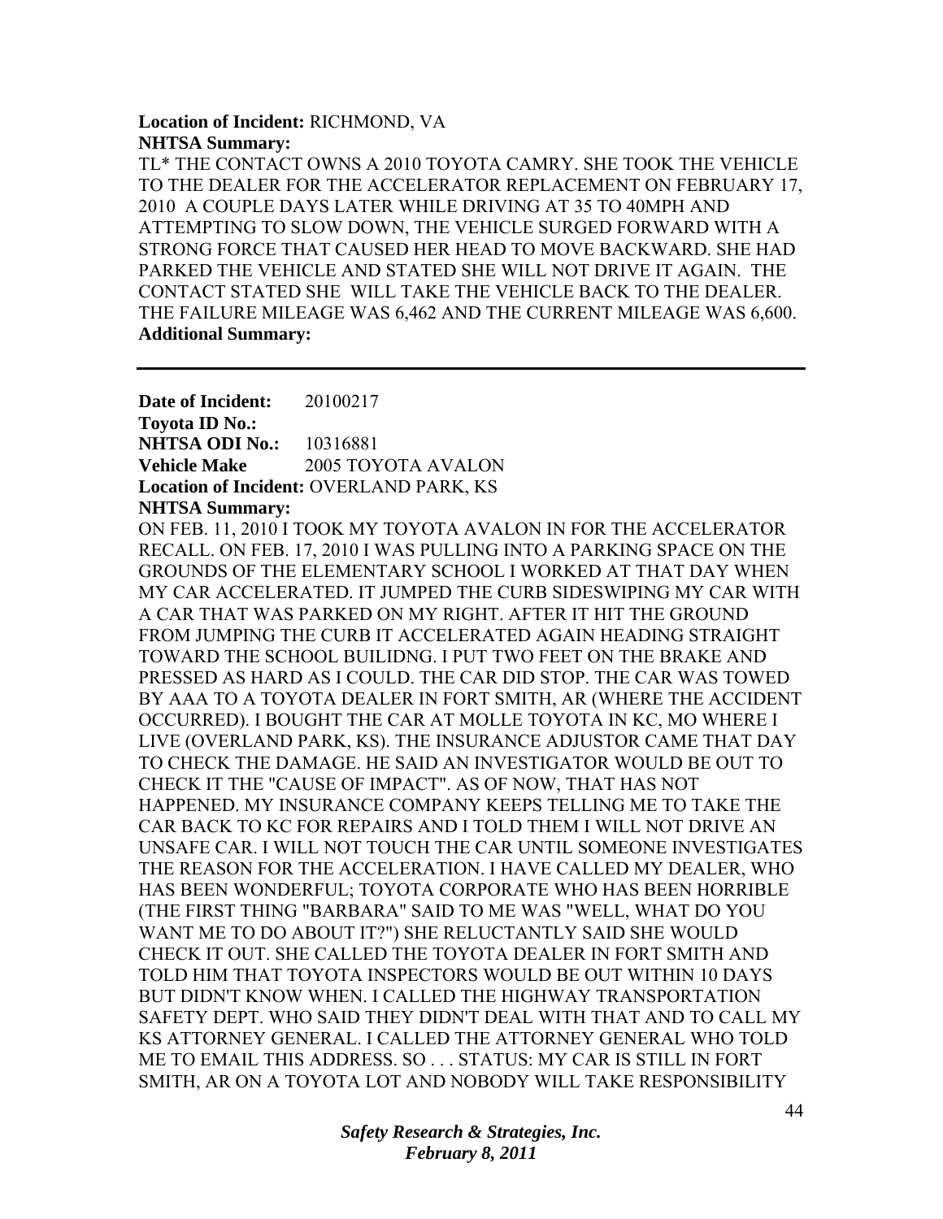**Location of Incident:** RICHMOND, VA
**NHTSA Summary:**
TL* THE CONTACT OWNS A 2010 TOYOTA CAMRY. SHE TOOK THE VEHICLE TO THE DEALER FOR THE ACCELERATOR REPLACEMENT ON FEBRUARY 17, 2010 A COUPLE DAYS LATER WHILE DRIVING AT 35 TO 40MPH AND ATTEMPTING TO SLOW DOWN, THE VEHICLE SURGED FORWARD WITH A STRONG FORCE THAT CAUSED HER HEAD TO MOVE BACKWARD. SHE HAD PARKED THE VEHICLE AND STATED SHE WILL NOT DRIVE IT AGAIN. THE CONTACT STATED SHE WILL TAKE THE VEHICLE BACK TO THE DEALER. THE FAILURE MILEAGE WAS 6,462 AND THE CURRENT MILEAGE WAS 6,600.
**Additional Summary:**

---

**Date of Incident:** 20100217
**Toyota ID No.:**
**NHTSA ODI No.:** 10316881
**Vehicle Make** 2005 TOYOTA AVALON
**Location of Incident:** OVERLAND PARK, KS
**NHTSA Summary:**
ON FEB. 11, 2010 I TOOK MY TOYOTA AVALON IN FOR THE ACCELERATOR RECALL. ON FEB. 17, 2010 I WAS PULLING INTO A PARKING SPACE ON THE GROUNDS OF THE ELEMENTARY SCHOOL I WORKED AT THAT DAY WHEN MY CAR ACCELERATED. IT JUMPED THE CURB SIDESWIPING MY CAR WITH A CAR THAT WAS PARKED ON MY RIGHT. AFTER IT HIT THE GROUND FROM JUMPING THE CURB IT ACCELERATED AGAIN HEADING STRAIGHT TOWARD THE SCHOOL BUILIDNG. I PUT TWO FEET ON THE BRAKE AND PRESSED AS HARD AS I COULD. THE CAR DID STOP. THE CAR WAS TOWED BY AAA TO A TOYOTA DEALER IN FORT SMITH, AR (WHERE THE ACCIDENT OCCURRED). I BOUGHT THE CAR AT MOLLE TOYOTA IN KC, MO WHERE I LIVE (OVERLAND PARK, KS). THE INSURANCE ADJUSTOR CAME THAT DAY TO CHECK THE DAMAGE. HE SAID AN INVESTIGATOR WOULD BE OUT TO CHECK IT THE "CAUSE OF IMPACT". AS OF NOW, THAT HAS NOT HAPPENED. MY INSURANCE COMPANY KEEPS TELLING ME TO TAKE THE CAR BACK TO KC FOR REPAIRS AND I TOLD THEM I WILL NOT DRIVE AN UNSAFE CAR. I WILL NOT TOUCH THE CAR UNTIL SOMEONE INVESTIGATES THE REASON FOR THE ACCELERATION. I HAVE CALLED MY DEALER, WHO HAS BEEN WONDERFUL; TOYOTA CORPORATE WHO HAS BEEN HORRIBLE (THE FIRST THING "BARBARA" SAID TO ME WAS "WELL, WHAT DO YOU WANT ME TO DO ABOUT IT?") SHE RELUCTANTLY SAID SHE WOULD CHECK IT OUT. SHE CALLED THE TOYOTA DEALER IN FORT SMITH AND TOLD HIM THAT TOYOTA INSPECTORS WOULD BE OUT WITHIN 10 DAYS BUT DIDN'T KNOW WHEN. I CALLED THE HIGHWAY TRANSPORTATION SAFETY DEPT. WHO SAID THEY DIDN'T DEAL WITH THAT AND TO CALL MY KS ATTORNEY GENERAL. I CALLED THE ATTORNEY GENERAL WHO TOLD ME TO EMAIL THIS ADDRESS. SO . . . STATUS: MY CAR IS STILL IN FORT SMITH, AR ON A TOYOTA LOT AND NOBODY WILL TAKE RESPONSIBILITY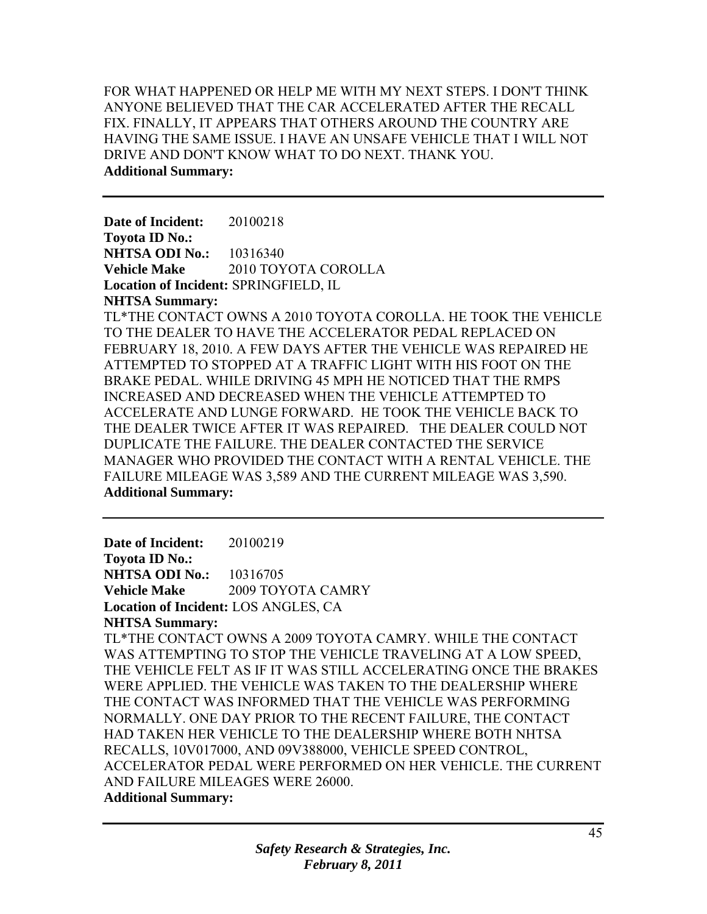FOR WHAT HAPPENED OR HELP ME WITH MY NEXT STEPS. I DON'T THINK ANYONE BELIEVED THAT THE CAR ACCELERATED AFTER THE RECALL FIX. FINALLY, IT APPEARS THAT OTHERS AROUND THE COUNTRY ARE HAVING THE SAME ISSUE. I HAVE AN UNSAFE VEHICLE THAT I WILL NOT DRIVE AND DON'T KNOW WHAT TO DO NEXT. THANK YOU.

**Additional Summary:**

---

**Date of Incident:** 20100218
**Toyota ID No.:**
**NHTSA ODI No.:** 10316340
**Vehicle Make** 2010 TOYOTA COROLLA
**Location of Incident:** SPRINGFIELD, IL
**NHTSA Summary:**

TL*THE CONTACT OWNS A 2010 TOYOTA COROLLA. HE TOOK THE VEHICLE TO THE DEALER TO HAVE THE ACCELERATOR PEDAL REPLACED ON FEBRUARY 18, 2010. A FEW DAYS AFTER THE VEHICLE WAS REPAIRED HE ATTEMPTED TO STOPPED AT A TRAFFIC LIGHT WITH HIS FOOT ON THE BRAKE PEDAL. WHILE DRIVING 45 MPH HE NOTICED THAT THE RMPS INCREASED AND DECREASED WHEN THE VEHICLE ATTEMPTED TO ACCELERATE AND LUNGE FORWARD. HE TOOK THE VEHICLE BACK TO THE DEALER TWICE AFTER IT WAS REPAIRED. THE DEALER COULD NOT DUPLICATE THE FAILURE. THE DEALER CONTACTED THE SERVICE MANAGER WHO PROVIDED THE CONTACT WITH A RENTAL VEHICLE. THE FAILURE MILEAGE WAS 3,589 AND THE CURRENT MILEAGE WAS 3,590.

**Additional Summary:**

---

**Date of Incident:** 20100219
**Toyota ID No.:**
**NHTSA ODI No.:** 10316705
**Vehicle Make** 2009 TOYOTA CAMRY
**Location of Incident:** LOS ANGLES, CA
**NHTSA Summary:**

TL*THE CONTACT OWNS A 2009 TOYOTA CAMRY. WHILE THE CONTACT WAS ATTEMPTING TO STOP THE VEHICLE TRAVELING AT A LOW SPEED, THE VEHICLE FELT AS IF IT WAS STILL ACCELERATING ONCE THE BRAKES WERE APPLIED. THE VEHICLE WAS TAKEN TO THE DEALERSHIP WHERE THE CONTACT WAS INFORMED THAT THE VEHICLE WAS PERFORMING NORMALLY. ONE DAY PRIOR TO THE RECENT FAILURE, THE CONTACT HAD TAKEN HER VEHICLE TO THE DEALERSHIP WHERE BOTH NHTSA RECALLS, 10V017000, AND 09V388000, VEHICLE SPEED CONTROL, ACCELERATOR PEDAL WERE PERFORMED ON HER VEHICLE. THE CURRENT AND FAILURE MILEAGES WERE 26000.

**Additional Summary:**

---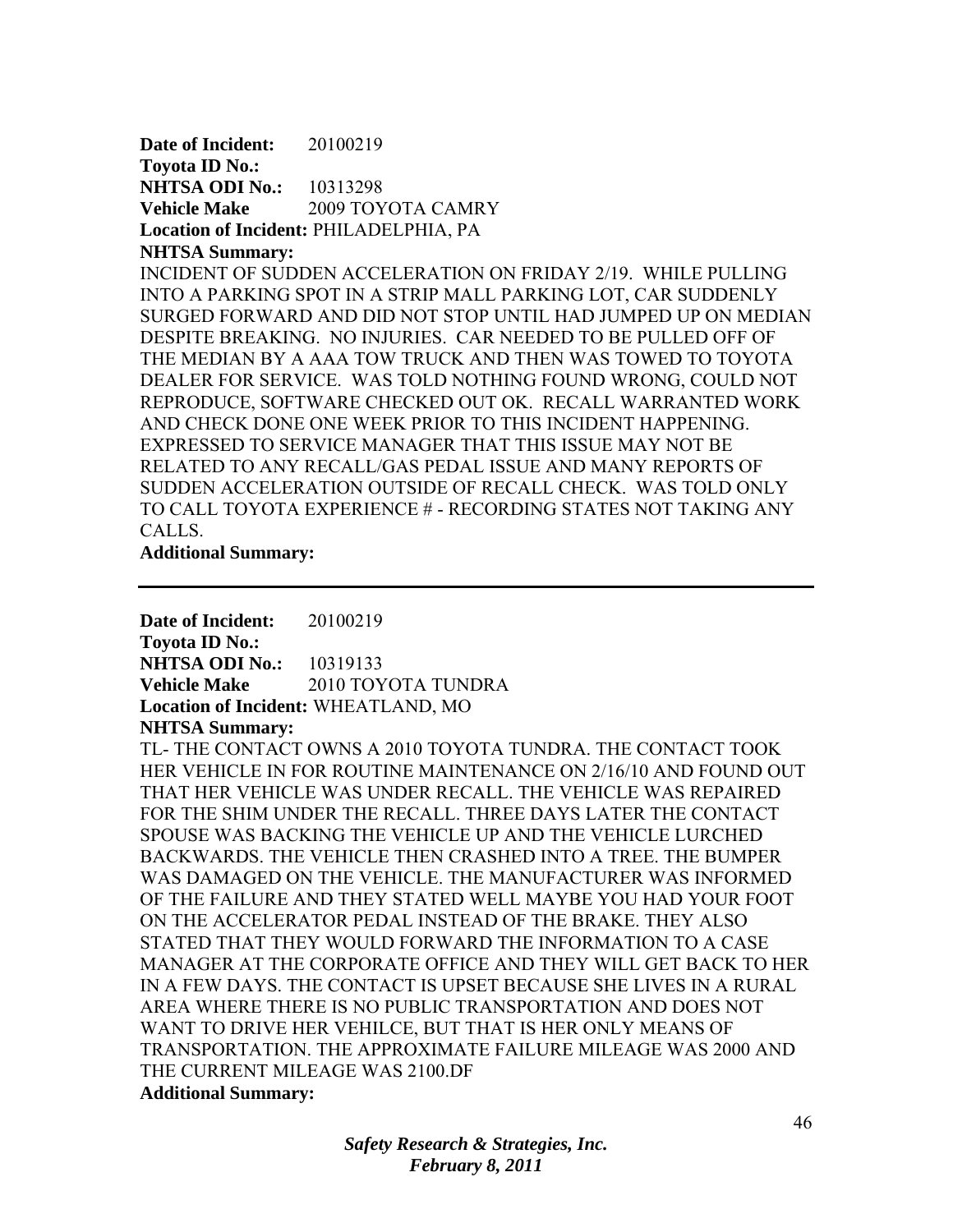**Date of Incident:** 20100219
**Toyota ID No.:**
**NHTSA ODI No.:** 10313298
**Vehicle Make** 2009 TOYOTA CAMRY
**Location of Incident:** PHILADELPHIA, PA
**NHTSA Summary:**
INCIDENT OF SUDDEN ACCELERATION ON FRIDAY 2/19. WHILE PULLING INTO A PARKING SPOT IN A STRIP MALL PARKING LOT, CAR SUDDENLY SURGED FORWARD AND DID NOT STOP UNTIL HAD JUMPED UP ON MEDIAN DESPITE BREAKING. NO INJURIES. CAR NEEDED TO BE PULLED OFF OF THE MEDIAN BY A AAA TOW TRUCK AND THEN WAS TOWED TO TOYOTA DEALER FOR SERVICE. WAS TOLD NOTHING FOUND WRONG, COULD NOT REPRODUCE, SOFTWARE CHECKED OUT OK. RECALL WARRANTED WORK AND CHECK DONE ONE WEEK PRIOR TO THIS INCIDENT HAPPENING. EXPRESSED TO SERVICE MANAGER THAT THIS ISSUE MAY NOT BE RELATED TO ANY RECALL/GAS PEDAL ISSUE AND MANY REPORTS OF SUDDEN ACCELERATION OUTSIDE OF RECALL CHECK. WAS TOLD ONLY TO CALL TOYOTA EXPERIENCE # - RECORDING STATES NOT TAKING ANY CALLS.
**Additional Summary:**

---

**Date of Incident:** 20100219
**Toyota ID No.:**
**NHTSA ODI No.:** 10319133
**Vehicle Make** 2010 TOYOTA TUNDRA
**Location of Incident:** WHEATLAND, MO
**NHTSA Summary:**
TL- THE CONTACT OWNS A 2010 TOYOTA TUNDRA. THE CONTACT TOOK HER VEHICLE IN FOR ROUTINE MAINTENANCE ON 2/16/10 AND FOUND OUT THAT HER VEHICLE WAS UNDER RECALL. THE VEHICLE WAS REPAIRED FOR THE SHIM UNDER THE RECALL. THREE DAYS LATER THE CONTACT SPOUSE WAS BACKING THE VEHICLE UP AND THE VEHICLE LURCHED BACKWARDS. THE VEHICLE THEN CRASHED INTO A TREE. THE BUMPER WAS DAMAGED ON THE VEHICLE. THE MANUFACTURER WAS INFORMED OF THE FAILURE AND THEY STATED WELL MAYBE YOU HAD YOUR FOOT ON THE ACCELERATOR PEDAL INSTEAD OF THE BRAKE. THEY ALSO STATED THAT THEY WOULD FORWARD THE INFORMATION TO A CASE MANAGER AT THE CORPORATE OFFICE AND THEY WILL GET BACK TO HER IN A FEW DAYS. THE CONTACT IS UPSET BECAUSE SHE LIVES IN A RURAL AREA WHERE THERE IS NO PUBLIC TRANSPORTATION AND DOES NOT WANT TO DRIVE HER VEHILCE, BUT THAT IS HER ONLY MEANS OF TRANSPORTATION. THE APPROXIMATE FAILURE MILEAGE WAS 2000 AND THE CURRENT MILEAGE WAS 2100.DF
**Additional Summary:**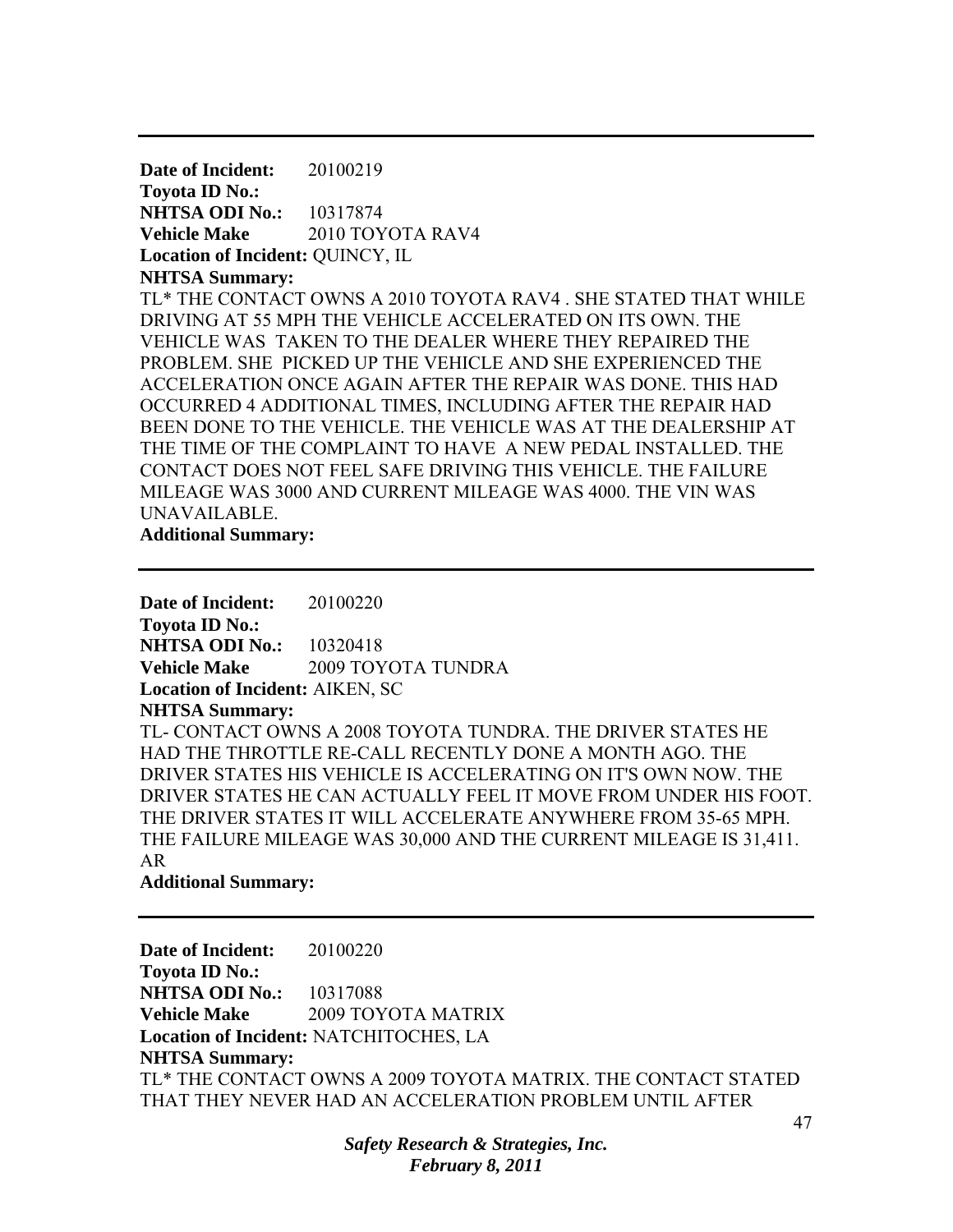---

**Date of Incident:** 20100219
**Toyota ID No.:**
**NHTSA ODI No.:** 10317874
**Vehicle Make** 2010 TOYOTA RAV4
**Location of Incident:** QUINCY, IL
**NHTSA Summary:**
TL* THE CONTACT OWNS A 2010 TOYOTA RAV4 . SHE STATED THAT WHILE DRIVING AT 55 MPH THE VEHICLE ACCELERATED ON ITS OWN. THE VEHICLE WAS TAKEN TO THE DEALER WHERE THEY REPAIRED THE PROBLEM. SHE PICKED UP THE VEHICLE AND SHE EXPERIENCED THE ACCELERATION ONCE AGAIN AFTER THE REPAIR WAS DONE. THIS HAD OCCURRED 4 ADDITIONAL TIMES, INCLUDING AFTER THE REPAIR HAD BEEN DONE TO THE VEHICLE. THE VEHICLE WAS AT THE DEALERSHIP AT THE TIME OF THE COMPLAINT TO HAVE A NEW PEDAL INSTALLED. THE CONTACT DOES NOT FEEL SAFE DRIVING THIS VEHICLE. THE FAILURE MILEAGE WAS 3000 AND CURRENT MILEAGE WAS 4000. THE VIN WAS UNAVAILABLE.
**Additional Summary:**

---

**Date of Incident:** 20100220
**Toyota ID No.:**
**NHTSA ODI No.:** 10320418
**Vehicle Make** 2009 TOYOTA TUNDRA
**Location of Incident:** AIKEN, SC
**NHTSA Summary:**
TL- CONTACT OWNS A 2008 TOYOTA TUNDRA. THE DRIVER STATES HE HAD THE THROTTLE RE-CALL RECENTLY DONE A MONTH AGO. THE DRIVER STATES HIS VEHICLE IS ACCELERATING ON IT'S OWN NOW. THE DRIVER STATES HE CAN ACTUALLY FEEL IT MOVE FROM UNDER HIS FOOT. THE DRIVER STATES IT WILL ACCELERATE ANYWHERE FROM 35-65 MPH. THE FAILURE MILEAGE WAS 30,000 AND THE CURRENT MILEAGE IS 31,411. AR
**Additional Summary:**

---

**Date of Incident:** 20100220
**Toyota ID No.:**
**NHTSA ODI No.:** 10317088
**Vehicle Make** 2009 TOYOTA MATRIX
**Location of Incident:** NATCHITOCHES, LA
**NHTSA Summary:**
TL* THE CONTACT OWNS A 2009 TOYOTA MATRIX. THE CONTACT STATED THAT THEY NEVER HAD AN ACCELERATION PROBLEM UNTIL AFTER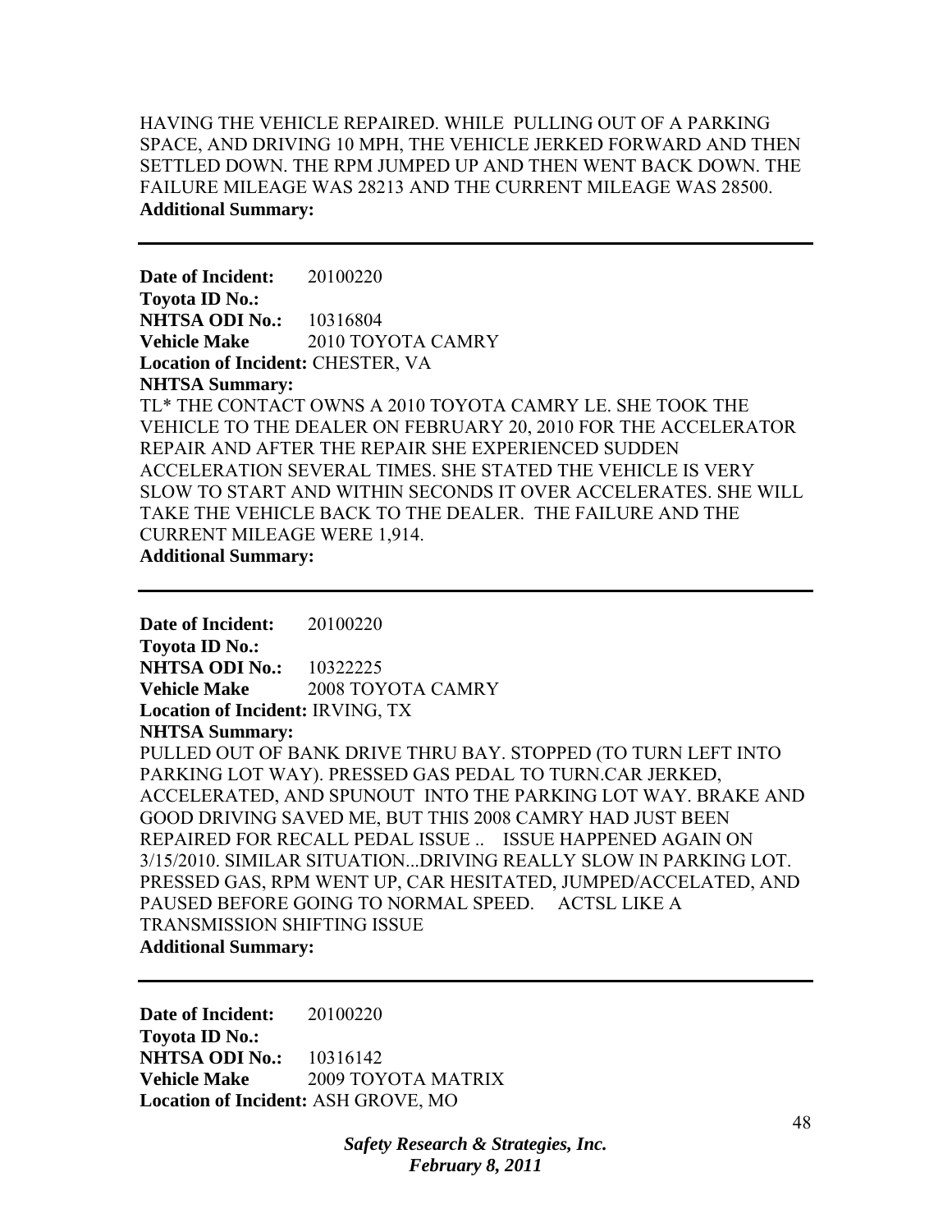HAVING THE VEHICLE REPAIRED. WHILE PULLING OUT OF A PARKING SPACE, AND DRIVING 10 MPH, THE VEHICLE JERKED FORWARD AND THEN SETTLED DOWN. THE RPM JUMPED UP AND THEN WENT BACK DOWN. THE FAILURE MILEAGE WAS 28213 AND THE CURRENT MILEAGE WAS 28500.
**Additional Summary:**

---

**Date of Incident:** 20100220
**Toyota ID No.:**
**NHTSA ODI No.:** 10316804
**Vehicle Make** 2010 TOYOTA CAMRY
**Location of Incident:** CHESTER, VA
**NHTSA Summary:**
TL* THE CONTACT OWNS A 2010 TOYOTA CAMRY LE. SHE TOOK THE VEHICLE TO THE DEALER ON FEBRUARY 20, 2010 FOR THE ACCELERATOR REPAIR AND AFTER THE REPAIR SHE EXPERIENCED SUDDEN ACCELERATION SEVERAL TIMES. SHE STATED THE VEHICLE IS VERY SLOW TO START AND WITHIN SECONDS IT OVER ACCELERATES. SHE WILL TAKE THE VEHICLE BACK TO THE DEALER. THE FAILURE AND THE CURRENT MILEAGE WERE 1,914.
**Additional Summary:**

---

**Date of Incident:** 20100220
**Toyota ID No.:**
**NHTSA ODI No.:** 10322225
**Vehicle Make** 2008 TOYOTA CAMRY
**Location of Incident:** IRVING, TX
**NHTSA Summary:**
PULLED OUT OF BANK DRIVE THRU BAY. STOPPED (TO TURN LEFT INTO PARKING LOT WAY). PRESSED GAS PEDAL TO TURN.CAR JERKED, ACCELERATED, AND SPUNOUT INTO THE PARKING LOT WAY. BRAKE AND GOOD DRIVING SAVED ME, BUT THIS 2008 CAMRY HAD JUST BEEN REPAIRED FOR RECALL PEDAL ISSUE .. ISSUE HAPPENED AGAIN ON 3/15/2010. SIMILAR SITUATION...DRIVING REALLY SLOW IN PARKING LOT. PRESSED GAS, RPM WENT UP, CAR HESITATED, JUMPED/ACCELATED, AND PAUSED BEFORE GOING TO NORMAL SPEED. ACTSL LIKE A TRANSMISSION SHIFTING ISSUE
**Additional Summary:**

---

**Date of Incident:** 20100220
**Toyota ID No.:**
**NHTSA ODI No.:** 10316142
**Vehicle Make** 2009 TOYOTA MATRIX
**Location of Incident:** ASH GROVE, MO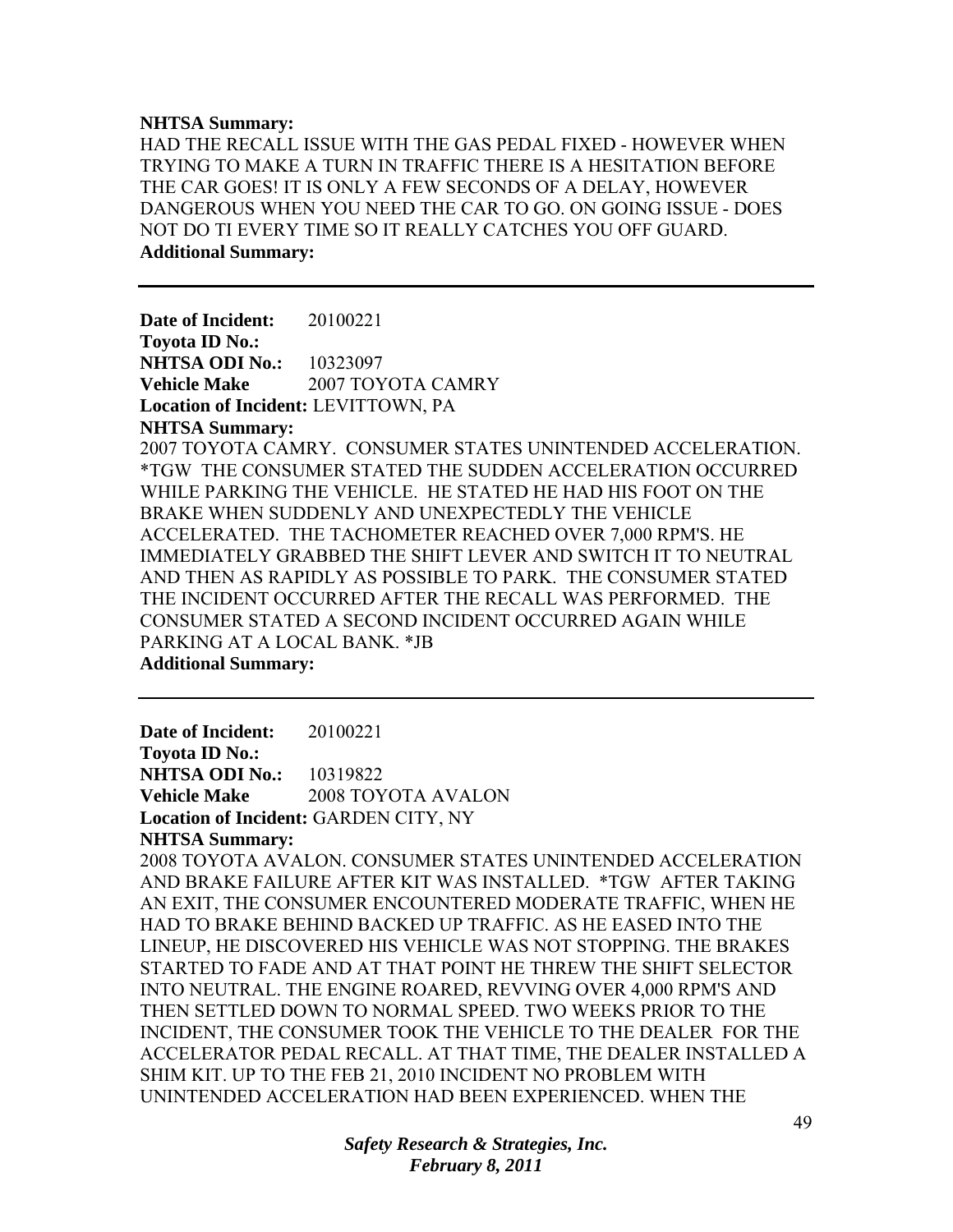**NHTSA Summary:**
HAD THE RECALL ISSUE WITH THE GAS PEDAL FIXED - HOWEVER WHEN TRYING TO MAKE A TURN IN TRAFFIC THERE IS A HESITATION BEFORE THE CAR GOES! IT IS ONLY A FEW SECONDS OF A DELAY, HOWEVER DANGEROUS WHEN YOU NEED THE CAR TO GO. ON GOING ISSUE - DOES NOT DO TI EVERY TIME SO IT REALLY CATCHES YOU OFF GUARD.
**Additional Summary:**

---

**Date of Incident:** 20100221
**Toyota ID No.:**
**NHTSA ODI No.:** 10323097
**Vehicle Make** 2007 TOYOTA CAMRY
**Location of Incident:** LEVITTOWN, PA
**NHTSA Summary:**
2007 TOYOTA CAMRY. CONSUMER STATES UNINTENDED ACCELERATION. *TGW THE CONSUMER STATED THE SUDDEN ACCELERATION OCCURRED WHILE PARKING THE VEHICLE. HE STATED HE HAD HIS FOOT ON THE BRAKE WHEN SUDDENLY AND UNEXPECTEDLY THE VEHICLE ACCELERATED. THE TACHOMETER REACHED OVER 7,000 RPM'S. HE IMMEDIATELY GRABBED THE SHIFT LEVER AND SWITCH IT TO NEUTRAL AND THEN AS RAPIDLY AS POSSIBLE TO PARK. THE CONSUMER STATED THE INCIDENT OCCURRED AFTER THE RECALL WAS PERFORMED. THE CONSUMER STATED A SECOND INCIDENT OCCURRED AGAIN WHILE PARKING AT A LOCAL BANK. *JB
**Additional Summary:**

---

**Date of Incident:** 20100221
**Toyota ID No.:**
**NHTSA ODI No.:** 10319822
**Vehicle Make** 2008 TOYOTA AVALON
**Location of Incident:** GARDEN CITY, NY
**NHTSA Summary:**
2008 TOYOTA AVALON. CONSUMER STATES UNINTENDED ACCELERATION AND BRAKE FAILURE AFTER KIT WAS INSTALLED. *TGW AFTER TAKING AN EXIT, THE CONSUMER ENCOUNTERED MODERATE TRAFFIC, WHEN HE HAD TO BRAKE BEHIND BACKED UP TRAFFIC. AS HE EASED INTO THE LINEUP, HE DISCOVERED HIS VEHICLE WAS NOT STOPPING. THE BRAKES STARTED TO FADE AND AT THAT POINT HE THREW THE SHIFT SELECTOR INTO NEUTRAL. THE ENGINE ROARED, REVVING OVER 4,000 RPM'S AND THEN SETTLED DOWN TO NORMAL SPEED. TWO WEEKS PRIOR TO THE INCIDENT, THE CONSUMER TOOK THE VEHICLE TO THE DEALER FOR THE ACCELERATOR PEDAL RECALL. AT THAT TIME, THE DEALER INSTALLED A SHIM KIT. UP TO THE FEB 21, 2010 INCIDENT NO PROBLEM WITH UNINTENDED ACCELERATION HAD BEEN EXPERIENCED. WHEN THE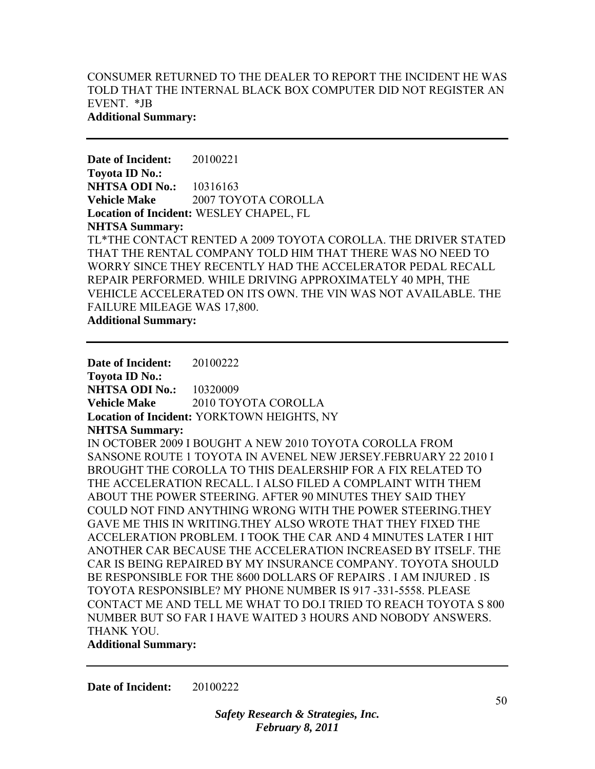CONSUMER RETURNED TO THE DEALER TO REPORT THE INCIDENT HE WAS TOLD THAT THE INTERNAL BLACK BOX COMPUTER DID NOT REGISTER AN EVENT. *JB

**Additional Summary:**

---

**Date of Incident:** 20100221
**Toyota ID No.:**
**NHTSA ODI No.:** 10316163
**Vehicle Make** 2007 TOYOTA COROLLA
**Location of Incident:** WESLEY CHAPEL, FL
**NHTSA Summary:**
TL*THE CONTACT RENTED A 2009 TOYOTA COROLLA. THE DRIVER STATED THAT THE RENTAL COMPANY TOLD HIM THAT THERE WAS NO NEED TO WORRY SINCE THEY RECENTLY HAD THE ACCELERATOR PEDAL RECALL REPAIR PERFORMED. WHILE DRIVING APPROXIMATELY 40 MPH, THE VEHICLE ACCELERATED ON ITS OWN. THE VIN WAS NOT AVAILABLE. THE FAILURE MILEAGE WAS 17,800.
**Additional Summary:**

---

**Date of Incident:** 20100222
**Toyota ID No.:**
**NHTSA ODI No.:** 10320009
**Vehicle Make** 2010 TOYOTA COROLLA
**Location of Incident:** YORKTOWN HEIGHTS, NY
**NHTSA Summary:**
IN OCTOBER 2009 I BOUGHT A NEW 2010 TOYOTA COROLLA FROM SANSONE ROUTE 1 TOYOTA IN AVENEL NEW JERSEY.FEBRUARY 22 2010 I BROUGHT THE COROLLA TO THIS DEALERSHIP FOR A FIX RELATED TO THE ACCELERATION RECALL. I ALSO FILED A COMPLAINT WITH THEM ABOUT THE POWER STEERING. AFTER 90 MINUTES THEY SAID THEY COULD NOT FIND ANYTHING WRONG WITH THE POWER STEERING.THEY GAVE ME THIS IN WRITING.THEY ALSO WROTE THAT THEY FIXED THE ACCELERATION PROBLEM. I TOOK THE CAR AND 4 MINUTES LATER I HIT ANOTHER CAR BECAUSE THE ACCELERATION INCREASED BY ITSELF. THE CAR IS BEING REPAIRED BY MY INSURANCE COMPANY. TOYOTA SHOULD BE RESPONSIBLE FOR THE 8600 DOLLARS OF REPAIRS . I AM INJURED . IS TOYOTA RESPONSIBLE? MY PHONE NUMBER IS 917 -331-5558. PLEASE CONTACT ME AND TELL ME WHAT TO DO.I TRIED TO REACH TOYOTA S 800 NUMBER BUT SO FAR I HAVE WAITED 3 HOURS AND NOBODY ANSWERS. THANK YOU.
**Additional Summary:**

---

**Date of Incident:** 20100222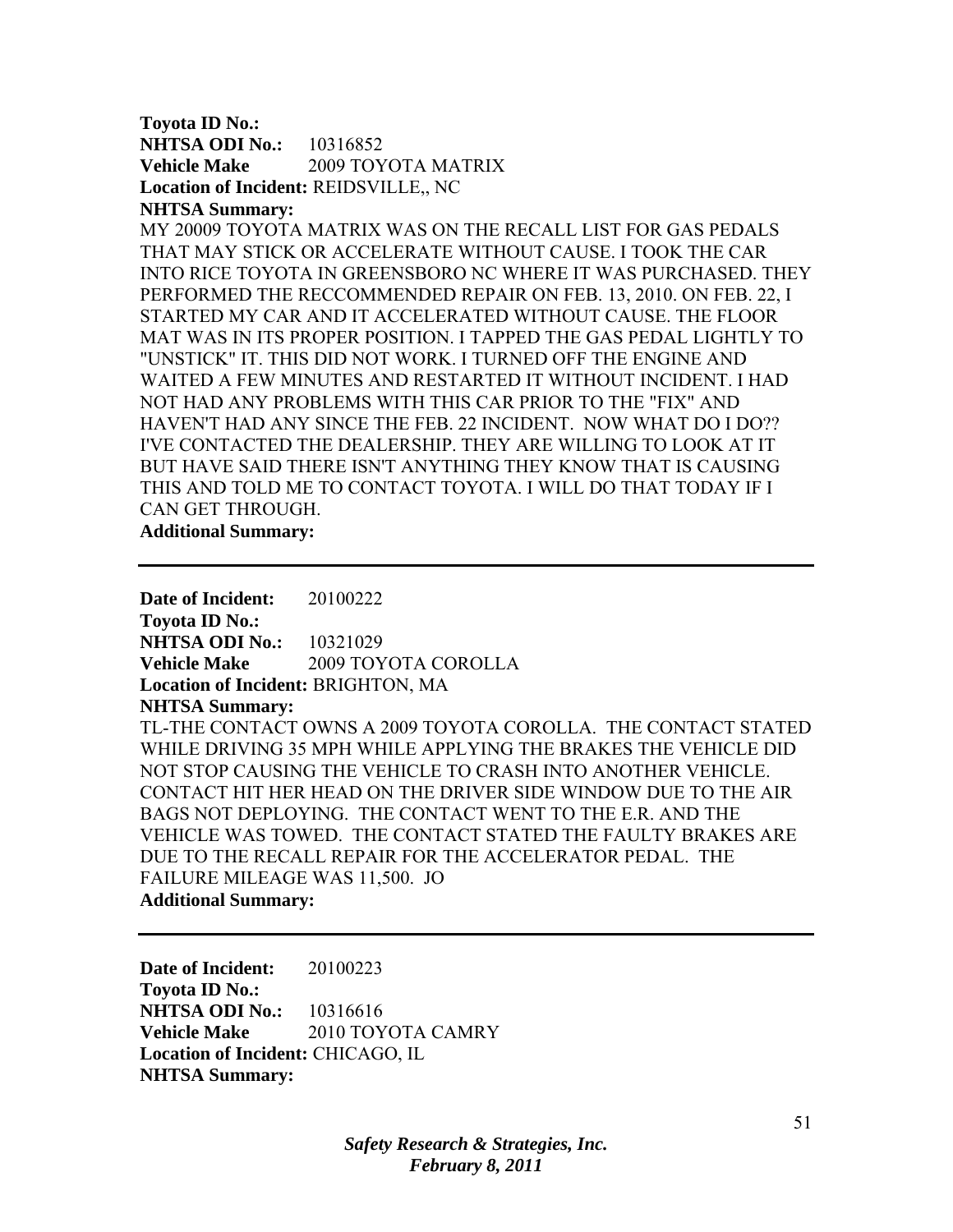**Toyota ID No.:**
**NHTSA ODI No.:** 10316852
**Vehicle Make** 2009 TOYOTA MATRIX
**Location of Incident:** REIDSVILLE,, NC
**NHTSA Summary:**
MY 20009 TOYOTA MATRIX WAS ON THE RECALL LIST FOR GAS PEDALS THAT MAY STICK OR ACCELERATE WITHOUT CAUSE. I TOOK THE CAR INTO RICE TOYOTA IN GREENSBORO NC WHERE IT WAS PURCHASED. THEY PERFORMED THE RECCOMMENDED REPAIR ON FEB. 13, 2010. ON FEB. 22, I STARTED MY CAR AND IT ACCELERATED WITHOUT CAUSE. THE FLOOR MAT WAS IN ITS PROPER POSITION. I TAPPED THE GAS PEDAL LIGHTLY TO "UNSTICK" IT. THIS DID NOT WORK. I TURNED OFF THE ENGINE AND WAITED A FEW MINUTES AND RESTARTED IT WITHOUT INCIDENT. I HAD NOT HAD ANY PROBLEMS WITH THIS CAR PRIOR TO THE "FIX" AND HAVEN'T HAD ANY SINCE THE FEB. 22 INCIDENT. NOW WHAT DO I DO?? I'VE CONTACTED THE DEALERSHIP. THEY ARE WILLING TO LOOK AT IT BUT HAVE SAID THERE ISN'T ANYTHING THEY KNOW THAT IS CAUSING THIS AND TOLD ME TO CONTACT TOYOTA. I WILL DO THAT TODAY IF I CAN GET THROUGH.
**Additional Summary:**

---

**Date of Incident:** 20100222
**Toyota ID No.:**
**NHTSA ODI No.:** 10321029
**Vehicle Make** 2009 TOYOTA COROLLA
**Location of Incident:** BRIGHTON, MA
**NHTSA Summary:**
TL-THE CONTACT OWNS A 2009 TOYOTA COROLLA. THE CONTACT STATED WHILE DRIVING 35 MPH WHILE APPLYING THE BRAKES THE VEHICLE DID NOT STOP CAUSING THE VEHICLE TO CRASH INTO ANOTHER VEHICLE. CONTACT HIT HER HEAD ON THE DRIVER SIDE WINDOW DUE TO THE AIR BAGS NOT DEPLOYING. THE CONTACT WENT TO THE E.R. AND THE VEHICLE WAS TOWED. THE CONTACT STATED THE FAULTY BRAKES ARE DUE TO THE RECALL REPAIR FOR THE ACCELERATOR PEDAL. THE FAILURE MILEAGE WAS 11,500. JO
**Additional Summary:**

---

**Date of Incident:** 20100223
**Toyota ID No.:**
**NHTSA ODI No.:** 10316616
**Vehicle Make** 2010 TOYOTA CAMRY
**Location of Incident:** CHICAGO, IL
**NHTSA Summary:**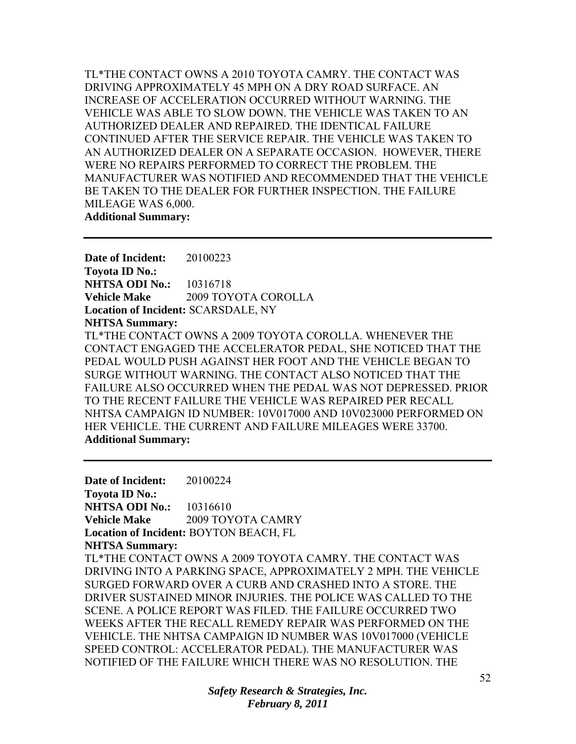TL*THE CONTACT OWNS A 2010 TOYOTA CAMRY. THE CONTACT WAS DRIVING APPROXIMATELY 45 MPH ON A DRY ROAD SURFACE. AN INCREASE OF ACCELERATION OCCURRED WITHOUT WARNING. THE VEHICLE WAS ABLE TO SLOW DOWN. THE VEHICLE WAS TAKEN TO AN AUTHORIZED DEALER AND REPAIRED. THE IDENTICAL FAILURE CONTINUED AFTER THE SERVICE REPAIR. THE VEHICLE WAS TAKEN TO AN AUTHORIZED DEALER ON A SEPARATE OCCASION. HOWEVER, THERE WERE NO REPAIRS PERFORMED TO CORRECT THE PROBLEM. THE MANUFACTURER WAS NOTIFIED AND RECOMMENDED THAT THE VEHICLE BE TAKEN TO THE DEALER FOR FURTHER INSPECTION. THE FAILURE MILEAGE WAS 6,000.

**Additional Summary:**

---

**Date of Incident:** 20100223
**Toyota ID No.:**
**NHTSA ODI No.:** 10316718
**Vehicle Make** 2009 TOYOTA COROLLA
**Location of Incident:** SCARSDALE, NY
**NHTSA Summary:**

TL*THE CONTACT OWNS A 2009 TOYOTA COROLLA. WHENEVER THE CONTACT ENGAGED THE ACCELERATOR PEDAL, SHE NOTICED THAT THE PEDAL WOULD PUSH AGAINST HER FOOT AND THE VEHICLE BEGAN TO SURGE WITHOUT WARNING. THE CONTACT ALSO NOTICED THAT THE FAILURE ALSO OCCURRED WHEN THE PEDAL WAS NOT DEPRESSED. PRIOR TO THE RECENT FAILURE THE VEHICLE WAS REPAIRED PER RECALL NHTSA CAMPAIGN ID NUMBER: 10V017000 AND 10V023000 PERFORMED ON HER VEHICLE. THE CURRENT AND FAILURE MILEAGES WERE 33700.

**Additional Summary:**

---

**Date of Incident:** 20100224
**Toyota ID No.:**
**NHTSA ODI No.:** 10316610
**Vehicle Make** 2009 TOYOTA CAMRY
**Location of Incident:** BOYTON BEACH, FL
**NHTSA Summary:**

TL*THE CONTACT OWNS A 2009 TOYOTA CAMRY. THE CONTACT WAS DRIVING INTO A PARKING SPACE, APPROXIMATELY 2 MPH. THE VEHICLE SURGED FORWARD OVER A CURB AND CRASHED INTO A STORE. THE DRIVER SUSTAINED MINOR INJURIES. THE POLICE WAS CALLED TO THE SCENE. A POLICE REPORT WAS FILED. THE FAILURE OCCURRED TWO WEEKS AFTER THE RECALL REMEDY REPAIR WAS PERFORMED ON THE VEHICLE. THE NHTSA CAMPAIGN ID NUMBER WAS 10V017000 (VEHICLE SPEED CONTROL: ACCELERATOR PEDAL). THE MANUFACTURER WAS NOTIFIED OF THE FAILURE WHICH THERE WAS NO RESOLUTION. THE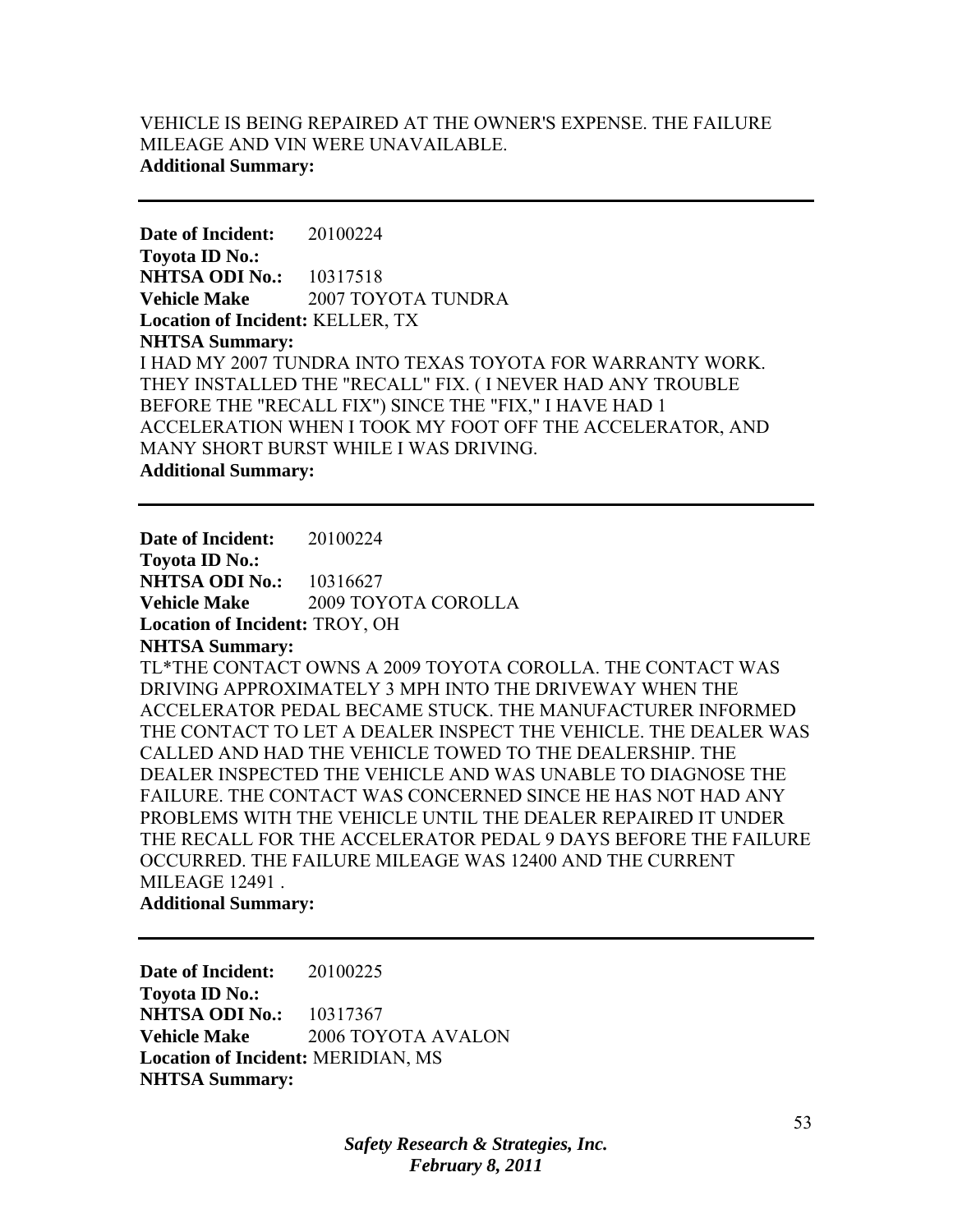VEHICLE IS BEING REPAIRED AT THE OWNER'S EXPENSE. THE FAILURE MILEAGE AND VIN WERE UNAVAILABLE.
**Additional Summary:**

---

**Date of Incident:** 20100224
**Toyota ID No.:**
**NHTSA ODI No.:** 10317518
**Vehicle Make** 2007 TOYOTA TUNDRA
**Location of Incident:** KELLER, TX
**NHTSA Summary:**
I HAD MY 2007 TUNDRA INTO TEXAS TOYOTA FOR WARRANTY WORK. THEY INSTALLED THE "RECALL" FIX. ( I NEVER HAD ANY TROUBLE BEFORE THE "RECALL FIX") SINCE THE "FIX," I HAVE HAD 1 ACCELERATION WHEN I TOOK MY FOOT OFF THE ACCELERATOR, AND MANY SHORT BURST WHILE I WAS DRIVING.
**Additional Summary:**

---

**Date of Incident:** 20100224
**Toyota ID No.:**
**NHTSA ODI No.:** 10316627
**Vehicle Make** 2009 TOYOTA COROLLA
**Location of Incident:** TROY, OH
**NHTSA Summary:**
TL*THE CONTACT OWNS A 2009 TOYOTA COROLLA. THE CONTACT WAS DRIVING APPROXIMATELY 3 MPH INTO THE DRIVEWAY WHEN THE ACCELERATOR PEDAL BECAME STUCK. THE MANUFACTURER INFORMED THE CONTACT TO LET A DEALER INSPECT THE VEHICLE. THE DEALER WAS CALLED AND HAD THE VEHICLE TOWED TO THE DEALERSHIP. THE DEALER INSPECTED THE VEHICLE AND WAS UNABLE TO DIAGNOSE THE FAILURE. THE CONTACT WAS CONCERNED SINCE HE HAS NOT HAD ANY PROBLEMS WITH THE VEHICLE UNTIL THE DEALER REPAIRED IT UNDER THE RECALL FOR THE ACCELERATOR PEDAL 9 DAYS BEFORE THE FAILURE OCCURRED. THE FAILURE MILEAGE WAS 12400 AND THE CURRENT MILEAGE 12491 .
**Additional Summary:**

---

**Date of Incident:** 20100225
**Toyota ID No.:**
**NHTSA ODI No.:** 10317367
**Vehicle Make** 2006 TOYOTA AVALON
**Location of Incident:** MERIDIAN, MS
**NHTSA Summary:**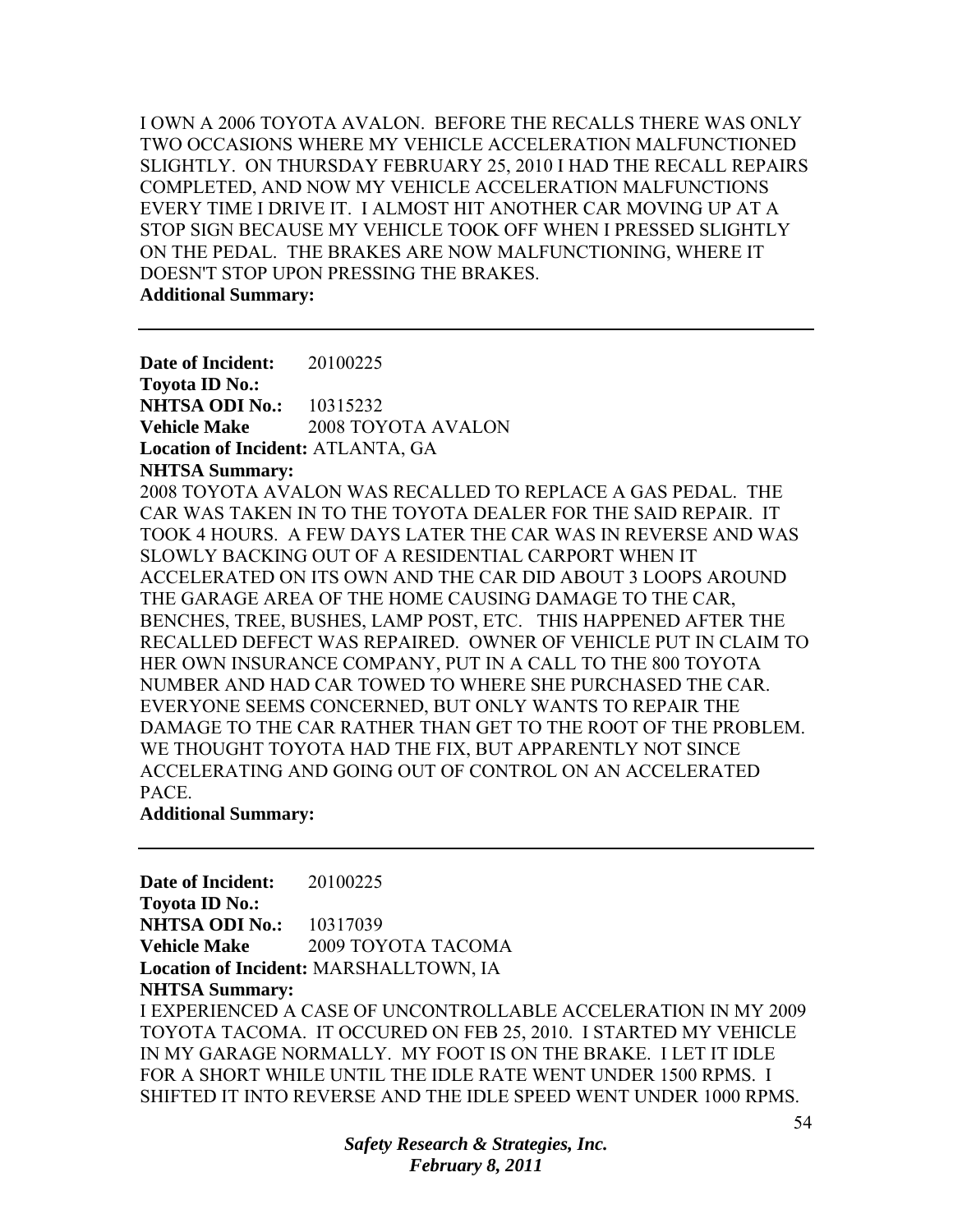I OWN A 2006 TOYOTA AVALON. BEFORE THE RECALLS THERE WAS ONLY TWO OCCASIONS WHERE MY VEHICLE ACCELERATION MALFUNCTIONED SLIGHTLY. ON THURSDAY FEBRUARY 25, 2010 I HAD THE RECALL REPAIRS COMPLETED, AND NOW MY VEHICLE ACCELERATION MALFUNCTIONS EVERY TIME I DRIVE IT. I ALMOST HIT ANOTHER CAR MOVING UP AT A STOP SIGN BECAUSE MY VEHICLE TOOK OFF WHEN I PRESSED SLIGHTLY ON THE PEDAL. THE BRAKES ARE NOW MALFUNCTIONING, WHERE IT DOESN'T STOP UPON PRESSING THE BRAKES.

**Additional Summary:**

---

**Date of Incident:** 20100225
**Toyota ID No.:**
**NHTSA ODI No.:** 10315232
**Vehicle Make** 2008 TOYOTA AVALON
**Location of Incident:** ATLANTA, GA
**NHTSA Summary:**

2008 TOYOTA AVALON WAS RECALLED TO REPLACE A GAS PEDAL. THE CAR WAS TAKEN IN TO THE TOYOTA DEALER FOR THE SAID REPAIR. IT TOOK 4 HOURS. A FEW DAYS LATER THE CAR WAS IN REVERSE AND WAS SLOWLY BACKING OUT OF A RESIDENTIAL CARPORT WHEN IT ACCELERATED ON ITS OWN AND THE CAR DID ABOUT 3 LOOPS AROUND THE GARAGE AREA OF THE HOME CAUSING DAMAGE TO THE CAR, BENCHES, TREE, BUSHES, LAMP POST, ETC. THIS HAPPENED AFTER THE RECALLED DEFECT WAS REPAIRED. OWNER OF VEHICLE PUT IN CLAIM TO HER OWN INSURANCE COMPANY, PUT IN A CALL TO THE 800 TOYOTA NUMBER AND HAD CAR TOWED TO WHERE SHE PURCHASED THE CAR. EVERYONE SEEMS CONCERNED, BUT ONLY WANTS TO REPAIR THE DAMAGE TO THE CAR RATHER THAN GET TO THE ROOT OF THE PROBLEM. WE THOUGHT TOYOTA HAD THE FIX, BUT APPARENTLY NOT SINCE ACCELERATING AND GOING OUT OF CONTROL ON AN ACCELERATED PACE.

**Additional Summary:**

---

**Date of Incident:** 20100225
**Toyota ID No.:**
**NHTSA ODI No.:** 10317039
**Vehicle Make** 2009 TOYOTA TACOMA
**Location of Incident:** MARSHALLTOWN, IA
**NHTSA Summary:**

I EXPERIENCED A CASE OF UNCONTROLLABLE ACCELERATION IN MY 2009 TOYOTA TACOMA. IT OCCURED ON FEB 25, 2010. I STARTED MY VEHICLE IN MY GARAGE NORMALLY. MY FOOT IS ON THE BRAKE. I LET IT IDLE FOR A SHORT WHILE UNTIL THE IDLE RATE WENT UNDER 1500 RPMS. I SHIFTED IT INTO REVERSE AND THE IDLE SPEED WENT UNDER 1000 RPMS.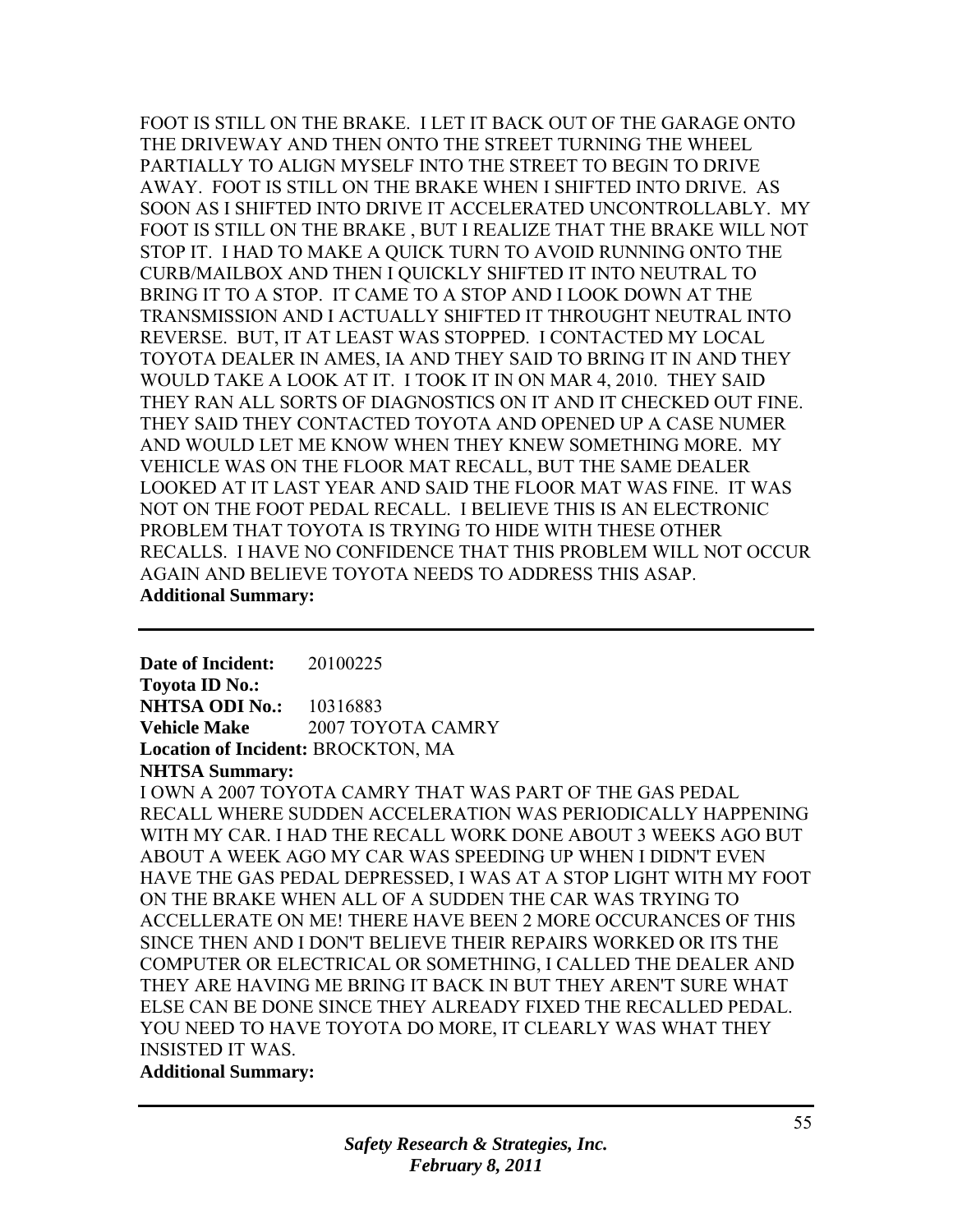FOOT IS STILL ON THE BRAKE. I LET IT BACK OUT OF THE GARAGE ONTO THE DRIVEWAY AND THEN ONTO THE STREET TURNING THE WHEEL PARTIALLY TO ALIGN MYSELF INTO THE STREET TO BEGIN TO DRIVE AWAY. FOOT IS STILL ON THE BRAKE WHEN I SHIFTED INTO DRIVE. AS SOON AS I SHIFTED INTO DRIVE IT ACCELERATED UNCONTROLLABLY. MY FOOT IS STILL ON THE BRAKE , BUT I REALIZE THAT THE BRAKE WILL NOT STOP IT. I HAD TO MAKE A QUICK TURN TO AVOID RUNNING ONTO THE CURB/MAILBOX AND THEN I QUICKLY SHIFTED IT INTO NEUTRAL TO BRING IT TO A STOP. IT CAME TO A STOP AND I LOOK DOWN AT THE TRANSMISSION AND I ACTUALLY SHIFTED IT THROUGHT NEUTRAL INTO REVERSE. BUT, IT AT LEAST WAS STOPPED. I CONTACTED MY LOCAL TOYOTA DEALER IN AMES, IA AND THEY SAID TO BRING IT IN AND THEY WOULD TAKE A LOOK AT IT. I TOOK IT IN ON MAR 4, 2010. THEY SAID THEY RAN ALL SORTS OF DIAGNOSTICS ON IT AND IT CHECKED OUT FINE. THEY SAID THEY CONTACTED TOYOTA AND OPENED UP A CASE NUMER AND WOULD LET ME KNOW WHEN THEY KNEW SOMETHING MORE. MY VEHICLE WAS ON THE FLOOR MAT RECALL, BUT THE SAME DEALER LOOKED AT IT LAST YEAR AND SAID THE FLOOR MAT WAS FINE. IT WAS NOT ON THE FOOT PEDAL RECALL. I BELIEVE THIS IS AN ELECTRONIC PROBLEM THAT TOYOTA IS TRYING TO HIDE WITH THESE OTHER RECALLS. I HAVE NO CONFIDENCE THAT THIS PROBLEM WILL NOT OCCUR AGAIN AND BELIEVE TOYOTA NEEDS TO ADDRESS THIS ASAP.

**Additional Summary:**

---

**Date of Incident:** 20100225
**Toyota ID No.:**
**NHTSA ODI No.:** 10316883
**Vehicle Make** 2007 TOYOTA CAMRY
**Location of Incident:** BROCKTON, MA
**NHTSA Summary:**

I OWN A 2007 TOYOTA CAMRY THAT WAS PART OF THE GAS PEDAL RECALL WHERE SUDDEN ACCELERATION WAS PERIODICALLY HAPPENING WITH MY CAR. I HAD THE RECALL WORK DONE ABOUT 3 WEEKS AGO BUT ABOUT A WEEK AGO MY CAR WAS SPEEDING UP WHEN I DIDN'T EVEN HAVE THE GAS PEDAL DEPRESSED, I WAS AT A STOP LIGHT WITH MY FOOT ON THE BRAKE WHEN ALL OF A SUDDEN THE CAR WAS TRYING TO ACCELLERATE ON ME! THERE HAVE BEEN 2 MORE OCCURANCES OF THIS SINCE THEN AND I DON'T BELIEVE THEIR REPAIRS WORKED OR ITS THE COMPUTER OR ELECTRICAL OR SOMETHING, I CALLED THE DEALER AND THEY ARE HAVING ME BRING IT BACK IN BUT THEY AREN'T SURE WHAT ELSE CAN BE DONE SINCE THEY ALREADY FIXED THE RECALLED PEDAL. YOU NEED TO HAVE TOYOTA DO MORE, IT CLEARLY WAS WHAT THEY INSISTED IT WAS.

**Additional Summary:**

---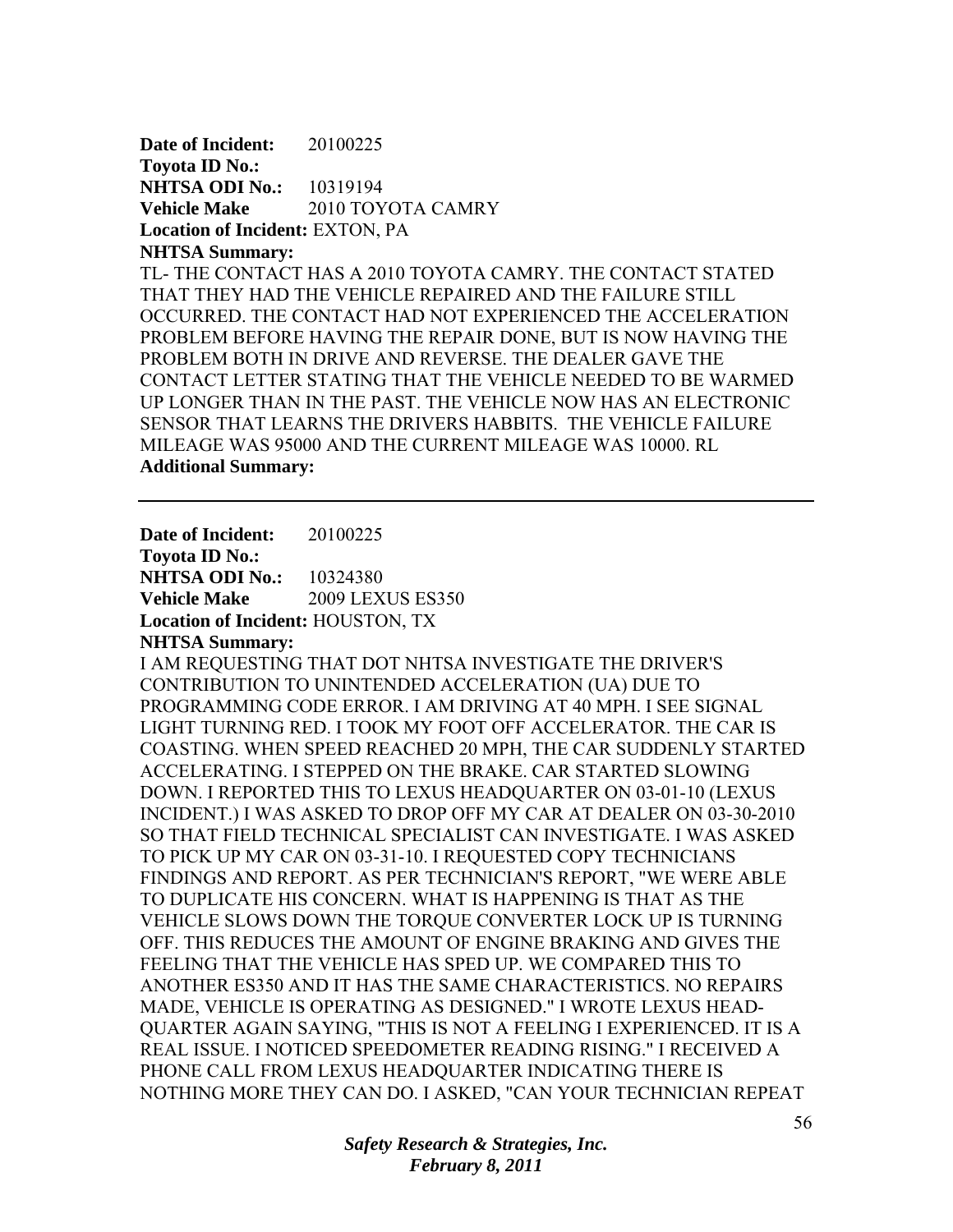**Date of Incident:** 20100225
**Toyota ID No.:**
**NHTSA ODI No.:** 10319194
**Vehicle Make** 2010 TOYOTA CAMRY
**Location of Incident:** EXTON, PA
**NHTSA Summary:**
TL- THE CONTACT HAS A 2010 TOYOTA CAMRY. THE CONTACT STATED THAT THEY HAD THE VEHICLE REPAIRED AND THE FAILURE STILL OCCURRED. THE CONTACT HAD NOT EXPERIENCED THE ACCELERATION PROBLEM BEFORE HAVING THE REPAIR DONE, BUT IS NOW HAVING THE PROBLEM BOTH IN DRIVE AND REVERSE. THE DEALER GAVE THE CONTACT LETTER STATING THAT THE VEHICLE NEEDED TO BE WARMED UP LONGER THAN IN THE PAST. THE VEHICLE NOW HAS AN ELECTRONIC SENSOR THAT LEARNS THE DRIVERS HABBITS. THE VEHICLE FAILURE MILEAGE WAS 95000 AND THE CURRENT MILEAGE WAS 10000. RL
**Additional Summary:**

---

**Date of Incident:** 20100225
**Toyota ID No.:**
**NHTSA ODI No.:** 10324380
**Vehicle Make** 2009 LEXUS ES350
**Location of Incident:** HOUSTON, TX
**NHTSA Summary:**
I AM REQUESTING THAT DOT NHTSA INVESTIGATE THE DRIVER'S CONTRIBUTION TO UNINTENDED ACCELERATION (UA) DUE TO PROGRAMMING CODE ERROR. I AM DRIVING AT 40 MPH. I SEE SIGNAL LIGHT TURNING RED. I TOOK MY FOOT OFF ACCELERATOR. THE CAR IS COASTING. WHEN SPEED REACHED 20 MPH, THE CAR SUDDENLY STARTED ACCELERATING. I STEPPED ON THE BRAKE. CAR STARTED SLOWING DOWN. I REPORTED THIS TO LEXUS HEADQUARTER ON 03-01-10 (LEXUS INCIDENT.) I WAS ASKED TO DROP OFF MY CAR AT DEALER ON 03-30-2010 SO THAT FIELD TECHNICAL SPECIALIST CAN INVESTIGATE. I WAS ASKED TO PICK UP MY CAR ON 03-31-10. I REQUESTED COPY TECHNICIANS FINDINGS AND REPORT. AS PER TECHNICIAN'S REPORT, "WE WERE ABLE TO DUPLICATE HIS CONCERN. WHAT IS HAPPENING IS THAT AS THE VEHICLE SLOWS DOWN THE TORQUE CONVERTER LOCK UP IS TURNING OFF. THIS REDUCES THE AMOUNT OF ENGINE BRAKING AND GIVES THE FEELING THAT THE VEHICLE HAS SPED UP. WE COMPARED THIS TO ANOTHER ES350 AND IT HAS THE SAME CHARACTERISTICS. NO REPAIRS MADE, VEHICLE IS OPERATING AS DESIGNED." I WROTE LEXUS HEAD-QUARTER AGAIN SAYING, "THIS IS NOT A FEELING I EXPERIENCED. IT IS A REAL ISSUE. I NOTICED SPEEDOMETER READING RISING." I RECEIVED A PHONE CALL FROM LEXUS HEADQUARTER INDICATING THERE IS NOTHING MORE THEY CAN DO. I ASKED, "CAN YOUR TECHNICIAN REPEAT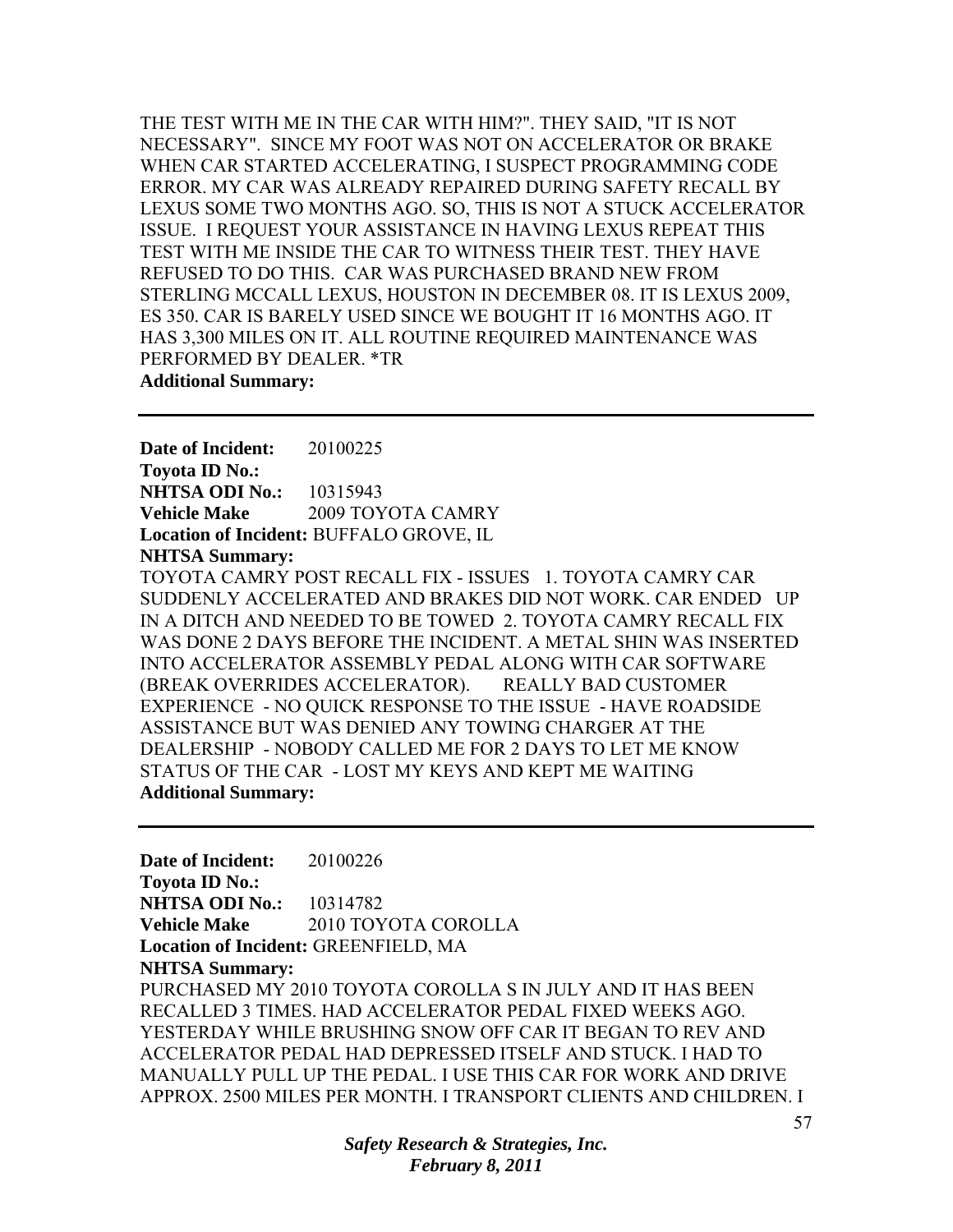THE TEST WITH ME IN THE CAR WITH HIM?". THEY SAID, "IT IS NOT NECESSARY". SINCE MY FOOT WAS NOT ON ACCELERATOR OR BRAKE WHEN CAR STARTED ACCELERATING, I SUSPECT PROGRAMMING CODE ERROR. MY CAR WAS ALREADY REPAIRED DURING SAFETY RECALL BY LEXUS SOME TWO MONTHS AGO. SO, THIS IS NOT A STUCK ACCELERATOR ISSUE. I REQUEST YOUR ASSISTANCE IN HAVING LEXUS REPEAT THIS TEST WITH ME INSIDE THE CAR TO WITNESS THEIR TEST. THEY HAVE REFUSED TO DO THIS. CAR WAS PURCHASED BRAND NEW FROM STERLING MCCALL LEXUS, HOUSTON IN DECEMBER 08. IT IS LEXUS 2009, ES 350. CAR IS BARELY USED SINCE WE BOUGHT IT 16 MONTHS AGO. IT HAS 3,300 MILES ON IT. ALL ROUTINE REQUIRED MAINTENANCE WAS PERFORMED BY DEALER. *TR

**Additional Summary:**

---

**Date of Incident:** 20100225
**Toyota ID No.:**
**NHTSA ODI No.:** 10315943
**Vehicle Make** 2009 TOYOTA CAMRY
**Location of Incident:** BUFFALO GROVE, IL
**NHTSA Summary:**

TOYOTA CAMRY POST RECALL FIX - ISSUES 1. TOYOTA CAMRY CAR SUDDENLY ACCELERATED AND BRAKES DID NOT WORK. CAR ENDED UP IN A DITCH AND NEEDED TO BE TOWED 2. TOYOTA CAMRY RECALL FIX WAS DONE 2 DAYS BEFORE THE INCIDENT. A METAL SHIN WAS INSERTED INTO ACCELERATOR ASSEMBLY PEDAL ALONG WITH CAR SOFTWARE (BREAK OVERRIDES ACCELERATOR). REALLY BAD CUSTOMER EXPERIENCE - NO QUICK RESPONSE TO THE ISSUE - HAVE ROADSIDE ASSISTANCE BUT WAS DENIED ANY TOWING CHARGER AT THE DEALERSHIP - NOBODY CALLED ME FOR 2 DAYS TO LET ME KNOW STATUS OF THE CAR - LOST MY KEYS AND KEPT ME WAITING

**Additional Summary:**

---

**Date of Incident:** 20100226
**Toyota ID No.:**
**NHTSA ODI No.:** 10314782
**Vehicle Make** 2010 TOYOTA COROLLA
**Location of Incident:** GREENFIELD, MA
**NHTSA Summary:**

PURCHASED MY 2010 TOYOTA COROLLA S IN JULY AND IT HAS BEEN RECALLED 3 TIMES. HAD ACCELERATOR PEDAL FIXED WEEKS AGO. YESTERDAY WHILE BRUSHING SNOW OFF CAR IT BEGAN TO REV AND ACCELERATOR PEDAL HAD DEPRESSED ITSELF AND STUCK. I HAD TO MANUALLY PULL UP THE PEDAL. I USE THIS CAR FOR WORK AND DRIVE APPROX. 2500 MILES PER MONTH. I TRANSPORT CLIENTS AND CHILDREN. I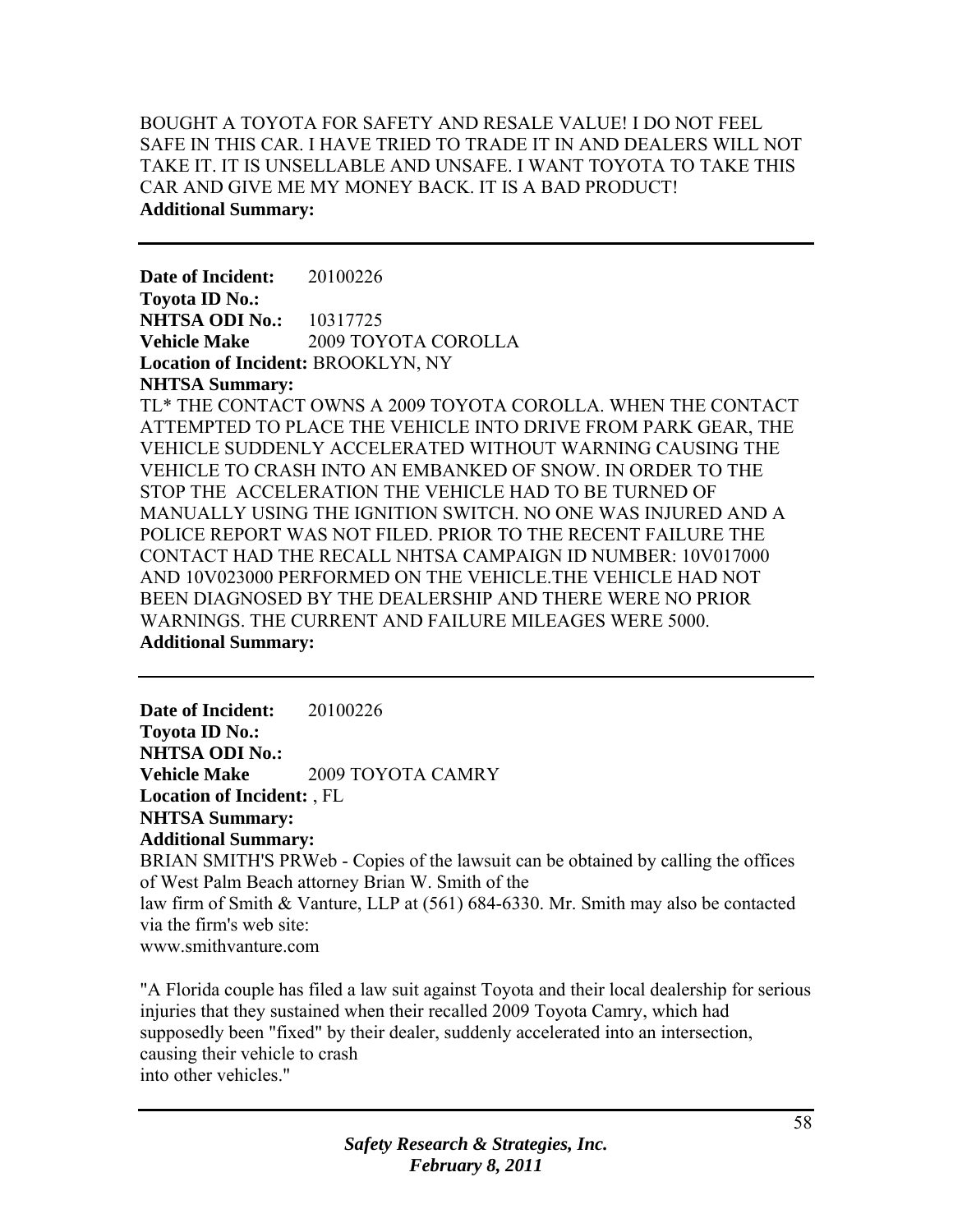BOUGHT A TOYOTA FOR SAFETY AND RESALE VALUE! I DO NOT FEEL SAFE IN THIS CAR. I HAVE TRIED TO TRADE IT IN AND DEALERS WILL NOT TAKE IT. IT IS UNSELLABLE AND UNSAFE. I WANT TOYOTA TO TAKE THIS CAR AND GIVE ME MY MONEY BACK. IT IS A BAD PRODUCT!

**Additional Summary:**

---

**Date of Incident:** 20100226
**Toyota ID No.:**
**NHTSA ODI No.:** 10317725
**Vehicle Make** 2009 TOYOTA COROLLA
**Location of Incident:** BROOKLYN, NY
**NHTSA Summary:**

TL* THE CONTACT OWNS A 2009 TOYOTA COROLLA. WHEN THE CONTACT ATTEMPTED TO PLACE THE VEHICLE INTO DRIVE FROM PARK GEAR, THE VEHICLE SUDDENLY ACCELERATED WITHOUT WARNING CAUSING THE VEHICLE TO CRASH INTO AN EMBANKED OF SNOW. IN ORDER TO THE STOP THE ACCELERATION THE VEHICLE HAD TO BE TURNED OF MANUALLY USING THE IGNITION SWITCH. NO ONE WAS INJURED AND A POLICE REPORT WAS NOT FILED. PRIOR TO THE RECENT FAILURE THE CONTACT HAD THE RECALL NHTSA CAMPAIGN ID NUMBER: 10V017000 AND 10V023000 PERFORMED ON THE VEHICLE.THE VEHICLE HAD NOT BEEN DIAGNOSED BY THE DEALERSHIP AND THERE WERE NO PRIOR WARNINGS. THE CURRENT AND FAILURE MILEAGES WERE 5000.

**Additional Summary:**

---

**Date of Incident:** 20100226
**Toyota ID No.:**
**NHTSA ODI No.:**
**Vehicle Make** 2009 TOYOTA CAMRY
**Location of Incident:** , FL
**NHTSA Summary:**
**Additional Summary:**

BRIAN SMITH'S PRWeb - Copies of the lawsuit can be obtained by calling the offices of West Palm Beach attorney Brian W. Smith of the law firm of Smith & Vanture, LLP at (561) 684-6330. Mr. Smith may also be contacted via the firm's web site:
www.smithvanture.com

"A Florida couple has filed a law suit against Toyota and their local dealership for serious injuries that they sustained when their recalled 2009 Toyota Camry, which had supposedly been "fixed" by their dealer, suddenly accelerated into an intersection, causing their vehicle to crash into other vehicles."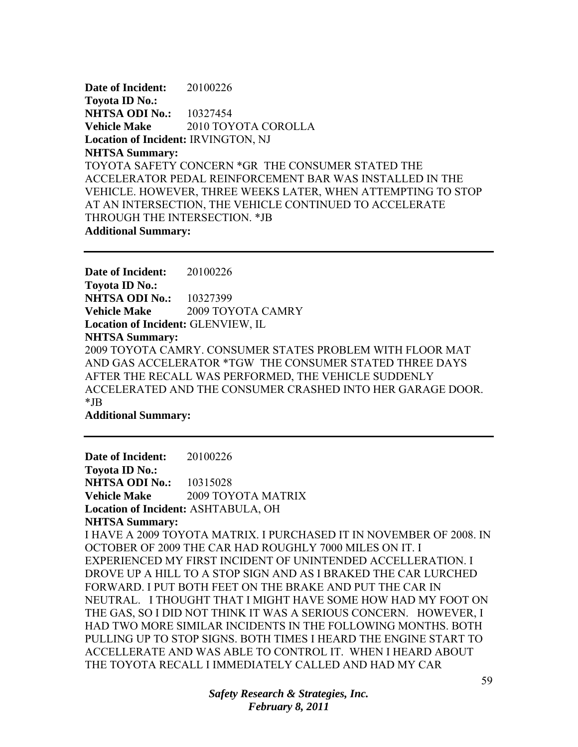**Date of Incident:** 20100226
**Toyota ID No.:**
**NHTSA ODI No.:** 10327454
**Vehicle Make** 2010 TOYOTA COROLLA
**Location of Incident:** IRVINGTON, NJ
**NHTSA Summary:**
TOYOTA SAFETY CONCERN *GR THE CONSUMER STATED THE ACCELERATOR PEDAL REINFORCEMENT BAR WAS INSTALLED IN THE VEHICLE. HOWEVER, THREE WEEKS LATER, WHEN ATTEMPTING TO STOP AT AN INTERSECTION, THE VEHICLE CONTINUED TO ACCELERATE THROUGH THE INTERSECTION. *JB
**Additional Summary:**

---

**Date of Incident:** 20100226
**Toyota ID No.:**
**NHTSA ODI No.:** 10327399
**Vehicle Make** 2009 TOYOTA CAMRY
**Location of Incident:** GLENVIEW, IL
**NHTSA Summary:**
2009 TOYOTA CAMRY. CONSUMER STATES PROBLEM WITH FLOOR MAT AND GAS ACCELERATOR *TGW THE CONSUMER STATED THREE DAYS AFTER THE RECALL WAS PERFORMED, THE VEHICLE SUDDENLY ACCELERATED AND THE CONSUMER CRASHED INTO HER GARAGE DOOR. *JB
**Additional Summary:**

---

**Date of Incident:** 20100226
**Toyota ID No.:**
**NHTSA ODI No.:** 10315028
**Vehicle Make** 2009 TOYOTA MATRIX
**Location of Incident:** ASHTABULA, OH
**NHTSA Summary:**
I HAVE A 2009 TOYOTA MATRIX. I PURCHASED IT IN NOVEMBER OF 2008. IN OCTOBER OF 2009 THE CAR HAD ROUGHLY 7000 MILES ON IT. I EXPERIENCED MY FIRST INCIDENT OF UNINTENDED ACCELLERATION. I DROVE UP A HILL TO A STOP SIGN AND AS I BRAKED THE CAR LURCHED FORWARD. I PUT BOTH FEET ON THE BRAKE AND PUT THE CAR IN NEUTRAL. I THOUGHT THAT I MIGHT HAVE SOME HOW HAD MY FOOT ON THE GAS, SO I DID NOT THINK IT WAS A SERIOUS CONCERN. HOWEVER, I HAD TWO MORE SIMILAR INCIDENTS IN THE FOLLOWING MONTHS. BOTH PULLING UP TO STOP SIGNS. BOTH TIMES I HEARD THE ENGINE START TO ACCELLERATE AND WAS ABLE TO CONTROL IT. WHEN I HEARD ABOUT THE TOYOTA RECALL I IMMEDIATELY CALLED AND HAD MY CAR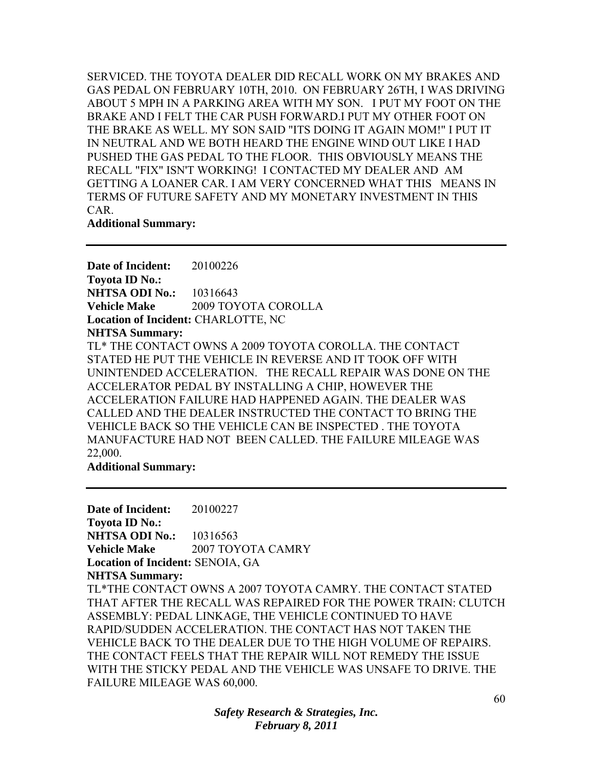SERVICED. THE TOYOTA DEALER DID RECALL WORK ON MY BRAKES AND GAS PEDAL ON FEBRUARY 10TH, 2010. ON FEBRUARY 26TH, I WAS DRIVING ABOUT 5 MPH IN A PARKING AREA WITH MY SON. I PUT MY FOOT ON THE BRAKE AND I FELT THE CAR PUSH FORWARD.I PUT MY OTHER FOOT ON THE BRAKE AS WELL. MY SON SAID "ITS DOING IT AGAIN MOM!" I PUT IT IN NEUTRAL AND WE BOTH HEARD THE ENGINE WIND OUT LIKE I HAD PUSHED THE GAS PEDAL TO THE FLOOR. THIS OBVIOUSLY MEANS THE RECALL "FIX" ISN'T WORKING! I CONTACTED MY DEALER AND AM GETTING A LOANER CAR. I AM VERY CONCERNED WHAT THIS MEANS IN TERMS OF FUTURE SAFETY AND MY MONETARY INVESTMENT IN THIS CAR.

**Additional Summary:**

---

**Date of Incident:** 20100226
**Toyota ID No.:**
**NHTSA ODI No.:** 10316643
**Vehicle Make** 2009 TOYOTA COROLLA
**Location of Incident:** CHARLOTTE, NC
**NHTSA Summary:**

TL* THE CONTACT OWNS A 2009 TOYOTA COROLLA. THE CONTACT STATED HE PUT THE VEHICLE IN REVERSE AND IT TOOK OFF WITH UNINTENDED ACCELERATION. THE RECALL REPAIR WAS DONE ON THE ACCELERATOR PEDAL BY INSTALLING A CHIP, HOWEVER THE ACCELERATION FAILURE HAD HAPPENED AGAIN. THE DEALER WAS CALLED AND THE DEALER INSTRUCTED THE CONTACT TO BRING THE VEHICLE BACK SO THE VEHICLE CAN BE INSPECTED . THE TOYOTA MANUFACTURE HAD NOT BEEN CALLED. THE FAILURE MILEAGE WAS 22,000.

**Additional Summary:**

---

**Date of Incident:** 20100227
**Toyota ID No.:**
**NHTSA ODI No.:** 10316563
**Vehicle Make** 2007 TOYOTA CAMRY
**Location of Incident:** SENOIA, GA
**NHTSA Summary:**

TL*THE CONTACT OWNS A 2007 TOYOTA CAMRY. THE CONTACT STATED THAT AFTER THE RECALL WAS REPAIRED FOR THE POWER TRAIN: CLUTCH ASSEMBLY: PEDAL LINKAGE, THE VEHICLE CONTINUED TO HAVE RAPID/SUDDEN ACCELERATION. THE CONTACT HAS NOT TAKEN THE VEHICLE BACK TO THE DEALER DUE TO THE HIGH VOLUME OF REPAIRS. THE CONTACT FEELS THAT THE REPAIR WILL NOT REMEDY THE ISSUE WITH THE STICKY PEDAL AND THE VEHICLE WAS UNSAFE TO DRIVE. THE FAILURE MILEAGE WAS 60,000.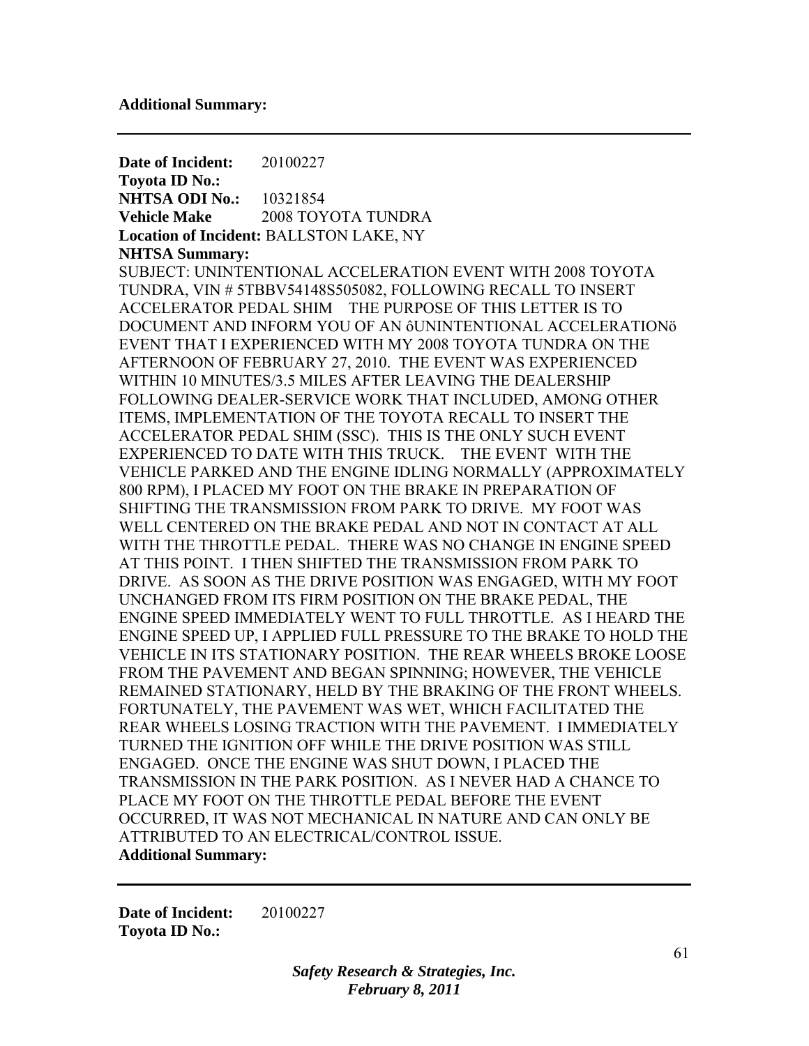**Additional Summary:**

---

**Date of Incident:** 20100227
**Toyota ID No.:**
**NHTSA ODI No.:** 10321854
**Vehicle Make** 2008 TOYOTA TUNDRA
**Location of Incident:** BALLSTON LAKE, NY
**NHTSA Summary:**
SUBJECT: UNINTENTIONAL ACCELERATION EVENT WITH 2008 TOYOTA TUNDRA, VIN # 5TBBV54148S505082, FOLLOWING RECALL TO INSERT ACCELERATOR PEDAL SHIM THE PURPOSE OF THIS LETTER IS TO DOCUMENT AND INFORM YOU OF AN ôUNINTENTIONAL ACCELERATIONö EVENT THAT I EXPERIENCED WITH MY 2008 TOYOTA TUNDRA ON THE AFTERNOON OF FEBRUARY 27, 2010. THE EVENT WAS EXPERIENCED WITHIN 10 MINUTES/3.5 MILES AFTER LEAVING THE DEALERSHIP FOLLOWING DEALER-SERVICE WORK THAT INCLUDED, AMONG OTHER ITEMS, IMPLEMENTATION OF THE TOYOTA RECALL TO INSERT THE ACCELERATOR PEDAL SHIM (SSC). THIS IS THE ONLY SUCH EVENT EXPERIENCED TO DATE WITH THIS TRUCK. THE EVENT WITH THE VEHICLE PARKED AND THE ENGINE IDLING NORMALLY (APPROXIMATELY 800 RPM), I PLACED MY FOOT ON THE BRAKE IN PREPARATION OF SHIFTING THE TRANSMISSION FROM PARK TO DRIVE. MY FOOT WAS WELL CENTERED ON THE BRAKE PEDAL AND NOT IN CONTACT AT ALL WITH THE THROTTLE PEDAL. THERE WAS NO CHANGE IN ENGINE SPEED AT THIS POINT. I THEN SHIFTED THE TRANSMISSION FROM PARK TO DRIVE. AS SOON AS THE DRIVE POSITION WAS ENGAGED, WITH MY FOOT UNCHANGED FROM ITS FIRM POSITION ON THE BRAKE PEDAL, THE ENGINE SPEED IMMEDIATELY WENT TO FULL THROTTLE. AS I HEARD THE ENGINE SPEED UP, I APPLIED FULL PRESSURE TO THE BRAKE TO HOLD THE VEHICLE IN ITS STATIONARY POSITION. THE REAR WHEELS BROKE LOOSE FROM THE PAVEMENT AND BEGAN SPINNING; HOWEVER, THE VEHICLE REMAINED STATIONARY, HELD BY THE BRAKING OF THE FRONT WHEELS. FORTUNATELY, THE PAVEMENT WAS WET, WHICH FACILITATED THE REAR WHEELS LOSING TRACTION WITH THE PAVEMENT. I IMMEDIATELY TURNED THE IGNITION OFF WHILE THE DRIVE POSITION WAS STILL ENGAGED. ONCE THE ENGINE WAS SHUT DOWN, I PLACED THE TRANSMISSION IN THE PARK POSITION. AS I NEVER HAD A CHANCE TO PLACE MY FOOT ON THE THROTTLE PEDAL BEFORE THE EVENT OCCURRED, IT WAS NOT MECHANICAL IN NATURE AND CAN ONLY BE ATTRIBUTED TO AN ELECTRICAL/CONTROL ISSUE.
**Additional Summary:**

---

**Date of Incident:** 20100227
**Toyota ID No.:**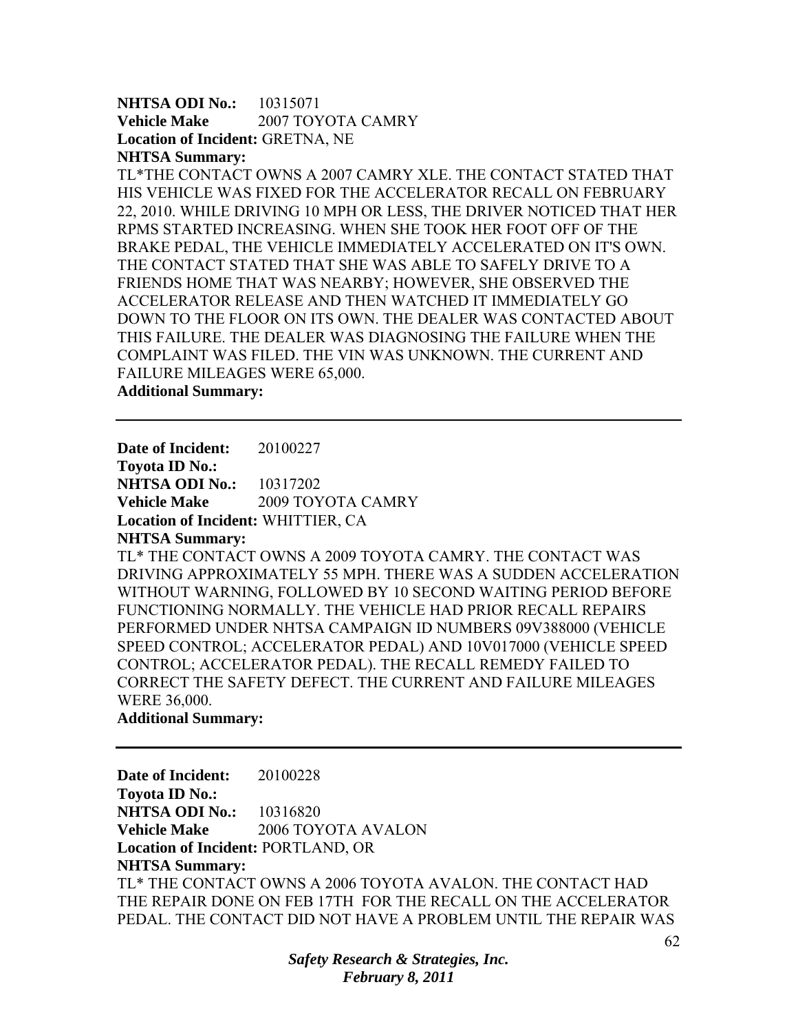**NHTSA ODI No.:** 10315071
**Vehicle Make** 2007 TOYOTA CAMRY
**Location of Incident:** GRETNA, NE
**NHTSA Summary:**
TL*THE CONTACT OWNS A 2007 CAMRY XLE. THE CONTACT STATED THAT HIS VEHICLE WAS FIXED FOR THE ACCELERATOR RECALL ON FEBRUARY 22, 2010. WHILE DRIVING 10 MPH OR LESS, THE DRIVER NOTICED THAT HER RPMS STARTED INCREASING. WHEN SHE TOOK HER FOOT OFF OF THE BRAKE PEDAL, THE VEHICLE IMMEDIATELY ACCELERATED ON IT'S OWN. THE CONTACT STATED THAT SHE WAS ABLE TO SAFELY DRIVE TO A FRIENDS HOME THAT WAS NEARBY; HOWEVER, SHE OBSERVED THE ACCELERATOR RELEASE AND THEN WATCHED IT IMMEDIATELY GO DOWN TO THE FLOOR ON ITS OWN. THE DEALER WAS CONTACTED ABOUT THIS FAILURE. THE DEALER WAS DIAGNOSING THE FAILURE WHEN THE COMPLAINT WAS FILED. THE VIN WAS UNKNOWN. THE CURRENT AND FAILURE MILEAGES WERE 65,000.
**Additional Summary:**

---

**Date of Incident:** 20100227
**Toyota ID No.:**
**NHTSA ODI No.:** 10317202
**Vehicle Make** 2009 TOYOTA CAMRY
**Location of Incident:** WHITTIER, CA
**NHTSA Summary:**
TL* THE CONTACT OWNS A 2009 TOYOTA CAMRY. THE CONTACT WAS DRIVING APPROXIMATELY 55 MPH. THERE WAS A SUDDEN ACCELERATION WITHOUT WARNING, FOLLOWED BY 10 SECOND WAITING PERIOD BEFORE FUNCTIONING NORMALLY. THE VEHICLE HAD PRIOR RECALL REPAIRS PERFORMED UNDER NHTSA CAMPAIGN ID NUMBERS 09V388000 (VEHICLE SPEED CONTROL; ACCELERATOR PEDAL) AND 10V017000 (VEHICLE SPEED CONTROL; ACCELERATOR PEDAL). THE RECALL REMEDY FAILED TO CORRECT THE SAFETY DEFECT. THE CURRENT AND FAILURE MILEAGES WERE 36,000.
**Additional Summary:**

---

**Date of Incident:** 20100228
**Toyota ID No.:**
**NHTSA ODI No.:** 10316820
**Vehicle Make** 2006 TOYOTA AVALON
**Location of Incident:** PORTLAND, OR
**NHTSA Summary:**
TL* THE CONTACT OWNS A 2006 TOYOTA AVALON. THE CONTACT HAD THE REPAIR DONE ON FEB 17TH FOR THE RECALL ON THE ACCELERATOR PEDAL. THE CONTACT DID NOT HAVE A PROBLEM UNTIL THE REPAIR WAS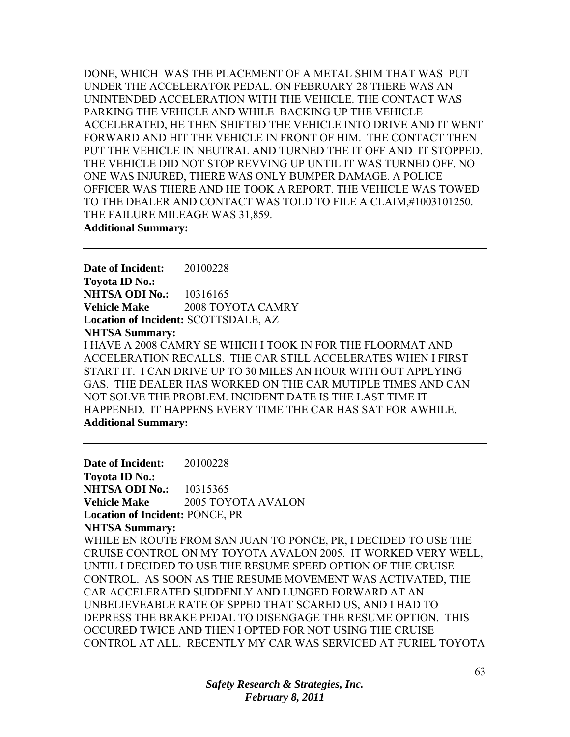DONE, WHICH WAS THE PLACEMENT OF A METAL SHIM THAT WAS PUT UNDER THE ACCELERATOR PEDAL. ON FEBRUARY 28 THERE WAS AN UNINTENDED ACCELERATION WITH THE VEHICLE. THE CONTACT WAS PARKING THE VEHICLE AND WHILE BACKING UP THE VEHICLE ACCELERATED, HE THEN SHIFTED THE VEHICLE INTO DRIVE AND IT WENT FORWARD AND HIT THE VEHICLE IN FRONT OF HIM. THE CONTACT THEN PUT THE VEHICLE IN NEUTRAL AND TURNED THE IT OFF AND IT STOPPED. THE VEHICLE DID NOT STOP REVVING UP UNTIL IT WAS TURNED OFF. NO ONE WAS INJURED, THERE WAS ONLY BUMPER DAMAGE. A POLICE OFFICER WAS THERE AND HE TOOK A REPORT. THE VEHICLE WAS TOWED TO THE DEALER AND CONTACT WAS TOLD TO FILE A CLAIM,#1003101250. THE FAILURE MILEAGE WAS 31,859.

**Additional Summary:**

---

**Date of Incident:** 20100228
**Toyota ID No.:**
**NHTSA ODI No.:** 10316165
**Vehicle Make** 2008 TOYOTA CAMRY
**Location of Incident:** SCOTTSDALE, AZ
**NHTSA Summary:**
I HAVE A 2008 CAMRY SE WHICH I TOOK IN FOR THE FLOORMAT AND ACCELERATION RECALLS. THE CAR STILL ACCELERATES WHEN I FIRST START IT. I CAN DRIVE UP TO 30 MILES AN HOUR WITH OUT APPLYING GAS. THE DEALER HAS WORKED ON THE CAR MUTIPLE TIMES AND CAN NOT SOLVE THE PROBLEM. INCIDENT DATE IS THE LAST TIME IT HAPPENED. IT HAPPENS EVERY TIME THE CAR HAS SAT FOR AWHILE.
**Additional Summary:**

---

**Date of Incident:** 20100228
**Toyota ID No.:**
**NHTSA ODI No.:** 10315365
**Vehicle Make** 2005 TOYOTA AVALON
**Location of Incident:** PONCE, PR
**NHTSA Summary:**
WHILE EN ROUTE FROM SAN JUAN TO PONCE, PR, I DECIDED TO USE THE CRUISE CONTROL ON MY TOYOTA AVALON 2005. IT WORKED VERY WELL, UNTIL I DECIDED TO USE THE RESUME SPEED OPTION OF THE CRUISE CONTROL. AS SOON AS THE RESUME MOVEMENT WAS ACTIVATED, THE CAR ACCELERATED SUDDENLY AND LUNGED FORWARD AT AN UNBELIEVEABLE RATE OF SPPED THAT SCARED US, AND I HAD TO DEPRESS THE BRAKE PEDAL TO DISENGAGE THE RESUME OPTION. THIS OCCURED TWICE AND THEN I OPTED FOR NOT USING THE CRUISE CONTROL AT ALL. RECENTLY MY CAR WAS SERVICED AT FURIEL TOYOTA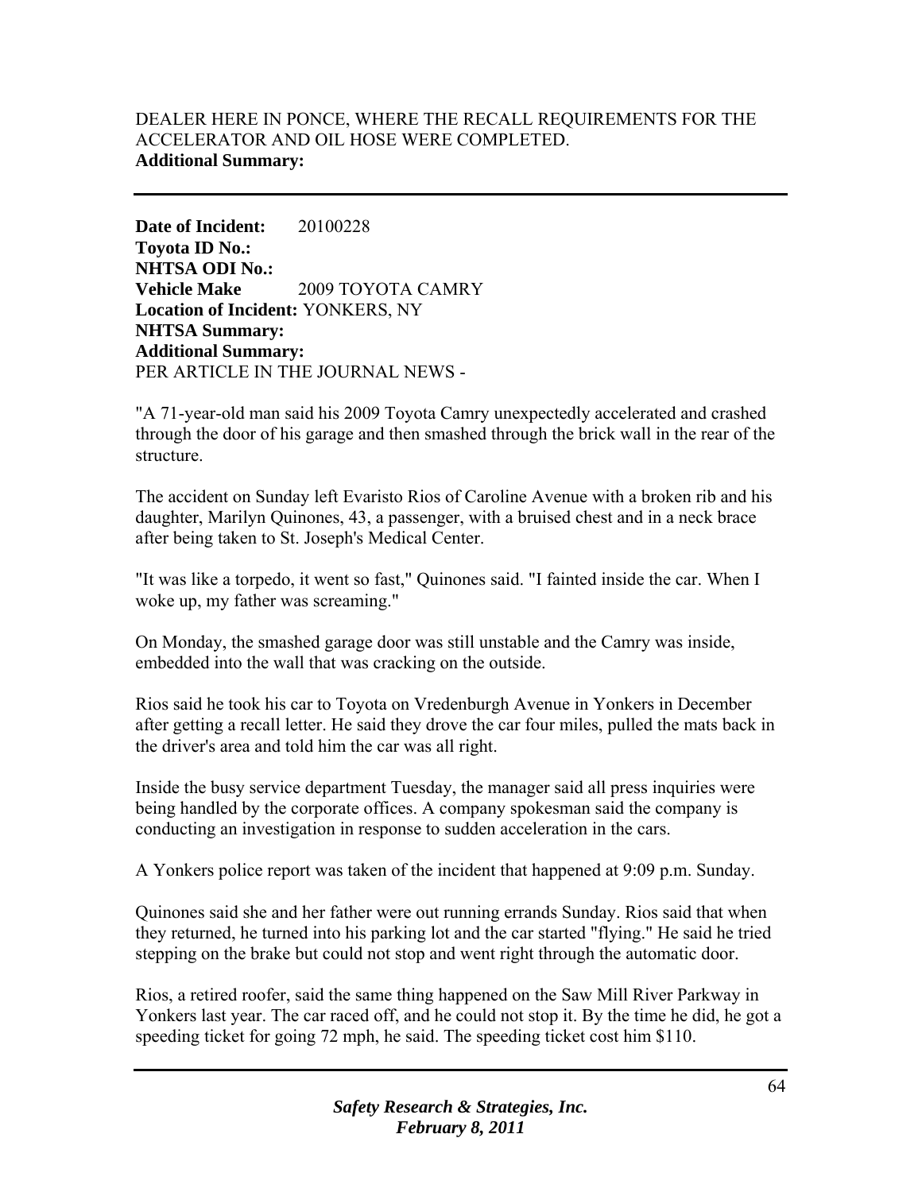DEALER HERE IN PONCE, WHERE THE RECALL REQUIREMENTS FOR THE ACCELERATOR AND OIL HOSE WERE COMPLETED.
**Additional Summary:**

---

**Date of Incident:** 20100228
**Toyota ID No.:**
**NHTSA ODI No.:**
**Vehicle Make** 2009 TOYOTA CAMRY
**Location of Incident:** YONKERS, NY
**NHTSA Summary:**
**Additional Summary:**
PER ARTICLE IN THE JOURNAL NEWS -

"A 71-year-old man said his 2009 Toyota Camry unexpectedly accelerated and crashed through the door of his garage and then smashed through the brick wall in the rear of the structure.

The accident on Sunday left Evaristo Rios of Caroline Avenue with a broken rib and his daughter, Marilyn Quinones, 43, a passenger, with a bruised chest and in a neck brace after being taken to St. Joseph's Medical Center.

"It was like a torpedo, it went so fast," Quinones said. "I fainted inside the car. When I woke up, my father was screaming."

On Monday, the smashed garage door was still unstable and the Camry was inside, embedded into the wall that was cracking on the outside.

Rios said he took his car to Toyota on Vredenburgh Avenue in Yonkers in December after getting a recall letter. He said they drove the car four miles, pulled the mats back in the driver's area and told him the car was all right.

Inside the busy service department Tuesday, the manager said all press inquiries were being handled by the corporate offices. A company spokesman said the company is conducting an investigation in response to sudden acceleration in the cars.

A Yonkers police report was taken of the incident that happened at 9:09 p.m. Sunday.

Quinones said she and her father were out running errands Sunday. Rios said that when they returned, he turned into his parking lot and the car started "flying." He said he tried stepping on the brake but could not stop and went right through the automatic door.

Rios, a retired roofer, said the same thing happened on the Saw Mill River Parkway in Yonkers last year. The car raced off, and he could not stop it. By the time he did, he got a speeding ticket for going 72 mph, he said. The speeding ticket cost him $110.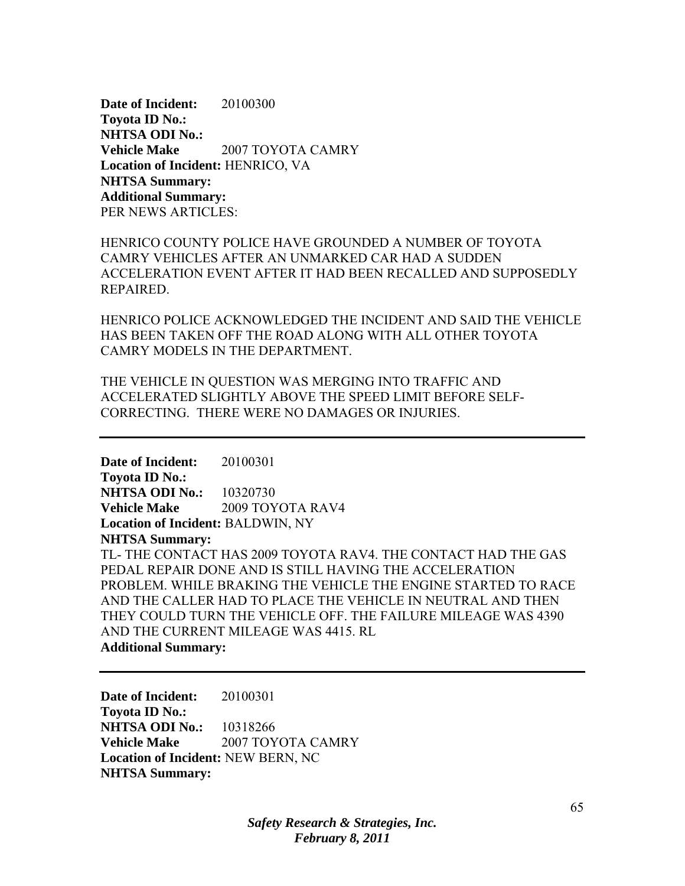**Date of Incident:** 20100300
**Toyota ID No.:**
**NHTSA ODI No.:**
**Vehicle Make** 2007 TOYOTA CAMRY
**Location of Incident:** HENRICO, VA
**NHTSA Summary:**
**Additional Summary:**
PER NEWS ARTICLES:

HENRICO COUNTY POLICE HAVE GROUNDED A NUMBER OF TOYOTA CAMRY VEHICLES AFTER AN UNMARKED CAR HAD A SUDDEN ACCELERATION EVENT AFTER IT HAD BEEN RECALLED AND SUPPOSEDLY REPAIRED.

HENRICO POLICE ACKNOWLEDGED THE INCIDENT AND SAID THE VEHICLE HAS BEEN TAKEN OFF THE ROAD ALONG WITH ALL OTHER TOYOTA CAMRY MODELS IN THE DEPARTMENT.

THE VEHICLE IN QUESTION WAS MERGING INTO TRAFFIC AND ACCELERATED SLIGHTLY ABOVE THE SPEED LIMIT BEFORE SELF-CORRECTING. THERE WERE NO DAMAGES OR INJURIES.

---

**Date of Incident:** 20100301
**Toyota ID No.:**
**NHTSA ODI No.:** 10320730
**Vehicle Make** 2009 TOYOTA RAV4
**Location of Incident:** BALDWIN, NY
**NHTSA Summary:**
TL- THE CONTACT HAS 2009 TOYOTA RAV4. THE CONTACT HAD THE GAS PEDAL REPAIR DONE AND IS STILL HAVING THE ACCELERATION PROBLEM. WHILE BRAKING THE VEHICLE THE ENGINE STARTED TO RACE AND THE CALLER HAD TO PLACE THE VEHICLE IN NEUTRAL AND THEN THEY COULD TURN THE VEHICLE OFF. THE FAILURE MILEAGE WAS 4390 AND THE CURRENT MILEAGE WAS 4415. RL
**Additional Summary:**

---

**Date of Incident:** 20100301
**Toyota ID No.:**
**NHTSA ODI No.:** 10318266
**Vehicle Make** 2007 TOYOTA CAMRY
**Location of Incident:** NEW BERN, NC
**NHTSA Summary:**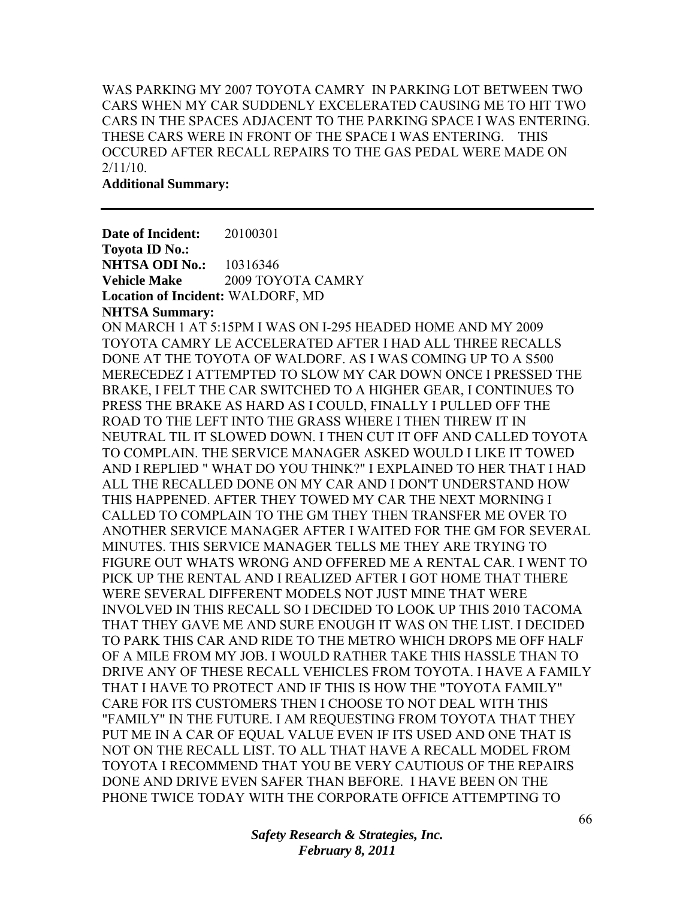WAS PARKING MY 2007 TOYOTA CAMRY IN PARKING LOT BETWEEN TWO CARS WHEN MY CAR SUDDENLY EXCELERATED CAUSING ME TO HIT TWO CARS IN THE SPACES ADJACENT TO THE PARKING SPACE I WAS ENTERING. THESE CARS WERE IN FRONT OF THE SPACE I WAS ENTERING. THIS OCCURED AFTER RECALL REPAIRS TO THE GAS PEDAL WERE MADE ON 2/11/10.

**Additional Summary:**

---

**Date of Incident:** 20100301
**Toyota ID No.:**
**NHTSA ODI No.:** 10316346
**Vehicle Make** 2009 TOYOTA CAMRY
**Location of Incident:** WALDORF, MD
**NHTSA Summary:**
ON MARCH 1 AT 5:15PM I WAS ON I-295 HEADED HOME AND MY 2009 TOYOTA CAMRY LE ACCELERATED AFTER I HAD ALL THREE RECALLS DONE AT THE TOYOTA OF WALDORF. AS I WAS COMING UP TO A S500 MERECEDEZ I ATTEMPTED TO SLOW MY CAR DOWN ONCE I PRESSED THE BRAKE, I FELT THE CAR SWITCHED TO A HIGHER GEAR, I CONTINUES TO PRESS THE BRAKE AS HARD AS I COULD, FINALLY I PULLED OFF THE ROAD TO THE LEFT INTO THE GRASS WHERE I THEN THREW IT IN NEUTRAL TIL IT SLOWED DOWN. I THEN CUT IT OFF AND CALLED TOYOTA TO COMPLAIN. THE SERVICE MANAGER ASKED WOULD I LIKE IT TOWED AND I REPLIED " WHAT DO YOU THINK?" I EXPLAINED TO HER THAT I HAD ALL THE RECALLED DONE ON MY CAR AND I DON'T UNDERSTAND HOW THIS HAPPENED. AFTER THEY TOWED MY CAR THE NEXT MORNING I CALLED TO COMPLAIN TO THE GM THEY THEN TRANSFER ME OVER TO ANOTHER SERVICE MANAGER AFTER I WAITED FOR THE GM FOR SEVERAL MINUTES. THIS SERVICE MANAGER TELLS ME THEY ARE TRYING TO FIGURE OUT WHATS WRONG AND OFFERED ME A RENTAL CAR. I WENT TO PICK UP THE RENTAL AND I REALIZED AFTER I GOT HOME THAT THERE WERE SEVERAL DIFFERENT MODELS NOT JUST MINE THAT WERE INVOLVED IN THIS RECALL SO I DECIDED TO LOOK UP THIS 2010 TACOMA THAT THEY GAVE ME AND SURE ENOUGH IT WAS ON THE LIST. I DECIDED TO PARK THIS CAR AND RIDE TO THE METRO WHICH DROPS ME OFF HALF OF A MILE FROM MY JOB. I WOULD RATHER TAKE THIS HASSLE THAN TO DRIVE ANY OF THESE RECALL VEHICLES FROM TOYOTA. I HAVE A FAMILY THAT I HAVE TO PROTECT AND IF THIS IS HOW THE "TOYOTA FAMILY" CARE FOR ITS CUSTOMERS THEN I CHOOSE TO NOT DEAL WITH THIS "FAMILY" IN THE FUTURE. I AM REQUESTING FROM TOYOTA THAT THEY PUT ME IN A CAR OF EQUAL VALUE EVEN IF ITS USED AND ONE THAT IS NOT ON THE RECALL LIST. TO ALL THAT HAVE A RECALL MODEL FROM TOYOTA I RECOMMEND THAT YOU BE VERY CAUTIOUS OF THE REPAIRS DONE AND DRIVE EVEN SAFER THAN BEFORE. I HAVE BEEN ON THE PHONE TWICE TODAY WITH THE CORPORATE OFFICE ATTEMPTING TO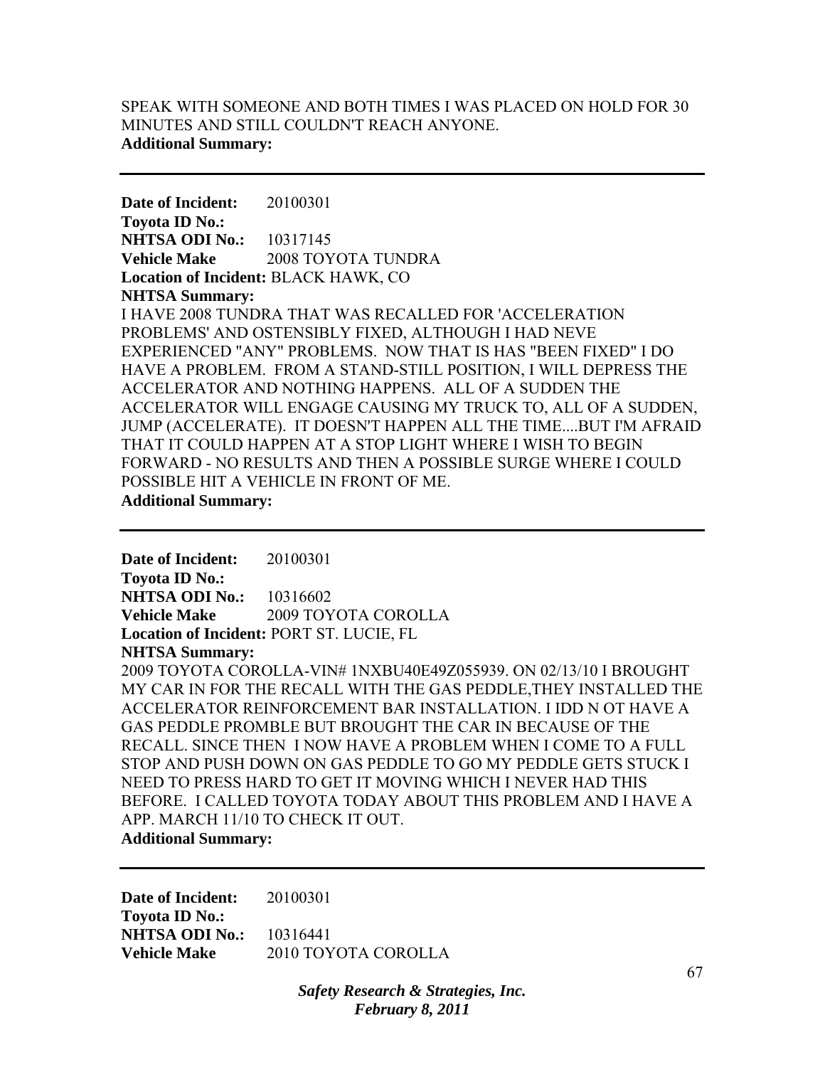SPEAK WITH SOMEONE AND BOTH TIMES I WAS PLACED ON HOLD FOR 30 MINUTES AND STILL COULDN'T REACH ANYONE.
**Additional Summary:**

---

**Date of Incident:** 20100301
**Toyota ID No.:**
**NHTSA ODI No.:** 10317145
**Vehicle Make** 2008 TOYOTA TUNDRA
**Location of Incident:** BLACK HAWK, CO
**NHTSA Summary:**
I HAVE 2008 TUNDRA THAT WAS RECALLED FOR 'ACCELERATION PROBLEMS' AND OSTENSIBLY FIXED, ALTHOUGH I HAD NEVE EXPERIENCED "ANY" PROBLEMS. NOW THAT IS HAS "BEEN FIXED" I DO HAVE A PROBLEM. FROM A STAND-STILL POSITION, I WILL DEPRESS THE ACCELERATOR AND NOTHING HAPPENS. ALL OF A SUDDEN THE ACCELERATOR WILL ENGAGE CAUSING MY TRUCK TO, ALL OF A SUDDEN, JUMP (ACCELERATE). IT DOESN'T HAPPEN ALL THE TIME....BUT I'M AFRAID THAT IT COULD HAPPEN AT A STOP LIGHT WHERE I WISH TO BEGIN FORWARD - NO RESULTS AND THEN A POSSIBLE SURGE WHERE I COULD POSSIBLE HIT A VEHICLE IN FRONT OF ME.
**Additional Summary:**

---

**Date of Incident:** 20100301
**Toyota ID No.:**
**NHTSA ODI No.:** 10316602
**Vehicle Make** 2009 TOYOTA COROLLA
**Location of Incident:** PORT ST. LUCIE, FL
**NHTSA Summary:**
2009 TOYOTA COROLLA-VIN# 1NXBU40E49Z055939. ON 02/13/10 I BROUGHT MY CAR IN FOR THE RECALL WITH THE GAS PEDDLE,THEY INSTALLED THE ACCELERATOR REINFORCEMENT BAR INSTALLATION. I IDD N OT HAVE A GAS PEDDLE PROMBLE BUT BROUGHT THE CAR IN BECAUSE OF THE RECALL. SINCE THEN I NOW HAVE A PROBLEM WHEN I COME TO A FULL STOP AND PUSH DOWN ON GAS PEDDLE TO GO MY PEDDLE GETS STUCK I NEED TO PRESS HARD TO GET IT MOVING WHICH I NEVER HAD THIS BEFORE. I CALLED TOYOTA TODAY ABOUT THIS PROBLEM AND I HAVE A APP. MARCH 11/10 TO CHECK IT OUT.
**Additional Summary:**

---

**Date of Incident:** 20100301
**Toyota ID No.:**
**NHTSA ODI No.:** 10316441
**Vehicle Make** 2010 TOYOTA COROLLA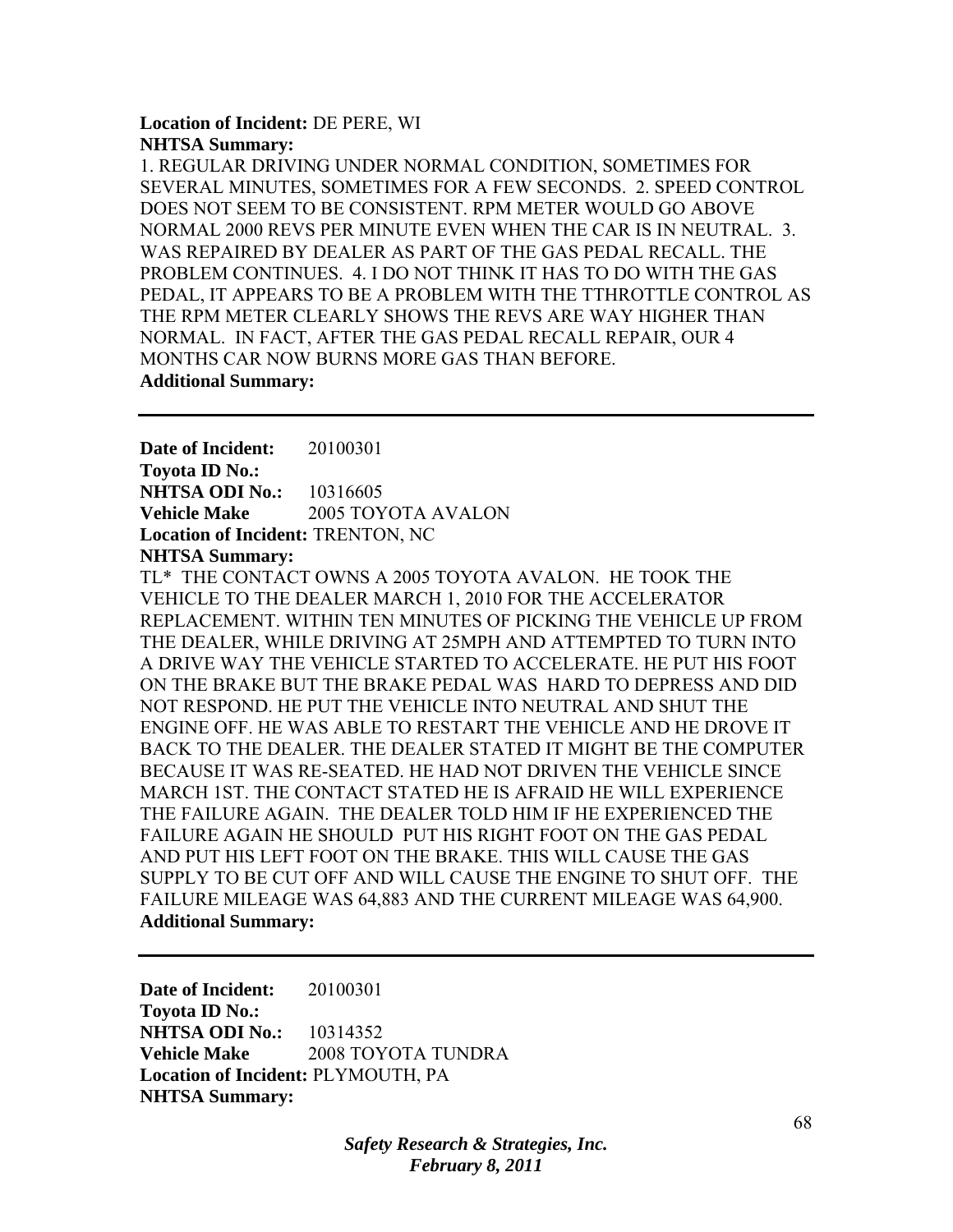**Location of Incident:** DE PERE, WI
**NHTSA Summary:**
1. REGULAR DRIVING UNDER NORMAL CONDITION, SOMETIMES FOR SEVERAL MINUTES, SOMETIMES FOR A FEW SECONDS. 2. SPEED CONTROL DOES NOT SEEM TO BE CONSISTENT. RPM METER WOULD GO ABOVE NORMAL 2000 REVS PER MINUTE EVEN WHEN THE CAR IS IN NEUTRAL. 3. WAS REPAIRED BY DEALER AS PART OF THE GAS PEDAL RECALL. THE PROBLEM CONTINUES. 4. I DO NOT THINK IT HAS TO DO WITH THE GAS PEDAL, IT APPEARS TO BE A PROBLEM WITH THE TTHROTTLE CONTROL AS THE RPM METER CLEARLY SHOWS THE REVS ARE WAY HIGHER THAN NORMAL. IN FACT, AFTER THE GAS PEDAL RECALL REPAIR, OUR 4 MONTHS CAR NOW BURNS MORE GAS THAN BEFORE.
**Additional Summary:**

---

**Date of Incident:** 20100301
**Toyota ID No.:**
**NHTSA ODI No.:** 10316605
**Vehicle Make** 2005 TOYOTA AVALON
**Location of Incident:** TRENTON, NC
**NHTSA Summary:**
TL* THE CONTACT OWNS A 2005 TOYOTA AVALON. HE TOOK THE VEHICLE TO THE DEALER MARCH 1, 2010 FOR THE ACCELERATOR REPLACEMENT. WITHIN TEN MINUTES OF PICKING THE VEHICLE UP FROM THE DEALER, WHILE DRIVING AT 25MPH AND ATTEMPTED TO TURN INTO A DRIVE WAY THE VEHICLE STARTED TO ACCELERATE. HE PUT HIS FOOT ON THE BRAKE BUT THE BRAKE PEDAL WAS HARD TO DEPRESS AND DID NOT RESPOND. HE PUT THE VEHICLE INTO NEUTRAL AND SHUT THE ENGINE OFF. HE WAS ABLE TO RESTART THE VEHICLE AND HE DROVE IT BACK TO THE DEALER. THE DEALER STATED IT MIGHT BE THE COMPUTER BECAUSE IT WAS RE-SEATED. HE HAD NOT DRIVEN THE VEHICLE SINCE MARCH 1ST. THE CONTACT STATED HE IS AFRAID HE WILL EXPERIENCE THE FAILURE AGAIN. THE DEALER TOLD HIM IF HE EXPERIENCED THE FAILURE AGAIN HE SHOULD PUT HIS RIGHT FOOT ON THE GAS PEDAL AND PUT HIS LEFT FOOT ON THE BRAKE. THIS WILL CAUSE THE GAS SUPPLY TO BE CUT OFF AND WILL CAUSE THE ENGINE TO SHUT OFF. THE FAILURE MILEAGE WAS 64,883 AND THE CURRENT MILEAGE WAS 64,900.
**Additional Summary:**

---

**Date of Incident:** 20100301
**Toyota ID No.:**
**NHTSA ODI No.:** 10314352
**Vehicle Make** 2008 TOYOTA TUNDRA
**Location of Incident:** PLYMOUTH, PA
**NHTSA Summary:**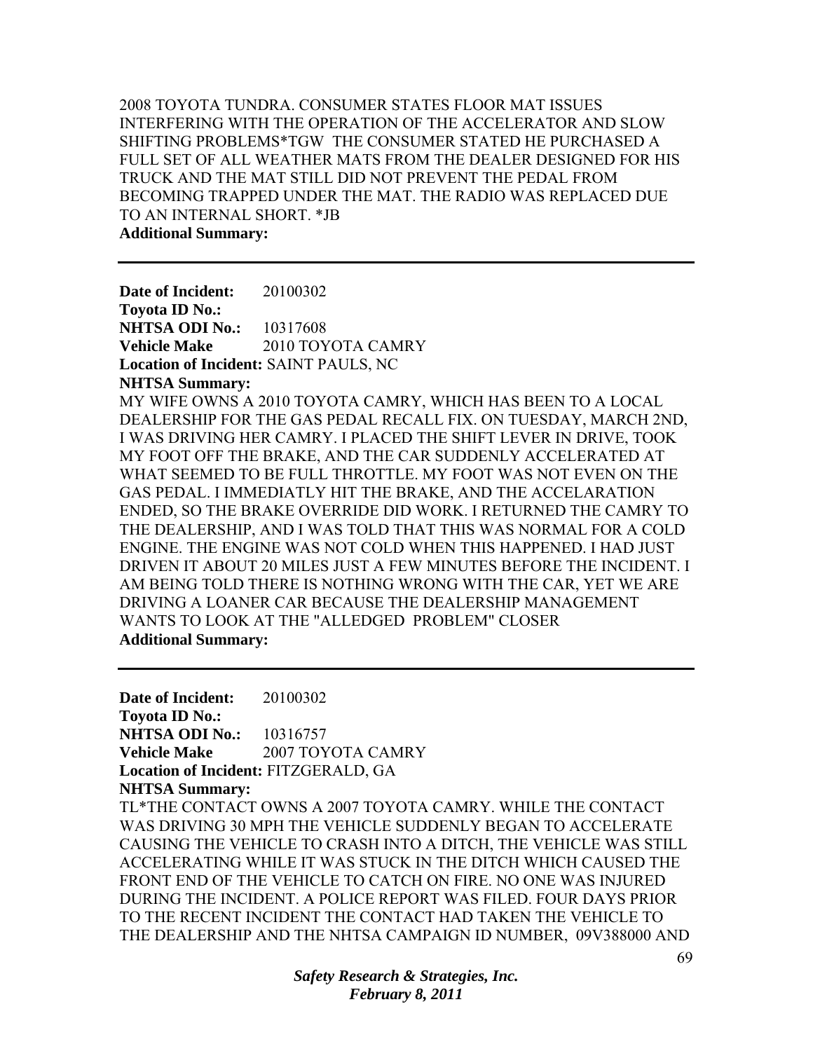2008 TOYOTA TUNDRA. CONSUMER STATES FLOOR MAT ISSUES INTERFERING WITH THE OPERATION OF THE ACCELERATOR AND SLOW SHIFTING PROBLEMS*TGW THE CONSUMER STATED HE PURCHASED A FULL SET OF ALL WEATHER MATS FROM THE DEALER DESIGNED FOR HIS TRUCK AND THE MAT STILL DID NOT PREVENT THE PEDAL FROM BECOMING TRAPPED UNDER THE MAT. THE RADIO WAS REPLACED DUE TO AN INTERNAL SHORT. *JB

**Additional Summary:**

---

**Date of Incident:** 20100302
**Toyota ID No.:**
**NHTSA ODI No.:** 10317608
**Vehicle Make** 2010 TOYOTA CAMRY
**Location of Incident:** SAINT PAULS, NC
**NHTSA Summary:**

MY WIFE OWNS A 2010 TOYOTA CAMRY, WHICH HAS BEEN TO A LOCAL DEALERSHIP FOR THE GAS PEDAL RECALL FIX. ON TUESDAY, MARCH 2ND, I WAS DRIVING HER CAMRY. I PLACED THE SHIFT LEVER IN DRIVE, TOOK MY FOOT OFF THE BRAKE, AND THE CAR SUDDENLY ACCELERATED AT WHAT SEEMED TO BE FULL THROTTLE. MY FOOT WAS NOT EVEN ON THE GAS PEDAL. I IMMEDIATLY HIT THE BRAKE, AND THE ACCELARATION ENDED, SO THE BRAKE OVERRIDE DID WORK. I RETURNED THE CAMRY TO THE DEALERSHIP, AND I WAS TOLD THAT THIS WAS NORMAL FOR A COLD ENGINE. THE ENGINE WAS NOT COLD WHEN THIS HAPPENED. I HAD JUST DRIVEN IT ABOUT 20 MILES JUST A FEW MINUTES BEFORE THE INCIDENT. I AM BEING TOLD THERE IS NOTHING WRONG WITH THE CAR, YET WE ARE DRIVING A LOANER CAR BECAUSE THE DEALERSHIP MANAGEMENT WANTS TO LOOK AT THE "ALLEDGED PROBLEM" CLOSER

**Additional Summary:**

---

**Date of Incident:** 20100302
**Toyota ID No.:**
**NHTSA ODI No.:** 10316757
**Vehicle Make** 2007 TOYOTA CAMRY
**Location of Incident:** FITZGERALD, GA
**NHTSA Summary:**

TL*THE CONTACT OWNS A 2007 TOYOTA CAMRY. WHILE THE CONTACT WAS DRIVING 30 MPH THE VEHICLE SUDDENLY BEGAN TO ACCELERATE CAUSING THE VEHICLE TO CRASH INTO A DITCH, THE VEHICLE WAS STILL ACCELERATING WHILE IT WAS STUCK IN THE DITCH WHICH CAUSED THE FRONT END OF THE VEHICLE TO CATCH ON FIRE. NO ONE WAS INJURED DURING THE INCIDENT. A POLICE REPORT WAS FILED. FOUR DAYS PRIOR TO THE RECENT INCIDENT THE CONTACT HAD TAKEN THE VEHICLE TO THE DEALERSHIP AND THE NHTSA CAMPAIGN ID NUMBER, 09V388000 AND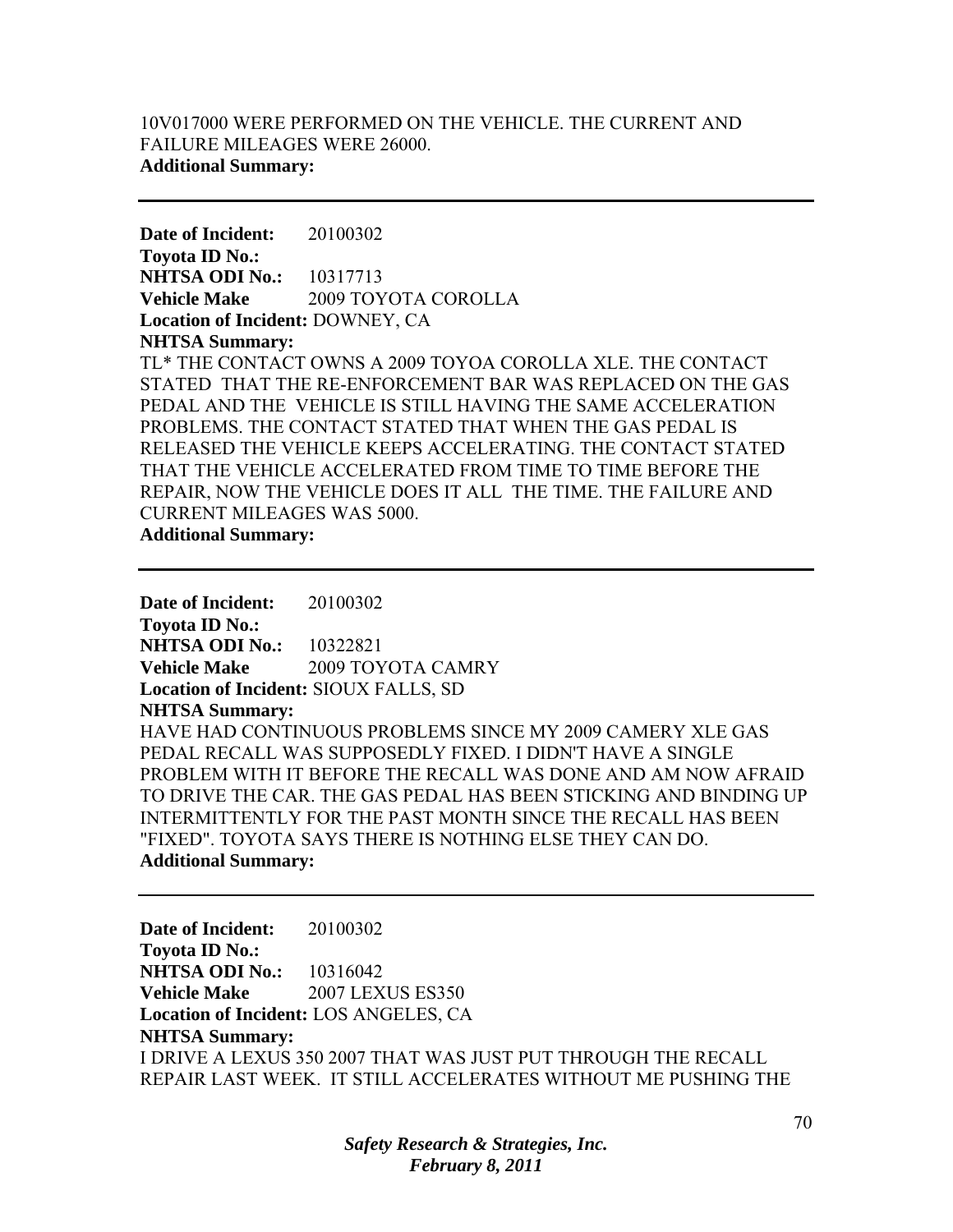10V017000 WERE PERFORMED ON THE VEHICLE. THE CURRENT AND FAILURE MILEAGES WERE 26000.
**Additional Summary:**

---

**Date of Incident:** 20100302
**Toyota ID No.:**
**NHTSA ODI No.:** 10317713
**Vehicle Make** 2009 TOYOTA COROLLA
**Location of Incident:** DOWNEY, CA
**NHTSA Summary:**
TL* THE CONTACT OWNS A 2009 TOYOA COROLLA XLE. THE CONTACT STATED THAT THE RE-ENFORCEMENT BAR WAS REPLACED ON THE GAS PEDAL AND THE VEHICLE IS STILL HAVING THE SAME ACCELERATION PROBLEMS. THE CONTACT STATED THAT WHEN THE GAS PEDAL IS RELEASED THE VEHICLE KEEPS ACCELERATING. THE CONTACT STATED THAT THE VEHICLE ACCELERATED FROM TIME TO TIME BEFORE THE REPAIR, NOW THE VEHICLE DOES IT ALL THE TIME. THE FAILURE AND CURRENT MILEAGES WAS 5000.
**Additional Summary:**

---

**Date of Incident:** 20100302
**Toyota ID No.:**
**NHTSA ODI No.:** 10322821
**Vehicle Make** 2009 TOYOTA CAMRY
**Location of Incident:** SIOUX FALLS, SD
**NHTSA Summary:**
HAVE HAD CONTINUOUS PROBLEMS SINCE MY 2009 CAMERY XLE GAS PEDAL RECALL WAS SUPPOSEDLY FIXED. I DIDN'T HAVE A SINGLE PROBLEM WITH IT BEFORE THE RECALL WAS DONE AND AM NOW AFRAID TO DRIVE THE CAR. THE GAS PEDAL HAS BEEN STICKING AND BINDING UP INTERMITTENTLY FOR THE PAST MONTH SINCE THE RECALL HAS BEEN "FIXED". TOYOTA SAYS THERE IS NOTHING ELSE THEY CAN DO.
**Additional Summary:**

---

**Date of Incident:** 20100302
**Toyota ID No.:**
**NHTSA ODI No.:** 10316042
**Vehicle Make** 2007 LEXUS ES350
**Location of Incident:** LOS ANGELES, CA
**NHTSA Summary:**
I DRIVE A LEXUS 350 2007 THAT WAS JUST PUT THROUGH THE RECALL REPAIR LAST WEEK. IT STILL ACCELERATES WITHOUT ME PUSHING THE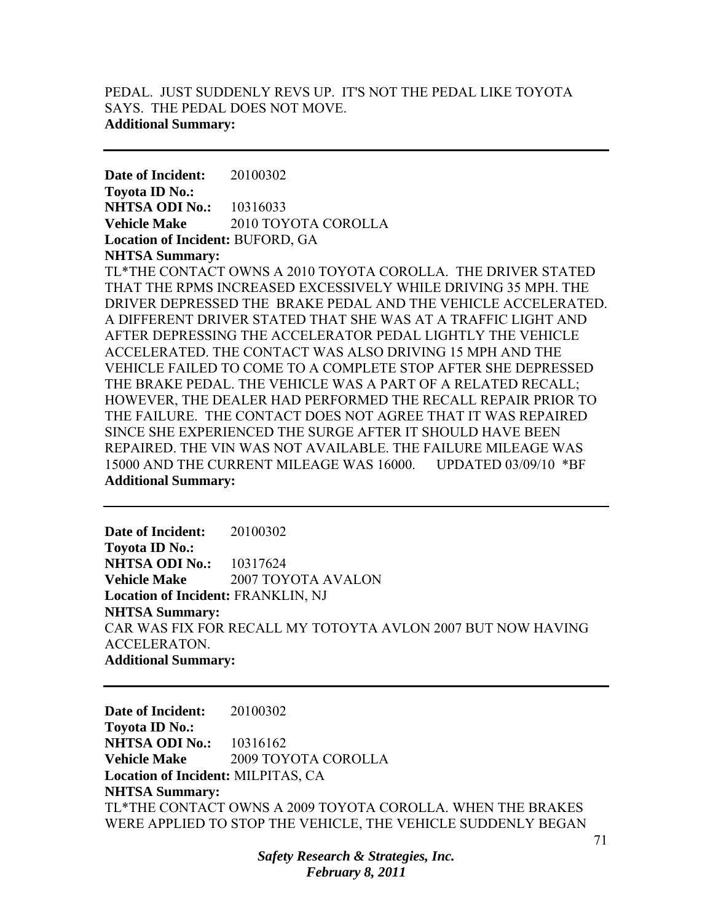PEDAL. JUST SUDDENLY REVS UP. IT'S NOT THE PEDAL LIKE TOYOTA SAYS. THE PEDAL DOES NOT MOVE.
**Additional Summary:**

---

**Date of Incident:** 20100302
**Toyota ID No.:**
**NHTSA ODI No.:** 10316033
**Vehicle Make** 2010 TOYOTA COROLLA
**Location of Incident:** BUFORD, GA
**NHTSA Summary:**
TL*THE CONTACT OWNS A 2010 TOYOTA COROLLA. THE DRIVER STATED THAT THE RPMS INCREASED EXCESSIVELY WHILE DRIVING 35 MPH. THE DRIVER DEPRESSED THE BRAKE PEDAL AND THE VEHICLE ACCELERATED. A DIFFERENT DRIVER STATED THAT SHE WAS AT A TRAFFIC LIGHT AND AFTER DEPRESSING THE ACCELERATOR PEDAL LIGHTLY THE VEHICLE ACCELERATED. THE CONTACT WAS ALSO DRIVING 15 MPH AND THE VEHICLE FAILED TO COME TO A COMPLETE STOP AFTER SHE DEPRESSED THE BRAKE PEDAL. THE VEHICLE WAS A PART OF A RELATED RECALL; HOWEVER, THE DEALER HAD PERFORMED THE RECALL REPAIR PRIOR TO THE FAILURE. THE CONTACT DOES NOT AGREE THAT IT WAS REPAIRED SINCE SHE EXPERIENCED THE SURGE AFTER IT SHOULD HAVE BEEN REPAIRED. THE VIN WAS NOT AVAILABLE. THE FAILURE MILEAGE WAS 15000 AND THE CURRENT MILEAGE WAS 16000. UPDATED 03/09/10 *BF
**Additional Summary:**

---

**Date of Incident:** 20100302
**Toyota ID No.:**
**NHTSA ODI No.:** 10317624
**Vehicle Make** 2007 TOYOTA AVALON
**Location of Incident:** FRANKLIN, NJ
**NHTSA Summary:**
CAR WAS FIX FOR RECALL MY TOTOYTA AVLON 2007 BUT NOW HAVING ACCELERATON.
**Additional Summary:**

---

**Date of Incident:** 20100302
**Toyota ID No.:**
**NHTSA ODI No.:** 10316162
**Vehicle Make** 2009 TOYOTA COROLLA
**Location of Incident:** MILPITAS, CA
**NHTSA Summary:**
TL*THE CONTACT OWNS A 2009 TOYOTA COROLLA. WHEN THE BRAKES WERE APPLIED TO STOP THE VEHICLE, THE VEHICLE SUDDENLY BEGAN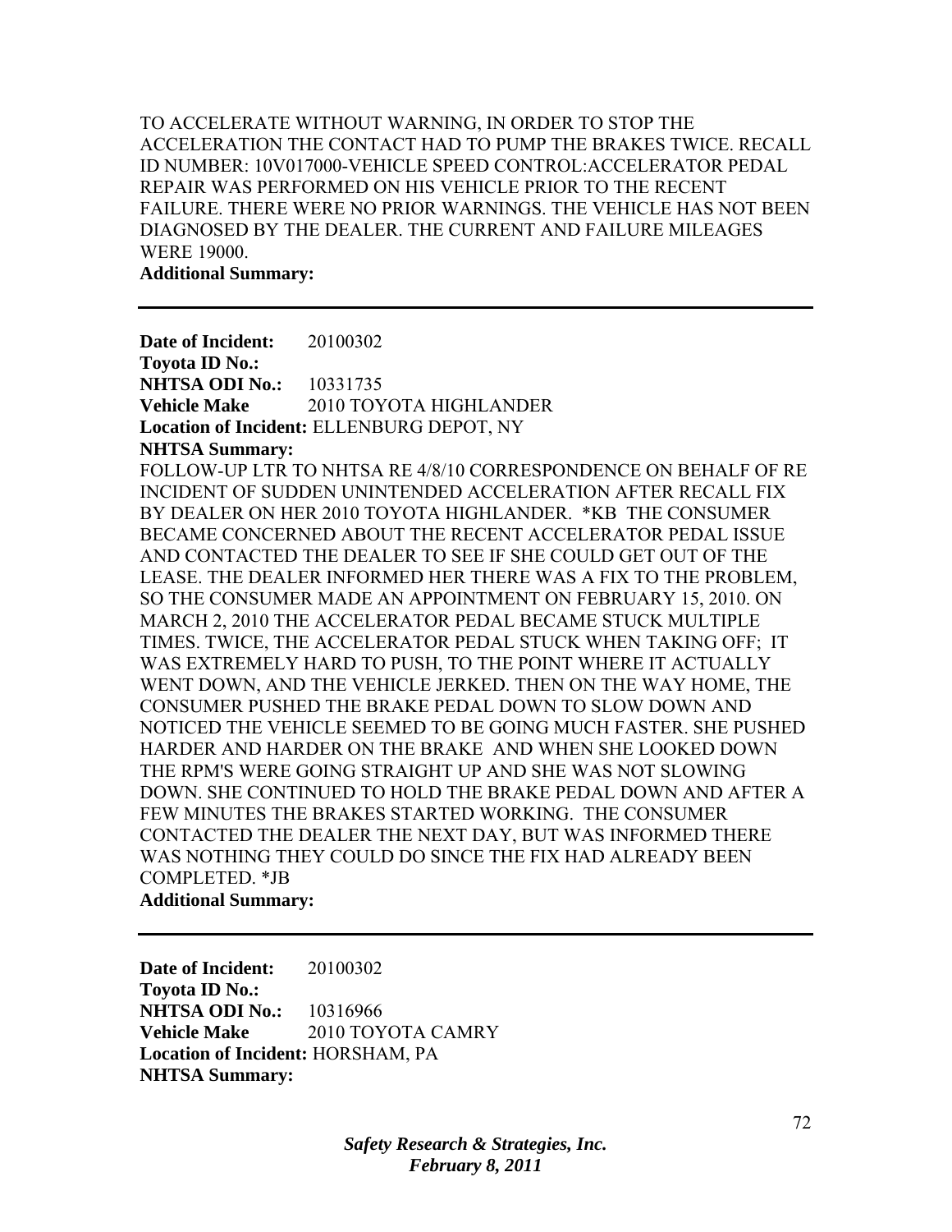TO ACCELERATE WITHOUT WARNING, IN ORDER TO STOP THE ACCELERATION THE CONTACT HAD TO PUMP THE BRAKES TWICE. RECALL ID NUMBER: 10V017000-VEHICLE SPEED CONTROL:ACCELERATOR PEDAL REPAIR WAS PERFORMED ON HIS VEHICLE PRIOR TO THE RECENT FAILURE. THERE WERE NO PRIOR WARNINGS. THE VEHICLE HAS NOT BEEN DIAGNOSED BY THE DEALER. THE CURRENT AND FAILURE MILEAGES WERE 19000.

**Additional Summary:**

---

**Date of Incident:** 20100302
**Toyota ID No.:**
**NHTSA ODI No.:** 10331735
**Vehicle Make** 2010 TOYOTA HIGHLANDER
**Location of Incident:** ELLENBURG DEPOT, NY
**NHTSA Summary:**
FOLLOW-UP LTR TO NHTSA RE 4/8/10 CORRESPONDENCE ON BEHALF OF RE INCIDENT OF SUDDEN UNINTENDED ACCELERATION AFTER RECALL FIX BY DEALER ON HER 2010 TOYOTA HIGHLANDER. *KB THE CONSUMER BECAME CONCERNED ABOUT THE RECENT ACCELERATOR PEDAL ISSUE AND CONTACTED THE DEALER TO SEE IF SHE COULD GET OUT OF THE LEASE. THE DEALER INFORMED HER THERE WAS A FIX TO THE PROBLEM, SO THE CONSUMER MADE AN APPOINTMENT ON FEBRUARY 15, 2010. ON MARCH 2, 2010 THE ACCELERATOR PEDAL BECAME STUCK MULTIPLE TIMES. TWICE, THE ACCELERATOR PEDAL STUCK WHEN TAKING OFF; IT WAS EXTREMELY HARD TO PUSH, TO THE POINT WHERE IT ACTUALLY WENT DOWN, AND THE VEHICLE JERKED. THEN ON THE WAY HOME, THE CONSUMER PUSHED THE BRAKE PEDAL DOWN TO SLOW DOWN AND NOTICED THE VEHICLE SEEMED TO BE GOING MUCH FASTER. SHE PUSHED HARDER AND HARDER ON THE BRAKE AND WHEN SHE LOOKED DOWN THE RPM'S WERE GOING STRAIGHT UP AND SHE WAS NOT SLOWING DOWN. SHE CONTINUED TO HOLD THE BRAKE PEDAL DOWN AND AFTER A FEW MINUTES THE BRAKES STARTED WORKING. THE CONSUMER CONTACTED THE DEALER THE NEXT DAY, BUT WAS INFORMED THERE WAS NOTHING THEY COULD DO SINCE THE FIX HAD ALREADY BEEN COMPLETED. *JB

**Additional Summary:**

---

**Date of Incident:** 20100302
**Toyota ID No.:**
**NHTSA ODI No.:** 10316966
**Vehicle Make** 2010 TOYOTA CAMRY
**Location of Incident:** HORSHAM, PA
**NHTSA Summary:**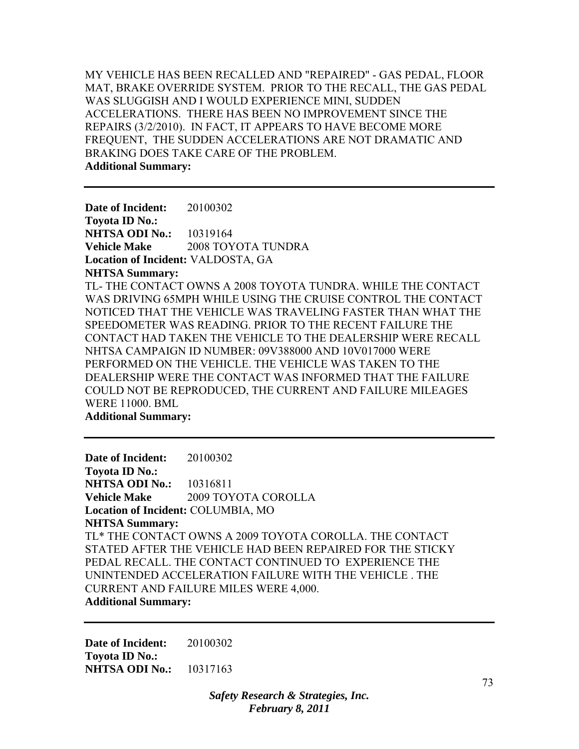MY VEHICLE HAS BEEN RECALLED AND "REPAIRED" - GAS PEDAL, FLOOR MAT, BRAKE OVERRIDE SYSTEM. PRIOR TO THE RECALL, THE GAS PEDAL WAS SLUGGISH AND I WOULD EXPERIENCE MINI, SUDDEN ACCELERATIONS. THERE HAS BEEN NO IMPROVEMENT SINCE THE REPAIRS (3/2/2010). IN FACT, IT APPEARS TO HAVE BECOME MORE FREQUENT, THE SUDDEN ACCELERATIONS ARE NOT DRAMATIC AND BRAKING DOES TAKE CARE OF THE PROBLEM.

**Additional Summary:**

---

**Date of Incident:** 20100302
**Toyota ID No.:**
**NHTSA ODI No.:** 10319164
**Vehicle Make** 2008 TOYOTA TUNDRA
**Location of Incident:** VALDOSTA, GA
**NHTSA Summary:**
TL- THE CONTACT OWNS A 2008 TOYOTA TUNDRA. WHILE THE CONTACT WAS DRIVING 65MPH WHILE USING THE CRUISE CONTROL THE CONTACT NOTICED THAT THE VEHICLE WAS TRAVELING FASTER THAN WHAT THE SPEEDOMETER WAS READING. PRIOR TO THE RECENT FAILURE THE CONTACT HAD TAKEN THE VEHICLE TO THE DEALERSHIP WERE RECALL NHTSA CAMPAIGN ID NUMBER: 09V388000 AND 10V017000 WERE PERFORMED ON THE VEHICLE. THE VEHICLE WAS TAKEN TO THE DEALERSHIP WERE THE CONTACT WAS INFORMED THAT THE FAILURE COULD NOT BE REPRODUCED, THE CURRENT AND FAILURE MILEAGES WERE 11000. BML
**Additional Summary:**

---

**Date of Incident:** 20100302
**Toyota ID No.:**
**NHTSA ODI No.:** 10316811
**Vehicle Make** 2009 TOYOTA COROLLA
**Location of Incident:** COLUMBIA, MO
**NHTSA Summary:**
TL* THE CONTACT OWNS A 2009 TOYOTA COROLLA. THE CONTACT STATED AFTER THE VEHICLE HAD BEEN REPAIRED FOR THE STICKY PEDAL RECALL. THE CONTACT CONTINUED TO EXPERIENCE THE UNINTENDED ACCELERATION FAILURE WITH THE VEHICLE . THE CURRENT AND FAILURE MILES WERE 4,000.
**Additional Summary:**

---

**Date of Incident:** 20100302
**Toyota ID No.:**
**NHTSA ODI No.:** 10317163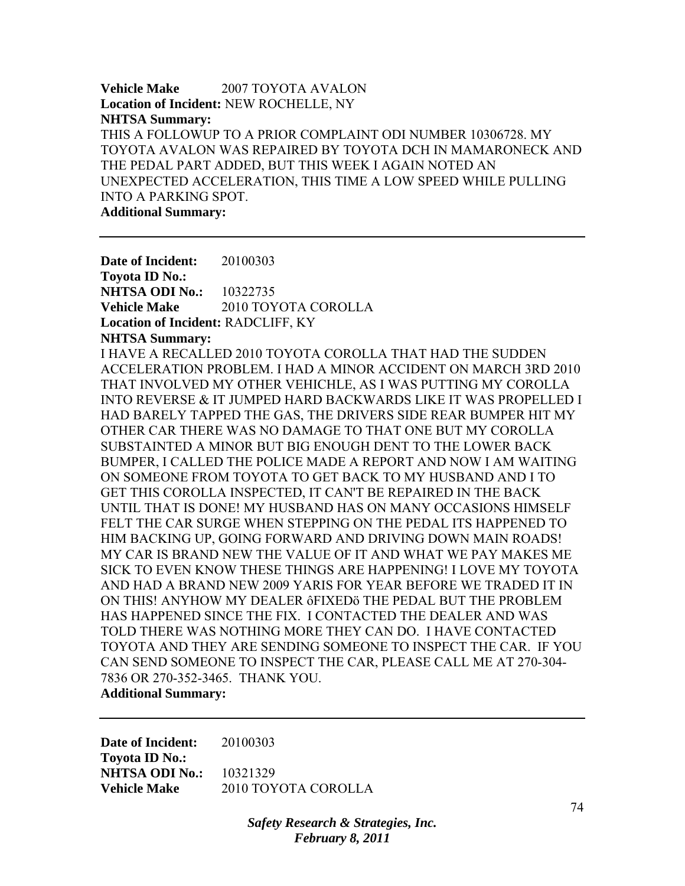**Vehicle Make** 2007 TOYOTA AVALON
**Location of Incident:** NEW ROCHELLE, NY
**NHTSA Summary:**
THIS A FOLLOWUP TO A PRIOR COMPLAINT ODI NUMBER 10306728. MY TOYOTA AVALON WAS REPAIRED BY TOYOTA DCH IN MAMARONECK AND THE PEDAL PART ADDED, BUT THIS WEEK I AGAIN NOTED AN UNEXPECTED ACCELERATION, THIS TIME A LOW SPEED WHILE PULLING INTO A PARKING SPOT.
**Additional Summary:**

---

**Date of Incident:** 20100303
**Toyota ID No.:**
**NHTSA ODI No.:** 10322735
**Vehicle Make** 2010 TOYOTA COROLLA
**Location of Incident:** RADCLIFF, KY
**NHTSA Summary:**
I HAVE A RECALLED 2010 TOYOTA COROLLA THAT HAD THE SUDDEN ACCELERATION PROBLEM. I HAD A MINOR ACCIDENT ON MARCH 3RD 2010 THAT INVOLVED MY OTHER VEHICHLE, AS I WAS PUTTING MY COROLLA INTO REVERSE & IT JUMPED HARD BACKWARDS LIKE IT WAS PROPELLED I HAD BARELY TAPPED THE GAS, THE DRIVERS SIDE REAR BUMPER HIT MY OTHER CAR THERE WAS NO DAMAGE TO THAT ONE BUT MY COROLLA SUBSTAINTED A MINOR BUT BIG ENOUGH DENT TO THE LOWER BACK BUMPER, I CALLED THE POLICE MADE A REPORT AND NOW I AM WAITING ON SOMEONE FROM TOYOTA TO GET BACK TO MY HUSBAND AND I TO GET THIS COROLLA INSPECTED, IT CAN'T BE REPAIRED IN THE BACK UNTIL THAT IS DONE! MY HUSBAND HAS ON MANY OCCASIONS HIMSELF FELT THE CAR SURGE WHEN STEPPING ON THE PEDAL ITS HAPPENED TO HIM BACKING UP, GOING FORWARD AND DRIVING DOWN MAIN ROADS! MY CAR IS BRAND NEW THE VALUE OF IT AND WHAT WE PAY MAKES ME SICK TO EVEN KNOW THESE THINGS ARE HAPPENING! I LOVE MY TOYOTA AND HAD A BRAND NEW 2009 YARIS FOR YEAR BEFORE WE TRADED IT IN ON THIS! ANYHOW MY DEALER ôFIXEDö THE PEDAL BUT THE PROBLEM HAS HAPPENED SINCE THE FIX. I CONTACTED THE DEALER AND WAS TOLD THERE WAS NOTHING MORE THEY CAN DO. I HAVE CONTACTED TOYOTA AND THEY ARE SENDING SOMEONE TO INSPECT THE CAR. IF YOU CAN SEND SOMEONE TO INSPECT THE CAR, PLEASE CALL ME AT 270-304-7836 OR 270-352-3465. THANK YOU.
**Additional Summary:**

---

**Date of Incident:** 20100303
**Toyota ID No.:**
**NHTSA ODI No.:** 10321329
**Vehicle Make** 2010 TOYOTA COROLLA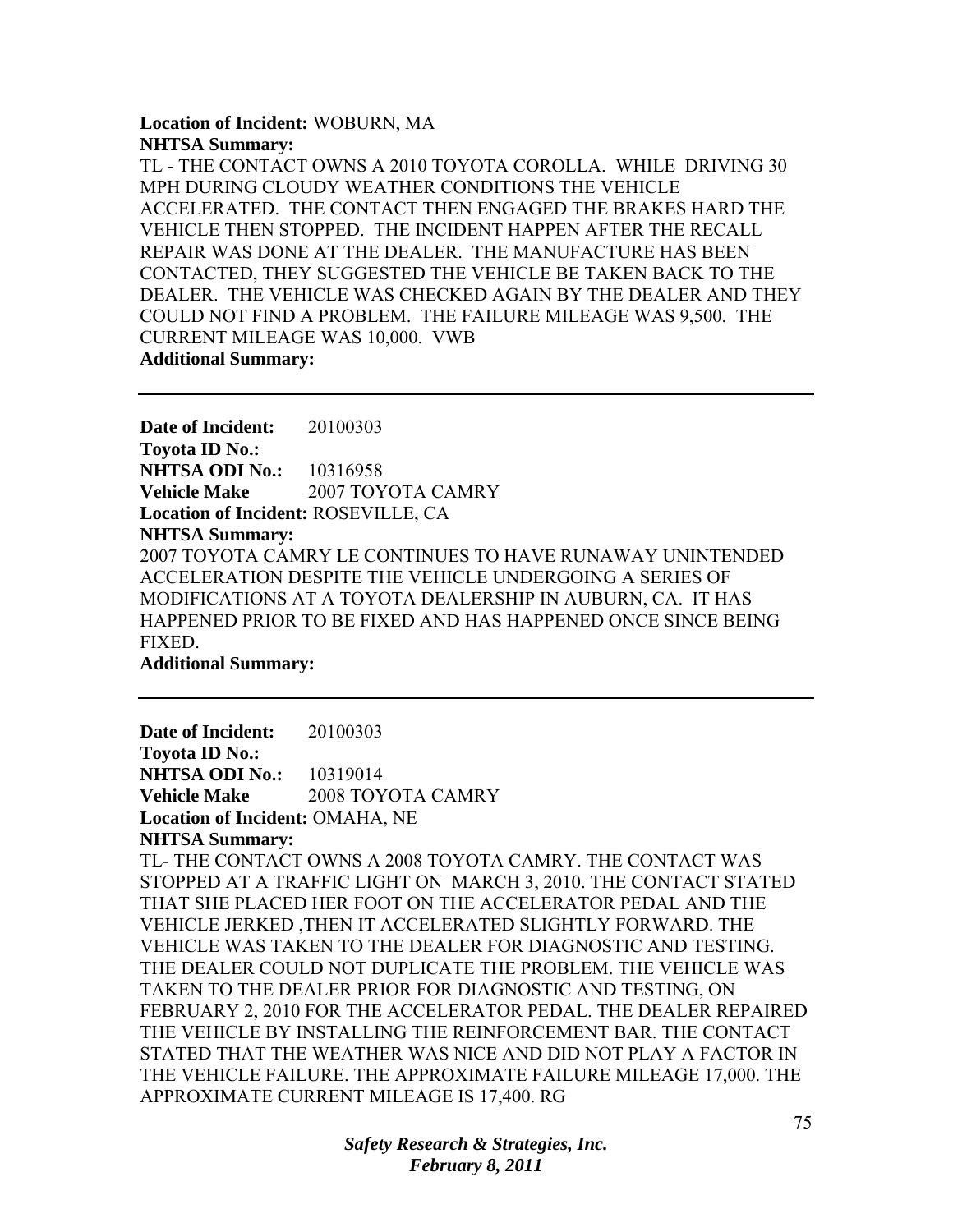**Location of Incident:** WOBURN, MA
**NHTSA Summary:**
TL - THE CONTACT OWNS A 2010 TOYOTA COROLLA. WHILE DRIVING 30 MPH DURING CLOUDY WEATHER CONDITIONS THE VEHICLE ACCELERATED. THE CONTACT THEN ENGAGED THE BRAKES HARD THE VEHICLE THEN STOPPED. THE INCIDENT HAPPEN AFTER THE RECALL REPAIR WAS DONE AT THE DEALER. THE MANUFACTURE HAS BEEN CONTACTED, THEY SUGGESTED THE VEHICLE BE TAKEN BACK TO THE DEALER. THE VEHICLE WAS CHECKED AGAIN BY THE DEALER AND THEY COULD NOT FIND A PROBLEM. THE FAILURE MILEAGE WAS 9,500. THE CURRENT MILEAGE WAS 10,000. VWB
**Additional Summary:**

---

**Date of Incident:** 20100303
**Toyota ID No.:**
**NHTSA ODI No.:** 10316958
**Vehicle Make** 2007 TOYOTA CAMRY
**Location of Incident:** ROSEVILLE, CA
**NHTSA Summary:**
2007 TOYOTA CAMRY LE CONTINUES TO HAVE RUNAWAY UNINTENDED ACCELERATION DESPITE THE VEHICLE UNDERGOING A SERIES OF MODIFICATIONS AT A TOYOTA DEALERSHIP IN AUBURN, CA. IT HAS HAPPENED PRIOR TO BE FIXED AND HAS HAPPENED ONCE SINCE BEING FIXED.
**Additional Summary:**

---

**Date of Incident:** 20100303
**Toyota ID No.:**
**NHTSA ODI No.:** 10319014
**Vehicle Make** 2008 TOYOTA CAMRY
**Location of Incident:** OMAHA, NE
**NHTSA Summary:**
TL- THE CONTACT OWNS A 2008 TOYOTA CAMRY. THE CONTACT WAS STOPPED AT A TRAFFIC LIGHT ON MARCH 3, 2010. THE CONTACT STATED THAT SHE PLACED HER FOOT ON THE ACCELERATOR PEDAL AND THE VEHICLE JERKED ,THEN IT ACCELERATED SLIGHTLY FORWARD. THE VEHICLE WAS TAKEN TO THE DEALER FOR DIAGNOSTIC AND TESTING. THE DEALER COULD NOT DUPLICATE THE PROBLEM. THE VEHICLE WAS TAKEN TO THE DEALER PRIOR FOR DIAGNOSTIC AND TESTING, ON FEBRUARY 2, 2010 FOR THE ACCELERATOR PEDAL. THE DEALER REPAIRED THE VEHICLE BY INSTALLING THE REINFORCEMENT BAR. THE CONTACT STATED THAT THE WEATHER WAS NICE AND DID NOT PLAY A FACTOR IN THE VEHICLE FAILURE. THE APPROXIMATE FAILURE MILEAGE 17,000. THE APPROXIMATE CURRENT MILEAGE IS 17,400. RG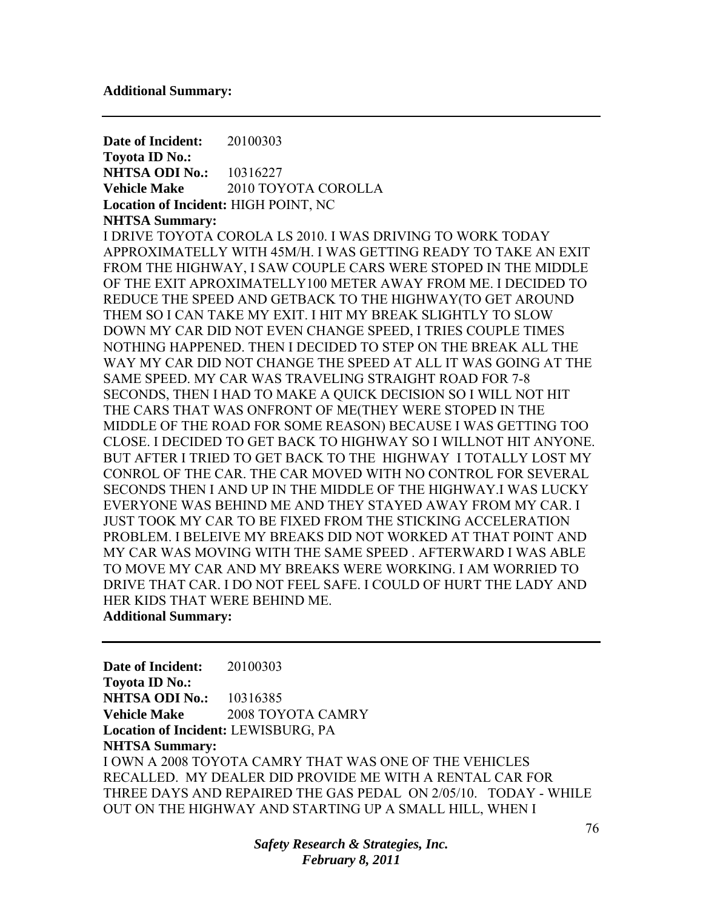**Additional Summary:**

---

**Date of Incident:** 20100303
**Toyota ID No.:**
**NHTSA ODI No.:** 10316227
**Vehicle Make** 2010 TOYOTA COROLLA
**Location of Incident:** HIGH POINT, NC
**NHTSA Summary:**
I DRIVE TOYOTA COROLA LS 2010. I WAS DRIVING TO WORK TODAY APPROXIMATELLY WITH 45M/H. I WAS GETTING READY TO TAKE AN EXIT FROM THE HIGHWAY, I SAW COUPLE CARS WERE STOPED IN THE MIDDLE OF THE EXIT APROXIMATELLY100 METER AWAY FROM ME. I DECIDED TO REDUCE THE SPEED AND GETBACK TO THE HIGHWAY(TO GET AROUND THEM SO I CAN TAKE MY EXIT. I HIT MY BREAK SLIGHTLY TO SLOW DOWN MY CAR DID NOT EVEN CHANGE SPEED, I TRIES COUPLE TIMES NOTHING HAPPENED. THEN I DECIDED TO STEP ON THE BREAK ALL THE WAY MY CAR DID NOT CHANGE THE SPEED AT ALL IT WAS GOING AT THE SAME SPEED. MY CAR WAS TRAVELING STRAIGHT ROAD FOR 7-8 SECONDS, THEN I HAD TO MAKE A QUICK DECISION SO I WILL NOT HIT THE CARS THAT WAS ONFRONT OF ME(THEY WERE STOPED IN THE MIDDLE OF THE ROAD FOR SOME REASON) BECAUSE I WAS GETTING TOO CLOSE. I DECIDED TO GET BACK TO HIGHWAY SO I WILLNOT HIT ANYONE. BUT AFTER I TRIED TO GET BACK TO THE HIGHWAY I TOTALLY LOST MY CONROL OF THE CAR. THE CAR MOVED WITH NO CONTROL FOR SEVERAL SECONDS THEN I AND UP IN THE MIDDLE OF THE HIGHWAY.I WAS LUCKY EVERYONE WAS BEHIND ME AND THEY STAYED AWAY FROM MY CAR. I JUST TOOK MY CAR TO BE FIXED FROM THE STICKING ACCELERATION PROBLEM. I BELEIVE MY BREAKS DID NOT WORKED AT THAT POINT AND MY CAR WAS MOVING WITH THE SAME SPEED . AFTERWARD I WAS ABLE TO MOVE MY CAR AND MY BREAKS WERE WORKING. I AM WORRIED TO DRIVE THAT CAR. I DO NOT FEEL SAFE. I COULD OF HURT THE LADY AND HER KIDS THAT WERE BEHIND ME.
**Additional Summary:**

---

**Date of Incident:** 20100303
**Toyota ID No.:**
**NHTSA ODI No.:** 10316385
**Vehicle Make** 2008 TOYOTA CAMRY
**Location of Incident:** LEWISBURG, PA
**NHTSA Summary:**
I OWN A 2008 TOYOTA CAMRY THAT WAS ONE OF THE VEHICLES RECALLED. MY DEALER DID PROVIDE ME WITH A RENTAL CAR FOR THREE DAYS AND REPAIRED THE GAS PEDAL ON 2/05/10. TODAY - WHILE OUT ON THE HIGHWAY AND STARTING UP A SMALL HILL, WHEN I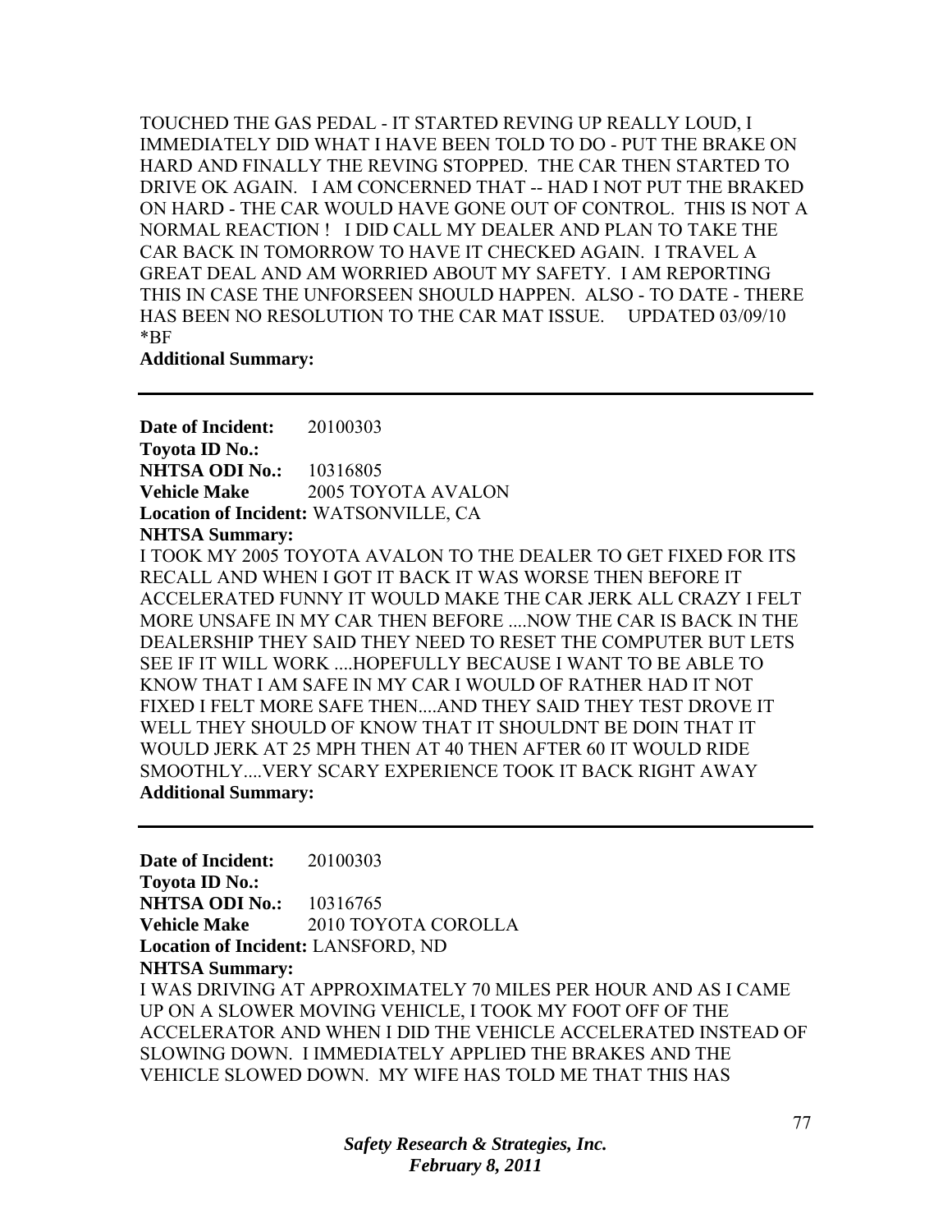TOUCHED THE GAS PEDAL - IT STARTED REVING UP REALLY LOUD, I IMMEDIATELY DID WHAT I HAVE BEEN TOLD TO DO - PUT THE BRAKE ON HARD AND FINALLY THE REVING STOPPED. THE CAR THEN STARTED TO DRIVE OK AGAIN. I AM CONCERNED THAT -- HAD I NOT PUT THE BRAKED ON HARD - THE CAR WOULD HAVE GONE OUT OF CONTROL. THIS IS NOT A NORMAL REACTION ! I DID CALL MY DEALER AND PLAN TO TAKE THE CAR BACK IN TOMORROW TO HAVE IT CHECKED AGAIN. I TRAVEL A GREAT DEAL AND AM WORRIED ABOUT MY SAFETY. I AM REPORTING THIS IN CASE THE UNFORSEEN SHOULD HAPPEN. ALSO - TO DATE - THERE HAS BEEN NO RESOLUTION TO THE CAR MAT ISSUE. UPDATED 03/09/10 *BF

**Additional Summary:**

---

**Date of Incident:** 20100303
**Toyota ID No.:**
**NHTSA ODI No.:** 10316805
**Vehicle Make** 2005 TOYOTA AVALON
**Location of Incident:** WATSONVILLE, CA
**NHTSA Summary:**

I TOOK MY 2005 TOYOTA AVALON TO THE DEALER TO GET FIXED FOR ITS RECALL AND WHEN I GOT IT BACK IT WAS WORSE THEN BEFORE IT ACCELERATED FUNNY IT WOULD MAKE THE CAR JERK ALL CRAZY I FELT MORE UNSAFE IN MY CAR THEN BEFORE ....NOW THE CAR IS BACK IN THE DEALERSHIP THEY SAID THEY NEED TO RESET THE COMPUTER BUT LETS SEE IF IT WILL WORK ....HOPEFULLY BECAUSE I WANT TO BE ABLE TO KNOW THAT I AM SAFE IN MY CAR I WOULD OF RATHER HAD IT NOT FIXED I FELT MORE SAFE THEN....AND THEY SAID THEY TEST DROVE IT WELL THEY SHOULD OF KNOW THAT IT SHOULDNT BE DOIN THAT IT WOULD JERK AT 25 MPH THEN AT 40 THEN AFTER 60 IT WOULD RIDE SMOOTHLY....VERY SCARY EXPERIENCE TOOK IT BACK RIGHT AWAY

**Additional Summary:**

---

**Date of Incident:** 20100303
**Toyota ID No.:**
**NHTSA ODI No.:** 10316765
**Vehicle Make** 2010 TOYOTA COROLLA
**Location of Incident:** LANSFORD, ND
**NHTSA Summary:**

I WAS DRIVING AT APPROXIMATELY 70 MILES PER HOUR AND AS I CAME UP ON A SLOWER MOVING VEHICLE, I TOOK MY FOOT OFF OF THE ACCELERATOR AND WHEN I DID THE VEHICLE ACCELERATED INSTEAD OF SLOWING DOWN. I IMMEDIATELY APPLIED THE BRAKES AND THE VEHICLE SLOWED DOWN. MY WIFE HAS TOLD ME THAT THIS HAS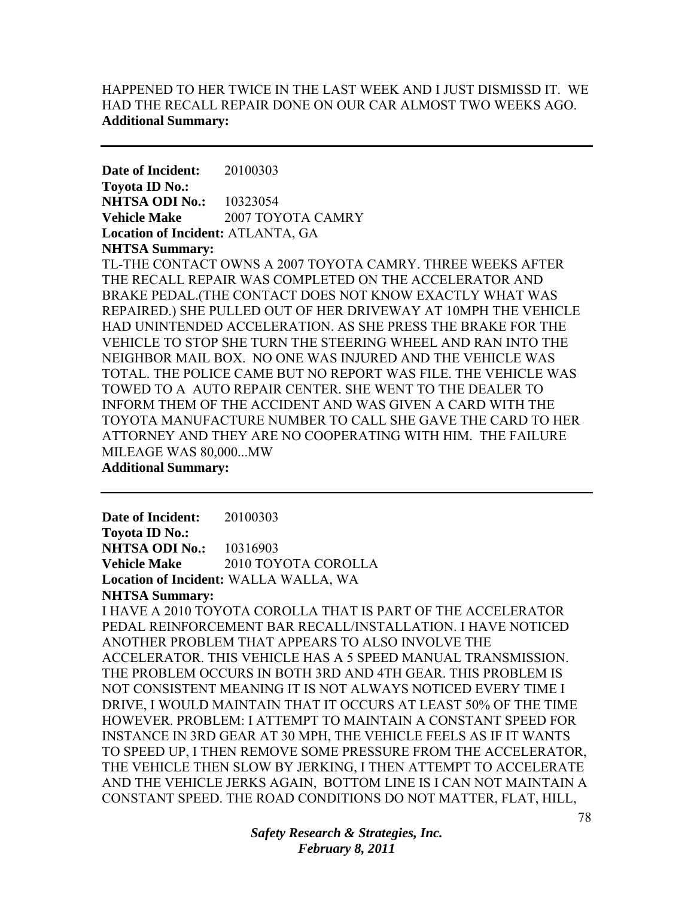HAPPENED TO HER TWICE IN THE LAST WEEK AND I JUST DISMISSD IT. WE HAD THE RECALL REPAIR DONE ON OUR CAR ALMOST TWO WEEKS AGO.
**Additional Summary:**

---

**Date of Incident:** 20100303
**Toyota ID No.:**
**NHTSA ODI No.:** 10323054
**Vehicle Make** 2007 TOYOTA CAMRY
**Location of Incident:** ATLANTA, GA
**NHTSA Summary:**
TL-THE CONTACT OWNS A 2007 TOYOTA CAMRY. THREE WEEKS AFTER THE RECALL REPAIR WAS COMPLETED ON THE ACCELERATOR AND BRAKE PEDAL.(THE CONTACT DOES NOT KNOW EXACTLY WHAT WAS REPAIRED.) SHE PULLED OUT OF HER DRIVEWAY AT 10MPH THE VEHICLE HAD UNINTENDED ACCELERATION. AS SHE PRESS THE BRAKE FOR THE VEHICLE TO STOP SHE TURN THE STEERING WHEEL AND RAN INTO THE NEIGHBOR MAIL BOX. NO ONE WAS INJURED AND THE VEHICLE WAS TOTAL. THE POLICE CAME BUT NO REPORT WAS FILE. THE VEHICLE WAS TOWED TO A AUTO REPAIR CENTER. SHE WENT TO THE DEALER TO INFORM THEM OF THE ACCIDENT AND WAS GIVEN A CARD WITH THE TOYOTA MANUFACTURE NUMBER TO CALL SHE GAVE THE CARD TO HER ATTORNEY AND THEY ARE NO COOPERATING WITH HIM. THE FAILURE MILEAGE WAS 80,000...MW
**Additional Summary:**

---

**Date of Incident:** 20100303
**Toyota ID No.:**
**NHTSA ODI No.:** 10316903
**Vehicle Make** 2010 TOYOTA COROLLA
**Location of Incident:** WALLA WALLA, WA
**NHTSA Summary:**
I HAVE A 2010 TOYOTA COROLLA THAT IS PART OF THE ACCELERATOR PEDAL REINFORCEMENT BAR RECALL/INSTALLATION. I HAVE NOTICED ANOTHER PROBLEM THAT APPEARS TO ALSO INVOLVE THE ACCELERATOR. THIS VEHICLE HAS A 5 SPEED MANUAL TRANSMISSION. THE PROBLEM OCCURS IN BOTH 3RD AND 4TH GEAR. THIS PROBLEM IS NOT CONSISTENT MEANING IT IS NOT ALWAYS NOTICED EVERY TIME I DRIVE, I WOULD MAINTAIN THAT IT OCCURS AT LEAST 50% OF THE TIME HOWEVER. PROBLEM: I ATTEMPT TO MAINTAIN A CONSTANT SPEED FOR INSTANCE IN 3RD GEAR AT 30 MPH, THE VEHICLE FEELS AS IF IT WANTS TO SPEED UP, I THEN REMOVE SOME PRESSURE FROM THE ACCELERATOR, THE VEHICLE THEN SLOW BY JERKING, I THEN ATTEMPT TO ACCELERATE AND THE VEHICLE JERKS AGAIN, BOTTOM LINE IS I CAN NOT MAINTAIN A CONSTANT SPEED. THE ROAD CONDITIONS DO NOT MATTER, FLAT, HILL,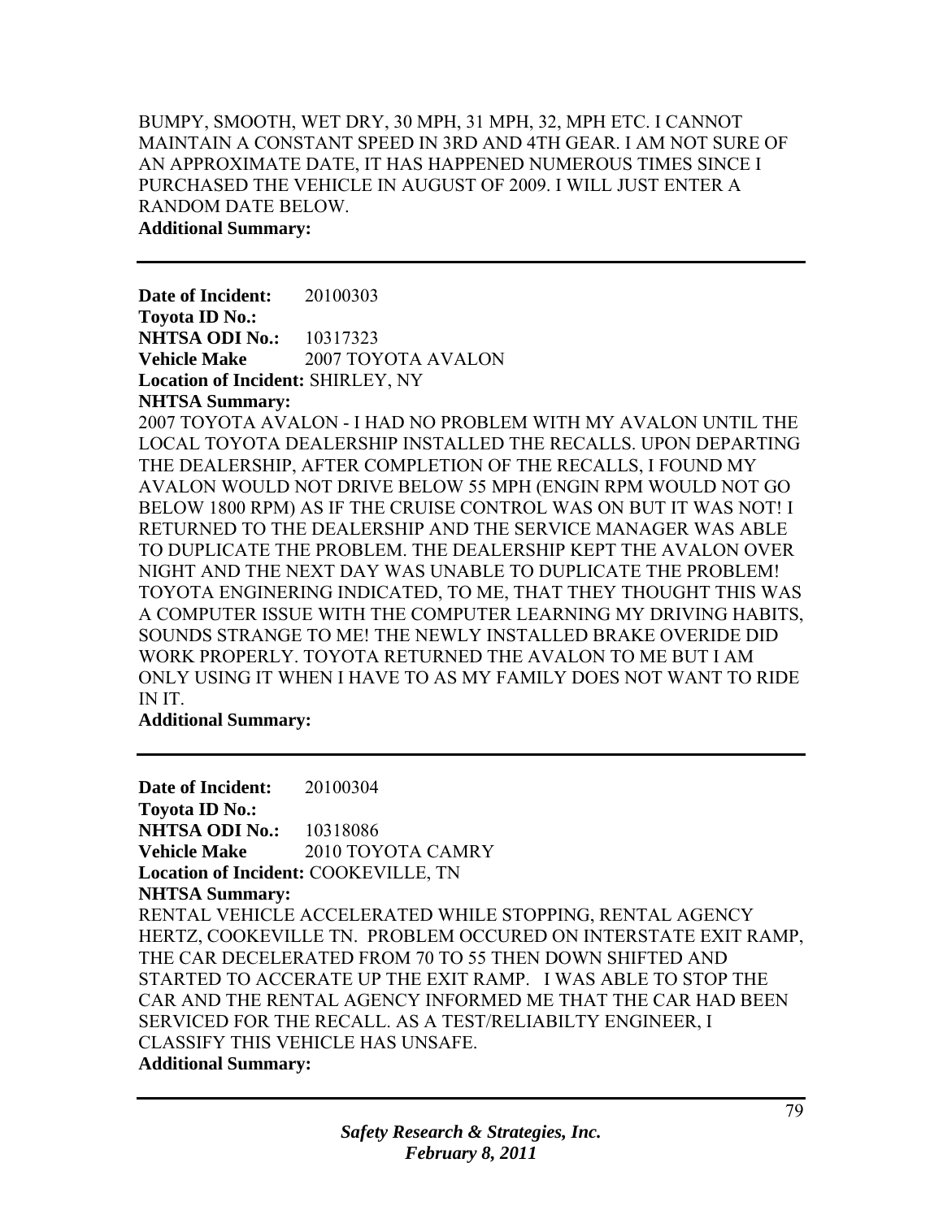BUMPY, SMOOTH, WET DRY, 30 MPH, 31 MPH, 32, MPH ETC. I CANNOT MAINTAIN A CONSTANT SPEED IN 3RD AND 4TH GEAR. I AM NOT SURE OF AN APPROXIMATE DATE, IT HAS HAPPENED NUMEROUS TIMES SINCE I PURCHASED THE VEHICLE IN AUGUST OF 2009. I WILL JUST ENTER A RANDOM DATE BELOW.

**Additional Summary:**

---

**Date of Incident:** 20100303
**Toyota ID No.:**
**NHTSA ODI No.:** 10317323
**Vehicle Make** 2007 TOYOTA AVALON
**Location of Incident:** SHIRLEY, NY
**NHTSA Summary:**

2007 TOYOTA AVALON - I HAD NO PROBLEM WITH MY AVALON UNTIL THE LOCAL TOYOTA DEALERSHIP INSTALLED THE RECALLS. UPON DEPARTING THE DEALERSHIP, AFTER COMPLETION OF THE RECALLS, I FOUND MY AVALON WOULD NOT DRIVE BELOW 55 MPH (ENGIN RPM WOULD NOT GO BELOW 1800 RPM) AS IF THE CRUISE CONTROL WAS ON BUT IT WAS NOT! I RETURNED TO THE DEALERSHIP AND THE SERVICE MANAGER WAS ABLE TO DUPLICATE THE PROBLEM. THE DEALERSHIP KEPT THE AVALON OVER NIGHT AND THE NEXT DAY WAS UNABLE TO DUPLICATE THE PROBLEM! TOYOTA ENGINERING INDICATED, TO ME, THAT THEY THOUGHT THIS WAS A COMPUTER ISSUE WITH THE COMPUTER LEARNING MY DRIVING HABITS, SOUNDS STRANGE TO ME! THE NEWLY INSTALLED BRAKE OVERIDE DID WORK PROPERLY. TOYOTA RETURNED THE AVALON TO ME BUT I AM ONLY USING IT WHEN I HAVE TO AS MY FAMILY DOES NOT WANT TO RIDE IN IT.

**Additional Summary:**

---

**Date of Incident:** 20100304
**Toyota ID No.:**
**NHTSA ODI No.:** 10318086
**Vehicle Make** 2010 TOYOTA CAMRY
**Location of Incident:** COOKEVILLE, TN
**NHTSA Summary:**

RENTAL VEHICLE ACCELERATED WHILE STOPPING, RENTAL AGENCY HERTZ, COOKEVILLE TN. PROBLEM OCCURED ON INTERSTATE EXIT RAMP, THE CAR DECELERATED FROM 70 TO 55 THEN DOWN SHIFTED AND STARTED TO ACCERATE UP THE EXIT RAMP. I WAS ABLE TO STOP THE CAR AND THE RENTAL AGENCY INFORMED ME THAT THE CAR HAD BEEN SERVICED FOR THE RECALL. AS A TEST/RELIABILTY ENGINEER, I CLASSIFY THIS VEHICLE HAS UNSAFE.

**Additional Summary:**

---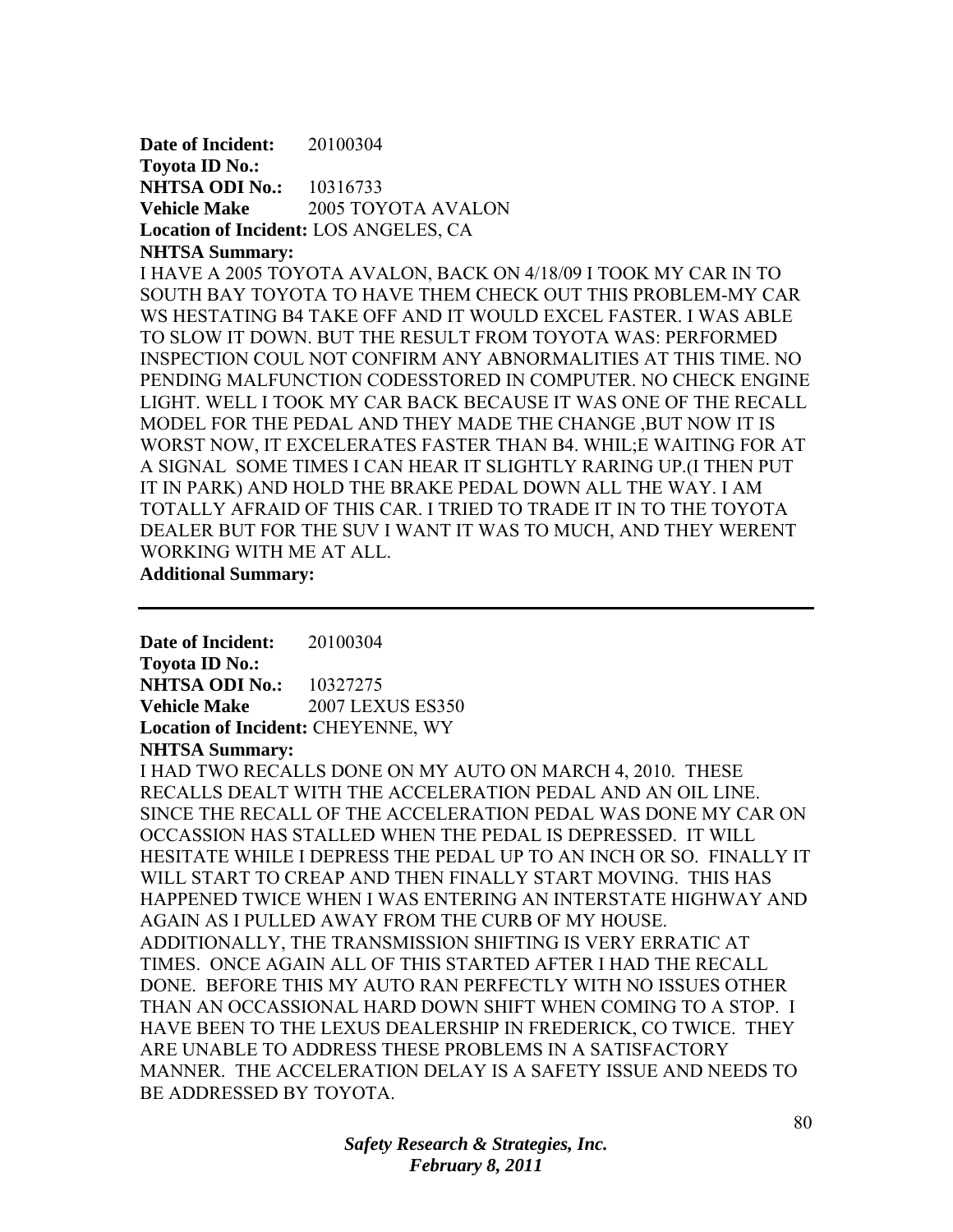**Date of Incident:** 20100304
**Toyota ID No.:**
**NHTSA ODI No.:** 10316733
**Vehicle Make** 2005 TOYOTA AVALON
**Location of Incident:** LOS ANGELES, CA
**NHTSA Summary:**
I HAVE A 2005 TOYOTA AVALON, BACK ON 4/18/09 I TOOK MY CAR IN TO SOUTH BAY TOYOTA TO HAVE THEM CHECK OUT THIS PROBLEM-MY CAR WS HESTATING B4 TAKE OFF AND IT WOULD EXCEL FASTER. I WAS ABLE TO SLOW IT DOWN. BUT THE RESULT FROM TOYOTA WAS: PERFORMED INSPECTION COUL NOT CONFIRM ANY ABNORMALITIES AT THIS TIME. NO PENDING MALFUNCTION CODESSTORED IN COMPUTER. NO CHECK ENGINE LIGHT. WELL I TOOK MY CAR BACK BECAUSE IT WAS ONE OF THE RECALL MODEL FOR THE PEDAL AND THEY MADE THE CHANGE ,BUT NOW IT IS WORST NOW, IT EXCELERATES FASTER THAN B4. WHIL;E WAITING FOR AT A SIGNAL SOME TIMES I CAN HEAR IT SLIGHTLY RARING UP.(I THEN PUT IT IN PARK) AND HOLD THE BRAKE PEDAL DOWN ALL THE WAY. I AM TOTALLY AFRAID OF THIS CAR. I TRIED TO TRADE IT IN TO THE TOYOTA DEALER BUT FOR THE SUV I WANT IT WAS TO MUCH, AND THEY WERENT WORKING WITH ME AT ALL.
**Additional Summary:**

---

**Date of Incident:** 20100304
**Toyota ID No.:**
**NHTSA ODI No.:** 10327275
**Vehicle Make** 2007 LEXUS ES350
**Location of Incident:** CHEYENNE, WY
**NHTSA Summary:**
I HAD TWO RECALLS DONE ON MY AUTO ON MARCH 4, 2010. THESE RECALLS DEALT WITH THE ACCELERATION PEDAL AND AN OIL LINE. SINCE THE RECALL OF THE ACCELERATION PEDAL WAS DONE MY CAR ON OCCASSION HAS STALLED WHEN THE PEDAL IS DEPRESSED. IT WILL HESITATE WHILE I DEPRESS THE PEDAL UP TO AN INCH OR SO. FINALLY IT WILL START TO CREAP AND THEN FINALLY START MOVING. THIS HAS HAPPENED TWICE WHEN I WAS ENTERING AN INTERSTATE HIGHWAY AND AGAIN AS I PULLED AWAY FROM THE CURB OF MY HOUSE. ADDITIONALLY, THE TRANSMISSION SHIFTING IS VERY ERRATIC AT TIMES. ONCE AGAIN ALL OF THIS STARTED AFTER I HAD THE RECALL DONE. BEFORE THIS MY AUTO RAN PERFECTLY WITH NO ISSUES OTHER THAN AN OCCASSIONAL HARD DOWN SHIFT WHEN COMING TO A STOP. I HAVE BEEN TO THE LEXUS DEALERSHIP IN FREDERICK, CO TWICE. THEY ARE UNABLE TO ADDRESS THESE PROBLEMS IN A SATISFACTORY MANNER. THE ACCELERATION DELAY IS A SAFETY ISSUE AND NEEDS TO BE ADDRESSED BY TOYOTA.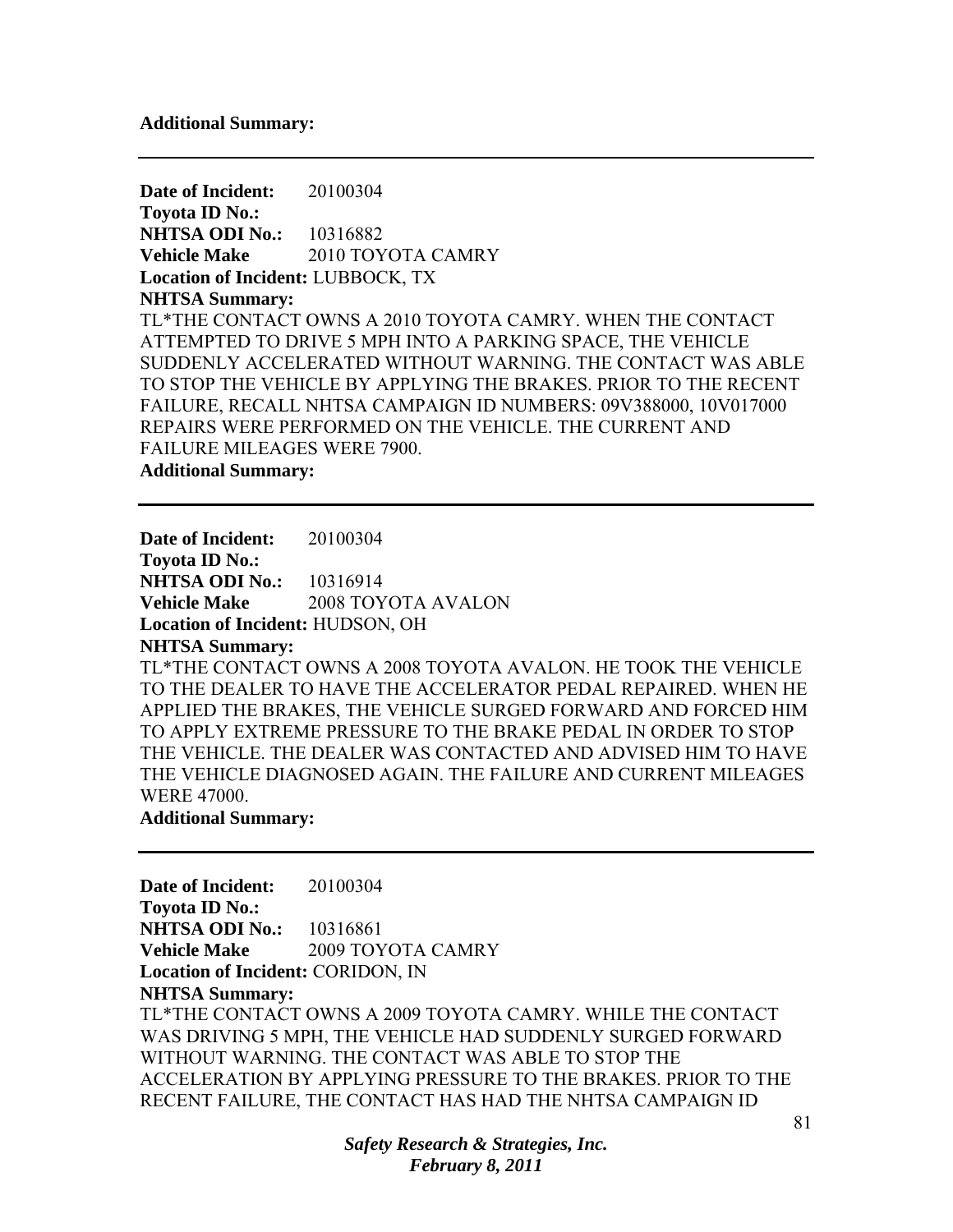**Additional Summary:**

---

**Date of Incident:** 20100304
**Toyota ID No.:**
**NHTSA ODI No.:** 10316882
**Vehicle Make** 2010 TOYOTA CAMRY
**Location of Incident:** LUBBOCK, TX
**NHTSA Summary:**
TL*THE CONTACT OWNS A 2010 TOYOTA CAMRY. WHEN THE CONTACT ATTEMPTED TO DRIVE 5 MPH INTO A PARKING SPACE, THE VEHICLE SUDDENLY ACCELERATED WITHOUT WARNING. THE CONTACT WAS ABLE TO STOP THE VEHICLE BY APPLYING THE BRAKES. PRIOR TO THE RECENT FAILURE, RECALL NHTSA CAMPAIGN ID NUMBERS: 09V388000, 10V017000 REPAIRS WERE PERFORMED ON THE VEHICLE. THE CURRENT AND FAILURE MILEAGES WERE 7900.
**Additional Summary:**

---

**Date of Incident:** 20100304
**Toyota ID No.:**
**NHTSA ODI No.:** 10316914
**Vehicle Make** 2008 TOYOTA AVALON
**Location of Incident:** HUDSON, OH
**NHTSA Summary:**
TL*THE CONTACT OWNS A 2008 TOYOTA AVALON. HE TOOK THE VEHICLE TO THE DEALER TO HAVE THE ACCELERATOR PEDAL REPAIRED. WHEN HE APPLIED THE BRAKES, THE VEHICLE SURGED FORWARD AND FORCED HIM TO APPLY EXTREME PRESSURE TO THE BRAKE PEDAL IN ORDER TO STOP THE VEHICLE. THE DEALER WAS CONTACTED AND ADVISED HIM TO HAVE THE VEHICLE DIAGNOSED AGAIN. THE FAILURE AND CURRENT MILEAGES WERE 47000.
**Additional Summary:**

---

**Date of Incident:** 20100304
**Toyota ID No.:**
**NHTSA ODI No.:** 10316861
**Vehicle Make** 2009 TOYOTA CAMRY
**Location of Incident:** CORIDON, IN
**NHTSA Summary:**
TL*THE CONTACT OWNS A 2009 TOYOTA CAMRY. WHILE THE CONTACT WAS DRIVING 5 MPH, THE VEHICLE HAD SUDDENLY SURGED FORWARD WITHOUT WARNING. THE CONTACT WAS ABLE TO STOP THE ACCELERATION BY APPLYING PRESSURE TO THE BRAKES. PRIOR TO THE RECENT FAILURE, THE CONTACT HAS HAD THE NHTSA CAMPAIGN ID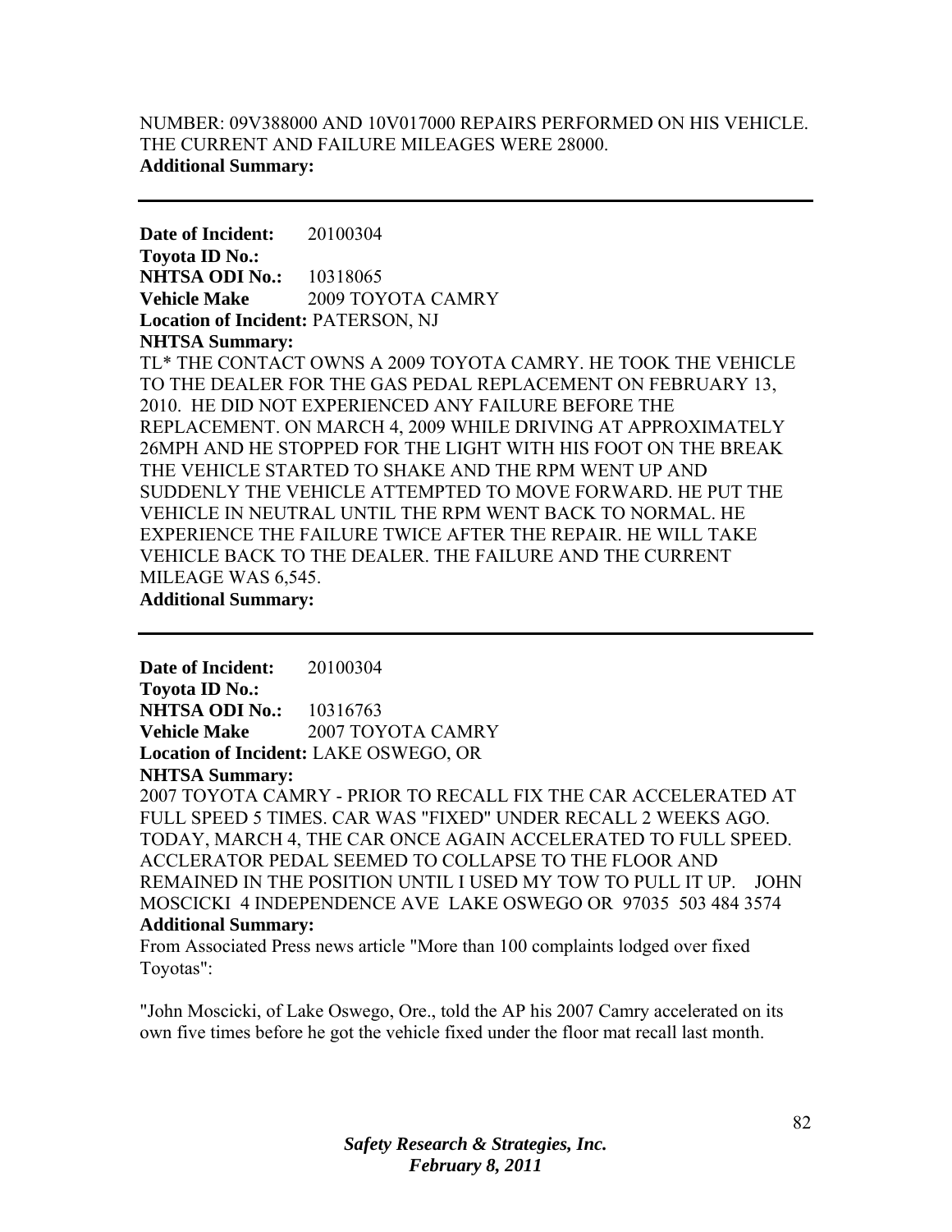NUMBER: 09V388000 AND 10V017000 REPAIRS PERFORMED ON HIS VEHICLE. THE CURRENT AND FAILURE MILEAGES WERE 28000.
**Additional Summary:**

---

**Date of Incident:** 20100304
**Toyota ID No.:**
**NHTSA ODI No.:** 10318065
**Vehicle Make** 2009 TOYOTA CAMRY
**Location of Incident:** PATERSON, NJ
**NHTSA Summary:**
TL* THE CONTACT OWNS A 2009 TOYOTA CAMRY. HE TOOK THE VEHICLE TO THE DEALER FOR THE GAS PEDAL REPLACEMENT ON FEBRUARY 13, 2010. HE DID NOT EXPERIENCED ANY FAILURE BEFORE THE REPLACEMENT. ON MARCH 4, 2009 WHILE DRIVING AT APPROXIMATELY 26MPH AND HE STOPPED FOR THE LIGHT WITH HIS FOOT ON THE BREAK THE VEHICLE STARTED TO SHAKE AND THE RPM WENT UP AND SUDDENLY THE VEHICLE ATTEMPTED TO MOVE FORWARD. HE PUT THE VEHICLE IN NEUTRAL UNTIL THE RPM WENT BACK TO NORMAL. HE EXPERIENCE THE FAILURE TWICE AFTER THE REPAIR. HE WILL TAKE VEHICLE BACK TO THE DEALER. THE FAILURE AND THE CURRENT MILEAGE WAS 6,545.
**Additional Summary:**

---

**Date of Incident:** 20100304
**Toyota ID No.:**
**NHTSA ODI No.:** 10316763
**Vehicle Make** 2007 TOYOTA CAMRY
**Location of Incident:** LAKE OSWEGO, OR
**NHTSA Summary:**
2007 TOYOTA CAMRY - PRIOR TO RECALL FIX THE CAR ACCELERATED AT FULL SPEED 5 TIMES. CAR WAS "FIXED" UNDER RECALL 2 WEEKS AGO. TODAY, MARCH 4, THE CAR ONCE AGAIN ACCELERATED TO FULL SPEED. ACCLERATOR PEDAL SEEMED TO COLLAPSE TO THE FLOOR AND REMAINED IN THE POSITION UNTIL I USED MY TOW TO PULL IT UP. JOHN MOSCICKI 4 INDEPENDENCE AVE LAKE OSWEGO OR 97035 503 484 3574
**Additional Summary:**
From Associated Press news article "More than 100 complaints lodged over fixed Toyotas":

"John Moscicki, of Lake Oswego, Ore., told the AP his 2007 Camry accelerated on its own five times before he got the vehicle fixed under the floor mat recall last month.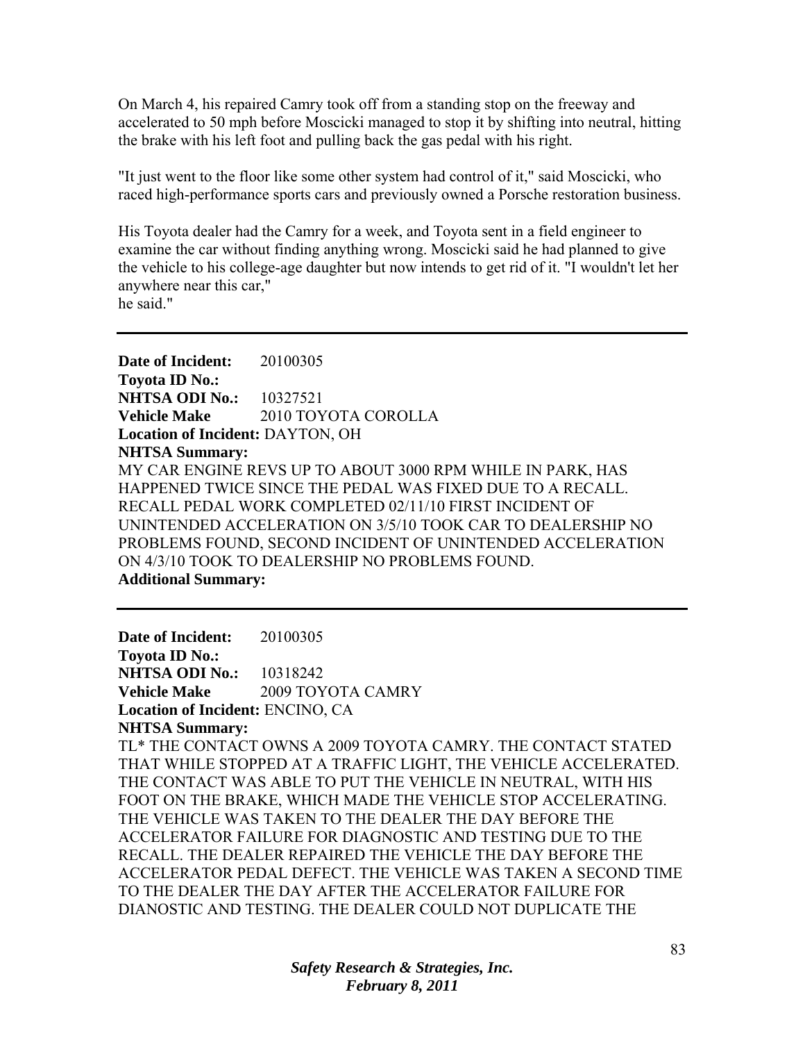On March 4, his repaired Camry took off from a standing stop on the freeway and accelerated to 50 mph before Moscicki managed to stop it by shifting into neutral, hitting the brake with his left foot and pulling back the gas pedal with his right.

"It just went to the floor like some other system had control of it," said Moscicki, who raced high-performance sports cars and previously owned a Porsche restoration business.

His Toyota dealer had the Camry for a week, and Toyota sent in a field engineer to examine the car without finding anything wrong. Moscicki said he had planned to give the vehicle to his college-age daughter but now intends to get rid of it. "I wouldn't let her anywhere near this car,"
he said."

---

**Date of Incident:** 20100305
**Toyota ID No.:**
**NHTSA ODI No.:** 10327521
**Vehicle Make** 2010 TOYOTA COROLLA
**Location of Incident:** DAYTON, OH
**NHTSA Summary:**
MY CAR ENGINE REVS UP TO ABOUT 3000 RPM WHILE IN PARK, HAS HAPPENED TWICE SINCE THE PEDAL WAS FIXED DUE TO A RECALL. RECALL PEDAL WORK COMPLETED 02/11/10 FIRST INCIDENT OF UNINTENDED ACCELERATION ON 3/5/10 TOOK CAR TO DEALERSHIP NO PROBLEMS FOUND, SECOND INCIDENT OF UNINTENDED ACCELERATION ON 4/3/10 TOOK TO DEALERSHIP NO PROBLEMS FOUND.
**Additional Summary:**

---

**Date of Incident:** 20100305
**Toyota ID No.:**
**NHTSA ODI No.:** 10318242
**Vehicle Make** 2009 TOYOTA CAMRY
**Location of Incident:** ENCINO, CA
**NHTSA Summary:**
TL* THE CONTACT OWNS A 2009 TOYOTA CAMRY. THE CONTACT STATED THAT WHILE STOPPED AT A TRAFFIC LIGHT, THE VEHICLE ACCELERATED. THE CONTACT WAS ABLE TO PUT THE VEHICLE IN NEUTRAL, WITH HIS FOOT ON THE BRAKE, WHICH MADE THE VEHICLE STOP ACCELERATING. THE VEHICLE WAS TAKEN TO THE DEALER THE DAY BEFORE THE ACCELERATOR FAILURE FOR DIAGNOSTIC AND TESTING DUE TO THE RECALL. THE DEALER REPAIRED THE VEHICLE THE DAY BEFORE THE ACCELERATOR PEDAL DEFECT. THE VEHICLE WAS TAKEN A SECOND TIME TO THE DEALER THE DAY AFTER THE ACCELERATOR FAILURE FOR DIANOSTIC AND TESTING. THE DEALER COULD NOT DUPLICATE THE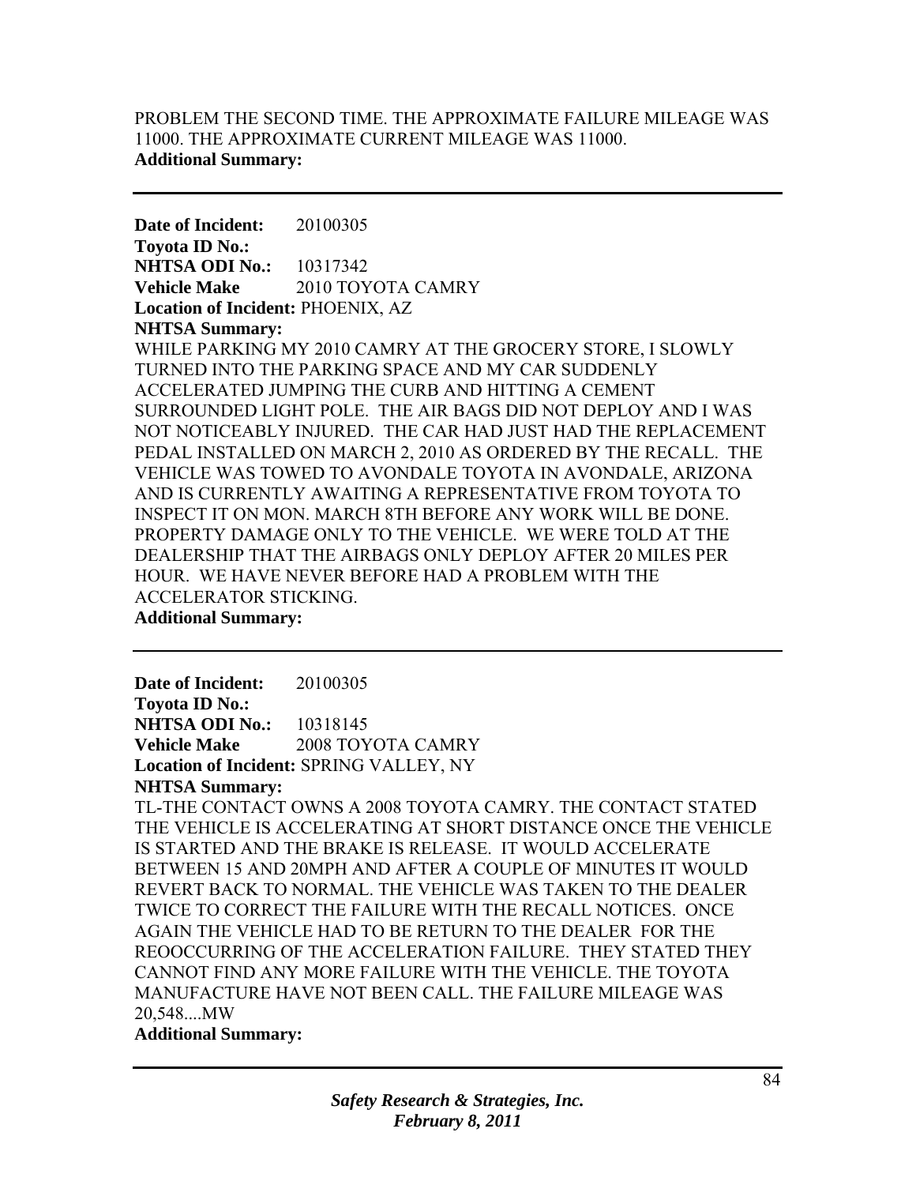PROBLEM THE SECOND TIME. THE APPROXIMATE FAILURE MILEAGE WAS 11000. THE APPROXIMATE CURRENT MILEAGE WAS 11000.
**Additional Summary:**

---

**Date of Incident:** 20100305
**Toyota ID No.:**
**NHTSA ODI No.:** 10317342
**Vehicle Make** 2010 TOYOTA CAMRY
**Location of Incident:** PHOENIX, AZ
**NHTSA Summary:**
WHILE PARKING MY 2010 CAMRY AT THE GROCERY STORE, I SLOWLY TURNED INTO THE PARKING SPACE AND MY CAR SUDDENLY ACCELERATED JUMPING THE CURB AND HITTING A CEMENT SURROUNDED LIGHT POLE. THE AIR BAGS DID NOT DEPLOY AND I WAS NOT NOTICEABLY INJURED. THE CAR HAD JUST HAD THE REPLACEMENT PEDAL INSTALLED ON MARCH 2, 2010 AS ORDERED BY THE RECALL. THE VEHICLE WAS TOWED TO AVONDALE TOYOTA IN AVONDALE, ARIZONA AND IS CURRENTLY AWAITING A REPRESENTATIVE FROM TOYOTA TO INSPECT IT ON MON. MARCH 8TH BEFORE ANY WORK WILL BE DONE. PROPERTY DAMAGE ONLY TO THE VEHICLE. WE WERE TOLD AT THE DEALERSHIP THAT THE AIRBAGS ONLY DEPLOY AFTER 20 MILES PER HOUR. WE HAVE NEVER BEFORE HAD A PROBLEM WITH THE ACCELERATOR STICKING.
**Additional Summary:**

---

**Date of Incident:** 20100305
**Toyota ID No.:**
**NHTSA ODI No.:** 10318145
**Vehicle Make** 2008 TOYOTA CAMRY
**Location of Incident:** SPRING VALLEY, NY
**NHTSA Summary:**
TL-THE CONTACT OWNS A 2008 TOYOTA CAMRY. THE CONTACT STATED THE VEHICLE IS ACCELERATING AT SHORT DISTANCE ONCE THE VEHICLE IS STARTED AND THE BRAKE IS RELEASE. IT WOULD ACCELERATE BETWEEN 15 AND 20MPH AND AFTER A COUPLE OF MINUTES IT WOULD REVERT BACK TO NORMAL. THE VEHICLE WAS TAKEN TO THE DEALER TWICE TO CORRECT THE FAILURE WITH THE RECALL NOTICES. ONCE AGAIN THE VEHICLE HAD TO BE RETURN TO THE DEALER FOR THE REOOCCURRING OF THE ACCELERATION FAILURE. THEY STATED THEY CANNOT FIND ANY MORE FAILURE WITH THE VEHICLE. THE TOYOTA MANUFACTURE HAVE NOT BEEN CALL. THE FAILURE MILEAGE WAS 20,548....MW
**Additional Summary:**

---

*Safety Research & Strategies, Inc.*
*February 8, 2011*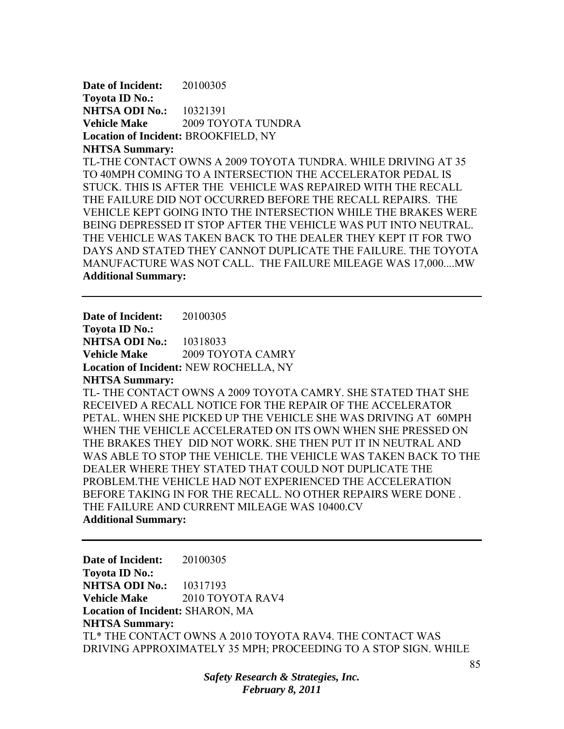**Date of Incident:** 20100305  
**Toyota ID No.:**  
**NHTSA ODI No.:** 10321391  
**Vehicle Make** 2009 TOYOTA TUNDRA  
**Location of Incident:** BROOKFIELD, NY  
**NHTSA Summary:**  
TL-THE CONTACT OWNS A 2009 TOYOTA TUNDRA. WHILE DRIVING AT 35 TO 40MPH COMING TO A INTERSECTION THE ACCELERATOR PEDAL IS STUCK. THIS IS AFTER THE VEHICLE WAS REPAIRED WITH THE RECALL THE FAILURE DID NOT OCCURRED BEFORE THE RECALL REPAIRS. THE VEHICLE KEPT GOING INTO THE INTERSECTION WHILE THE BRAKES WERE BEING DEPRESSED IT STOP AFTER THE VEHICLE WAS PUT INTO NEUTRAL. THE VEHICLE WAS TAKEN BACK TO THE DEALER THEY KEPT IT FOR TWO DAYS AND STATED THEY CANNOT DUPLICATE THE FAILURE. THE TOYOTA MANUFACTURE WAS NOT CALL. THE FAILURE MILEAGE WAS 17,000....MW  
**Additional Summary:**

---

**Date of Incident:** 20100305  
**Toyota ID No.:**  
**NHTSA ODI No.:** 10318033  
**Vehicle Make** 2009 TOYOTA CAMRY  
**Location of Incident:** NEW ROCHELLA, NY  
**NHTSA Summary:**  
TL- THE CONTACT OWNS A 2009 TOYOTA CAMRY. SHE STATED THAT SHE RECEIVED A RECALL NOTICE FOR THE REPAIR OF THE ACCELERATOR PETAL. WHEN SHE PICKED UP THE VEHICLE SHE WAS DRIVING AT 60MPH WHEN THE VEHICLE ACCELERATED ON ITS OWN WHEN SHE PRESSED ON THE BRAKES THEY DID NOT WORK. SHE THEN PUT IT IN NEUTRAL AND WAS ABLE TO STOP THE VEHICLE. THE VEHICLE WAS TAKEN BACK TO THE DEALER WHERE THEY STATED THAT COULD NOT DUPLICATE THE PROBLEM.THE VEHICLE HAD NOT EXPERIENCED THE ACCELERATION BEFORE TAKING IN FOR THE RECALL. NO OTHER REPAIRS WERE DONE . THE FAILURE AND CURRENT MILEAGE WAS 10400.CV  
**Additional Summary:**

---

**Date of Incident:** 20100305  
**Toyota ID No.:**  
**NHTSA ODI No.:** 10317193  
**Vehicle Make** 2010 TOYOTA RAV4  
**Location of Incident:** SHARON, MA  
**NHTSA Summary:**  
TL* THE CONTACT OWNS A 2010 TOYOTA RAV4. THE CONTACT WAS DRIVING APPROXIMATELY 35 MPH; PROCEEDING TO A STOP SIGN. WHILE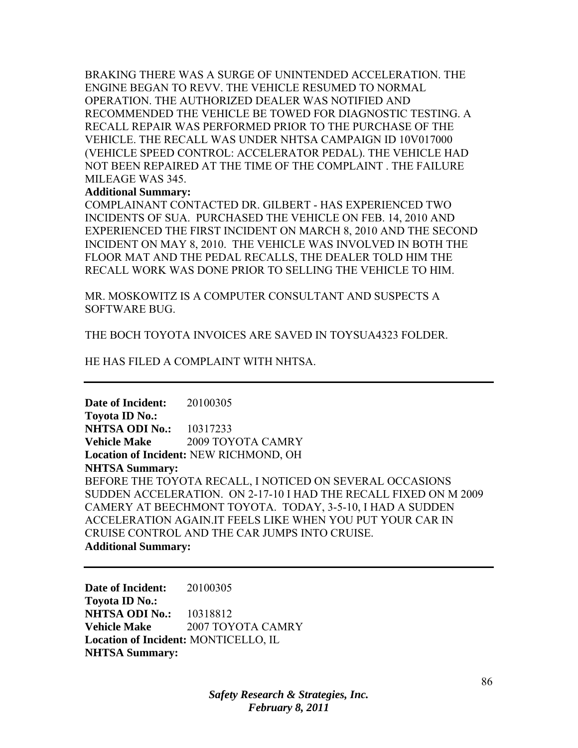BRAKING THERE WAS A SURGE OF UNINTENDED ACCELERATION. THE ENGINE BEGAN TO REVV. THE VEHICLE RESUMED TO NORMAL OPERATION. THE AUTHORIZED DEALER WAS NOTIFIED AND RECOMMENDED THE VEHICLE BE TOWED FOR DIAGNOSTIC TESTING. A RECALL REPAIR WAS PERFORMED PRIOR TO THE PURCHASE OF THE VEHICLE. THE RECALL WAS UNDER NHTSA CAMPAIGN ID 10V017000 (VEHICLE SPEED CONTROL: ACCELERATOR PEDAL). THE VEHICLE HAD NOT BEEN REPAIRED AT THE TIME OF THE COMPLAINT . THE FAILURE MILEAGE WAS 345.

**Additional Summary:**

COMPLAINANT CONTACTED DR. GILBERT - HAS EXPERIENCED TWO INCIDENTS OF SUA. PURCHASED THE VEHICLE ON FEB. 14, 2010 AND EXPERIENCED THE FIRST INCIDENT ON MARCH 8, 2010 AND THE SECOND INCIDENT ON MAY 8, 2010. THE VEHICLE WAS INVOLVED IN BOTH THE FLOOR MAT AND THE PEDAL RECALLS, THE DEALER TOLD HIM THE RECALL WORK WAS DONE PRIOR TO SELLING THE VEHICLE TO HIM.

MR. MOSKOWITZ IS A COMPUTER CONSULTANT AND SUSPECTS A SOFTWARE BUG.

THE BOCH TOYOTA INVOICES ARE SAVED IN TOYSUA4323 FOLDER.

HE HAS FILED A COMPLAINT WITH NHTSA.

---

**Date of Incident:** 20100305
**Toyota ID No.:**
**NHTSA ODI No.:** 10317233
**Vehicle Make** 2009 TOYOTA CAMRY
**Location of Incident:** NEW RICHMOND, OH
**NHTSA Summary:**

BEFORE THE TOYOTA RECALL, I NOTICED ON SEVERAL OCCASIONS SUDDEN ACCELERATION. ON 2-17-10 I HAD THE RECALL FIXED ON M 2009 CAMERY AT BEECHMONT TOYOTA. TODAY, 3-5-10, I HAD A SUDDEN ACCELERATION AGAIN.IT FEELS LIKE WHEN YOU PUT YOUR CAR IN CRUISE CONTROL AND THE CAR JUMPS INTO CRUISE.

**Additional Summary:**

---

**Date of Incident:** 20100305
**Toyota ID No.:**
**NHTSA ODI No.:** 10318812
**Vehicle Make** 2007 TOYOTA CAMRY
**Location of Incident:** MONTICELLO, IL
**NHTSA Summary:**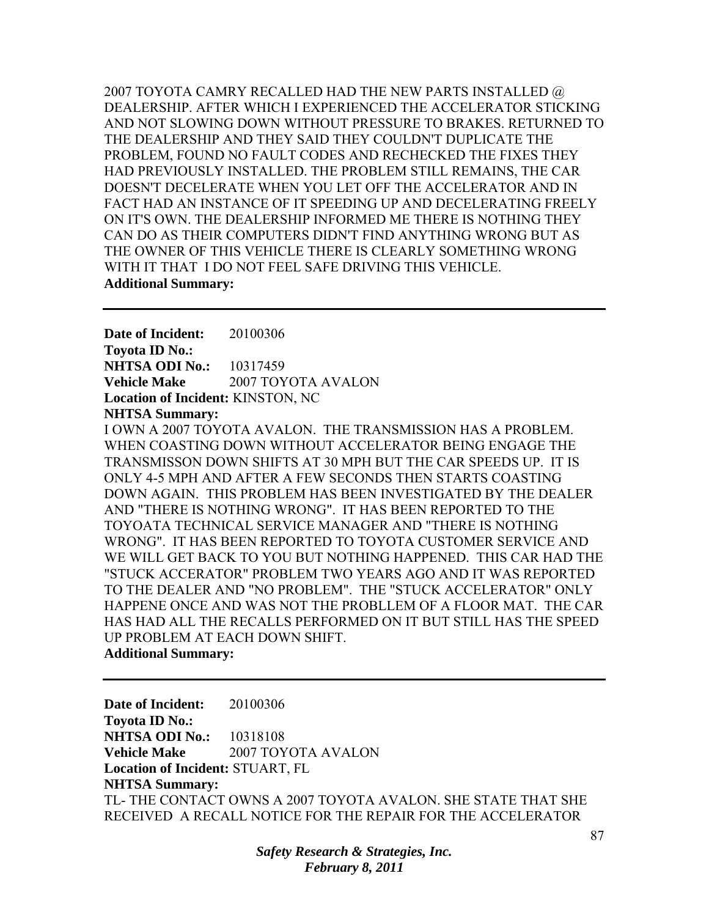2007 TOYOTA CAMRY RECALLED HAD THE NEW PARTS INSTALLED @ DEALERSHIP. AFTER WHICH I EXPERIENCED THE ACCELERATOR STICKING AND NOT SLOWING DOWN WITHOUT PRESSURE TO BRAKES. RETURNED TO THE DEALERSHIP AND THEY SAID THEY COULDN'T DUPLICATE THE PROBLEM, FOUND NO FAULT CODES AND RECHECKED THE FIXES THEY HAD PREVIOUSLY INSTALLED. THE PROBLEM STILL REMAINS, THE CAR DOESN'T DECELERATE WHEN YOU LET OFF THE ACCELERATOR AND IN FACT HAD AN INSTANCE OF IT SPEEDING UP AND DECELERATING FREELY ON IT'S OWN. THE DEALERSHIP INFORMED ME THERE IS NOTHING THEY CAN DO AS THEIR COMPUTERS DIDN'T FIND ANYTHING WRONG BUT AS THE OWNER OF THIS VEHICLE THERE IS CLEARLY SOMETHING WRONG WITH IT THAT I DO NOT FEEL SAFE DRIVING THIS VEHICLE.

**Additional Summary:**

---

**Date of Incident:** 20100306
**Toyota ID No.:**
**NHTSA ODI No.:** 10317459
**Vehicle Make** 2007 TOYOTA AVALON
**Location of Incident:** KINSTON, NC
**NHTSA Summary:**

I OWN A 2007 TOYOTA AVALON. THE TRANSMISSION HAS A PROBLEM. WHEN COASTING DOWN WITHOUT ACCELERATOR BEING ENGAGE THE TRANSMISSON DOWN SHIFTS AT 30 MPH BUT THE CAR SPEEDS UP. IT IS ONLY 4-5 MPH AND AFTER A FEW SECONDS THEN STARTS COASTING DOWN AGAIN. THIS PROBLEM HAS BEEN INVESTIGATED BY THE DEALER AND "THERE IS NOTHING WRONG". IT HAS BEEN REPORTED TO THE TOYOATA TECHNICAL SERVICE MANAGER AND "THERE IS NOTHING WRONG". IT HAS BEEN REPORTED TO TOYOTA CUSTOMER SERVICE AND WE WILL GET BACK TO YOU BUT NOTHING HAPPENED. THIS CAR HAD THE "STUCK ACCERATOR" PROBLEM TWO YEARS AGO AND IT WAS REPORTED TO THE DEALER AND "NO PROBLEM". THE "STUCK ACCELERATOR" ONLY HAPPENE ONCE AND WAS NOT THE PROBLLEM OF A FLOOR MAT. THE CAR HAS HAD ALL THE RECALLS PERFORMED ON IT BUT STILL HAS THE SPEED UP PROBLEM AT EACH DOWN SHIFT.

**Additional Summary:**

---

**Date of Incident:** 20100306
**Toyota ID No.:**
**NHTSA ODI No.:** 10318108
**Vehicle Make** 2007 TOYOTA AVALON
**Location of Incident:** STUART, FL
**NHTSA Summary:**

TL- THE CONTACT OWNS A 2007 TOYOTA AVALON. SHE STATE THAT SHE RECEIVED A RECALL NOTICE FOR THE REPAIR FOR THE ACCELERATOR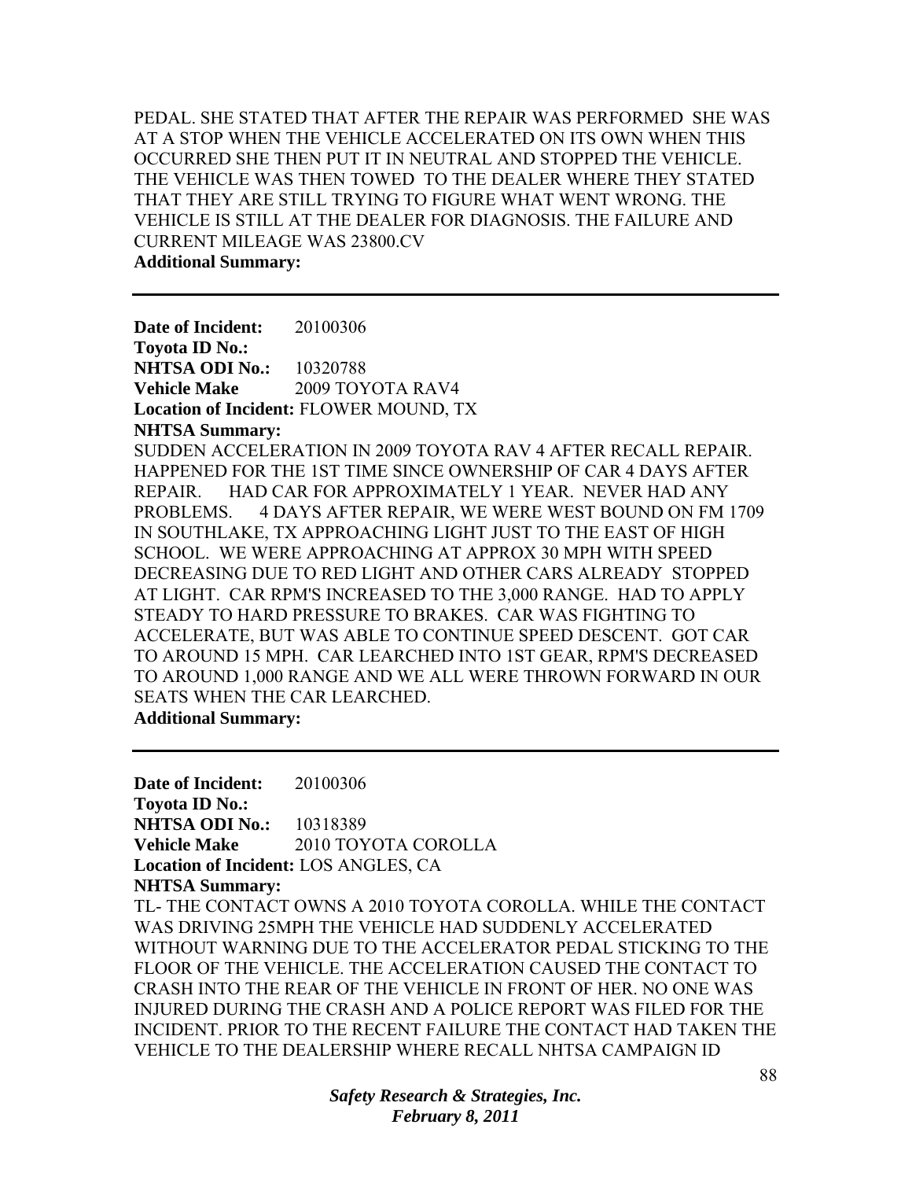PEDAL. SHE STATED THAT AFTER THE REPAIR WAS PERFORMED SHE WAS AT A STOP WHEN THE VEHICLE ACCELERATED ON ITS OWN WHEN THIS OCCURRED SHE THEN PUT IT IN NEUTRAL AND STOPPED THE VEHICLE. THE VEHICLE WAS THEN TOWED TO THE DEALER WHERE THEY STATED THAT THEY ARE STILL TRYING TO FIGURE WHAT WENT WRONG. THE VEHICLE IS STILL AT THE DEALER FOR DIAGNOSIS. THE FAILURE AND CURRENT MILEAGE WAS 23800.CV

**Additional Summary:**

---

**Date of Incident:** 20100306
**Toyota ID No.:**
**NHTSA ODI No.:** 10320788
**Vehicle Make** 2009 TOYOTA RAV4
**Location of Incident:** FLOWER MOUND, TX
**NHTSA Summary:**

SUDDEN ACCELERATION IN 2009 TOYOTA RAV 4 AFTER RECALL REPAIR. HAPPENED FOR THE 1ST TIME SINCE OWNERSHIP OF CAR 4 DAYS AFTER REPAIR. HAD CAR FOR APPROXIMATELY 1 YEAR. NEVER HAD ANY PROBLEMS. 4 DAYS AFTER REPAIR, WE WERE WEST BOUND ON FM 1709 IN SOUTHLAKE, TX APPROACHING LIGHT JUST TO THE EAST OF HIGH SCHOOL. WE WERE APPROACHING AT APPROX 30 MPH WITH SPEED DECREASING DUE TO RED LIGHT AND OTHER CARS ALREADY STOPPED AT LIGHT. CAR RPM'S INCREASED TO THE 3,000 RANGE. HAD TO APPLY STEADY TO HARD PRESSURE TO BRAKES. CAR WAS FIGHTING TO ACCELERATE, BUT WAS ABLE TO CONTINUE SPEED DESCENT. GOT CAR TO AROUND 15 MPH. CAR LEARCHED INTO 1ST GEAR, RPM'S DECREASED TO AROUND 1,000 RANGE AND WE ALL WERE THROWN FORWARD IN OUR SEATS WHEN THE CAR LEARCHED.

**Additional Summary:**

---

**Date of Incident:** 20100306
**Toyota ID No.:**
**NHTSA ODI No.:** 10318389
**Vehicle Make** 2010 TOYOTA COROLLA
**Location of Incident:** LOS ANGLES, CA
**NHTSA Summary:**

TL- THE CONTACT OWNS A 2010 TOYOTA COROLLA. WHILE THE CONTACT WAS DRIVING 25MPH THE VEHICLE HAD SUDDENLY ACCELERATED WITHOUT WARNING DUE TO THE ACCELERATOR PEDAL STICKING TO THE FLOOR OF THE VEHICLE. THE ACCELERATION CAUSED THE CONTACT TO CRASH INTO THE REAR OF THE VEHICLE IN FRONT OF HER. NO ONE WAS INJURED DURING THE CRASH AND A POLICE REPORT WAS FILED FOR THE INCIDENT. PRIOR TO THE RECENT FAILURE THE CONTACT HAD TAKEN THE VEHICLE TO THE DEALERSHIP WHERE RECALL NHTSA CAMPAIGN ID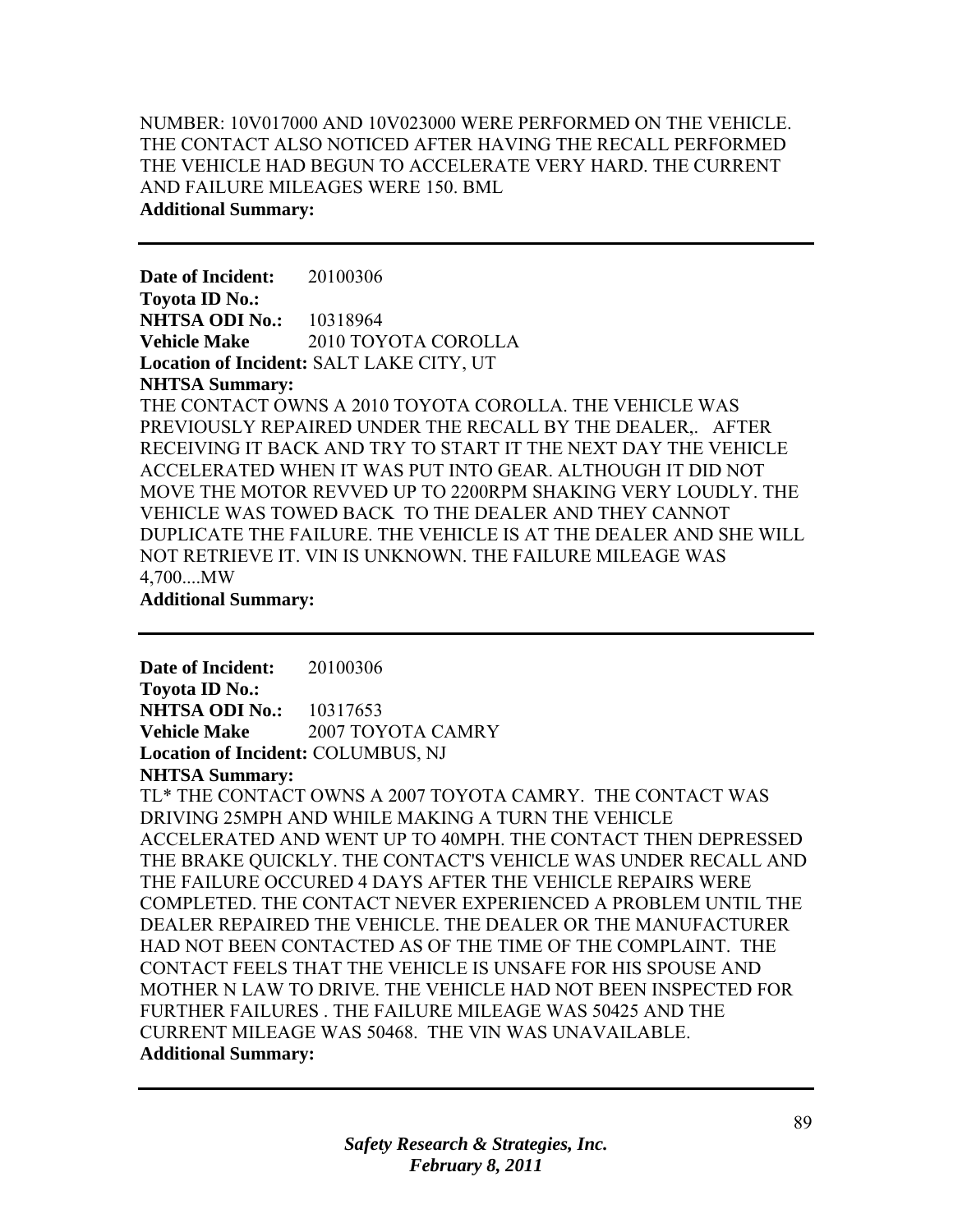NUMBER: 10V017000 AND 10V023000 WERE PERFORMED ON THE VEHICLE. THE CONTACT ALSO NOTICED AFTER HAVING THE RECALL PERFORMED THE VEHICLE HAD BEGUN TO ACCELERATE VERY HARD. THE CURRENT AND FAILURE MILEAGES WERE 150. BML

**Additional Summary:**

---

**Date of Incident:** 20100306

**Toyota ID No.:**

**NHTSA ODI No.:** 10318964

**Vehicle Make** 2010 TOYOTA COROLLA

**Location of Incident:** SALT LAKE CITY, UT

**NHTSA Summary:**

THE CONTACT OWNS A 2010 TOYOTA COROLLA. THE VEHICLE WAS PREVIOUSLY REPAIRED UNDER THE RECALL BY THE DEALER,. AFTER RECEIVING IT BACK AND TRY TO START IT THE NEXT DAY THE VEHICLE ACCELERATED WHEN IT WAS PUT INTO GEAR. ALTHOUGH IT DID NOT MOVE THE MOTOR REVVED UP TO 2200RPM SHAKING VERY LOUDLY. THE VEHICLE WAS TOWED BACK TO THE DEALER AND THEY CANNOT DUPLICATE THE FAILURE. THE VEHICLE IS AT THE DEALER AND SHE WILL NOT RETRIEVE IT. VIN IS UNKNOWN. THE FAILURE MILEAGE WAS 4,700....MW

**Additional Summary:**

---

**Date of Incident:** 20100306

**Toyota ID No.:**

**NHTSA ODI No.:** 10317653

**Vehicle Make** 2007 TOYOTA CAMRY

**Location of Incident:** COLUMBUS, NJ

**NHTSA Summary:**

TL* THE CONTACT OWNS A 2007 TOYOTA CAMRY. THE CONTACT WAS DRIVING 25MPH AND WHILE MAKING A TURN THE VEHICLE ACCELERATED AND WENT UP TO 40MPH. THE CONTACT THEN DEPRESSED THE BRAKE QUICKLY. THE CONTACT'S VEHICLE WAS UNDER RECALL AND THE FAILURE OCCURED 4 DAYS AFTER THE VEHICLE REPAIRS WERE COMPLETED. THE CONTACT NEVER EXPERIENCED A PROBLEM UNTIL THE DEALER REPAIRED THE VEHICLE. THE DEALER OR THE MANUFACTURER HAD NOT BEEN CONTACTED AS OF THE TIME OF THE COMPLAINT. THE CONTACT FEELS THAT THE VEHICLE IS UNSAFE FOR HIS SPOUSE AND MOTHER N LAW TO DRIVE. THE VEHICLE HAD NOT BEEN INSPECTED FOR FURTHER FAILURES . THE FAILURE MILEAGE WAS 50425 AND THE CURRENT MILEAGE WAS 50468. THE VIN WAS UNAVAILABLE.

**Additional Summary:**

---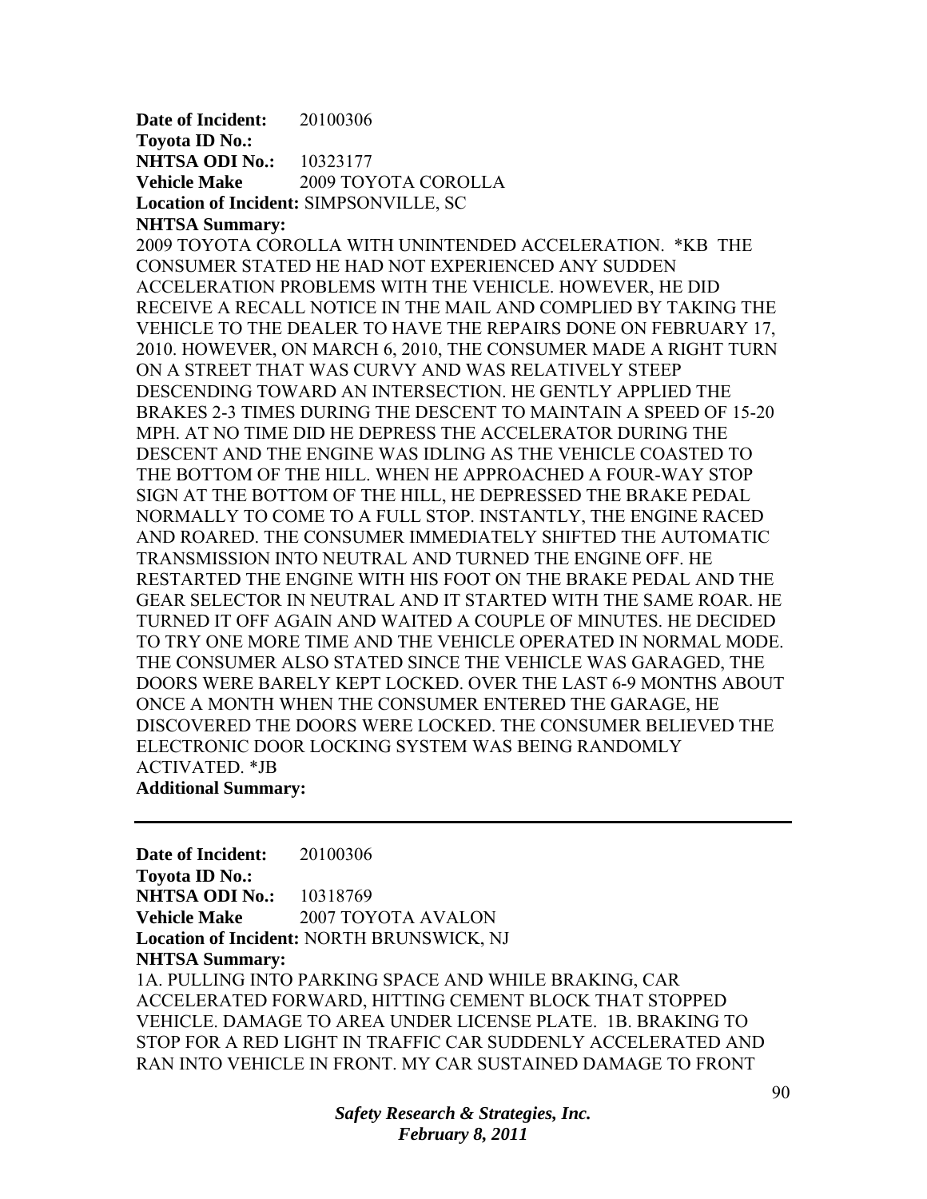**Date of Incident:** 20100306
**Toyota ID No.:**
**NHTSA ODI No.:** 10323177
**Vehicle Make** 2009 TOYOTA COROLLA
**Location of Incident:** SIMPSONVILLE, SC
**NHTSA Summary:**
2009 TOYOTA COROLLA WITH UNINTENDED ACCELERATION. *KB THE CONSUMER STATED HE HAD NOT EXPERIENCED ANY SUDDEN ACCELERATION PROBLEMS WITH THE VEHICLE. HOWEVER, HE DID RECEIVE A RECALL NOTICE IN THE MAIL AND COMPLIED BY TAKING THE VEHICLE TO THE DEALER TO HAVE THE REPAIRS DONE ON FEBRUARY 17, 2010. HOWEVER, ON MARCH 6, 2010, THE CONSUMER MADE A RIGHT TURN ON A STREET THAT WAS CURVY AND WAS RELATIVELY STEEP DESCENDING TOWARD AN INTERSECTION. HE GENTLY APPLIED THE BRAKES 2-3 TIMES DURING THE DESCENT TO MAINTAIN A SPEED OF 15-20 MPH. AT NO TIME DID HE DEPRESS THE ACCELERATOR DURING THE DESCENT AND THE ENGINE WAS IDLING AS THE VEHICLE COASTED TO THE BOTTOM OF THE HILL. WHEN HE APPROACHED A FOUR-WAY STOP SIGN AT THE BOTTOM OF THE HILL, HE DEPRESSED THE BRAKE PEDAL NORMALLY TO COME TO A FULL STOP. INSTANTLY, THE ENGINE RACED AND ROARED. THE CONSUMER IMMEDIATELY SHIFTED THE AUTOMATIC TRANSMISSION INTO NEUTRAL AND TURNED THE ENGINE OFF. HE RESTARTED THE ENGINE WITH HIS FOOT ON THE BRAKE PEDAL AND THE GEAR SELECTOR IN NEUTRAL AND IT STARTED WITH THE SAME ROAR. HE TURNED IT OFF AGAIN AND WAITED A COUPLE OF MINUTES. HE DECIDED TO TRY ONE MORE TIME AND THE VEHICLE OPERATED IN NORMAL MODE. THE CONSUMER ALSO STATED SINCE THE VEHICLE WAS GARAGED, THE DOORS WERE BARELY KEPT LOCKED. OVER THE LAST 6-9 MONTHS ABOUT ONCE A MONTH WHEN THE CONSUMER ENTERED THE GARAGE, HE DISCOVERED THE DOORS WERE LOCKED. THE CONSUMER BELIEVED THE ELECTRONIC DOOR LOCKING SYSTEM WAS BEING RANDOMLY ACTIVATED. *JB
**Additional Summary:**

---

**Date of Incident:** 20100306
**Toyota ID No.:**
**NHTSA ODI No.:** 10318769
**Vehicle Make** 2007 TOYOTA AVALON
**Location of Incident:** NORTH BRUNSWICK, NJ
**NHTSA Summary:**
1A. PULLING INTO PARKING SPACE AND WHILE BRAKING, CAR ACCELERATED FORWARD, HITTING CEMENT BLOCK THAT STOPPED VEHICLE. DAMAGE TO AREA UNDER LICENSE PLATE. 1B. BRAKING TO STOP FOR A RED LIGHT IN TRAFFIC CAR SUDDENLY ACCELERATED AND RAN INTO VEHICLE IN FRONT. MY CAR SUSTAINED DAMAGE TO FRONT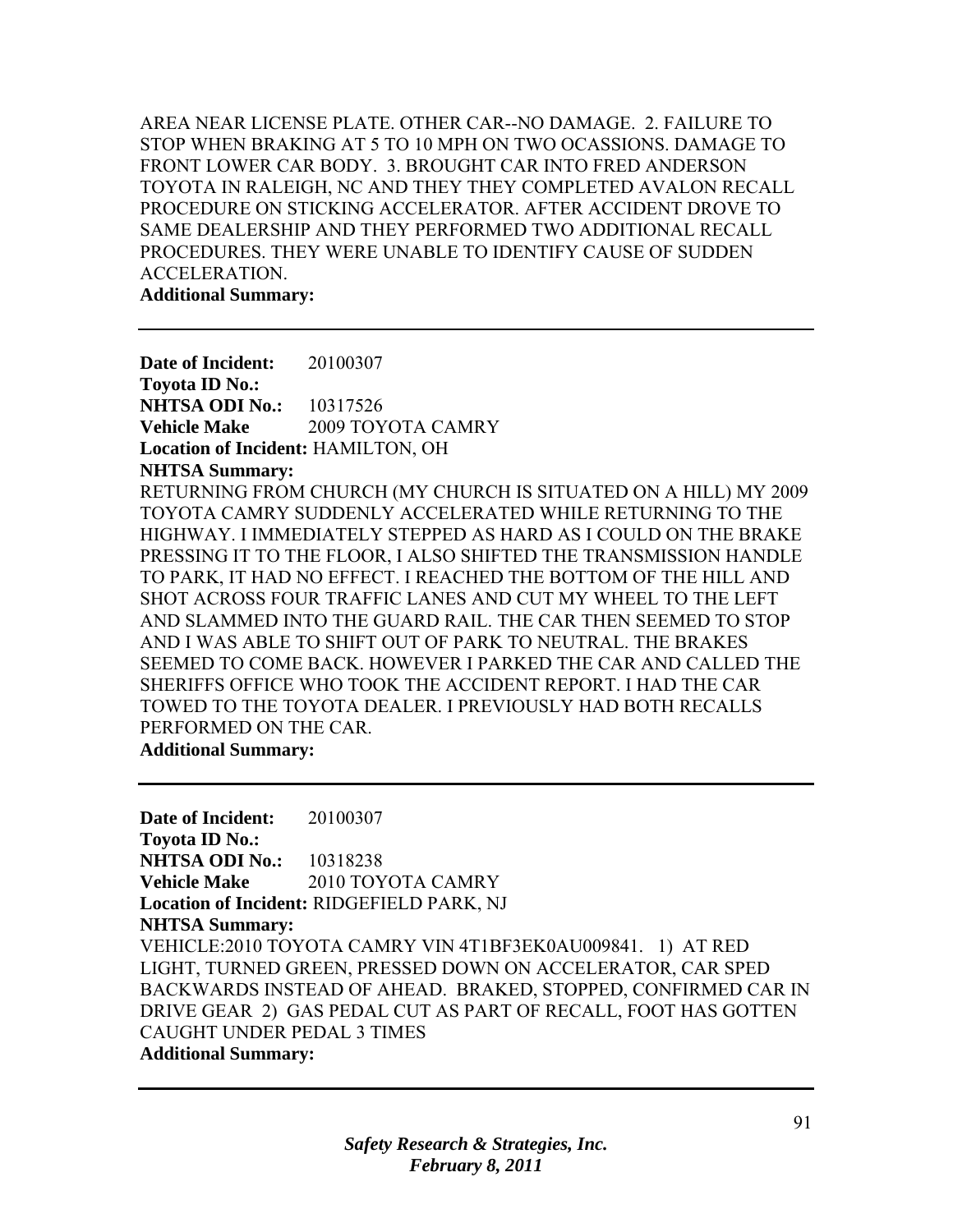AREA NEAR LICENSE PLATE. OTHER CAR--NO DAMAGE. 2. FAILURE TO STOP WHEN BRAKING AT 5 TO 10 MPH ON TWO OCASSIONS. DAMAGE TO FRONT LOWER CAR BODY. 3. BROUGHT CAR INTO FRED ANDERSON TOYOTA IN RALEIGH, NC AND THEY THEY COMPLETED AVALON RECALL PROCEDURE ON STICKING ACCELERATOR. AFTER ACCIDENT DROVE TO SAME DEALERSHIP AND THEY PERFORMED TWO ADDITIONAL RECALL PROCEDURES. THEY WERE UNABLE TO IDENTIFY CAUSE OF SUDDEN ACCELERATION.

**Additional Summary:**

---

**Date of Incident:** 20100307
**Toyota ID No.:**
**NHTSA ODI No.:** 10317526
**Vehicle Make** 2009 TOYOTA CAMRY
**Location of Incident:** HAMILTON, OH
**NHTSA Summary:**
RETURNING FROM CHURCH (MY CHURCH IS SITUATED ON A HILL) MY 2009 TOYOTA CAMRY SUDDENLY ACCELERATED WHILE RETURNING TO THE HIGHWAY. I IMMEDIATELY STEPPED AS HARD AS I COULD ON THE BRAKE PRESSING IT TO THE FLOOR, I ALSO SHIFTED THE TRANSMISSION HANDLE TO PARK, IT HAD NO EFFECT. I REACHED THE BOTTOM OF THE HILL AND SHOT ACROSS FOUR TRAFFIC LANES AND CUT MY WHEEL TO THE LEFT AND SLAMMED INTO THE GUARD RAIL. THE CAR THEN SEEMED TO STOP AND I WAS ABLE TO SHIFT OUT OF PARK TO NEUTRAL. THE BRAKES SEEMED TO COME BACK. HOWEVER I PARKED THE CAR AND CALLED THE SHERIFFS OFFICE WHO TOOK THE ACCIDENT REPORT. I HAD THE CAR TOWED TO THE TOYOTA DEALER. I PREVIOUSLY HAD BOTH RECALLS PERFORMED ON THE CAR.

**Additional Summary:**

---

**Date of Incident:** 20100307
**Toyota ID No.:**
**NHTSA ODI No.:** 10318238
**Vehicle Make** 2010 TOYOTA CAMRY
**Location of Incident:** RIDGEFIELD PARK, NJ
**NHTSA Summary:**
VEHICLE:2010 TOYOTA CAMRY VIN 4T1BF3EK0AU009841. 1) AT RED LIGHT, TURNED GREEN, PRESSED DOWN ON ACCELERATOR, CAR SPED BACKWARDS INSTEAD OF AHEAD. BRAKED, STOPPED, CONFIRMED CAR IN DRIVE GEAR 2) GAS PEDAL CUT AS PART OF RECALL, FOOT HAS GOTTEN CAUGHT UNDER PEDAL 3 TIMES

**Additional Summary:**

---

*Safety Research & Strategies, Inc.*
*February 8, 2011*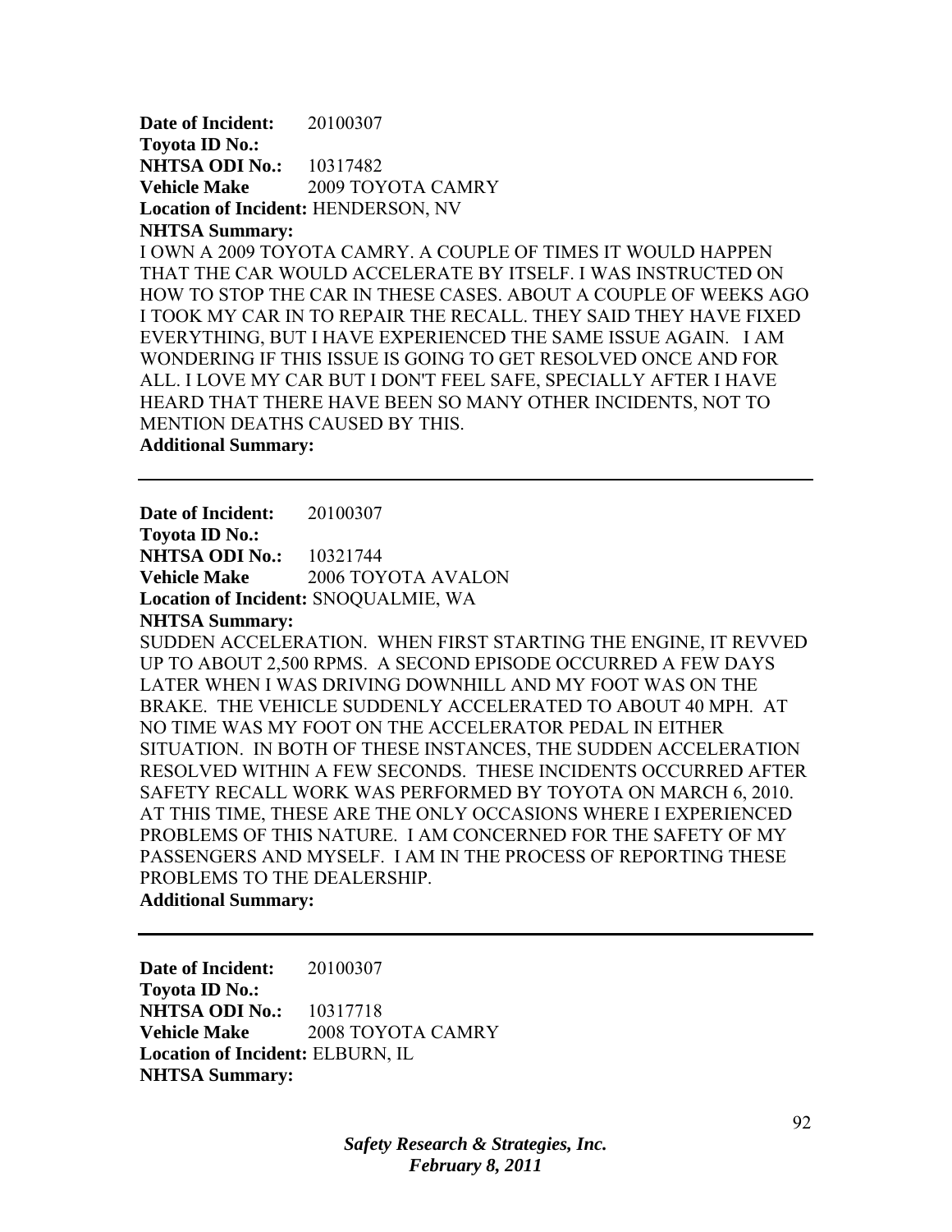**Date of Incident:** 20100307
**Toyota ID No.:**
**NHTSA ODI No.:** 10317482
**Vehicle Make** 2009 TOYOTA CAMRY
**Location of Incident:** HENDERSON, NV
**NHTSA Summary:**
I OWN A 2009 TOYOTA CAMRY. A COUPLE OF TIMES IT WOULD HAPPEN THAT THE CAR WOULD ACCELERATE BY ITSELF. I WAS INSTRUCTED ON HOW TO STOP THE CAR IN THESE CASES. ABOUT A COUPLE OF WEEKS AGO I TOOK MY CAR IN TO REPAIR THE RECALL. THEY SAID THEY HAVE FIXED EVERYTHING, BUT I HAVE EXPERIENCED THE SAME ISSUE AGAIN. I AM WONDERING IF THIS ISSUE IS GOING TO GET RESOLVED ONCE AND FOR ALL. I LOVE MY CAR BUT I DON'T FEEL SAFE, SPECIALLY AFTER I HAVE HEARD THAT THERE HAVE BEEN SO MANY OTHER INCIDENTS, NOT TO MENTION DEATHS CAUSED BY THIS.
**Additional Summary:**

---

**Date of Incident:** 20100307
**Toyota ID No.:**
**NHTSA ODI No.:** 10321744
**Vehicle Make** 2006 TOYOTA AVALON
**Location of Incident:** SNOQUALMIE, WA
**NHTSA Summary:**
SUDDEN ACCELERATION. WHEN FIRST STARTING THE ENGINE, IT REVVED UP TO ABOUT 2,500 RPMS. A SECOND EPISODE OCCURRED A FEW DAYS LATER WHEN I WAS DRIVING DOWNHILL AND MY FOOT WAS ON THE BRAKE. THE VEHICLE SUDDENLY ACCELERATED TO ABOUT 40 MPH. AT NO TIME WAS MY FOOT ON THE ACCELERATOR PEDAL IN EITHER SITUATION. IN BOTH OF THESE INSTANCES, THE SUDDEN ACCELERATION RESOLVED WITHIN A FEW SECONDS. THESE INCIDENTS OCCURRED AFTER SAFETY RECALL WORK WAS PERFORMED BY TOYOTA ON MARCH 6, 2010. AT THIS TIME, THESE ARE THE ONLY OCCASIONS WHERE I EXPERIENCED PROBLEMS OF THIS NATURE. I AM CONCERNED FOR THE SAFETY OF MY PASSENGERS AND MYSELF. I AM IN THE PROCESS OF REPORTING THESE PROBLEMS TO THE DEALERSHIP.
**Additional Summary:**

---

**Date of Incident:** 20100307
**Toyota ID No.:**
**NHTSA ODI No.:** 10317718
**Vehicle Make** 2008 TOYOTA CAMRY
**Location of Incident:** ELBURN, IL
**NHTSA Summary:**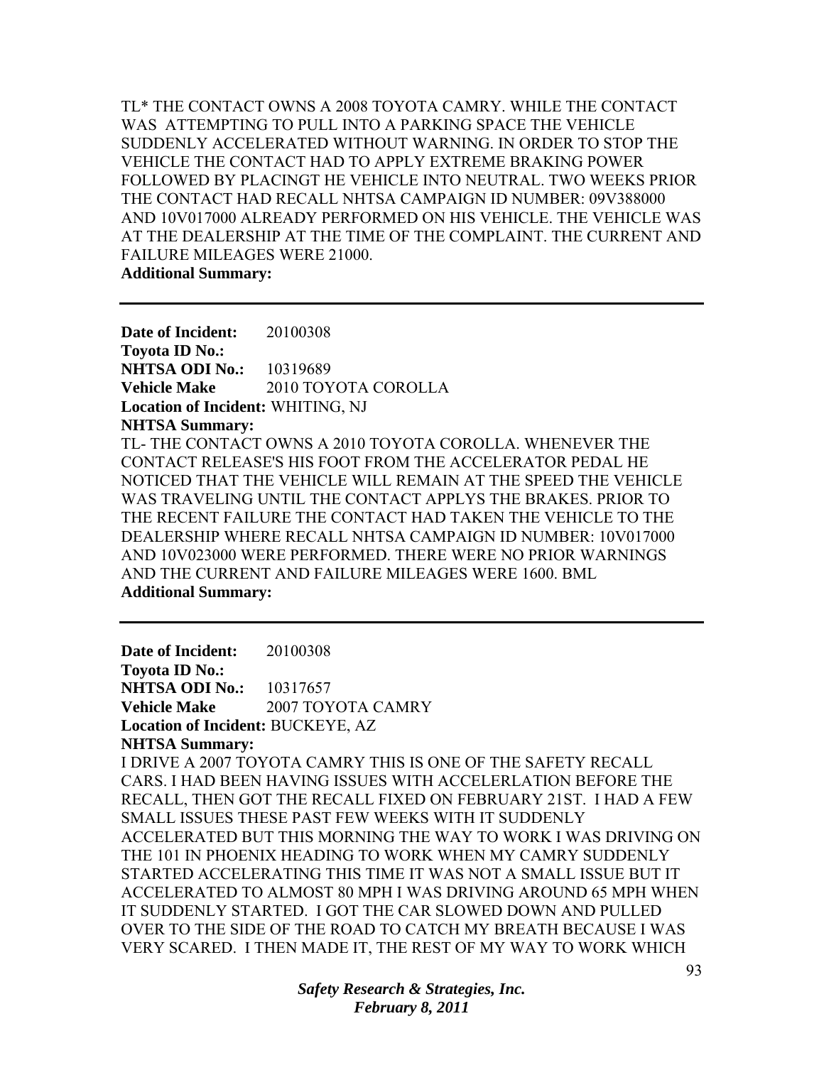TL* THE CONTACT OWNS A 2008 TOYOTA CAMRY. WHILE THE CONTACT WAS ATTEMPTING TO PULL INTO A PARKING SPACE THE VEHICLE SUDDENLY ACCELERATED WITHOUT WARNING. IN ORDER TO STOP THE VEHICLE THE CONTACT HAD TO APPLY EXTREME BRAKING POWER FOLLOWED BY PLACINGT HE VEHICLE INTO NEUTRAL. TWO WEEKS PRIOR THE CONTACT HAD RECALL NHTSA CAMPAIGN ID NUMBER: 09V388000 AND 10V017000 ALREADY PERFORMED ON HIS VEHICLE. THE VEHICLE WAS AT THE DEALERSHIP AT THE TIME OF THE COMPLAINT. THE CURRENT AND FAILURE MILEAGES WERE 21000.

**Additional Summary:**

---

**Date of Incident:** 20100308
**Toyota ID No.:**
**NHTSA ODI No.:** 10319689
**Vehicle Make** 2010 TOYOTA COROLLA
**Location of Incident:** WHITING, NJ
**NHTSA Summary:**

TL- THE CONTACT OWNS A 2010 TOYOTA COROLLA. WHENEVER THE CONTACT RELEASE'S HIS FOOT FROM THE ACCELERATOR PEDAL HE NOTICED THAT THE VEHICLE WILL REMAIN AT THE SPEED THE VEHICLE WAS TRAVELING UNTIL THE CONTACT APPLYS THE BRAKES. PRIOR TO THE RECENT FAILURE THE CONTACT HAD TAKEN THE VEHICLE TO THE DEALERSHIP WHERE RECALL NHTSA CAMPAIGN ID NUMBER: 10V017000 AND 10V023000 WERE PERFORMED. THERE WERE NO PRIOR WARNINGS AND THE CURRENT AND FAILURE MILEAGES WERE 1600. BML

**Additional Summary:**

---

**Date of Incident:** 20100308
**Toyota ID No.:**
**NHTSA ODI No.:** 10317657
**Vehicle Make** 2007 TOYOTA CAMRY
**Location of Incident:** BUCKEYE, AZ
**NHTSA Summary:**

I DRIVE A 2007 TOYOTA CAMRY THIS IS ONE OF THE SAFETY RECALL CARS. I HAD BEEN HAVING ISSUES WITH ACCELERLATION BEFORE THE RECALL, THEN GOT THE RECALL FIXED ON FEBRUARY 21ST. I HAD A FEW SMALL ISSUES THESE PAST FEW WEEKS WITH IT SUDDENLY ACCELERATED BUT THIS MORNING THE WAY TO WORK I WAS DRIVING ON THE 101 IN PHOENIX HEADING TO WORK WHEN MY CAMRY SUDDENLY STARTED ACCELERATING THIS TIME IT WAS NOT A SMALL ISSUE BUT IT ACCELERATED TO ALMOST 80 MPH I WAS DRIVING AROUND 65 MPH WHEN IT SUDDENLY STARTED. I GOT THE CAR SLOWED DOWN AND PULLED OVER TO THE SIDE OF THE ROAD TO CATCH MY BREATH BECAUSE I WAS VERY SCARED. I THEN MADE IT, THE REST OF MY WAY TO WORK WHICH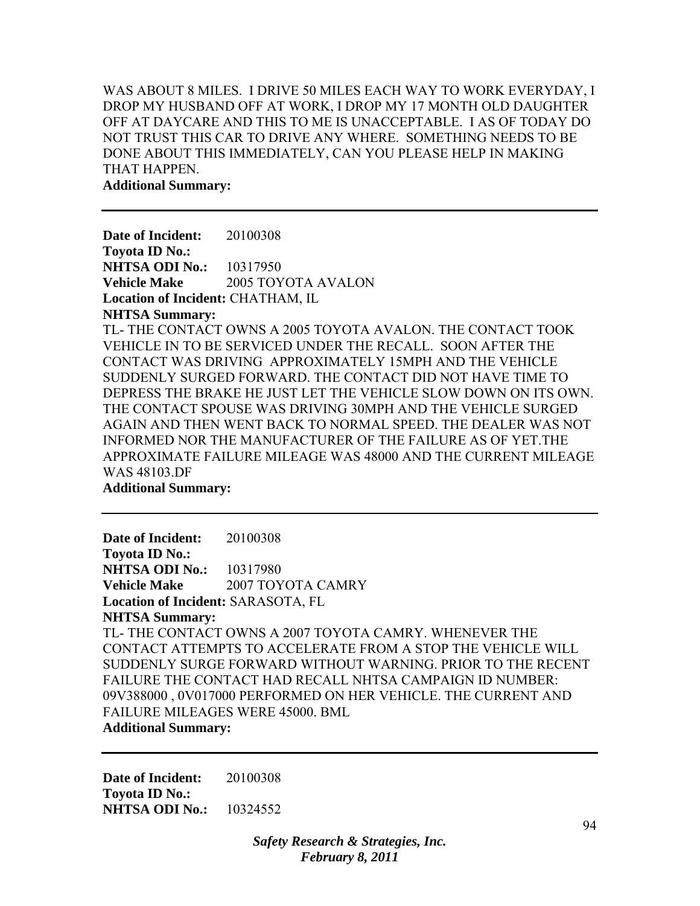WAS ABOUT 8 MILES. I DRIVE 50 MILES EACH WAY TO WORK EVERYDAY, I DROP MY HUSBAND OFF AT WORK, I DROP MY 17 MONTH OLD DAUGHTER OFF AT DAYCARE AND THIS TO ME IS UNACCEPTABLE. I AS OF TODAY DO NOT TRUST THIS CAR TO DRIVE ANY WHERE. SOMETHING NEEDS TO BE DONE ABOUT THIS IMMEDIATELY, CAN YOU PLEASE HELP IN MAKING THAT HAPPEN.

**Additional Summary:**

---

**Date of Incident:** 20100308
**Toyota ID No.:**
**NHTSA ODI No.:** 10317950
**Vehicle Make** 2005 TOYOTA AVALON
**Location of Incident:** CHATHAM, IL
**NHTSA Summary:**
TL- THE CONTACT OWNS A 2005 TOYOTA AVALON. THE CONTACT TOOK VEHICLE IN TO BE SERVICED UNDER THE RECALL. SOON AFTER THE CONTACT WAS DRIVING APPROXIMATELY 15MPH AND THE VEHICLE SUDDENLY SURGED FORWARD. THE CONTACT DID NOT HAVE TIME TO DEPRESS THE BRAKE HE JUST LET THE VEHICLE SLOW DOWN ON ITS OWN. THE CONTACT SPOUSE WAS DRIVING 30MPH AND THE VEHICLE SURGED AGAIN AND THEN WENT BACK TO NORMAL SPEED. THE DEALER WAS NOT INFORMED NOR THE MANUFACTURER OF THE FAILURE AS OF YET.THE APPROXIMATE FAILURE MILEAGE WAS 48000 AND THE CURRENT MILEAGE WAS 48103.DF
**Additional Summary:**

---

**Date of Incident:** 20100308
**Toyota ID No.:**
**NHTSA ODI No.:** 10317980
**Vehicle Make** 2007 TOYOTA CAMRY
**Location of Incident:** SARASOTA, FL
**NHTSA Summary:**
TL- THE CONTACT OWNS A 2007 TOYOTA CAMRY. WHENEVER THE CONTACT ATTEMPTS TO ACCELERATE FROM A STOP THE VEHICLE WILL SUDDENLY SURGE FORWARD WITHOUT WARNING. PRIOR TO THE RECENT FAILURE THE CONTACT HAD RECALL NHTSA CAMPAIGN ID NUMBER: 09V388000 , 0V017000 PERFORMED ON HER VEHICLE. THE CURRENT AND FAILURE MILEAGES WERE 45000. BML
**Additional Summary:**

---

**Date of Incident:** 20100308
**Toyota ID No.:**
**NHTSA ODI No.:** 10324552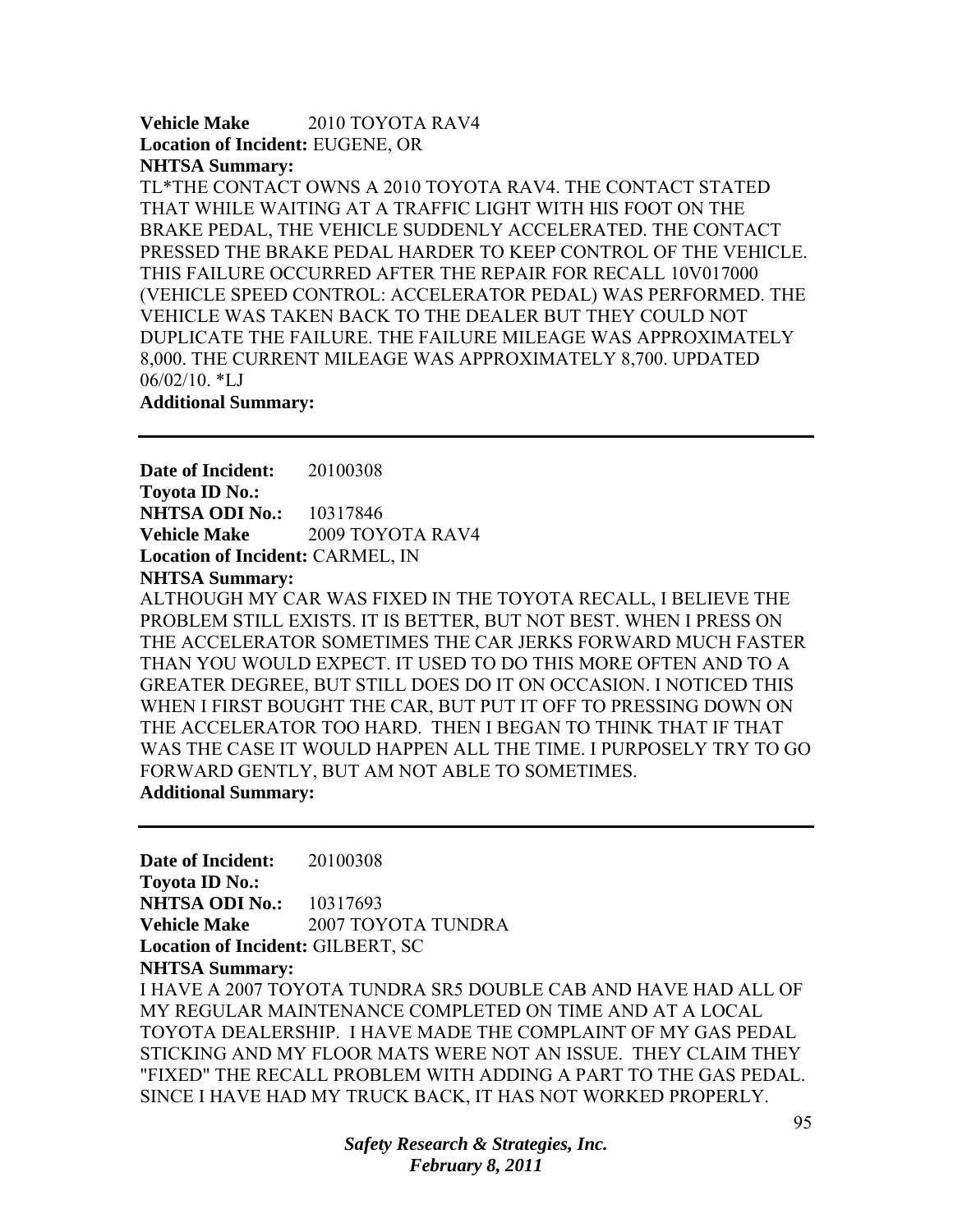**Vehicle Make** 2010 TOYOTA RAV4
**Location of Incident:** EUGENE, OR
**NHTSA Summary:**
TL*THE CONTACT OWNS A 2010 TOYOTA RAV4. THE CONTACT STATED THAT WHILE WAITING AT A TRAFFIC LIGHT WITH HIS FOOT ON THE BRAKE PEDAL, THE VEHICLE SUDDENLY ACCELERATED. THE CONTACT PRESSED THE BRAKE PEDAL HARDER TO KEEP CONTROL OF THE VEHICLE. THIS FAILURE OCCURRED AFTER THE REPAIR FOR RECALL 10V017000 (VEHICLE SPEED CONTROL: ACCELERATOR PEDAL) WAS PERFORMED. THE VEHICLE WAS TAKEN BACK TO THE DEALER BUT THEY COULD NOT DUPLICATE THE FAILURE. THE FAILURE MILEAGE WAS APPROXIMATELY 8,000. THE CURRENT MILEAGE WAS APPROXIMATELY 8,700. UPDATED 06/02/10. *LJ
**Additional Summary:**

---

**Date of Incident:** 20100308
**Toyota ID No.:**
**NHTSA ODI No.:** 10317846
**Vehicle Make** 2009 TOYOTA RAV4
**Location of Incident:** CARMEL, IN
**NHTSA Summary:**
ALTHOUGH MY CAR WAS FIXED IN THE TOYOTA RECALL, I BELIEVE THE PROBLEM STILL EXISTS. IT IS BETTER, BUT NOT BEST. WHEN I PRESS ON THE ACCELERATOR SOMETIMES THE CAR JERKS FORWARD MUCH FASTER THAN YOU WOULD EXPECT. IT USED TO DO THIS MORE OFTEN AND TO A GREATER DEGREE, BUT STILL DOES DO IT ON OCCASION. I NOTICED THIS WHEN I FIRST BOUGHT THE CAR, BUT PUT IT OFF TO PRESSING DOWN ON THE ACCELERATOR TOO HARD. THEN I BEGAN TO THINK THAT IF THAT WAS THE CASE IT WOULD HAPPEN ALL THE TIME. I PURPOSELY TRY TO GO FORWARD GENTLY, BUT AM NOT ABLE TO SOMETIMES.
**Additional Summary:**

---

**Date of Incident:** 20100308
**Toyota ID No.:**
**NHTSA ODI No.:** 10317693
**Vehicle Make** 2007 TOYOTA TUNDRA
**Location of Incident:** GILBERT, SC
**NHTSA Summary:**
I HAVE A 2007 TOYOTA TUNDRA SR5 DOUBLE CAB AND HAVE HAD ALL OF MY REGULAR MAINTENANCE COMPLETED ON TIME AND AT A LOCAL TOYOTA DEALERSHIP. I HAVE MADE THE COMPLAINT OF MY GAS PEDAL STICKING AND MY FLOOR MATS WERE NOT AN ISSUE. THEY CLAIM THEY "FIXED" THE RECALL PROBLEM WITH ADDING A PART TO THE GAS PEDAL. SINCE I HAVE HAD MY TRUCK BACK, IT HAS NOT WORKED PROPERLY.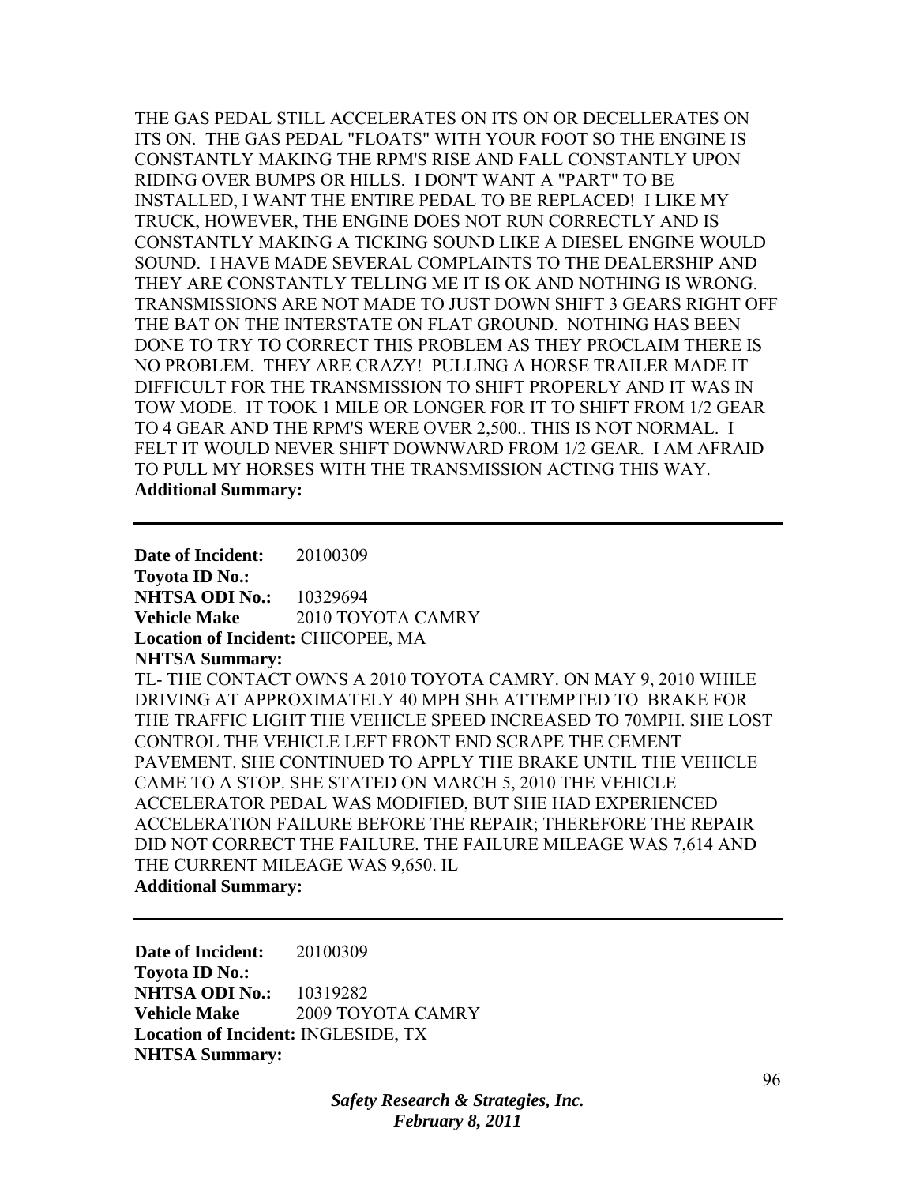THE GAS PEDAL STILL ACCELERATES ON ITS ON OR DECELLERATES ON ITS ON. THE GAS PEDAL "FLOATS" WITH YOUR FOOT SO THE ENGINE IS CONSTANTLY MAKING THE RPM'S RISE AND FALL CONSTANTLY UPON RIDING OVER BUMPS OR HILLS. I DON'T WANT A "PART" TO BE INSTALLED, I WANT THE ENTIRE PEDAL TO BE REPLACED! I LIKE MY TRUCK, HOWEVER, THE ENGINE DOES NOT RUN CORRECTLY AND IS CONSTANTLY MAKING A TICKING SOUND LIKE A DIESEL ENGINE WOULD SOUND. I HAVE MADE SEVERAL COMPLAINTS TO THE DEALERSHIP AND THEY ARE CONSTANTLY TELLING ME IT IS OK AND NOTHING IS WRONG. TRANSMISSIONS ARE NOT MADE TO JUST DOWN SHIFT 3 GEARS RIGHT OFF THE BAT ON THE INTERSTATE ON FLAT GROUND. NOTHING HAS BEEN DONE TO TRY TO CORRECT THIS PROBLEM AS THEY PROCLAIM THERE IS NO PROBLEM. THEY ARE CRAZY! PULLING A HORSE TRAILER MADE IT DIFFICULT FOR THE TRANSMISSION TO SHIFT PROPERLY AND IT WAS IN TOW MODE. IT TOOK 1 MILE OR LONGER FOR IT TO SHIFT FROM 1/2 GEAR TO 4 GEAR AND THE RPM'S WERE OVER 2,500.. THIS IS NOT NORMAL. I FELT IT WOULD NEVER SHIFT DOWNWARD FROM 1/2 GEAR. I AM AFRAID TO PULL MY HORSES WITH THE TRANSMISSION ACTING THIS WAY.

**Additional Summary:**

---

**Date of Incident:** 20100309
**Toyota ID No.:**
**NHTSA ODI No.:** 10329694
**Vehicle Make** 2010 TOYOTA CAMRY
**Location of Incident:** CHICOPEE, MA
**NHTSA Summary:**

TL- THE CONTACT OWNS A 2010 TOYOTA CAMRY. ON MAY 9, 2010 WHILE DRIVING AT APPROXIMATELY 40 MPH SHE ATTEMPTED TO BRAKE FOR THE TRAFFIC LIGHT THE VEHICLE SPEED INCREASED TO 70MPH. SHE LOST CONTROL THE VEHICLE LEFT FRONT END SCRAPE THE CEMENT PAVEMENT. SHE CONTINUED TO APPLY THE BRAKE UNTIL THE VEHICLE CAME TO A STOP. SHE STATED ON MARCH 5, 2010 THE VEHICLE ACCELERATOR PEDAL WAS MODIFIED, BUT SHE HAD EXPERIENCED ACCELERATION FAILURE BEFORE THE REPAIR; THEREFORE THE REPAIR DID NOT CORRECT THE FAILURE. THE FAILURE MILEAGE WAS 7,614 AND THE CURRENT MILEAGE WAS 9,650. IL

**Additional Summary:**

---

**Date of Incident:** 20100309
**Toyota ID No.:**
**NHTSA ODI No.:** 10319282
**Vehicle Make** 2009 TOYOTA CAMRY
**Location of Incident:** INGLESIDE, TX
**NHTSA Summary:**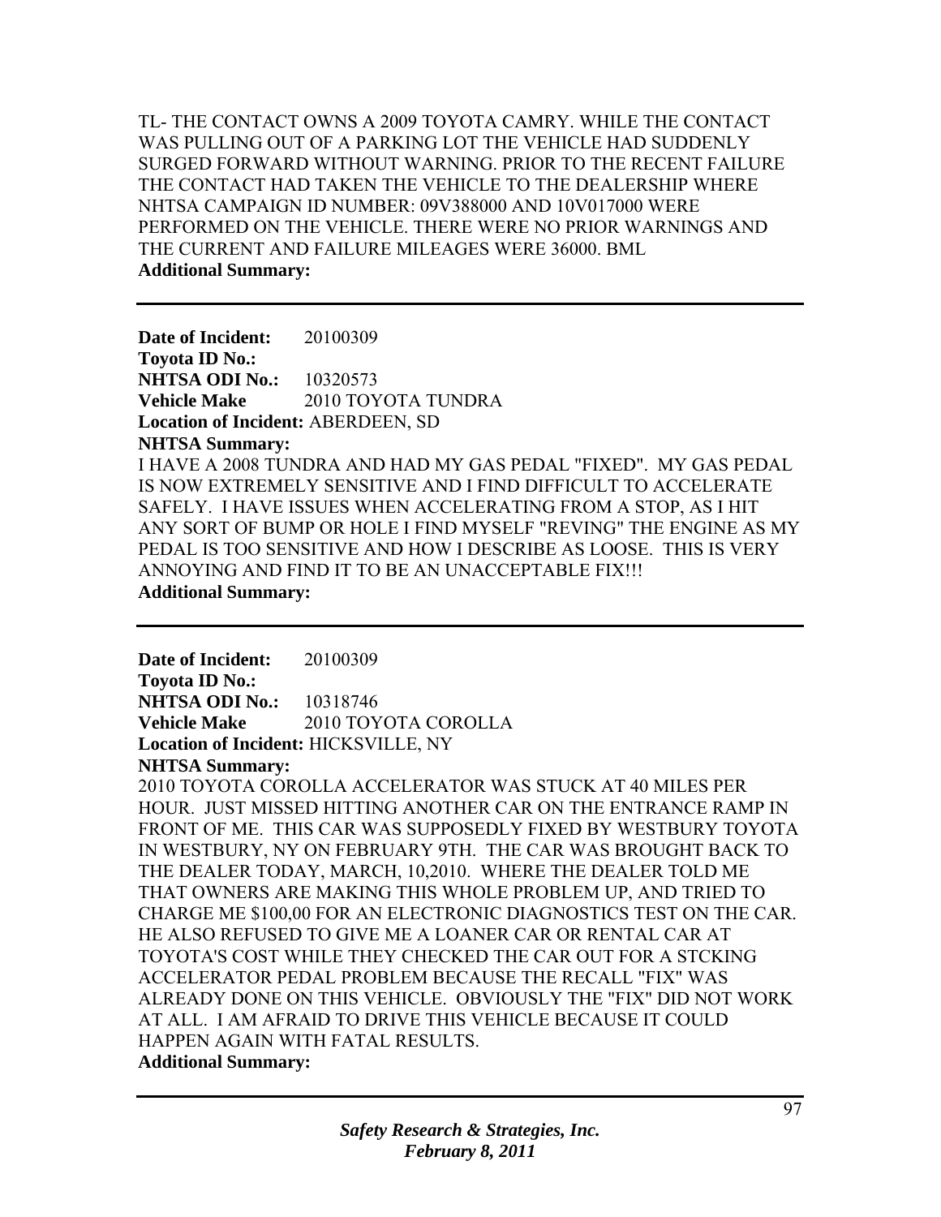TL- THE CONTACT OWNS A 2009 TOYOTA CAMRY. WHILE THE CONTACT WAS PULLING OUT OF A PARKING LOT THE VEHICLE HAD SUDDENLY SURGED FORWARD WITHOUT WARNING. PRIOR TO THE RECENT FAILURE THE CONTACT HAD TAKEN THE VEHICLE TO THE DEALERSHIP WHERE NHTSA CAMPAIGN ID NUMBER: 09V388000 AND 10V017000 WERE PERFORMED ON THE VEHICLE. THERE WERE NO PRIOR WARNINGS AND THE CURRENT AND FAILURE MILEAGES WERE 36000. BML

**Additional Summary:**

---

**Date of Incident:** 20100309
**Toyota ID No.:**
**NHTSA ODI No.:** 10320573
**Vehicle Make** 2010 TOYOTA TUNDRA
**Location of Incident:** ABERDEEN, SD
**NHTSA Summary:**

I HAVE A 2008 TUNDRA AND HAD MY GAS PEDAL "FIXED". MY GAS PEDAL IS NOW EXTREMELY SENSITIVE AND I FIND DIFFICULT TO ACCELERATE SAFELY. I HAVE ISSUES WHEN ACCELERATING FROM A STOP, AS I HIT ANY SORT OF BUMP OR HOLE I FIND MYSELF "REVING" THE ENGINE AS MY PEDAL IS TOO SENSITIVE AND HOW I DESCRIBE AS LOOSE. THIS IS VERY ANNOYING AND FIND IT TO BE AN UNACCEPTABLE FIX!!!

**Additional Summary:**

---

**Date of Incident:** 20100309
**Toyota ID No.:**
**NHTSA ODI No.:** 10318746
**Vehicle Make** 2010 TOYOTA COROLLA
**Location of Incident:** HICKSVILLE, NY
**NHTSA Summary:**

2010 TOYOTA COROLLA ACCELERATOR WAS STUCK AT 40 MILES PER HOUR. JUST MISSED HITTING ANOTHER CAR ON THE ENTRANCE RAMP IN FRONT OF ME. THIS CAR WAS SUPPOSEDLY FIXED BY WESTBURY TOYOTA IN WESTBURY, NY ON FEBRUARY 9TH. THE CAR WAS BROUGHT BACK TO THE DEALER TODAY, MARCH, 10,2010. WHERE THE DEALER TOLD ME THAT OWNERS ARE MAKING THIS WHOLE PROBLEM UP, AND TRIED TO CHARGE ME $100,00 FOR AN ELECTRONIC DIAGNOSTICS TEST ON THE CAR. HE ALSO REFUSED TO GIVE ME A LOANER CAR OR RENTAL CAR AT TOYOTA'S COST WHILE THEY CHECKED THE CAR OUT FOR A STCKING ACCELERATOR PEDAL PROBLEM BECAUSE THE RECALL "FIX" WAS ALREADY DONE ON THIS VEHICLE. OBVIOUSLY THE "FIX" DID NOT WORK AT ALL. I AM AFRAID TO DRIVE THIS VEHICLE BECAUSE IT COULD HAPPEN AGAIN WITH FATAL RESULTS.

**Additional Summary:**

---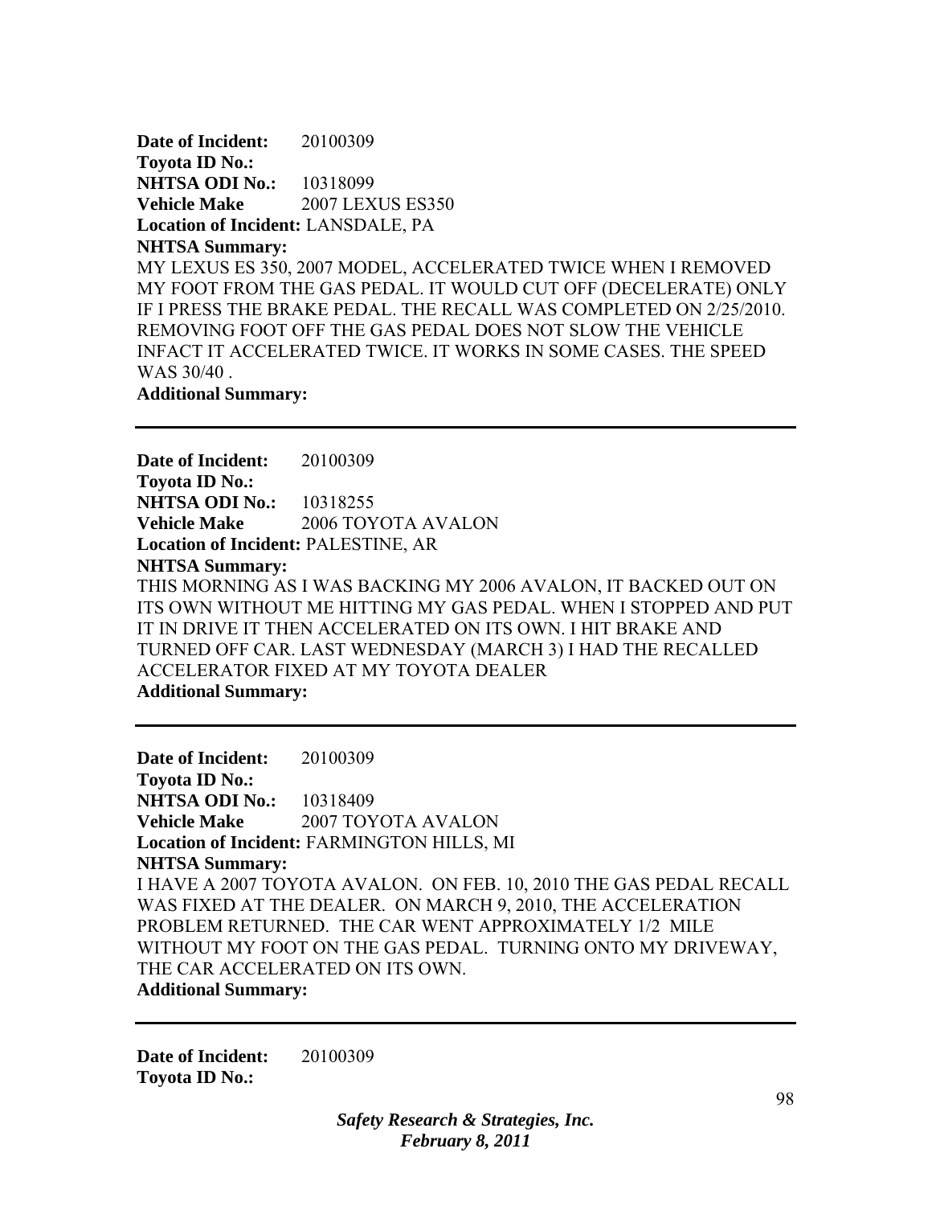**Date of Incident:** 20100309
**Toyota ID No.:**
**NHTSA ODI No.:** 10318099
**Vehicle Make** 2007 LEXUS ES350
**Location of Incident:** LANSDALE, PA
**NHTSA Summary:**
MY LEXUS ES 350, 2007 MODEL, ACCELERATED TWICE WHEN I REMOVED MY FOOT FROM THE GAS PEDAL. IT WOULD CUT OFF (DECELERATE) ONLY IF I PRESS THE BRAKE PEDAL. THE RECALL WAS COMPLETED ON 2/25/2010. REMOVING FOOT OFF THE GAS PEDAL DOES NOT SLOW THE VEHICLE INFACT IT ACCELERATED TWICE. IT WORKS IN SOME CASES. THE SPEED WAS 30/40 .
**Additional Summary:**

---

**Date of Incident:** 20100309
**Toyota ID No.:**
**NHTSA ODI No.:** 10318255
**Vehicle Make** 2006 TOYOTA AVALON
**Location of Incident:** PALESTINE, AR
**NHTSA Summary:**
THIS MORNING AS I WAS BACKING MY 2006 AVALON, IT BACKED OUT ON ITS OWN WITHOUT ME HITTING MY GAS PEDAL. WHEN I STOPPED AND PUT IT IN DRIVE IT THEN ACCELERATED ON ITS OWN. I HIT BRAKE AND TURNED OFF CAR. LAST WEDNESDAY (MARCH 3) I HAD THE RECALLED ACCELERATOR FIXED AT MY TOYOTA DEALER
**Additional Summary:**

---

**Date of Incident:** 20100309
**Toyota ID No.:**
**NHTSA ODI No.:** 10318409
**Vehicle Make** 2007 TOYOTA AVALON
**Location of Incident:** FARMINGTON HILLS, MI
**NHTSA Summary:**
I HAVE A 2007 TOYOTA AVALON. ON FEB. 10, 2010 THE GAS PEDAL RECALL WAS FIXED AT THE DEALER. ON MARCH 9, 2010, THE ACCELERATION PROBLEM RETURNED. THE CAR WENT APPROXIMATELY 1/2 MILE WITHOUT MY FOOT ON THE GAS PEDAL. TURNING ONTO MY DRIVEWAY, THE CAR ACCELERATED ON ITS OWN.
**Additional Summary:**

---

**Date of Incident:** 20100309
**Toyota ID No.:**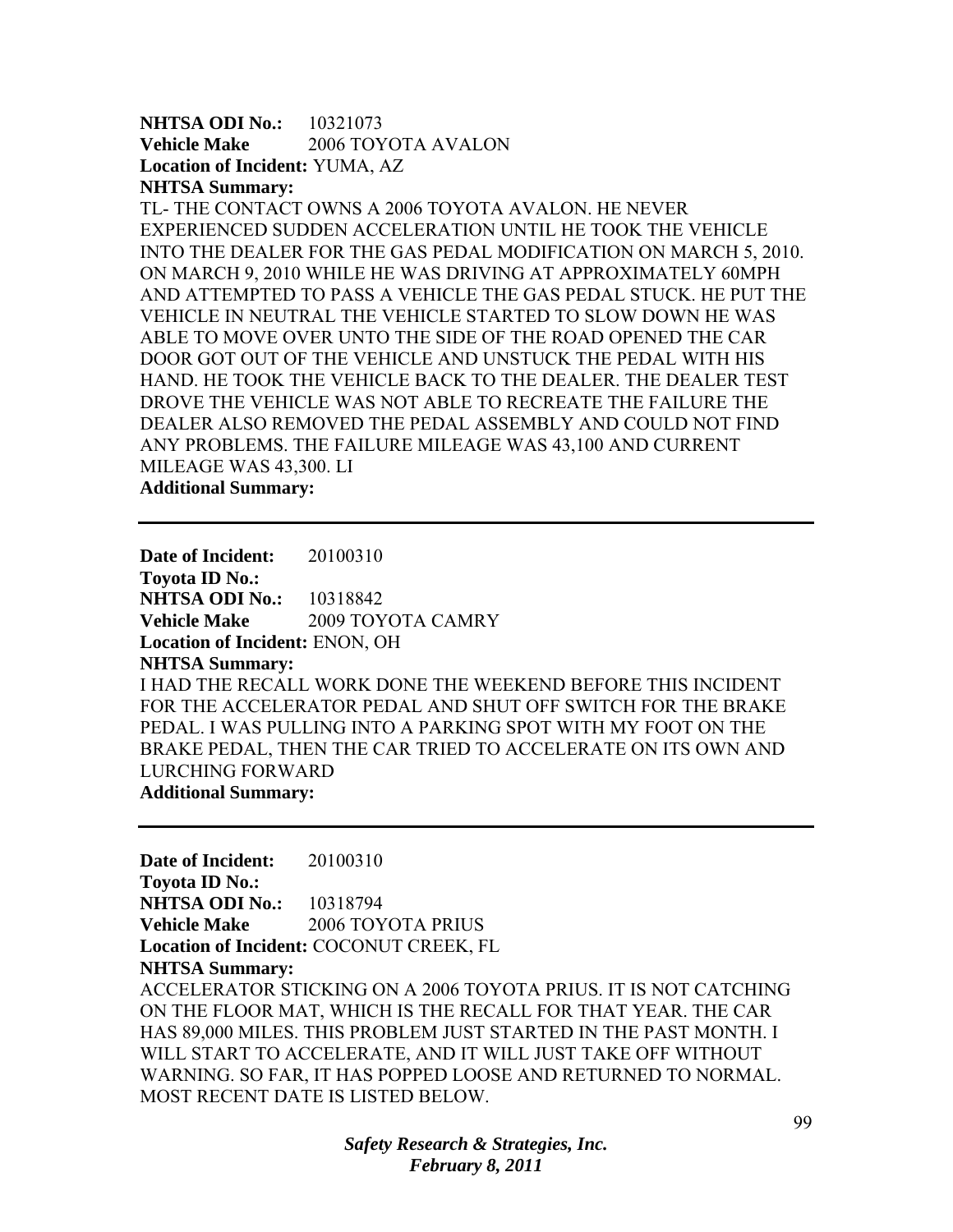**NHTSA ODI No.:** 10321073
**Vehicle Make** 2006 TOYOTA AVALON
**Location of Incident:** YUMA, AZ
**NHTSA Summary:**
TL- THE CONTACT OWNS A 2006 TOYOTA AVALON. HE NEVER EXPERIENCED SUDDEN ACCELERATION UNTIL HE TOOK THE VEHICLE INTO THE DEALER FOR THE GAS PEDAL MODIFICATION ON MARCH 5, 2010. ON MARCH 9, 2010 WHILE HE WAS DRIVING AT APPROXIMATELY 60MPH AND ATTEMPTED TO PASS A VEHICLE THE GAS PEDAL STUCK. HE PUT THE VEHICLE IN NEUTRAL THE VEHICLE STARTED TO SLOW DOWN HE WAS ABLE TO MOVE OVER UNTO THE SIDE OF THE ROAD OPENED THE CAR DOOR GOT OUT OF THE VEHICLE AND UNSTUCK THE PEDAL WITH HIS HAND. HE TOOK THE VEHICLE BACK TO THE DEALER. THE DEALER TEST DROVE THE VEHICLE WAS NOT ABLE TO RECREATE THE FAILURE THE DEALER ALSO REMOVED THE PEDAL ASSEMBLY AND COULD NOT FIND ANY PROBLEMS. THE FAILURE MILEAGE WAS 43,100 AND CURRENT MILEAGE WAS 43,300. LI
**Additional Summary:**

---

**Date of Incident:** 20100310
**Toyota ID No.:**
**NHTSA ODI No.:** 10318842
**Vehicle Make** 2009 TOYOTA CAMRY
**Location of Incident:** ENON, OH
**NHTSA Summary:**
I HAD THE RECALL WORK DONE THE WEEKEND BEFORE THIS INCIDENT FOR THE ACCELERATOR PEDAL AND SHUT OFF SWITCH FOR THE BRAKE PEDAL. I WAS PULLING INTO A PARKING SPOT WITH MY FOOT ON THE BRAKE PEDAL, THEN THE CAR TRIED TO ACCELERATE ON ITS OWN AND LURCHING FORWARD
**Additional Summary:**

---

**Date of Incident:** 20100310
**Toyota ID No.:**
**NHTSA ODI No.:** 10318794
**Vehicle Make** 2006 TOYOTA PRIUS
**Location of Incident:** COCONUT CREEK, FL
**NHTSA Summary:**
ACCELERATOR STICKING ON A 2006 TOYOTA PRIUS. IT IS NOT CATCHING ON THE FLOOR MAT, WHICH IS THE RECALL FOR THAT YEAR. THE CAR HAS 89,000 MILES. THIS PROBLEM JUST STARTED IN THE PAST MONTH. I WILL START TO ACCELERATE, AND IT WILL JUST TAKE OFF WITHOUT WARNING. SO FAR, IT HAS POPPED LOOSE AND RETURNED TO NORMAL. MOST RECENT DATE IS LISTED BELOW.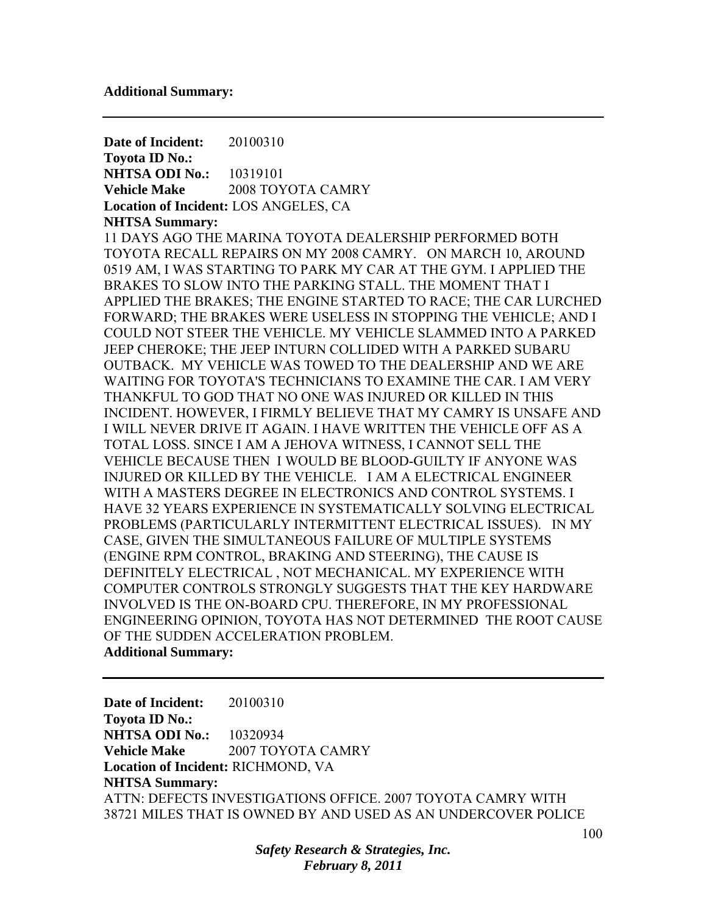**Additional Summary:**

---

**Date of Incident:** 20100310
**Toyota ID No.:**
**NHTSA ODI No.:** 10319101
**Vehicle Make** 2008 TOYOTA CAMRY
**Location of Incident:** LOS ANGELES, CA
**NHTSA Summary:**
11 DAYS AGO THE MARINA TOYOTA DEALERSHIP PERFORMED BOTH TOYOTA RECALL REPAIRS ON MY 2008 CAMRY. ON MARCH 10, AROUND 0519 AM, I WAS STARTING TO PARK MY CAR AT THE GYM. I APPLIED THE BRAKES TO SLOW INTO THE PARKING STALL. THE MOMENT THAT I APPLIED THE BRAKES; THE ENGINE STARTED TO RACE; THE CAR LURCHED FORWARD; THE BRAKES WERE USELESS IN STOPPING THE VEHICLE; AND I COULD NOT STEER THE VEHICLE. MY VEHICLE SLAMMED INTO A PARKED JEEP CHEROKE; THE JEEP INTURN COLLIDED WITH A PARKED SUBARU OUTBACK. MY VEHICLE WAS TOWED TO THE DEALERSHIP AND WE ARE WAITING FOR TOYOTA'S TECHNICIANS TO EXAMINE THE CAR. I AM VERY THANKFUL TO GOD THAT NO ONE WAS INJURED OR KILLED IN THIS INCIDENT. HOWEVER, I FIRMLY BELIEVE THAT MY CAMRY IS UNSAFE AND I WILL NEVER DRIVE IT AGAIN. I HAVE WRITTEN THE VEHICLE OFF AS A TOTAL LOSS. SINCE I AM A JEHOVA WITNESS, I CANNOT SELL THE VEHICLE BECAUSE THEN I WOULD BE BLOOD-GUILTY IF ANYONE WAS INJURED OR KILLED BY THE VEHICLE. I AM A ELECTRICAL ENGINEER WITH A MASTERS DEGREE IN ELECTRONICS AND CONTROL SYSTEMS. I HAVE 32 YEARS EXPERIENCE IN SYSTEMATICALLY SOLVING ELECTRICAL PROBLEMS (PARTICULARLY INTERMITTENT ELECTRICAL ISSUES). IN MY CASE, GIVEN THE SIMULTANEOUS FAILURE OF MULTIPLE SYSTEMS (ENGINE RPM CONTROL, BRAKING AND STEERING), THE CAUSE IS DEFINITELY ELECTRICAL , NOT MECHANICAL. MY EXPERIENCE WITH COMPUTER CONTROLS STRONGLY SUGGESTS THAT THE KEY HARDWARE INVOLVED IS THE ON-BOARD CPU. THEREFORE, IN MY PROFESSIONAL ENGINEERING OPINION, TOYOTA HAS NOT DETERMINED THE ROOT CAUSE OF THE SUDDEN ACCELERATION PROBLEM.
**Additional Summary:**

---

**Date of Incident:** 20100310
**Toyota ID No.:**
**NHTSA ODI No.:** 10320934
**Vehicle Make** 2007 TOYOTA CAMRY
**Location of Incident:** RICHMOND, VA
**NHTSA Summary:**
ATTN: DEFECTS INVESTIGATIONS OFFICE. 2007 TOYOTA CAMRY WITH 38721 MILES THAT IS OWNED BY AND USED AS AN UNDERCOVER POLICE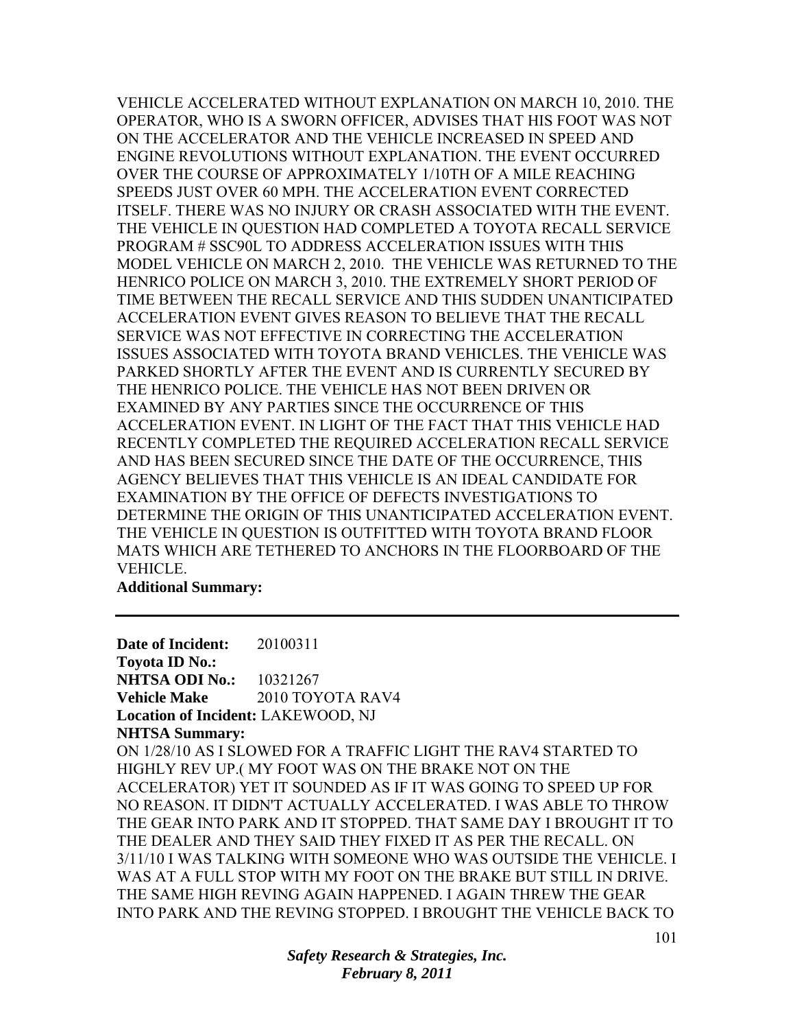VEHICLE ACCELERATED WITHOUT EXPLANATION ON MARCH 10, 2010. THE OPERATOR, WHO IS A SWORN OFFICER, ADVISES THAT HIS FOOT WAS NOT ON THE ACCELERATOR AND THE VEHICLE INCREASED IN SPEED AND ENGINE REVOLUTIONS WITHOUT EXPLANATION. THE EVENT OCCURRED OVER THE COURSE OF APPROXIMATELY 1/10TH OF A MILE REACHING SPEEDS JUST OVER 60 MPH. THE ACCELERATION EVENT CORRECTED ITSELF. THERE WAS NO INJURY OR CRASH ASSOCIATED WITH THE EVENT. THE VEHICLE IN QUESTION HAD COMPLETED A TOYOTA RECALL SERVICE PROGRAM # SSC90L TO ADDRESS ACCELERATION ISSUES WITH THIS MODEL VEHICLE ON MARCH 2, 2010. THE VEHICLE WAS RETURNED TO THE HENRICO POLICE ON MARCH 3, 2010. THE EXTREMELY SHORT PERIOD OF TIME BETWEEN THE RECALL SERVICE AND THIS SUDDEN UNANTICIPATED ACCELERATION EVENT GIVES REASON TO BELIEVE THAT THE RECALL SERVICE WAS NOT EFFECTIVE IN CORRECTING THE ACCELERATION ISSUES ASSOCIATED WITH TOYOTA BRAND VEHICLES. THE VEHICLE WAS PARKED SHORTLY AFTER THE EVENT AND IS CURRENTLY SECURED BY THE HENRICO POLICE. THE VEHICLE HAS NOT BEEN DRIVEN OR EXAMINED BY ANY PARTIES SINCE THE OCCURRENCE OF THIS ACCELERATION EVENT. IN LIGHT OF THE FACT THAT THIS VEHICLE HAD RECENTLY COMPLETED THE REQUIRED ACCELERATION RECALL SERVICE AND HAS BEEN SECURED SINCE THE DATE OF THE OCCURRENCE, THIS AGENCY BELIEVES THAT THIS VEHICLE IS AN IDEAL CANDIDATE FOR EXAMINATION BY THE OFFICE OF DEFECTS INVESTIGATIONS TO DETERMINE THE ORIGIN OF THIS UNANTICIPATED ACCELERATION EVENT. THE VEHICLE IN QUESTION IS OUTFITTED WITH TOYOTA BRAND FLOOR MATS WHICH ARE TETHERED TO ANCHORS IN THE FLOORBOARD OF THE VEHICLE.

**Additional Summary:**

---

**Date of Incident:** 20100311
**Toyota ID No.:**
**NHTSA ODI No.:** 10321267
**Vehicle Make** 2010 TOYOTA RAV4
**Location of Incident:** LAKEWOOD, NJ
**NHTSA Summary:**

ON 1/28/10 AS I SLOWED FOR A TRAFFIC LIGHT THE RAV4 STARTED TO HIGHLY REV UP.( MY FOOT WAS ON THE BRAKE NOT ON THE ACCELERATOR) YET IT SOUNDED AS IF IT WAS GOING TO SPEED UP FOR NO REASON. IT DIDN'T ACTUALLY ACCELERATED. I WAS ABLE TO THROW THE GEAR INTO PARK AND IT STOPPED. THAT SAME DAY I BROUGHT IT TO THE DEALER AND THEY SAID THEY FIXED IT AS PER THE RECALL. ON 3/11/10 I WAS TALKING WITH SOMEONE WHO WAS OUTSIDE THE VEHICLE. I WAS AT A FULL STOP WITH MY FOOT ON THE BRAKE BUT STILL IN DRIVE. THE SAME HIGH REVING AGAIN HAPPENED. I AGAIN THREW THE GEAR INTO PARK AND THE REVING STOPPED. I BROUGHT THE VEHICLE BACK TO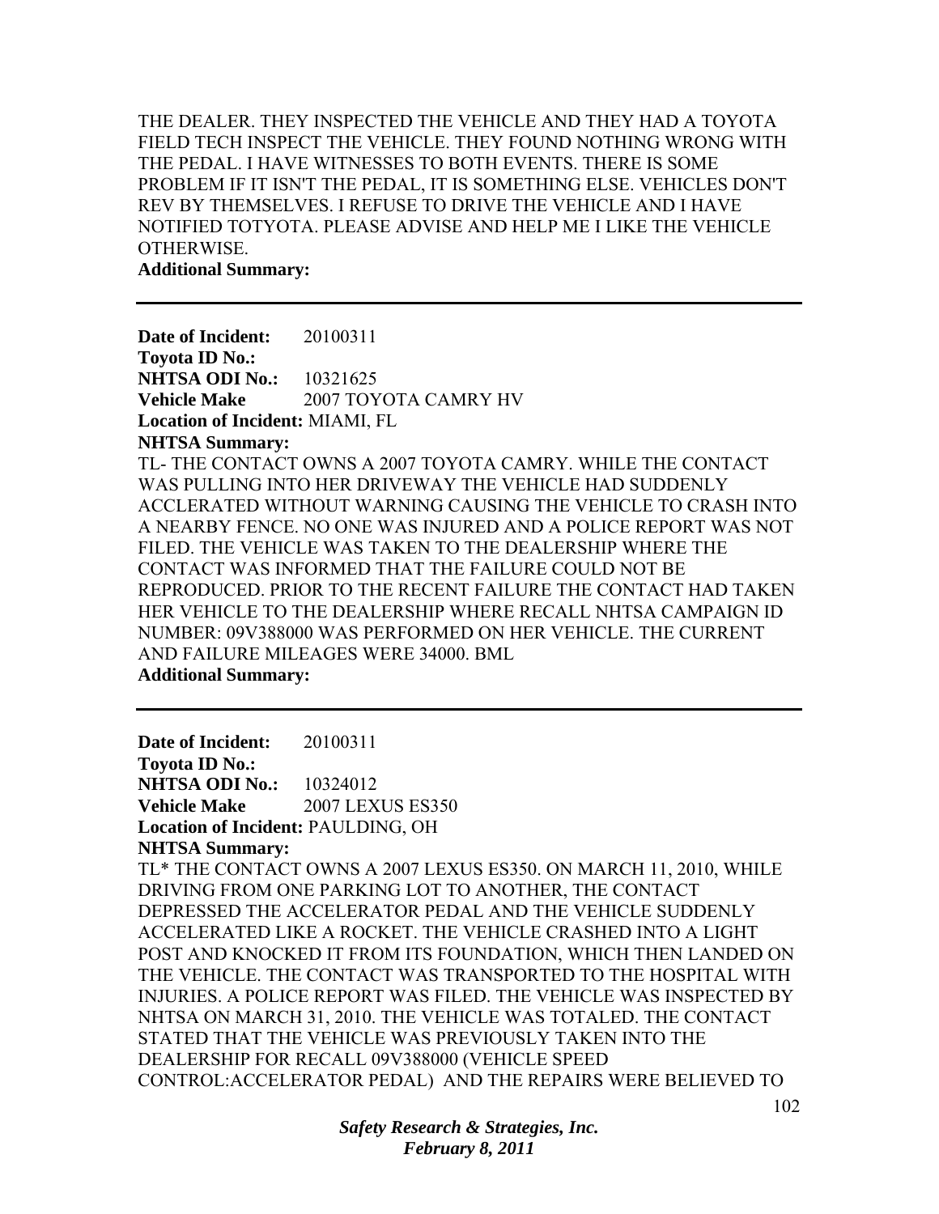THE DEALER. THEY INSPECTED THE VEHICLE AND THEY HAD A TOYOTA FIELD TECH INSPECT THE VEHICLE. THEY FOUND NOTHING WRONG WITH THE PEDAL. I HAVE WITNESSES TO BOTH EVENTS. THERE IS SOME PROBLEM IF IT ISN'T THE PEDAL, IT IS SOMETHING ELSE. VEHICLES DON'T REV BY THEMSELVES. I REFUSE TO DRIVE THE VEHICLE AND I HAVE NOTIFIED TOTYOTA. PLEASE ADVISE AND HELP ME I LIKE THE VEHICLE OTHERWISE.

**Additional Summary:**

---

**Date of Incident:** 20100311
**Toyota ID No.:**
**NHTSA ODI No.:** 10321625
**Vehicle Make** 2007 TOYOTA CAMRY HV
**Location of Incident:** MIAMI, FL
**NHTSA Summary:**
TL- THE CONTACT OWNS A 2007 TOYOTA CAMRY. WHILE THE CONTACT WAS PULLING INTO HER DRIVEWAY THE VEHICLE HAD SUDDENLY ACCLERATED WITHOUT WARNING CAUSING THE VEHICLE TO CRASH INTO A NEARBY FENCE. NO ONE WAS INJURED AND A POLICE REPORT WAS NOT FILED. THE VEHICLE WAS TAKEN TO THE DEALERSHIP WHERE THE CONTACT WAS INFORMED THAT THE FAILURE COULD NOT BE REPRODUCED. PRIOR TO THE RECENT FAILURE THE CONTACT HAD TAKEN HER VEHICLE TO THE DEALERSHIP WHERE RECALL NHTSA CAMPAIGN ID NUMBER: 09V388000 WAS PERFORMED ON HER VEHICLE. THE CURRENT AND FAILURE MILEAGES WERE 34000. BML
**Additional Summary:**

---

**Date of Incident:** 20100311
**Toyota ID No.:**
**NHTSA ODI No.:** 10324012
**Vehicle Make** 2007 LEXUS ES350
**Location of Incident:** PAULDING, OH
**NHTSA Summary:**
TL* THE CONTACT OWNS A 2007 LEXUS ES350. ON MARCH 11, 2010, WHILE DRIVING FROM ONE PARKING LOT TO ANOTHER, THE CONTACT DEPRESSED THE ACCELERATOR PEDAL AND THE VEHICLE SUDDENLY ACCELERATED LIKE A ROCKET. THE VEHICLE CRASHED INTO A LIGHT POST AND KNOCKED IT FROM ITS FOUNDATION, WHICH THEN LANDED ON THE VEHICLE. THE CONTACT WAS TRANSPORTED TO THE HOSPITAL WITH INJURIES. A POLICE REPORT WAS FILED. THE VEHICLE WAS INSPECTED BY NHTSA ON MARCH 31, 2010. THE VEHICLE WAS TOTALED. THE CONTACT STATED THAT THE VEHICLE WAS PREVIOUSLY TAKEN INTO THE DEALERSHIP FOR RECALL 09V388000 (VEHICLE SPEED CONTROL:ACCELERATOR PEDAL) AND THE REPAIRS WERE BELIEVED TO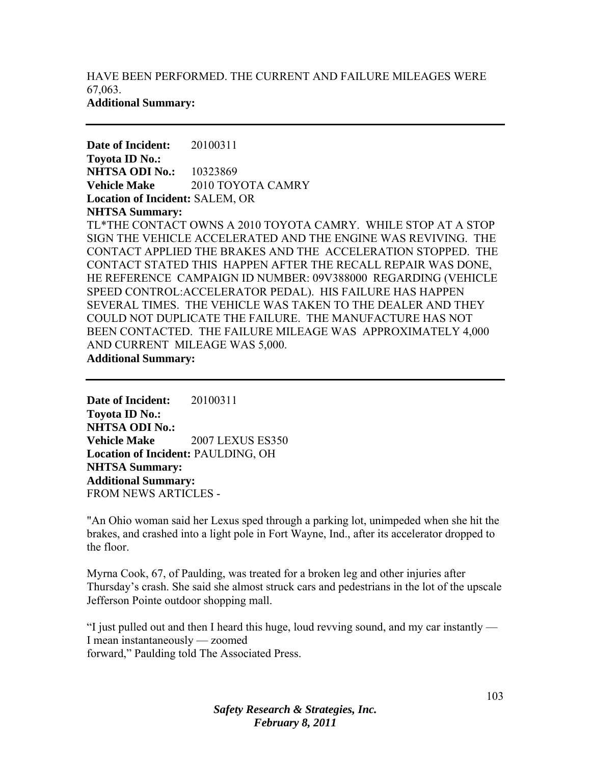HAVE BEEN PERFORMED. THE CURRENT AND FAILURE MILEAGES WERE 67,063.
**Additional Summary:**

---

**Date of Incident:** 20100311
**Toyota ID No.:**
**NHTSA ODI No.:** 10323869
**Vehicle Make** 2010 TOYOTA CAMRY
**Location of Incident:** SALEM, OR
**NHTSA Summary:**
TL*THE CONTACT OWNS A 2010 TOYOTA CAMRY. WHILE STOP AT A STOP SIGN THE VEHICLE ACCELERATED AND THE ENGINE WAS REVIVING. THE CONTACT APPLIED THE BRAKES AND THE ACCELERATION STOPPED. THE CONTACT STATED THIS HAPPEN AFTER THE RECALL REPAIR WAS DONE, HE REFERENCE CAMPAIGN ID NUMBER: 09V388000 REGARDING (VEHICLE SPEED CONTROL:ACCELERATOR PEDAL). HIS FAILURE HAS HAPPEN SEVERAL TIMES. THE VEHICLE WAS TAKEN TO THE DEALER AND THEY COULD NOT DUPLICATE THE FAILURE. THE MANUFACTURE HAS NOT BEEN CONTACTED. THE FAILURE MILEAGE WAS APPROXIMATELY 4,000 AND CURRENT MILEAGE WAS 5,000.
**Additional Summary:**

---

**Date of Incident:** 20100311
**Toyota ID No.:**
**NHTSA ODI No.:**
**Vehicle Make** 2007 LEXUS ES350
**Location of Incident:** PAULDING, OH
**NHTSA Summary:**
**Additional Summary:**
FROM NEWS ARTICLES -

"An Ohio woman said her Lexus sped through a parking lot, unimpeded when she hit the brakes, and crashed into a light pole in Fort Wayne, Ind., after its accelerator dropped to the floor.

Myrna Cook, 67, of Paulding, was treated for a broken leg and other injuries after Thursday's crash. She said she almost struck cars and pedestrians in the lot of the upscale Jefferson Pointe outdoor shopping mall.

"I just pulled out and then I heard this huge, loud revving sound, and my car instantly — I mean instantaneously — zoomed forward," Paulding told The Associated Press.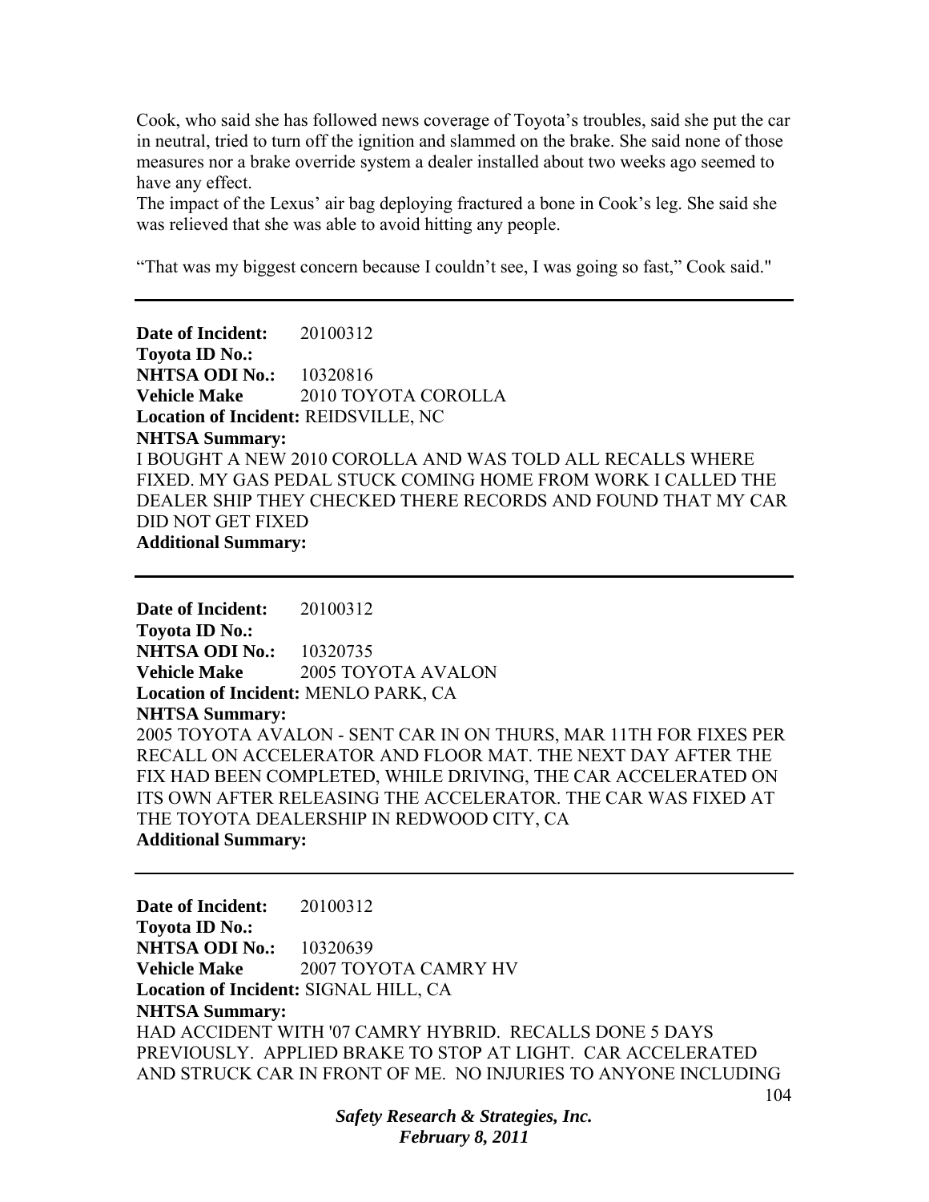Cook, who said she has followed news coverage of Toyota's troubles, said she put the car in neutral, tried to turn off the ignition and slammed on the brake. She said none of those measures nor a brake override system a dealer installed about two weeks ago seemed to have any effect.
The impact of the Lexus' air bag deploying fractured a bone in Cook's leg. She said she was relieved that she was able to avoid hitting any people.

"That was my biggest concern because I couldn't see, I was going so fast," Cook said."

---

**Date of Incident:** 20100312
**Toyota ID No.:**
**NHTSA ODI No.:** 10320816
**Vehicle Make** 2010 TOYOTA COROLLA
**Location of Incident:** REIDSVILLE, NC
**NHTSA Summary:**
I BOUGHT A NEW 2010 COROLLA AND WAS TOLD ALL RECALLS WHERE FIXED. MY GAS PEDAL STUCK COMING HOME FROM WORK I CALLED THE DEALER SHIP THEY CHECKED THERE RECORDS AND FOUND THAT MY CAR DID NOT GET FIXED
**Additional Summary:**

---

**Date of Incident:** 20100312
**Toyota ID No.:**
**NHTSA ODI No.:** 10320735
**Vehicle Make** 2005 TOYOTA AVALON
**Location of Incident:** MENLO PARK, CA
**NHTSA Summary:**
2005 TOYOTA AVALON - SENT CAR IN ON THURS, MAR 11TH FOR FIXES PER RECALL ON ACCELERATOR AND FLOOR MAT. THE NEXT DAY AFTER THE FIX HAD BEEN COMPLETED, WHILE DRIVING, THE CAR ACCELERATED ON ITS OWN AFTER RELEASING THE ACCELERATOR. THE CAR WAS FIXED AT THE TOYOTA DEALERSHIP IN REDWOOD CITY, CA
**Additional Summary:**

---

**Date of Incident:** 20100312
**Toyota ID No.:**
**NHTSA ODI No.:** 10320639
**Vehicle Make** 2007 TOYOTA CAMRY HV
**Location of Incident:** SIGNAL HILL, CA
**NHTSA Summary:**
HAD ACCIDENT WITH '07 CAMRY HYBRID. RECALLS DONE 5 DAYS PREVIOUSLY. APPLIED BRAKE TO STOP AT LIGHT. CAR ACCELERATED AND STRUCK CAR IN FRONT OF ME. NO INJURIES TO ANYONE INCLUDING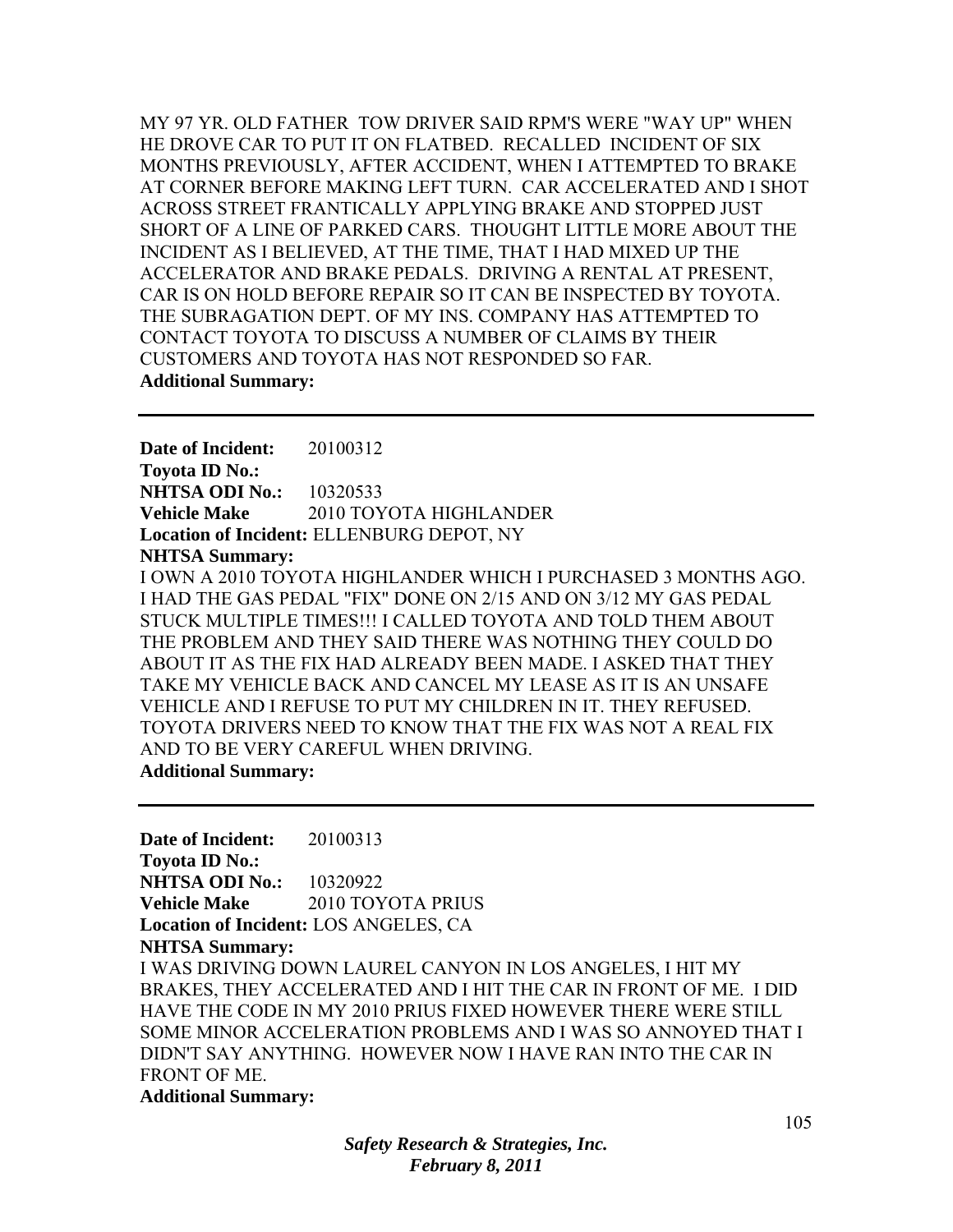MY 97 YR. OLD FATHER TOW DRIVER SAID RPM'S WERE "WAY UP" WHEN HE DROVE CAR TO PUT IT ON FLATBED. RECALLED INCIDENT OF SIX MONTHS PREVIOUSLY, AFTER ACCIDENT, WHEN I ATTEMPTED TO BRAKE AT CORNER BEFORE MAKING LEFT TURN. CAR ACCELERATED AND I SHOT ACROSS STREET FRANTICALLY APPLYING BRAKE AND STOPPED JUST SHORT OF A LINE OF PARKED CARS. THOUGHT LITTLE MORE ABOUT THE INCIDENT AS I BELIEVED, AT THE TIME, THAT I HAD MIXED UP THE ACCELERATOR AND BRAKE PEDALS. DRIVING A RENTAL AT PRESENT, CAR IS ON HOLD BEFORE REPAIR SO IT CAN BE INSPECTED BY TOYOTA. THE SUBRAGATION DEPT. OF MY INS. COMPANY HAS ATTEMPTED TO CONTACT TOYOTA TO DISCUSS A NUMBER OF CLAIMS BY THEIR CUSTOMERS AND TOYOTA HAS NOT RESPONDED SO FAR.

**Additional Summary:**

---

**Date of Incident:** 20100312
**Toyota ID No.:**
**NHTSA ODI No.:** 10320533
**Vehicle Make** 2010 TOYOTA HIGHLANDER
**Location of Incident:** ELLENBURG DEPOT, NY
**NHTSA Summary:**

I OWN A 2010 TOYOTA HIGHLANDER WHICH I PURCHASED 3 MONTHS AGO. I HAD THE GAS PEDAL "FIX" DONE ON 2/15 AND ON 3/12 MY GAS PEDAL STUCK MULTIPLE TIMES!!! I CALLED TOYOTA AND TOLD THEM ABOUT THE PROBLEM AND THEY SAID THERE WAS NOTHING THEY COULD DO ABOUT IT AS THE FIX HAD ALREADY BEEN MADE. I ASKED THAT THEY TAKE MY VEHICLE BACK AND CANCEL MY LEASE AS IT IS AN UNSAFE VEHICLE AND I REFUSE TO PUT MY CHILDREN IN IT. THEY REFUSED. TOYOTA DRIVERS NEED TO KNOW THAT THE FIX WAS NOT A REAL FIX AND TO BE VERY CAREFUL WHEN DRIVING.

**Additional Summary:**

---

**Date of Incident:** 20100313
**Toyota ID No.:**
**NHTSA ODI No.:** 10320922
**Vehicle Make** 2010 TOYOTA PRIUS
**Location of Incident:** LOS ANGELES, CA
**NHTSA Summary:**

I WAS DRIVING DOWN LAUREL CANYON IN LOS ANGELES, I HIT MY BRAKES, THEY ACCELERATED AND I HIT THE CAR IN FRONT OF ME. I DID HAVE THE CODE IN MY 2010 PRIUS FIXED HOWEVER THERE WERE STILL SOME MINOR ACCELERATION PROBLEMS AND I WAS SO ANNOYED THAT I DIDN'T SAY ANYTHING. HOWEVER NOW I HAVE RAN INTO THE CAR IN FRONT OF ME.

**Additional Summary:**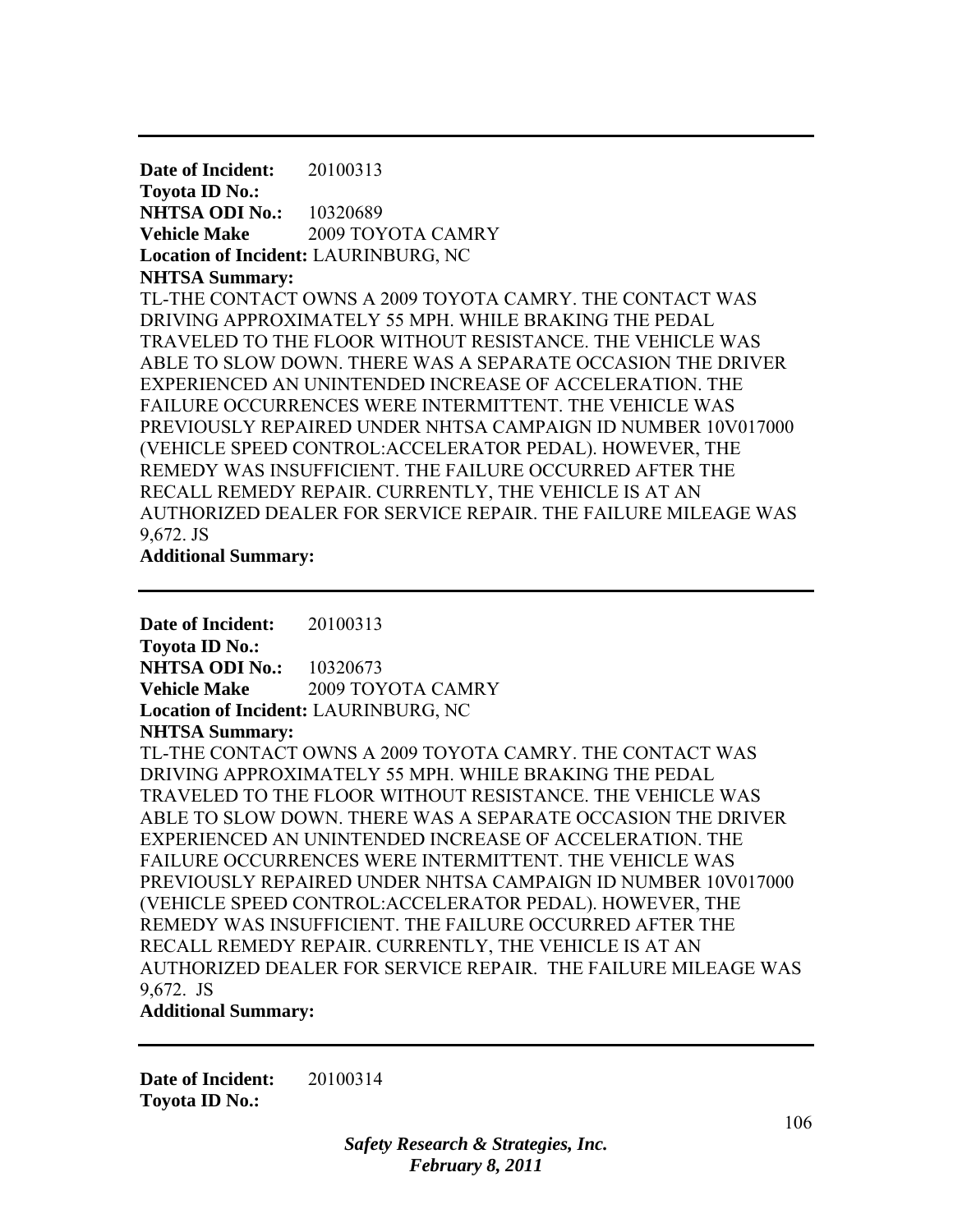---

**Date of Incident:** 20100313
**Toyota ID No.:**
**NHTSA ODI No.:** 10320689
**Vehicle Make** 2009 TOYOTA CAMRY
**Location of Incident:** LAURINBURG, NC
**NHTSA Summary:**
TL-THE CONTACT OWNS A 2009 TOYOTA CAMRY. THE CONTACT WAS DRIVING APPROXIMATELY 55 MPH. WHILE BRAKING THE PEDAL TRAVELED TO THE FLOOR WITHOUT RESISTANCE. THE VEHICLE WAS ABLE TO SLOW DOWN. THERE WAS A SEPARATE OCCASION THE DRIVER EXPERIENCED AN UNINTENDED INCREASE OF ACCELERATION. THE FAILURE OCCURRENCES WERE INTERMITTENT. THE VEHICLE WAS PREVIOUSLY REPAIRED UNDER NHTSA CAMPAIGN ID NUMBER 10V017000 (VEHICLE SPEED CONTROL:ACCELERATOR PEDAL). HOWEVER, THE REMEDY WAS INSUFFICIENT. THE FAILURE OCCURRED AFTER THE RECALL REMEDY REPAIR. CURRENTLY, THE VEHICLE IS AT AN AUTHORIZED DEALER FOR SERVICE REPAIR. THE FAILURE MILEAGE WAS 9,672. JS
**Additional Summary:**

---

**Date of Incident:** 20100313
**Toyota ID No.:**
**NHTSA ODI No.:** 10320673
**Vehicle Make** 2009 TOYOTA CAMRY
**Location of Incident:** LAURINBURG, NC
**NHTSA Summary:**
TL-THE CONTACT OWNS A 2009 TOYOTA CAMRY. THE CONTACT WAS DRIVING APPROXIMATELY 55 MPH. WHILE BRAKING THE PEDAL TRAVELED TO THE FLOOR WITHOUT RESISTANCE. THE VEHICLE WAS ABLE TO SLOW DOWN. THERE WAS A SEPARATE OCCASION THE DRIVER EXPERIENCED AN UNINTENDED INCREASE OF ACCELERATION. THE FAILURE OCCURRENCES WERE INTERMITTENT. THE VEHICLE WAS PREVIOUSLY REPAIRED UNDER NHTSA CAMPAIGN ID NUMBER 10V017000 (VEHICLE SPEED CONTROL:ACCELERATOR PEDAL). HOWEVER, THE REMEDY WAS INSUFFICIENT. THE FAILURE OCCURRED AFTER THE RECALL REMEDY REPAIR. CURRENTLY, THE VEHICLE IS AT AN AUTHORIZED DEALER FOR SERVICE REPAIR. THE FAILURE MILEAGE WAS 9,672. JS
**Additional Summary:**

---

**Date of Incident:** 20100314
**Toyota ID No.:**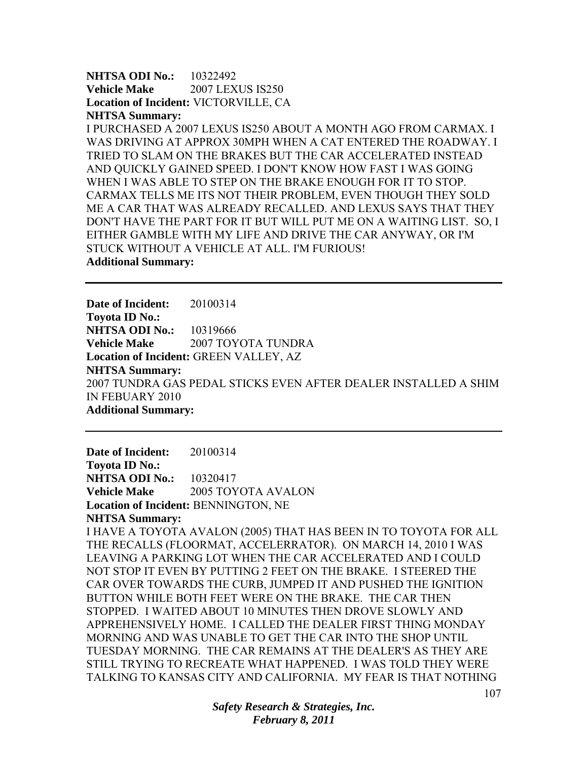**NHTSA ODI No.:** 10322492
**Vehicle Make** 2007 LEXUS IS250
**Location of Incident:** VICTORVILLE, CA
**NHTSA Summary:**
I PURCHASED A 2007 LEXUS IS250 ABOUT A MONTH AGO FROM CARMAX. I WAS DRIVING AT APPROX 30MPH WHEN A CAT ENTERED THE ROADWAY. I TRIED TO SLAM ON THE BRAKES BUT THE CAR ACCELERATED INSTEAD AND QUICKLY GAINED SPEED. I DON'T KNOW HOW FAST I WAS GOING WHEN I WAS ABLE TO STEP ON THE BRAKE ENOUGH FOR IT TO STOP. CARMAX TELLS ME ITS NOT THEIR PROBLEM, EVEN THOUGH THEY SOLD ME A CAR THAT WAS ALREADY RECALLED. AND LEXUS SAYS THAT THEY DON'T HAVE THE PART FOR IT BUT WILL PUT ME ON A WAITING LIST. SO, I EITHER GAMBLE WITH MY LIFE AND DRIVE THE CAR ANYWAY, OR I'M STUCK WITHOUT A VEHICLE AT ALL. I'M FURIOUS!
**Additional Summary:**

---

**Date of Incident:** 20100314
**Toyota ID No.:**
**NHTSA ODI No.:** 10319666
**Vehicle Make** 2007 TOYOTA TUNDRA
**Location of Incident:** GREEN VALLEY, AZ
**NHTSA Summary:**
2007 TUNDRA GAS PEDAL STICKS EVEN AFTER DEALER INSTALLED A SHIM IN FEBUARY 2010
**Additional Summary:**

---

**Date of Incident:** 20100314
**Toyota ID No.:**
**NHTSA ODI No.:** 10320417
**Vehicle Make** 2005 TOYOTA AVALON
**Location of Incident:** BENNINGTON, NE
**NHTSA Summary:**
I HAVE A TOYOTA AVALON (2005) THAT HAS BEEN IN TO TOYOTA FOR ALL THE RECALLS (FLOORMAT, ACCELERRATOR). ON MARCH 14, 2010 I WAS LEAVING A PARKING LOT WHEN THE CAR ACCELERATED AND I COULD NOT STOP IT EVEN BY PUTTING 2 FEET ON THE BRAKE. I STEERED THE CAR OVER TOWARDS THE CURB, JUMPED IT AND PUSHED THE IGNITION BUTTON WHILE BOTH FEET WERE ON THE BRAKE. THE CAR THEN STOPPED. I WAITED ABOUT 10 MINUTES THEN DROVE SLOWLY AND APPREHENSIVELY HOME. I CALLED THE DEALER FIRST THING MONDAY MORNING AND WAS UNABLE TO GET THE CAR INTO THE SHOP UNTIL TUESDAY MORNING. THE CAR REMAINS AT THE DEALER'S AS THEY ARE STILL TRYING TO RECREATE WHAT HAPPENED. I WAS TOLD THEY WERE TALKING TO KANSAS CITY AND CALIFORNIA. MY FEAR IS THAT NOTHING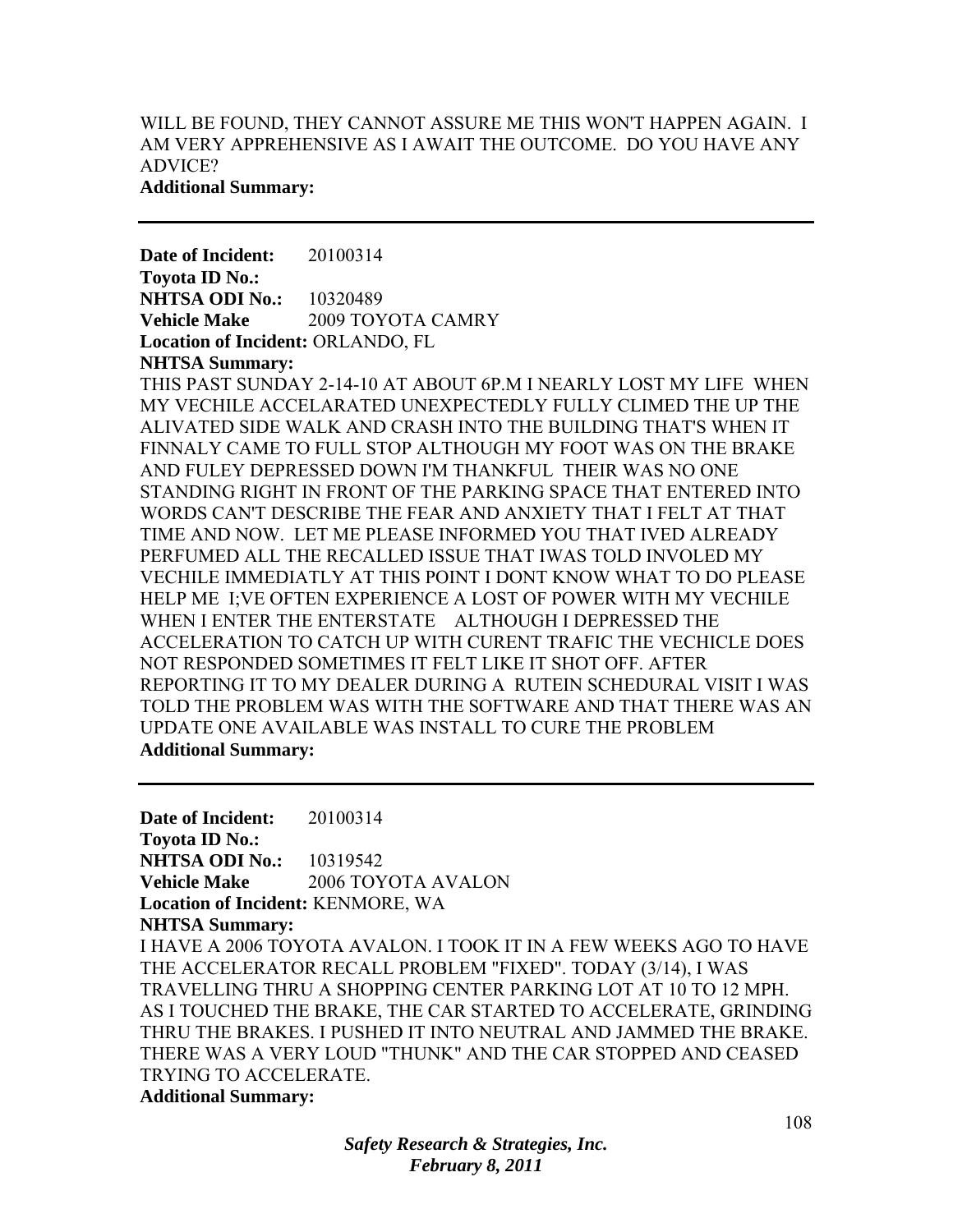WILL BE FOUND, THEY CANNOT ASSURE ME THIS WON'T HAPPEN AGAIN. I AM VERY APPREHENSIVE AS I AWAIT THE OUTCOME. DO YOU HAVE ANY ADVICE?

**Additional Summary:**

---

**Date of Incident:** 20100314
**Toyota ID No.:**
**NHTSA ODI No.:** 10320489
**Vehicle Make** 2009 TOYOTA CAMRY
**Location of Incident:** ORLANDO, FL
**NHTSA Summary:**

THIS PAST SUNDAY 2-14-10 AT ABOUT 6P.M I NEARLY LOST MY LIFE WHEN MY VECHILE ACCELARATED UNEXPECTEDLY FULLY CLIMED THE UP THE ALIVATED SIDE WALK AND CRASH INTO THE BUILDING THAT'S WHEN IT FINNALY CAME TO FULL STOP ALTHOUGH MY FOOT WAS ON THE BRAKE AND FULEY DEPRESSED DOWN I'M THANKFUL THEIR WAS NO ONE STANDING RIGHT IN FRONT OF THE PARKING SPACE THAT ENTERED INTO WORDS CAN'T DESCRIBE THE FEAR AND ANXIETY THAT I FELT AT THAT TIME AND NOW. LET ME PLEASE INFORMED YOU THAT IVED ALREADY PERFUMED ALL THE RECALLED ISSUE THAT IWAS TOLD INVOLED MY VECHILE IMMEDIATLY AT THIS POINT I DONT KNOW WHAT TO DO PLEASE HELP ME I;VE OFTEN EXPERIENCE A LOST OF POWER WITH MY VECHILE WHEN I ENTER THE ENTERSTATE ALTHOUGH I DEPRESSED THE ACCELERATION TO CATCH UP WITH CURENT TRAFIC THE VECHICLE DOES NOT RESPONDED SOMETIMES IT FELT LIKE IT SHOT OFF. AFTER REPORTING IT TO MY DEALER DURING A RUTEIN SCHEDURAL VISIT I WAS TOLD THE PROBLEM WAS WITH THE SOFTWARE AND THAT THERE WAS AN UPDATE ONE AVAILABLE WAS INSTALL TO CURE THE PROBLEM

**Additional Summary:**

---

**Date of Incident:** 20100314
**Toyota ID No.:**
**NHTSA ODI No.:** 10319542
**Vehicle Make** 2006 TOYOTA AVALON
**Location of Incident:** KENMORE, WA
**NHTSA Summary:**

I HAVE A 2006 TOYOTA AVALON. I TOOK IT IN A FEW WEEKS AGO TO HAVE THE ACCELERATOR RECALL PROBLEM "FIXED". TODAY (3/14), I WAS TRAVELLING THRU A SHOPPING CENTER PARKING LOT AT 10 TO 12 MPH. AS I TOUCHED THE BRAKE, THE CAR STARTED TO ACCELERATE, GRINDING THRU THE BRAKES. I PUSHED IT INTO NEUTRAL AND JAMMED THE BRAKE. THERE WAS A VERY LOUD "THUNK" AND THE CAR STOPPED AND CEASED TRYING TO ACCELERATE.

**Additional Summary:**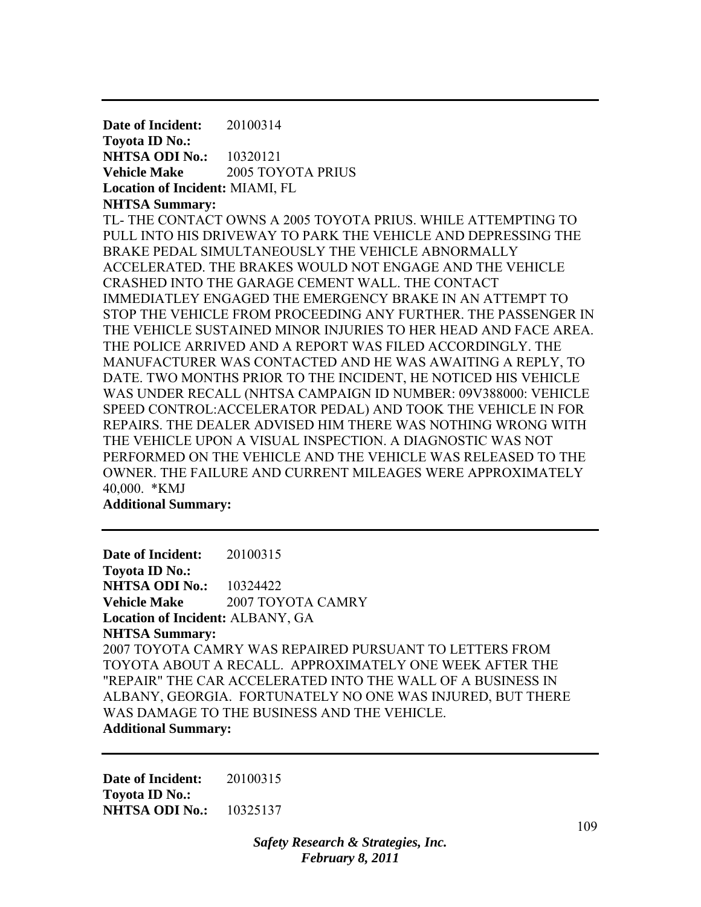---

**Date of Incident:** 20100314
**Toyota ID No.:**
**NHTSA ODI No.:** 10320121
**Vehicle Make** 2005 TOYOTA PRIUS
**Location of Incident:** MIAMI, FL
**NHTSA Summary:**
TL- THE CONTACT OWNS A 2005 TOYOTA PRIUS. WHILE ATTEMPTING TO PULL INTO HIS DRIVEWAY TO PARK THE VEHICLE AND DEPRESSING THE BRAKE PEDAL SIMULTANEOUSLY THE VEHICLE ABNORMALLY ACCELERATED. THE BRAKES WOULD NOT ENGAGE AND THE VEHICLE CRASHED INTO THE GARAGE CEMENT WALL. THE CONTACT IMMEDIATLEY ENGAGED THE EMERGENCY BRAKE IN AN ATTEMPT TO STOP THE VEHICLE FROM PROCEEDING ANY FURTHER. THE PASSENGER IN THE VEHICLE SUSTAINED MINOR INJURIES TO HER HEAD AND FACE AREA. THE POLICE ARRIVED AND A REPORT WAS FILED ACCORDINGLY. THE MANUFACTURER WAS CONTACTED AND HE WAS AWAITING A REPLY, TO DATE. TWO MONTHS PRIOR TO THE INCIDENT, HE NOTICED HIS VEHICLE WAS UNDER RECALL (NHTSA CAMPAIGN ID NUMBER: 09V388000: VEHICLE SPEED CONTROL:ACCELERATOR PEDAL) AND TOOK THE VEHICLE IN FOR REPAIRS. THE DEALER ADVISED HIM THERE WAS NOTHING WRONG WITH THE VEHICLE UPON A VISUAL INSPECTION. A DIAGNOSTIC WAS NOT PERFORMED ON THE VEHICLE AND THE VEHICLE WAS RELEASED TO THE OWNER. THE FAILURE AND CURRENT MILEAGES WERE APPROXIMATELY 40,000. *KMJ
**Additional Summary:**

---

**Date of Incident:** 20100315
**Toyota ID No.:**
**NHTSA ODI No.:** 10324422
**Vehicle Make** 2007 TOYOTA CAMRY
**Location of Incident:** ALBANY, GA
**NHTSA Summary:**
2007 TOYOTA CAMRY WAS REPAIRED PURSUANT TO LETTERS FROM TOYOTA ABOUT A RECALL. APPROXIMATELY ONE WEEK AFTER THE "REPAIR" THE CAR ACCELERATED INTO THE WALL OF A BUSINESS IN ALBANY, GEORGIA. FORTUNATELY NO ONE WAS INJURED, BUT THERE WAS DAMAGE TO THE BUSINESS AND THE VEHICLE.
**Additional Summary:**

---

**Date of Incident:** 20100315
**Toyota ID No.:**
**NHTSA ODI No.:** 10325137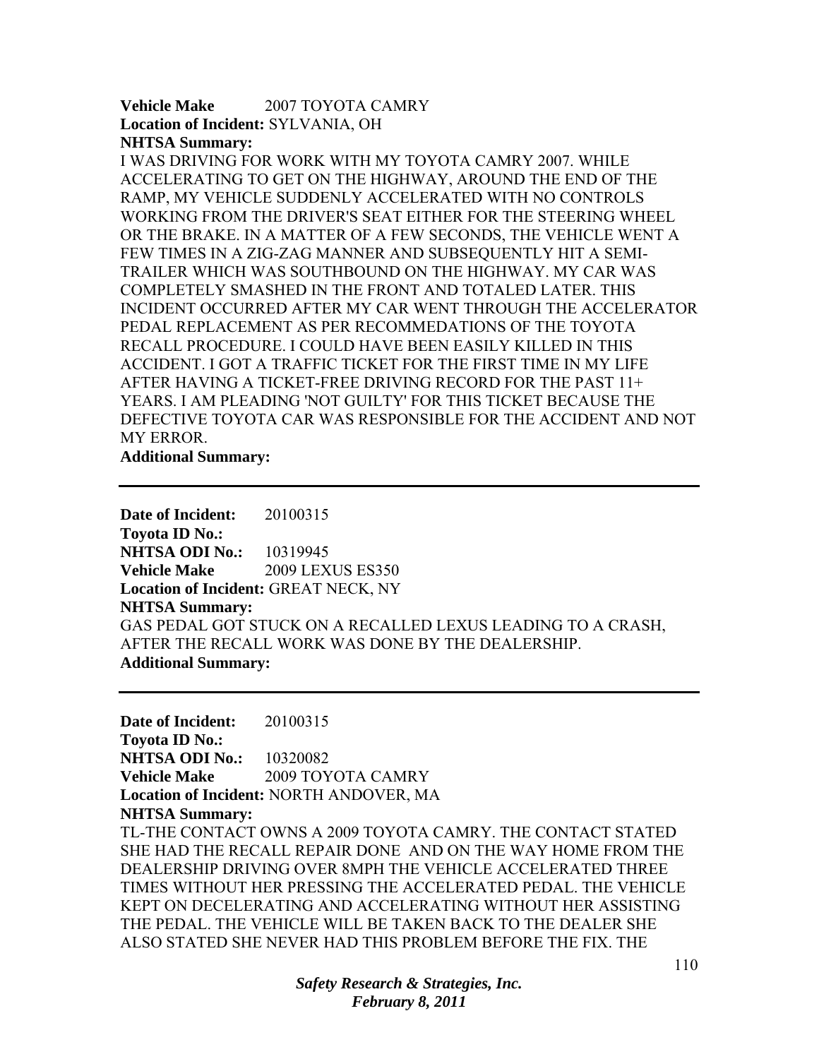**Vehicle Make** 2007 TOYOTA CAMRY
**Location of Incident:** SYLVANIA, OH
**NHTSA Summary:**
I WAS DRIVING FOR WORK WITH MY TOYOTA CAMRY 2007. WHILE ACCELERATING TO GET ON THE HIGHWAY, AROUND THE END OF THE RAMP, MY VEHICLE SUDDENLY ACCELERATED WITH NO CONTROLS WORKING FROM THE DRIVER'S SEAT EITHER FOR THE STEERING WHEEL OR THE BRAKE. IN A MATTER OF A FEW SECONDS, THE VEHICLE WENT A FEW TIMES IN A ZIG-ZAG MANNER AND SUBSEQUENTLY HIT A SEMI-TRAILER WHICH WAS SOUTHBOUND ON THE HIGHWAY. MY CAR WAS COMPLETELY SMASHED IN THE FRONT AND TOTALED LATER. THIS INCIDENT OCCURRED AFTER MY CAR WENT THROUGH THE ACCELERATOR PEDAL REPLACEMENT AS PER RECOMMEDATIONS OF THE TOYOTA RECALL PROCEDURE. I COULD HAVE BEEN EASILY KILLED IN THIS ACCIDENT. I GOT A TRAFFIC TICKET FOR THE FIRST TIME IN MY LIFE AFTER HAVING A TICKET-FREE DRIVING RECORD FOR THE PAST 11+ YEARS. I AM PLEADING 'NOT GUILTY' FOR THIS TICKET BECAUSE THE DEFECTIVE TOYOTA CAR WAS RESPONSIBLE FOR THE ACCIDENT AND NOT MY ERROR.
**Additional Summary:**

---

**Date of Incident:** 20100315
**Toyota ID No.:**
**NHTSA ODI No.:** 10319945
**Vehicle Make** 2009 LEXUS ES350
**Location of Incident:** GREAT NECK, NY
**NHTSA Summary:**
GAS PEDAL GOT STUCK ON A RECALLED LEXUS LEADING TO A CRASH, AFTER THE RECALL WORK WAS DONE BY THE DEALERSHIP.
**Additional Summary:**

---

**Date of Incident:** 20100315
**Toyota ID No.:**
**NHTSA ODI No.:** 10320082
**Vehicle Make** 2009 TOYOTA CAMRY
**Location of Incident:** NORTH ANDOVER, MA
**NHTSA Summary:**
TL-THE CONTACT OWNS A 2009 TOYOTA CAMRY. THE CONTACT STATED SHE HAD THE RECALL REPAIR DONE AND ON THE WAY HOME FROM THE DEALERSHIP DRIVING OVER 8MPH THE VEHICLE ACCELERATED THREE TIMES WITHOUT HER PRESSING THE ACCELERATED PEDAL. THE VEHICLE KEPT ON DECELERATING AND ACCELERATING WITHOUT HER ASSISTING THE PEDAL. THE VEHICLE WILL BE TAKEN BACK TO THE DEALER SHE ALSO STATED SHE NEVER HAD THIS PROBLEM BEFORE THE FIX. THE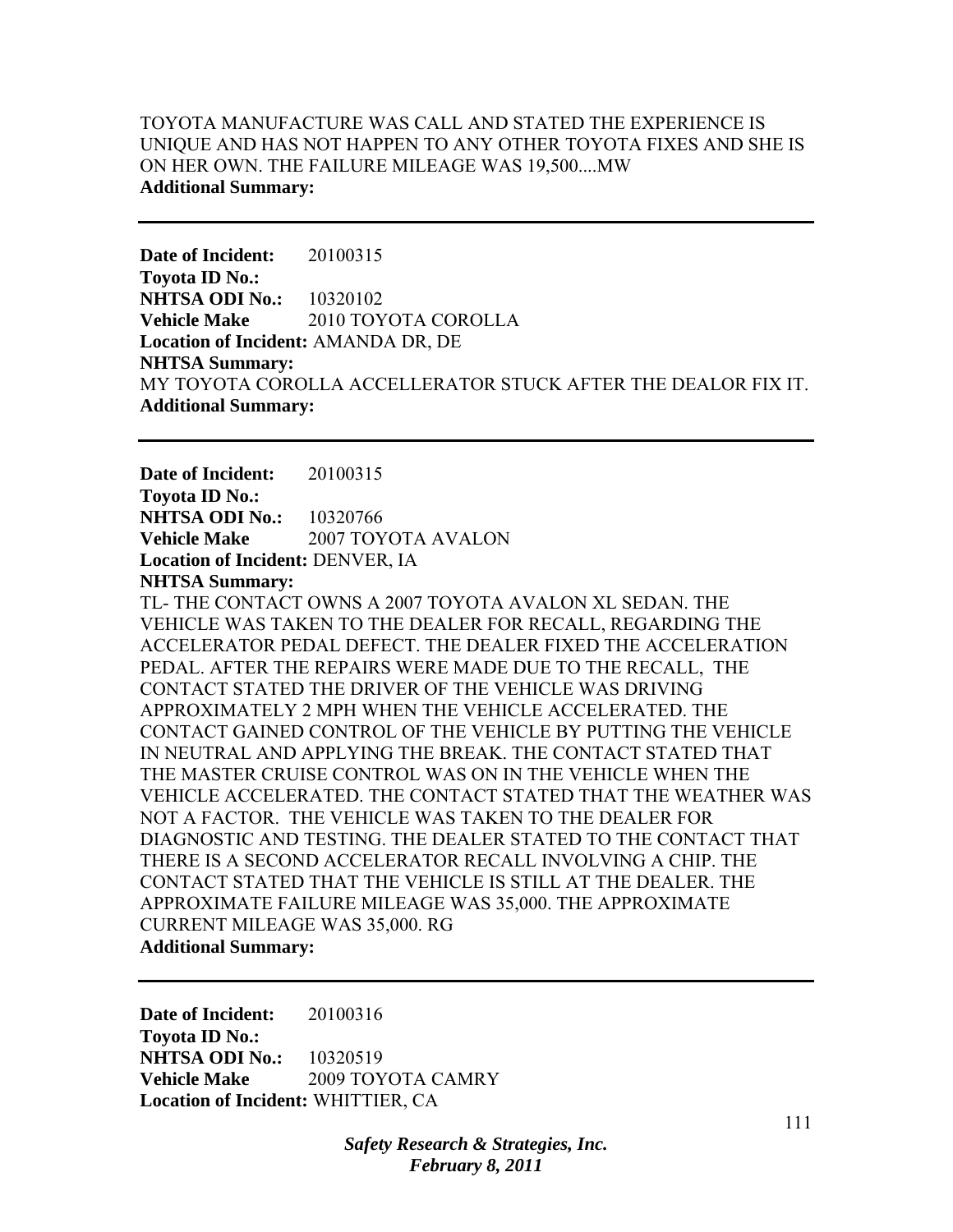TOYOTA MANUFACTURE WAS CALL AND STATED THE EXPERIENCE IS UNIQUE AND HAS NOT HAPPEN TO ANY OTHER TOYOTA FIXES AND SHE IS ON HER OWN. THE FAILURE MILEAGE WAS 19,500....MW
**Additional Summary:**

---

**Date of Incident:** 20100315
**Toyota ID No.:**
**NHTSA ODI No.:** 10320102
**Vehicle Make** 2010 TOYOTA COROLLA
**Location of Incident:** AMANDA DR, DE
**NHTSA Summary:**
MY TOYOTA COROLLA ACCELLERATOR STUCK AFTER THE DEALOR FIX IT.
**Additional Summary:**

---

**Date of Incident:** 20100315
**Toyota ID No.:**
**NHTSA ODI No.:** 10320766
**Vehicle Make** 2007 TOYOTA AVALON
**Location of Incident:** DENVER, IA
**NHTSA Summary:**
TL- THE CONTACT OWNS A 2007 TOYOTA AVALON XL SEDAN. THE VEHICLE WAS TAKEN TO THE DEALER FOR RECALL, REGARDING THE ACCELERATOR PEDAL DEFECT. THE DEALER FIXED THE ACCELERATION PEDAL. AFTER THE REPAIRS WERE MADE DUE TO THE RECALL, THE CONTACT STATED THE DRIVER OF THE VEHICLE WAS DRIVING APPROXIMATELY 2 MPH WHEN THE VEHICLE ACCELERATED. THE CONTACT GAINED CONTROL OF THE VEHICLE BY PUTTING THE VEHICLE IN NEUTRAL AND APPLYING THE BREAK. THE CONTACT STATED THAT THE MASTER CRUISE CONTROL WAS ON IN THE VEHICLE WHEN THE VEHICLE ACCELERATED. THE CONTACT STATED THAT THE WEATHER WAS NOT A FACTOR. THE VEHICLE WAS TAKEN TO THE DEALER FOR DIAGNOSTIC AND TESTING. THE DEALER STATED TO THE CONTACT THAT THERE IS A SECOND ACCELERATOR RECALL INVOLVING A CHIP. THE CONTACT STATED THAT THE VEHICLE IS STILL AT THE DEALER. THE APPROXIMATE FAILURE MILEAGE WAS 35,000. THE APPROXIMATE CURRENT MILEAGE WAS 35,000. RG
**Additional Summary:**

---

**Date of Incident:** 20100316
**Toyota ID No.:**
**NHTSA ODI No.:** 10320519
**Vehicle Make** 2009 TOYOTA CAMRY
**Location of Incident:** WHITTIER, CA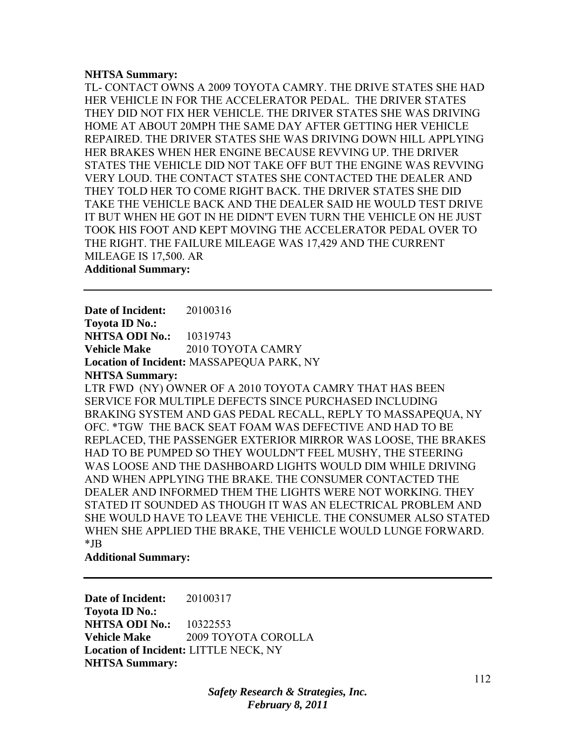**NHTSA Summary:**

TL- CONTACT OWNS A 2009 TOYOTA CAMRY. THE DRIVE STATES SHE HAD HER VEHICLE IN FOR THE ACCELERATOR PEDAL. THE DRIVER STATES THEY DID NOT FIX HER VEHICLE. THE DRIVER STATES SHE WAS DRIVING HOME AT ABOUT 20MPH THE SAME DAY AFTER GETTING HER VEHICLE REPAIRED. THE DRIVER STATES SHE WAS DRIVING DOWN HILL APPLYING HER BRAKES WHEN HER ENGINE BECAUSE REVVING UP. THE DRIVER STATES THE VEHICLE DID NOT TAKE OFF BUT THE ENGINE WAS REVVING VERY LOUD. THE CONTACT STATES SHE CONTACTED THE DEALER AND THEY TOLD HER TO COME RIGHT BACK. THE DRIVER STATES SHE DID TAKE THE VEHICLE BACK AND THE DEALER SAID HE WOULD TEST DRIVE IT BUT WHEN HE GOT IN HE DIDN'T EVEN TURN THE VEHICLE ON HE JUST TOOK HIS FOOT AND KEPT MOVING THE ACCELERATOR PEDAL OVER TO THE RIGHT. THE FAILURE MILEAGE WAS 17,429 AND THE CURRENT MILEAGE IS 17,500. AR

**Additional Summary:**

---

**Date of Incident:** 20100316
**Toyota ID No.:**
**NHTSA ODI No.:** 10319743
**Vehicle Make** 2010 TOYOTA CAMRY
**Location of Incident:** MASSAPEQUA PARK, NY
**NHTSA Summary:**

LTR FWD (NY) OWNER OF A 2010 TOYOTA CAMRY THAT HAS BEEN SERVICE FOR MULTIPLE DEFECTS SINCE PURCHASED INCLUDING BRAKING SYSTEM AND GAS PEDAL RECALL, REPLY TO MASSAPEQUA, NY OFC. *TGW THE BACK SEAT FOAM WAS DEFECTIVE AND HAD TO BE REPLACED, THE PASSENGER EXTERIOR MIRROR WAS LOOSE, THE BRAKES HAD TO BE PUMPED SO THEY WOULDN'T FEEL MUSHY, THE STEERING WAS LOOSE AND THE DASHBOARD LIGHTS WOULD DIM WHILE DRIVING AND WHEN APPLYING THE BRAKE. THE CONSUMER CONTACTED THE DEALER AND INFORMED THEM THE LIGHTS WERE NOT WORKING. THEY STATED IT SOUNDED AS THOUGH IT WAS AN ELECTRICAL PROBLEM AND SHE WOULD HAVE TO LEAVE THE VEHICLE. THE CONSUMER ALSO STATED WHEN SHE APPLIED THE BRAKE, THE VEHICLE WOULD LUNGE FORWARD. *JB

**Additional Summary:**

---

**Date of Incident:** 20100317
**Toyota ID No.:**
**NHTSA ODI No.:** 10322553
**Vehicle Make** 2009 TOYOTA COROLLA
**Location of Incident:** LITTLE NECK, NY
**NHTSA Summary:**

*Safety Research & Strategies, Inc.*
*February 8, 2011*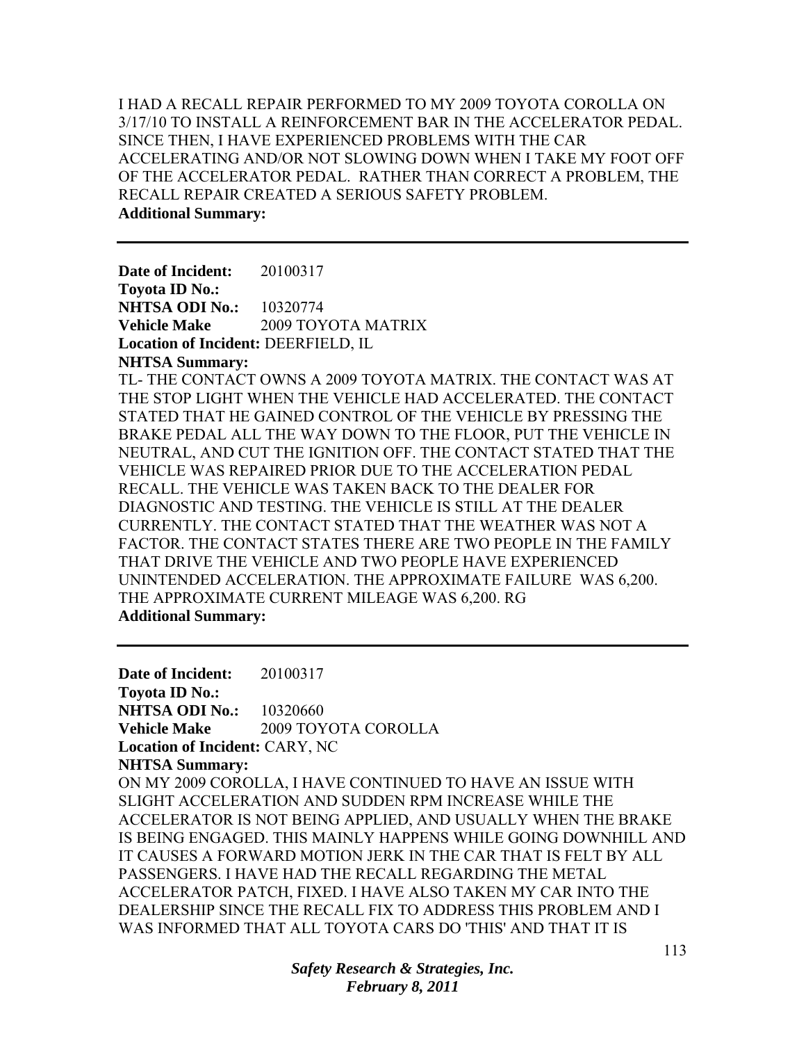I HAD A RECALL REPAIR PERFORMED TO MY 2009 TOYOTA COROLLA ON 3/17/10 TO INSTALL A REINFORCEMENT BAR IN THE ACCELERATOR PEDAL. SINCE THEN, I HAVE EXPERIENCED PROBLEMS WITH THE CAR ACCELERATING AND/OR NOT SLOWING DOWN WHEN I TAKE MY FOOT OFF OF THE ACCELERATOR PEDAL. RATHER THAN CORRECT A PROBLEM, THE RECALL REPAIR CREATED A SERIOUS SAFETY PROBLEM.

**Additional Summary:**

---

**Date of Incident:** 20100317
**Toyota ID No.:**
**NHTSA ODI No.:** 10320774
**Vehicle Make** 2009 TOYOTA MATRIX
**Location of Incident:** DEERFIELD, IL
**NHTSA Summary:**

TL- THE CONTACT OWNS A 2009 TOYOTA MATRIX. THE CONTACT WAS AT THE STOP LIGHT WHEN THE VEHICLE HAD ACCELERATED. THE CONTACT STATED THAT HE GAINED CONTROL OF THE VEHICLE BY PRESSING THE BRAKE PEDAL ALL THE WAY DOWN TO THE FLOOR, PUT THE VEHICLE IN NEUTRAL, AND CUT THE IGNITION OFF. THE CONTACT STATED THAT THE VEHICLE WAS REPAIRED PRIOR DUE TO THE ACCELERATION PEDAL RECALL. THE VEHICLE WAS TAKEN BACK TO THE DEALER FOR DIAGNOSTIC AND TESTING. THE VEHICLE IS STILL AT THE DEALER CURRENTLY. THE CONTACT STATED THAT THE WEATHER WAS NOT A FACTOR. THE CONTACT STATES THERE ARE TWO PEOPLE IN THE FAMILY THAT DRIVE THE VEHICLE AND TWO PEOPLE HAVE EXPERIENCED UNINTENDED ACCELERATION. THE APPROXIMATE FAILURE WAS 6,200. THE APPROXIMATE CURRENT MILEAGE WAS 6,200. RG

**Additional Summary:**

---

**Date of Incident:** 20100317
**Toyota ID No.:**
**NHTSA ODI No.:** 10320660
**Vehicle Make** 2009 TOYOTA COROLLA
**Location of Incident:** CARY, NC
**NHTSA Summary:**

ON MY 2009 COROLLA, I HAVE CONTINUED TO HAVE AN ISSUE WITH SLIGHT ACCELERATION AND SUDDEN RPM INCREASE WHILE THE ACCELERATOR IS NOT BEING APPLIED, AND USUALLY WHEN THE BRAKE IS BEING ENGAGED. THIS MAINLY HAPPENS WHILE GOING DOWNHILL AND IT CAUSES A FORWARD MOTION JERK IN THE CAR THAT IS FELT BY ALL PASSENGERS. I HAVE HAD THE RECALL REGARDING THE METAL ACCELERATOR PATCH, FIXED. I HAVE ALSO TAKEN MY CAR INTO THE DEALERSHIP SINCE THE RECALL FIX TO ADDRESS THIS PROBLEM AND I WAS INFORMED THAT ALL TOYOTA CARS DO 'THIS' AND THAT IT IS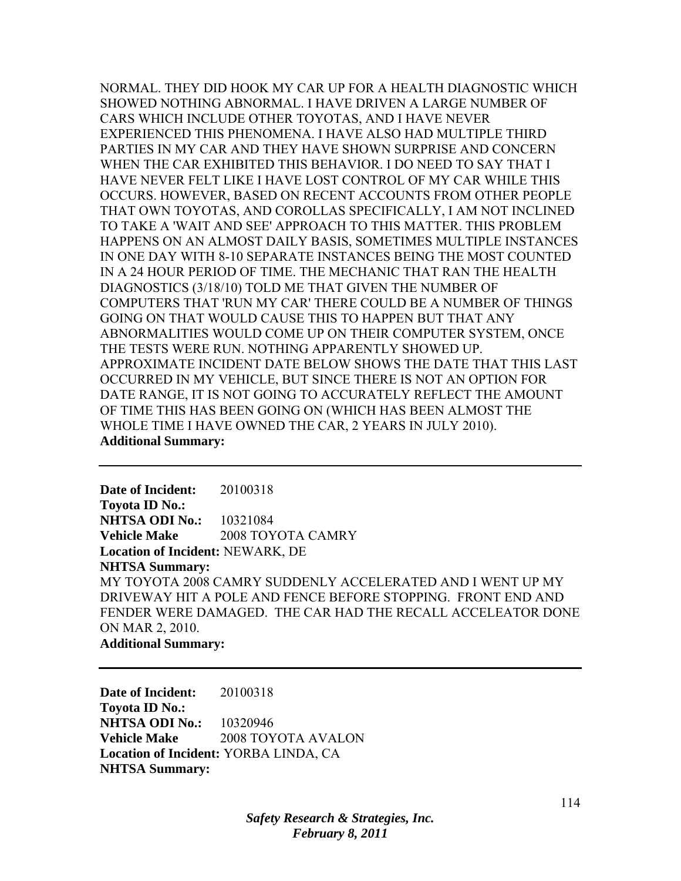NORMAL. THEY DID HOOK MY CAR UP FOR A HEALTH DIAGNOSTIC WHICH SHOWED NOTHING ABNORMAL. I HAVE DRIVEN A LARGE NUMBER OF CARS WHICH INCLUDE OTHER TOYOTAS, AND I HAVE NEVER EXPERIENCED THIS PHENOMENA. I HAVE ALSO HAD MULTIPLE THIRD PARTIES IN MY CAR AND THEY HAVE SHOWN SURPRISE AND CONCERN WHEN THE CAR EXHIBITED THIS BEHAVIOR. I DO NEED TO SAY THAT I HAVE NEVER FELT LIKE I HAVE LOST CONTROL OF MY CAR WHILE THIS OCCURS. HOWEVER, BASED ON RECENT ACCOUNTS FROM OTHER PEOPLE THAT OWN TOYOTAS, AND COROLLAS SPECIFICALLY, I AM NOT INCLINED TO TAKE A 'WAIT AND SEE' APPROACH TO THIS MATTER. THIS PROBLEM HAPPENS ON AN ALMOST DAILY BASIS, SOMETIMES MULTIPLE INSTANCES IN ONE DAY WITH 8-10 SEPARATE INSTANCES BEING THE MOST COUNTED IN A 24 HOUR PERIOD OF TIME. THE MECHANIC THAT RAN THE HEALTH DIAGNOSTICS (3/18/10) TOLD ME THAT GIVEN THE NUMBER OF COMPUTERS THAT 'RUN MY CAR' THERE COULD BE A NUMBER OF THINGS GOING ON THAT WOULD CAUSE THIS TO HAPPEN BUT THAT ANY ABNORMALITIES WOULD COME UP ON THEIR COMPUTER SYSTEM, ONCE THE TESTS WERE RUN. NOTHING APPARENTLY SHOWED UP. APPROXIMATE INCIDENT DATE BELOW SHOWS THE DATE THAT THIS LAST OCCURRED IN MY VEHICLE, BUT SINCE THERE IS NOT AN OPTION FOR DATE RANGE, IT IS NOT GOING TO ACCURATELY REFLECT THE AMOUNT OF TIME THIS HAS BEEN GOING ON (WHICH HAS BEEN ALMOST THE WHOLE TIME I HAVE OWNED THE CAR, 2 YEARS IN JULY 2010).

**Additional Summary:**

---

**Date of Incident:** 20100318
**Toyota ID No.:**
**NHTSA ODI No.:** 10321084
**Vehicle Make** 2008 TOYOTA CAMRY
**Location of Incident:** NEWARK, DE
**NHTSA Summary:**
MY TOYOTA 2008 CAMRY SUDDENLY ACCELERATED AND I WENT UP MY DRIVEWAY HIT A POLE AND FENCE BEFORE STOPPING. FRONT END AND FENDER WERE DAMAGED. THE CAR HAD THE RECALL ACCELEATOR DONE ON MAR 2, 2010.
**Additional Summary:**

---

**Date of Incident:** 20100318
**Toyota ID No.:**
**NHTSA ODI No.:** 10320946
**Vehicle Make** 2008 TOYOTA AVALON
**Location of Incident:** YORBA LINDA, CA
**NHTSA Summary:**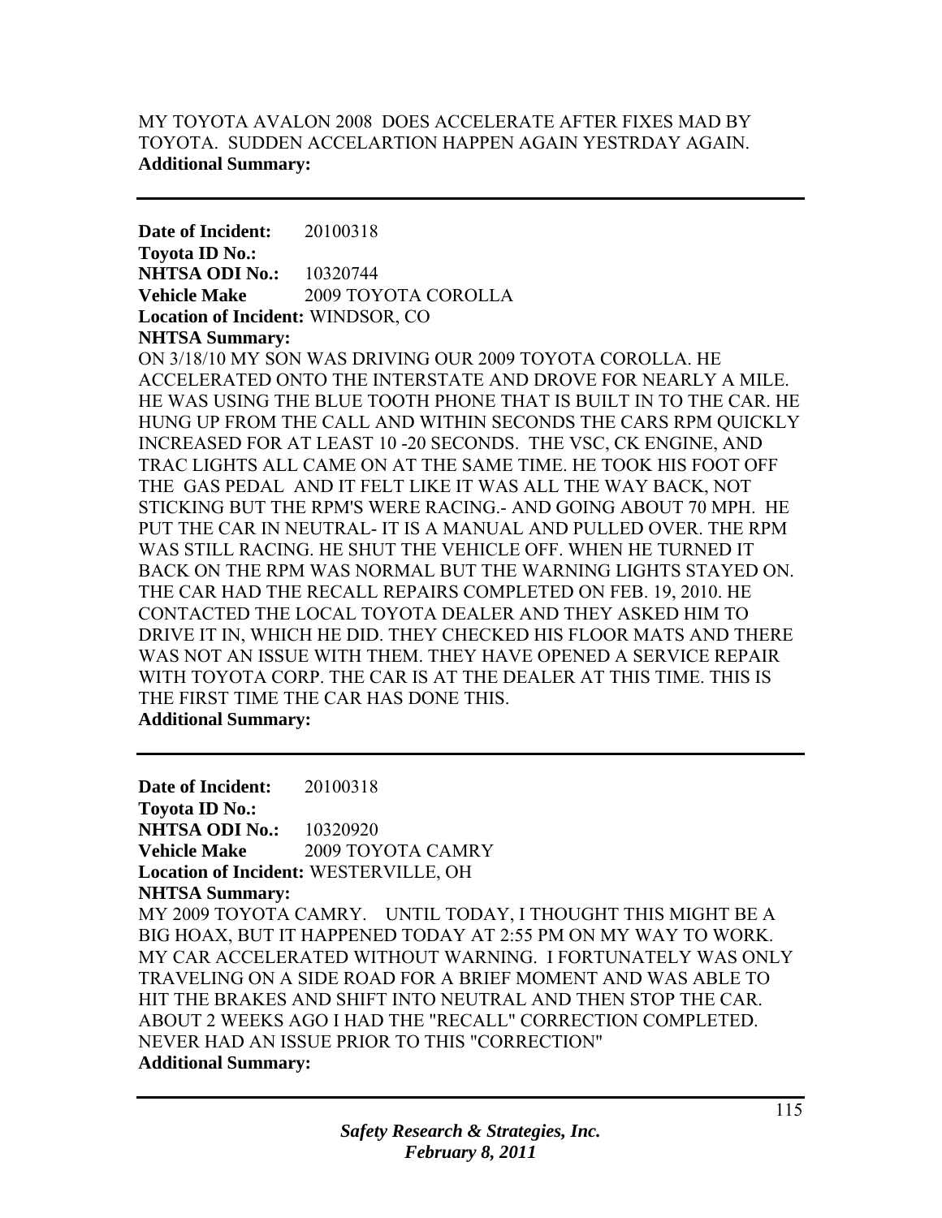MY TOYOTA AVALON 2008 DOES ACCELERATE AFTER FIXES MAD BY TOYOTA. SUDDEN ACCELARTION HAPPEN AGAIN YESTRDAY AGAIN.
**Additional Summary:**

---

**Date of Incident:** 20100318
**Toyota ID No.:**
**NHTSA ODI No.:** 10320744
**Vehicle Make** 2009 TOYOTA COROLLA
**Location of Incident:** WINDSOR, CO
**NHTSA Summary:**
ON 3/18/10 MY SON WAS DRIVING OUR 2009 TOYOTA COROLLA. HE ACCELERATED ONTO THE INTERSTATE AND DROVE FOR NEARLY A MILE. HE WAS USING THE BLUE TOOTH PHONE THAT IS BUILT IN TO THE CAR. HE HUNG UP FROM THE CALL AND WITHIN SECONDS THE CARS RPM QUICKLY INCREASED FOR AT LEAST 10 -20 SECONDS. THE VSC, CK ENGINE, AND TRAC LIGHTS ALL CAME ON AT THE SAME TIME. HE TOOK HIS FOOT OFF THE GAS PEDAL AND IT FELT LIKE IT WAS ALL THE WAY BACK, NOT STICKING BUT THE RPM'S WERE RACING.- AND GOING ABOUT 70 MPH. HE PUT THE CAR IN NEUTRAL- IT IS A MANUAL AND PULLED OVER. THE RPM WAS STILL RACING. HE SHUT THE VEHICLE OFF. WHEN HE TURNED IT BACK ON THE RPM WAS NORMAL BUT THE WARNING LIGHTS STAYED ON. THE CAR HAD THE RECALL REPAIRS COMPLETED ON FEB. 19, 2010. HE CONTACTED THE LOCAL TOYOTA DEALER AND THEY ASKED HIM TO DRIVE IT IN, WHICH HE DID. THEY CHECKED HIS FLOOR MATS AND THERE WAS NOT AN ISSUE WITH THEM. THEY HAVE OPENED A SERVICE REPAIR WITH TOYOTA CORP. THE CAR IS AT THE DEALER AT THIS TIME. THIS IS THE FIRST TIME THE CAR HAS DONE THIS.
**Additional Summary:**

---

**Date of Incident:** 20100318
**Toyota ID No.:**
**NHTSA ODI No.:** 10320920
**Vehicle Make** 2009 TOYOTA CAMRY
**Location of Incident:** WESTERVILLE, OH
**NHTSA Summary:**
MY 2009 TOYOTA CAMRY. UNTIL TODAY, I THOUGHT THIS MIGHT BE A BIG HOAX, BUT IT HAPPENED TODAY AT 2:55 PM ON MY WAY TO WORK. MY CAR ACCELERATED WITHOUT WARNING. I FORTUNATELY WAS ONLY TRAVELING ON A SIDE ROAD FOR A BRIEF MOMENT AND WAS ABLE TO HIT THE BRAKES AND SHIFT INTO NEUTRAL AND THEN STOP THE CAR. ABOUT 2 WEEKS AGO I HAD THE "RECALL" CORRECTION COMPLETED. NEVER HAD AN ISSUE PRIOR TO THIS "CORRECTION"
**Additional Summary:**

---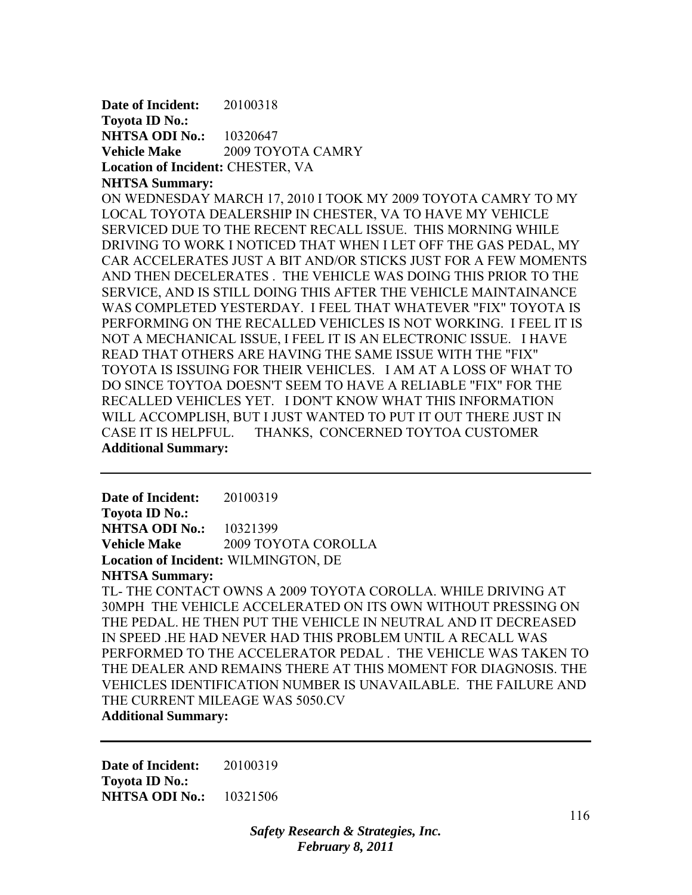**Date of Incident:** 20100318
**Toyota ID No.:**
**NHTSA ODI No.:** 10320647
**Vehicle Make** 2009 TOYOTA CAMRY
**Location of Incident:** CHESTER, VA
**NHTSA Summary:**
ON WEDNESDAY MARCH 17, 2010 I TOOK MY 2009 TOYOTA CAMRY TO MY LOCAL TOYOTA DEALERSHIP IN CHESTER, VA TO HAVE MY VEHICLE SERVICED DUE TO THE RECENT RECALL ISSUE. THIS MORNING WHILE DRIVING TO WORK I NOTICED THAT WHEN I LET OFF THE GAS PEDAL, MY CAR ACCELERATES JUST A BIT AND/OR STICKS JUST FOR A FEW MOMENTS AND THEN DECELERATES . THE VEHICLE WAS DOING THIS PRIOR TO THE SERVICE, AND IS STILL DOING THIS AFTER THE VEHICLE MAINTAINANCE WAS COMPLETED YESTERDAY. I FEEL THAT WHATEVER "FIX" TOYOTA IS PERFORMING ON THE RECALLED VEHICLES IS NOT WORKING. I FEEL IT IS NOT A MECHANICAL ISSUE, I FEEL IT IS AN ELECTRONIC ISSUE. I HAVE READ THAT OTHERS ARE HAVING THE SAME ISSUE WITH THE "FIX" TOYOTA IS ISSUING FOR THEIR VEHICLES. I AM AT A LOSS OF WHAT TO DO SINCE TOYTOA DOESN'T SEEM TO HAVE A RELIABLE "FIX" FOR THE RECALLED VEHICLES YET. I DON'T KNOW WHAT THIS INFORMATION WILL ACCOMPLISH, BUT I JUST WANTED TO PUT IT OUT THERE JUST IN CASE IT IS HELPFUL. THANKS, CONCERNED TOYTOA CUSTOMER
**Additional Summary:**

---

**Date of Incident:** 20100319
**Toyota ID No.:**
**NHTSA ODI No.:** 10321399
**Vehicle Make** 2009 TOYOTA COROLLA
**Location of Incident:** WILMINGTON, DE
**NHTSA Summary:**
TL- THE CONTACT OWNS A 2009 TOYOTA COROLLA. WHILE DRIVING AT 30MPH THE VEHICLE ACCELERATED ON ITS OWN WITHOUT PRESSING ON THE PEDAL. HE THEN PUT THE VEHICLE IN NEUTRAL AND IT DECREASED IN SPEED .HE HAD NEVER HAD THIS PROBLEM UNTIL A RECALL WAS PERFORMED TO THE ACCELERATOR PEDAL . THE VEHICLE WAS TAKEN TO THE DEALER AND REMAINS THERE AT THIS MOMENT FOR DIAGNOSIS. THE VEHICLES IDENTIFICATION NUMBER IS UNAVAILABLE. THE FAILURE AND THE CURRENT MILEAGE WAS 5050.CV
**Additional Summary:**

---

**Date of Incident:** 20100319
**Toyota ID No.:**
**NHTSA ODI No.:** 10321506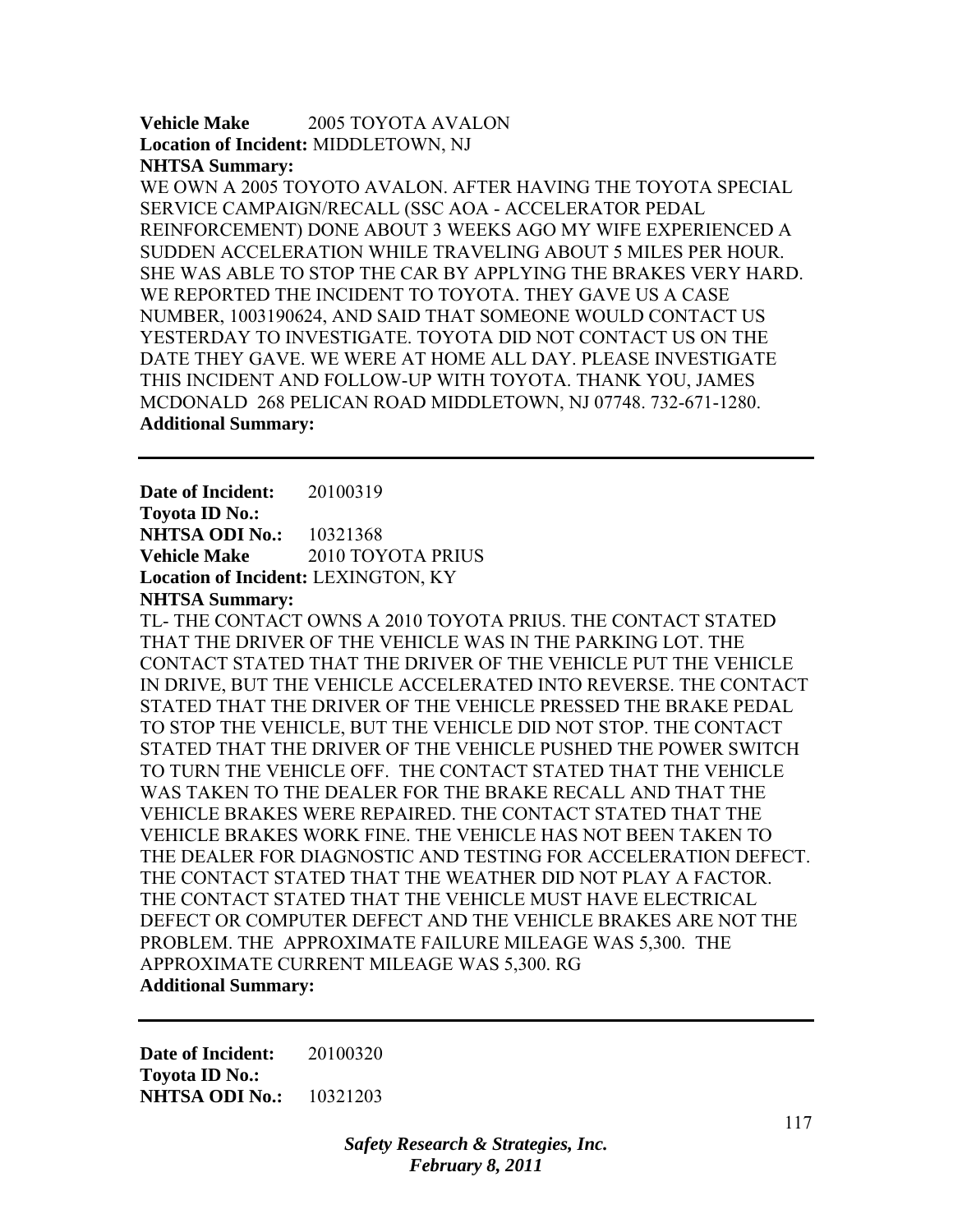**Vehicle Make** 2005 TOYOTA AVALON
**Location of Incident:** MIDDLETOWN, NJ
**NHTSA Summary:**
WE OWN A 2005 TOYOTO AVALON. AFTER HAVING THE TOYOTA SPECIAL SERVICE CAMPAIGN/RECALL (SSC AOA - ACCELERATOR PEDAL REINFORCEMENT) DONE ABOUT 3 WEEKS AGO MY WIFE EXPERIENCED A SUDDEN ACCELERATION WHILE TRAVELING ABOUT 5 MILES PER HOUR. SHE WAS ABLE TO STOP THE CAR BY APPLYING THE BRAKES VERY HARD. WE REPORTED THE INCIDENT TO TOYOTA. THEY GAVE US A CASE NUMBER, 1003190624, AND SAID THAT SOMEONE WOULD CONTACT US YESTERDAY TO INVESTIGATE. TOYOTA DID NOT CONTACT US ON THE DATE THEY GAVE. WE WERE AT HOME ALL DAY. PLEASE INVESTIGATE THIS INCIDENT AND FOLLOW-UP WITH TOYOTA. THANK YOU, JAMES MCDONALD 268 PELICAN ROAD MIDDLETOWN, NJ 07748. 732-671-1280.
**Additional Summary:**

---

**Date of Incident:** 20100319
**Toyota ID No.:**
**NHTSA ODI No.:** 10321368
**Vehicle Make** 2010 TOYOTA PRIUS
**Location of Incident:** LEXINGTON, KY
**NHTSA Summary:**
TL- THE CONTACT OWNS A 2010 TOYOTA PRIUS. THE CONTACT STATED THAT THE DRIVER OF THE VEHICLE WAS IN THE PARKING LOT. THE CONTACT STATED THAT THE DRIVER OF THE VEHICLE PUT THE VEHICLE IN DRIVE, BUT THE VEHICLE ACCELERATED INTO REVERSE. THE CONTACT STATED THAT THE DRIVER OF THE VEHICLE PRESSED THE BRAKE PEDAL TO STOP THE VEHICLE, BUT THE VEHICLE DID NOT STOP. THE CONTACT STATED THAT THE DRIVER OF THE VEHICLE PUSHED THE POWER SWITCH TO TURN THE VEHICLE OFF. THE CONTACT STATED THAT THE VEHICLE WAS TAKEN TO THE DEALER FOR THE BRAKE RECALL AND THAT THE VEHICLE BRAKES WERE REPAIRED. THE CONTACT STATED THAT THE VEHICLE BRAKES WORK FINE. THE VEHICLE HAS NOT BEEN TAKEN TO THE DEALER FOR DIAGNOSTIC AND TESTING FOR ACCELERATION DEFECT. THE CONTACT STATED THAT THE WEATHER DID NOT PLAY A FACTOR. THE CONTACT STATED THAT THE VEHICLE MUST HAVE ELECTRICAL DEFECT OR COMPUTER DEFECT AND THE VEHICLE BRAKES ARE NOT THE PROBLEM. THE APPROXIMATE FAILURE MILEAGE WAS 5,300. THE APPROXIMATE CURRENT MILEAGE WAS 5,300. RG
**Additional Summary:**

---

**Date of Incident:** 20100320
**Toyota ID No.:**
**NHTSA ODI No.:** 10321203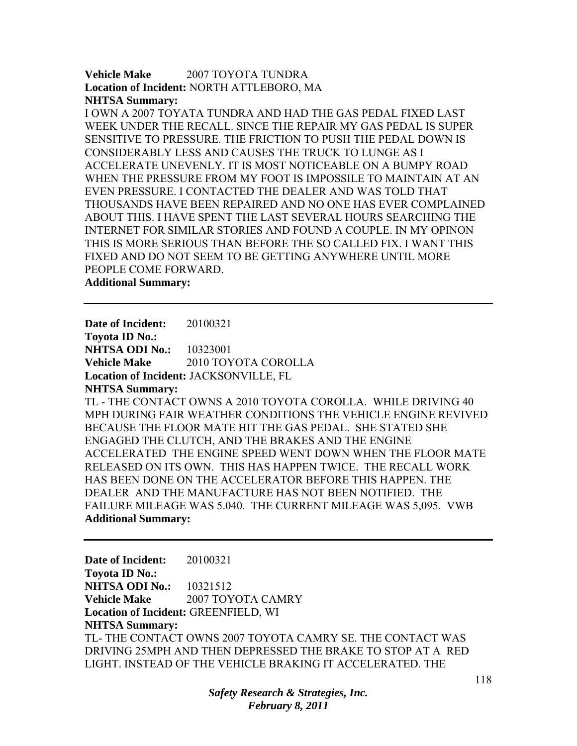**Vehicle Make** 2007 TOYOTA TUNDRA
**Location of Incident:** NORTH ATTLEBORO, MA
**NHTSA Summary:**
I OWN A 2007 TOYATA TUNDRA AND HAD THE GAS PEDAL FIXED LAST WEEK UNDER THE RECALL. SINCE THE REPAIR MY GAS PEDAL IS SUPER SENSITIVE TO PRESSURE. THE FRICTION TO PUSH THE PEDAL DOWN IS CONSIDERABLY LESS AND CAUSES THE TRUCK TO LUNGE AS I ACCELERATE UNEVENLY. IT IS MOST NOTICEABLE ON A BUMPY ROAD WHEN THE PRESSURE FROM MY FOOT IS IMPOSSILE TO MAINTAIN AT AN EVEN PRESSURE. I CONTACTED THE DEALER AND WAS TOLD THAT THOUSANDS HAVE BEEN REPAIRED AND NO ONE HAS EVER COMPLAINED ABOUT THIS. I HAVE SPENT THE LAST SEVERAL HOURS SEARCHING THE INTERNET FOR SIMILAR STORIES AND FOUND A COUPLE. IN MY OPINON THIS IS MORE SERIOUS THAN BEFORE THE SO CALLED FIX. I WANT THIS FIXED AND DO NOT SEEM TO BE GETTING ANYWHERE UNTIL MORE PEOPLE COME FORWARD.
**Additional Summary:**

---

**Date of Incident:** 20100321
**Toyota ID No.:**
**NHTSA ODI No.:** 10323001
**Vehicle Make** 2010 TOYOTA COROLLA
**Location of Incident:** JACKSONVILLE, FL
**NHTSA Summary:**
TL - THE CONTACT OWNS A 2010 TOYOTA COROLLA. WHILE DRIVING 40 MPH DURING FAIR WEATHER CONDITIONS THE VEHICLE ENGINE REVIVED BECAUSE THE FLOOR MATE HIT THE GAS PEDAL. SHE STATED SHE ENGAGED THE CLUTCH, AND THE BRAKES AND THE ENGINE ACCELERATED THE ENGINE SPEED WENT DOWN WHEN THE FLOOR MATE RELEASED ON ITS OWN. THIS HAS HAPPEN TWICE. THE RECALL WORK HAS BEEN DONE ON THE ACCELERATOR BEFORE THIS HAPPEN. THE DEALER AND THE MANUFACTURE HAS NOT BEEN NOTIFIED. THE FAILURE MILEAGE WAS 5.040. THE CURRENT MILEAGE WAS 5,095. VWB
**Additional Summary:**

---

**Date of Incident:** 20100321
**Toyota ID No.:**
**NHTSA ODI No.:** 10321512
**Vehicle Make** 2007 TOYOTA CAMRY
**Location of Incident:** GREENFIELD, WI
**NHTSA Summary:**
TL- THE CONTACT OWNS 2007 TOYOTA CAMRY SE. THE CONTACT WAS DRIVING 25MPH AND THEN DEPRESSED THE BRAKE TO STOP AT A RED LIGHT. INSTEAD OF THE VEHICLE BRAKING IT ACCELERATED. THE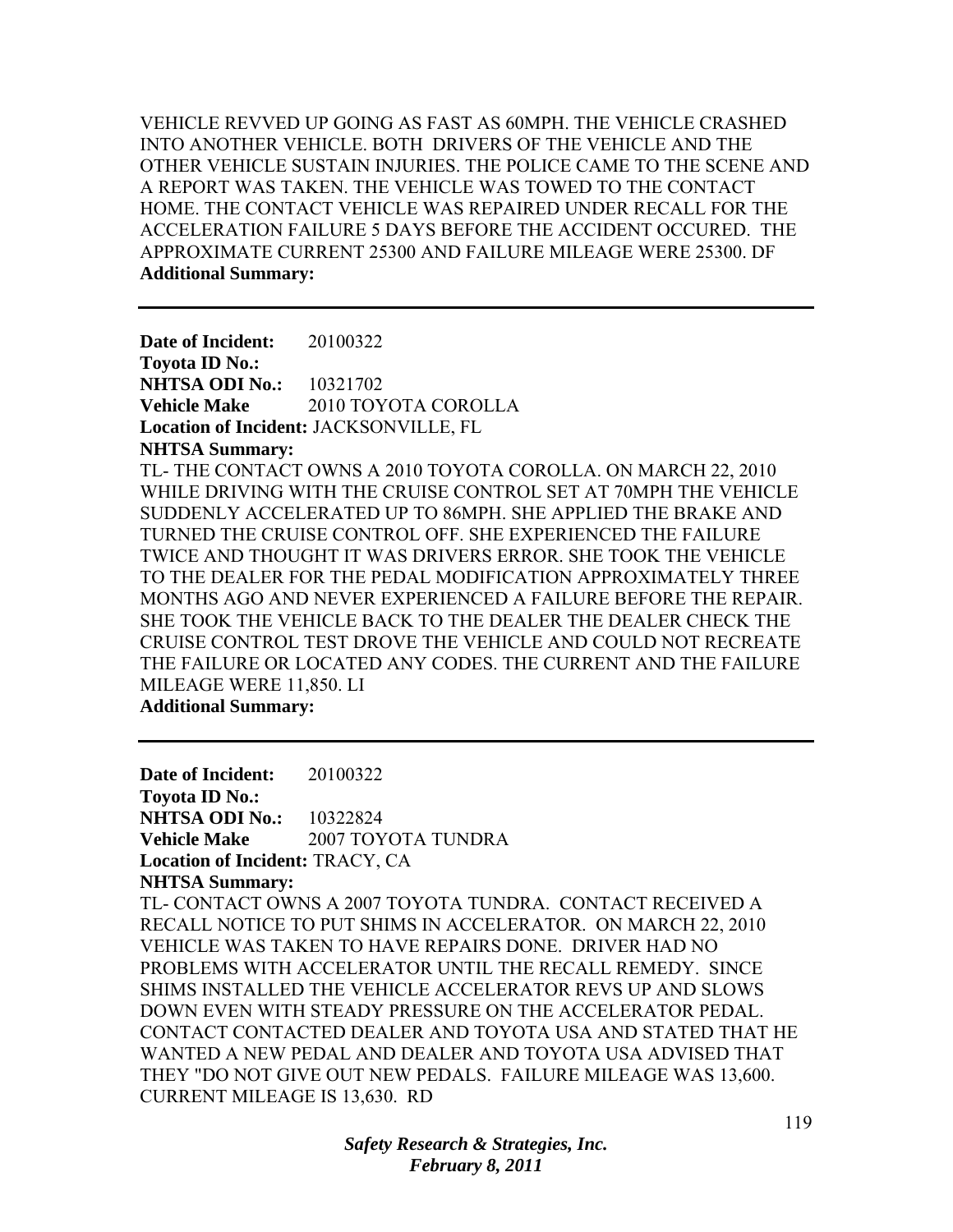VEHICLE REVVED UP GOING AS FAST AS 60MPH. THE VEHICLE CRASHED INTO ANOTHER VEHICLE. BOTH DRIVERS OF THE VEHICLE AND THE OTHER VEHICLE SUSTAIN INJURIES. THE POLICE CAME TO THE SCENE AND A REPORT WAS TAKEN. THE VEHICLE WAS TOWED TO THE CONTACT HOME. THE CONTACT VEHICLE WAS REPAIRED UNDER RECALL FOR THE ACCELERATION FAILURE 5 DAYS BEFORE THE ACCIDENT OCCURED. THE APPROXIMATE CURRENT 25300 AND FAILURE MILEAGE WERE 25300. DF

**Additional Summary:**

---

**Date of Incident:** 20100322
**Toyota ID No.:**
**NHTSA ODI No.:** 10321702
**Vehicle Make** 2010 TOYOTA COROLLA
**Location of Incident:** JACKSONVILLE, FL
**NHTSA Summary:**

TL- THE CONTACT OWNS A 2010 TOYOTA COROLLA. ON MARCH 22, 2010 WHILE DRIVING WITH THE CRUISE CONTROL SET AT 70MPH THE VEHICLE SUDDENLY ACCELERATED UP TO 86MPH. SHE APPLIED THE BRAKE AND TURNED THE CRUISE CONTROL OFF. SHE EXPERIENCED THE FAILURE TWICE AND THOUGHT IT WAS DRIVERS ERROR. SHE TOOK THE VEHICLE TO THE DEALER FOR THE PEDAL MODIFICATION APPROXIMATELY THREE MONTHS AGO AND NEVER EXPERIENCED A FAILURE BEFORE THE REPAIR. SHE TOOK THE VEHICLE BACK TO THE DEALER THE DEALER CHECK THE CRUISE CONTROL TEST DROVE THE VEHICLE AND COULD NOT RECREATE THE FAILURE OR LOCATED ANY CODES. THE CURRENT AND THE FAILURE MILEAGE WERE 11,850. LI

**Additional Summary:**

---

**Date of Incident:** 20100322
**Toyota ID No.:**
**NHTSA ODI No.:** 10322824
**Vehicle Make** 2007 TOYOTA TUNDRA
**Location of Incident:** TRACY, CA
**NHTSA Summary:**

TL- CONTACT OWNS A 2007 TOYOTA TUNDRA. CONTACT RECEIVED A RECALL NOTICE TO PUT SHIMS IN ACCELERATOR. ON MARCH 22, 2010 VEHICLE WAS TAKEN TO HAVE REPAIRS DONE. DRIVER HAD NO PROBLEMS WITH ACCELERATOR UNTIL THE RECALL REMEDY. SINCE SHIMS INSTALLED THE VEHICLE ACCELERATOR REVS UP AND SLOWS DOWN EVEN WITH STEADY PRESSURE ON THE ACCELERATOR PEDAL. CONTACT CONTACTED DEALER AND TOYOTA USA AND STATED THAT HE WANTED A NEW PEDAL AND DEALER AND TOYOTA USA ADVISED THAT THEY "DO NOT GIVE OUT NEW PEDALS. FAILURE MILEAGE WAS 13,600. CURRENT MILEAGE IS 13,630. RD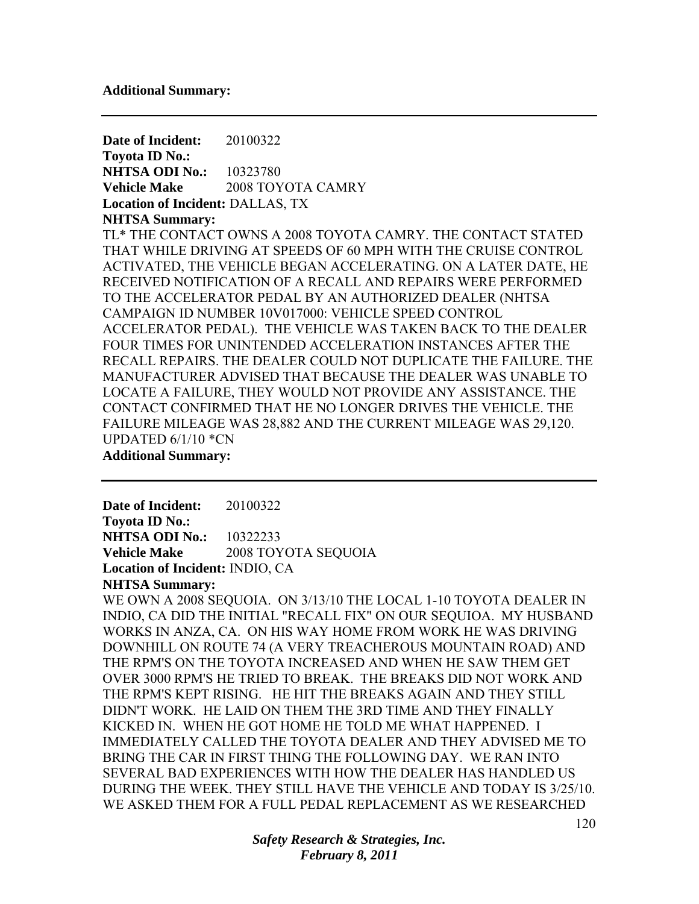**Additional Summary:**

---

**Date of Incident:** 20100322
**Toyota ID No.:**
**NHTSA ODI No.:** 10323780
**Vehicle Make** 2008 TOYOTA CAMRY
**Location of Incident:** DALLAS, TX
**NHTSA Summary:**
TL* THE CONTACT OWNS A 2008 TOYOTA CAMRY. THE CONTACT STATED THAT WHILE DRIVING AT SPEEDS OF 60 MPH WITH THE CRUISE CONTROL ACTIVATED, THE VEHICLE BEGAN ACCELERATING. ON A LATER DATE, HE RECEIVED NOTIFICATION OF A RECALL AND REPAIRS WERE PERFORMED TO THE ACCELERATOR PEDAL BY AN AUTHORIZED DEALER (NHTSA CAMPAIGN ID NUMBER 10V017000: VEHICLE SPEED CONTROL ACCELERATOR PEDAL). THE VEHICLE WAS TAKEN BACK TO THE DEALER FOUR TIMES FOR UNINTENDED ACCELERATION INSTANCES AFTER THE RECALL REPAIRS. THE DEALER COULD NOT DUPLICATE THE FAILURE. THE MANUFACTURER ADVISED THAT BECAUSE THE DEALER WAS UNABLE TO LOCATE A FAILURE, THEY WOULD NOT PROVIDE ANY ASSISTANCE. THE CONTACT CONFIRMED THAT HE NO LONGER DRIVES THE VEHICLE. THE FAILURE MILEAGE WAS 28,882 AND THE CURRENT MILEAGE WAS 29,120. UPDATED 6/1/10 *CN
**Additional Summary:**

---

**Date of Incident:** 20100322
**Toyota ID No.:**
**NHTSA ODI No.:** 10322233
**Vehicle Make** 2008 TOYOTA SEQUOIA
**Location of Incident:** INDIO, CA
**NHTSA Summary:**
WE OWN A 2008 SEQUOIA. ON 3/13/10 THE LOCAL 1-10 TOYOTA DEALER IN INDIO, CA DID THE INITIAL "RECALL FIX" ON OUR SEQUIOA. MY HUSBAND WORKS IN ANZA, CA. ON HIS WAY HOME FROM WORK HE WAS DRIVING DOWNHILL ON ROUTE 74 (A VERY TREACHEROUS MOUNTAIN ROAD) AND THE RPM'S ON THE TOYOTA INCREASED AND WHEN HE SAW THEM GET OVER 3000 RPM'S HE TRIED TO BREAK. THE BREAKS DID NOT WORK AND THE RPM'S KEPT RISING. HE HIT THE BREAKS AGAIN AND THEY STILL DIDN'T WORK. HE LAID ON THEM THE 3RD TIME AND THEY FINALLY KICKED IN. WHEN HE GOT HOME HE TOLD ME WHAT HAPPENED. I IMMEDIATELY CALLED THE TOYOTA DEALER AND THEY ADVISED ME TO BRING THE CAR IN FIRST THING THE FOLLOWING DAY. WE RAN INTO SEVERAL BAD EXPERIENCES WITH HOW THE DEALER HAS HANDLED US DURING THE WEEK. THEY STILL HAVE THE VEHICLE AND TODAY IS 3/25/10. WE ASKED THEM FOR A FULL PEDAL REPLACEMENT AS WE RESEARCHED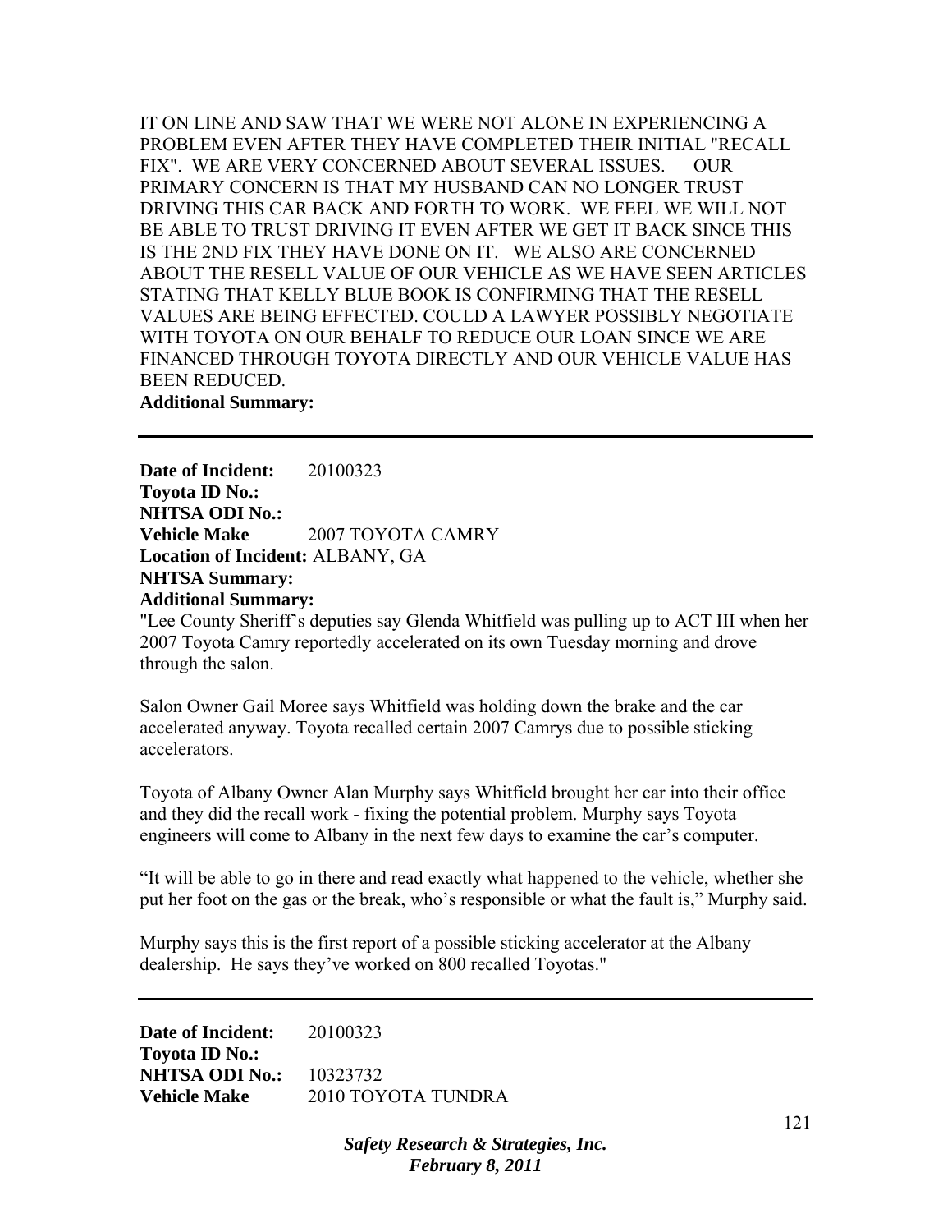IT ON LINE AND SAW THAT WE WERE NOT ALONE IN EXPERIENCING A PROBLEM EVEN AFTER THEY HAVE COMPLETED THEIR INITIAL "RECALL FIX". WE ARE VERY CONCERNED ABOUT SEVERAL ISSUES. OUR PRIMARY CONCERN IS THAT MY HUSBAND CAN NO LONGER TRUST DRIVING THIS CAR BACK AND FORTH TO WORK. WE FEEL WE WILL NOT BE ABLE TO TRUST DRIVING IT EVEN AFTER WE GET IT BACK SINCE THIS IS THE 2ND FIX THEY HAVE DONE ON IT. WE ALSO ARE CONCERNED ABOUT THE RESELL VALUE OF OUR VEHICLE AS WE HAVE SEEN ARTICLES STATING THAT KELLY BLUE BOOK IS CONFIRMING THAT THE RESELL VALUES ARE BEING EFFECTED. COULD A LAWYER POSSIBLY NEGOTIATE WITH TOYOTA ON OUR BEHALF TO REDUCE OUR LOAN SINCE WE ARE FINANCED THROUGH TOYOTA DIRECTLY AND OUR VEHICLE VALUE HAS BEEN REDUCED.

**Additional Summary:**

---

**Date of Incident:** 20100323
**Toyota ID No.:**
**NHTSA ODI No.:**
**Vehicle Make** 2007 TOYOTA CAMRY
**Location of Incident:** ALBANY, GA
**NHTSA Summary:**
**Additional Summary:**

"Lee County Sheriff's deputies say Glenda Whitfield was pulling up to ACT III when her 2007 Toyota Camry reportedly accelerated on its own Tuesday morning and drove through the salon.

Salon Owner Gail Moree says Whitfield was holding down the brake and the car accelerated anyway. Toyota recalled certain 2007 Camrys due to possible sticking accelerators.

Toyota of Albany Owner Alan Murphy says Whitfield brought her car into their office and they did the recall work - fixing the potential problem. Murphy says Toyota engineers will come to Albany in the next few days to examine the car's computer.

"It will be able to go in there and read exactly what happened to the vehicle, whether she put her foot on the gas or the break, who's responsible or what the fault is," Murphy said.

Murphy says this is the first report of a possible sticking accelerator at the Albany dealership. He says they've worked on 800 recalled Toyotas."

---

**Date of Incident:** 20100323
**Toyota ID No.:**
**NHTSA ODI No.:** 10323732
**Vehicle Make** 2010 TOYOTA TUNDRA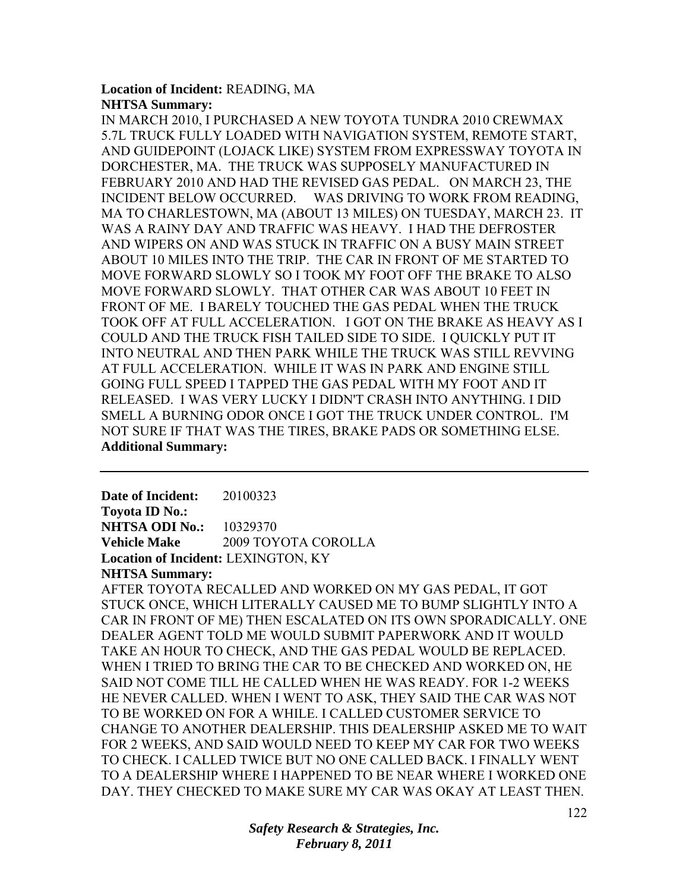**Location of Incident:** READING, MA
**NHTSA Summary:**
IN MARCH 2010, I PURCHASED A NEW TOYOTA TUNDRA 2010 CREWMAX 5.7L TRUCK FULLY LOADED WITH NAVIGATION SYSTEM, REMOTE START, AND GUIDEPOINT (LOJACK LIKE) SYSTEM FROM EXPRESSWAY TOYOTA IN DORCHESTER, MA. THE TRUCK WAS SUPPOSELY MANUFACTURED IN FEBRUARY 2010 AND HAD THE REVISED GAS PEDAL. ON MARCH 23, THE INCIDENT BELOW OCCURRED. WAS DRIVING TO WORK FROM READING, MA TO CHARLESTOWN, MA (ABOUT 13 MILES) ON TUESDAY, MARCH 23. IT WAS A RAINY DAY AND TRAFFIC WAS HEAVY. I HAD THE DEFROSTER AND WIPERS ON AND WAS STUCK IN TRAFFIC ON A BUSY MAIN STREET ABOUT 10 MILES INTO THE TRIP. THE CAR IN FRONT OF ME STARTED TO MOVE FORWARD SLOWLY SO I TOOK MY FOOT OFF THE BRAKE TO ALSO MOVE FORWARD SLOWLY. THAT OTHER CAR WAS ABOUT 10 FEET IN FRONT OF ME. I BARELY TOUCHED THE GAS PEDAL WHEN THE TRUCK TOOK OFF AT FULL ACCELERATION. I GOT ON THE BRAKE AS HEAVY AS I COULD AND THE TRUCK FISH TAILED SIDE TO SIDE. I QUICKLY PUT IT INTO NEUTRAL AND THEN PARK WHILE THE TRUCK WAS STILL REVVING AT FULL ACCELERATION. WHILE IT WAS IN PARK AND ENGINE STILL GOING FULL SPEED I TAPPED THE GAS PEDAL WITH MY FOOT AND IT RELEASED. I WAS VERY LUCKY I DIDN'T CRASH INTO ANYTHING. I DID SMELL A BURNING ODOR ONCE I GOT THE TRUCK UNDER CONTROL. I'M NOT SURE IF THAT WAS THE TIRES, BRAKE PADS OR SOMETHING ELSE.
**Additional Summary:**

---

**Date of Incident:** 20100323
**Toyota ID No.:**
**NHTSA ODI No.:** 10329370
**Vehicle Make** 2009 TOYOTA COROLLA
**Location of Incident:** LEXINGTON, KY
**NHTSA Summary:**
AFTER TOYOTA RECALLED AND WORKED ON MY GAS PEDAL, IT GOT STUCK ONCE, WHICH LITERALLY CAUSED ME TO BUMP SLIGHTLY INTO A CAR IN FRONT OF ME) THEN ESCALATED ON ITS OWN SPORADICALLY. ONE DEALER AGENT TOLD ME WOULD SUBMIT PAPERWORK AND IT WOULD TAKE AN HOUR TO CHECK, AND THE GAS PEDAL WOULD BE REPLACED. WHEN I TRIED TO BRING THE CAR TO BE CHECKED AND WORKED ON, HE SAID NOT COME TILL HE CALLED WHEN HE WAS READY. FOR 1-2 WEEKS HE NEVER CALLED. WHEN I WENT TO ASK, THEY SAID THE CAR WAS NOT TO BE WORKED ON FOR A WHILE. I CALLED CUSTOMER SERVICE TO CHANGE TO ANOTHER DEALERSHIP. THIS DEALERSHIP ASKED ME TO WAIT FOR 2 WEEKS, AND SAID WOULD NEED TO KEEP MY CAR FOR TWO WEEKS TO CHECK. I CALLED TWICE BUT NO ONE CALLED BACK. I FINALLY WENT TO A DEALERSHIP WHERE I HAPPENED TO BE NEAR WHERE I WORKED ONE DAY. THEY CHECKED TO MAKE SURE MY CAR WAS OKAY AT LEAST THEN.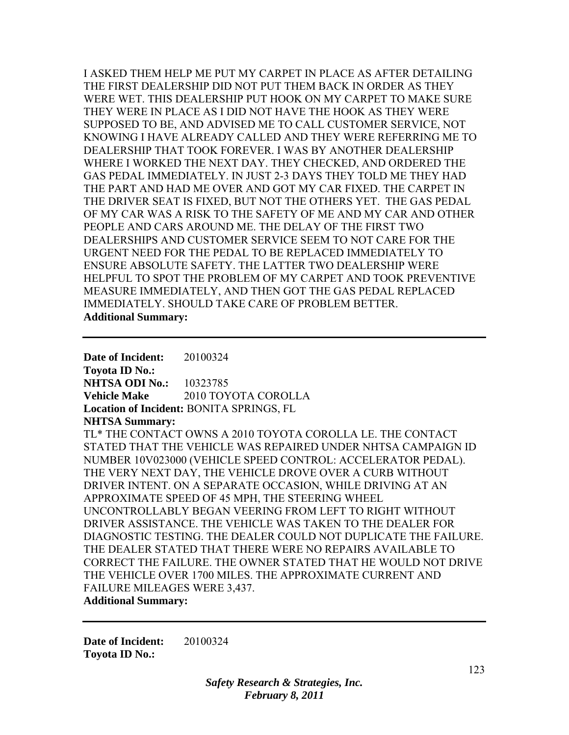I ASKED THEM HELP ME PUT MY CARPET IN PLACE AS AFTER DETAILING THE FIRST DEALERSHIP DID NOT PUT THEM BACK IN ORDER AS THEY WERE WET. THIS DEALERSHIP PUT HOOK ON MY CARPET TO MAKE SURE THEY WERE IN PLACE AS I DID NOT HAVE THE HOOK AS THEY WERE SUPPOSED TO BE, AND ADVISED ME TO CALL CUSTOMER SERVICE, NOT KNOWING I HAVE ALREADY CALLED AND THEY WERE REFERRING ME TO DEALERSHIP THAT TOOK FOREVER. I WAS BY ANOTHER DEALERSHIP WHERE I WORKED THE NEXT DAY. THEY CHECKED, AND ORDERED THE GAS PEDAL IMMEDIATELY. IN JUST 2-3 DAYS THEY TOLD ME THEY HAD THE PART AND HAD ME OVER AND GOT MY CAR FIXED. THE CARPET IN THE DRIVER SEAT IS FIXED, BUT NOT THE OTHERS YET. THE GAS PEDAL OF MY CAR WAS A RISK TO THE SAFETY OF ME AND MY CAR AND OTHER PEOPLE AND CARS AROUND ME. THE DELAY OF THE FIRST TWO DEALERSHIPS AND CUSTOMER SERVICE SEEM TO NOT CARE FOR THE URGENT NEED FOR THE PEDAL TO BE REPLACED IMMEDIATELY TO ENSURE ABSOLUTE SAFETY. THE LATTER TWO DEALERSHIP WERE HELPFUL TO SPOT THE PROBLEM OF MY CARPET AND TOOK PREVENTIVE MEASURE IMMEDIATELY, AND THEN GOT THE GAS PEDAL REPLACED IMMEDIATELY. SHOULD TAKE CARE OF PROBLEM BETTER.

**Additional Summary:**

---

**Date of Incident:** 20100324
**Toyota ID No.:**
**NHTSA ODI No.:** 10323785
**Vehicle Make** 2010 TOYOTA COROLLA
**Location of Incident:** BONITA SPRINGS, FL
**NHTSA Summary:**
TL* THE CONTACT OWNS A 2010 TOYOTA COROLLA LE. THE CONTACT STATED THAT THE VEHICLE WAS REPAIRED UNDER NHTSA CAMPAIGN ID NUMBER 10V023000 (VEHICLE SPEED CONTROL: ACCELERATOR PEDAL). THE VERY NEXT DAY, THE VEHICLE DROVE OVER A CURB WITHOUT DRIVER INTENT. ON A SEPARATE OCCASION, WHILE DRIVING AT AN APPROXIMATE SPEED OF 45 MPH, THE STEERING WHEEL UNCONTROLLABLY BEGAN VEERING FROM LEFT TO RIGHT WITHOUT DRIVER ASSISTANCE. THE VEHICLE WAS TAKEN TO THE DEALER FOR DIAGNOSTIC TESTING. THE DEALER COULD NOT DUPLICATE THE FAILURE. THE DEALER STATED THAT THERE WERE NO REPAIRS AVAILABLE TO CORRECT THE FAILURE. THE OWNER STATED THAT HE WOULD NOT DRIVE THE VEHICLE OVER 1700 MILES. THE APPROXIMATE CURRENT AND FAILURE MILEAGES WERE 3,437.
**Additional Summary:**

---

**Date of Incident:** 20100324
**Toyota ID No.:**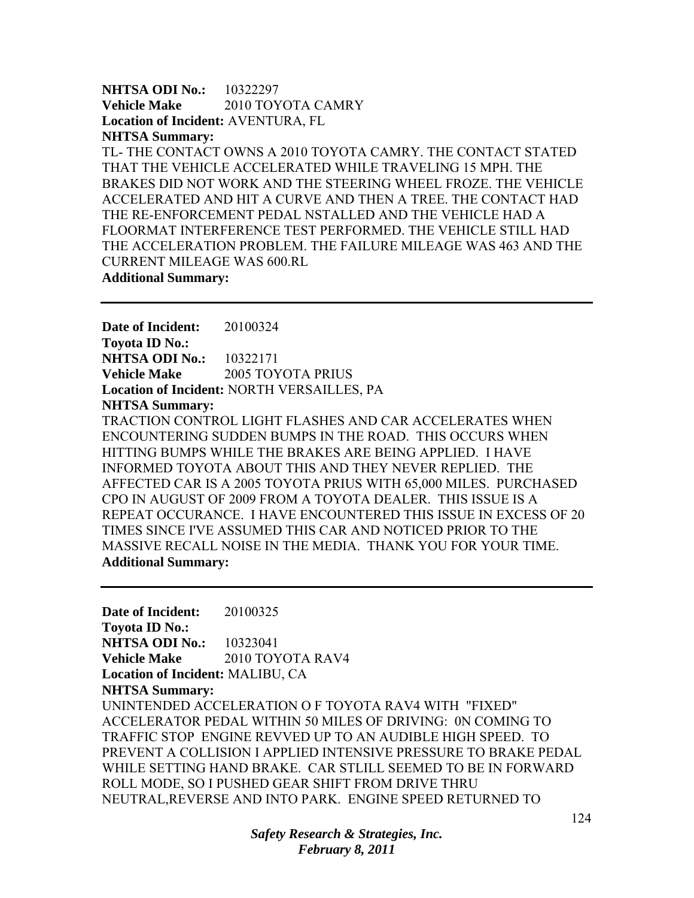**NHTSA ODI No.:** 10322297
**Vehicle Make** 2010 TOYOTA CAMRY
**Location of Incident:** AVENTURA, FL
**NHTSA Summary:**
TL- THE CONTACT OWNS A 2010 TOYOTA CAMRY. THE CONTACT STATED THAT THE VEHICLE ACCELERATED WHILE TRAVELING 15 MPH. THE BRAKES DID NOT WORK AND THE STEERING WHEEL FROZE. THE VEHICLE ACCELERATED AND HIT A CURVE AND THEN A TREE. THE CONTACT HAD THE RE-ENFORCEMENT PEDAL NSTALLED AND THE VEHICLE HAD A FLOORMAT INTERFERENCE TEST PERFORMED. THE VEHICLE STILL HAD THE ACCELERATION PROBLEM. THE FAILURE MILEAGE WAS 463 AND THE CURRENT MILEAGE WAS 600.RL
**Additional Summary:**

---

**Date of Incident:** 20100324
**Toyota ID No.:**
**NHTSA ODI No.:** 10322171
**Vehicle Make** 2005 TOYOTA PRIUS
**Location of Incident:** NORTH VERSAILLES, PA
**NHTSA Summary:**
TRACTION CONTROL LIGHT FLASHES AND CAR ACCELERATES WHEN ENCOUNTERING SUDDEN BUMPS IN THE ROAD. THIS OCCURS WHEN HITTING BUMPS WHILE THE BRAKES ARE BEING APPLIED. I HAVE INFORMED TOYOTA ABOUT THIS AND THEY NEVER REPLIED. THE AFFECTED CAR IS A 2005 TOYOTA PRIUS WITH 65,000 MILES. PURCHASED CPO IN AUGUST OF 2009 FROM A TOYOTA DEALER. THIS ISSUE IS A REPEAT OCCURANCE. I HAVE ENCOUNTERED THIS ISSUE IN EXCESS OF 20 TIMES SINCE I'VE ASSUMED THIS CAR AND NOTICED PRIOR TO THE MASSIVE RECALL NOISE IN THE MEDIA. THANK YOU FOR YOUR TIME.
**Additional Summary:**

---

**Date of Incident:** 20100325
**Toyota ID No.:**
**NHTSA ODI No.:** 10323041
**Vehicle Make** 2010 TOYOTA RAV4
**Location of Incident:** MALIBU, CA
**NHTSA Summary:**
UNINTENDED ACCELERATION O F TOYOTA RAV4 WITH "FIXED" ACCELERATOR PEDAL WITHIN 50 MILES OF DRIVING: 0N COMING TO TRAFFIC STOP ENGINE REVVED UP TO AN AUDIBLE HIGH SPEED. TO PREVENT A COLLISION I APPLIED INTENSIVE PRESSURE TO BRAKE PEDAL WHILE SETTING HAND BRAKE. CAR STLILL SEEMED TO BE IN FORWARD ROLL MODE, SO I PUSHED GEAR SHIFT FROM DRIVE THRU NEUTRAL,REVERSE AND INTO PARK. ENGINE SPEED RETURNED TO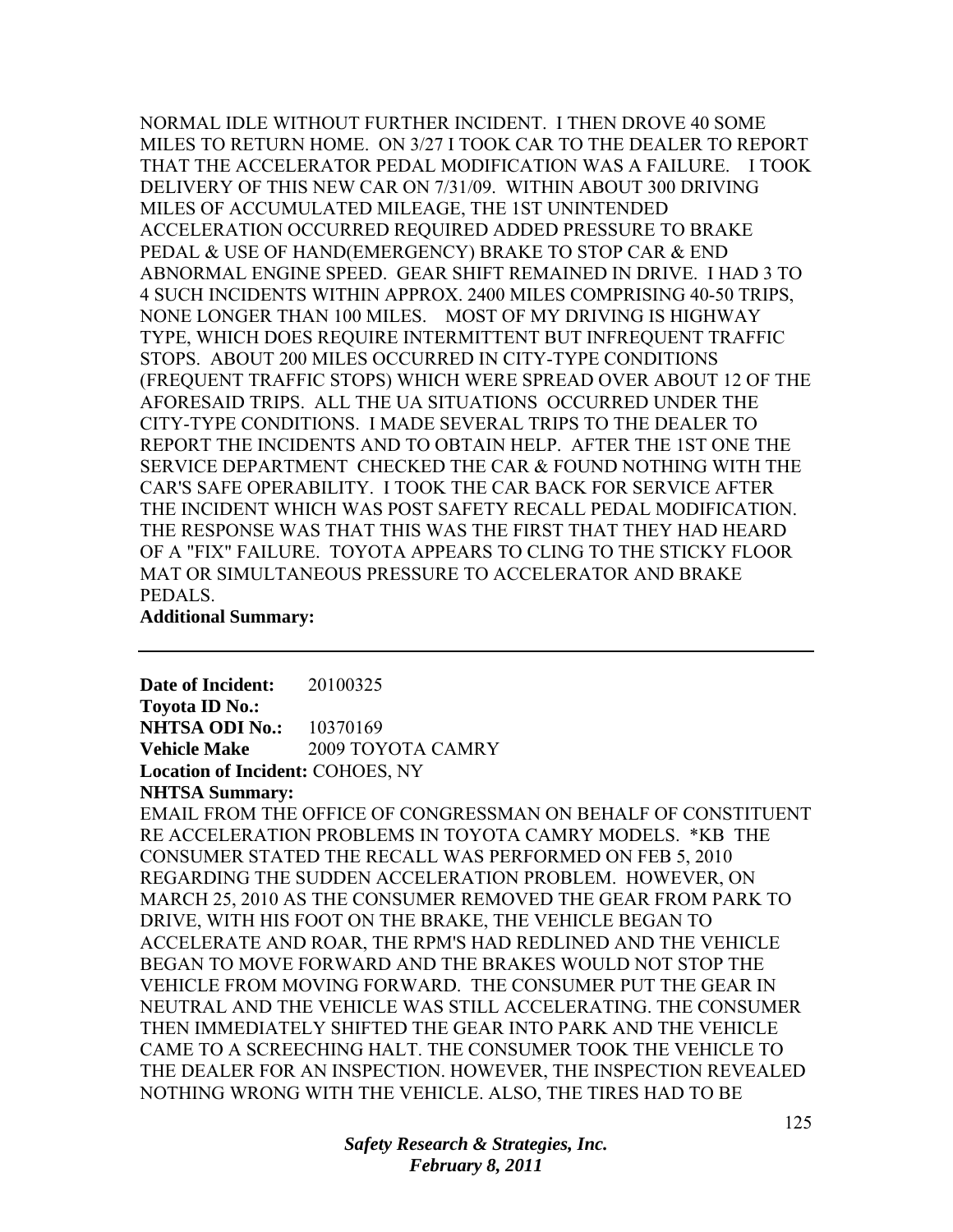NORMAL IDLE WITHOUT FURTHER INCIDENT. I THEN DROVE 40 SOME MILES TO RETURN HOME. ON 3/27 I TOOK CAR TO THE DEALER TO REPORT THAT THE ACCELERATOR PEDAL MODIFICATION WAS A FAILURE. I TOOK DELIVERY OF THIS NEW CAR ON 7/31/09. WITHIN ABOUT 300 DRIVING MILES OF ACCUMULATED MILEAGE, THE 1ST UNINTENDED ACCELERATION OCCURRED REQUIRED ADDED PRESSURE TO BRAKE PEDAL & USE OF HAND(EMERGENCY) BRAKE TO STOP CAR & END ABNORMAL ENGINE SPEED. GEAR SHIFT REMAINED IN DRIVE. I HAD 3 TO 4 SUCH INCIDENTS WITHIN APPROX. 2400 MILES COMPRISING 40-50 TRIPS, NONE LONGER THAN 100 MILES. MOST OF MY DRIVING IS HIGHWAY TYPE, WHICH DOES REQUIRE INTERMITTENT BUT INFREQUENT TRAFFIC STOPS. ABOUT 200 MILES OCCURRED IN CITY-TYPE CONDITIONS (FREQUENT TRAFFIC STOPS) WHICH WERE SPREAD OVER ABOUT 12 OF THE AFORESAID TRIPS. ALL THE UA SITUATIONS OCCURRED UNDER THE CITY-TYPE CONDITIONS. I MADE SEVERAL TRIPS TO THE DEALER TO REPORT THE INCIDENTS AND TO OBTAIN HELP. AFTER THE 1ST ONE THE SERVICE DEPARTMENT CHECKED THE CAR & FOUND NOTHING WITH THE CAR'S SAFE OPERABILITY. I TOOK THE CAR BACK FOR SERVICE AFTER THE INCIDENT WHICH WAS POST SAFETY RECALL PEDAL MODIFICATION. THE RESPONSE WAS THAT THIS WAS THE FIRST THAT THEY HAD HEARD OF A "FIX" FAILURE. TOYOTA APPEARS TO CLING TO THE STICKY FLOOR MAT OR SIMULTANEOUS PRESSURE TO ACCELERATOR AND BRAKE PEDALS.

**Additional Summary:**

---

**Date of Incident:** 20100325
**Toyota ID No.:**
**NHTSA ODI No.:** 10370169
**Vehicle Make** 2009 TOYOTA CAMRY
**Location of Incident:** COHOES, NY
**NHTSA Summary:**
EMAIL FROM THE OFFICE OF CONGRESSMAN ON BEHALF OF CONSTITUENT RE ACCELERATION PROBLEMS IN TOYOTA CAMRY MODELS. *KB THE CONSUMER STATED THE RECALL WAS PERFORMED ON FEB 5, 2010 REGARDING THE SUDDEN ACCELERATION PROBLEM. HOWEVER, ON MARCH 25, 2010 AS THE CONSUMER REMOVED THE GEAR FROM PARK TO DRIVE, WITH HIS FOOT ON THE BRAKE, THE VEHICLE BEGAN TO ACCELERATE AND ROAR, THE RPM'S HAD REDLINED AND THE VEHICLE BEGAN TO MOVE FORWARD AND THE BRAKES WOULD NOT STOP THE VEHICLE FROM MOVING FORWARD. THE CONSUMER PUT THE GEAR IN NEUTRAL AND THE VEHICLE WAS STILL ACCELERATING. THE CONSUMER THEN IMMEDIATELY SHIFTED THE GEAR INTO PARK AND THE VEHICLE CAME TO A SCREECHING HALT. THE CONSUMER TOOK THE VEHICLE TO THE DEALER FOR AN INSPECTION. HOWEVER, THE INSPECTION REVEALED NOTHING WRONG WITH THE VEHICLE. ALSO, THE TIRES HAD TO BE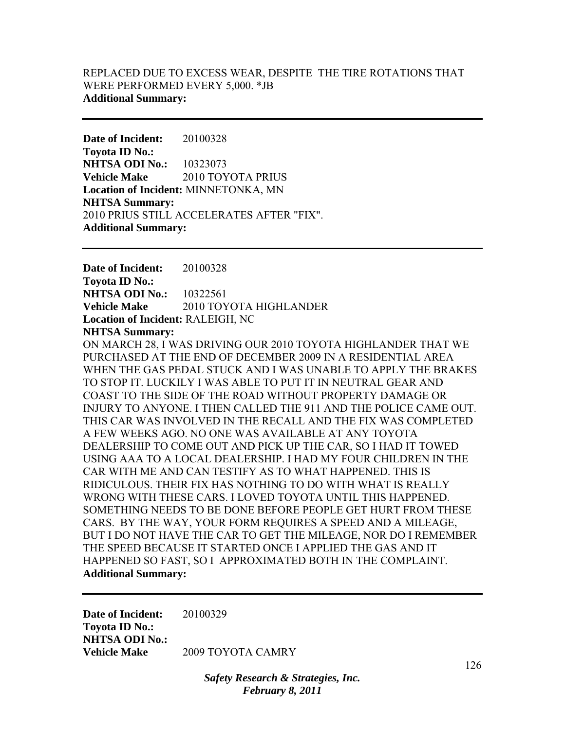REPLACED DUE TO EXCESS WEAR, DESPITE THE TIRE ROTATIONS THAT WERE PERFORMED EVERY 5,000. *JB
**Additional Summary:**

---

**Date of Incident:** 20100328
**Toyota ID No.:**
**NHTSA ODI No.:** 10323073
**Vehicle Make** 2010 TOYOTA PRIUS
**Location of Incident:** MINNETONKA, MN
**NHTSA Summary:**
2010 PRIUS STILL ACCELERATES AFTER "FIX".
**Additional Summary:**

---

**Date of Incident:** 20100328
**Toyota ID No.:**
**NHTSA ODI No.:** 10322561
**Vehicle Make** 2010 TOYOTA HIGHLANDER
**Location of Incident:** RALEIGH, NC
**NHTSA Summary:**
ON MARCH 28, I WAS DRIVING OUR 2010 TOYOTA HIGHLANDER THAT WE PURCHASED AT THE END OF DECEMBER 2009 IN A RESIDENTIAL AREA WHEN THE GAS PEDAL STUCK AND I WAS UNABLE TO APPLY THE BRAKES TO STOP IT. LUCKILY I WAS ABLE TO PUT IT IN NEUTRAL GEAR AND COAST TO THE SIDE OF THE ROAD WITHOUT PROPERTY DAMAGE OR INJURY TO ANYONE. I THEN CALLED THE 911 AND THE POLICE CAME OUT. THIS CAR WAS INVOLVED IN THE RECALL AND THE FIX WAS COMPLETED A FEW WEEKS AGO. NO ONE WAS AVAILABLE AT ANY TOYOTA DEALERSHIP TO COME OUT AND PICK UP THE CAR, SO I HAD IT TOWED USING AAA TO A LOCAL DEALERSHIP. I HAD MY FOUR CHILDREN IN THE CAR WITH ME AND CAN TESTIFY AS TO WHAT HAPPENED. THIS IS RIDICULOUS. THEIR FIX HAS NOTHING TO DO WITH WHAT IS REALLY WRONG WITH THESE CARS. I LOVED TOYOTA UNTIL THIS HAPPENED. SOMETHING NEEDS TO BE DONE BEFORE PEOPLE GET HURT FROM THESE CARS. BY THE WAY, YOUR FORM REQUIRES A SPEED AND A MILEAGE, BUT I DO NOT HAVE THE CAR TO GET THE MILEAGE, NOR DO I REMEMBER THE SPEED BECAUSE IT STARTED ONCE I APPLIED THE GAS AND IT HAPPENED SO FAST, SO I APPROXIMATED BOTH IN THE COMPLAINT.
**Additional Summary:**

---

**Date of Incident:** 20100329
**Toyota ID No.:**
**NHTSA ODI No.:**
**Vehicle Make** 2009 TOYOTA CAMRY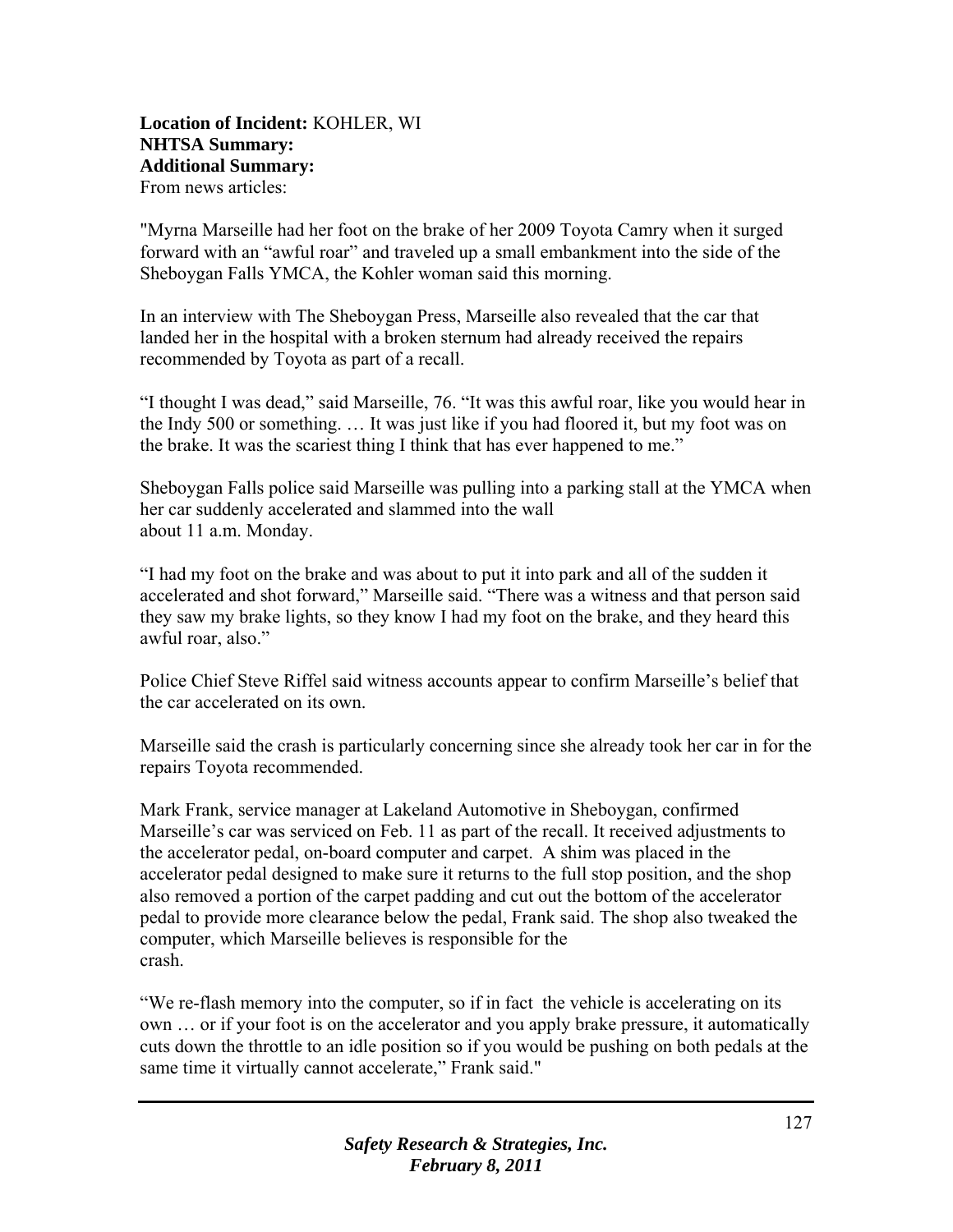**Location of Incident:** KOHLER, WI
**NHTSA Summary:**
**Additional Summary:**
From news articles:

"Myrna Marseille had her foot on the brake of her 2009 Toyota Camry when it surged forward with an "awful roar" and traveled up a small embankment into the side of the Sheboygan Falls YMCA, the Kohler woman said this morning.

In an interview with The Sheboygan Press, Marseille also revealed that the car that landed her in the hospital with a broken sternum had already received the repairs recommended by Toyota as part of a recall.

"I thought I was dead," said Marseille, 76. "It was this awful roar, like you would hear in the Indy 500 or something. … It was just like if you had floored it, but my foot was on the brake. It was the scariest thing I think that has ever happened to me."

Sheboygan Falls police said Marseille was pulling into a parking stall at the YMCA when her car suddenly accelerated and slammed into the wall about 11 a.m. Monday.

"I had my foot on the brake and was about to put it into park and all of the sudden it accelerated and shot forward," Marseille said. "There was a witness and that person said they saw my brake lights, so they know I had my foot on the brake, and they heard this awful roar, also."

Police Chief Steve Riffel said witness accounts appear to confirm Marseille's belief that the car accelerated on its own.

Marseille said the crash is particularly concerning since she already took her car in for the repairs Toyota recommended.

Mark Frank, service manager at Lakeland Automotive in Sheboygan, confirmed Marseille's car was serviced on Feb. 11 as part of the recall. It received adjustments to the accelerator pedal, on-board computer and carpet. A shim was placed in the accelerator pedal designed to make sure it returns to the full stop position, and the shop also removed a portion of the carpet padding and cut out the bottom of the accelerator pedal to provide more clearance below the pedal, Frank said. The shop also tweaked the computer, which Marseille believes is responsible for the crash.

"We re-flash memory into the computer, so if in fact the vehicle is accelerating on its own … or if your foot is on the accelerator and you apply brake pressure, it automatically cuts down the throttle to an idle position so if you would be pushing on both pedals at the same time it virtually cannot accelerate," Frank said."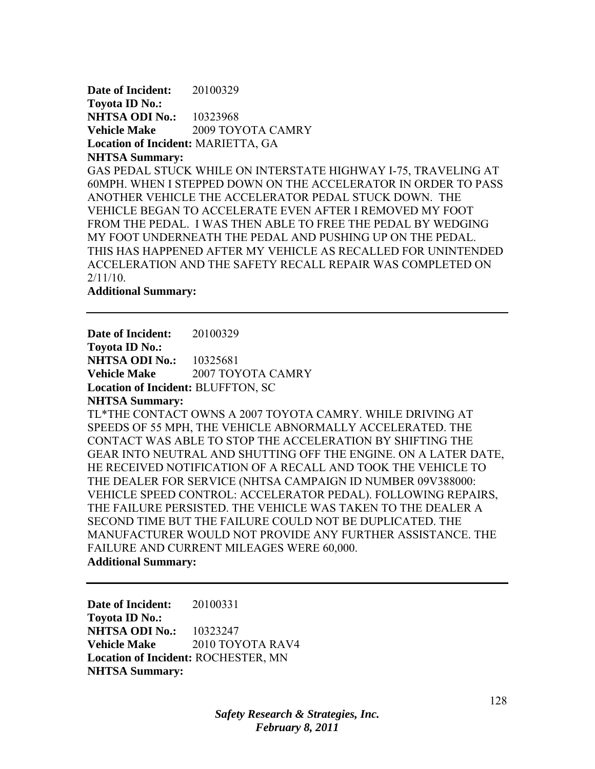**Date of Incident:** 20100329
**Toyota ID No.:**
**NHTSA ODI No.:** 10323968
**Vehicle Make** 2009 TOYOTA CAMRY
**Location of Incident:** MARIETTA, GA
**NHTSA Summary:**
GAS PEDAL STUCK WHILE ON INTERSTATE HIGHWAY I-75, TRAVELING AT 60MPH. WHEN I STEPPED DOWN ON THE ACCELERATOR IN ORDER TO PASS ANOTHER VEHICLE THE ACCELERATOR PEDAL STUCK DOWN. THE VEHICLE BEGAN TO ACCELERATE EVEN AFTER I REMOVED MY FOOT FROM THE PEDAL. I WAS THEN ABLE TO FREE THE PEDAL BY WEDGING MY FOOT UNDERNEATH THE PEDAL AND PUSHING UP ON THE PEDAL. THIS HAS HAPPENED AFTER MY VEHICLE AS RECALLED FOR UNINTENDED ACCELERATION AND THE SAFETY RECALL REPAIR WAS COMPLETED ON 2/11/10.
**Additional Summary:**

---

**Date of Incident:** 20100329
**Toyota ID No.:**
**NHTSA ODI No.:** 10325681
**Vehicle Make** 2007 TOYOTA CAMRY
**Location of Incident:** BLUFFTON, SC
**NHTSA Summary:**
TL*THE CONTACT OWNS A 2007 TOYOTA CAMRY. WHILE DRIVING AT SPEEDS OF 55 MPH, THE VEHICLE ABNORMALLY ACCELERATED. THE CONTACT WAS ABLE TO STOP THE ACCELERATION BY SHIFTING THE GEAR INTO NEUTRAL AND SHUTTING OFF THE ENGINE. ON A LATER DATE, HE RECEIVED NOTIFICATION OF A RECALL AND TOOK THE VEHICLE TO THE DEALER FOR SERVICE (NHTSA CAMPAIGN ID NUMBER 09V388000: VEHICLE SPEED CONTROL: ACCELERATOR PEDAL). FOLLOWING REPAIRS, THE FAILURE PERSISTED. THE VEHICLE WAS TAKEN TO THE DEALER A SECOND TIME BUT THE FAILURE COULD NOT BE DUPLICATED. THE MANUFACTURER WOULD NOT PROVIDE ANY FURTHER ASSISTANCE. THE FAILURE AND CURRENT MILEAGES WERE 60,000.
**Additional Summary:**

---

**Date of Incident:** 20100331
**Toyota ID No.:**
**NHTSA ODI No.:** 10323247
**Vehicle Make** 2010 TOYOTA RAV4
**Location of Incident:** ROCHESTER, MN
**NHTSA Summary:**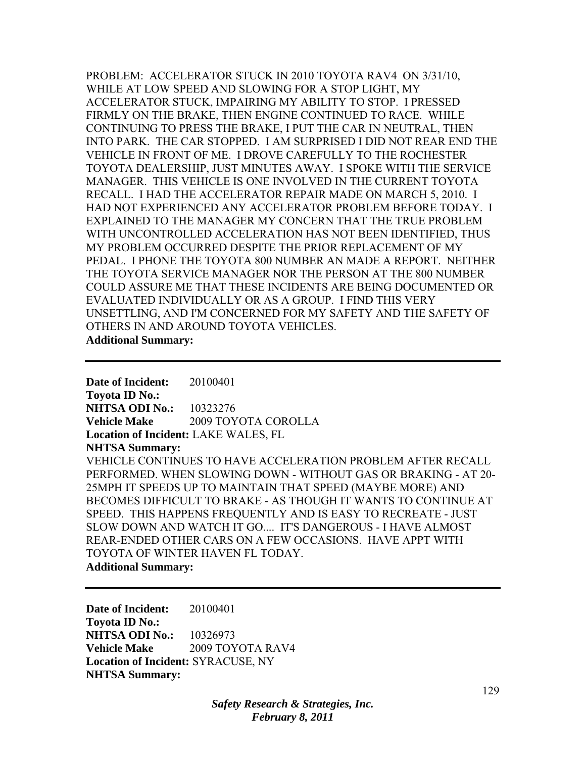PROBLEM: ACCELERATOR STUCK IN 2010 TOYOTA RAV4 ON 3/31/10, WHILE AT LOW SPEED AND SLOWING FOR A STOP LIGHT, MY ACCELERATOR STUCK, IMPAIRING MY ABILITY TO STOP. I PRESSED FIRMLY ON THE BRAKE, THEN ENGINE CONTINUED TO RACE. WHILE CONTINUING TO PRESS THE BRAKE, I PUT THE CAR IN NEUTRAL, THEN INTO PARK. THE CAR STOPPED. I AM SURPRISED I DID NOT REAR END THE VEHICLE IN FRONT OF ME. I DROVE CAREFULLY TO THE ROCHESTER TOYOTA DEALERSHIP, JUST MINUTES AWAY. I SPOKE WITH THE SERVICE MANAGER. THIS VEHICLE IS ONE INVOLVED IN THE CURRENT TOYOTA RECALL. I HAD THE ACCELERATOR REPAIR MADE ON MARCH 5, 2010. I HAD NOT EXPERIENCED ANY ACCELERATOR PROBLEM BEFORE TODAY. I EXPLAINED TO THE MANAGER MY CONCERN THAT THE TRUE PROBLEM WITH UNCONTROLLED ACCELERATION HAS NOT BEEN IDENTIFIED, THUS MY PROBLEM OCCURRED DESPITE THE PRIOR REPLACEMENT OF MY PEDAL. I PHONE THE TOYOTA 800 NUMBER AN MADE A REPORT. NEITHER THE TOYOTA SERVICE MANAGER NOR THE PERSON AT THE 800 NUMBER COULD ASSURE ME THAT THESE INCIDENTS ARE BEING DOCUMENTED OR EVALUATED INDIVIDUALLY OR AS A GROUP. I FIND THIS VERY UNSETTLING, AND I'M CONCERNED FOR MY SAFETY AND THE SAFETY OF OTHERS IN AND AROUND TOYOTA VEHICLES.

**Additional Summary:**

---

**Date of Incident:** 20100401
**Toyota ID No.:**
**NHTSA ODI No.:** 10323276
**Vehicle Make** 2009 TOYOTA COROLLA
**Location of Incident:** LAKE WALES, FL
**NHTSA Summary:**

VEHICLE CONTINUES TO HAVE ACCELERATION PROBLEM AFTER RECALL PERFORMED. WHEN SLOWING DOWN - WITHOUT GAS OR BRAKING - AT 20-25MPH IT SPEEDS UP TO MAINTAIN THAT SPEED (MAYBE MORE) AND BECOMES DIFFICULT TO BRAKE - AS THOUGH IT WANTS TO CONTINUE AT SPEED. THIS HAPPENS FREQUENTLY AND IS EASY TO RECREATE - JUST SLOW DOWN AND WATCH IT GO.... IT'S DANGEROUS - I HAVE ALMOST REAR-ENDED OTHER CARS ON A FEW OCCASIONS. HAVE APPT WITH TOYOTA OF WINTER HAVEN FL TODAY.

**Additional Summary:**

---

**Date of Incident:** 20100401
**Toyota ID No.:**
**NHTSA ODI No.:** 10326973
**Vehicle Make** 2009 TOYOTA RAV4
**Location of Incident:** SYRACUSE, NY
**NHTSA Summary:**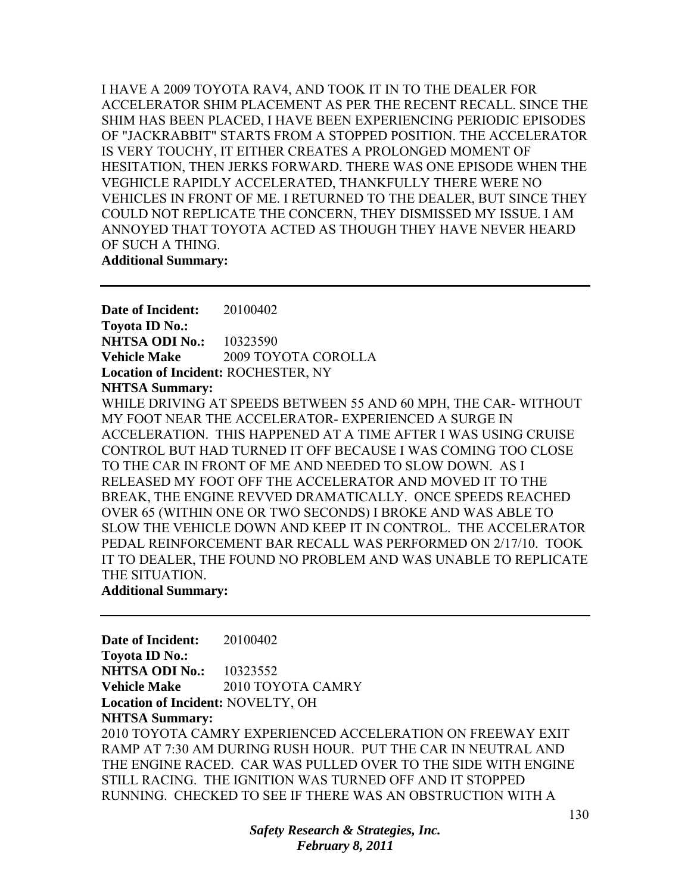I HAVE A 2009 TOYOTA RAV4, AND TOOK IT IN TO THE DEALER FOR ACCELERATOR SHIM PLACEMENT AS PER THE RECENT RECALL. SINCE THE SHIM HAS BEEN PLACED, I HAVE BEEN EXPERIENCING PERIODIC EPISODES OF "JACKRABBIT" STARTS FROM A STOPPED POSITION. THE ACCELERATOR IS VERY TOUCHY, IT EITHER CREATES A PROLONGED MOMENT OF HESITATION, THEN JERKS FORWARD. THERE WAS ONE EPISODE WHEN THE VEGHICLE RAPIDLY ACCELERATED, THANKFULLY THERE WERE NO VEHICLES IN FRONT OF ME. I RETURNED TO THE DEALER, BUT SINCE THEY COULD NOT REPLICATE THE CONCERN, THEY DISMISSED MY ISSUE. I AM ANNOYED THAT TOYOTA ACTED AS THOUGH THEY HAVE NEVER HEARD OF SUCH A THING.

**Additional Summary:**

---

**Date of Incident:** 20100402
**Toyota ID No.:**
**NHTSA ODI No.:** 10323590
**Vehicle Make** 2009 TOYOTA COROLLA
**Location of Incident:** ROCHESTER, NY
**NHTSA Summary:**

WHILE DRIVING AT SPEEDS BETWEEN 55 AND 60 MPH, THE CAR- WITHOUT MY FOOT NEAR THE ACCELERATOR- EXPERIENCED A SURGE IN ACCELERATION. THIS HAPPENED AT A TIME AFTER I WAS USING CRUISE CONTROL BUT HAD TURNED IT OFF BECAUSE I WAS COMING TOO CLOSE TO THE CAR IN FRONT OF ME AND NEEDED TO SLOW DOWN. AS I RELEASED MY FOOT OFF THE ACCELERATOR AND MOVED IT TO THE BREAK, THE ENGINE REVVED DRAMATICALLY. ONCE SPEEDS REACHED OVER 65 (WITHIN ONE OR TWO SECONDS) I BROKE AND WAS ABLE TO SLOW THE VEHICLE DOWN AND KEEP IT IN CONTROL. THE ACCELERATOR PEDAL REINFORCEMENT BAR RECALL WAS PERFORMED ON 2/17/10. TOOK IT TO DEALER, THE FOUND NO PROBLEM AND WAS UNABLE TO REPLICATE THE SITUATION.

**Additional Summary:**

---

**Date of Incident:** 20100402
**Toyota ID No.:**
**NHTSA ODI No.:** 10323552
**Vehicle Make** 2010 TOYOTA CAMRY
**Location of Incident:** NOVELTY, OH
**NHTSA Summary:**

2010 TOYOTA CAMRY EXPERIENCED ACCELERATION ON FREEWAY EXIT RAMP AT 7:30 AM DURING RUSH HOUR. PUT THE CAR IN NEUTRAL AND THE ENGINE RACED. CAR WAS PULLED OVER TO THE SIDE WITH ENGINE STILL RACING. THE IGNITION WAS TURNED OFF AND IT STOPPED RUNNING. CHECKED TO SEE IF THERE WAS AN OBSTRUCTION WITH A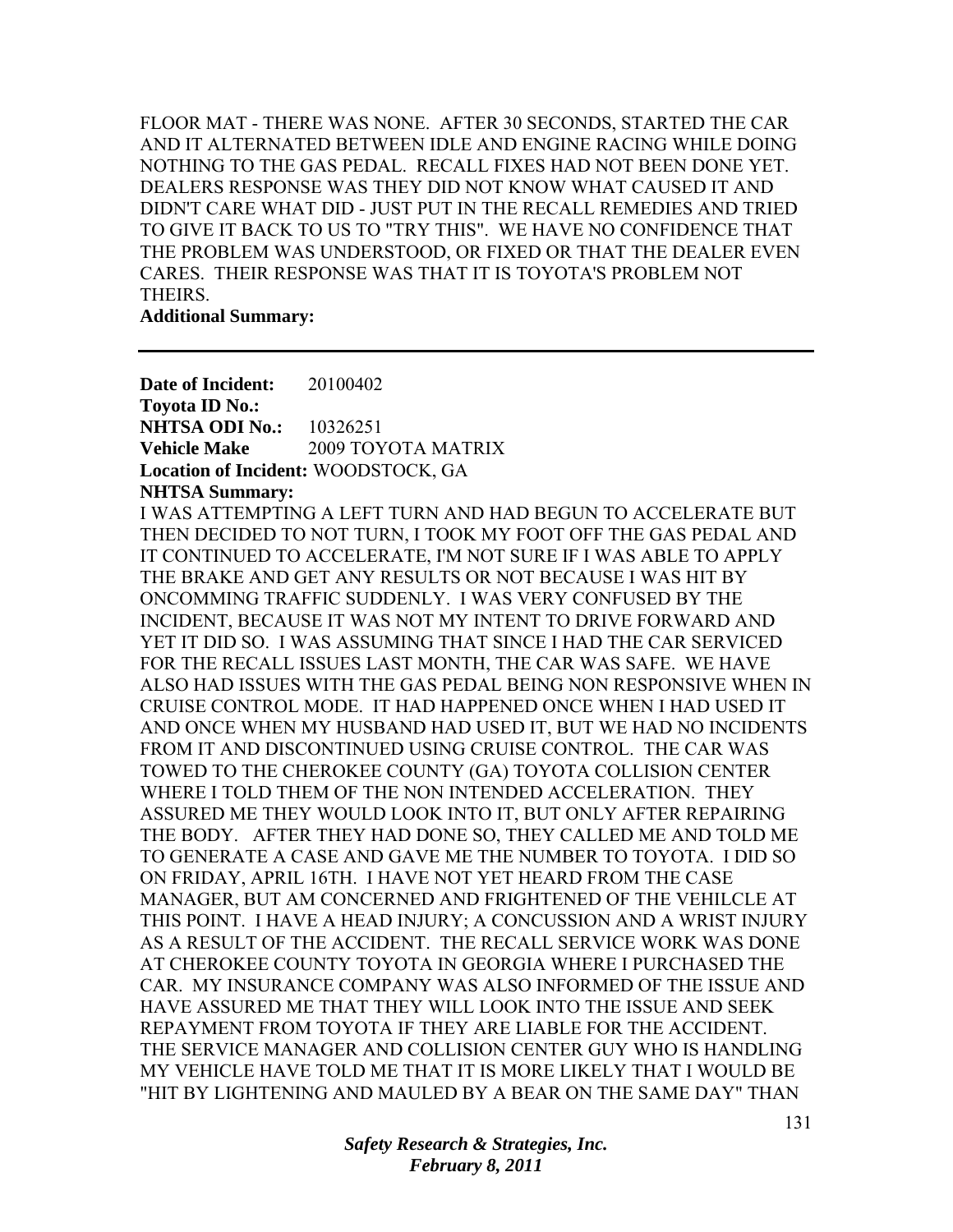FLOOR MAT - THERE WAS NONE. AFTER 30 SECONDS, STARTED THE CAR AND IT ALTERNATED BETWEEN IDLE AND ENGINE RACING WHILE DOING NOTHING TO THE GAS PEDAL. RECALL FIXES HAD NOT BEEN DONE YET. DEALERS RESPONSE WAS THEY DID NOT KNOW WHAT CAUSED IT AND DIDN'T CARE WHAT DID - JUST PUT IN THE RECALL REMEDIES AND TRIED TO GIVE IT BACK TO US TO "TRY THIS". WE HAVE NO CONFIDENCE THAT THE PROBLEM WAS UNDERSTOOD, OR FIXED OR THAT THE DEALER EVEN CARES. THEIR RESPONSE WAS THAT IT IS TOYOTA'S PROBLEM NOT THEIRS.

**Additional Summary:**

---

**Date of Incident:** 20100402
**Toyota ID No.:**
**NHTSA ODI No.:** 10326251
**Vehicle Make** 2009 TOYOTA MATRIX
**Location of Incident:** WOODSTOCK, GA
**NHTSA Summary:**

I WAS ATTEMPTING A LEFT TURN AND HAD BEGUN TO ACCELERATE BUT THEN DECIDED TO NOT TURN, I TOOK MY FOOT OFF THE GAS PEDAL AND IT CONTINUED TO ACCELERATE, I'M NOT SURE IF I WAS ABLE TO APPLY THE BRAKE AND GET ANY RESULTS OR NOT BECAUSE I WAS HIT BY ONCOMMING TRAFFIC SUDDENLY. I WAS VERY CONFUSED BY THE INCIDENT, BECAUSE IT WAS NOT MY INTENT TO DRIVE FORWARD AND YET IT DID SO. I WAS ASSUMING THAT SINCE I HAD THE CAR SERVICED FOR THE RECALL ISSUES LAST MONTH, THE CAR WAS SAFE. WE HAVE ALSO HAD ISSUES WITH THE GAS PEDAL BEING NON RESPONSIVE WHEN IN CRUISE CONTROL MODE. IT HAD HAPPENED ONCE WHEN I HAD USED IT AND ONCE WHEN MY HUSBAND HAD USED IT, BUT WE HAD NO INCIDENTS FROM IT AND DISCONTINUED USING CRUISE CONTROL. THE CAR WAS TOWED TO THE CHEROKEE COUNTY (GA) TOYOTA COLLISION CENTER WHERE I TOLD THEM OF THE NON INTENDED ACCELERATION. THEY ASSURED ME THEY WOULD LOOK INTO IT, BUT ONLY AFTER REPAIRING THE BODY. AFTER THEY HAD DONE SO, THEY CALLED ME AND TOLD ME TO GENERATE A CASE AND GAVE ME THE NUMBER TO TOYOTA. I DID SO ON FRIDAY, APRIL 16TH. I HAVE NOT YET HEARD FROM THE CASE MANAGER, BUT AM CONCERNED AND FRIGHTENED OF THE VEHILCLE AT THIS POINT. I HAVE A HEAD INJURY; A CONCUSSION AND A WRIST INJURY AS A RESULT OF THE ACCIDENT. THE RECALL SERVICE WORK WAS DONE AT CHEROKEE COUNTY TOYOTA IN GEORGIA WHERE I PURCHASED THE CAR. MY INSURANCE COMPANY WAS ALSO INFORMED OF THE ISSUE AND HAVE ASSURED ME THAT THEY WILL LOOK INTO THE ISSUE AND SEEK REPAYMENT FROM TOYOTA IF THEY ARE LIABLE FOR THE ACCIDENT. THE SERVICE MANAGER AND COLLISION CENTER GUY WHO IS HANDLING MY VEHICLE HAVE TOLD ME THAT IT IS MORE LIKELY THAT I WOULD BE "HIT BY LIGHTENING AND MAULED BY A BEAR ON THE SAME DAY" THAN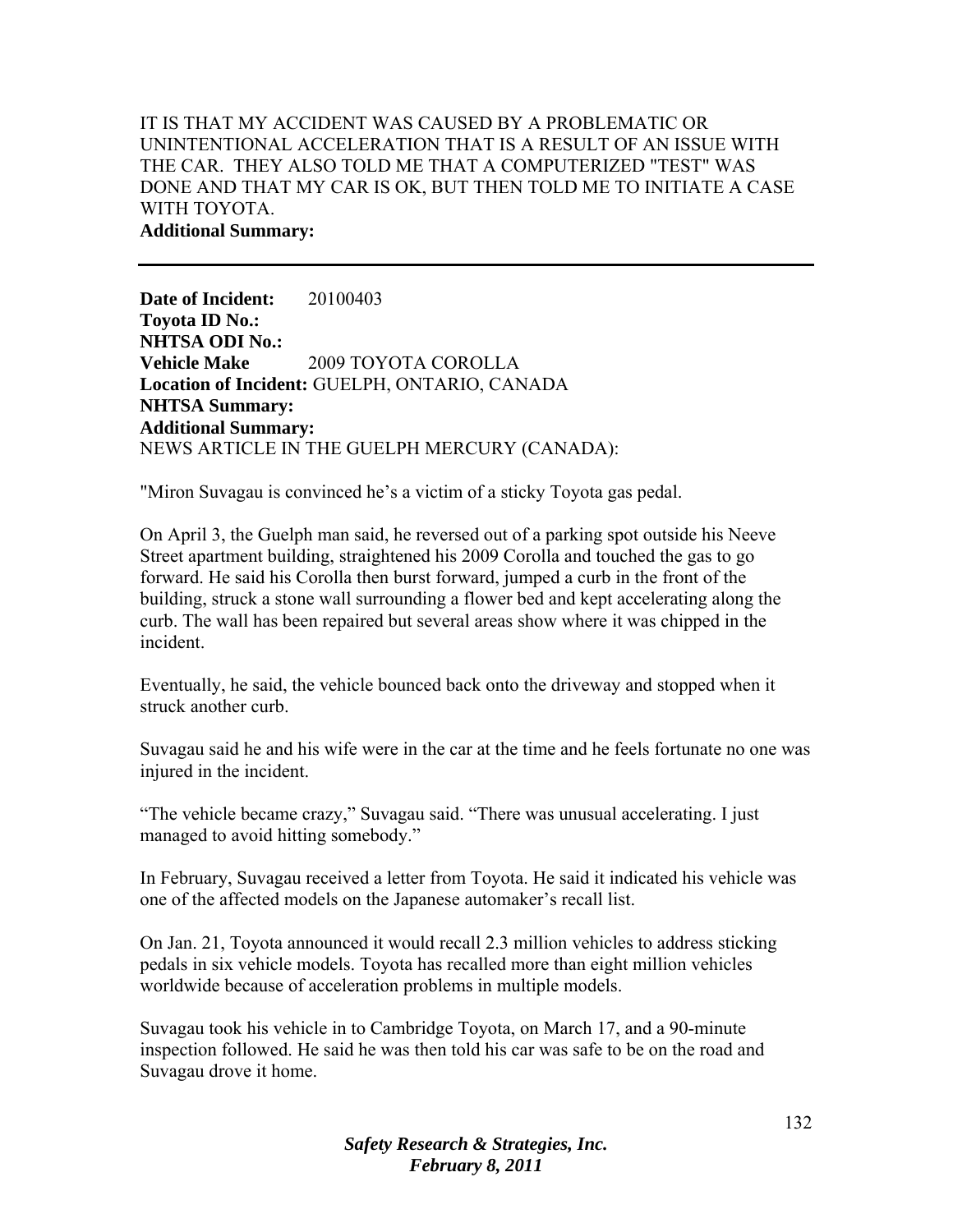IT IS THAT MY ACCIDENT WAS CAUSED BY A PROBLEMATIC OR UNINTENTIONAL ACCELERATION THAT IS A RESULT OF AN ISSUE WITH THE CAR. THEY ALSO TOLD ME THAT A COMPUTERIZED "TEST" WAS DONE AND THAT MY CAR IS OK, BUT THEN TOLD ME TO INITIATE A CASE WITH TOYOTA.

**Additional Summary:**

---

**Date of Incident:** 20100403
**Toyota ID No.:**
**NHTSA ODI No.:**
**Vehicle Make** 2009 TOYOTA COROLLA
**Location of Incident:** GUELPH, ONTARIO, CANADA
**NHTSA Summary:**
**Additional Summary:**
NEWS ARTICLE IN THE GUELPH MERCURY (CANADA):

"Miron Suvagau is convinced he's a victim of a sticky Toyota gas pedal.

On April 3, the Guelph man said, he reversed out of a parking spot outside his Neeve Street apartment building, straightened his 2009 Corolla and touched the gas to go forward. He said his Corolla then burst forward, jumped a curb in the front of the building, struck a stone wall surrounding a flower bed and kept accelerating along the curb. The wall has been repaired but several areas show where it was chipped in the incident.

Eventually, he said, the vehicle bounced back onto the driveway and stopped when it struck another curb.

Suvagau said he and his wife were in the car at the time and he feels fortunate no one was injured in the incident.

"The vehicle became crazy," Suvagau said. "There was unusual accelerating. I just managed to avoid hitting somebody."

In February, Suvagau received a letter from Toyota. He said it indicated his vehicle was one of the affected models on the Japanese automaker's recall list.

On Jan. 21, Toyota announced it would recall 2.3 million vehicles to address sticking pedals in six vehicle models. Toyota has recalled more than eight million vehicles worldwide because of acceleration problems in multiple models.

Suvagau took his vehicle in to Cambridge Toyota, on March 17, and a 90-minute inspection followed. He said he was then told his car was safe to be on the road and Suvagau drove it home.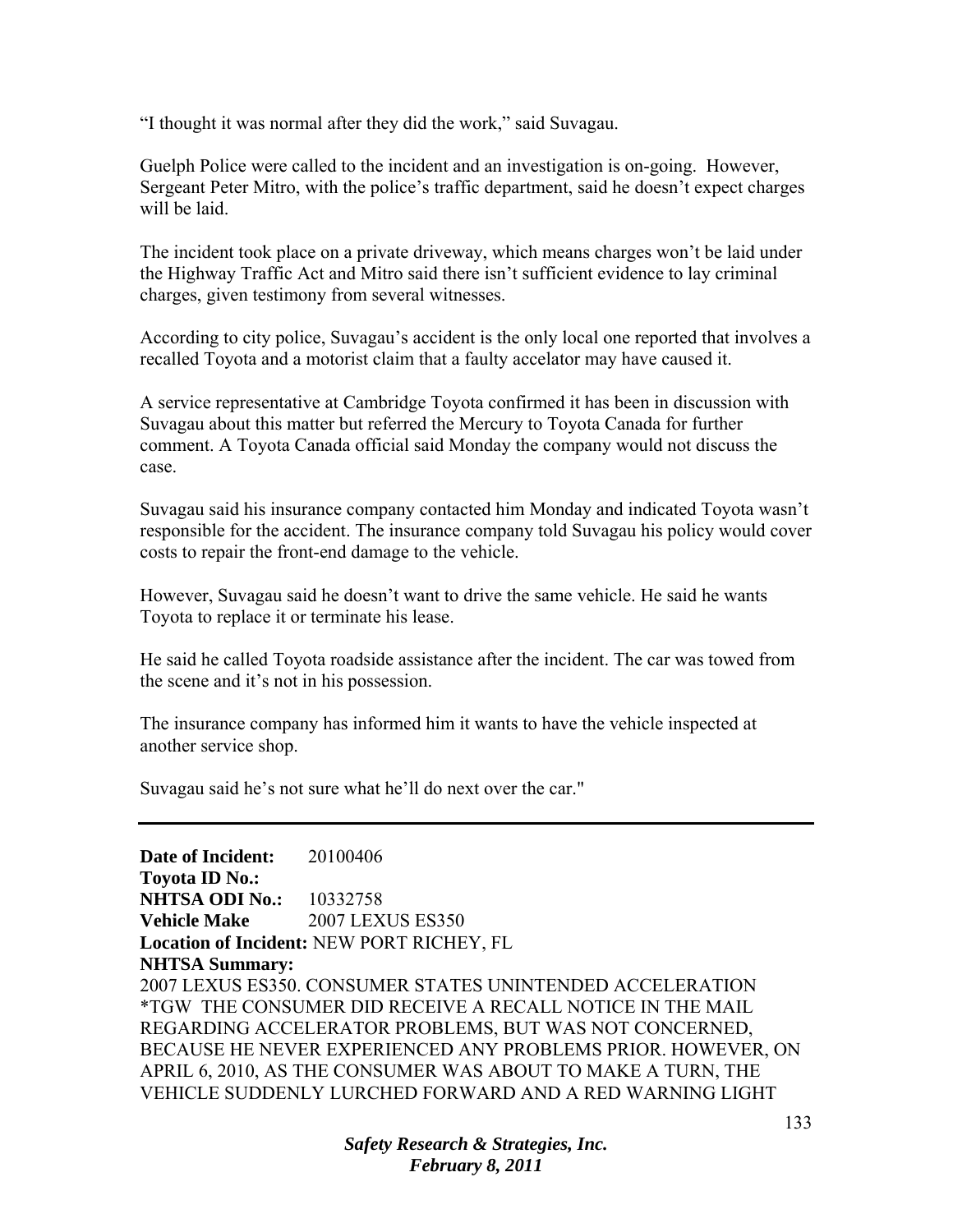"I thought it was normal after they did the work," said Suvagau.

Guelph Police were called to the incident and an investigation is on-going. However, Sergeant Peter Mitro, with the police's traffic department, said he doesn't expect charges will be laid.

The incident took place on a private driveway, which means charges won't be laid under the Highway Traffic Act and Mitro said there isn't sufficient evidence to lay criminal charges, given testimony from several witnesses.

According to city police, Suvagau's accident is the only local one reported that involves a recalled Toyota and a motorist claim that a faulty accelator may have caused it.

A service representative at Cambridge Toyota confirmed it has been in discussion with Suvagau about this matter but referred the Mercury to Toyota Canada for further comment. A Toyota Canada official said Monday the company would not discuss the case.

Suvagau said his insurance company contacted him Monday and indicated Toyota wasn't responsible for the accident. The insurance company told Suvagau his policy would cover costs to repair the front-end damage to the vehicle.

However, Suvagau said he doesn't want to drive the same vehicle. He said he wants Toyota to replace it or terminate his lease.

He said he called Toyota roadside assistance after the incident. The car was towed from the scene and it's not in his possession.

The insurance company has informed him it wants to have the vehicle inspected at another service shop.

Suvagau said he's not sure what he'll do next over the car."

---

**Date of Incident:** 20100406
**Toyota ID No.:**
**NHTSA ODI No.:** 10332758
**Vehicle Make** 2007 LEXUS ES350
**Location of Incident:** NEW PORT RICHEY, FL
**NHTSA Summary:**
2007 LEXUS ES350. CONSUMER STATES UNINTENDED ACCELERATION *TGW THE CONSUMER DID RECEIVE A RECALL NOTICE IN THE MAIL REGARDING ACCELERATOR PROBLEMS, BUT WAS NOT CONCERNED, BECAUSE HE NEVER EXPERIENCED ANY PROBLEMS PRIOR. HOWEVER, ON APRIL 6, 2010, AS THE CONSUMER WAS ABOUT TO MAKE A TURN, THE VEHICLE SUDDENLY LURCHED FORWARD AND A RED WARNING LIGHT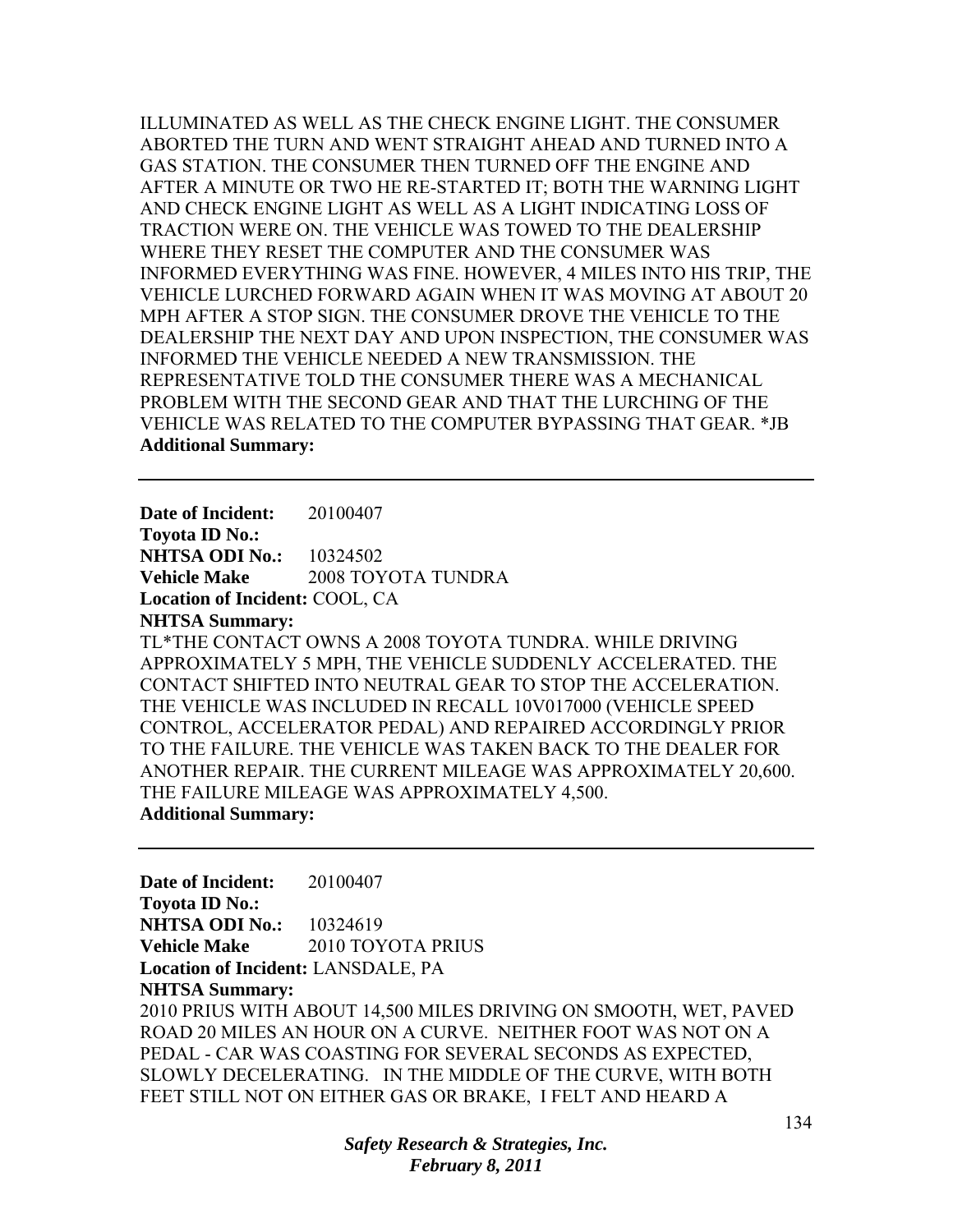ILLUMINATED AS WELL AS THE CHECK ENGINE LIGHT. THE CONSUMER ABORTED THE TURN AND WENT STRAIGHT AHEAD AND TURNED INTO A GAS STATION. THE CONSUMER THEN TURNED OFF THE ENGINE AND AFTER A MINUTE OR TWO HE RE-STARTED IT; BOTH THE WARNING LIGHT AND CHECK ENGINE LIGHT AS WELL AS A LIGHT INDICATING LOSS OF TRACTION WERE ON. THE VEHICLE WAS TOWED TO THE DEALERSHIP WHERE THEY RESET THE COMPUTER AND THE CONSUMER WAS INFORMED EVERYTHING WAS FINE. HOWEVER, 4 MILES INTO HIS TRIP, THE VEHICLE LURCHED FORWARD AGAIN WHEN IT WAS MOVING AT ABOUT 20 MPH AFTER A STOP SIGN. THE CONSUMER DROVE THE VEHICLE TO THE DEALERSHIP THE NEXT DAY AND UPON INSPECTION, THE CONSUMER WAS INFORMED THE VEHICLE NEEDED A NEW TRANSMISSION. THE REPRESENTATIVE TOLD THE CONSUMER THERE WAS A MECHANICAL PROBLEM WITH THE SECOND GEAR AND THAT THE LURCHING OF THE VEHICLE WAS RELATED TO THE COMPUTER BYPASSING THAT GEAR. *JB
**Additional Summary:**

---

**Date of Incident:** 20100407
**Toyota ID No.:**
**NHTSA ODI No.:** 10324502
**Vehicle Make** 2008 TOYOTA TUNDRA
**Location of Incident:** COOL, CA
**NHTSA Summary:**
TL*THE CONTACT OWNS A 2008 TOYOTA TUNDRA. WHILE DRIVING APPROXIMATELY 5 MPH, THE VEHICLE SUDDENLY ACCELERATED. THE CONTACT SHIFTED INTO NEUTRAL GEAR TO STOP THE ACCELERATION. THE VEHICLE WAS INCLUDED IN RECALL 10V017000 (VEHICLE SPEED CONTROL, ACCELERATOR PEDAL) AND REPAIRED ACCORDINGLY PRIOR TO THE FAILURE. THE VEHICLE WAS TAKEN BACK TO THE DEALER FOR ANOTHER REPAIR. THE CURRENT MILEAGE WAS APPROXIMATELY 20,600. THE FAILURE MILEAGE WAS APPROXIMATELY 4,500.
**Additional Summary:**

---

**Date of Incident:** 20100407
**Toyota ID No.:**
**NHTSA ODI No.:** 10324619
**Vehicle Make** 2010 TOYOTA PRIUS
**Location of Incident:** LANSDALE, PA
**NHTSA Summary:**
2010 PRIUS WITH ABOUT 14,500 MILES DRIVING ON SMOOTH, WET, PAVED ROAD 20 MILES AN HOUR ON A CURVE. NEITHER FOOT WAS NOT ON A PEDAL - CAR WAS COASTING FOR SEVERAL SECONDS AS EXPECTED, SLOWLY DECELERATING. IN THE MIDDLE OF THE CURVE, WITH BOTH FEET STILL NOT ON EITHER GAS OR BRAKE, I FELT AND HEARD A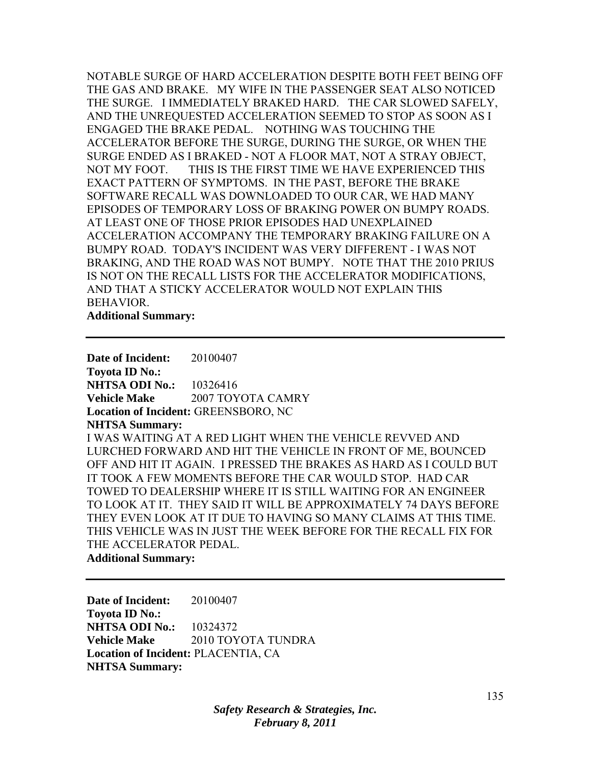NOTABLE SURGE OF HARD ACCELERATION DESPITE BOTH FEET BEING OFF THE GAS AND BRAKE. MY WIFE IN THE PASSENGER SEAT ALSO NOTICED THE SURGE. I IMMEDIATELY BRAKED HARD. THE CAR SLOWED SAFELY, AND THE UNREQUESTED ACCELERATION SEEMED TO STOP AS SOON AS I ENGAGED THE BRAKE PEDAL. NOTHING WAS TOUCHING THE ACCELERATOR BEFORE THE SURGE, DURING THE SURGE, OR WHEN THE SURGE ENDED AS I BRAKED - NOT A FLOOR MAT, NOT A STRAY OBJECT, NOT MY FOOT. THIS IS THE FIRST TIME WE HAVE EXPERIENCED THIS EXACT PATTERN OF SYMPTOMS. IN THE PAST, BEFORE THE BRAKE SOFTWARE RECALL WAS DOWNLOADED TO OUR CAR, WE HAD MANY EPISODES OF TEMPORARY LOSS OF BRAKING POWER ON BUMPY ROADS. AT LEAST ONE OF THOSE PRIOR EPISODES HAD UNEXPLAINED ACCELERATION ACCOMPANY THE TEMPORARY BRAKING FAILURE ON A BUMPY ROAD. TODAY'S INCIDENT WAS VERY DIFFERENT - I WAS NOT BRAKING, AND THE ROAD WAS NOT BUMPY. NOTE THAT THE 2010 PRIUS IS NOT ON THE RECALL LISTS FOR THE ACCELERATOR MODIFICATIONS, AND THAT A STICKY ACCELERATOR WOULD NOT EXPLAIN THIS BEHAVIOR.

**Additional Summary:**

---

**Date of Incident:** 20100407
**Toyota ID No.:**
**NHTSA ODI No.:** 10326416
**Vehicle Make** 2007 TOYOTA CAMRY
**Location of Incident:** GREENSBORO, NC
**NHTSA Summary:**

I WAS WAITING AT A RED LIGHT WHEN THE VEHICLE REVVED AND LURCHED FORWARD AND HIT THE VEHICLE IN FRONT OF ME, BOUNCED OFF AND HIT IT AGAIN. I PRESSED THE BRAKES AS HARD AS I COULD BUT IT TOOK A FEW MOMENTS BEFORE THE CAR WOULD STOP. HAD CAR TOWED TO DEALERSHIP WHERE IT IS STILL WAITING FOR AN ENGINEER TO LOOK AT IT. THEY SAID IT WILL BE APPROXIMATELY 74 DAYS BEFORE THEY EVEN LOOK AT IT DUE TO HAVING SO MANY CLAIMS AT THIS TIME. THIS VEHICLE WAS IN JUST THE WEEK BEFORE FOR THE RECALL FIX FOR THE ACCELERATOR PEDAL.

**Additional Summary:**

---

**Date of Incident:** 20100407
**Toyota ID No.:**
**NHTSA ODI No.:** 10324372
**Vehicle Make** 2010 TOYOTA TUNDRA
**Location of Incident:** PLACENTIA, CA
**NHTSA Summary:**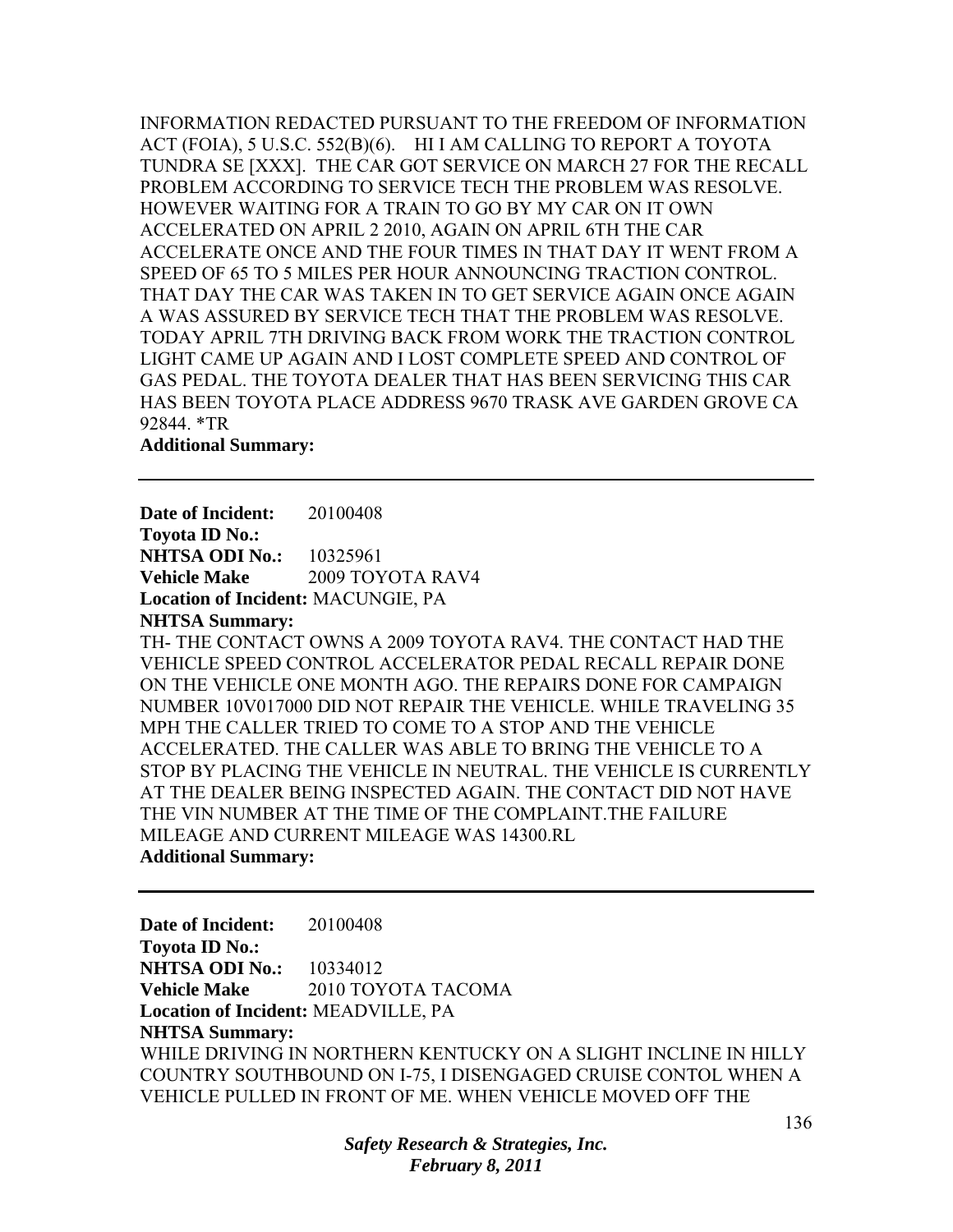INFORMATION REDACTED PURSUANT TO THE FREEDOM OF INFORMATION ACT (FOIA), 5 U.S.C. 552(B)(6). HI I AM CALLING TO REPORT A TOYOTA TUNDRA SE [XXX]. THE CAR GOT SERVICE ON MARCH 27 FOR THE RECALL PROBLEM ACCORDING TO SERVICE TECH THE PROBLEM WAS RESOLVE. HOWEVER WAITING FOR A TRAIN TO GO BY MY CAR ON IT OWN ACCELERATED ON APRIL 2 2010, AGAIN ON APRIL 6TH THE CAR ACCELERATE ONCE AND THE FOUR TIMES IN THAT DAY IT WENT FROM A SPEED OF 65 TO 5 MILES PER HOUR ANNOUNCING TRACTION CONTROL. THAT DAY THE CAR WAS TAKEN IN TO GET SERVICE AGAIN ONCE AGAIN A WAS ASSURED BY SERVICE TECH THAT THE PROBLEM WAS RESOLVE. TODAY APRIL 7TH DRIVING BACK FROM WORK THE TRACTION CONTROL LIGHT CAME UP AGAIN AND I LOST COMPLETE SPEED AND CONTROL OF GAS PEDAL. THE TOYOTA DEALER THAT HAS BEEN SERVICING THIS CAR HAS BEEN TOYOTA PLACE ADDRESS 9670 TRASK AVE GARDEN GROVE CA 92844. *TR

**Additional Summary:**

---

**Date of Incident:** 20100408
**Toyota ID No.:**
**NHTSA ODI No.:** 10325961
**Vehicle Make** 2009 TOYOTA RAV4
**Location of Incident:** MACUNGIE, PA
**NHTSA Summary:**

TH- THE CONTACT OWNS A 2009 TOYOTA RAV4. THE CONTACT HAD THE VEHICLE SPEED CONTROL ACCELERATOR PEDAL RECALL REPAIR DONE ON THE VEHICLE ONE MONTH AGO. THE REPAIRS DONE FOR CAMPAIGN NUMBER 10V017000 DID NOT REPAIR THE VEHICLE. WHILE TRAVELING 35 MPH THE CALLER TRIED TO COME TO A STOP AND THE VEHICLE ACCELERATED. THE CALLER WAS ABLE TO BRING THE VEHICLE TO A STOP BY PLACING THE VEHICLE IN NEUTRAL. THE VEHICLE IS CURRENTLY AT THE DEALER BEING INSPECTED AGAIN. THE CONTACT DID NOT HAVE THE VIN NUMBER AT THE TIME OF THE COMPLAINT.THE FAILURE MILEAGE AND CURRENT MILEAGE WAS 14300.RL

**Additional Summary:**

---

**Date of Incident:** 20100408
**Toyota ID No.:**
**NHTSA ODI No.:** 10334012
**Vehicle Make** 2010 TOYOTA TACOMA
**Location of Incident:** MEADVILLE, PA
**NHTSA Summary:**

WHILE DRIVING IN NORTHERN KENTUCKY ON A SLIGHT INCLINE IN HILLY COUNTRY SOUTHBOUND ON I-75, I DISENGAGED CRUISE CONTOL WHEN A VEHICLE PULLED IN FRONT OF ME. WHEN VEHICLE MOVED OFF THE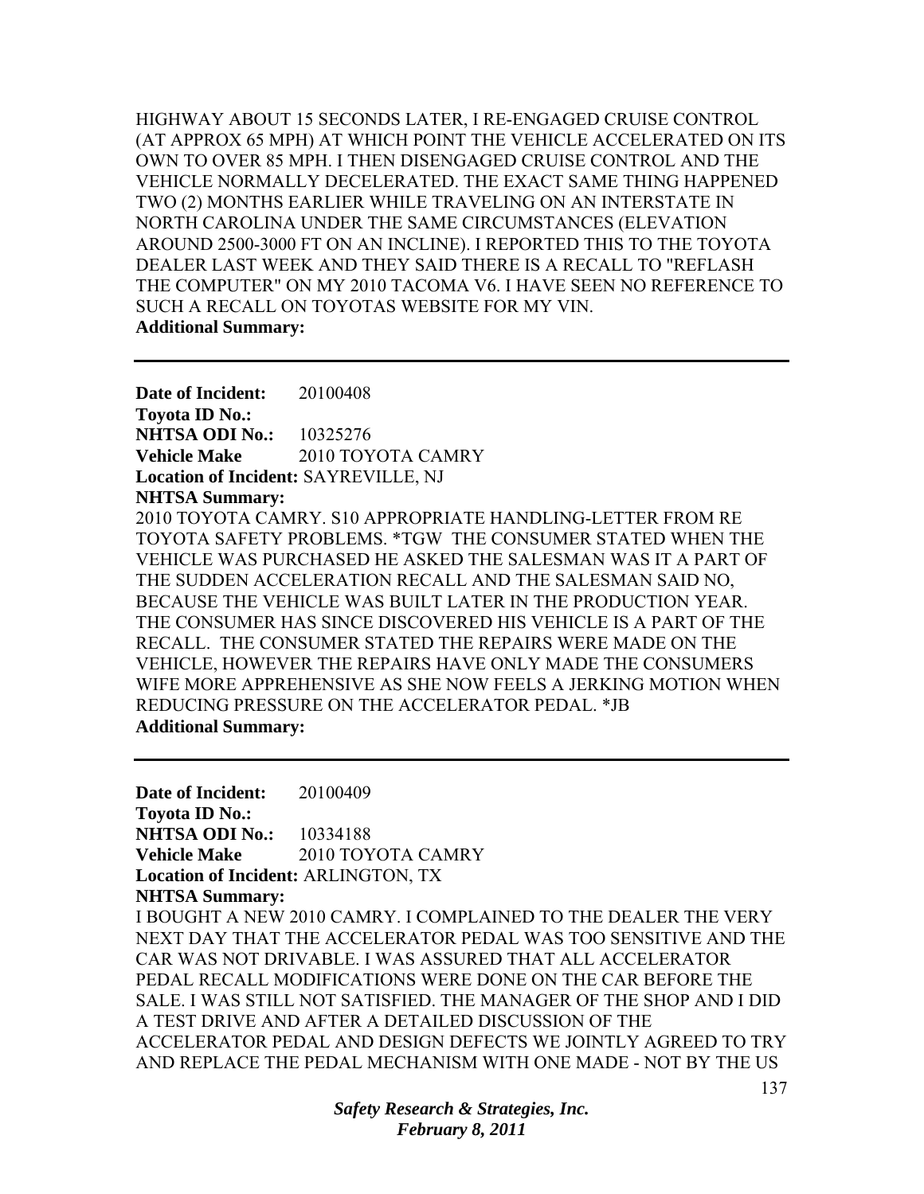HIGHWAY ABOUT 15 SECONDS LATER, I RE-ENGAGED CRUISE CONTROL (AT APPROX 65 MPH) AT WHICH POINT THE VEHICLE ACCELERATED ON ITS OWN TO OVER 85 MPH. I THEN DISENGAGED CRUISE CONTROL AND THE VEHICLE NORMALLY DECELERATED. THE EXACT SAME THING HAPPENED TWO (2) MONTHS EARLIER WHILE TRAVELING ON AN INTERSTATE IN NORTH CAROLINA UNDER THE SAME CIRCUMSTANCES (ELEVATION AROUND 2500-3000 FT ON AN INCLINE). I REPORTED THIS TO THE TOYOTA DEALER LAST WEEK AND THEY SAID THERE IS A RECALL TO "REFLASH THE COMPUTER" ON MY 2010 TACOMA V6. I HAVE SEEN NO REFERENCE TO SUCH A RECALL ON TOYOTAS WEBSITE FOR MY VIN.
**Additional Summary:**

---

**Date of Incident:** 20100408
**Toyota ID No.:**
**NHTSA ODI No.:** 10325276
**Vehicle Make** 2010 TOYOTA CAMRY
**Location of Incident:** SAYREVILLE, NJ
**NHTSA Summary:**
2010 TOYOTA CAMRY. S10 APPROPRIATE HANDLING-LETTER FROM RE TOYOTA SAFETY PROBLEMS. *TGW THE CONSUMER STATED WHEN THE VEHICLE WAS PURCHASED HE ASKED THE SALESMAN WAS IT A PART OF THE SUDDEN ACCELERATION RECALL AND THE SALESMAN SAID NO, BECAUSE THE VEHICLE WAS BUILT LATER IN THE PRODUCTION YEAR. THE CONSUMER HAS SINCE DISCOVERED HIS VEHICLE IS A PART OF THE RECALL. THE CONSUMER STATED THE REPAIRS WERE MADE ON THE VEHICLE, HOWEVER THE REPAIRS HAVE ONLY MADE THE CONSUMERS WIFE MORE APPREHENSIVE AS SHE NOW FEELS A JERKING MOTION WHEN REDUCING PRESSURE ON THE ACCELERATOR PEDAL. *JB
**Additional Summary:**

---

**Date of Incident:** 20100409
**Toyota ID No.:**
**NHTSA ODI No.:** 10334188
**Vehicle Make** 2010 TOYOTA CAMRY
**Location of Incident:** ARLINGTON, TX
**NHTSA Summary:**
I BOUGHT A NEW 2010 CAMRY. I COMPLAINED TO THE DEALER THE VERY NEXT DAY THAT THE ACCELERATOR PEDAL WAS TOO SENSITIVE AND THE CAR WAS NOT DRIVABLE. I WAS ASSURED THAT ALL ACCELERATOR PEDAL RECALL MODIFICATIONS WERE DONE ON THE CAR BEFORE THE SALE. I WAS STILL NOT SATISFIED. THE MANAGER OF THE SHOP AND I DID A TEST DRIVE AND AFTER A DETAILED DISCUSSION OF THE ACCELERATOR PEDAL AND DESIGN DEFECTS WE JOINTLY AGREED TO TRY AND REPLACE THE PEDAL MECHANISM WITH ONE MADE - NOT BY THE US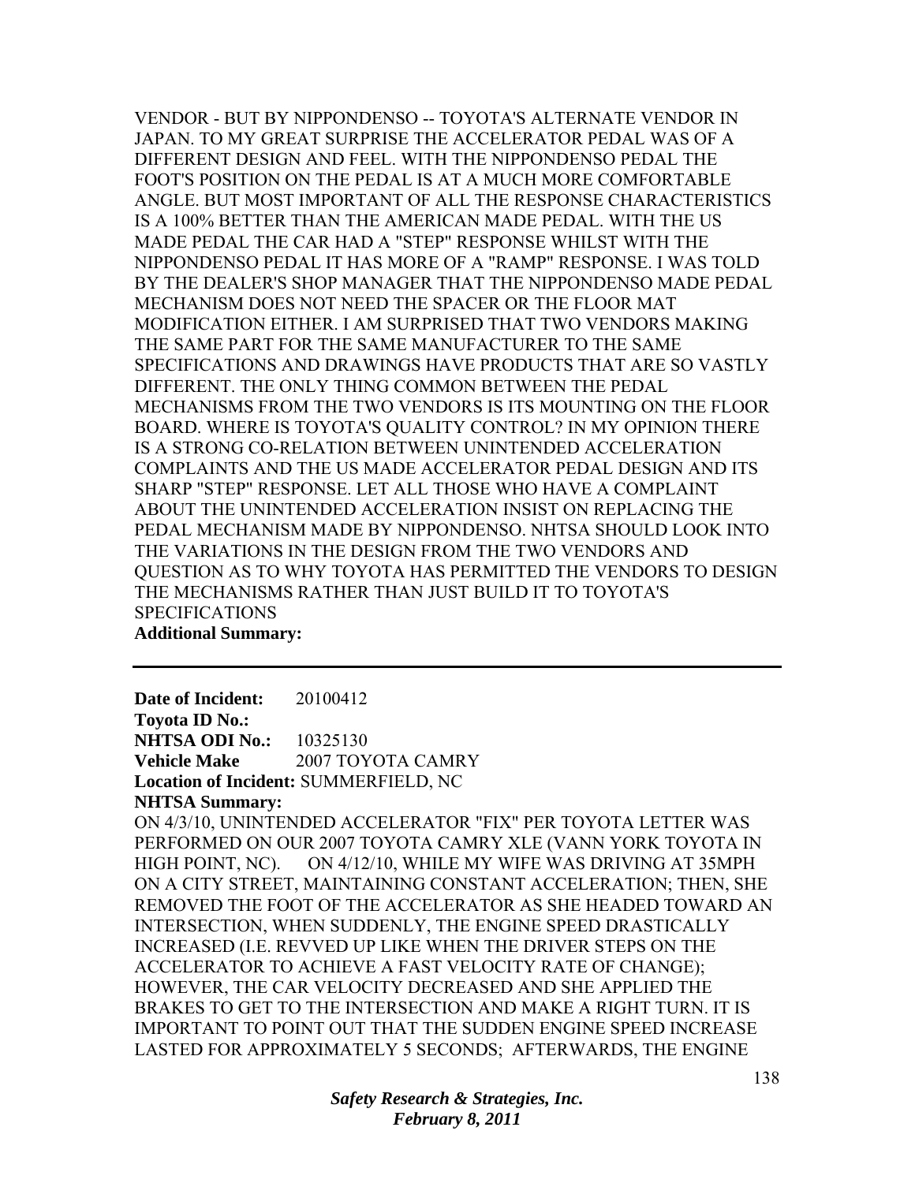VENDOR - BUT BY NIPPONDENSO -- TOYOTA'S ALTERNATE VENDOR IN JAPAN. TO MY GREAT SURPRISE THE ACCELERATOR PEDAL WAS OF A DIFFERENT DESIGN AND FEEL. WITH THE NIPPONDENSO PEDAL THE FOOT'S POSITION ON THE PEDAL IS AT A MUCH MORE COMFORTABLE ANGLE. BUT MOST IMPORTANT OF ALL THE RESPONSE CHARACTERISTICS IS A 100% BETTER THAN THE AMERICAN MADE PEDAL. WITH THE US MADE PEDAL THE CAR HAD A "STEP" RESPONSE WHILST WITH THE NIPPONDENSO PEDAL IT HAS MORE OF A "RAMP" RESPONSE. I WAS TOLD BY THE DEALER'S SHOP MANAGER THAT THE NIPPONDENSO MADE PEDAL MECHANISM DOES NOT NEED THE SPACER OR THE FLOOR MAT MODIFICATION EITHER. I AM SURPRISED THAT TWO VENDORS MAKING THE SAME PART FOR THE SAME MANUFACTURER TO THE SAME SPECIFICATIONS AND DRAWINGS HAVE PRODUCTS THAT ARE SO VASTLY DIFFERENT. THE ONLY THING COMMON BETWEEN THE PEDAL MECHANISMS FROM THE TWO VENDORS IS ITS MOUNTING ON THE FLOOR BOARD. WHERE IS TOYOTA'S QUALITY CONTROL? IN MY OPINION THERE IS A STRONG CO-RELATION BETWEEN UNINTENDED ACCELERATION COMPLAINTS AND THE US MADE ACCELERATOR PEDAL DESIGN AND ITS SHARP "STEP" RESPONSE. LET ALL THOSE WHO HAVE A COMPLAINT ABOUT THE UNINTENDED ACCELERATION INSIST ON REPLACING THE PEDAL MECHANISM MADE BY NIPPONDENSO. NHTSA SHOULD LOOK INTO THE VARIATIONS IN THE DESIGN FROM THE TWO VENDORS AND QUESTION AS TO WHY TOYOTA HAS PERMITTED THE VENDORS TO DESIGN THE MECHANISMS RATHER THAN JUST BUILD IT TO TOYOTA'S SPECIFICATIONS

**Additional Summary:**

---

**Date of Incident:** 20100412

**Toyota ID No.:**

**NHTSA ODI No.:** 10325130

**Vehicle Make** 2007 TOYOTA CAMRY

**Location of Incident:** SUMMERFIELD, NC

**NHTSA Summary:**

ON 4/3/10, UNINTENDED ACCELERATOR "FIX" PER TOYOTA LETTER WAS PERFORMED ON OUR 2007 TOYOTA CAMRY XLE (VANN YORK TOYOTA IN HIGH POINT, NC). ON 4/12/10, WHILE MY WIFE WAS DRIVING AT 35MPH ON A CITY STREET, MAINTAINING CONSTANT ACCELERATION; THEN, SHE REMOVED THE FOOT OF THE ACCELERATOR AS SHE HEADED TOWARD AN INTERSECTION, WHEN SUDDENLY, THE ENGINE SPEED DRASTICALLY INCREASED (I.E. REVVED UP LIKE WHEN THE DRIVER STEPS ON THE ACCELERATOR TO ACHIEVE A FAST VELOCITY RATE OF CHANGE); HOWEVER, THE CAR VELOCITY DECREASED AND SHE APPLIED THE BRAKES TO GET TO THE INTERSECTION AND MAKE A RIGHT TURN. IT IS IMPORTANT TO POINT OUT THAT THE SUDDEN ENGINE SPEED INCREASE LASTED FOR APPROXIMATELY 5 SECONDS; AFTERWARDS, THE ENGINE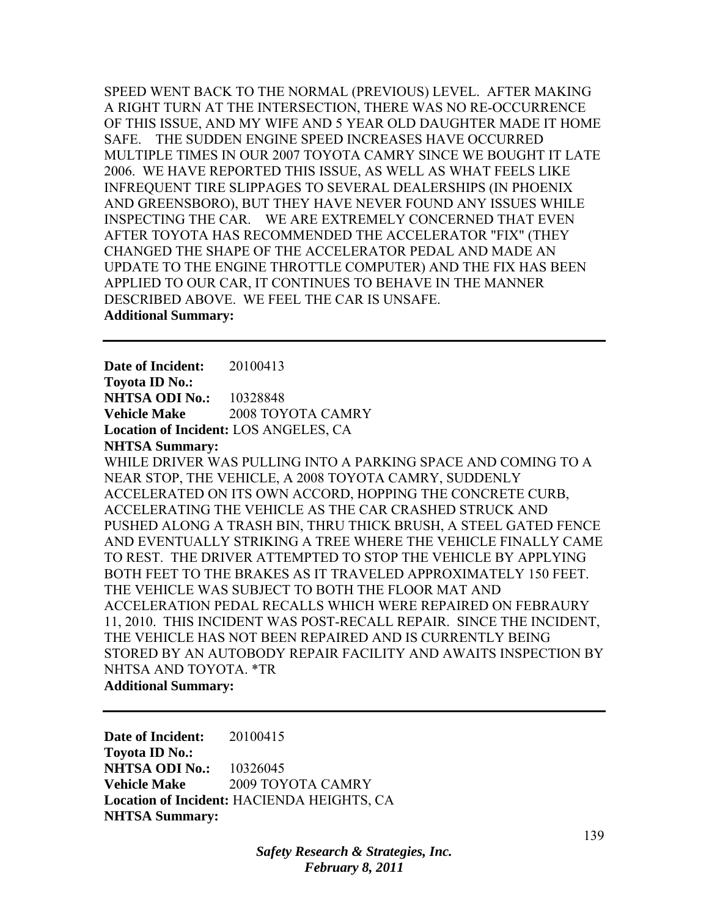SPEED WENT BACK TO THE NORMAL (PREVIOUS) LEVEL. AFTER MAKING A RIGHT TURN AT THE INTERSECTION, THERE WAS NO RE-OCCURRENCE OF THIS ISSUE, AND MY WIFE AND 5 YEAR OLD DAUGHTER MADE IT HOME SAFE. THE SUDDEN ENGINE SPEED INCREASES HAVE OCCURRED MULTIPLE TIMES IN OUR 2007 TOYOTA CAMRY SINCE WE BOUGHT IT LATE 2006. WE HAVE REPORTED THIS ISSUE, AS WELL AS WHAT FEELS LIKE INFREQUENT TIRE SLIPPAGES TO SEVERAL DEALERSHIPS (IN PHOENIX AND GREENSBORO), BUT THEY HAVE NEVER FOUND ANY ISSUES WHILE INSPECTING THE CAR. WE ARE EXTREMELY CONCERNED THAT EVEN AFTER TOYOTA HAS RECOMMENDED THE ACCELERATOR "FIX" (THEY CHANGED THE SHAPE OF THE ACCELERATOR PEDAL AND MADE AN UPDATE TO THE ENGINE THROTTLE COMPUTER) AND THE FIX HAS BEEN APPLIED TO OUR CAR, IT CONTINUES TO BEHAVE IN THE MANNER DESCRIBED ABOVE. WE FEEL THE CAR IS UNSAFE.

**Additional Summary:**

---

**Date of Incident:** 20100413
**Toyota ID No.:**
**NHTSA ODI No.:** 10328848
**Vehicle Make** 2008 TOYOTA CAMRY
**Location of Incident:** LOS ANGELES, CA
**NHTSA Summary:**

WHILE DRIVER WAS PULLING INTO A PARKING SPACE AND COMING TO A NEAR STOP, THE VEHICLE, A 2008 TOYOTA CAMRY, SUDDENLY ACCELERATED ON ITS OWN ACCORD, HOPPING THE CONCRETE CURB, ACCELERATING THE VEHICLE AS THE CAR CRASHED STRUCK AND PUSHED ALONG A TRASH BIN, THRU THICK BRUSH, A STEEL GATED FENCE AND EVENTUALLY STRIKING A TREE WHERE THE VEHICLE FINALLY CAME TO REST. THE DRIVER ATTEMPTED TO STOP THE VEHICLE BY APPLYING BOTH FEET TO THE BRAKES AS IT TRAVELED APPROXIMATELY 150 FEET. THE VEHICLE WAS SUBJECT TO BOTH THE FLOOR MAT AND ACCELERATION PEDAL RECALLS WHICH WERE REPAIRED ON FEBRAURY 11, 2010. THIS INCIDENT WAS POST-RECALL REPAIR. SINCE THE INCIDENT, THE VEHICLE HAS NOT BEEN REPAIRED AND IS CURRENTLY BEING STORED BY AN AUTOBODY REPAIR FACILITY AND AWAITS INSPECTION BY NHTSA AND TOYOTA. *TR

**Additional Summary:**

---

**Date of Incident:** 20100415
**Toyota ID No.:**
**NHTSA ODI No.:** 10326045
**Vehicle Make** 2009 TOYOTA CAMRY
**Location of Incident:** HACIENDA HEIGHTS, CA
**NHTSA Summary:**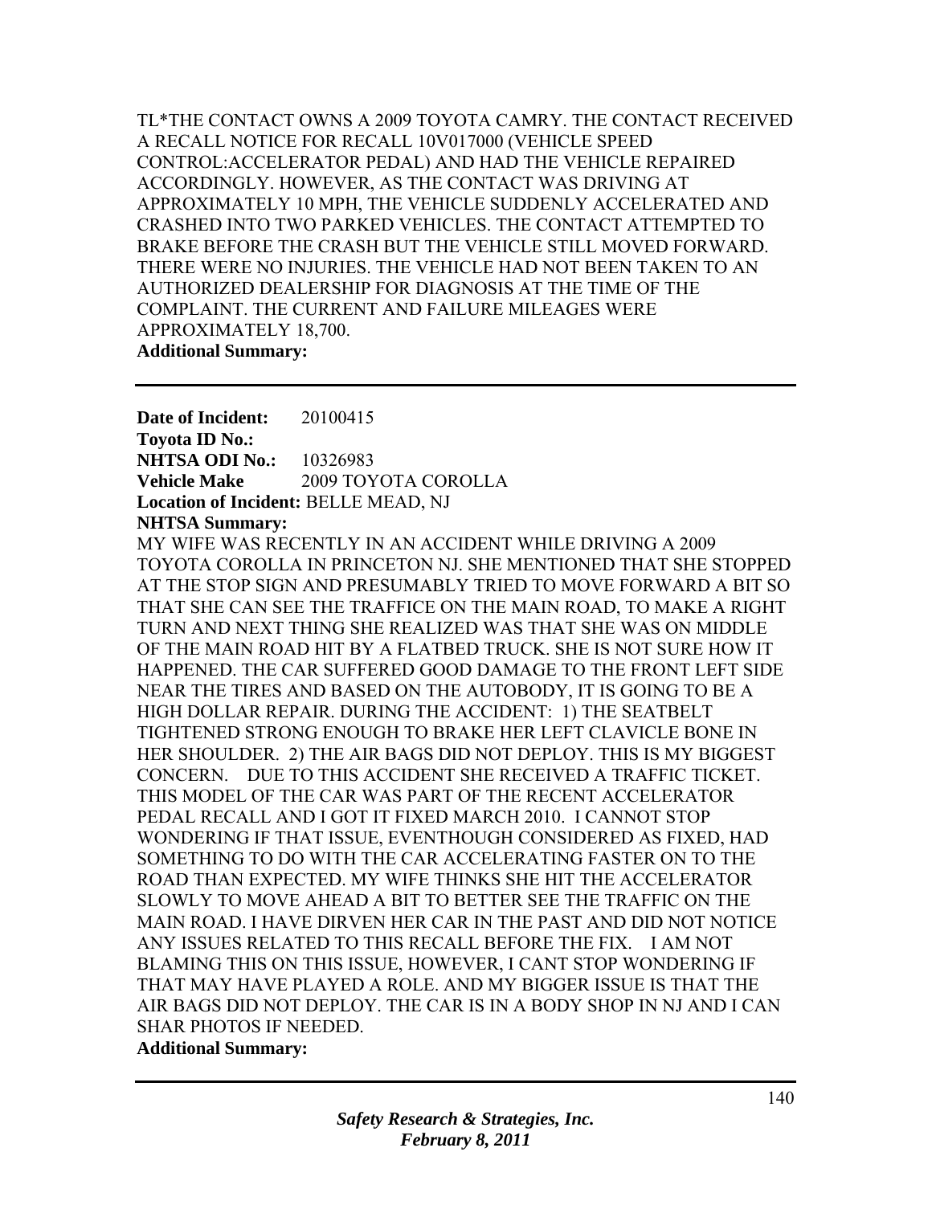TL*THE CONTACT OWNS A 2009 TOYOTA CAMRY. THE CONTACT RECEIVED A RECALL NOTICE FOR RECALL 10V017000 (VEHICLE SPEED CONTROL:ACCELERATOR PEDAL) AND HAD THE VEHICLE REPAIRED ACCORDINGLY. HOWEVER, AS THE CONTACT WAS DRIVING AT APPROXIMATELY 10 MPH, THE VEHICLE SUDDENLY ACCELERATED AND CRASHED INTO TWO PARKED VEHICLES. THE CONTACT ATTEMPTED TO BRAKE BEFORE THE CRASH BUT THE VEHICLE STILL MOVED FORWARD. THERE WERE NO INJURIES. THE VEHICLE HAD NOT BEEN TAKEN TO AN AUTHORIZED DEALERSHIP FOR DIAGNOSIS AT THE TIME OF THE COMPLAINT. THE CURRENT AND FAILURE MILEAGES WERE APPROXIMATELY 18,700.

**Additional Summary:**

---

**Date of Incident:** 20100415
**Toyota ID No.:**
**NHTSA ODI No.:** 10326983
**Vehicle Make** 2009 TOYOTA COROLLA
**Location of Incident:** BELLE MEAD, NJ
**NHTSA Summary:**

MY WIFE WAS RECENTLY IN AN ACCIDENT WHILE DRIVING A 2009 TOYOTA COROLLA IN PRINCETON NJ. SHE MENTIONED THAT SHE STOPPED AT THE STOP SIGN AND PRESUMABLY TRIED TO MOVE FORWARD A BIT SO THAT SHE CAN SEE THE TRAFFICE ON THE MAIN ROAD, TO MAKE A RIGHT TURN AND NEXT THING SHE REALIZED WAS THAT SHE WAS ON MIDDLE OF THE MAIN ROAD HIT BY A FLATBED TRUCK. SHE IS NOT SURE HOW IT HAPPENED. THE CAR SUFFERED GOOD DAMAGE TO THE FRONT LEFT SIDE NEAR THE TIRES AND BASED ON THE AUTOBODY, IT IS GOING TO BE A HIGH DOLLAR REPAIR. DURING THE ACCIDENT: 1) THE SEATBELT TIGHTENED STRONG ENOUGH TO BRAKE HER LEFT CLAVICLE BONE IN HER SHOULDER. 2) THE AIR BAGS DID NOT DEPLOY. THIS IS MY BIGGEST CONCERN. DUE TO THIS ACCIDENT SHE RECEIVED A TRAFFIC TICKET. THIS MODEL OF THE CAR WAS PART OF THE RECENT ACCELERATOR PEDAL RECALL AND I GOT IT FIXED MARCH 2010. I CANNOT STOP WONDERING IF THAT ISSUE, EVENTHOUGH CONSIDERED AS FIXED, HAD SOMETHING TO DO WITH THE CAR ACCELERATING FASTER ON TO THE ROAD THAN EXPECTED. MY WIFE THINKS SHE HIT THE ACCELERATOR SLOWLY TO MOVE AHEAD A BIT TO BETTER SEE THE TRAFFIC ON THE MAIN ROAD. I HAVE DIRVEN HER CAR IN THE PAST AND DID NOT NOTICE ANY ISSUES RELATED TO THIS RECALL BEFORE THE FIX. I AM NOT BLAMING THIS ON THIS ISSUE, HOWEVER, I CANT STOP WONDERING IF THAT MAY HAVE PLAYED A ROLE. AND MY BIGGER ISSUE IS THAT THE AIR BAGS DID NOT DEPLOY. THE CAR IS IN A BODY SHOP IN NJ AND I CAN SHAR PHOTOS IF NEEDED.

**Additional Summary:**

---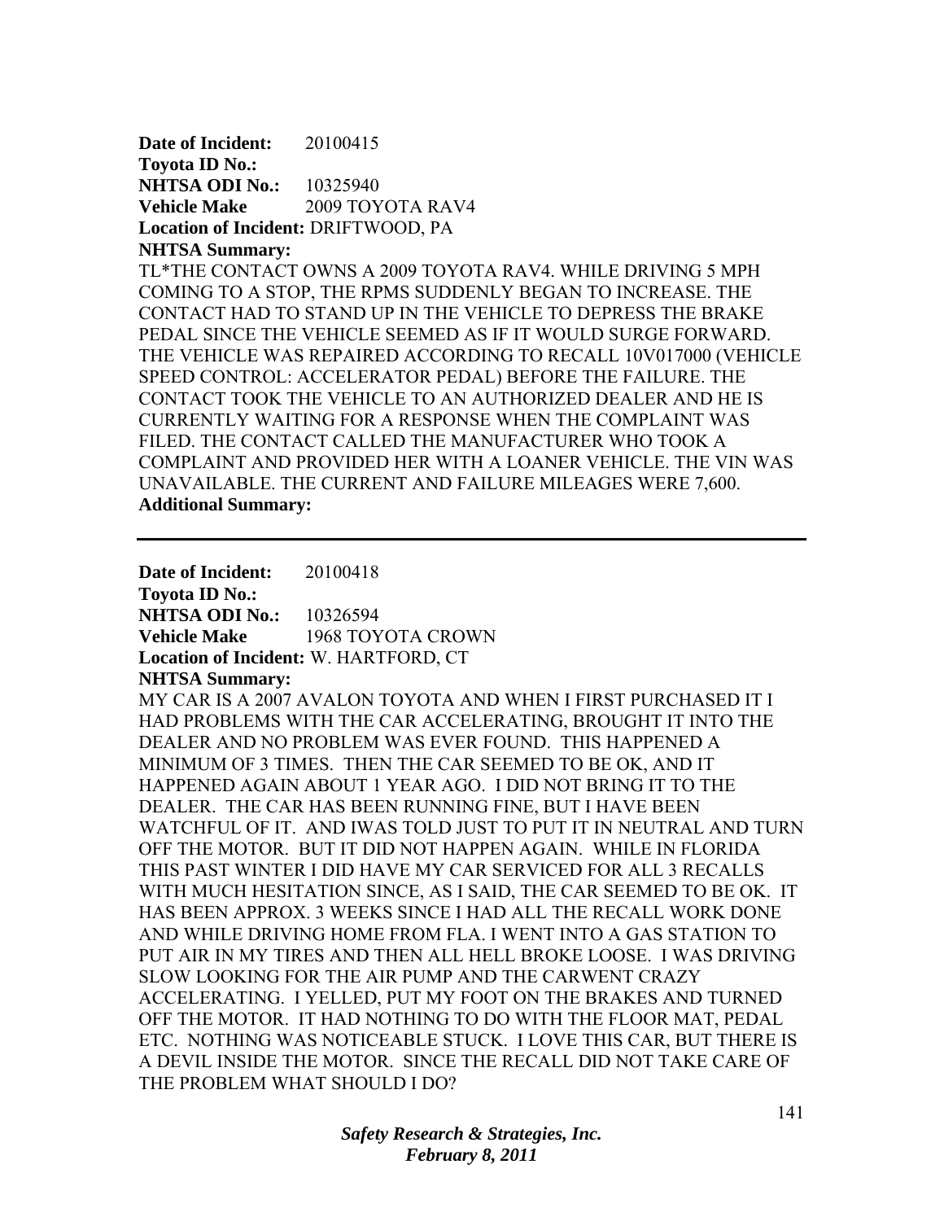**Date of Incident:** 20100415
**Toyota ID No.:**
**NHTSA ODI No.:** 10325940
**Vehicle Make** 2009 TOYOTA RAV4
**Location of Incident:** DRIFTWOOD, PA
**NHTSA Summary:**
TL*THE CONTACT OWNS A 2009 TOYOTA RAV4. WHILE DRIVING 5 MPH COMING TO A STOP, THE RPMS SUDDENLY BEGAN TO INCREASE. THE CONTACT HAD TO STAND UP IN THE VEHICLE TO DEPRESS THE BRAKE PEDAL SINCE THE VEHICLE SEEMED AS IF IT WOULD SURGE FORWARD. THE VEHICLE WAS REPAIRED ACCORDING TO RECALL 10V017000 (VEHICLE SPEED CONTROL: ACCELERATOR PEDAL) BEFORE THE FAILURE. THE CONTACT TOOK THE VEHICLE TO AN AUTHORIZED DEALER AND HE IS CURRENTLY WAITING FOR A RESPONSE WHEN THE COMPLAINT WAS FILED. THE CONTACT CALLED THE MANUFACTURER WHO TOOK A COMPLAINT AND PROVIDED HER WITH A LOANER VEHICLE. THE VIN WAS UNAVAILABLE. THE CURRENT AND FAILURE MILEAGES WERE 7,600.
**Additional Summary:**

---

**Date of Incident:** 20100418
**Toyota ID No.:**
**NHTSA ODI No.:** 10326594
**Vehicle Make** 1968 TOYOTA CROWN
**Location of Incident:** W. HARTFORD, CT
**NHTSA Summary:**
MY CAR IS A 2007 AVALON TOYOTA AND WHEN I FIRST PURCHASED IT I HAD PROBLEMS WITH THE CAR ACCELERATING, BROUGHT IT INTO THE DEALER AND NO PROBLEM WAS EVER FOUND. THIS HAPPENED A MINIMUM OF 3 TIMES. THEN THE CAR SEEMED TO BE OK, AND IT HAPPENED AGAIN ABOUT 1 YEAR AGO. I DID NOT BRING IT TO THE DEALER. THE CAR HAS BEEN RUNNING FINE, BUT I HAVE BEEN WATCHFUL OF IT. AND IWAS TOLD JUST TO PUT IT IN NEUTRAL AND TURN OFF THE MOTOR. BUT IT DID NOT HAPPEN AGAIN. WHILE IN FLORIDA THIS PAST WINTER I DID HAVE MY CAR SERVICED FOR ALL 3 RECALLS WITH MUCH HESITATION SINCE, AS I SAID, THE CAR SEEMED TO BE OK. IT HAS BEEN APPROX. 3 WEEKS SINCE I HAD ALL THE RECALL WORK DONE AND WHILE DRIVING HOME FROM FLA. I WENT INTO A GAS STATION TO PUT AIR IN MY TIRES AND THEN ALL HELL BROKE LOOSE. I WAS DRIVING SLOW LOOKING FOR THE AIR PUMP AND THE CARWENT CRAZY ACCELERATING. I YELLED, PUT MY FOOT ON THE BRAKES AND TURNED OFF THE MOTOR. IT HAD NOTHING TO DO WITH THE FLOOR MAT, PEDAL ETC. NOTHING WAS NOTICEABLE STUCK. I LOVE THIS CAR, BUT THERE IS A DEVIL INSIDE THE MOTOR. SINCE THE RECALL DID NOT TAKE CARE OF THE PROBLEM WHAT SHOULD I DO?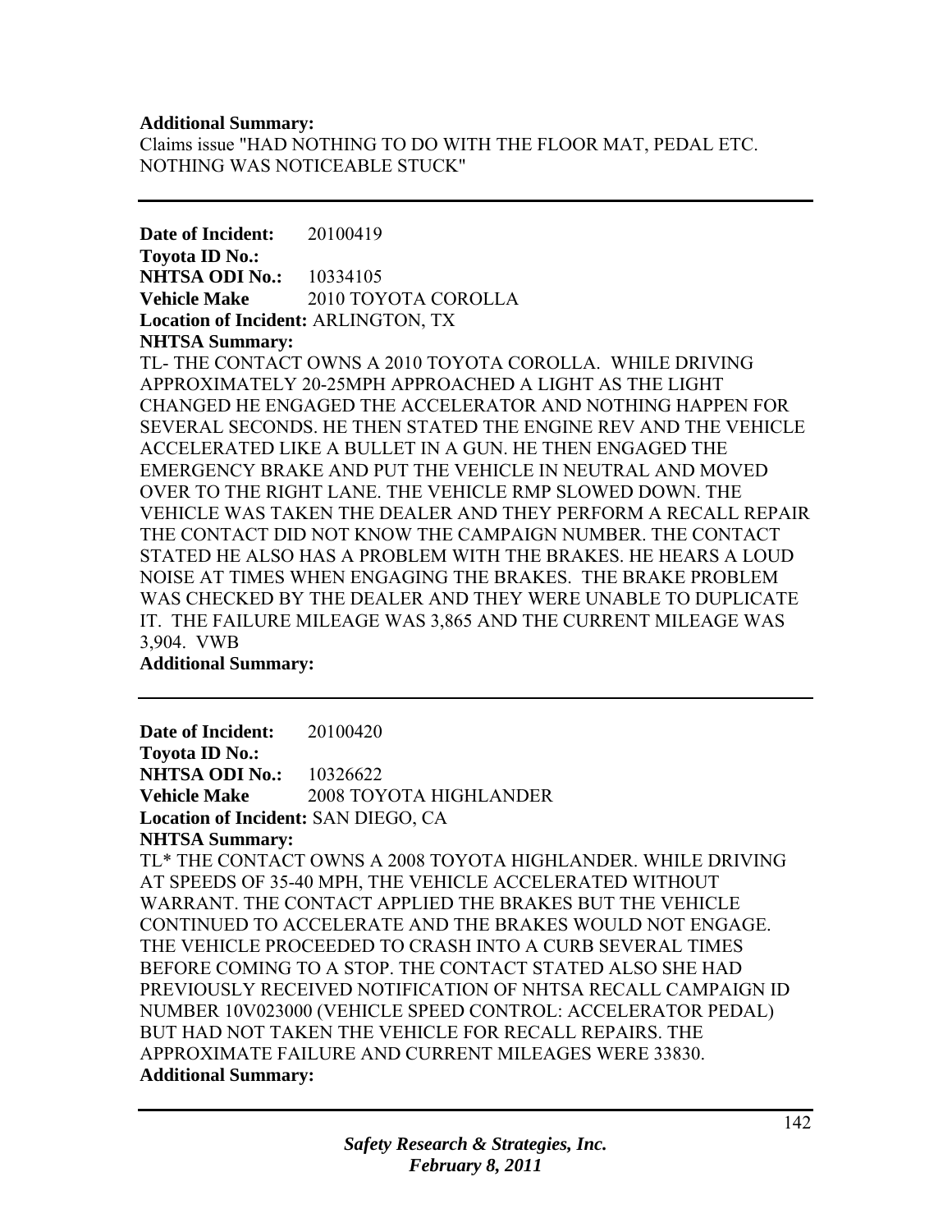**Additional Summary:**
Claims issue "HAD NOTHING TO DO WITH THE FLOOR MAT, PEDAL ETC. NOTHING WAS NOTICEABLE STUCK"

---

**Date of Incident:** 20100419
**Toyota ID No.:**
**NHTSA ODI No.:** 10334105
**Vehicle Make** 2010 TOYOTA COROLLA
**Location of Incident:** ARLINGTON, TX
**NHTSA Summary:**
TL- THE CONTACT OWNS A 2010 TOYOTA COROLLA. WHILE DRIVING APPROXIMATELY 20-25MPH APPROACHED A LIGHT AS THE LIGHT CHANGED HE ENGAGED THE ACCELERATOR AND NOTHING HAPPEN FOR SEVERAL SECONDS. HE THEN STATED THE ENGINE REV AND THE VEHICLE ACCELERATED LIKE A BULLET IN A GUN. HE THEN ENGAGED THE EMERGENCY BRAKE AND PUT THE VEHICLE IN NEUTRAL AND MOVED OVER TO THE RIGHT LANE. THE VEHICLE RMP SLOWED DOWN. THE VEHICLE WAS TAKEN THE DEALER AND THEY PERFORM A RECALL REPAIR THE CONTACT DID NOT KNOW THE CAMPAIGN NUMBER. THE CONTACT STATED HE ALSO HAS A PROBLEM WITH THE BRAKES. HE HEARS A LOUD NOISE AT TIMES WHEN ENGAGING THE BRAKES. THE BRAKE PROBLEM WAS CHECKED BY THE DEALER AND THEY WERE UNABLE TO DUPLICATE IT. THE FAILURE MILEAGE WAS 3,865 AND THE CURRENT MILEAGE WAS 3,904. VWB
**Additional Summary:**

---

**Date of Incident:** 20100420
**Toyota ID No.:**
**NHTSA ODI No.:** 10326622
**Vehicle Make** 2008 TOYOTA HIGHLANDER
**Location of Incident:** SAN DIEGO, CA
**NHTSA Summary:**
TL* THE CONTACT OWNS A 2008 TOYOTA HIGHLANDER. WHILE DRIVING AT SPEEDS OF 35-40 MPH, THE VEHICLE ACCELERATED WITHOUT WARRANT. THE CONTACT APPLIED THE BRAKES BUT THE VEHICLE CONTINUED TO ACCELERATE AND THE BRAKES WOULD NOT ENGAGE. THE VEHICLE PROCEEDED TO CRASH INTO A CURB SEVERAL TIMES BEFORE COMING TO A STOP. THE CONTACT STATED ALSO SHE HAD PREVIOUSLY RECEIVED NOTIFICATION OF NHTSA RECALL CAMPAIGN ID NUMBER 10V023000 (VEHICLE SPEED CONTROL: ACCELERATOR PEDAL) BUT HAD NOT TAKEN THE VEHICLE FOR RECALL REPAIRS. THE APPROXIMATE FAILURE AND CURRENT MILEAGES WERE 33830.
**Additional Summary:**

---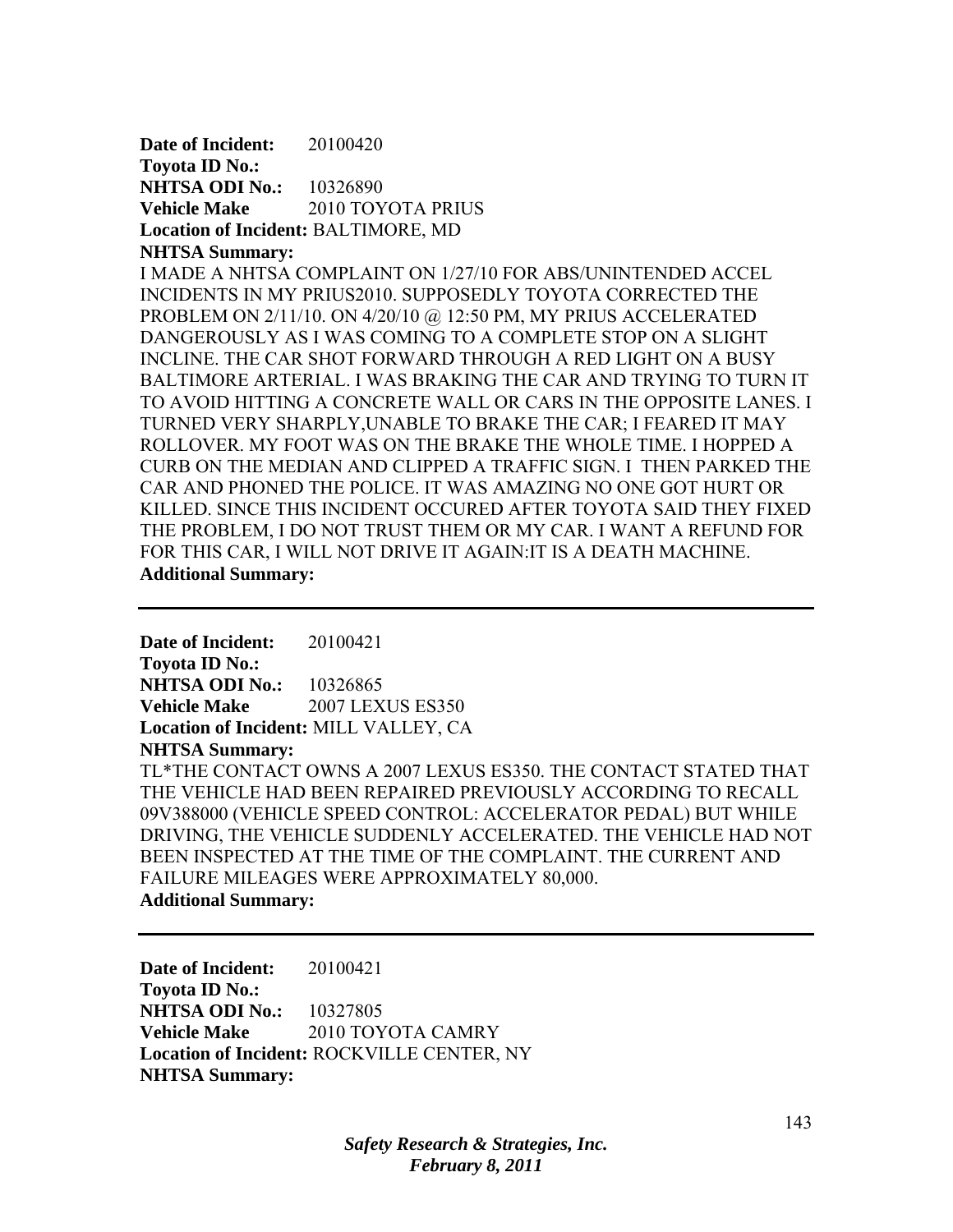**Date of Incident:** 20100420
**Toyota ID No.:**
**NHTSA ODI No.:** 10326890
**Vehicle Make** 2010 TOYOTA PRIUS
**Location of Incident:** BALTIMORE, MD
**NHTSA Summary:**
I MADE A NHTSA COMPLAINT ON 1/27/10 FOR ABS/UNINTENDED ACCEL INCIDENTS IN MY PRIUS2010. SUPPOSEDLY TOYOTA CORRECTED THE PROBLEM ON 2/11/10. ON 4/20/10 @ 12:50 PM, MY PRIUS ACCELERATED DANGEROUSLY AS I WAS COMING TO A COMPLETE STOP ON A SLIGHT INCLINE. THE CAR SHOT FORWARD THROUGH A RED LIGHT ON A BUSY BALTIMORE ARTERIAL. I WAS BRAKING THE CAR AND TRYING TO TURN IT TO AVOID HITTING A CONCRETE WALL OR CARS IN THE OPPOSITE LANES. I TURNED VERY SHARPLY,UNABLE TO BRAKE THE CAR; I FEARED IT MAY ROLLOVER. MY FOOT WAS ON THE BRAKE THE WHOLE TIME. I HOPPED A CURB ON THE MEDIAN AND CLIPPED A TRAFFIC SIGN. I THEN PARKED THE CAR AND PHONED THE POLICE. IT WAS AMAZING NO ONE GOT HURT OR KILLED. SINCE THIS INCIDENT OCCURED AFTER TOYOTA SAID THEY FIXED THE PROBLEM, I DO NOT TRUST THEM OR MY CAR. I WANT A REFUND FOR FOR THIS CAR, I WILL NOT DRIVE IT AGAIN:IT IS A DEATH MACHINE.
**Additional Summary:**

---

**Date of Incident:** 20100421
**Toyota ID No.:**
**NHTSA ODI No.:** 10326865
**Vehicle Make** 2007 LEXUS ES350
**Location of Incident:** MILL VALLEY, CA
**NHTSA Summary:**
TL*THE CONTACT OWNS A 2007 LEXUS ES350. THE CONTACT STATED THAT THE VEHICLE HAD BEEN REPAIRED PREVIOUSLY ACCORDING TO RECALL 09V388000 (VEHICLE SPEED CONTROL: ACCELERATOR PEDAL) BUT WHILE DRIVING, THE VEHICLE SUDDENLY ACCELERATED. THE VEHICLE HAD NOT BEEN INSPECTED AT THE TIME OF THE COMPLAINT. THE CURRENT AND FAILURE MILEAGES WERE APPROXIMATELY 80,000.
**Additional Summary:**

---

**Date of Incident:** 20100421
**Toyota ID No.:**
**NHTSA ODI No.:** 10327805
**Vehicle Make** 2010 TOYOTA CAMRY
**Location of Incident:** ROCKVILLE CENTER, NY
**NHTSA Summary:**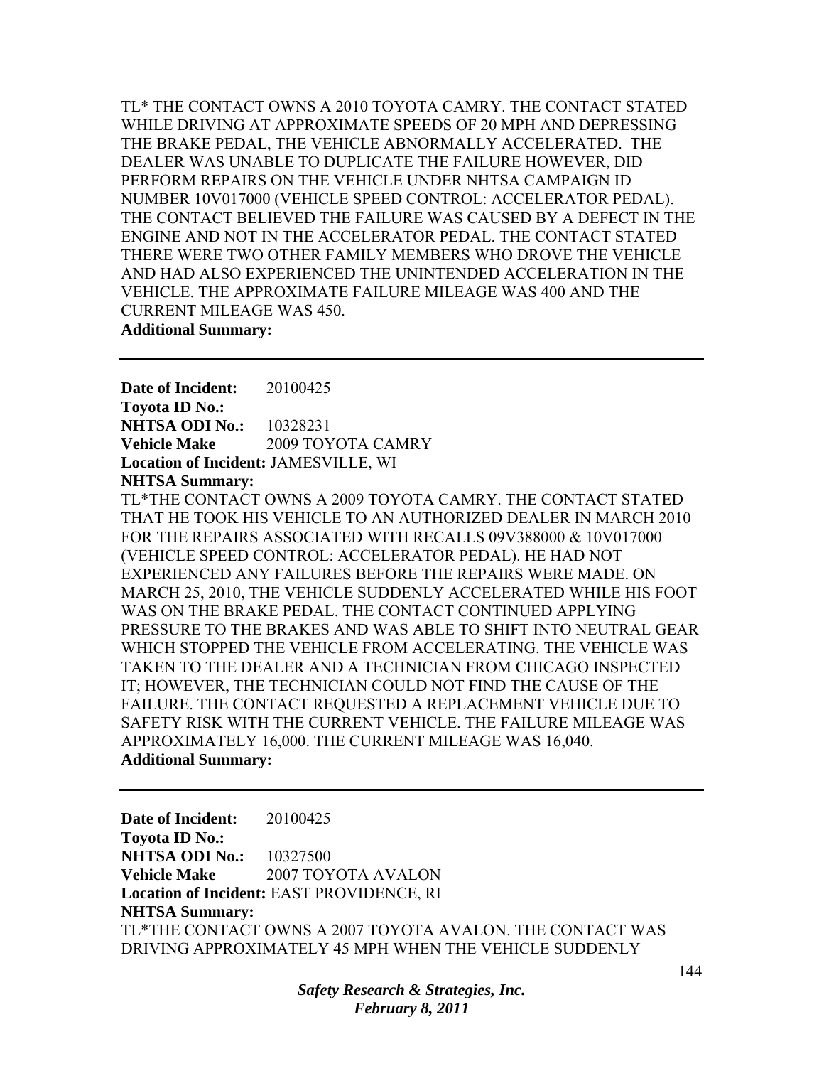TL* THE CONTACT OWNS A 2010 TOYOTA CAMRY. THE CONTACT STATED WHILE DRIVING AT APPROXIMATE SPEEDS OF 20 MPH AND DEPRESSING THE BRAKE PEDAL, THE VEHICLE ABNORMALLY ACCELERATED. THE DEALER WAS UNABLE TO DUPLICATE THE FAILURE HOWEVER, DID PERFORM REPAIRS ON THE VEHICLE UNDER NHTSA CAMPAIGN ID NUMBER 10V017000 (VEHICLE SPEED CONTROL: ACCELERATOR PEDAL). THE CONTACT BELIEVED THE FAILURE WAS CAUSED BY A DEFECT IN THE ENGINE AND NOT IN THE ACCELERATOR PEDAL. THE CONTACT STATED THERE WERE TWO OTHER FAMILY MEMBERS WHO DROVE THE VEHICLE AND HAD ALSO EXPERIENCED THE UNINTENDED ACCELERATION IN THE VEHICLE. THE APPROXIMATE FAILURE MILEAGE WAS 400 AND THE CURRENT MILEAGE WAS 450.

**Additional Summary:**

---

**Date of Incident:** 20100425
**Toyota ID No.:**
**NHTSA ODI No.:** 10328231
**Vehicle Make** 2009 TOYOTA CAMRY
**Location of Incident:** JAMESVILLE, WI
**NHTSA Summary:**
TL*THE CONTACT OWNS A 2009 TOYOTA CAMRY. THE CONTACT STATED THAT HE TOOK HIS VEHICLE TO AN AUTHORIZED DEALER IN MARCH 2010 FOR THE REPAIRS ASSOCIATED WITH RECALLS 09V388000 & 10V017000 (VEHICLE SPEED CONTROL: ACCELERATOR PEDAL). HE HAD NOT EXPERIENCED ANY FAILURES BEFORE THE REPAIRS WERE MADE. ON MARCH 25, 2010, THE VEHICLE SUDDENLY ACCELERATED WHILE HIS FOOT WAS ON THE BRAKE PEDAL. THE CONTACT CONTINUED APPLYING PRESSURE TO THE BRAKES AND WAS ABLE TO SHIFT INTO NEUTRAL GEAR WHICH STOPPED THE VEHICLE FROM ACCELERATING. THE VEHICLE WAS TAKEN TO THE DEALER AND A TECHNICIAN FROM CHICAGO INSPECTED IT; HOWEVER, THE TECHNICIAN COULD NOT FIND THE CAUSE OF THE FAILURE. THE CONTACT REQUESTED A REPLACEMENT VEHICLE DUE TO SAFETY RISK WITH THE CURRENT VEHICLE. THE FAILURE MILEAGE WAS APPROXIMATELY 16,000. THE CURRENT MILEAGE WAS 16,040.
**Additional Summary:**

---

**Date of Incident:** 20100425
**Toyota ID No.:**
**NHTSA ODI No.:** 10327500
**Vehicle Make** 2007 TOYOTA AVALON
**Location of Incident:** EAST PROVIDENCE, RI
**NHTSA Summary:**
TL*THE CONTACT OWNS A 2007 TOYOTA AVALON. THE CONTACT WAS DRIVING APPROXIMATELY 45 MPH WHEN THE VEHICLE SUDDENLY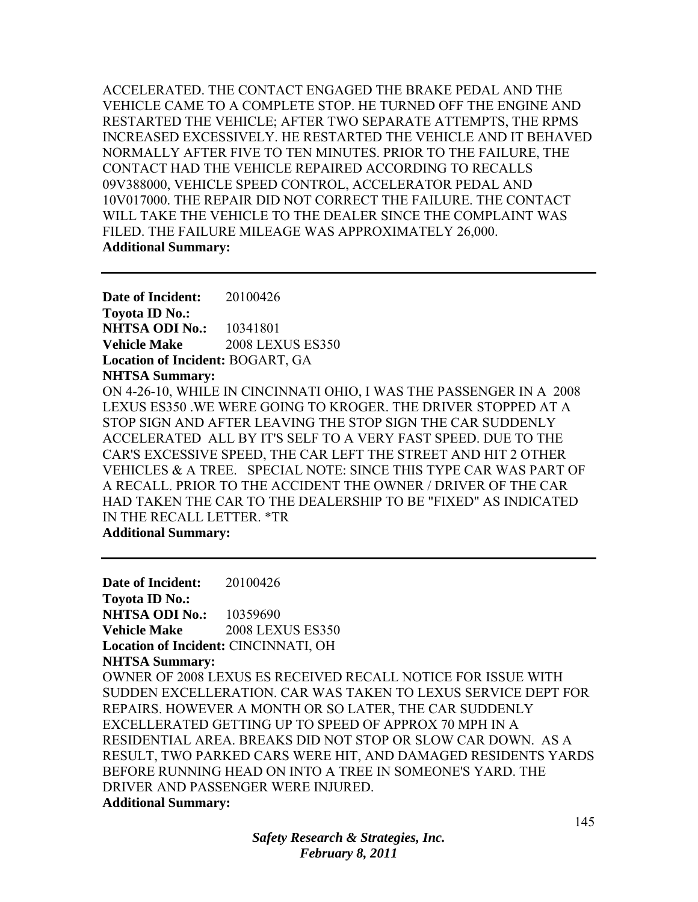ACCELERATED. THE CONTACT ENGAGED THE BRAKE PEDAL AND THE VEHICLE CAME TO A COMPLETE STOP. HE TURNED OFF THE ENGINE AND RESTARTED THE VEHICLE; AFTER TWO SEPARATE ATTEMPTS, THE RPMS INCREASED EXCESSIVELY. HE RESTARTED THE VEHICLE AND IT BEHAVED NORMALLY AFTER FIVE TO TEN MINUTES. PRIOR TO THE FAILURE, THE CONTACT HAD THE VEHICLE REPAIRED ACCORDING TO RECALLS 09V388000, VEHICLE SPEED CONTROL, ACCELERATOR PEDAL AND 10V017000. THE REPAIR DID NOT CORRECT THE FAILURE. THE CONTACT WILL TAKE THE VEHICLE TO THE DEALER SINCE THE COMPLAINT WAS FILED. THE FAILURE MILEAGE WAS APPROXIMATELY 26,000.

**Additional Summary:**

---

**Date of Incident:** 20100426
**Toyota ID No.:**
**NHTSA ODI No.:** 10341801
**Vehicle Make** 2008 LEXUS ES350
**Location of Incident:** BOGART, GA
**NHTSA Summary:**

ON 4-26-10, WHILE IN CINCINNATI OHIO, I WAS THE PASSENGER IN A 2008 LEXUS ES350 .WE WERE GOING TO KROGER. THE DRIVER STOPPED AT A STOP SIGN AND AFTER LEAVING THE STOP SIGN THE CAR SUDDENLY ACCELERATED ALL BY IT'S SELF TO A VERY FAST SPEED. DUE TO THE CAR'S EXCESSIVE SPEED, THE CAR LEFT THE STREET AND HIT 2 OTHER VEHICLES & A TREE. SPECIAL NOTE: SINCE THIS TYPE CAR WAS PART OF A RECALL. PRIOR TO THE ACCIDENT THE OWNER / DRIVER OF THE CAR HAD TAKEN THE CAR TO THE DEALERSHIP TO BE "FIXED" AS INDICATED IN THE RECALL LETTER. *TR

**Additional Summary:**

---

**Date of Incident:** 20100426
**Toyota ID No.:**
**NHTSA ODI No.:** 10359690
**Vehicle Make** 2008 LEXUS ES350
**Location of Incident:** CINCINNATI, OH
**NHTSA Summary:**

OWNER OF 2008 LEXUS ES RECEIVED RECALL NOTICE FOR ISSUE WITH SUDDEN EXCELLERATION. CAR WAS TAKEN TO LEXUS SERVICE DEPT FOR REPAIRS. HOWEVER A MONTH OR SO LATER, THE CAR SUDDENLY EXCELLERATED GETTING UP TO SPEED OF APPROX 70 MPH IN A RESIDENTIAL AREA. BREAKS DID NOT STOP OR SLOW CAR DOWN. AS A RESULT, TWO PARKED CARS WERE HIT, AND DAMAGED RESIDENTS YARDS BEFORE RUNNING HEAD ON INTO A TREE IN SOMEONE'S YARD. THE DRIVER AND PASSENGER WERE INJURED.

**Additional Summary:**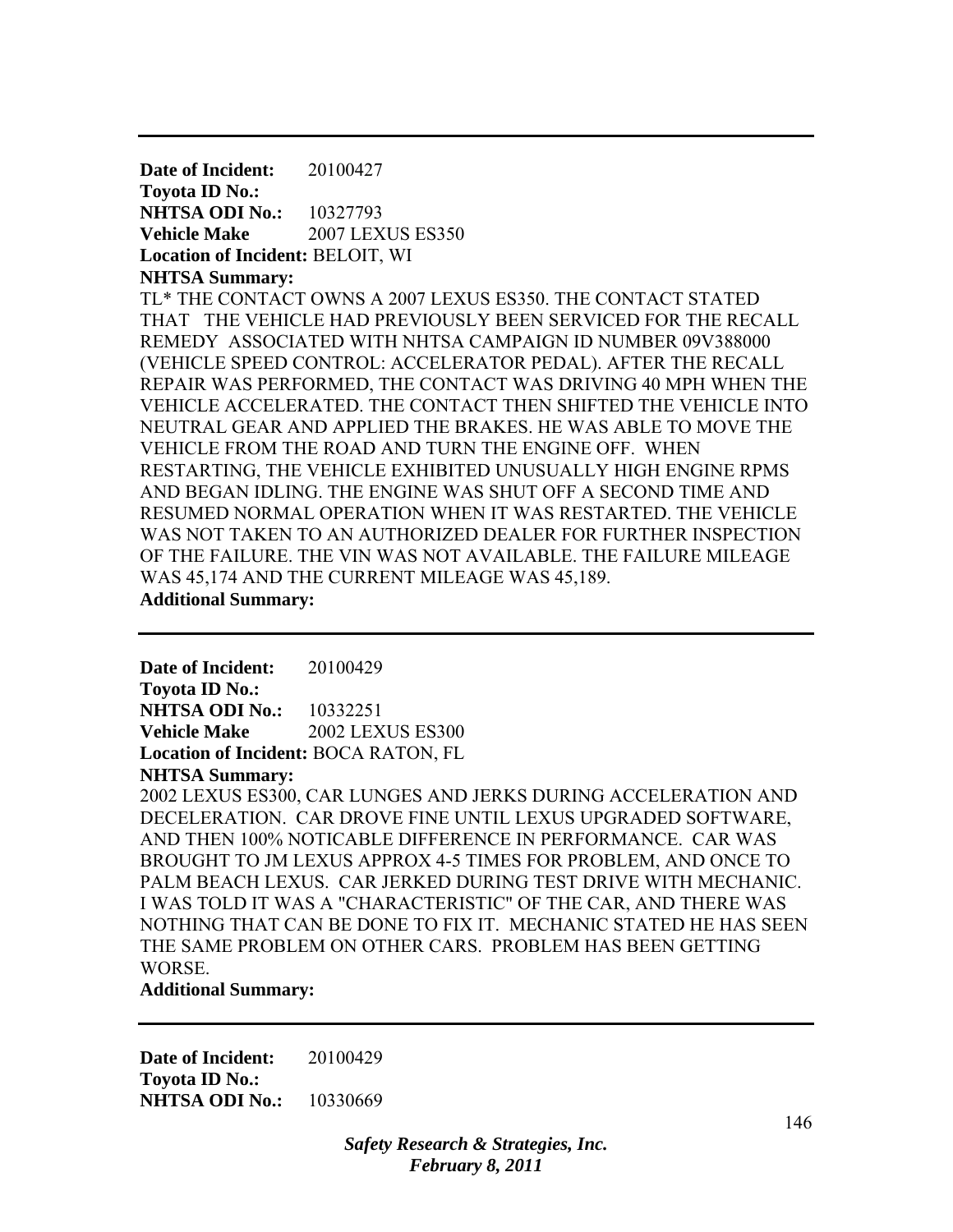---

**Date of Incident:** 20100427
**Toyota ID No.:**
**NHTSA ODI No.:** 10327793
**Vehicle Make** 2007 LEXUS ES350
**Location of Incident:** BELOIT, WI
**NHTSA Summary:**
TL* THE CONTACT OWNS A 2007 LEXUS ES350. THE CONTACT STATED THAT THE VEHICLE HAD PREVIOUSLY BEEN SERVICED FOR THE RECALL REMEDY ASSOCIATED WITH NHTSA CAMPAIGN ID NUMBER 09V388000 (VEHICLE SPEED CONTROL: ACCELERATOR PEDAL). AFTER THE RECALL REPAIR WAS PERFORMED, THE CONTACT WAS DRIVING 40 MPH WHEN THE VEHICLE ACCELERATED. THE CONTACT THEN SHIFTED THE VEHICLE INTO NEUTRAL GEAR AND APPLIED THE BRAKES. HE WAS ABLE TO MOVE THE VEHICLE FROM THE ROAD AND TURN THE ENGINE OFF. WHEN RESTARTING, THE VEHICLE EXHIBITED UNUSUALLY HIGH ENGINE RPMS AND BEGAN IDLING. THE ENGINE WAS SHUT OFF A SECOND TIME AND RESUMED NORMAL OPERATION WHEN IT WAS RESTARTED. THE VEHICLE WAS NOT TAKEN TO AN AUTHORIZED DEALER FOR FURTHER INSPECTION OF THE FAILURE. THE VIN WAS NOT AVAILABLE. THE FAILURE MILEAGE WAS 45,174 AND THE CURRENT MILEAGE WAS 45,189.
**Additional Summary:**

---

**Date of Incident:** 20100429
**Toyota ID No.:**
**NHTSA ODI No.:** 10332251
**Vehicle Make** 2002 LEXUS ES300
**Location of Incident:** BOCA RATON, FL
**NHTSA Summary:**
2002 LEXUS ES300, CAR LUNGES AND JERKS DURING ACCELERATION AND DECELERATION. CAR DROVE FINE UNTIL LEXUS UPGRADED SOFTWARE, AND THEN 100% NOTICABLE DIFFERENCE IN PERFORMANCE. CAR WAS BROUGHT TO JM LEXUS APPROX 4-5 TIMES FOR PROBLEM, AND ONCE TO PALM BEACH LEXUS. CAR JERKED DURING TEST DRIVE WITH MECHANIC. I WAS TOLD IT WAS A "CHARACTERISTIC" OF THE CAR, AND THERE WAS NOTHING THAT CAN BE DONE TO FIX IT. MECHANIC STATED HE HAS SEEN THE SAME PROBLEM ON OTHER CARS. PROBLEM HAS BEEN GETTING WORSE.
**Additional Summary:**

---

**Date of Incident:** 20100429
**Toyota ID No.:**
**NHTSA ODI No.:** 10330669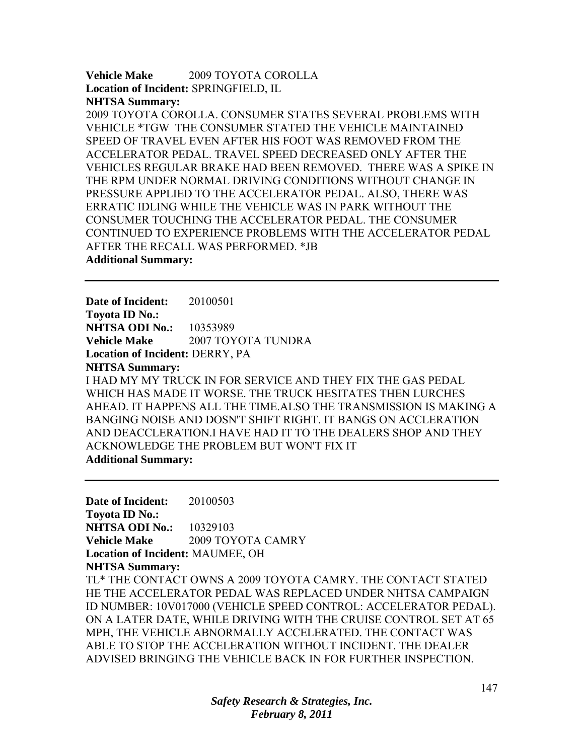**Vehicle Make** 2009 TOYOTA COROLLA
**Location of Incident:** SPRINGFIELD, IL
**NHTSA Summary:**
2009 TOYOTA COROLLA. CONSUMER STATES SEVERAL PROBLEMS WITH VEHICLE *TGW THE CONSUMER STATED THE VEHICLE MAINTAINED SPEED OF TRAVEL EVEN AFTER HIS FOOT WAS REMOVED FROM THE ACCELERATOR PEDAL. TRAVEL SPEED DECREASED ONLY AFTER THE VEHICLES REGULAR BRAKE HAD BEEN REMOVED. THERE WAS A SPIKE IN THE RPM UNDER NORMAL DRIVING CONDITIONS WITHOUT CHANGE IN PRESSURE APPLIED TO THE ACCELERATOR PEDAL. ALSO, THERE WAS ERRATIC IDLING WHILE THE VEHICLE WAS IN PARK WITHOUT THE CONSUMER TOUCHING THE ACCELERATOR PEDAL. THE CONSUMER CONTINUED TO EXPERIENCE PROBLEMS WITH THE ACCELERATOR PEDAL AFTER THE RECALL WAS PERFORMED. *JB
**Additional Summary:**

---

**Date of Incident:** 20100501
**Toyota ID No.:**
**NHTSA ODI No.:** 10353989
**Vehicle Make** 2007 TOYOTA TUNDRA
**Location of Incident:** DERRY, PA
**NHTSA Summary:**
I HAD MY MY TRUCK IN FOR SERVICE AND THEY FIX THE GAS PEDAL WHICH HAS MADE IT WORSE. THE TRUCK HESITATES THEN LURCHES AHEAD. IT HAPPENS ALL THE TIME.ALSO THE TRANSMISSION IS MAKING A BANGING NOISE AND DOSN'T SHIFT RIGHT. IT BANGS ON ACCLERATION AND DEACCLERATION.I HAVE HAD IT TO THE DEALERS SHOP AND THEY ACKNOWLEDGE THE PROBLEM BUT WON'T FIX IT
**Additional Summary:**

---

**Date of Incident:** 20100503
**Toyota ID No.:**
**NHTSA ODI No.:** 10329103
**Vehicle Make** 2009 TOYOTA CAMRY
**Location of Incident:** MAUMEE, OH
**NHTSA Summary:**
TL* THE CONTACT OWNS A 2009 TOYOTA CAMRY. THE CONTACT STATED HE THE ACCELERATOR PEDAL WAS REPLACED UNDER NHTSA CAMPAIGN ID NUMBER: 10V017000 (VEHICLE SPEED CONTROL: ACCELERATOR PEDAL). ON A LATER DATE, WHILE DRIVING WITH THE CRUISE CONTROL SET AT 65 MPH, THE VEHICLE ABNORMALLY ACCELERATED. THE CONTACT WAS ABLE TO STOP THE ACCELERATION WITHOUT INCIDENT. THE DEALER ADVISED BRINGING THE VEHICLE BACK IN FOR FURTHER INSPECTION.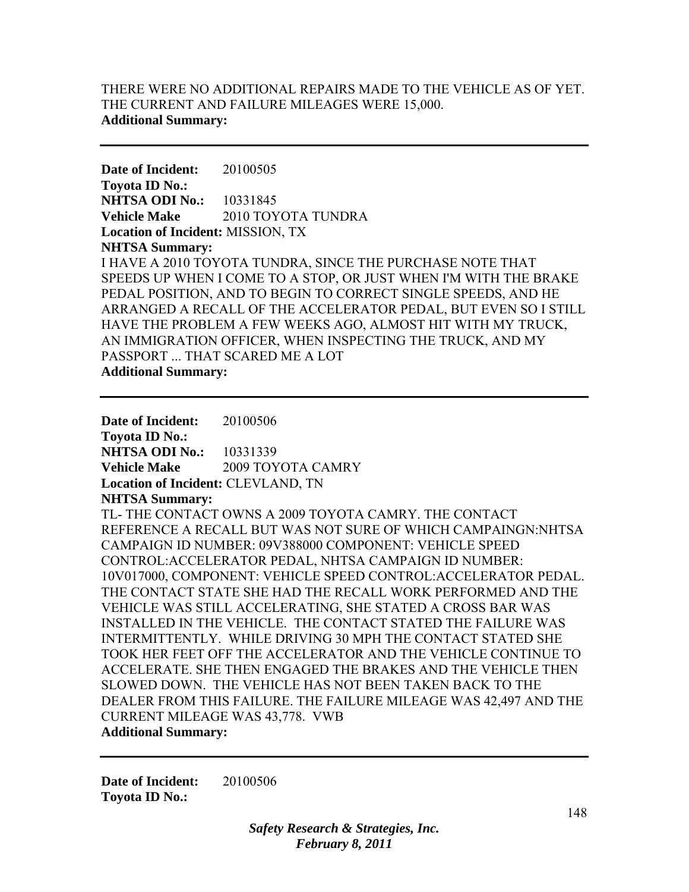THERE WERE NO ADDITIONAL REPAIRS MADE TO THE VEHICLE AS OF YET. THE CURRENT AND FAILURE MILEAGES WERE 15,000.
**Additional Summary:**

---

**Date of Incident:** 20100505
**Toyota ID No.:**
**NHTSA ODI No.:** 10331845
**Vehicle Make** 2010 TOYOTA TUNDRA
**Location of Incident:** MISSION, TX
**NHTSA Summary:**
I HAVE A 2010 TOYOTA TUNDRA, SINCE THE PURCHASE NOTE THAT SPEEDS UP WHEN I COME TO A STOP, OR JUST WHEN I'M WITH THE BRAKE PEDAL POSITION, AND TO BEGIN TO CORRECT SINGLE SPEEDS, AND HE ARRANGED A RECALL OF THE ACCELERATOR PEDAL, BUT EVEN SO I STILL HAVE THE PROBLEM A FEW WEEKS AGO, ALMOST HIT WITH MY TRUCK, AN IMMIGRATION OFFICER, WHEN INSPECTING THE TRUCK, AND MY PASSPORT ... THAT SCARED ME A LOT
**Additional Summary:**

---

**Date of Incident:** 20100506
**Toyota ID No.:**
**NHTSA ODI No.:** 10331339
**Vehicle Make** 2009 TOYOTA CAMRY
**Location of Incident:** CLEVLAND, TN
**NHTSA Summary:**
TL- THE CONTACT OWNS A 2009 TOYOTA CAMRY. THE CONTACT REFERENCE A RECALL BUT WAS NOT SURE OF WHICH CAMPAINGN:NHTSA CAMPAIGN ID NUMBER: 09V388000 COMPONENT: VEHICLE SPEED CONTROL:ACCELERATOR PEDAL, NHTSA CAMPAIGN ID NUMBER: 10V017000, COMPONENT: VEHICLE SPEED CONTROL:ACCELERATOR PEDAL. THE CONTACT STATE SHE HAD THE RECALL WORK PERFORMED AND THE VEHICLE WAS STILL ACCELERATING, SHE STATED A CROSS BAR WAS INSTALLED IN THE VEHICLE. THE CONTACT STATED THE FAILURE WAS INTERMITTENTLY. WHILE DRIVING 30 MPH THE CONTACT STATED SHE TOOK HER FEET OFF THE ACCELERATOR AND THE VEHICLE CONTINUE TO ACCELERATE. SHE THEN ENGAGED THE BRAKES AND THE VEHICLE THEN SLOWED DOWN. THE VEHICLE HAS NOT BEEN TAKEN BACK TO THE DEALER FROM THIS FAILURE. THE FAILURE MILEAGE WAS 42,497 AND THE CURRENT MILEAGE WAS 43,778. VWB
**Additional Summary:**

---

**Date of Incident:** 20100506
**Toyota ID No.:**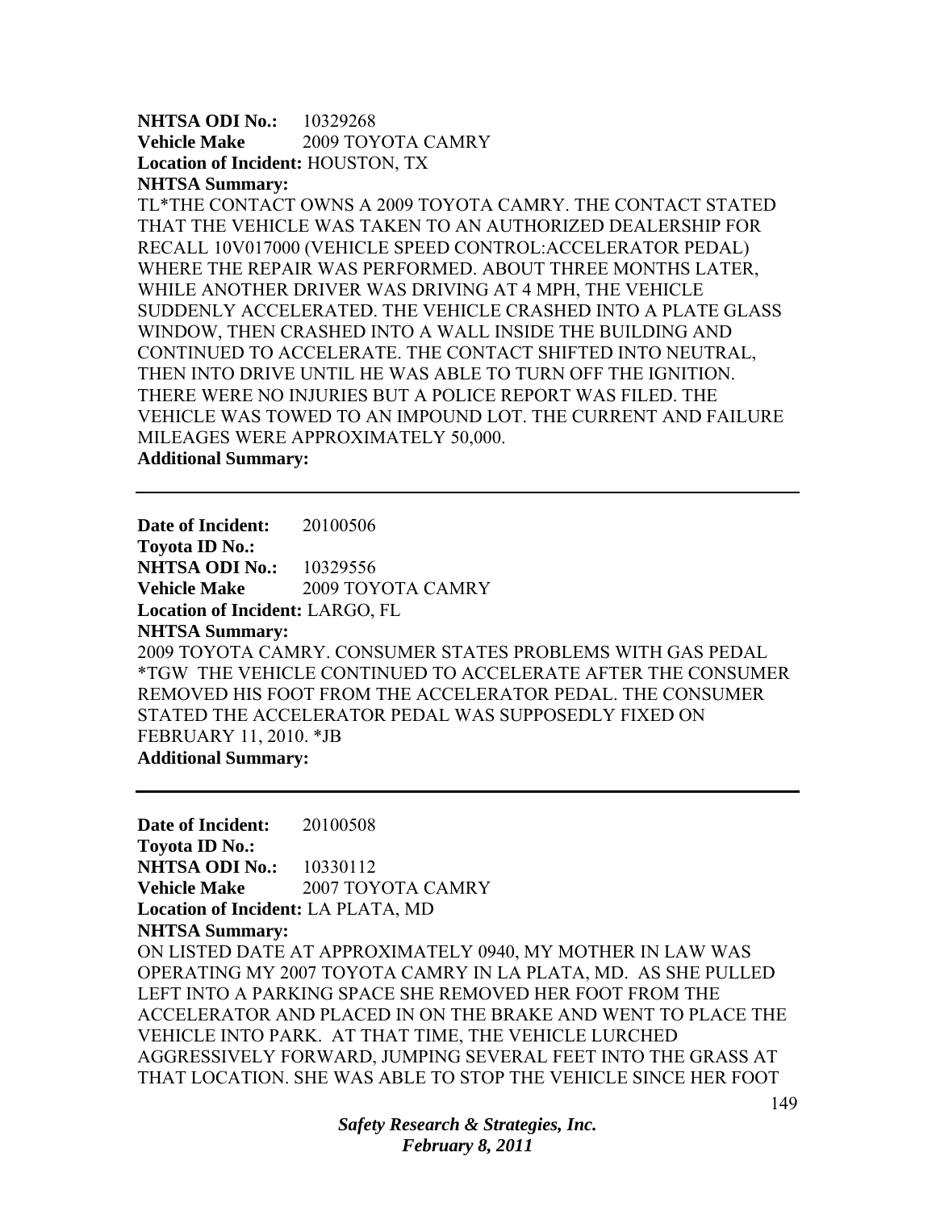**NHTSA ODI No.:** 10329268
**Vehicle Make** 2009 TOYOTA CAMRY
**Location of Incident:** HOUSTON, TX
**NHTSA Summary:**
TL*THE CONTACT OWNS A 2009 TOYOTA CAMRY. THE CONTACT STATED THAT THE VEHICLE WAS TAKEN TO AN AUTHORIZED DEALERSHIP FOR RECALL 10V017000 (VEHICLE SPEED CONTROL:ACCELERATOR PEDAL) WHERE THE REPAIR WAS PERFORMED. ABOUT THREE MONTHS LATER, WHILE ANOTHER DRIVER WAS DRIVING AT 4 MPH, THE VEHICLE SUDDENLY ACCELERATED. THE VEHICLE CRASHED INTO A PLATE GLASS WINDOW, THEN CRASHED INTO A WALL INSIDE THE BUILDING AND CONTINUED TO ACCELERATE. THE CONTACT SHIFTED INTO NEUTRAL, THEN INTO DRIVE UNTIL HE WAS ABLE TO TURN OFF THE IGNITION. THERE WERE NO INJURIES BUT A POLICE REPORT WAS FILED. THE VEHICLE WAS TOWED TO AN IMPOUND LOT. THE CURRENT AND FAILURE MILEAGES WERE APPROXIMATELY 50,000.
**Additional Summary:**

---

**Date of Incident:** 20100506
**Toyota ID No.:**
**NHTSA ODI No.:** 10329556
**Vehicle Make** 2009 TOYOTA CAMRY
**Location of Incident:** LARGO, FL
**NHTSA Summary:**
2009 TOYOTA CAMRY. CONSUMER STATES PROBLEMS WITH GAS PEDAL *TGW THE VEHICLE CONTINUED TO ACCELERATE AFTER THE CONSUMER REMOVED HIS FOOT FROM THE ACCELERATOR PEDAL. THE CONSUMER STATED THE ACCELERATOR PEDAL WAS SUPPOSEDLY FIXED ON FEBRUARY 11, 2010. *JB
**Additional Summary:**

---

**Date of Incident:** 20100508
**Toyota ID No.:**
**NHTSA ODI No.:** 10330112
**Vehicle Make** 2007 TOYOTA CAMRY
**Location of Incident:** LA PLATA, MD
**NHTSA Summary:**
ON LISTED DATE AT APPROXIMATELY 0940, MY MOTHER IN LAW WAS OPERATING MY 2007 TOYOTA CAMRY IN LA PLATA, MD. AS SHE PULLED LEFT INTO A PARKING SPACE SHE REMOVED HER FOOT FROM THE ACCELERATOR AND PLACED IN ON THE BRAKE AND WENT TO PLACE THE VEHICLE INTO PARK. AT THAT TIME, THE VEHICLE LURCHED AGGRESSIVELY FORWARD, JUMPING SEVERAL FEET INTO THE GRASS AT THAT LOCATION. SHE WAS ABLE TO STOP THE VEHICLE SINCE HER FOOT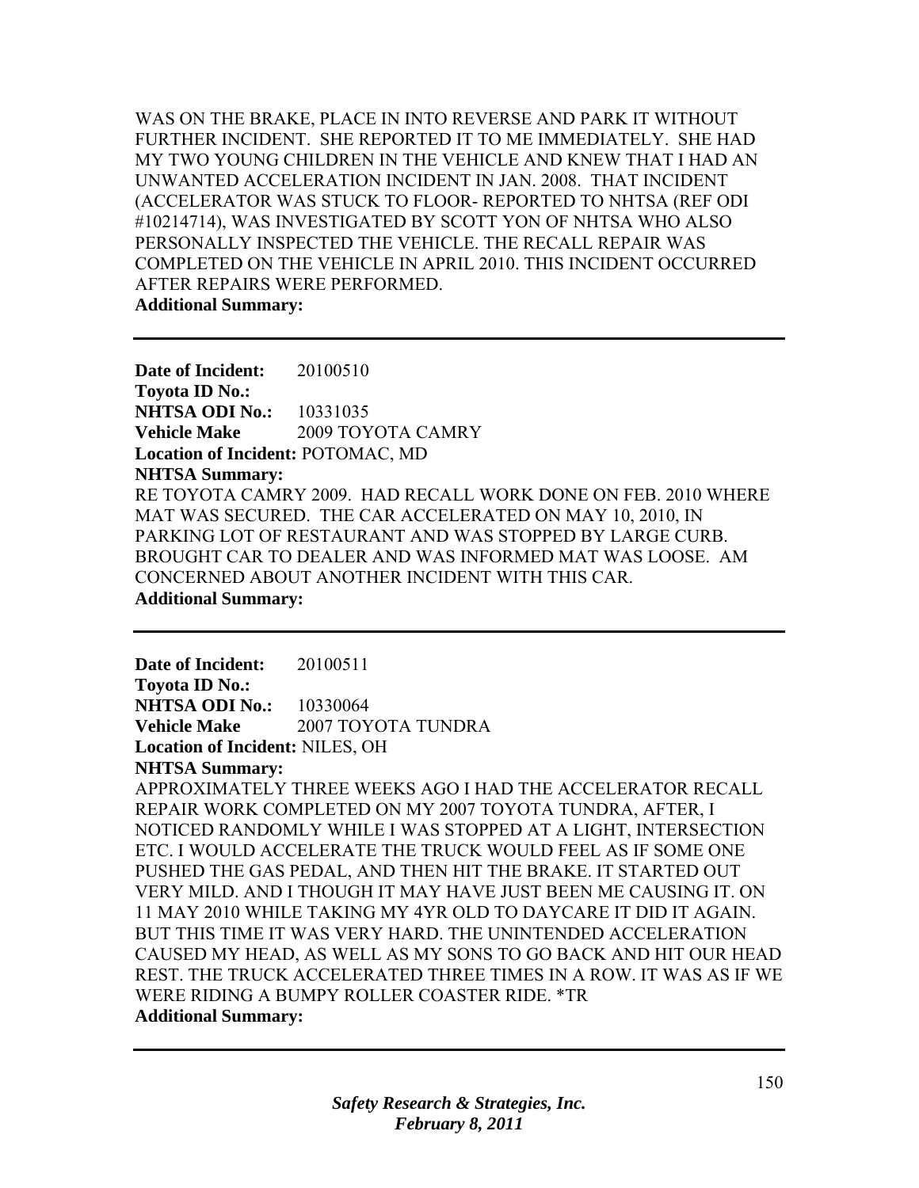WAS ON THE BRAKE, PLACE IN INTO REVERSE AND PARK IT WITHOUT FURTHER INCIDENT. SHE REPORTED IT TO ME IMMEDIATELY. SHE HAD MY TWO YOUNG CHILDREN IN THE VEHICLE AND KNEW THAT I HAD AN UNWANTED ACCELERATION INCIDENT IN JAN. 2008. THAT INCIDENT (ACCELERATOR WAS STUCK TO FLOOR- REPORTED TO NHTSA (REF ODI #10214714), WAS INVESTIGATED BY SCOTT YON OF NHTSA WHO ALSO PERSONALLY INSPECTED THE VEHICLE. THE RECALL REPAIR WAS COMPLETED ON THE VEHICLE IN APRIL 2010. THIS INCIDENT OCCURRED AFTER REPAIRS WERE PERFORMED.

**Additional Summary:**

---

**Date of Incident:** 20100510
**Toyota ID No.:**
**NHTSA ODI No.:** 10331035
**Vehicle Make** 2009 TOYOTA CAMRY
**Location of Incident:** POTOMAC, MD
**NHTSA Summary:**
RE TOYOTA CAMRY 2009. HAD RECALL WORK DONE ON FEB. 2010 WHERE MAT WAS SECURED. THE CAR ACCELERATED ON MAY 10, 2010, IN PARKING LOT OF RESTAURANT AND WAS STOPPED BY LARGE CURB. BROUGHT CAR TO DEALER AND WAS INFORMED MAT WAS LOOSE. AM CONCERNED ABOUT ANOTHER INCIDENT WITH THIS CAR.
**Additional Summary:**

---

**Date of Incident:** 20100511
**Toyota ID No.:**
**NHTSA ODI No.:** 10330064
**Vehicle Make** 2007 TOYOTA TUNDRA
**Location of Incident:** NILES, OH
**NHTSA Summary:**
APPROXIMATELY THREE WEEKS AGO I HAD THE ACCELERATOR RECALL REPAIR WORK COMPLETED ON MY 2007 TOYOTA TUNDRA, AFTER, I NOTICED RANDOMLY WHILE I WAS STOPPED AT A LIGHT, INTERSECTION ETC. I WOULD ACCELERATE THE TRUCK WOULD FEEL AS IF SOME ONE PUSHED THE GAS PEDAL, AND THEN HIT THE BRAKE. IT STARTED OUT VERY MILD. AND I THOUGH IT MAY HAVE JUST BEEN ME CAUSING IT. ON 11 MAY 2010 WHILE TAKING MY 4YR OLD TO DAYCARE IT DID IT AGAIN. BUT THIS TIME IT WAS VERY HARD. THE UNINTENDED ACCELERATION CAUSED MY HEAD, AS WELL AS MY SONS TO GO BACK AND HIT OUR HEAD REST. THE TRUCK ACCELERATED THREE TIMES IN A ROW. IT WAS AS IF WE WERE RIDING A BUMPY ROLLER COASTER RIDE. *TR
**Additional Summary:**

---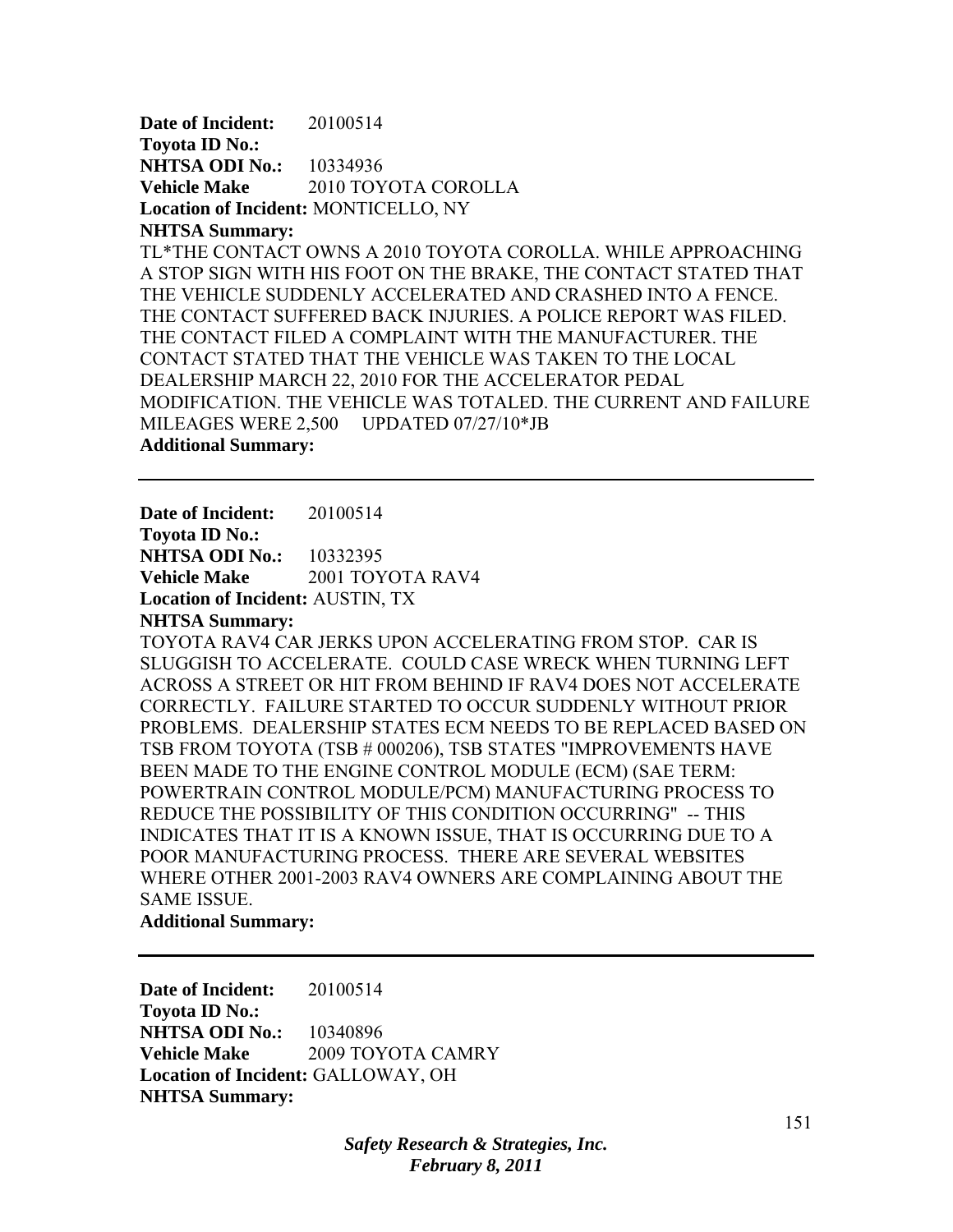**Date of Incident:** 20100514
**Toyota ID No.:**
**NHTSA ODI No.:** 10334936
**Vehicle Make** 2010 TOYOTA COROLLA
**Location of Incident:** MONTICELLO, NY
**NHTSA Summary:**
TL*THE CONTACT OWNS A 2010 TOYOTA COROLLA. WHILE APPROACHING A STOP SIGN WITH HIS FOOT ON THE BRAKE, THE CONTACT STATED THAT THE VEHICLE SUDDENLY ACCELERATED AND CRASHED INTO A FENCE. THE CONTACT SUFFERED BACK INJURIES. A POLICE REPORT WAS FILED. THE CONTACT FILED A COMPLAINT WITH THE MANUFACTURER. THE CONTACT STATED THAT THE VEHICLE WAS TAKEN TO THE LOCAL DEALERSHIP MARCH 22, 2010 FOR THE ACCELERATOR PEDAL MODIFICATION. THE VEHICLE WAS TOTALED. THE CURRENT AND FAILURE MILEAGES WERE 2,500 UPDATED 07/27/10*JB
**Additional Summary:**

---

**Date of Incident:** 20100514
**Toyota ID No.:**
**NHTSA ODI No.:** 10332395
**Vehicle Make** 2001 TOYOTA RAV4
**Location of Incident:** AUSTIN, TX
**NHTSA Summary:**
TOYOTA RAV4 CAR JERKS UPON ACCELERATING FROM STOP. CAR IS SLUGGISH TO ACCELERATE. COULD CASE WRECK WHEN TURNING LEFT ACROSS A STREET OR HIT FROM BEHIND IF RAV4 DOES NOT ACCELERATE CORRECTLY. FAILURE STARTED TO OCCUR SUDDENLY WITHOUT PRIOR PROBLEMS. DEALERSHIP STATES ECM NEEDS TO BE REPLACED BASED ON TSB FROM TOYOTA (TSB # 000206), TSB STATES "IMPROVEMENTS HAVE BEEN MADE TO THE ENGINE CONTROL MODULE (ECM) (SAE TERM: POWERTRAIN CONTROL MODULE/PCM) MANUFACTURING PROCESS TO REDUCE THE POSSIBILITY OF THIS CONDITION OCCURRING" -- THIS INDICATES THAT IT IS A KNOWN ISSUE, THAT IS OCCURRING DUE TO A POOR MANUFACTURING PROCESS. THERE ARE SEVERAL WEBSITES WHERE OTHER 2001-2003 RAV4 OWNERS ARE COMPLAINING ABOUT THE SAME ISSUE.
**Additional Summary:**

---

**Date of Incident:** 20100514
**Toyota ID No.:**
**NHTSA ODI No.:** 10340896
**Vehicle Make** 2009 TOYOTA CAMRY
**Location of Incident:** GALLOWAY, OH
**NHTSA Summary:**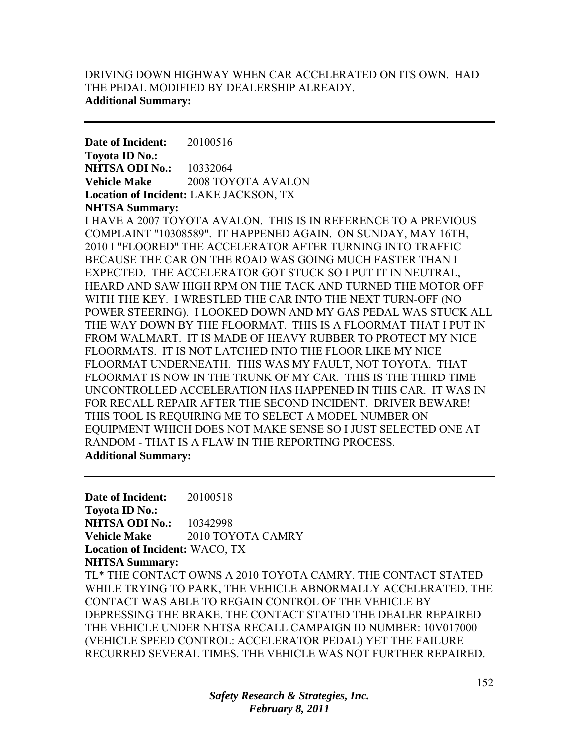DRIVING DOWN HIGHWAY WHEN CAR ACCELERATED ON ITS OWN. HAD THE PEDAL MODIFIED BY DEALERSHIP ALREADY.
**Additional Summary:**

---

**Date of Incident:** 20100516
**Toyota ID No.:**
**NHTSA ODI No.:** 10332064
**Vehicle Make** 2008 TOYOTA AVALON
**Location of Incident:** LAKE JACKSON, TX
**NHTSA Summary:**
I HAVE A 2007 TOYOTA AVALON. THIS IS IN REFERENCE TO A PREVIOUS COMPLAINT "10308589". IT HAPPENED AGAIN. ON SUNDAY, MAY 16TH, 2010 I "FLOORED" THE ACCELERATOR AFTER TURNING INTO TRAFFIC BECAUSE THE CAR ON THE ROAD WAS GOING MUCH FASTER THAN I EXPECTED. THE ACCELERATOR GOT STUCK SO I PUT IT IN NEUTRAL, HEARD AND SAW HIGH RPM ON THE TACK AND TURNED THE MOTOR OFF WITH THE KEY. I WRESTLED THE CAR INTO THE NEXT TURN-OFF (NO POWER STEERING). I LOOKED DOWN AND MY GAS PEDAL WAS STUCK ALL THE WAY DOWN BY THE FLOORMAT. THIS IS A FLOORMAT THAT I PUT IN FROM WALMART. IT IS MADE OF HEAVY RUBBER TO PROTECT MY NICE FLOORMATS. IT IS NOT LATCHED INTO THE FLOOR LIKE MY NICE FLOORMAT UNDERNEATH. THIS WAS MY FAULT, NOT TOYOTA. THAT FLOORMAT IS NOW IN THE TRUNK OF MY CAR. THIS IS THE THIRD TIME UNCONTROLLED ACCELERATION HAS HAPPENED IN THIS CAR. IT WAS IN FOR RECALL REPAIR AFTER THE SECOND INCIDENT. DRIVER BEWARE! THIS TOOL IS REQUIRING ME TO SELECT A MODEL NUMBER ON EQUIPMENT WHICH DOES NOT MAKE SENSE SO I JUST SELECTED ONE AT RANDOM - THAT IS A FLAW IN THE REPORTING PROCESS.
**Additional Summary:**

---

**Date of Incident:** 20100518
**Toyota ID No.:**
**NHTSA ODI No.:** 10342998
**Vehicle Make** 2010 TOYOTA CAMRY
**Location of Incident:** WACO, TX
**NHTSA Summary:**
TL* THE CONTACT OWNS A 2010 TOYOTA CAMRY. THE CONTACT STATED WHILE TRYING TO PARK, THE VEHICLE ABNORMALLY ACCELERATED. THE CONTACT WAS ABLE TO REGAIN CONTROL OF THE VEHICLE BY DEPRESSING THE BRAKE. THE CONTACT STATED THE DEALER REPAIRED THE VEHICLE UNDER NHTSA RECALL CAMPAIGN ID NUMBER: 10V017000 (VEHICLE SPEED CONTROL: ACCELERATOR PEDAL) YET THE FAILURE RECURRED SEVERAL TIMES. THE VEHICLE WAS NOT FURTHER REPAIRED.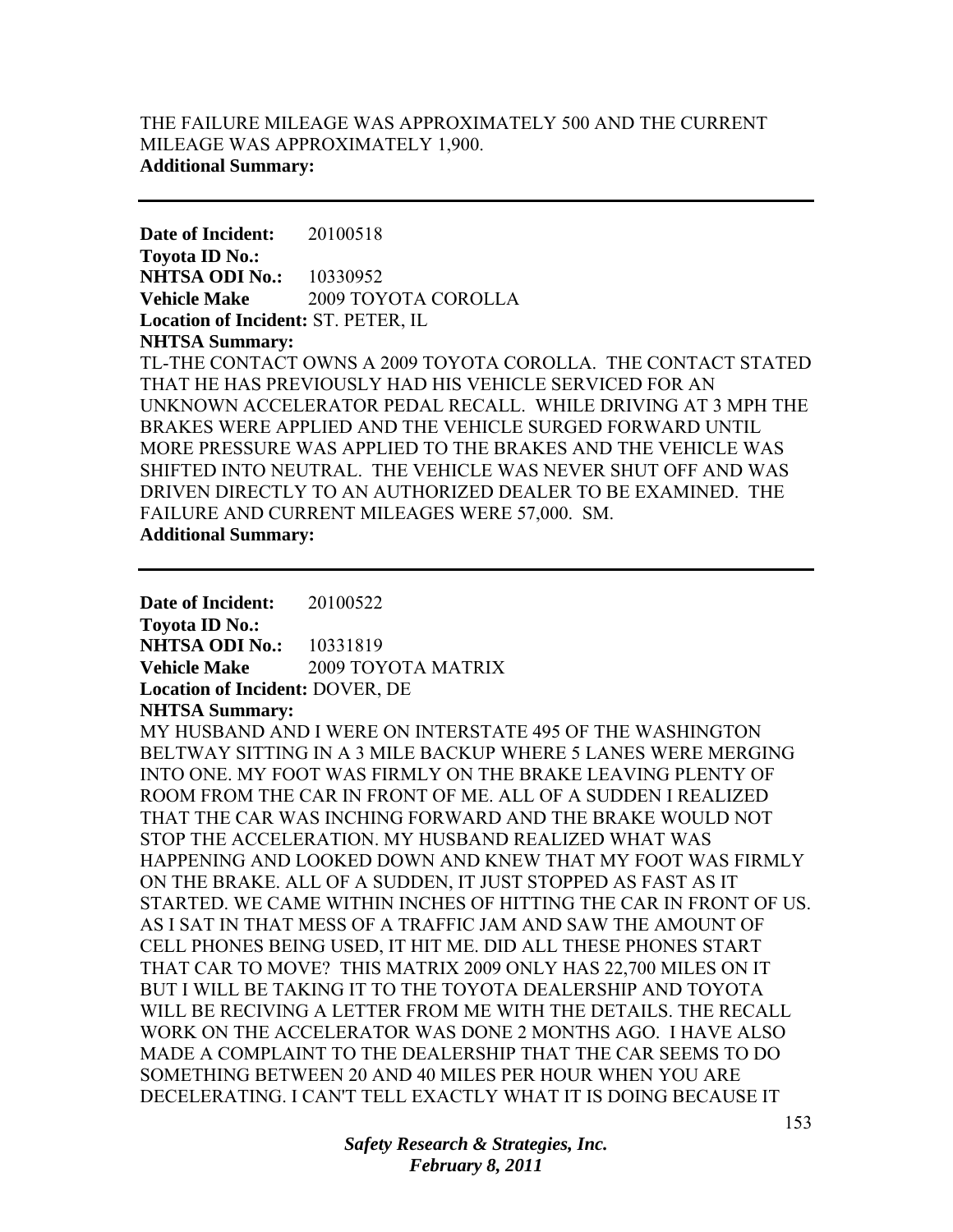THE FAILURE MILEAGE WAS APPROXIMATELY 500 AND THE CURRENT MILEAGE WAS APPROXIMATELY 1,900.

**Additional Summary:**

---

**Date of Incident:** 20100518

**Toyota ID No.:**

**NHTSA ODI No.:** 10330952

**Vehicle Make** 2009 TOYOTA COROLLA

**Location of Incident:** ST. PETER, IL

**NHTSA Summary:**

TL-THE CONTACT OWNS A 2009 TOYOTA COROLLA. THE CONTACT STATED THAT HE HAS PREVIOUSLY HAD HIS VEHICLE SERVICED FOR AN UNKNOWN ACCELERATOR PEDAL RECALL. WHILE DRIVING AT 3 MPH THE BRAKES WERE APPLIED AND THE VEHICLE SURGED FORWARD UNTIL MORE PRESSURE WAS APPLIED TO THE BRAKES AND THE VEHICLE WAS SHIFTED INTO NEUTRAL. THE VEHICLE WAS NEVER SHUT OFF AND WAS DRIVEN DIRECTLY TO AN AUTHORIZED DEALER TO BE EXAMINED. THE FAILURE AND CURRENT MILEAGES WERE 57,000. SM.

**Additional Summary:**

---

**Date of Incident:** 20100522

**Toyota ID No.:**

**NHTSA ODI No.:** 10331819

**Vehicle Make** 2009 TOYOTA MATRIX

**Location of Incident:** DOVER, DE

**NHTSA Summary:**

MY HUSBAND AND I WERE ON INTERSTATE 495 OF THE WASHINGTON BELTWAY SITTING IN A 3 MILE BACKUP WHERE 5 LANES WERE MERGING INTO ONE. MY FOOT WAS FIRMLY ON THE BRAKE LEAVING PLENTY OF ROOM FROM THE CAR IN FRONT OF ME. ALL OF A SUDDEN I REALIZED THAT THE CAR WAS INCHING FORWARD AND THE BRAKE WOULD NOT STOP THE ACCELERATION. MY HUSBAND REALIZED WHAT WAS HAPPENING AND LOOKED DOWN AND KNEW THAT MY FOOT WAS FIRMLY ON THE BRAKE. ALL OF A SUDDEN, IT JUST STOPPED AS FAST AS IT STARTED. WE CAME WITHIN INCHES OF HITTING THE CAR IN FRONT OF US. AS I SAT IN THAT MESS OF A TRAFFIC JAM AND SAW THE AMOUNT OF CELL PHONES BEING USED, IT HIT ME. DID ALL THESE PHONES START THAT CAR TO MOVE? THIS MATRIX 2009 ONLY HAS 22,700 MILES ON IT BUT I WILL BE TAKING IT TO THE TOYOTA DEALERSHIP AND TOYOTA WILL BE RECIVING A LETTER FROM ME WITH THE DETAILS. THE RECALL WORK ON THE ACCELERATOR WAS DONE 2 MONTHS AGO. I HAVE ALSO MADE A COMPLAINT TO THE DEALERSHIP THAT THE CAR SEEMS TO DO SOMETHING BETWEEN 20 AND 40 MILES PER HOUR WHEN YOU ARE DECELERATING. I CAN'T TELL EXACTLY WHAT IT IS DOING BECAUSE IT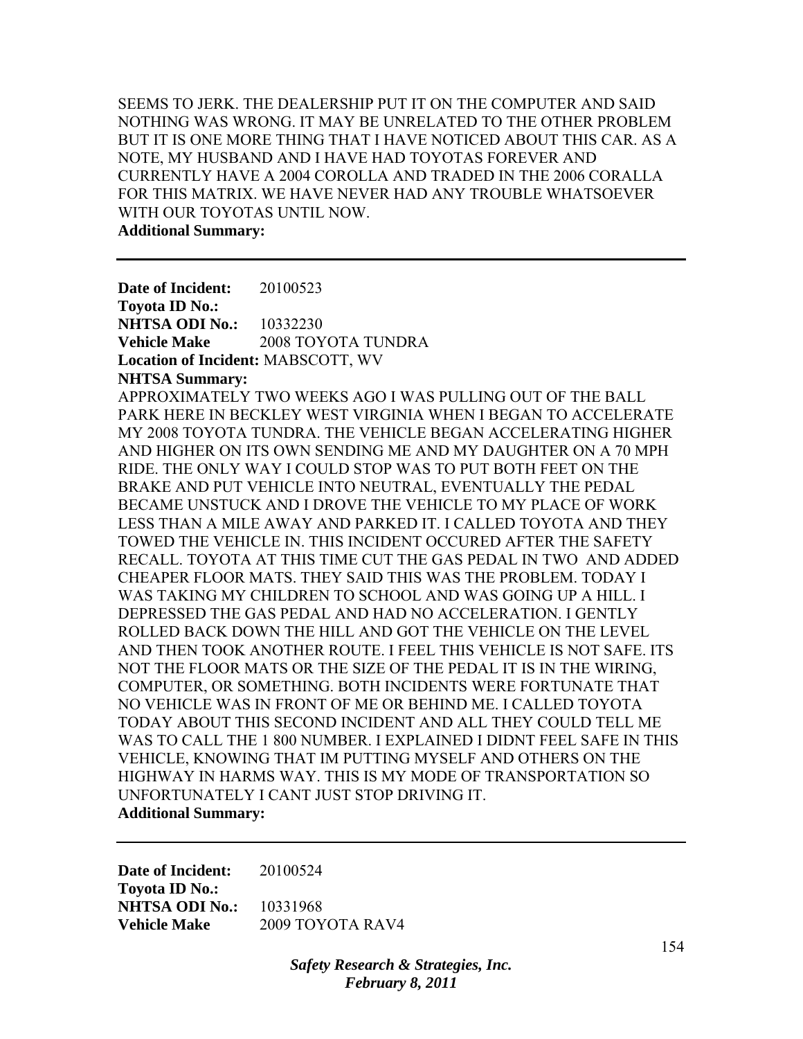SEEMS TO JERK. THE DEALERSHIP PUT IT ON THE COMPUTER AND SAID NOTHING WAS WRONG. IT MAY BE UNRELATED TO THE OTHER PROBLEM BUT IT IS ONE MORE THING THAT I HAVE NOTICED ABOUT THIS CAR. AS A NOTE, MY HUSBAND AND I HAVE HAD TOYOTAS FOREVER AND CURRENTLY HAVE A 2004 COROLLA AND TRADED IN THE 2006 CORALLA FOR THIS MATRIX. WE HAVE NEVER HAD ANY TROUBLE WHATSOEVER WITH OUR TOYOTAS UNTIL NOW.

**Additional Summary:**

---

**Date of Incident:** 20100523
**Toyota ID No.:**
**NHTSA ODI No.:** 10332230
**Vehicle Make** 2008 TOYOTA TUNDRA
**Location of Incident:** MABSCOTT, WV
**NHTSA Summary:**
APPROXIMATELY TWO WEEKS AGO I WAS PULLING OUT OF THE BALL PARK HERE IN BECKLEY WEST VIRGINIA WHEN I BEGAN TO ACCELERATE MY 2008 TOYOTA TUNDRA. THE VEHICLE BEGAN ACCELERATING HIGHER AND HIGHER ON ITS OWN SENDING ME AND MY DAUGHTER ON A 70 MPH RIDE. THE ONLY WAY I COULD STOP WAS TO PUT BOTH FEET ON THE BRAKE AND PUT VEHICLE INTO NEUTRAL, EVENTUALLY THE PEDAL BECAME UNSTUCK AND I DROVE THE VEHICLE TO MY PLACE OF WORK LESS THAN A MILE AWAY AND PARKED IT. I CALLED TOYOTA AND THEY TOWED THE VEHICLE IN. THIS INCIDENT OCCURED AFTER THE SAFETY RECALL. TOYOTA AT THIS TIME CUT THE GAS PEDAL IN TWO AND ADDED CHEAPER FLOOR MATS. THEY SAID THIS WAS THE PROBLEM. TODAY I WAS TAKING MY CHILDREN TO SCHOOL AND WAS GOING UP A HILL. I DEPRESSED THE GAS PEDAL AND HAD NO ACCELERATION. I GENTLY ROLLED BACK DOWN THE HILL AND GOT THE VEHICLE ON THE LEVEL AND THEN TOOK ANOTHER ROUTE. I FEEL THIS VEHICLE IS NOT SAFE. ITS NOT THE FLOOR MATS OR THE SIZE OF THE PEDAL IT IS IN THE WIRING, COMPUTER, OR SOMETHING. BOTH INCIDENTS WERE FORTUNATE THAT NO VEHICLE WAS IN FRONT OF ME OR BEHIND ME. I CALLED TOYOTA TODAY ABOUT THIS SECOND INCIDENT AND ALL THEY COULD TELL ME WAS TO CALL THE 1 800 NUMBER. I EXPLAINED I DIDNT FEEL SAFE IN THIS VEHICLE, KNOWING THAT IM PUTTING MYSELF AND OTHERS ON THE HIGHWAY IN HARMS WAY. THIS IS MY MODE OF TRANSPORTATION SO UNFORTUNATELY I CANT JUST STOP DRIVING IT.
**Additional Summary:**

---

**Date of Incident:** 20100524
**Toyota ID No.:**
**NHTSA ODI No.:** 10331968
**Vehicle Make** 2009 TOYOTA RAV4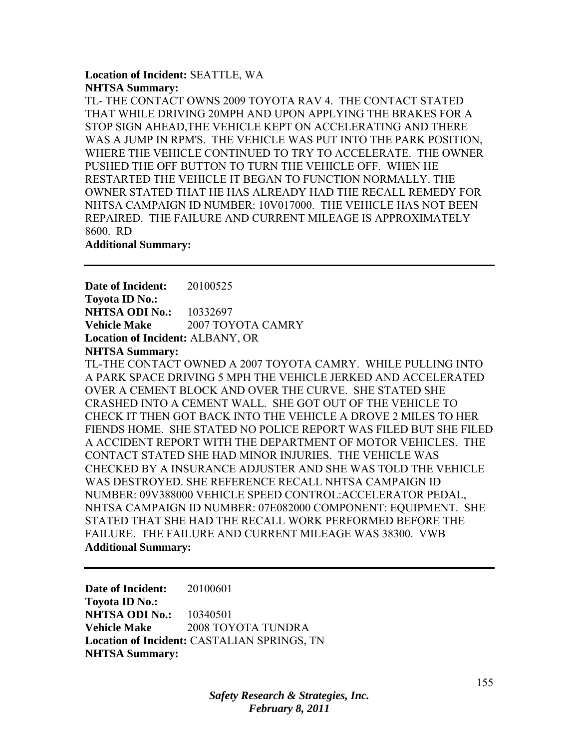**Location of Incident:** SEATTLE, WA

**NHTSA Summary:**

TL- THE CONTACT OWNS 2009 TOYOTA RAV 4. THE CONTACT STATED THAT WHILE DRIVING 20MPH AND UPON APPLYING THE BRAKES FOR A STOP SIGN AHEAD,THE VEHICLE KEPT ON ACCELERATING AND THERE WAS A JUMP IN RPM'S. THE VEHICLE WAS PUT INTO THE PARK POSITION, WHERE THE VEHICLE CONTINUED TO TRY TO ACCELERATE. THE OWNER PUSHED THE OFF BUTTON TO TURN THE VEHICLE OFF. WHEN HE RESTARTED THE VEHICLE IT BEGAN TO FUNCTION NORMALLY. THE OWNER STATED THAT HE HAS ALREADY HAD THE RECALL REMEDY FOR NHTSA CAMPAIGN ID NUMBER: 10V017000. THE VEHICLE HAS NOT BEEN REPAIRED. THE FAILURE AND CURRENT MILEAGE IS APPROXIMATELY 8600. RD

**Additional Summary:**

---

**Date of Incident:** 20100525
**Toyota ID No.:**
**NHTSA ODI No.:** 10332697
**Vehicle Make** 2007 TOYOTA CAMRY
**Location of Incident:** ALBANY, OR
**NHTSA Summary:**

TL-THE CONTACT OWNED A 2007 TOYOTA CAMRY. WHILE PULLING INTO A PARK SPACE DRIVING 5 MPH THE VEHICLE JERKED AND ACCELERATED OVER A CEMENT BLOCK AND OVER THE CURVE. SHE STATED SHE CRASHED INTO A CEMENT WALL. SHE GOT OUT OF THE VEHICLE TO CHECK IT THEN GOT BACK INTO THE VEHICLE A DROVE 2 MILES TO HER FIENDS HOME. SHE STATED NO POLICE REPORT WAS FILED BUT SHE FILED A ACCIDENT REPORT WITH THE DEPARTMENT OF MOTOR VEHICLES. THE CONTACT STATED SHE HAD MINOR INJURIES. THE VEHICLE WAS CHECKED BY A INSURANCE ADJUSTER AND SHE WAS TOLD THE VEHICLE WAS DESTROYED. SHE REFERENCE RECALL NHTSA CAMPAIGN ID NUMBER: 09V388000 VEHICLE SPEED CONTROL:ACCELERATOR PEDAL, NHTSA CAMPAIGN ID NUMBER: 07E082000 COMPONENT: EQUIPMENT. SHE STATED THAT SHE HAD THE RECALL WORK PERFORMED BEFORE THE FAILURE. THE FAILURE AND CURRENT MILEAGE WAS 38300. VWB

**Additional Summary:**

---

**Date of Incident:** 20100601
**Toyota ID No.:**
**NHTSA ODI No.:** 10340501
**Vehicle Make** 2008 TOYOTA TUNDRA
**Location of Incident:** CASTALIAN SPRINGS, TN
**NHTSA Summary:**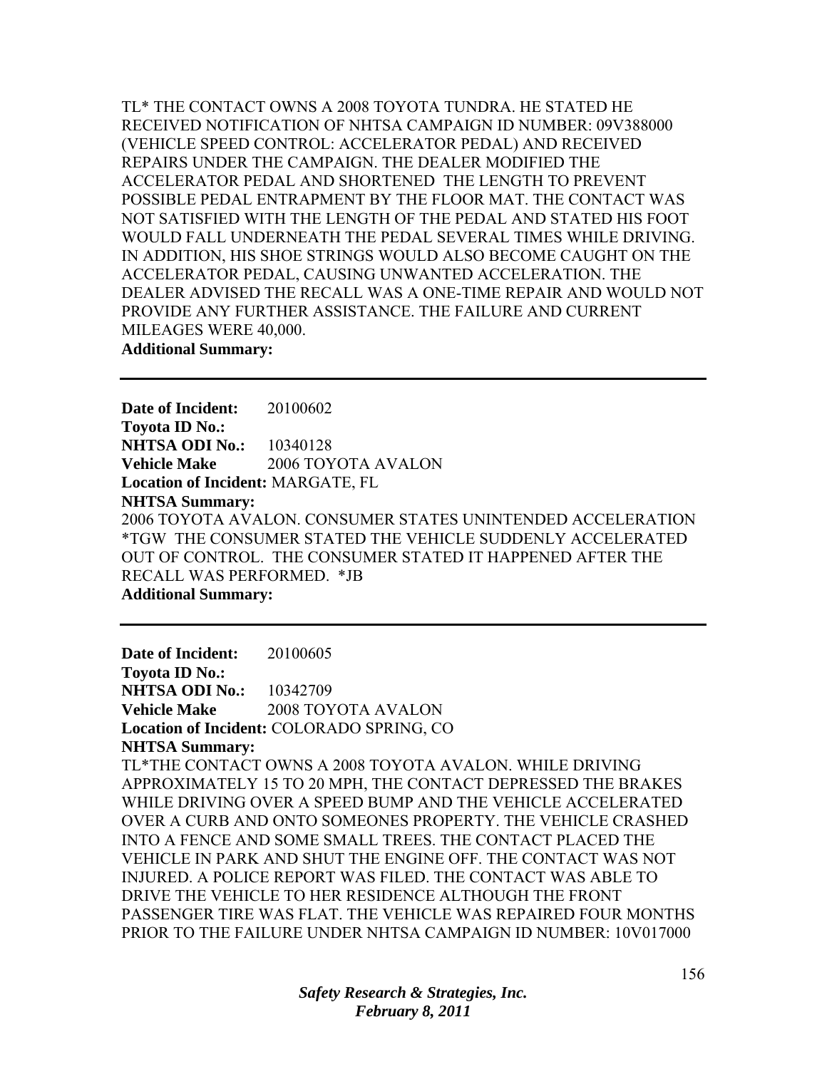TL* THE CONTACT OWNS A 2008 TOYOTA TUNDRA. HE STATED HE RECEIVED NOTIFICATION OF NHTSA CAMPAIGN ID NUMBER: 09V388000 (VEHICLE SPEED CONTROL: ACCELERATOR PEDAL) AND RECEIVED REPAIRS UNDER THE CAMPAIGN. THE DEALER MODIFIED THE ACCELERATOR PEDAL AND SHORTENED THE LENGTH TO PREVENT POSSIBLE PEDAL ENTRAPMENT BY THE FLOOR MAT. THE CONTACT WAS NOT SATISFIED WITH THE LENGTH OF THE PEDAL AND STATED HIS FOOT WOULD FALL UNDERNEATH THE PEDAL SEVERAL TIMES WHILE DRIVING. IN ADDITION, HIS SHOE STRINGS WOULD ALSO BECOME CAUGHT ON THE ACCELERATOR PEDAL, CAUSING UNWANTED ACCELERATION. THE DEALER ADVISED THE RECALL WAS A ONE-TIME REPAIR AND WOULD NOT PROVIDE ANY FURTHER ASSISTANCE. THE FAILURE AND CURRENT MILEAGES WERE 40,000.

**Additional Summary:**

---

**Date of Incident:** 20100602

**Toyota ID No.:**

**NHTSA ODI No.:** 10340128

**Vehicle Make** 2006 TOYOTA AVALON

**Location of Incident:** MARGATE, FL

**NHTSA Summary:**

2006 TOYOTA AVALON. CONSUMER STATES UNINTENDED ACCELERATION *TGW THE CONSUMER STATED THE VEHICLE SUDDENLY ACCELERATED OUT OF CONTROL. THE CONSUMER STATED IT HAPPENED AFTER THE RECALL WAS PERFORMED. *JB

**Additional Summary:**

---

**Date of Incident:** 20100605

**Toyota ID No.:**

**NHTSA ODI No.:** 10342709

**Vehicle Make** 2008 TOYOTA AVALON

**Location of Incident:** COLORADO SPRING, CO

**NHTSA Summary:**

TL*THE CONTACT OWNS A 2008 TOYOTA AVALON. WHILE DRIVING APPROXIMATELY 15 TO 20 MPH, THE CONTACT DEPRESSED THE BRAKES WHILE DRIVING OVER A SPEED BUMP AND THE VEHICLE ACCELERATED OVER A CURB AND ONTO SOMEONES PROPERTY. THE VEHICLE CRASHED INTO A FENCE AND SOME SMALL TREES. THE CONTACT PLACED THE VEHICLE IN PARK AND SHUT THE ENGINE OFF. THE CONTACT WAS NOT INJURED. A POLICE REPORT WAS FILED. THE CONTACT WAS ABLE TO DRIVE THE VEHICLE TO HER RESIDENCE ALTHOUGH THE FRONT PASSENGER TIRE WAS FLAT. THE VEHICLE WAS REPAIRED FOUR MONTHS PRIOR TO THE FAILURE UNDER NHTSA CAMPAIGN ID NUMBER: 10V017000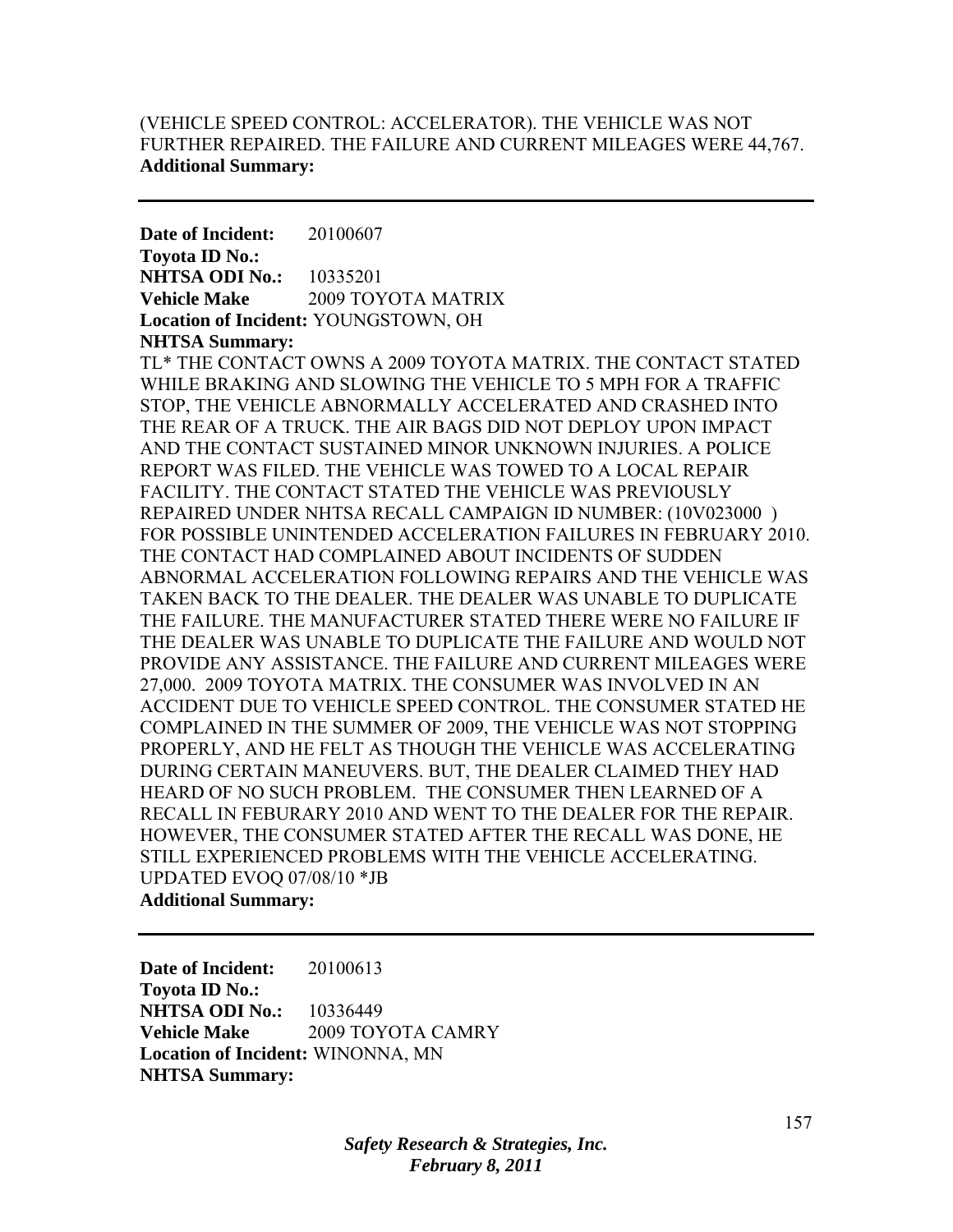(VEHICLE SPEED CONTROL: ACCELERATOR). THE VEHICLE WAS NOT FURTHER REPAIRED. THE FAILURE AND CURRENT MILEAGES WERE 44,767.
**Additional Summary:**

---

**Date of Incident:** 20100607
**Toyota ID No.:**
**NHTSA ODI No.:** 10335201
**Vehicle Make** 2009 TOYOTA MATRIX
**Location of Incident:** YOUNGSTOWN, OH
**NHTSA Summary:**
TL* THE CONTACT OWNS A 2009 TOYOTA MATRIX. THE CONTACT STATED WHILE BRAKING AND SLOWING THE VEHICLE TO 5 MPH FOR A TRAFFIC STOP, THE VEHICLE ABNORMALLY ACCELERATED AND CRASHED INTO THE REAR OF A TRUCK. THE AIR BAGS DID NOT DEPLOY UPON IMPACT AND THE CONTACT SUSTAINED MINOR UNKNOWN INJURIES. A POLICE REPORT WAS FILED. THE VEHICLE WAS TOWED TO A LOCAL REPAIR FACILITY. THE CONTACT STATED THE VEHICLE WAS PREVIOUSLY REPAIRED UNDER NHTSA RECALL CAMPAIGN ID NUMBER: (10V023000 ) FOR POSSIBLE UNINTENDED ACCELERATION FAILURES IN FEBRUARY 2010. THE CONTACT HAD COMPLAINED ABOUT INCIDENTS OF SUDDEN ABNORMAL ACCELERATION FOLLOWING REPAIRS AND THE VEHICLE WAS TAKEN BACK TO THE DEALER. THE DEALER WAS UNABLE TO DUPLICATE THE FAILURE. THE MANUFACTURER STATED THERE WERE NO FAILURE IF THE DEALER WAS UNABLE TO DUPLICATE THE FAILURE AND WOULD NOT PROVIDE ANY ASSISTANCE. THE FAILURE AND CURRENT MILEAGES WERE 27,000. 2009 TOYOTA MATRIX. THE CONSUMER WAS INVOLVED IN AN ACCIDENT DUE TO VEHICLE SPEED CONTROL. THE CONSUMER STATED HE COMPLAINED IN THE SUMMER OF 2009, THE VEHICLE WAS NOT STOPPING PROPERLY, AND HE FELT AS THOUGH THE VEHICLE WAS ACCELERATING DURING CERTAIN MANEUVERS. BUT, THE DEALER CLAIMED THEY HAD HEARD OF NO SUCH PROBLEM. THE CONSUMER THEN LEARNED OF A RECALL IN FEBURARY 2010 AND WENT TO THE DEALER FOR THE REPAIR. HOWEVER, THE CONSUMER STATED AFTER THE RECALL WAS DONE, HE STILL EXPERIENCED PROBLEMS WITH THE VEHICLE ACCELERATING. UPDATED EVOQ 07/08/10 *JB
**Additional Summary:**

---

**Date of Incident:** 20100613
**Toyota ID No.:**
**NHTSA ODI No.:** 10336449
**Vehicle Make** 2009 TOYOTA CAMRY
**Location of Incident:** WINONNA, MN
**NHTSA Summary:**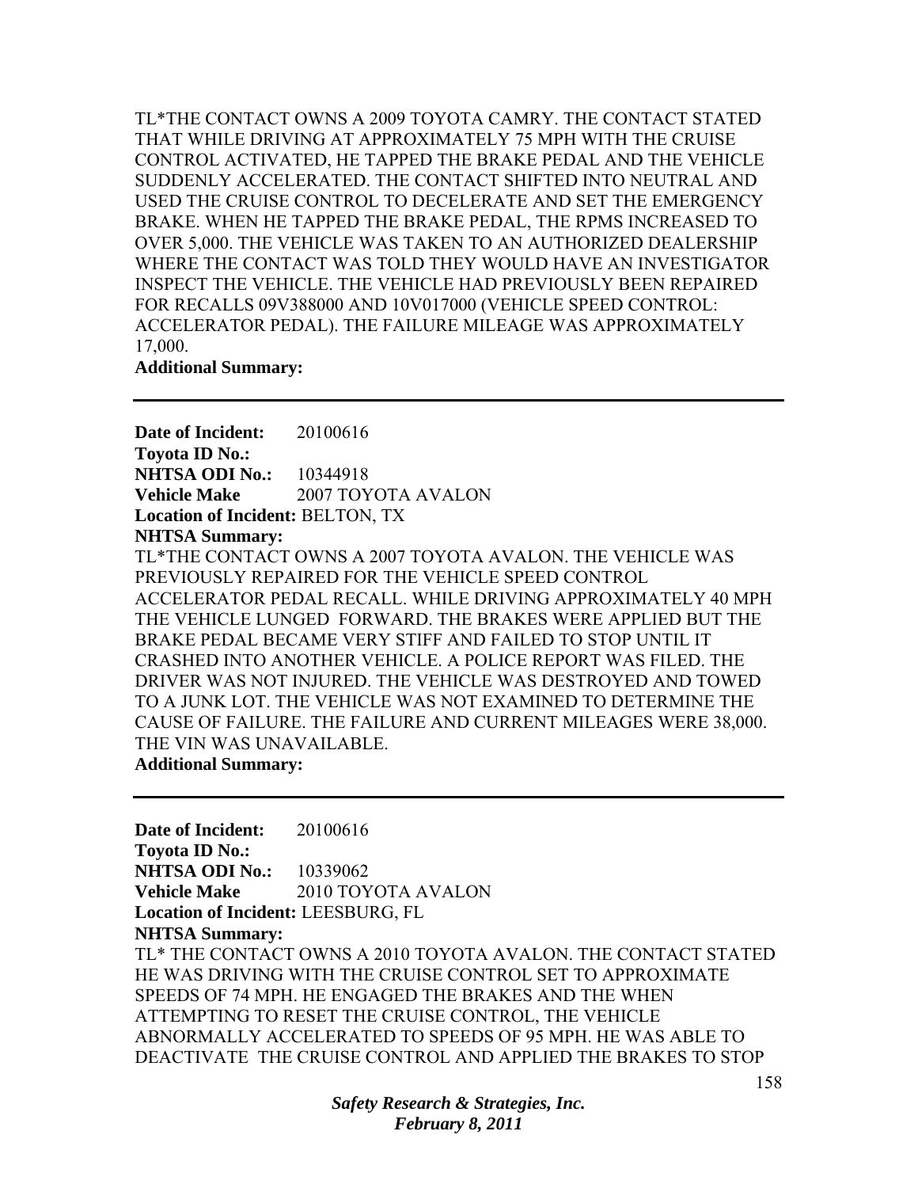TL*THE CONTACT OWNS A 2009 TOYOTA CAMRY. THE CONTACT STATED THAT WHILE DRIVING AT APPROXIMATELY 75 MPH WITH THE CRUISE CONTROL ACTIVATED, HE TAPPED THE BRAKE PEDAL AND THE VEHICLE SUDDENLY ACCELERATED. THE CONTACT SHIFTED INTO NEUTRAL AND USED THE CRUISE CONTROL TO DECELERATE AND SET THE EMERGENCY BRAKE. WHEN HE TAPPED THE BRAKE PEDAL, THE RPMS INCREASED TO OVER 5,000. THE VEHICLE WAS TAKEN TO AN AUTHORIZED DEALERSHIP WHERE THE CONTACT WAS TOLD THEY WOULD HAVE AN INVESTIGATOR INSPECT THE VEHICLE. THE VEHICLE HAD PREVIOUSLY BEEN REPAIRED FOR RECALLS 09V388000 AND 10V017000 (VEHICLE SPEED CONTROL: ACCELERATOR PEDAL). THE FAILURE MILEAGE WAS APPROXIMATELY 17,000.

**Additional Summary:**

---

**Date of Incident:** 20100616
**Toyota ID No.:**
**NHTSA ODI No.:** 10344918
**Vehicle Make** 2007 TOYOTA AVALON
**Location of Incident:** BELTON, TX
**NHTSA Summary:**
TL*THE CONTACT OWNS A 2007 TOYOTA AVALON. THE VEHICLE WAS PREVIOUSLY REPAIRED FOR THE VEHICLE SPEED CONTROL ACCELERATOR PEDAL RECALL. WHILE DRIVING APPROXIMATELY 40 MPH THE VEHICLE LUNGED FORWARD. THE BRAKES WERE APPLIED BUT THE BRAKE PEDAL BECAME VERY STIFF AND FAILED TO STOP UNTIL IT CRASHED INTO ANOTHER VEHICLE. A POLICE REPORT WAS FILED. THE DRIVER WAS NOT INJURED. THE VEHICLE WAS DESTROYED AND TOWED TO A JUNK LOT. THE VEHICLE WAS NOT EXAMINED TO DETERMINE THE CAUSE OF FAILURE. THE FAILURE AND CURRENT MILEAGES WERE 38,000. THE VIN WAS UNAVAILABLE.
**Additional Summary:**

---

**Date of Incident:** 20100616
**Toyota ID No.:**
**NHTSA ODI No.:** 10339062
**Vehicle Make** 2010 TOYOTA AVALON
**Location of Incident:** LEESBURG, FL
**NHTSA Summary:**
TL* THE CONTACT OWNS A 2010 TOYOTA AVALON. THE CONTACT STATED HE WAS DRIVING WITH THE CRUISE CONTROL SET TO APPROXIMATE SPEEDS OF 74 MPH. HE ENGAGED THE BRAKES AND THE WHEN ATTEMPTING TO RESET THE CRUISE CONTROL, THE VEHICLE ABNORMALLY ACCELERATED TO SPEEDS OF 95 MPH. HE WAS ABLE TO DEACTIVATE THE CRUISE CONTROL AND APPLIED THE BRAKES TO STOP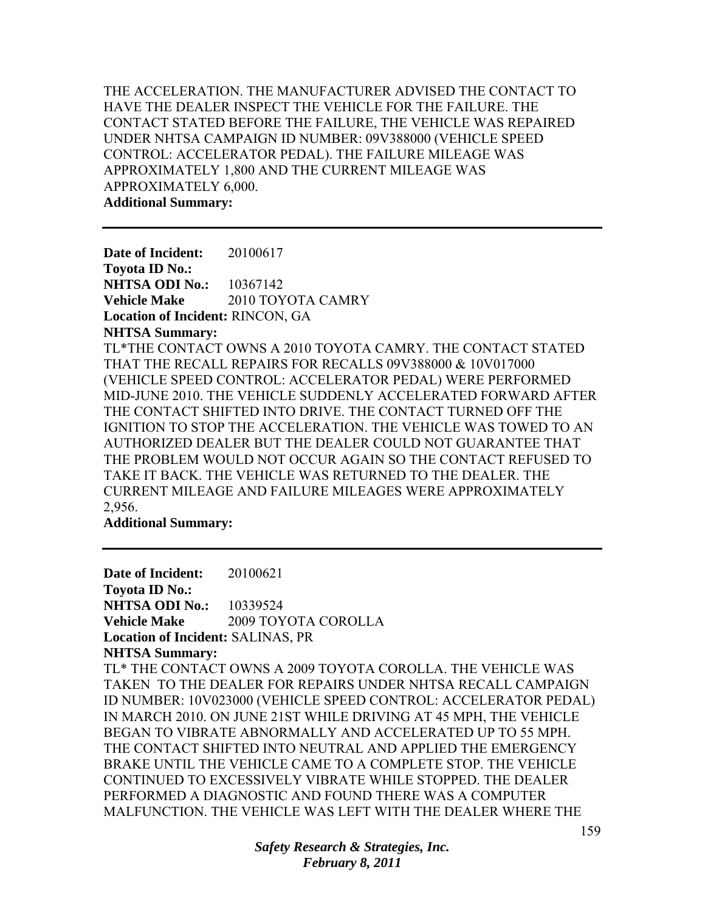THE ACCELERATION. THE MANUFACTURER ADVISED THE CONTACT TO HAVE THE DEALER INSPECT THE VEHICLE FOR THE FAILURE. THE CONTACT STATED BEFORE THE FAILURE, THE VEHICLE WAS REPAIRED UNDER NHTSA CAMPAIGN ID NUMBER: 09V388000 (VEHICLE SPEED CONTROL: ACCELERATOR PEDAL). THE FAILURE MILEAGE WAS APPROXIMATELY 1,800 AND THE CURRENT MILEAGE WAS APPROXIMATELY 6,000.

**Additional Summary:**

---

**Date of Incident:** 20100617
**Toyota ID No.:**
**NHTSA ODI No.:** 10367142
**Vehicle Make** 2010 TOYOTA CAMRY
**Location of Incident:** RINCON, GA
**NHTSA Summary:**
TL*THE CONTACT OWNS A 2010 TOYOTA CAMRY. THE CONTACT STATED THAT THE RECALL REPAIRS FOR RECALLS 09V388000 & 10V017000 (VEHICLE SPEED CONTROL: ACCELERATOR PEDAL) WERE PERFORMED MID-JUNE 2010. THE VEHICLE SUDDENLY ACCELERATED FORWARD AFTER THE CONTACT SHIFTED INTO DRIVE. THE CONTACT TURNED OFF THE IGNITION TO STOP THE ACCELERATION. THE VEHICLE WAS TOWED TO AN AUTHORIZED DEALER BUT THE DEALER COULD NOT GUARANTEE THAT THE PROBLEM WOULD NOT OCCUR AGAIN SO THE CONTACT REFUSED TO TAKE IT BACK. THE VEHICLE WAS RETURNED TO THE DEALER. THE CURRENT MILEAGE AND FAILURE MILEAGES WERE APPROXIMATELY 2,956.

**Additional Summary:**

---

**Date of Incident:** 20100621
**Toyota ID No.:**
**NHTSA ODI No.:** 10339524
**Vehicle Make** 2009 TOYOTA COROLLA
**Location of Incident:** SALINAS, PR
**NHTSA Summary:**
TL* THE CONTACT OWNS A 2009 TOYOTA COROLLA. THE VEHICLE WAS TAKEN TO THE DEALER FOR REPAIRS UNDER NHTSA RECALL CAMPAIGN ID NUMBER: 10V023000 (VEHICLE SPEED CONTROL: ACCELERATOR PEDAL) IN MARCH 2010. ON JUNE 21ST WHILE DRIVING AT 45 MPH, THE VEHICLE BEGAN TO VIBRATE ABNORMALLY AND ACCELERATED UP TO 55 MPH. THE CONTACT SHIFTED INTO NEUTRAL AND APPLIED THE EMERGENCY BRAKE UNTIL THE VEHICLE CAME TO A COMPLETE STOP. THE VEHICLE CONTINUED TO EXCESSIVELY VIBRATE WHILE STOPPED. THE DEALER PERFORMED A DIAGNOSTIC AND FOUND THERE WAS A COMPUTER MALFUNCTION. THE VEHICLE WAS LEFT WITH THE DEALER WHERE THE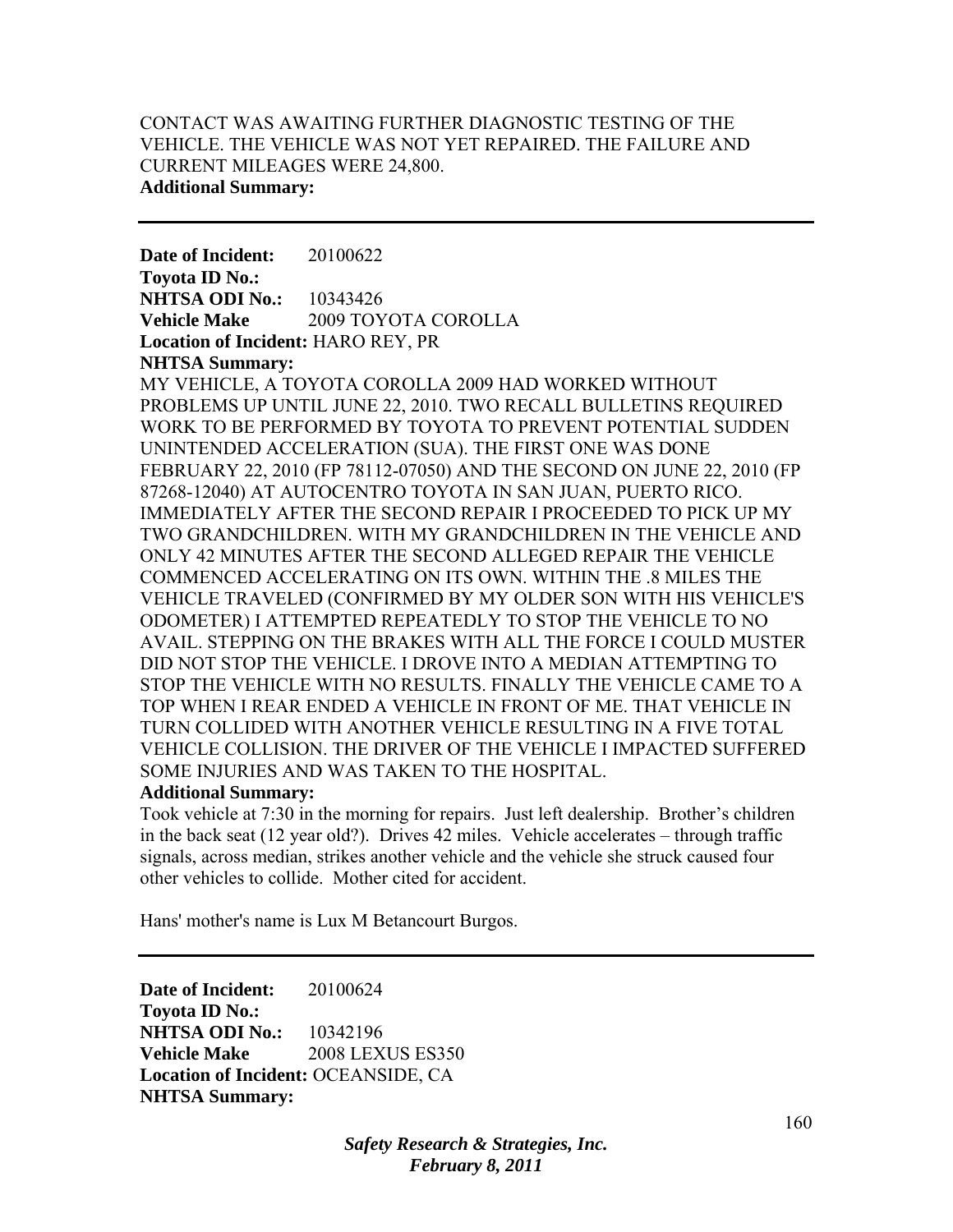CONTACT WAS AWAITING FURTHER DIAGNOSTIC TESTING OF THE VEHICLE. THE VEHICLE WAS NOT YET REPAIRED. THE FAILURE AND CURRENT MILEAGES WERE 24,800.
**Additional Summary:**

---

**Date of Incident:** 20100622
**Toyota ID No.:**
**NHTSA ODI No.:** 10343426
**Vehicle Make** 2009 TOYOTA COROLLA
**Location of Incident:** HARO REY, PR
**NHTSA Summary:**
MY VEHICLE, A TOYOTA COROLLA 2009 HAD WORKED WITHOUT PROBLEMS UP UNTIL JUNE 22, 2010. TWO RECALL BULLETINS REQUIRED WORK TO BE PERFORMED BY TOYOTA TO PREVENT POTENTIAL SUDDEN UNINTENDED ACCELERATION (SUA). THE FIRST ONE WAS DONE FEBRUARY 22, 2010 (FP 78112-07050) AND THE SECOND ON JUNE 22, 2010 (FP 87268-12040) AT AUTOCENTRO TOYOTA IN SAN JUAN, PUERTO RICO. IMMEDIATELY AFTER THE SECOND REPAIR I PROCEEDED TO PICK UP MY TWO GRANDCHILDREN. WITH MY GRANDCHILDREN IN THE VEHICLE AND ONLY 42 MINUTES AFTER THE SECOND ALLEGED REPAIR THE VEHICLE COMMENCED ACCELERATING ON ITS OWN. WITHIN THE .8 MILES THE VEHICLE TRAVELED (CONFIRMED BY MY OLDER SON WITH HIS VEHICLE'S ODOMETER) I ATTEMPTED REPEATEDLY TO STOP THE VEHICLE TO NO AVAIL. STEPPING ON THE BRAKES WITH ALL THE FORCE I COULD MUSTER DID NOT STOP THE VEHICLE. I DROVE INTO A MEDIAN ATTEMPTING TO STOP THE VEHICLE WITH NO RESULTS. FINALLY THE VEHICLE CAME TO A TOP WHEN I REAR ENDED A VEHICLE IN FRONT OF ME. THAT VEHICLE IN TURN COLLIDED WITH ANOTHER VEHICLE RESULTING IN A FIVE TOTAL VEHICLE COLLISION. THE DRIVER OF THE VEHICLE I IMPACTED SUFFERED SOME INJURIES AND WAS TAKEN TO THE HOSPITAL.
**Additional Summary:**
Took vehicle at 7:30 in the morning for repairs. Just left dealership. Brother's children in the back seat (12 year old?). Drives 42 miles. Vehicle accelerates – through traffic signals, across median, strikes another vehicle and the vehicle she struck caused four other vehicles to collide. Mother cited for accident.

Hans' mother's name is Lux M Betancourt Burgos.

---

**Date of Incident:** 20100624
**Toyota ID No.:**
**NHTSA ODI No.:** 10342196
**Vehicle Make** 2008 LEXUS ES350
**Location of Incident:** OCEANSIDE, CA
**NHTSA Summary:**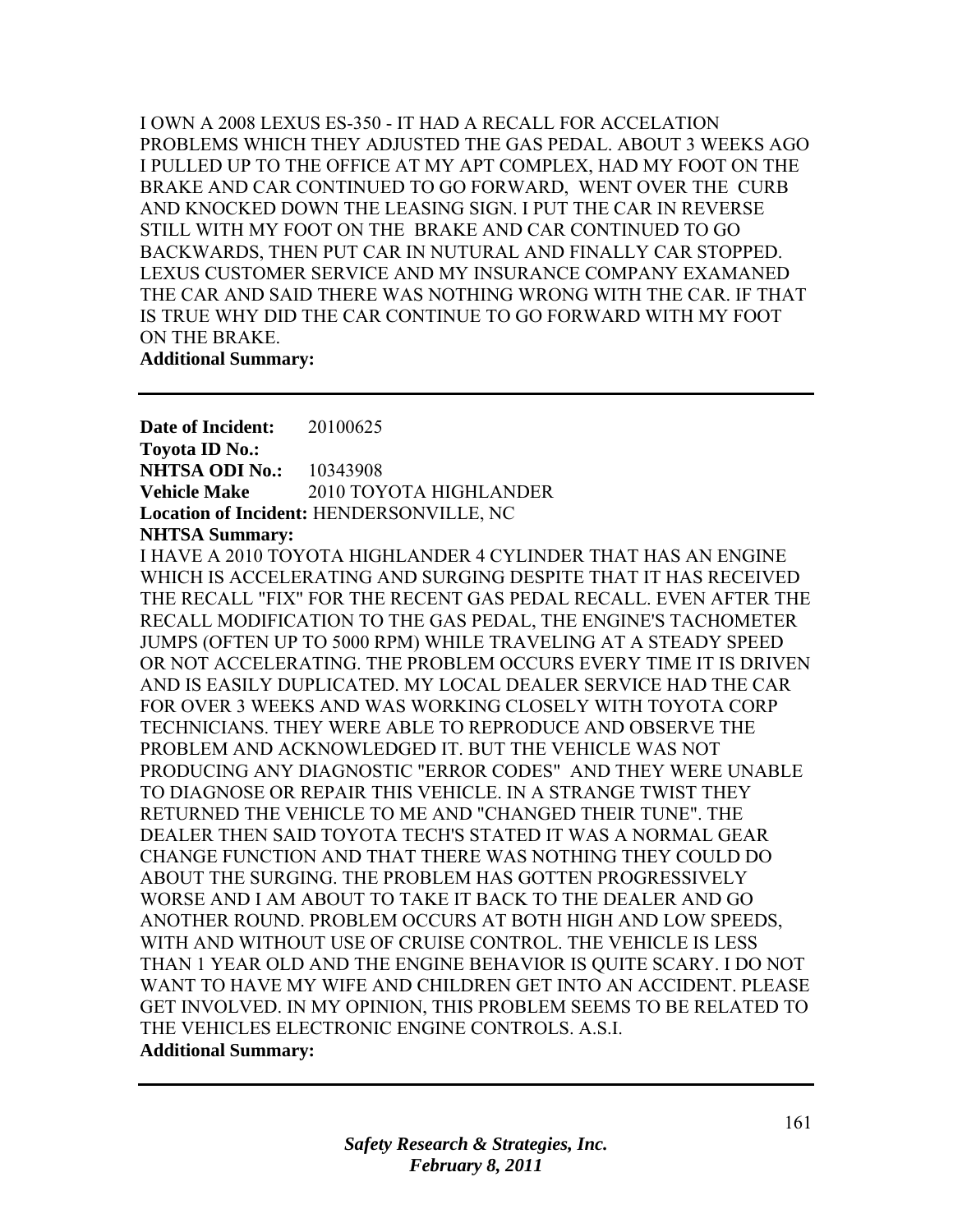I OWN A 2008 LEXUS ES-350 - IT HAD A RECALL FOR ACCELATION PROBLEMS WHICH THEY ADJUSTED THE GAS PEDAL. ABOUT 3 WEEKS AGO I PULLED UP TO THE OFFICE AT MY APT COMPLEX, HAD MY FOOT ON THE BRAKE AND CAR CONTINUED TO GO FORWARD, WENT OVER THE CURB AND KNOCKED DOWN THE LEASING SIGN. I PUT THE CAR IN REVERSE STILL WITH MY FOOT ON THE BRAKE AND CAR CONTINUED TO GO BACKWARDS, THEN PUT CAR IN NUTURAL AND FINALLY CAR STOPPED. LEXUS CUSTOMER SERVICE AND MY INSURANCE COMPANY EXAMANED THE CAR AND SAID THERE WAS NOTHING WRONG WITH THE CAR. IF THAT IS TRUE WHY DID THE CAR CONTINUE TO GO FORWARD WITH MY FOOT ON THE BRAKE.

**Additional Summary:**

---

**Date of Incident:** 20100625
**Toyota ID No.:**
**NHTSA ODI No.:** 10343908
**Vehicle Make** 2010 TOYOTA HIGHLANDER
**Location of Incident:** HENDERSONVILLE, NC
**NHTSA Summary:**

I HAVE A 2010 TOYOTA HIGHLANDER 4 CYLINDER THAT HAS AN ENGINE WHICH IS ACCELERATING AND SURGING DESPITE THAT IT HAS RECEIVED THE RECALL "FIX" FOR THE RECENT GAS PEDAL RECALL. EVEN AFTER THE RECALL MODIFICATION TO THE GAS PEDAL, THE ENGINE'S TACHOMETER JUMPS (OFTEN UP TO 5000 RPM) WHILE TRAVELING AT A STEADY SPEED OR NOT ACCELERATING. THE PROBLEM OCCURS EVERY TIME IT IS DRIVEN AND IS EASILY DUPLICATED. MY LOCAL DEALER SERVICE HAD THE CAR FOR OVER 3 WEEKS AND WAS WORKING CLOSELY WITH TOYOTA CORP TECHNICIANS. THEY WERE ABLE TO REPRODUCE AND OBSERVE THE PROBLEM AND ACKNOWLEDGED IT. BUT THE VEHICLE WAS NOT PRODUCING ANY DIAGNOSTIC "ERROR CODES" AND THEY WERE UNABLE TO DIAGNOSE OR REPAIR THIS VEHICLE. IN A STRANGE TWIST THEY RETURNED THE VEHICLE TO ME AND "CHANGED THEIR TUNE". THE DEALER THEN SAID TOYOTA TECH'S STATED IT WAS A NORMAL GEAR CHANGE FUNCTION AND THAT THERE WAS NOTHING THEY COULD DO ABOUT THE SURGING. THE PROBLEM HAS GOTTEN PROGRESSIVELY WORSE AND I AM ABOUT TO TAKE IT BACK TO THE DEALER AND GO ANOTHER ROUND. PROBLEM OCCURS AT BOTH HIGH AND LOW SPEEDS, WITH AND WITHOUT USE OF CRUISE CONTROL. THE VEHICLE IS LESS THAN 1 YEAR OLD AND THE ENGINE BEHAVIOR IS QUITE SCARY. I DO NOT WANT TO HAVE MY WIFE AND CHILDREN GET INTO AN ACCIDENT. PLEASE GET INVOLVED. IN MY OPINION, THIS PROBLEM SEEMS TO BE RELATED TO THE VEHICLES ELECTRONIC ENGINE CONTROLS. A.S.I.

**Additional Summary:**

---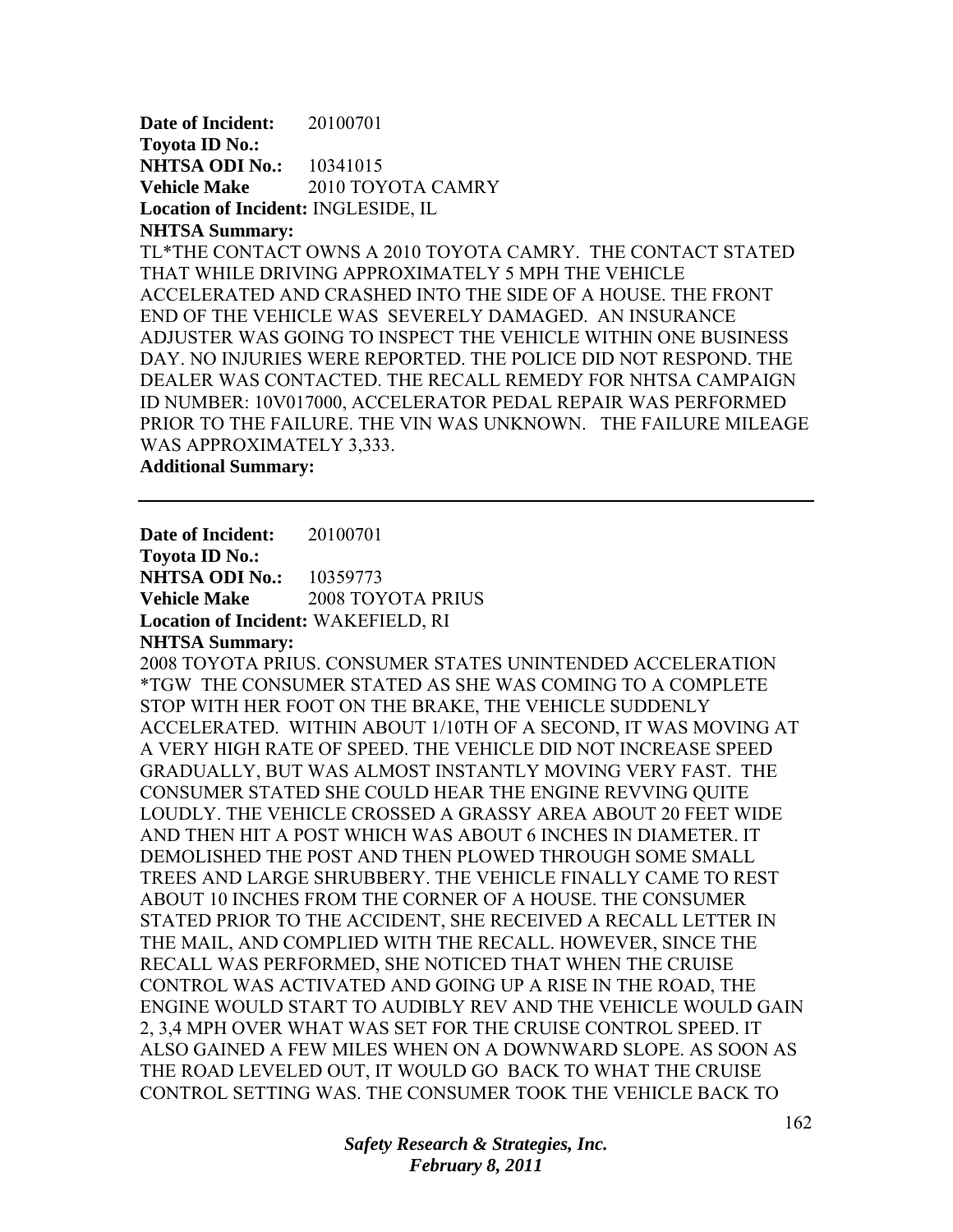**Date of Incident:** 20100701
**Toyota ID No.:**
**NHTSA ODI No.:** 10341015
**Vehicle Make** 2010 TOYOTA CAMRY
**Location of Incident:** INGLESIDE, IL
**NHTSA Summary:**
TL*THE CONTACT OWNS A 2010 TOYOTA CAMRY. THE CONTACT STATED THAT WHILE DRIVING APPROXIMATELY 5 MPH THE VEHICLE ACCELERATED AND CRASHED INTO THE SIDE OF A HOUSE. THE FRONT END OF THE VEHICLE WAS SEVERELY DAMAGED. AN INSURANCE ADJUSTER WAS GOING TO INSPECT THE VEHICLE WITHIN ONE BUSINESS DAY. NO INJURIES WERE REPORTED. THE POLICE DID NOT RESPOND. THE DEALER WAS CONTACTED. THE RECALL REMEDY FOR NHTSA CAMPAIGN ID NUMBER: 10V017000, ACCELERATOR PEDAL REPAIR WAS PERFORMED PRIOR TO THE FAILURE. THE VIN WAS UNKNOWN. THE FAILURE MILEAGE WAS APPROXIMATELY 3,333.
**Additional Summary:**

---

**Date of Incident:** 20100701
**Toyota ID No.:**
**NHTSA ODI No.:** 10359773
**Vehicle Make** 2008 TOYOTA PRIUS
**Location of Incident:** WAKEFIELD, RI
**NHTSA Summary:**
2008 TOYOTA PRIUS. CONSUMER STATES UNINTENDED ACCELERATION *TGW THE CONSUMER STATED AS SHE WAS COMING TO A COMPLETE STOP WITH HER FOOT ON THE BRAKE, THE VEHICLE SUDDENLY ACCELERATED. WITHIN ABOUT 1/10TH OF A SECOND, IT WAS MOVING AT A VERY HIGH RATE OF SPEED. THE VEHICLE DID NOT INCREASE SPEED GRADUALLY, BUT WAS ALMOST INSTANTLY MOVING VERY FAST. THE CONSUMER STATED SHE COULD HEAR THE ENGINE REVVING QUITE LOUDLY. THE VEHICLE CROSSED A GRASSY AREA ABOUT 20 FEET WIDE AND THEN HIT A POST WHICH WAS ABOUT 6 INCHES IN DIAMETER. IT DEMOLISHED THE POST AND THEN PLOWED THROUGH SOME SMALL TREES AND LARGE SHRUBBERY. THE VEHICLE FINALLY CAME TO REST ABOUT 10 INCHES FROM THE CORNER OF A HOUSE. THE CONSUMER STATED PRIOR TO THE ACCIDENT, SHE RECEIVED A RECALL LETTER IN THE MAIL, AND COMPLIED WITH THE RECALL. HOWEVER, SINCE THE RECALL WAS PERFORMED, SHE NOTICED THAT WHEN THE CRUISE CONTROL WAS ACTIVATED AND GOING UP A RISE IN THE ROAD, THE ENGINE WOULD START TO AUDIBLY REV AND THE VEHICLE WOULD GAIN 2, 3,4 MPH OVER WHAT WAS SET FOR THE CRUISE CONTROL SPEED. IT ALSO GAINED A FEW MILES WHEN ON A DOWNWARD SLOPE. AS SOON AS THE ROAD LEVELED OUT, IT WOULD GO BACK TO WHAT THE CRUISE CONTROL SETTING WAS. THE CONSUMER TOOK THE VEHICLE BACK TO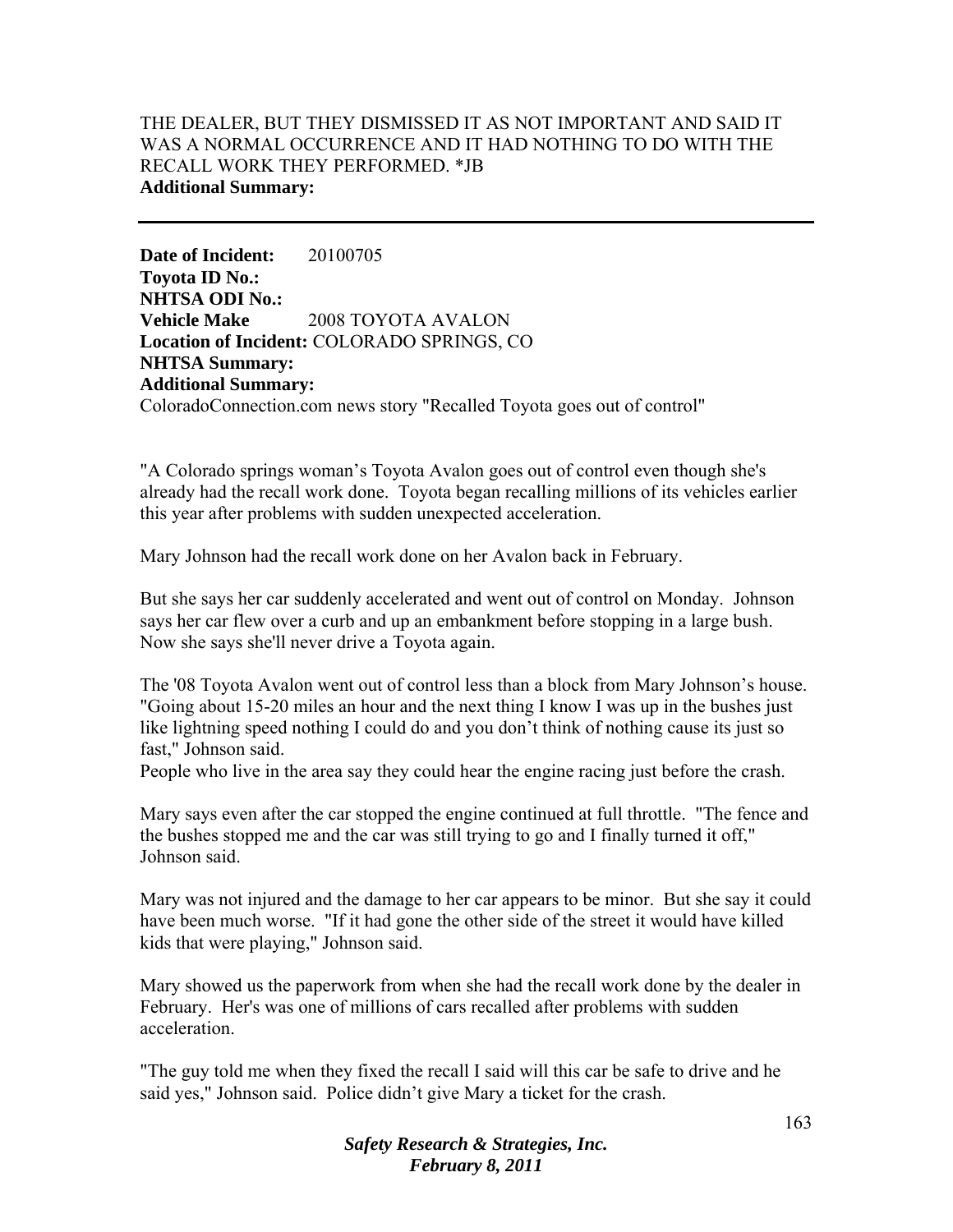THE DEALER, BUT THEY DISMISSED IT AS NOT IMPORTANT AND SAID IT WAS A NORMAL OCCURRENCE AND IT HAD NOTHING TO DO WITH THE RECALL WORK THEY PERFORMED. *JB
**Additional Summary:**

---

**Date of Incident:** 20100705
**Toyota ID No.:**
**NHTSA ODI No.:**
**Vehicle Make** 2008 TOYOTA AVALON
**Location of Incident:** COLORADO SPRINGS, CO
**NHTSA Summary:**
**Additional Summary:**
ColoradoConnection.com news story "Recalled Toyota goes out of control"

"A Colorado springs woman's Toyota Avalon goes out of control even though she's already had the recall work done. Toyota began recalling millions of its vehicles earlier this year after problems with sudden unexpected acceleration.

Mary Johnson had the recall work done on her Avalon back in February.

But she says her car suddenly accelerated and went out of control on Monday. Johnson says her car flew over a curb and up an embankment before stopping in a large bush. Now she says she'll never drive a Toyota again.

The '08 Toyota Avalon went out of control less than a block from Mary Johnson's house. "Going about 15-20 miles an hour and the next thing I know I was up in the bushes just like lightning speed nothing I could do and you don't think of nothing cause its just so fast," Johnson said.
People who live in the area say they could hear the engine racing just before the crash.

Mary says even after the car stopped the engine continued at full throttle. "The fence and the bushes stopped me and the car was still trying to go and I finally turned it off," Johnson said.

Mary was not injured and the damage to her car appears to be minor. But she say it could have been much worse. "If it had gone the other side of the street it would have killed kids that were playing," Johnson said.

Mary showed us the paperwork from when she had the recall work done by the dealer in February. Her's was one of millions of cars recalled after problems with sudden acceleration.

"The guy told me when they fixed the recall I said will this car be safe to drive and he said yes," Johnson said. Police didn't give Mary a ticket for the crash.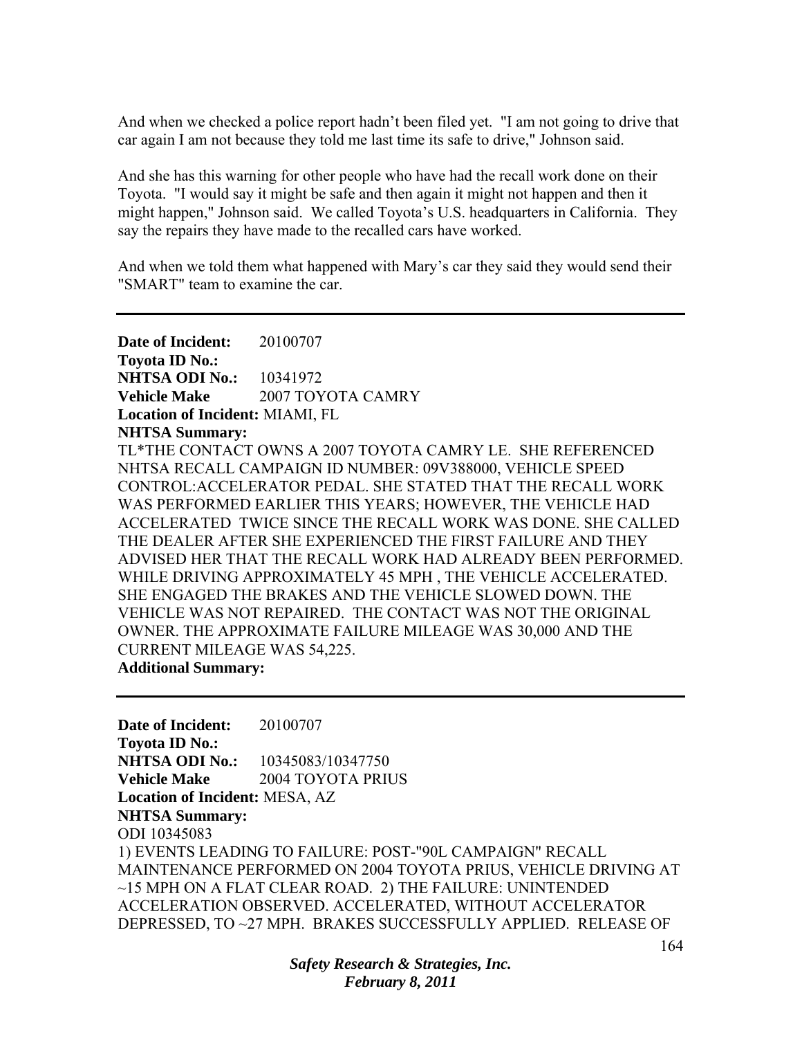And when we checked a police report hadn't been filed yet. "I am not going to drive that car again I am not because they told me last time its safe to drive," Johnson said.

And she has this warning for other people who have had the recall work done on their Toyota. "I would say it might be safe and then again it might not happen and then it might happen," Johnson said. We called Toyota's U.S. headquarters in California. They say the repairs they have made to the recalled cars have worked.

And when we told them what happened with Mary's car they said they would send their "SMART" team to examine the car.

---

**Date of Incident:** 20100707
**Toyota ID No.:**
**NHTSA ODI No.:** 10341972
**Vehicle Make** 2007 TOYOTA CAMRY
**Location of Incident:** MIAMI, FL
**NHTSA Summary:**
TL*THE CONTACT OWNS A 2007 TOYOTA CAMRY LE. SHE REFERENCED NHTSA RECALL CAMPAIGN ID NUMBER: 09V388000, VEHICLE SPEED CONTROL:ACCELERATOR PEDAL. SHE STATED THAT THE RECALL WORK WAS PERFORMED EARLIER THIS YEARS; HOWEVER, THE VEHICLE HAD ACCELERATED TWICE SINCE THE RECALL WORK WAS DONE. SHE CALLED THE DEALER AFTER SHE EXPERIENCED THE FIRST FAILURE AND THEY ADVISED HER THAT THE RECALL WORK HAD ALREADY BEEN PERFORMED. WHILE DRIVING APPROXIMATELY 45 MPH , THE VEHICLE ACCELERATED. SHE ENGAGED THE BRAKES AND THE VEHICLE SLOWED DOWN. THE VEHICLE WAS NOT REPAIRED. THE CONTACT WAS NOT THE ORIGINAL OWNER. THE APPROXIMATE FAILURE MILEAGE WAS 30,000 AND THE CURRENT MILEAGE WAS 54,225.
**Additional Summary:**

---

**Date of Incident:** 20100707
**Toyota ID No.:**
**NHTSA ODI No.:** 10345083/10347750
**Vehicle Make** 2004 TOYOTA PRIUS
**Location of Incident:** MESA, AZ
**NHTSA Summary:**
ODI 10345083
1) EVENTS LEADING TO FAILURE: POST-"90L CAMPAIGN" RECALL MAINTENANCE PERFORMED ON 2004 TOYOTA PRIUS, VEHICLE DRIVING AT ~15 MPH ON A FLAT CLEAR ROAD. 2) THE FAILURE: UNINTENDED ACCELERATION OBSERVED. ACCELERATED, WITHOUT ACCELERATOR DEPRESSED, TO ~27 MPH. BRAKES SUCCESSFULLY APPLIED. RELEASE OF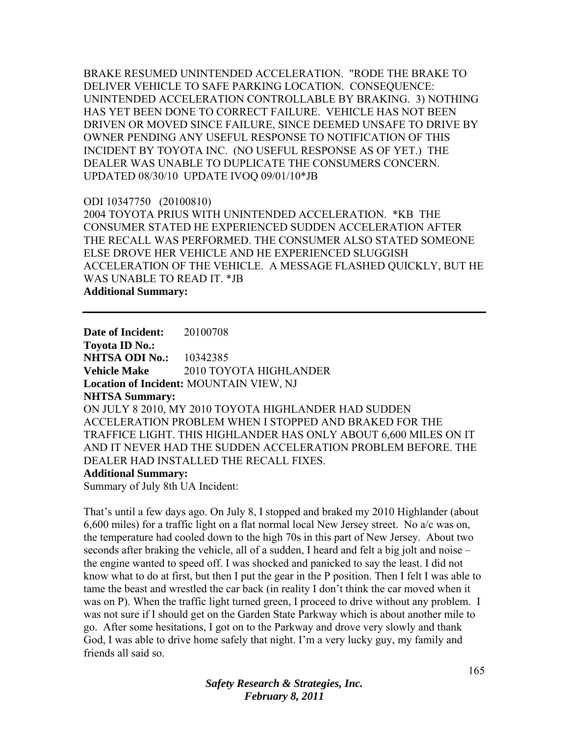BRAKE RESUMED UNINTENDED ACCELERATION. "RODE THE BRAKE TO DELIVER VEHICLE TO SAFE PARKING LOCATION. CONSEQUENCE: UNINTENDED ACCELERATION CONTROLLABLE BY BRAKING. 3) NOTHING HAS YET BEEN DONE TO CORRECT FAILURE. VEHICLE HAS NOT BEEN DRIVEN OR MOVED SINCE FAILURE, SINCE DEEMED UNSAFE TO DRIVE BY OWNER PENDING ANY USEFUL RESPONSE TO NOTIFICATION OF THIS INCIDENT BY TOYOTA INC. (NO USEFUL RESPONSE AS OF YET.) THE DEALER WAS UNABLE TO DUPLICATE THE CONSUMERS CONCERN. UPDATED 08/30/10 UPDATE IVOQ 09/01/10*JB

ODI 10347750 (20100810)
2004 TOYOTA PRIUS WITH UNINTENDED ACCELERATION. *KB THE CONSUMER STATED HE EXPERIENCED SUDDEN ACCELERATION AFTER THE RECALL WAS PERFORMED. THE CONSUMER ALSO STATED SOMEONE ELSE DROVE HER VEHICLE AND HE EXPERIENCED SLUGGISH ACCELERATION OF THE VEHICLE. A MESSAGE FLASHED QUICKLY, BUT HE WAS UNABLE TO READ IT. *JB
**Additional Summary:**

---

**Date of Incident:** 20100708
**Toyota ID No.:**
**NHTSA ODI No.:** 10342385
**Vehicle Make** 2010 TOYOTA HIGHLANDER
**Location of Incident:** MOUNTAIN VIEW, NJ
**NHTSA Summary:**
ON JULY 8 2010, MY 2010 TOYOTA HIGHLANDER HAD SUDDEN ACCELERATION PROBLEM WHEN I STOPPED AND BRAKED FOR THE TRAFFICE LIGHT. THIS HIGHLANDER HAS ONLY ABOUT 6,600 MILES ON IT AND IT NEVER HAD THE SUDDEN ACCELERATION PROBLEM BEFORE. THE DEALER HAD INSTALLED THE RECALL FIXES.
**Additional Summary:**
Summary of July 8th UA Incident:

That's until a few days ago. On July 8, I stopped and braked my 2010 Highlander (about 6,600 miles) for a traffic light on a flat normal local New Jersey street. No a/c was on, the temperature had cooled down to the high 70s in this part of New Jersey. About two seconds after braking the vehicle, all of a sudden, I heard and felt a big jolt and noise – the engine wanted to speed off. I was shocked and panicked to say the least. I did not know what to do at first, but then I put the gear in the P position. Then I felt I was able to tame the beast and wrestled the car back (in reality I don't think the car moved when it was on P). When the traffic light turned green, I proceed to drive without any problem. I was not sure if I should get on the Garden State Parkway which is about another mile to go. After some hesitations, I got on to the Parkway and drove very slowly and thank God, I was able to drive home safely that night. I'm a very lucky guy, my family and friends all said so.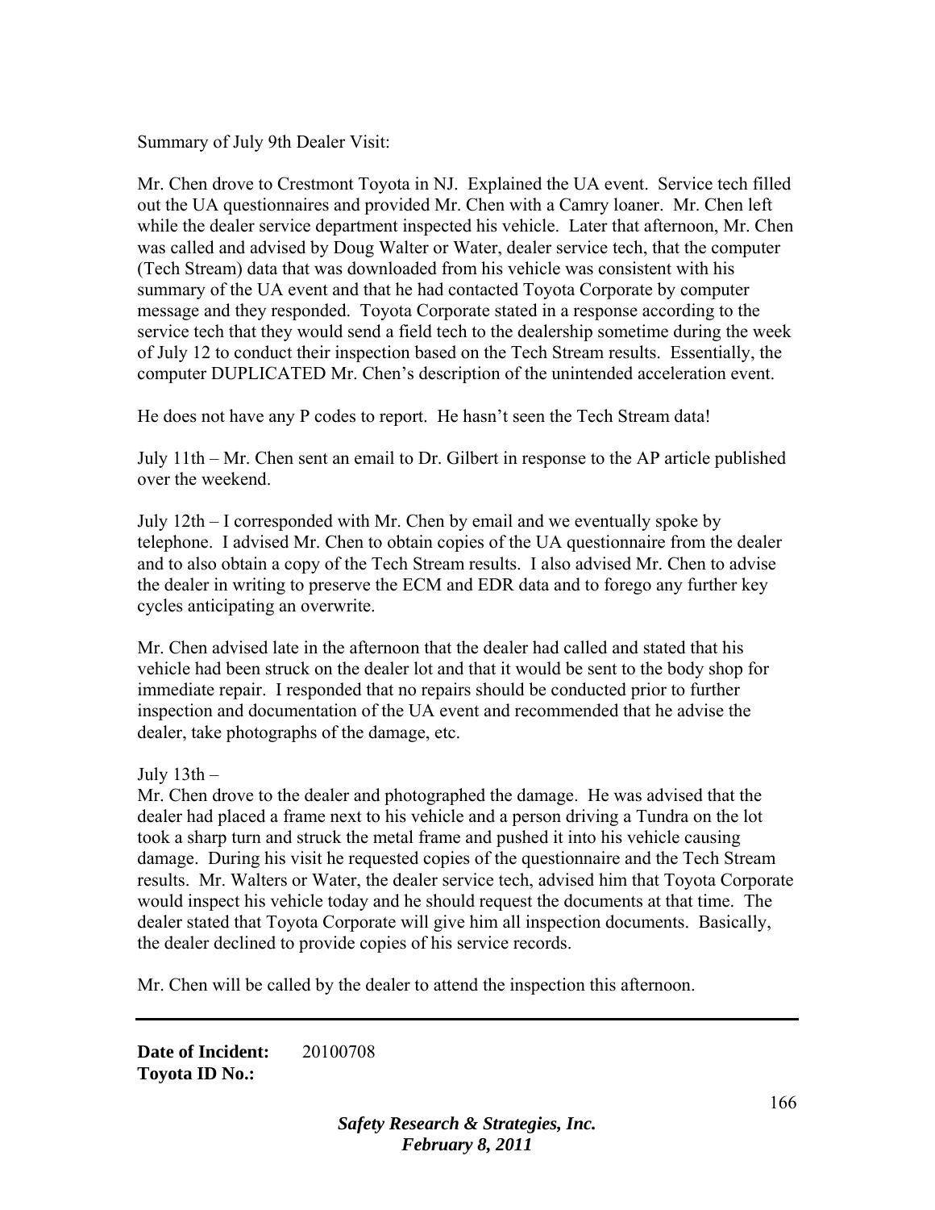Summary of July 9th Dealer Visit:

Mr. Chen drove to Crestmont Toyota in NJ. Explained the UA event. Service tech filled out the UA questionnaires and provided Mr. Chen with a Camry loaner. Mr. Chen left while the dealer service department inspected his vehicle. Later that afternoon, Mr. Chen was called and advised by Doug Walter or Water, dealer service tech, that the computer (Tech Stream) data that was downloaded from his vehicle was consistent with his summary of the UA event and that he had contacted Toyota Corporate by computer message and they responded. Toyota Corporate stated in a response according to the service tech that they would send a field tech to the dealership sometime during the week of July 12 to conduct their inspection based on the Tech Stream results. Essentially, the computer DUPLICATED Mr. Chen's description of the unintended acceleration event.

He does not have any P codes to report. He hasn't seen the Tech Stream data!

July 11th – Mr. Chen sent an email to Dr. Gilbert in response to the AP article published over the weekend.

July 12th – I corresponded with Mr. Chen by email and we eventually spoke by telephone. I advised Mr. Chen to obtain copies of the UA questionnaire from the dealer and to also obtain a copy of the Tech Stream results. I also advised Mr. Chen to advise the dealer in writing to preserve the ECM and EDR data and to forego any further key cycles anticipating an overwrite.

Mr. Chen advised late in the afternoon that the dealer had called and stated that his vehicle had been struck on the dealer lot and that it would be sent to the body shop for immediate repair. I responded that no repairs should be conducted prior to further inspection and documentation of the UA event and recommended that he advise the dealer, take photographs of the damage, etc.

July 13th –
Mr. Chen drove to the dealer and photographed the damage. He was advised that the dealer had placed a frame next to his vehicle and a person driving a Tundra on the lot took a sharp turn and struck the metal frame and pushed it into his vehicle causing damage. During his visit he requested copies of the questionnaire and the Tech Stream results. Mr. Walters or Water, the dealer service tech, advised him that Toyota Corporate would inspect his vehicle today and he should request the documents at that time. The dealer stated that Toyota Corporate will give him all inspection documents. Basically, the dealer declined to provide copies of his service records.

Mr. Chen will be called by the dealer to attend the inspection this afternoon.

---

**Date of Incident:** 20100708
**Toyota ID No.:**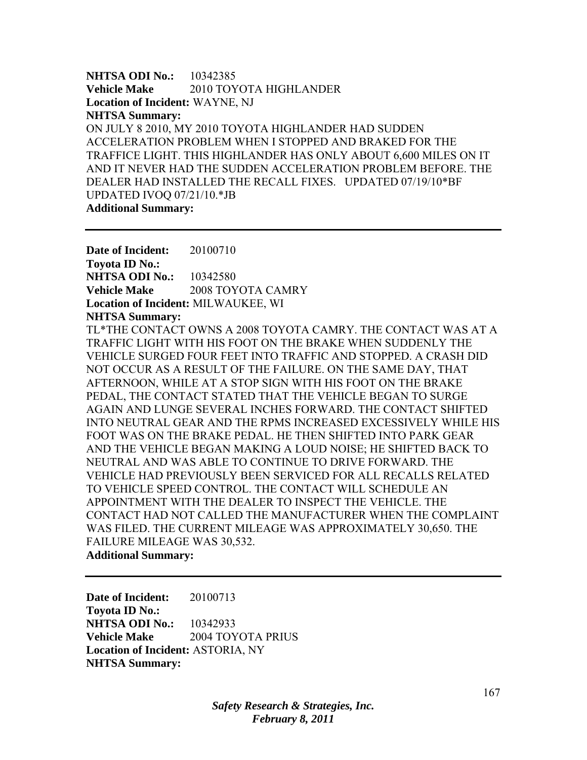**NHTSA ODI No.:** 10342385
**Vehicle Make** 2010 TOYOTA HIGHLANDER
**Location of Incident:** WAYNE, NJ
**NHTSA Summary:**
ON JULY 8 2010, MY 2010 TOYOTA HIGHLANDER HAD SUDDEN ACCELERATION PROBLEM WHEN I STOPPED AND BRAKED FOR THE TRAFFICE LIGHT. THIS HIGHLANDER HAS ONLY ABOUT 6,600 MILES ON IT AND IT NEVER HAD THE SUDDEN ACCELERATION PROBLEM BEFORE. THE DEALER HAD INSTALLED THE RECALL FIXES. UPDATED 07/19/10*BF UPDATED IVOQ 07/21/10.*JB
**Additional Summary:**

---

**Date of Incident:** 20100710
**Toyota ID No.:**
**NHTSA ODI No.:** 10342580
**Vehicle Make** 2008 TOYOTA CAMRY
**Location of Incident:** MILWAUKEE, WI
**NHTSA Summary:**
TL*THE CONTACT OWNS A 2008 TOYOTA CAMRY. THE CONTACT WAS AT A TRAFFIC LIGHT WITH HIS FOOT ON THE BRAKE WHEN SUDDENLY THE VEHICLE SURGED FOUR FEET INTO TRAFFIC AND STOPPED. A CRASH DID NOT OCCUR AS A RESULT OF THE FAILURE. ON THE SAME DAY, THAT AFTERNOON, WHILE AT A STOP SIGN WITH HIS FOOT ON THE BRAKE PEDAL, THE CONTACT STATED THAT THE VEHICLE BEGAN TO SURGE AGAIN AND LUNGE SEVERAL INCHES FORWARD. THE CONTACT SHIFTED INTO NEUTRAL GEAR AND THE RPMS INCREASED EXCESSIVELY WHILE HIS FOOT WAS ON THE BRAKE PEDAL. HE THEN SHIFTED INTO PARK GEAR AND THE VEHICLE BEGAN MAKING A LOUD NOISE; HE SHIFTED BACK TO NEUTRAL AND WAS ABLE TO CONTINUE TO DRIVE FORWARD. THE VEHICLE HAD PREVIOUSLY BEEN SERVICED FOR ALL RECALLS RELATED TO VEHICLE SPEED CONTROL. THE CONTACT WILL SCHEDULE AN APPOINTMENT WITH THE DEALER TO INSPECT THE VEHICLE. THE CONTACT HAD NOT CALLED THE MANUFACTURER WHEN THE COMPLAINT WAS FILED. THE CURRENT MILEAGE WAS APPROXIMATELY 30,650. THE FAILURE MILEAGE WAS 30,532.
**Additional Summary:**

---

**Date of Incident:** 20100713
**Toyota ID No.:**
**NHTSA ODI No.:** 10342933
**Vehicle Make** 2004 TOYOTA PRIUS
**Location of Incident:** ASTORIA, NY
**NHTSA Summary:**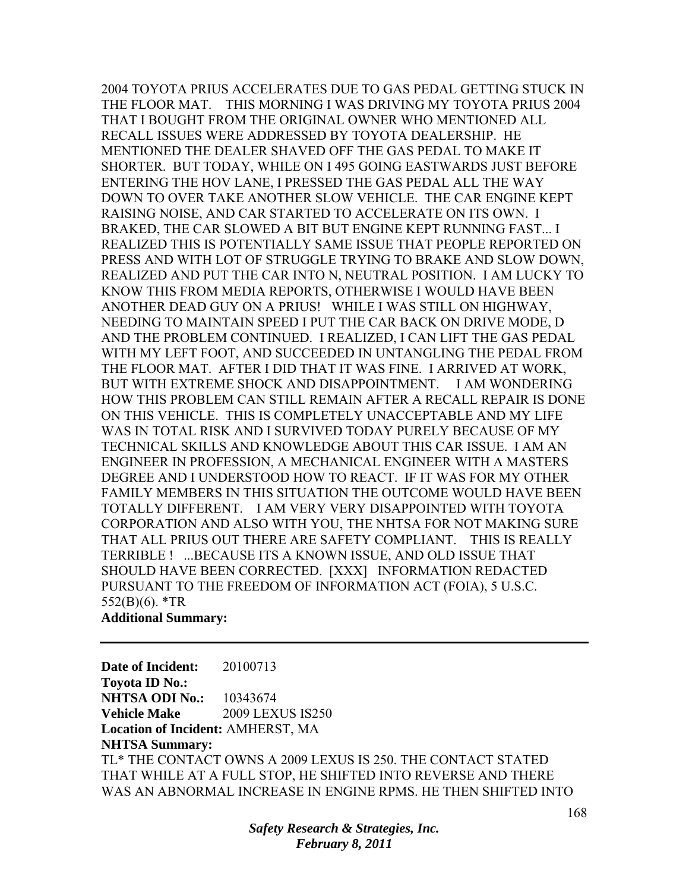2004 TOYOTA PRIUS ACCELERATES DUE TO GAS PEDAL GETTING STUCK IN THE FLOOR MAT. THIS MORNING I WAS DRIVING MY TOYOTA PRIUS 2004 THAT I BOUGHT FROM THE ORIGINAL OWNER WHO MENTIONED ALL RECALL ISSUES WERE ADDRESSED BY TOYOTA DEALERSHIP. HE MENTIONED THE DEALER SHAVED OFF THE GAS PEDAL TO MAKE IT SHORTER. BUT TODAY, WHILE ON I 495 GOING EASTWARDS JUST BEFORE ENTERING THE HOV LANE, I PRESSED THE GAS PEDAL ALL THE WAY DOWN TO OVER TAKE ANOTHER SLOW VEHICLE. THE CAR ENGINE KEPT RAISING NOISE, AND CAR STARTED TO ACCELERATE ON ITS OWN. I BRAKED, THE CAR SLOWED A BIT BUT ENGINE KEPT RUNNING FAST... I REALIZED THIS IS POTENTIALLY SAME ISSUE THAT PEOPLE REPORTED ON PRESS AND WITH LOT OF STRUGGLE TRYING TO BRAKE AND SLOW DOWN, REALIZED AND PUT THE CAR INTO N, NEUTRAL POSITION. I AM LUCKY TO KNOW THIS FROM MEDIA REPORTS, OTHERWISE I WOULD HAVE BEEN ANOTHER DEAD GUY ON A PRIUS! WHILE I WAS STILL ON HIGHWAY, NEEDING TO MAINTAIN SPEED I PUT THE CAR BACK ON DRIVE MODE, D AND THE PROBLEM CONTINUED. I REALIZED, I CAN LIFT THE GAS PEDAL WITH MY LEFT FOOT, AND SUCCEEDED IN UNTANGLING THE PEDAL FROM THE FLOOR MAT. AFTER I DID THAT IT WAS FINE. I ARRIVED AT WORK, BUT WITH EXTREME SHOCK AND DISAPPOINTMENT. I AM WONDERING HOW THIS PROBLEM CAN STILL REMAIN AFTER A RECALL REPAIR IS DONE ON THIS VEHICLE. THIS IS COMPLETELY UNACCEPTABLE AND MY LIFE WAS IN TOTAL RISK AND I SURVIVED TODAY PURELY BECAUSE OF MY TECHNICAL SKILLS AND KNOWLEDGE ABOUT THIS CAR ISSUE. I AM AN ENGINEER IN PROFESSION, A MECHANICAL ENGINEER WITH A MASTERS DEGREE AND I UNDERSTOOD HOW TO REACT. IF IT WAS FOR MY OTHER FAMILY MEMBERS IN THIS SITUATION THE OUTCOME WOULD HAVE BEEN TOTALLY DIFFERENT. I AM VERY VERY DISAPPOINTED WITH TOYOTA CORPORATION AND ALSO WITH YOU, THE NHTSA FOR NOT MAKING SURE THAT ALL PRIUS OUT THERE ARE SAFETY COMPLIANT. THIS IS REALLY TERRIBLE ! ...BECAUSE ITS A KNOWN ISSUE, AND OLD ISSUE THAT SHOULD HAVE BEEN CORRECTED. [XXX] INFORMATION REDACTED PURSUANT TO THE FREEDOM OF INFORMATION ACT (FOIA), 5 U.S.C. 552(B)(6). *TR

**Additional Summary:**

---

**Date of Incident:** 20100713
**Toyota ID No.:**
**NHTSA ODI No.:** 10343674
**Vehicle Make** 2009 LEXUS IS250
**Location of Incident:** AMHERST, MA
**NHTSA Summary:**
TL* THE CONTACT OWNS A 2009 LEXUS IS 250. THE CONTACT STATED THAT WHILE AT A FULL STOP, HE SHIFTED INTO REVERSE AND THERE WAS AN ABNORMAL INCREASE IN ENGINE RPMS. HE THEN SHIFTED INTO

*Safety Research & Strategies, Inc.*
*February 8, 2011*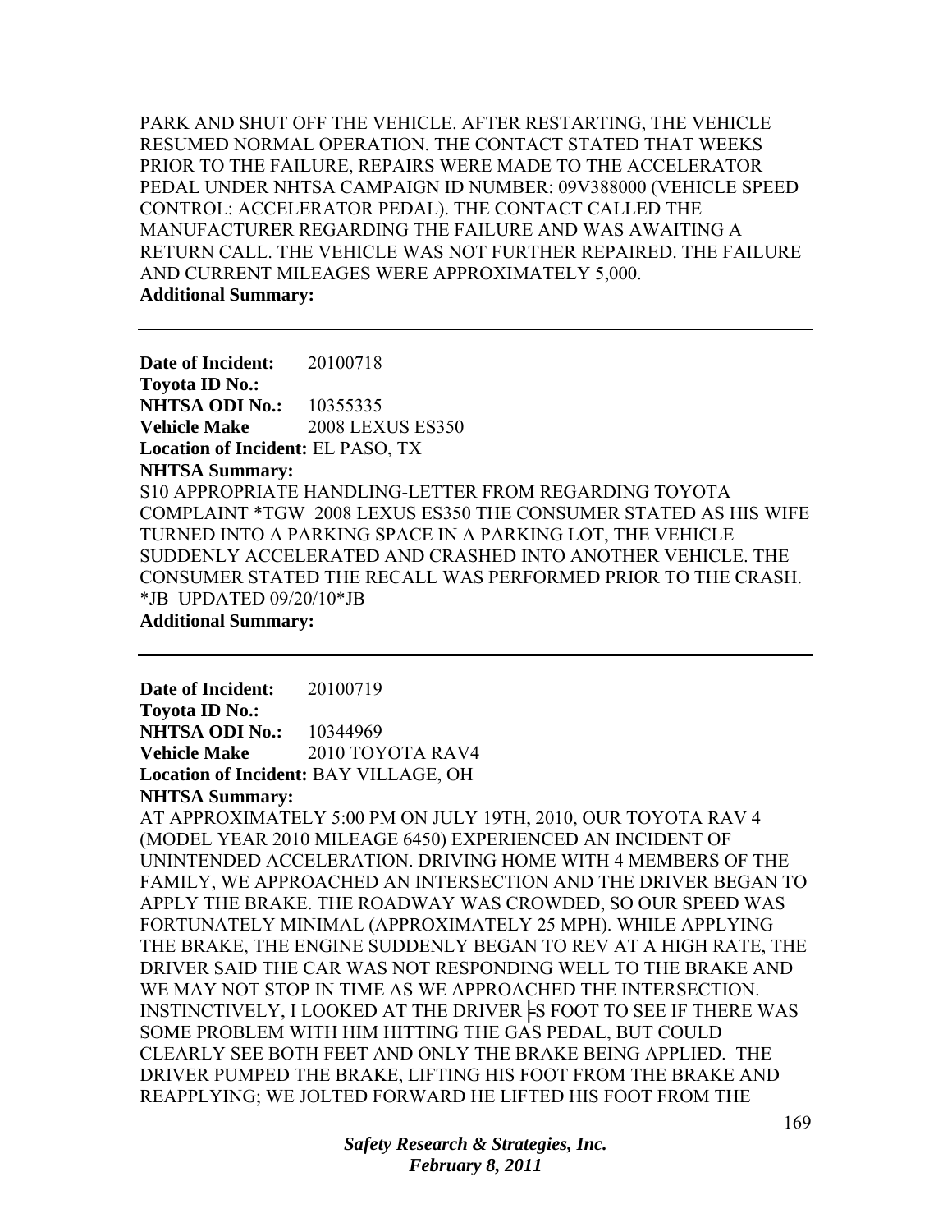PARK AND SHUT OFF THE VEHICLE. AFTER RESTARTING, THE VEHICLE RESUMED NORMAL OPERATION. THE CONTACT STATED THAT WEEKS PRIOR TO THE FAILURE, REPAIRS WERE MADE TO THE ACCELERATOR PEDAL UNDER NHTSA CAMPAIGN ID NUMBER: 09V388000 (VEHICLE SPEED CONTROL: ACCELERATOR PEDAL). THE CONTACT CALLED THE MANUFACTURER REGARDING THE FAILURE AND WAS AWAITING A RETURN CALL. THE VEHICLE WAS NOT FURTHER REPAIRED. THE FAILURE AND CURRENT MILEAGES WERE APPROXIMATELY 5,000.

**Additional Summary:**

---

**Date of Incident:** 20100718
**Toyota ID No.:**
**NHTSA ODI No.:** 10355335
**Vehicle Make** 2008 LEXUS ES350
**Location of Incident:** EL PASO, TX
**NHTSA Summary:**
S10 APPROPRIATE HANDLING-LETTER FROM REGARDING TOYOTA COMPLAINT *TGW 2008 LEXUS ES350 THE CONSUMER STATED AS HIS WIFE TURNED INTO A PARKING SPACE IN A PARKING LOT, THE VEHICLE SUDDENLY ACCELERATED AND CRASHED INTO ANOTHER VEHICLE. THE CONSUMER STATED THE RECALL WAS PERFORMED PRIOR TO THE CRASH. *JB UPDATED 09/20/10*JB
**Additional Summary:**

---

**Date of Incident:** 20100719
**Toyota ID No.:**
**NHTSA ODI No.:** 10344969
**Vehicle Make** 2010 TOYOTA RAV4
**Location of Incident:** BAY VILLAGE, OH
**NHTSA Summary:**
AT APPROXIMATELY 5:00 PM ON JULY 19TH, 2010, OUR TOYOTA RAV 4 (MODEL YEAR 2010 MILEAGE 6450) EXPERIENCED AN INCIDENT OF UNINTENDED ACCELERATION. DRIVING HOME WITH 4 MEMBERS OF THE FAMILY, WE APPROACHED AN INTERSECTION AND THE DRIVER BEGAN TO APPLY THE BRAKE. THE ROADWAY WAS CROWDED, SO OUR SPEED WAS FORTUNATELY MINIMAL (APPROXIMATELY 25 MPH). WHILE APPLYING THE BRAKE, THE ENGINE SUDDENLY BEGAN TO REV AT A HIGH RATE, THE DRIVER SAID THE CAR WAS NOT RESPONDING WELL TO THE BRAKE AND WE MAY NOT STOP IN TIME AS WE APPROACHED THE INTERSECTION. INSTINCTIVELY, I LOOKED AT THE DRIVER╞S FOOT TO SEE IF THERE WAS SOME PROBLEM WITH HIM HITTING THE GAS PEDAL, BUT COULD CLEARLY SEE BOTH FEET AND ONLY THE BRAKE BEING APPLIED. THE DRIVER PUMPED THE BRAKE, LIFTING HIS FOOT FROM THE BRAKE AND REAPPLYING; WE JOLTED FORWARD HE LIFTED HIS FOOT FROM THE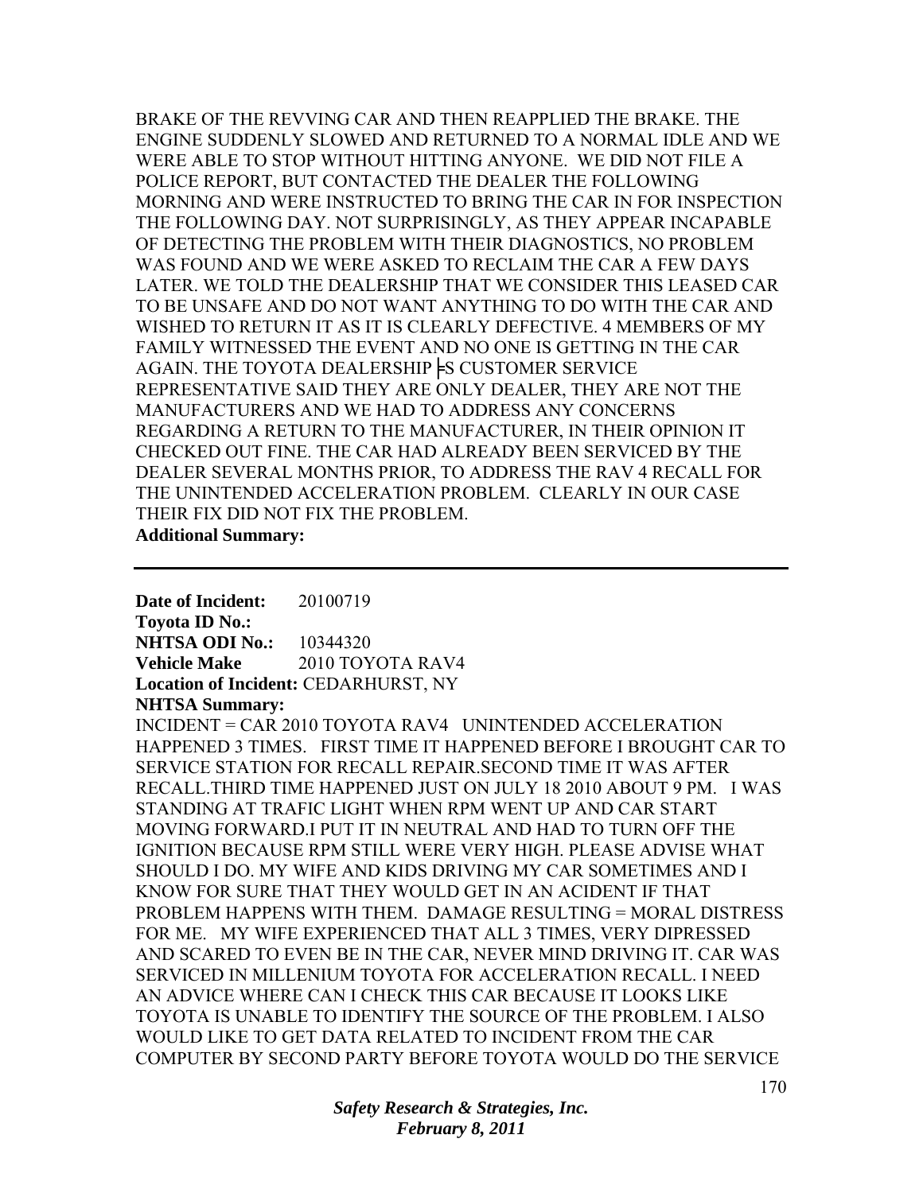BRAKE OF THE REVVING CAR AND THEN REAPPLIED THE BRAKE. THE ENGINE SUDDENLY SLOWED AND RETURNED TO A NORMAL IDLE AND WE WERE ABLE TO STOP WITHOUT HITTING ANYONE. WE DID NOT FILE A POLICE REPORT, BUT CONTACTED THE DEALER THE FOLLOWING MORNING AND WERE INSTRUCTED TO BRING THE CAR IN FOR INSPECTION THE FOLLOWING DAY. NOT SURPRISINGLY, AS THEY APPEAR INCAPABLE OF DETECTING THE PROBLEM WITH THEIR DIAGNOSTICS, NO PROBLEM WAS FOUND AND WE WERE ASKED TO RECLAIM THE CAR A FEW DAYS LATER. WE TOLD THE DEALERSHIP THAT WE CONSIDER THIS LEASED CAR TO BE UNSAFE AND DO NOT WANT ANYTHING TO DO WITH THE CAR AND WISHED TO RETURN IT AS IT IS CLEARLY DEFECTIVE. 4 MEMBERS OF MY FAMILY WITNESSED THE EVENT AND NO ONE IS GETTING IN THE CAR AGAIN. THE TOYOTA DEALERSHIP ╞S CUSTOMER SERVICE REPRESENTATIVE SAID THEY ARE ONLY DEALER, THEY ARE NOT THE MANUFACTURERS AND WE HAD TO ADDRESS ANY CONCERNS REGARDING A RETURN TO THE MANUFACTURER, IN THEIR OPINION IT CHECKED OUT FINE. THE CAR HAD ALREADY BEEN SERVICED BY THE DEALER SEVERAL MONTHS PRIOR, TO ADDRESS THE RAV 4 RECALL FOR THE UNINTENDED ACCELERATION PROBLEM. CLEARLY IN OUR CASE THEIR FIX DID NOT FIX THE PROBLEM.

**Additional Summary:**

---

**Date of Incident:** 20100719
**Toyota ID No.:**
**NHTSA ODI No.:** 10344320
**Vehicle Make** 2010 TOYOTA RAV4
**Location of Incident:** CEDARHURST, NY
**NHTSA Summary:**

INCIDENT = CAR 2010 TOYOTA RAV4 UNINTENDED ACCELERATION HAPPENED 3 TIMES. FIRST TIME IT HAPPENED BEFORE I BROUGHT CAR TO SERVICE STATION FOR RECALL REPAIR.SECOND TIME IT WAS AFTER RECALL.THIRD TIME HAPPENED JUST ON JULY 18 2010 ABOUT 9 PM. I WAS STANDING AT TRAFIC LIGHT WHEN RPM WENT UP AND CAR START MOVING FORWARD.I PUT IT IN NEUTRAL AND HAD TO TURN OFF THE IGNITION BECAUSE RPM STILL WERE VERY HIGH. PLEASE ADVISE WHAT SHOULD I DO. MY WIFE AND KIDS DRIVING MY CAR SOMETIMES AND I KNOW FOR SURE THAT THEY WOULD GET IN AN ACIDENT IF THAT PROBLEM HAPPENS WITH THEM. DAMAGE RESULTING = MORAL DISTRESS FOR ME. MY WIFE EXPERIENCED THAT ALL 3 TIMES, VERY DIPRESSED AND SCARED TO EVEN BE IN THE CAR, NEVER MIND DRIVING IT. CAR WAS SERVICED IN MILLENIUM TOYOTA FOR ACCELERATION RECALL. I NEED AN ADVICE WHERE CAN I CHECK THIS CAR BECAUSE IT LOOKS LIKE TOYOTA IS UNABLE TO IDENTIFY THE SOURCE OF THE PROBLEM. I ALSO WOULD LIKE TO GET DATA RELATED TO INCIDENT FROM THE CAR COMPUTER BY SECOND PARTY BEFORE TOYOTA WOULD DO THE SERVICE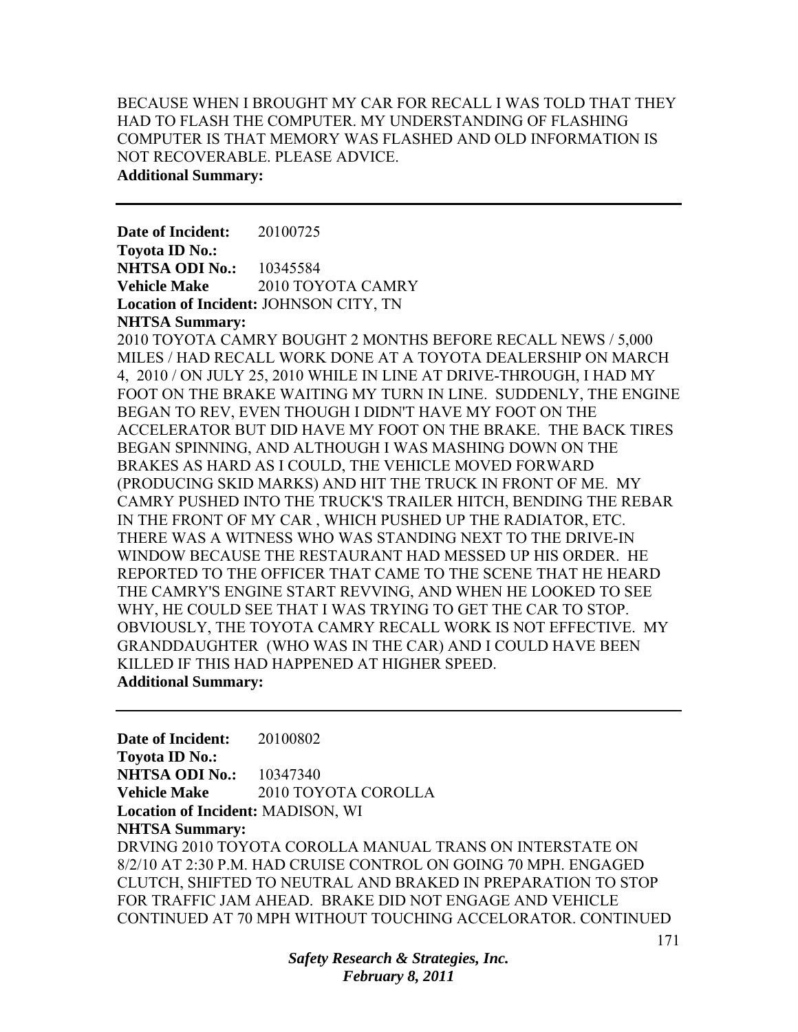BECAUSE WHEN I BROUGHT MY CAR FOR RECALL I WAS TOLD THAT THEY HAD TO FLASH THE COMPUTER. MY UNDERSTANDING OF FLASHING COMPUTER IS THAT MEMORY WAS FLASHED AND OLD INFORMATION IS NOT RECOVERABLE. PLEASE ADVICE.
**Additional Summary:**

---

**Date of Incident:** 20100725
**Toyota ID No.:**
**NHTSA ODI No.:** 10345584
**Vehicle Make** 2010 TOYOTA CAMRY
**Location of Incident:** JOHNSON CITY, TN
**NHTSA Summary:**
2010 TOYOTA CAMRY BOUGHT 2 MONTHS BEFORE RECALL NEWS / 5,000 MILES / HAD RECALL WORK DONE AT A TOYOTA DEALERSHIP ON MARCH 4, 2010 / ON JULY 25, 2010 WHILE IN LINE AT DRIVE-THROUGH, I HAD MY FOOT ON THE BRAKE WAITING MY TURN IN LINE. SUDDENLY, THE ENGINE BEGAN TO REV, EVEN THOUGH I DIDN'T HAVE MY FOOT ON THE ACCELERATOR BUT DID HAVE MY FOOT ON THE BRAKE. THE BACK TIRES BEGAN SPINNING, AND ALTHOUGH I WAS MASHING DOWN ON THE BRAKES AS HARD AS I COULD, THE VEHICLE MOVED FORWARD (PRODUCING SKID MARKS) AND HIT THE TRUCK IN FRONT OF ME. MY CAMRY PUSHED INTO THE TRUCK'S TRAILER HITCH, BENDING THE REBAR IN THE FRONT OF MY CAR , WHICH PUSHED UP THE RADIATOR, ETC. THERE WAS A WITNESS WHO WAS STANDING NEXT TO THE DRIVE-IN WINDOW BECAUSE THE RESTAURANT HAD MESSED UP HIS ORDER. HE REPORTED TO THE OFFICER THAT CAME TO THE SCENE THAT HE HEARD THE CAMRY'S ENGINE START REVVING, AND WHEN HE LOOKED TO SEE WHY, HE COULD SEE THAT I WAS TRYING TO GET THE CAR TO STOP. OBVIOUSLY, THE TOYOTA CAMRY RECALL WORK IS NOT EFFECTIVE. MY GRANDDAUGHTER (WHO WAS IN THE CAR) AND I COULD HAVE BEEN KILLED IF THIS HAD HAPPENED AT HIGHER SPEED.
**Additional Summary:**

---

**Date of Incident:** 20100802
**Toyota ID No.:**
**NHTSA ODI No.:** 10347340
**Vehicle Make** 2010 TOYOTA COROLLA
**Location of Incident:** MADISON, WI
**NHTSA Summary:**
DRVING 2010 TOYOTA COROLLA MANUAL TRANS ON INTERSTATE ON 8/2/10 AT 2:30 P.M. HAD CRUISE CONTROL ON GOING 70 MPH. ENGAGED CLUTCH, SHIFTED TO NEUTRAL AND BRAKED IN PREPARATION TO STOP FOR TRAFFIC JAM AHEAD. BRAKE DID NOT ENGAGE AND VEHICLE CONTINUED AT 70 MPH WITHOUT TOUCHING ACCELORATOR. CONTINUED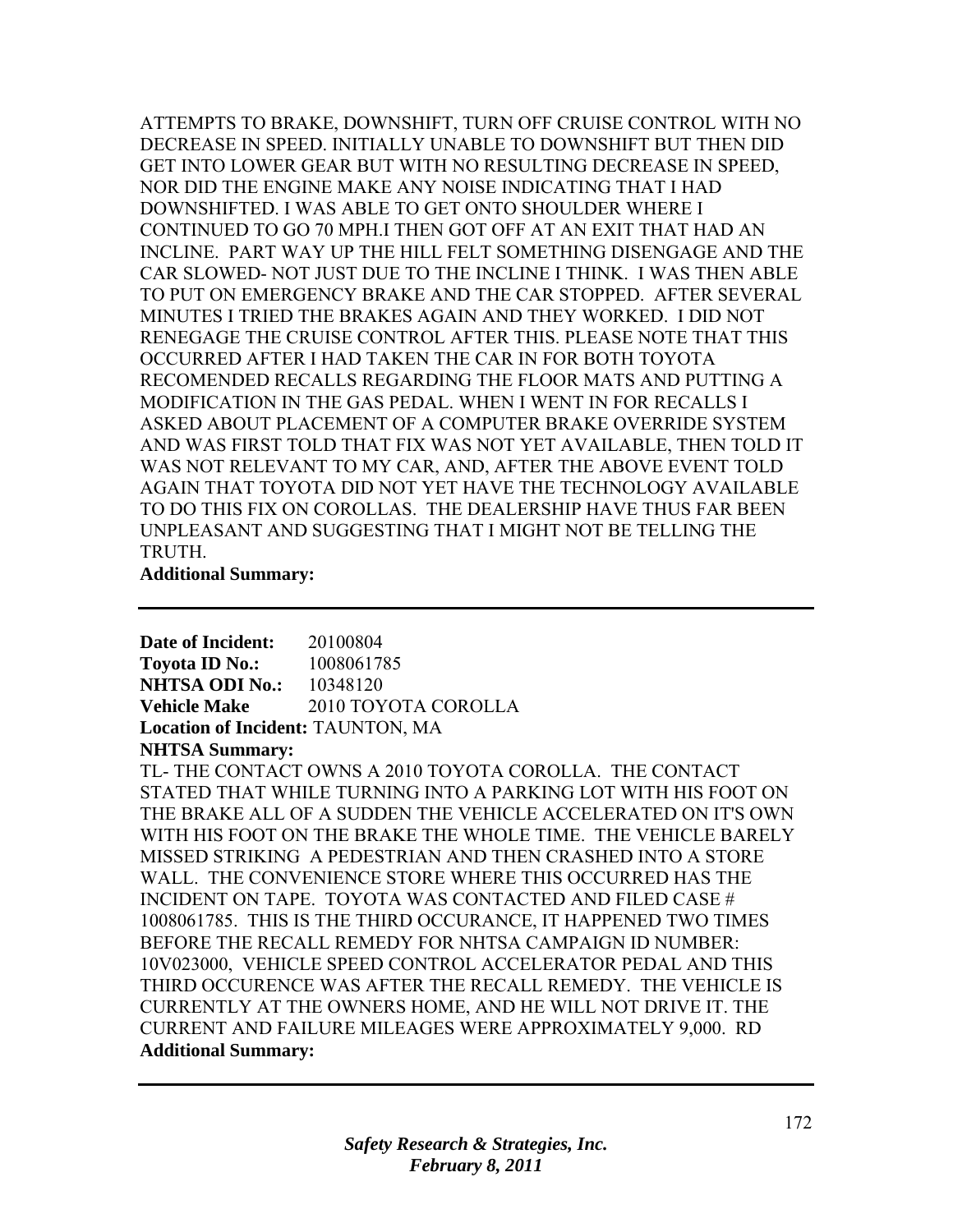ATTEMPTS TO BRAKE, DOWNSHIFT, TURN OFF CRUISE CONTROL WITH NO DECREASE IN SPEED. INITIALLY UNABLE TO DOWNSHIFT BUT THEN DID GET INTO LOWER GEAR BUT WITH NO RESULTING DECREASE IN SPEED, NOR DID THE ENGINE MAKE ANY NOISE INDICATING THAT I HAD DOWNSHIFTED. I WAS ABLE TO GET ONTO SHOULDER WHERE I CONTINUED TO GO 70 MPH.I THEN GOT OFF AT AN EXIT THAT HAD AN INCLINE. PART WAY UP THE HILL FELT SOMETHING DISENGAGE AND THE CAR SLOWED- NOT JUST DUE TO THE INCLINE I THINK. I WAS THEN ABLE TO PUT ON EMERGENCY BRAKE AND THE CAR STOPPED. AFTER SEVERAL MINUTES I TRIED THE BRAKES AGAIN AND THEY WORKED. I DID NOT RENEGAGE THE CRUISE CONTROL AFTER THIS. PLEASE NOTE THAT THIS OCCURRED AFTER I HAD TAKEN THE CAR IN FOR BOTH TOYOTA RECOMENDED RECALLS REGARDING THE FLOOR MATS AND PUTTING A MODIFICATION IN THE GAS PEDAL. WHEN I WENT IN FOR RECALLS I ASKED ABOUT PLACEMENT OF A COMPUTER BRAKE OVERRIDE SYSTEM AND WAS FIRST TOLD THAT FIX WAS NOT YET AVAILABLE, THEN TOLD IT WAS NOT RELEVANT TO MY CAR, AND, AFTER THE ABOVE EVENT TOLD AGAIN THAT TOYOTA DID NOT YET HAVE THE TECHNOLOGY AVAILABLE TO DO THIS FIX ON COROLLAS. THE DEALERSHIP HAVE THUS FAR BEEN UNPLEASANT AND SUGGESTING THAT I MIGHT NOT BE TELLING THE TRUTH.

**Additional Summary:**

---

**Date of Incident:** 20100804
**Toyota ID No.:** 1008061785
**NHTSA ODI No.:** 10348120
**Vehicle Make** 2010 TOYOTA COROLLA
**Location of Incident:** TAUNTON, MA
**NHTSA Summary:**

TL- THE CONTACT OWNS A 2010 TOYOTA COROLLA. THE CONTACT STATED THAT WHILE TURNING INTO A PARKING LOT WITH HIS FOOT ON THE BRAKE ALL OF A SUDDEN THE VEHICLE ACCELERATED ON IT'S OWN WITH HIS FOOT ON THE BRAKE THE WHOLE TIME. THE VEHICLE BARELY MISSED STRIKING A PEDESTRIAN AND THEN CRASHED INTO A STORE WALL. THE CONVENIENCE STORE WHERE THIS OCCURRED HAS THE INCIDENT ON TAPE. TOYOTA WAS CONTACTED AND FILED CASE # 1008061785. THIS IS THE THIRD OCCURANCE, IT HAPPENED TWO TIMES BEFORE THE RECALL REMEDY FOR NHTSA CAMPAIGN ID NUMBER: 10V023000, VEHICLE SPEED CONTROL ACCELERATOR PEDAL AND THIS THIRD OCCURENCE WAS AFTER THE RECALL REMEDY. THE VEHICLE IS CURRENTLY AT THE OWNERS HOME, AND HE WILL NOT DRIVE IT. THE CURRENT AND FAILURE MILEAGES WERE APPROXIMATELY 9,000. RD

**Additional Summary:**

---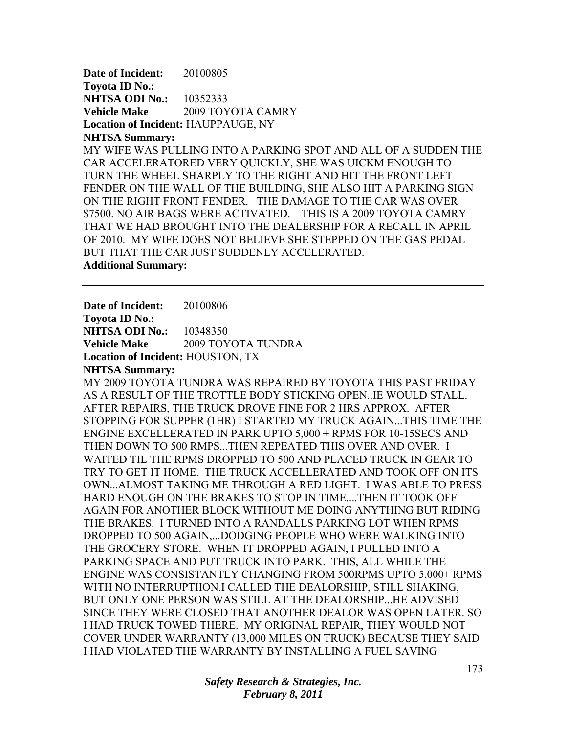**Date of Incident:** 20100805
**Toyota ID No.:**
**NHTSA ODI No.:** 10352333
**Vehicle Make** 2009 TOYOTA CAMRY
**Location of Incident:** HAUPPAUGE, NY
**NHTSA Summary:**
MY WIFE WAS PULLING INTO A PARKING SPOT AND ALL OF A SUDDEN THE CAR ACCELERATORED VERY QUICKLY, SHE WAS UICKM ENOUGH TO TURN THE WHEEL SHARPLY TO THE RIGHT AND HIT THE FRONT LEFT FENDER ON THE WALL OF THE BUILDING, SHE ALSO HIT A PARKING SIGN ON THE RIGHT FRONT FENDER. THE DAMAGE TO THE CAR WAS OVER $7500. NO AIR BAGS WERE ACTIVATED. THIS IS A 2009 TOYOTA CAMRY THAT WE HAD BROUGHT INTO THE DEALERSHIP FOR A RECALL IN APRIL OF 2010. MY WIFE DOES NOT BELIEVE SHE STEPPED ON THE GAS PEDAL BUT THAT THE CAR JUST SUDDENLY ACCELERATED.
**Additional Summary:**

---

**Date of Incident:** 20100806
**Toyota ID No.:**
**NHTSA ODI No.:** 10348350
**Vehicle Make** 2009 TOYOTA TUNDRA
**Location of Incident:** HOUSTON, TX
**NHTSA Summary:**
MY 2009 TOYOTA TUNDRA WAS REPAIRED BY TOYOTA THIS PAST FRIDAY AS A RESULT OF THE TROTTLE BODY STICKING OPEN..IE WOULD STALL. AFTER REPAIRS, THE TRUCK DROVE FINE FOR 2 HRS APPROX. AFTER STOPPING FOR SUPPER (1HR) I STARTED MY TRUCK AGAIN...THIS TIME THE ENGINE EXCELLERATED IN PARK UPTO 5,000 + RPMS FOR 10-15SECS AND THEN DOWN TO 500 RMPS...THEN REPEATED THIS OVER AND OVER. I WAITED TIL THE RPMS DROPPED TO 500 AND PLACED TRUCK IN GEAR TO TRY TO GET IT HOME. THE TRUCK ACCELLERATED AND TOOK OFF ON ITS OWN...ALMOST TAKING ME THROUGH A RED LIGHT. I WAS ABLE TO PRESS HARD ENOUGH ON THE BRAKES TO STOP IN TIME....THEN IT TOOK OFF AGAIN FOR ANOTHER BLOCK WITHOUT ME DOING ANYTHING BUT RIDING THE BRAKES. I TURNED INTO A RANDALLS PARKING LOT WHEN RPMS DROPPED TO 500 AGAIN,...DODGING PEOPLE WHO WERE WALKING INTO THE GROCERY STORE. WHEN IT DROPPED AGAIN, I PULLED INTO A PARKING SPACE AND PUT TRUCK INTO PARK. THIS, ALL WHILE THE ENGINE WAS CONSISTANTLY CHANGING FROM 500RPMS UPTO 5,000+ RPMS WITH NO INTERRUPTIION.I CALLED THE DEALORSHIP, STILL SHAKING, BUT ONLY ONE PERSON WAS STILL AT THE DEALORSHIP...HE ADVISED SINCE THEY WERE CLOSED THAT ANOTHER DEALOR WAS OPEN LATER. SO I HAD TRUCK TOWED THERE. MY ORIGINAL REPAIR, THEY WOULD NOT COVER UNDER WARRANTY (13,000 MILES ON TRUCK) BECAUSE THEY SAID I HAD VIOLATED THE WARRANTY BY INSTALLING A FUEL SAVING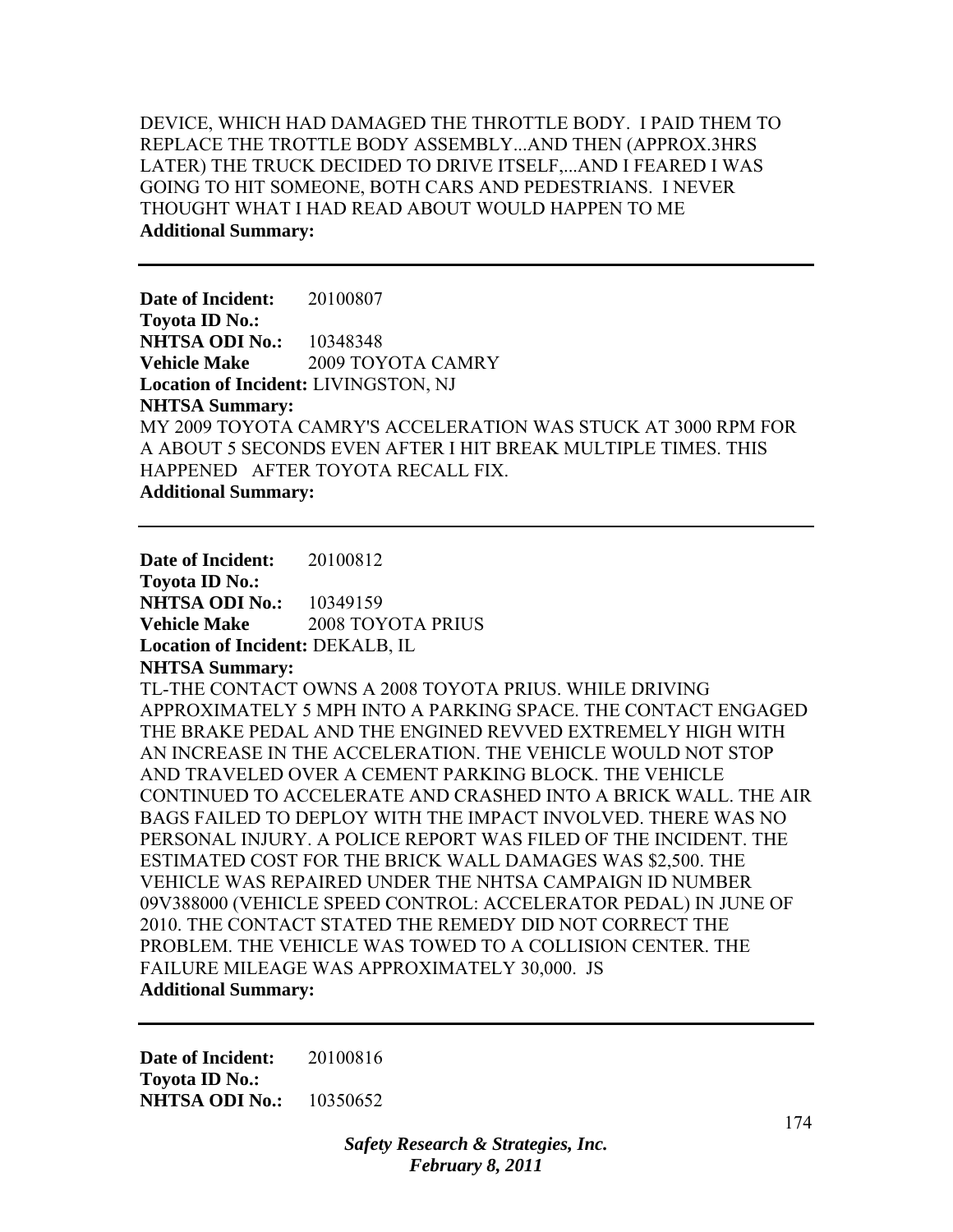DEVICE, WHICH HAD DAMAGED THE THROTTLE BODY. I PAID THEM TO REPLACE THE TROTTLE BODY ASSEMBLY...AND THEN (APPROX.3HRS LATER) THE TRUCK DECIDED TO DRIVE ITSELF,...AND I FEARED I WAS GOING TO HIT SOMEONE, BOTH CARS AND PEDESTRIANS. I NEVER THOUGHT WHAT I HAD READ ABOUT WOULD HAPPEN TO ME

**Additional Summary:**

---

**Date of Incident:** 20100807
**Toyota ID No.:**
**NHTSA ODI No.:** 10348348
**Vehicle Make** 2009 TOYOTA CAMRY
**Location of Incident:** LIVINGSTON, NJ
**NHTSA Summary:**
MY 2009 TOYOTA CAMRY'S ACCELERATION WAS STUCK AT 3000 RPM FOR A ABOUT 5 SECONDS EVEN AFTER I HIT BREAK MULTIPLE TIMES. THIS HAPPENED AFTER TOYOTA RECALL FIX.
**Additional Summary:**

---

**Date of Incident:** 20100812
**Toyota ID No.:**
**NHTSA ODI No.:** 10349159
**Vehicle Make** 2008 TOYOTA PRIUS
**Location of Incident:** DEKALB, IL
**NHTSA Summary:**
TL-THE CONTACT OWNS A 2008 TOYOTA PRIUS. WHILE DRIVING APPROXIMATELY 5 MPH INTO A PARKING SPACE. THE CONTACT ENGAGED THE BRAKE PEDAL AND THE ENGINED REVVED EXTREMELY HIGH WITH AN INCREASE IN THE ACCELERATION. THE VEHICLE WOULD NOT STOP AND TRAVELED OVER A CEMENT PARKING BLOCK. THE VEHICLE CONTINUED TO ACCELERATE AND CRASHED INTO A BRICK WALL. THE AIR BAGS FAILED TO DEPLOY WITH THE IMPACT INVOLVED. THERE WAS NO PERSONAL INJURY. A POLICE REPORT WAS FILED OF THE INCIDENT. THE ESTIMATED COST FOR THE BRICK WALL DAMAGES WAS $2,500. THE VEHICLE WAS REPAIRED UNDER THE NHTSA CAMPAIGN ID NUMBER 09V388000 (VEHICLE SPEED CONTROL: ACCELERATOR PEDAL) IN JUNE OF 2010. THE CONTACT STATED THE REMEDY DID NOT CORRECT THE PROBLEM. THE VEHICLE WAS TOWED TO A COLLISION CENTER. THE FAILURE MILEAGE WAS APPROXIMATELY 30,000. JS
**Additional Summary:**

---

**Date of Incident:** 20100816
**Toyota ID No.:**
**NHTSA ODI No.:** 10350652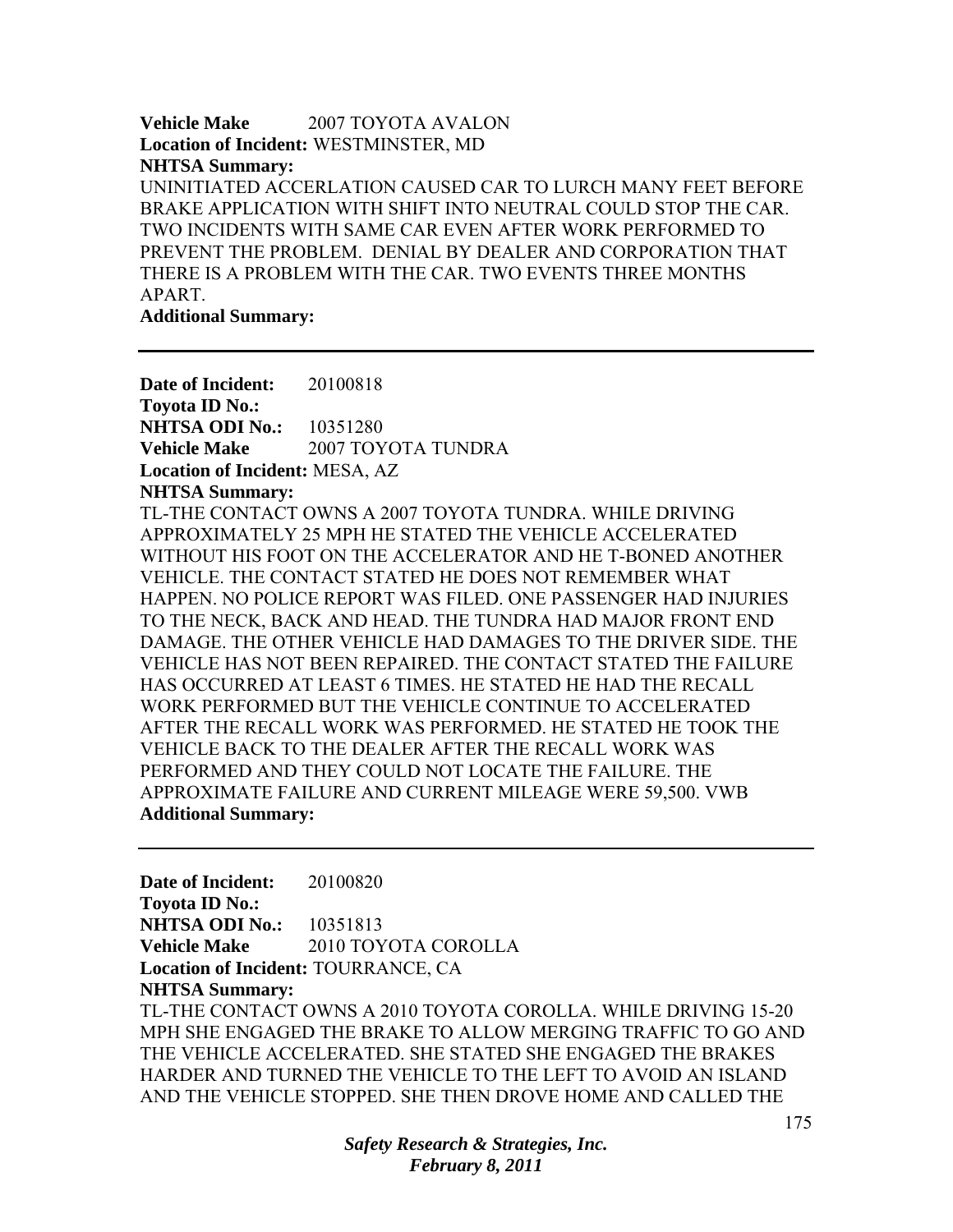**Vehicle Make** 2007 TOYOTA AVALON
**Location of Incident:** WESTMINSTER, MD
**NHTSA Summary:**
UNINITIATED ACCERLATION CAUSED CAR TO LURCH MANY FEET BEFORE BRAKE APPLICATION WITH SHIFT INTO NEUTRAL COULD STOP THE CAR. TWO INCIDENTS WITH SAME CAR EVEN AFTER WORK PERFORMED TO PREVENT THE PROBLEM. DENIAL BY DEALER AND CORPORATION THAT THERE IS A PROBLEM WITH THE CAR. TWO EVENTS THREE MONTHS APART.
**Additional Summary:**

---

**Date of Incident:** 20100818
**Toyota ID No.:**
**NHTSA ODI No.:** 10351280
**Vehicle Make** 2007 TOYOTA TUNDRA
**Location of Incident:** MESA, AZ
**NHTSA Summary:**
TL-THE CONTACT OWNS A 2007 TOYOTA TUNDRA. WHILE DRIVING APPROXIMATELY 25 MPH HE STATED THE VEHICLE ACCELERATED WITHOUT HIS FOOT ON THE ACCELERATOR AND HE T-BONED ANOTHER VEHICLE. THE CONTACT STATED HE DOES NOT REMEMBER WHAT HAPPEN. NO POLICE REPORT WAS FILED. ONE PASSENGER HAD INJURIES TO THE NECK, BACK AND HEAD. THE TUNDRA HAD MAJOR FRONT END DAMAGE. THE OTHER VEHICLE HAD DAMAGES TO THE DRIVER SIDE. THE VEHICLE HAS NOT BEEN REPAIRED. THE CONTACT STATED THE FAILURE HAS OCCURRED AT LEAST 6 TIMES. HE STATED HE HAD THE RECALL WORK PERFORMED BUT THE VEHICLE CONTINUE TO ACCELERATED AFTER THE RECALL WORK WAS PERFORMED. HE STATED HE TOOK THE VEHICLE BACK TO THE DEALER AFTER THE RECALL WORK WAS PERFORMED AND THEY COULD NOT LOCATE THE FAILURE. THE APPROXIMATE FAILURE AND CURRENT MILEAGE WERE 59,500. VWB
**Additional Summary:**

---

**Date of Incident:** 20100820
**Toyota ID No.:**
**NHTSA ODI No.:** 10351813
**Vehicle Make** 2010 TOYOTA COROLLA
**Location of Incident:** TOURRANCE, CA
**NHTSA Summary:**
TL-THE CONTACT OWNS A 2010 TOYOTA COROLLA. WHILE DRIVING 15-20 MPH SHE ENGAGED THE BRAKE TO ALLOW MERGING TRAFFIC TO GO AND THE VEHICLE ACCELERATED. SHE STATED SHE ENGAGED THE BRAKES HARDER AND TURNED THE VEHICLE TO THE LEFT TO AVOID AN ISLAND AND THE VEHICLE STOPPED. SHE THEN DROVE HOME AND CALLED THE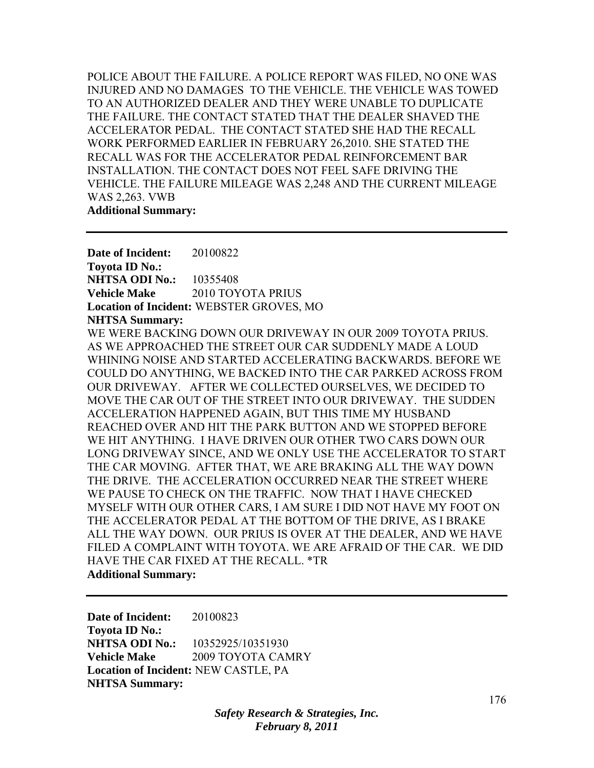POLICE ABOUT THE FAILURE. A POLICE REPORT WAS FILED, NO ONE WAS INJURED AND NO DAMAGES TO THE VEHICLE. THE VEHICLE WAS TOWED TO AN AUTHORIZED DEALER AND THEY WERE UNABLE TO DUPLICATE THE FAILURE. THE CONTACT STATED THAT THE DEALER SHAVED THE ACCELERATOR PEDAL. THE CONTACT STATED SHE HAD THE RECALL WORK PERFORMED EARLIER IN FEBRUARY 26,2010. SHE STATED THE RECALL WAS FOR THE ACCELERATOR PEDAL REINFORCEMENT BAR INSTALLATION. THE CONTACT DOES NOT FEEL SAFE DRIVING THE VEHICLE. THE FAILURE MILEAGE WAS 2,248 AND THE CURRENT MILEAGE WAS 2,263. VWB

**Additional Summary:**

---

**Date of Incident:** 20100822
**Toyota ID No.:**
**NHTSA ODI No.:** 10355408
**Vehicle Make** 2010 TOYOTA PRIUS
**Location of Incident:** WEBSTER GROVES, MO
**NHTSA Summary:**

WE WERE BACKING DOWN OUR DRIVEWAY IN OUR 2009 TOYOTA PRIUS. AS WE APPROACHED THE STREET OUR CAR SUDDENLY MADE A LOUD WHINING NOISE AND STARTED ACCELERATING BACKWARDS. BEFORE WE COULD DO ANYTHING, WE BACKED INTO THE CAR PARKED ACROSS FROM OUR DRIVEWAY. AFTER WE COLLECTED OURSELVES, WE DECIDED TO MOVE THE CAR OUT OF THE STREET INTO OUR DRIVEWAY. THE SUDDEN ACCELERATION HAPPENED AGAIN, BUT THIS TIME MY HUSBAND REACHED OVER AND HIT THE PARK BUTTON AND WE STOPPED BEFORE WE HIT ANYTHING. I HAVE DRIVEN OUR OTHER TWO CARS DOWN OUR LONG DRIVEWAY SINCE, AND WE ONLY USE THE ACCELERATOR TO START THE CAR MOVING. AFTER THAT, WE ARE BRAKING ALL THE WAY DOWN THE DRIVE. THE ACCELERATION OCCURRED NEAR THE STREET WHERE WE PAUSE TO CHECK ON THE TRAFFIC. NOW THAT I HAVE CHECKED MYSELF WITH OUR OTHER CARS, I AM SURE I DID NOT HAVE MY FOOT ON THE ACCELERATOR PEDAL AT THE BOTTOM OF THE DRIVE, AS I BRAKE ALL THE WAY DOWN. OUR PRIUS IS OVER AT THE DEALER, AND WE HAVE FILED A COMPLAINT WITH TOYOTA. WE ARE AFRAID OF THE CAR. WE DID HAVE THE CAR FIXED AT THE RECALL. *TR

**Additional Summary:**

---

**Date of Incident:** 20100823
**Toyota ID No.:**
**NHTSA ODI No.:** 10352925/10351930
**Vehicle Make** 2009 TOYOTA CAMRY
**Location of Incident:** NEW CASTLE, PA
**NHTSA Summary:**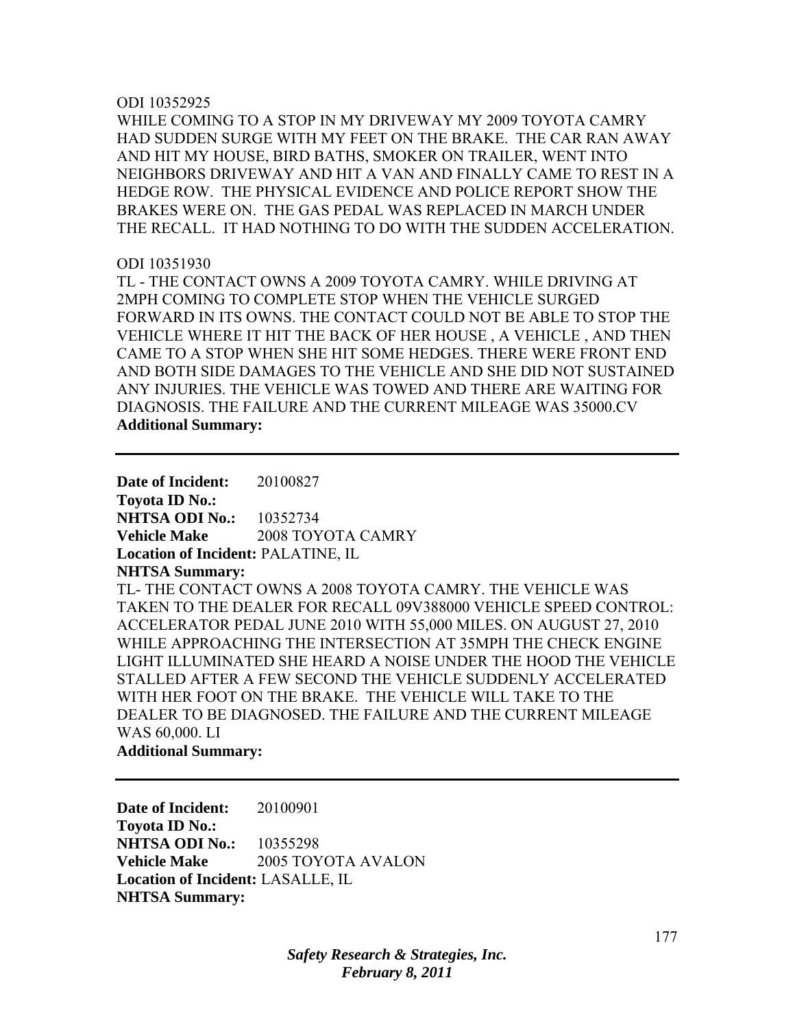ODI 10352925
WHILE COMING TO A STOP IN MY DRIVEWAY MY 2009 TOYOTA CAMRY HAD SUDDEN SURGE WITH MY FEET ON THE BRAKE. THE CAR RAN AWAY AND HIT MY HOUSE, BIRD BATHS, SMOKER ON TRAILER, WENT INTO NEIGHBORS DRIVEWAY AND HIT A VAN AND FINALLY CAME TO REST IN A HEDGE ROW. THE PHYSICAL EVIDENCE AND POLICE REPORT SHOW THE BRAKES WERE ON. THE GAS PEDAL WAS REPLACED IN MARCH UNDER THE RECALL. IT HAD NOTHING TO DO WITH THE SUDDEN ACCELERATION.

ODI 10351930
TL - THE CONTACT OWNS A 2009 TOYOTA CAMRY. WHILE DRIVING AT 2MPH COMING TO COMPLETE STOP WHEN THE VEHICLE SURGED FORWARD IN ITS OWNS. THE CONTACT COULD NOT BE ABLE TO STOP THE VEHICLE WHERE IT HIT THE BACK OF HER HOUSE , A VEHICLE , AND THEN CAME TO A STOP WHEN SHE HIT SOME HEDGES. THERE WERE FRONT END AND BOTH SIDE DAMAGES TO THE VEHICLE AND SHE DID NOT SUSTAINED ANY INJURIES. THE VEHICLE WAS TOWED AND THERE ARE WAITING FOR DIAGNOSIS. THE FAILURE AND THE CURRENT MILEAGE WAS 35000.CV

**Additional Summary:**

---

**Date of Incident:** 20100827
**Toyota ID No.:**
**NHTSA ODI No.:** 10352734
**Vehicle Make** 2008 TOYOTA CAMRY
**Location of Incident:** PALATINE, IL
**NHTSA Summary:**
TL- THE CONTACT OWNS A 2008 TOYOTA CAMRY. THE VEHICLE WAS TAKEN TO THE DEALER FOR RECALL 09V388000 VEHICLE SPEED CONTROL: ACCELERATOR PEDAL JUNE 2010 WITH 55,000 MILES. ON AUGUST 27, 2010 WHILE APPROACHING THE INTERSECTION AT 35MPH THE CHECK ENGINE LIGHT ILLUMINATED SHE HEARD A NOISE UNDER THE HOOD THE VEHICLE STALLED AFTER A FEW SECOND THE VEHICLE SUDDENLY ACCELERATED WITH HER FOOT ON THE BRAKE. THE VEHICLE WILL TAKE TO THE DEALER TO BE DIAGNOSED. THE FAILURE AND THE CURRENT MILEAGE WAS 60,000. LI
**Additional Summary:**

---

**Date of Incident:** 20100901
**Toyota ID No.:**
**NHTSA ODI No.:** 10355298
**Vehicle Make** 2005 TOYOTA AVALON
**Location of Incident:** LASALLE, IL
**NHTSA Summary:**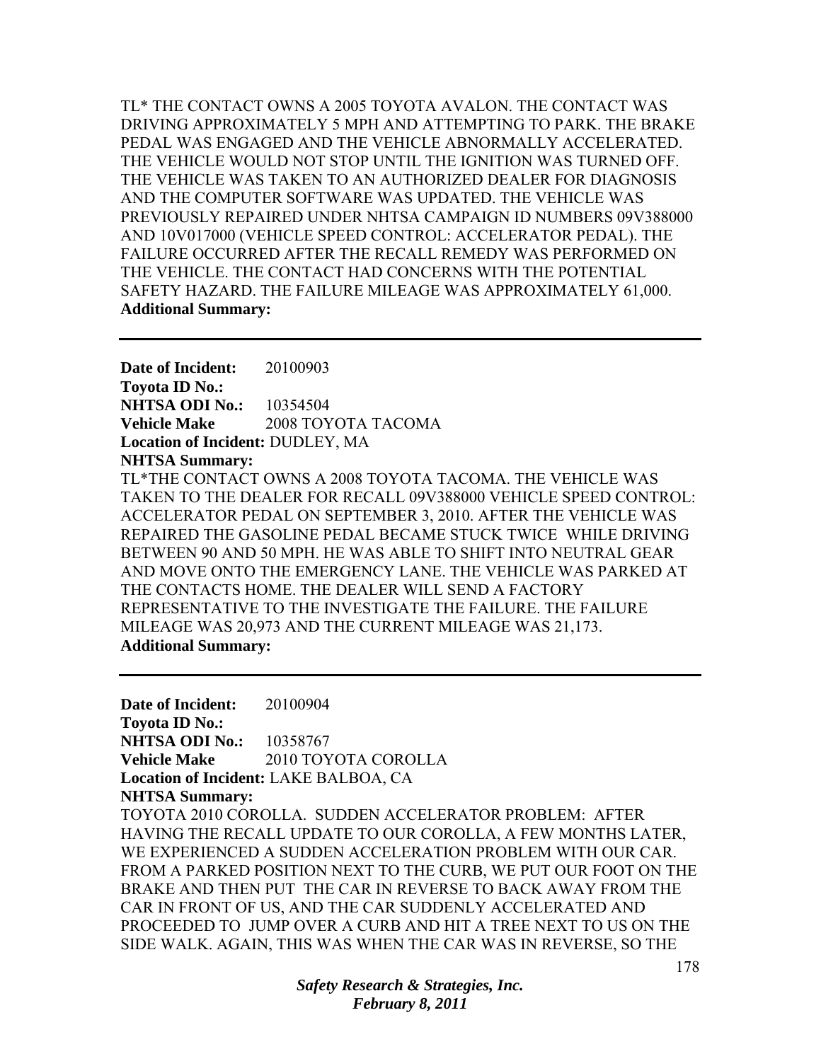TL* THE CONTACT OWNS A 2005 TOYOTA AVALON. THE CONTACT WAS DRIVING APPROXIMATELY 5 MPH AND ATTEMPTING TO PARK. THE BRAKE PEDAL WAS ENGAGED AND THE VEHICLE ABNORMALLY ACCELERATED. THE VEHICLE WOULD NOT STOP UNTIL THE IGNITION WAS TURNED OFF. THE VEHICLE WAS TAKEN TO AN AUTHORIZED DEALER FOR DIAGNOSIS AND THE COMPUTER SOFTWARE WAS UPDATED. THE VEHICLE WAS PREVIOUSLY REPAIRED UNDER NHTSA CAMPAIGN ID NUMBERS 09V388000 AND 10V017000 (VEHICLE SPEED CONTROL: ACCELERATOR PEDAL). THE FAILURE OCCURRED AFTER THE RECALL REMEDY WAS PERFORMED ON THE VEHICLE. THE CONTACT HAD CONCERNS WITH THE POTENTIAL SAFETY HAZARD. THE FAILURE MILEAGE WAS APPROXIMATELY 61,000.

**Additional Summary:**

---

**Date of Incident:** 20100903

**Toyota ID No.:**

**NHTSA ODI No.:** 10354504

**Vehicle Make** 2008 TOYOTA TACOMA

**Location of Incident:** DUDLEY, MA

**NHTSA Summary:**

TL*THE CONTACT OWNS A 2008 TOYOTA TACOMA. THE VEHICLE WAS TAKEN TO THE DEALER FOR RECALL 09V388000 VEHICLE SPEED CONTROL: ACCELERATOR PEDAL ON SEPTEMBER 3, 2010. AFTER THE VEHICLE WAS REPAIRED THE GASOLINE PEDAL BECAME STUCK TWICE WHILE DRIVING BETWEEN 90 AND 50 MPH. HE WAS ABLE TO SHIFT INTO NEUTRAL GEAR AND MOVE ONTO THE EMERGENCY LANE. THE VEHICLE WAS PARKED AT THE CONTACTS HOME. THE DEALER WILL SEND A FACTORY REPRESENTATIVE TO THE INVESTIGATE THE FAILURE. THE FAILURE MILEAGE WAS 20,973 AND THE CURRENT MILEAGE WAS 21,173.

**Additional Summary:**

---

**Date of Incident:** 20100904

**Toyota ID No.:**

**NHTSA ODI No.:** 10358767

**Vehicle Make** 2010 TOYOTA COROLLA

**Location of Incident:** LAKE BALBOA, CA

**NHTSA Summary:**

TOYOTA 2010 COROLLA. SUDDEN ACCELERATOR PROBLEM: AFTER HAVING THE RECALL UPDATE TO OUR COROLLA, A FEW MONTHS LATER, WE EXPERIENCED A SUDDEN ACCELERATION PROBLEM WITH OUR CAR. FROM A PARKED POSITION NEXT TO THE CURB, WE PUT OUR FOOT ON THE BRAKE AND THEN PUT THE CAR IN REVERSE TO BACK AWAY FROM THE CAR IN FRONT OF US, AND THE CAR SUDDENLY ACCELERATED AND PROCEEDED TO JUMP OVER A CURB AND HIT A TREE NEXT TO US ON THE SIDE WALK. AGAIN, THIS WAS WHEN THE CAR WAS IN REVERSE, SO THE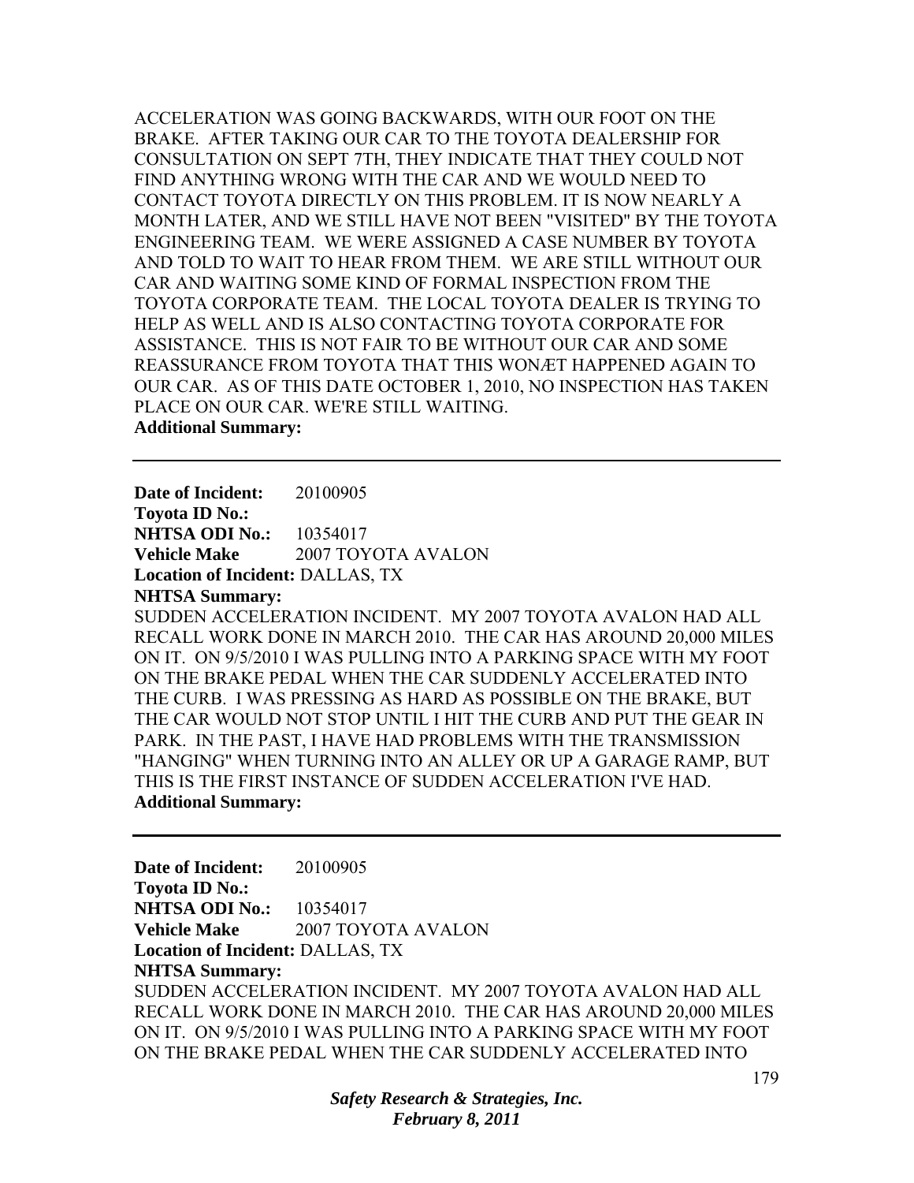ACCELERATION WAS GOING BACKWARDS, WITH OUR FOOT ON THE BRAKE. AFTER TAKING OUR CAR TO THE TOYOTA DEALERSHIP FOR CONSULTATION ON SEPT 7TH, THEY INDICATE THAT THEY COULD NOT FIND ANYTHING WRONG WITH THE CAR AND WE WOULD NEED TO CONTACT TOYOTA DIRECTLY ON THIS PROBLEM. IT IS NOW NEARLY A MONTH LATER, AND WE STILL HAVE NOT BEEN "VISITED" BY THE TOYOTA ENGINEERING TEAM. WE WERE ASSIGNED A CASE NUMBER BY TOYOTA AND TOLD TO WAIT TO HEAR FROM THEM. WE ARE STILL WITHOUT OUR CAR AND WAITING SOME KIND OF FORMAL INSPECTION FROM THE TOYOTA CORPORATE TEAM. THE LOCAL TOYOTA DEALER IS TRYING TO HELP AS WELL AND IS ALSO CONTACTING TOYOTA CORPORATE FOR ASSISTANCE. THIS IS NOT FAIR TO BE WITHOUT OUR CAR AND SOME REASSURANCE FROM TOYOTA THAT THIS WONÆT HAPPENED AGAIN TO OUR CAR. AS OF THIS DATE OCTOBER 1, 2010, NO INSPECTION HAS TAKEN PLACE ON OUR CAR. WE'RE STILL WAITING.

**Additional Summary:**

---

**Date of Incident:** 20100905
**Toyota ID No.:**
**NHTSA ODI No.:** 10354017
**Vehicle Make** 2007 TOYOTA AVALON
**Location of Incident:** DALLAS, TX
**NHTSA Summary:**
SUDDEN ACCELERATION INCIDENT. MY 2007 TOYOTA AVALON HAD ALL RECALL WORK DONE IN MARCH 2010. THE CAR HAS AROUND 20,000 MILES ON IT. ON 9/5/2010 I WAS PULLING INTO A PARKING SPACE WITH MY FOOT ON THE BRAKE PEDAL WHEN THE CAR SUDDENLY ACCELERATED INTO THE CURB. I WAS PRESSING AS HARD AS POSSIBLE ON THE BRAKE, BUT THE CAR WOULD NOT STOP UNTIL I HIT THE CURB AND PUT THE GEAR IN PARK. IN THE PAST, I HAVE HAD PROBLEMS WITH THE TRANSMISSION "HANGING" WHEN TURNING INTO AN ALLEY OR UP A GARAGE RAMP, BUT THIS IS THE FIRST INSTANCE OF SUDDEN ACCELERATION I'VE HAD.
**Additional Summary:**

---

**Date of Incident:** 20100905
**Toyota ID No.:**
**NHTSA ODI No.:** 10354017
**Vehicle Make** 2007 TOYOTA AVALON
**Location of Incident:** DALLAS, TX
**NHTSA Summary:**
SUDDEN ACCELERATION INCIDENT. MY 2007 TOYOTA AVALON HAD ALL RECALL WORK DONE IN MARCH 2010. THE CAR HAS AROUND 20,000 MILES ON IT. ON 9/5/2010 I WAS PULLING INTO A PARKING SPACE WITH MY FOOT ON THE BRAKE PEDAL WHEN THE CAR SUDDENLY ACCELERATED INTO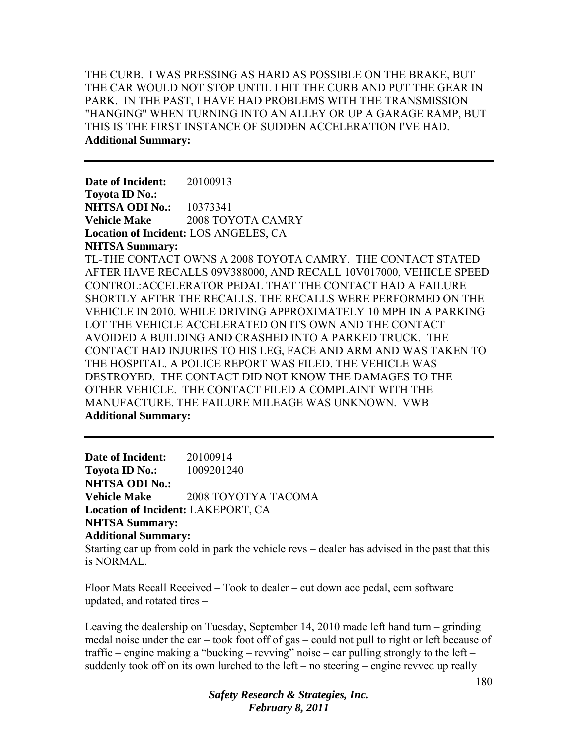THE CURB. I WAS PRESSING AS HARD AS POSSIBLE ON THE BRAKE, BUT THE CAR WOULD NOT STOP UNTIL I HIT THE CURB AND PUT THE GEAR IN PARK. IN THE PAST, I HAVE HAD PROBLEMS WITH THE TRANSMISSION "HANGING" WHEN TURNING INTO AN ALLEY OR UP A GARAGE RAMP, BUT THIS IS THE FIRST INSTANCE OF SUDDEN ACCELERATION I'VE HAD.
**Additional Summary:**

---

**Date of Incident:** 20100913
**Toyota ID No.:**
**NHTSA ODI No.:** 10373341
**Vehicle Make** 2008 TOYOTA CAMRY
**Location of Incident:** LOS ANGELES, CA
**NHTSA Summary:**
TL-THE CONTACT OWNS A 2008 TOYOTA CAMRY. THE CONTACT STATED AFTER HAVE RECALLS 09V388000, AND RECALL 10V017000, VEHICLE SPEED CONTROL:ACCELERATOR PEDAL THAT THE CONTACT HAD A FAILURE SHORTLY AFTER THE RECALLS. THE RECALLS WERE PERFORMED ON THE VEHICLE IN 2010. WHILE DRIVING APPROXIMATELY 10 MPH IN A PARKING LOT THE VEHICLE ACCELERATED ON ITS OWN AND THE CONTACT AVOIDED A BUILDING AND CRASHED INTO A PARKED TRUCK. THE CONTACT HAD INJURIES TO HIS LEG, FACE AND ARM AND WAS TAKEN TO THE HOSPITAL. A POLICE REPORT WAS FILED. THE VEHICLE WAS DESTROYED. THE CONTACT DID NOT KNOW THE DAMAGES TO THE OTHER VEHICLE. THE CONTACT FILED A COMPLAINT WITH THE MANUFACTURE. THE FAILURE MILEAGE WAS UNKNOWN. VWB
**Additional Summary:**

---

**Date of Incident:** 20100914
**Toyota ID No.:** 1009201240
**NHTSA ODI No.:**
**Vehicle Make** 2008 TOYOTYA TACOMA
**Location of Incident:** LAKEPORT, CA
**NHTSA Summary:**
**Additional Summary:**
Starting car up from cold in park the vehicle revs – dealer has advised in the past that this is NORMAL.

Floor Mats Recall Received – Took to dealer – cut down acc pedal, ecm software updated, and rotated tires –

Leaving the dealership on Tuesday, September 14, 2010 made left hand turn – grinding medal noise under the car – took foot off of gas – could not pull to right or left because of traffic – engine making a "bucking – revving" noise – car pulling strongly to the left – suddenly took off on its own lurched to the left – no steering – engine revved up really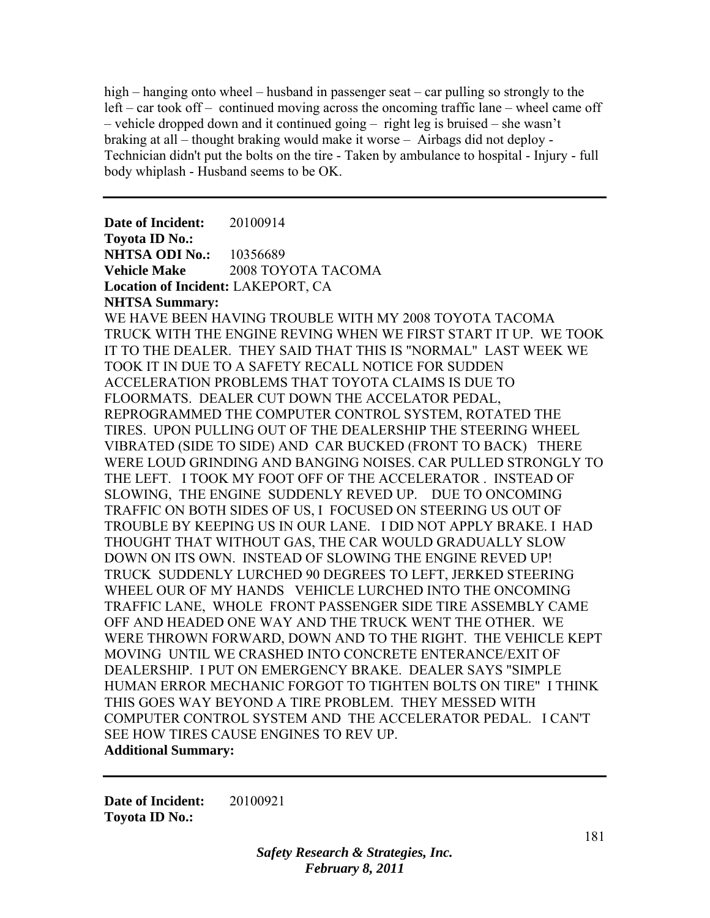high – hanging onto wheel – husband in passenger seat – car pulling so strongly to the left – car took off – continued moving across the oncoming traffic lane – wheel came off – vehicle dropped down and it continued going – right leg is bruised – she wasn't braking at all – thought braking would make it worse – Airbags did not deploy - Technician didn't put the bolts on the tire - Taken by ambulance to hospital - Injury - full body whiplash - Husband seems to be OK.

---

**Date of Incident:** 20100914
**Toyota ID No.:**
**NHTSA ODI No.:** 10356689
**Vehicle Make** 2008 TOYOTA TACOMA
**Location of Incident:** LAKEPORT, CA
**NHTSA Summary:**
WE HAVE BEEN HAVING TROUBLE WITH MY 2008 TOYOTA TACOMA TRUCK WITH THE ENGINE REVING WHEN WE FIRST START IT UP. WE TOOK IT TO THE DEALER. THEY SAID THAT THIS IS "NORMAL" LAST WEEK WE TOOK IT IN DUE TO A SAFETY RECALL NOTICE FOR SUDDEN ACCELERATION PROBLEMS THAT TOYOTA CLAIMS IS DUE TO FLOORMATS. DEALER CUT DOWN THE ACCELATOR PEDAL, REPROGRAMMED THE COMPUTER CONTROL SYSTEM, ROTATED THE TIRES. UPON PULLING OUT OF THE DEALERSHIP THE STEERING WHEEL VIBRATED (SIDE TO SIDE) AND CAR BUCKED (FRONT TO BACK) THERE WERE LOUD GRINDING AND BANGING NOISES. CAR PULLED STRONGLY TO THE LEFT. I TOOK MY FOOT OFF OF THE ACCELERATOR . INSTEAD OF SLOWING, THE ENGINE SUDDENLY REVED UP. DUE TO ONCOMING TRAFFIC ON BOTH SIDES OF US, I FOCUSED ON STEERING US OUT OF TROUBLE BY KEEPING US IN OUR LANE. I DID NOT APPLY BRAKE. I HAD THOUGHT THAT WITHOUT GAS, THE CAR WOULD GRADUALLY SLOW DOWN ON ITS OWN. INSTEAD OF SLOWING THE ENGINE REVED UP! TRUCK SUDDENLY LURCHED 90 DEGREES TO LEFT, JERKED STEERING WHEEL OUR OF MY HANDS VEHICLE LURCHED INTO THE ONCOMING TRAFFIC LANE, WHOLE FRONT PASSENGER SIDE TIRE ASSEMBLY CAME OFF AND HEADED ONE WAY AND THE TRUCK WENT THE OTHER. WE WERE THROWN FORWARD, DOWN AND TO THE RIGHT. THE VEHICLE KEPT MOVING UNTIL WE CRASHED INTO CONCRETE ENTERANCE/EXIT OF DEALERSHIP. I PUT ON EMERGENCY BRAKE. DEALER SAYS "SIMPLE HUMAN ERROR MECHANIC FORGOT TO TIGHTEN BOLTS ON TIRE" I THINK THIS GOES WAY BEYOND A TIRE PROBLEM. THEY MESSED WITH COMPUTER CONTROL SYSTEM AND THE ACCELERATOR PEDAL. I CAN'T SEE HOW TIRES CAUSE ENGINES TO REV UP.
**Additional Summary:**

---

**Date of Incident:** 20100921
**Toyota ID No.:**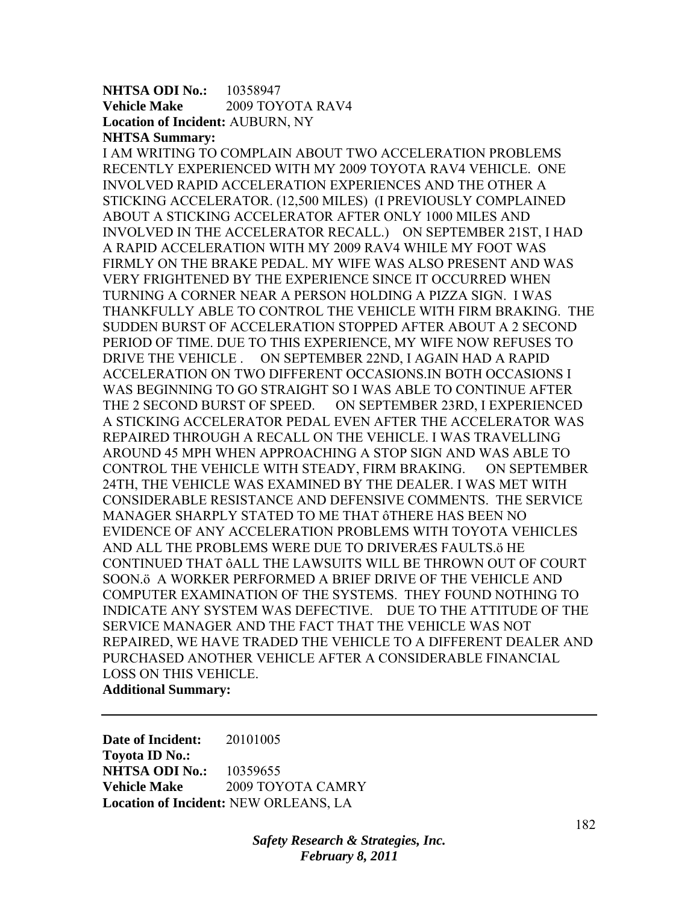**NHTSA ODI No.:** 10358947
**Vehicle Make** 2009 TOYOTA RAV4
**Location of Incident:** AUBURN, NY
**NHTSA Summary:**
I AM WRITING TO COMPLAIN ABOUT TWO ACCELERATION PROBLEMS RECENTLY EXPERIENCED WITH MY 2009 TOYOTA RAV4 VEHICLE. ONE INVOLVED RAPID ACCELERATION EXPERIENCES AND THE OTHER A STICKING ACCELERATOR. (12,500 MILES) (I PREVIOUSLY COMPLAINED ABOUT A STICKING ACCELERATOR AFTER ONLY 1000 MILES AND INVOLVED IN THE ACCELERATOR RECALL.) ON SEPTEMBER 21ST, I HAD A RAPID ACCELERATION WITH MY 2009 RAV4 WHILE MY FOOT WAS FIRMLY ON THE BRAKE PEDAL. MY WIFE WAS ALSO PRESENT AND WAS VERY FRIGHTENED BY THE EXPERIENCE SINCE IT OCCURRED WHEN TURNING A CORNER NEAR A PERSON HOLDING A PIZZA SIGN. I WAS THANKFULLY ABLE TO CONTROL THE VEHICLE WITH FIRM BRAKING. THE SUDDEN BURST OF ACCELERATION STOPPED AFTER ABOUT A 2 SECOND PERIOD OF TIME. DUE TO THIS EXPERIENCE, MY WIFE NOW REFUSES TO DRIVE THE VEHICLE . ON SEPTEMBER 22ND, I AGAIN HAD A RAPID ACCELERATION ON TWO DIFFERENT OCCASIONS.IN BOTH OCCASIONS I WAS BEGINNING TO GO STRAIGHT SO I WAS ABLE TO CONTINUE AFTER THE 2 SECOND BURST OF SPEED. ON SEPTEMBER 23RD, I EXPERIENCED A STICKING ACCELERATOR PEDAL EVEN AFTER THE ACCELERATOR WAS REPAIRED THROUGH A RECALL ON THE VEHICLE. I WAS TRAVELLING AROUND 45 MPH WHEN APPROACHING A STOP SIGN AND WAS ABLE TO CONTROL THE VEHICLE WITH STEADY, FIRM BRAKING. ON SEPTEMBER 24TH, THE VEHICLE WAS EXAMINED BY THE DEALER. I WAS MET WITH CONSIDERABLE RESISTANCE AND DEFENSIVE COMMENTS. THE SERVICE MANAGER SHARPLY STATED TO ME THAT ôTHERE HAS BEEN NO EVIDENCE OF ANY ACCELERATION PROBLEMS WITH TOYOTA VEHICLES AND ALL THE PROBLEMS WERE DUE TO DRIVERÆS FAULTS.ö HE CONTINUED THAT ôALL THE LAWSUITS WILL BE THROWN OUT OF COURT SOON.ö A WORKER PERFORMED A BRIEF DRIVE OF THE VEHICLE AND COMPUTER EXAMINATION OF THE SYSTEMS. THEY FOUND NOTHING TO INDICATE ANY SYSTEM WAS DEFECTIVE. DUE TO THE ATTITUDE OF THE SERVICE MANAGER AND THE FACT THAT THE VEHICLE WAS NOT REPAIRED, WE HAVE TRADED THE VEHICLE TO A DIFFERENT DEALER AND PURCHASED ANOTHER VEHICLE AFTER A CONSIDERABLE FINANCIAL LOSS ON THIS VEHICLE.
**Additional Summary:**

---

**Date of Incident:** 20101005
**Toyota ID No.:**
**NHTSA ODI No.:** 10359655
**Vehicle Make** 2009 TOYOTA CAMRY
**Location of Incident:** NEW ORLEANS, LA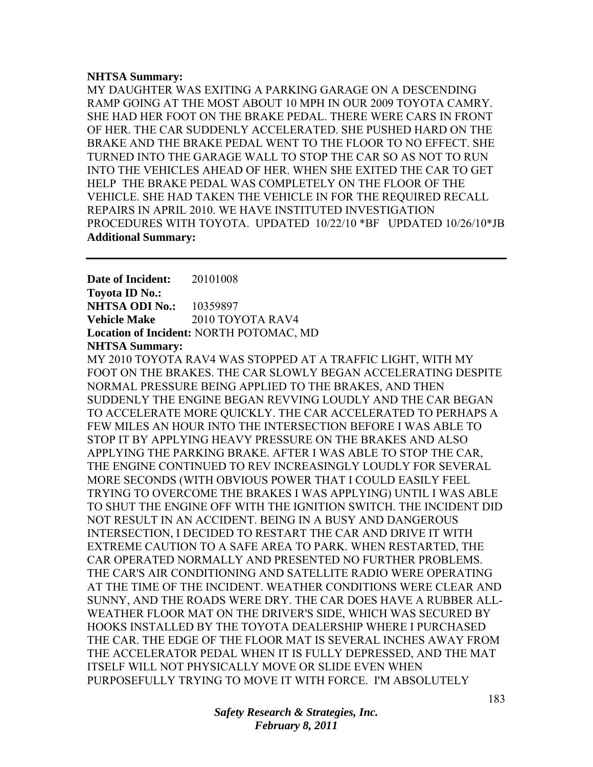**NHTSA Summary:**

MY DAUGHTER WAS EXITING A PARKING GARAGE ON A DESCENDING RAMP GOING AT THE MOST ABOUT 10 MPH IN OUR 2009 TOYOTA CAMRY. SHE HAD HER FOOT ON THE BRAKE PEDAL. THERE WERE CARS IN FRONT OF HER. THE CAR SUDDENLY ACCELERATED. SHE PUSHED HARD ON THE BRAKE AND THE BRAKE PEDAL WENT TO THE FLOOR TO NO EFFECT. SHE TURNED INTO THE GARAGE WALL TO STOP THE CAR SO AS NOT TO RUN INTO THE VEHICLES AHEAD OF HER. WHEN SHE EXITED THE CAR TO GET HELP THE BRAKE PEDAL WAS COMPLETELY ON THE FLOOR OF THE VEHICLE. SHE HAD TAKEN THE VEHICLE IN FOR THE REQUIRED RECALL REPAIRS IN APRIL 2010. WE HAVE INSTITUTED INVESTIGATION PROCEDURES WITH TOYOTA. UPDATED 10/22/10 *BF UPDATED 10/26/10*JB

**Additional Summary:**

---

**Date of Incident:** 20101008

**Toyota ID No.:**

**NHTSA ODI No.:** 10359897

**Vehicle Make** 2010 TOYOTA RAV4

**Location of Incident:** NORTH POTOMAC, MD

**NHTSA Summary:**

MY 2010 TOYOTA RAV4 WAS STOPPED AT A TRAFFIC LIGHT, WITH MY FOOT ON THE BRAKES. THE CAR SLOWLY BEGAN ACCELERATING DESPITE NORMAL PRESSURE BEING APPLIED TO THE BRAKES, AND THEN SUDDENLY THE ENGINE BEGAN REVVING LOUDLY AND THE CAR BEGAN TO ACCELERATE MORE QUICKLY. THE CAR ACCELERATED TO PERHAPS A FEW MILES AN HOUR INTO THE INTERSECTION BEFORE I WAS ABLE TO STOP IT BY APPLYING HEAVY PRESSURE ON THE BRAKES AND ALSO APPLYING THE PARKING BRAKE. AFTER I WAS ABLE TO STOP THE CAR, THE ENGINE CONTINUED TO REV INCREASINGLY LOUDLY FOR SEVERAL MORE SECONDS (WITH OBVIOUS POWER THAT I COULD EASILY FEEL TRYING TO OVERCOME THE BRAKES I WAS APPLYING) UNTIL I WAS ABLE TO SHUT THE ENGINE OFF WITH THE IGNITION SWITCH. THE INCIDENT DID NOT RESULT IN AN ACCIDENT. BEING IN A BUSY AND DANGEROUS INTERSECTION, I DECIDED TO RESTART THE CAR AND DRIVE IT WITH EXTREME CAUTION TO A SAFE AREA TO PARK. WHEN RESTARTED, THE CAR OPERATED NORMALLY AND PRESENTED NO FURTHER PROBLEMS. THE CAR'S AIR CONDITIONING AND SATELLITE RADIO WERE OPERATING AT THE TIME OF THE INCIDENT. WEATHER CONDITIONS WERE CLEAR AND SUNNY, AND THE ROADS WERE DRY. THE CAR DOES HAVE A RUBBER ALL-WEATHER FLOOR MAT ON THE DRIVER'S SIDE, WHICH WAS SECURED BY HOOKS INSTALLED BY THE TOYOTA DEALERSHIP WHERE I PURCHASED THE CAR. THE EDGE OF THE FLOOR MAT IS SEVERAL INCHES AWAY FROM THE ACCELERATOR PEDAL WHEN IT IS FULLY DEPRESSED, AND THE MAT ITSELF WILL NOT PHYSICALLY MOVE OR SLIDE EVEN WHEN PURPOSEFULLY TRYING TO MOVE IT WITH FORCE. I'M ABSOLUTELY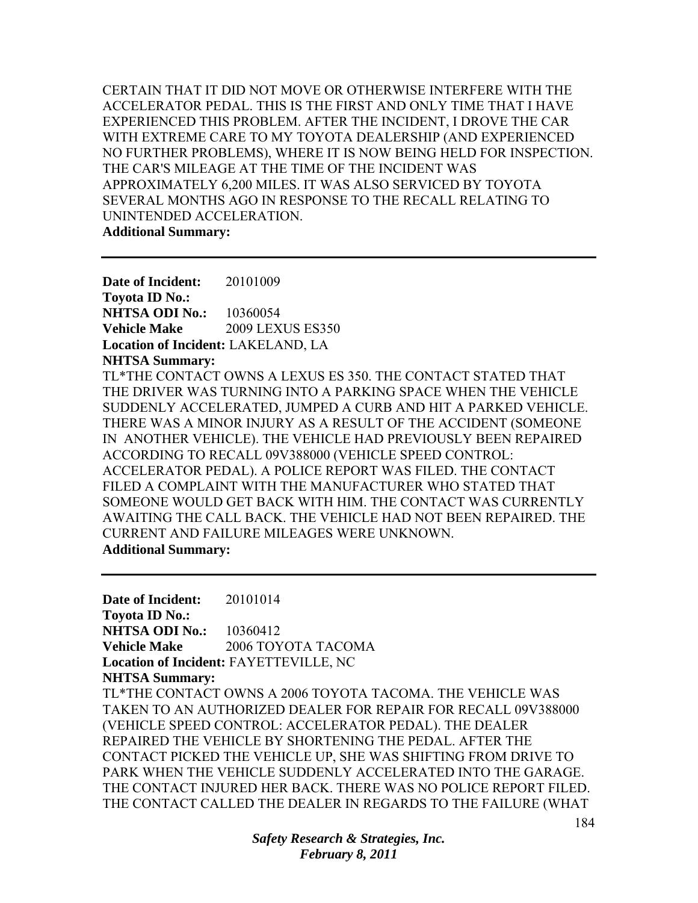CERTAIN THAT IT DID NOT MOVE OR OTHERWISE INTERFERE WITH THE ACCELERATOR PEDAL. THIS IS THE FIRST AND ONLY TIME THAT I HAVE EXPERIENCED THIS PROBLEM. AFTER THE INCIDENT, I DROVE THE CAR WITH EXTREME CARE TO MY TOYOTA DEALERSHIP (AND EXPERIENCED NO FURTHER PROBLEMS), WHERE IT IS NOW BEING HELD FOR INSPECTION. THE CAR'S MILEAGE AT THE TIME OF THE INCIDENT WAS APPROXIMATELY 6,200 MILES. IT WAS ALSO SERVICED BY TOYOTA SEVERAL MONTHS AGO IN RESPONSE TO THE RECALL RELATING TO UNINTENDED ACCELERATION.

**Additional Summary:**

---

**Date of Incident:** 20101009
**Toyota ID No.:**
**NHTSA ODI No.:** 10360054
**Vehicle Make** 2009 LEXUS ES350
**Location of Incident:** LAKELAND, LA
**NHTSA Summary:**
TL*THE CONTACT OWNS A LEXUS ES 350. THE CONTACT STATED THAT THE DRIVER WAS TURNING INTO A PARKING SPACE WHEN THE VEHICLE SUDDENLY ACCELERATED, JUMPED A CURB AND HIT A PARKED VEHICLE. THERE WAS A MINOR INJURY AS A RESULT OF THE ACCIDENT (SOMEONE IN ANOTHER VEHICLE). THE VEHICLE HAD PREVIOUSLY BEEN REPAIRED ACCORDING TO RECALL 09V388000 (VEHICLE SPEED CONTROL: ACCELERATOR PEDAL). A POLICE REPORT WAS FILED. THE CONTACT FILED A COMPLAINT WITH THE MANUFACTURER WHO STATED THAT SOMEONE WOULD GET BACK WITH HIM. THE CONTACT WAS CURRENTLY AWAITING THE CALL BACK. THE VEHICLE HAD NOT BEEN REPAIRED. THE CURRENT AND FAILURE MILEAGES WERE UNKNOWN.
**Additional Summary:**

---

**Date of Incident:** 20101014
**Toyota ID No.:**
**NHTSA ODI No.:** 10360412
**Vehicle Make** 2006 TOYOTA TACOMA
**Location of Incident:** FAYETTEVILLE, NC
**NHTSA Summary:**
TL*THE CONTACT OWNS A 2006 TOYOTA TACOMA. THE VEHICLE WAS TAKEN TO AN AUTHORIZED DEALER FOR REPAIR FOR RECALL 09V388000 (VEHICLE SPEED CONTROL: ACCELERATOR PEDAL). THE DEALER REPAIRED THE VEHICLE BY SHORTENING THE PEDAL. AFTER THE CONTACT PICKED THE VEHICLE UP, SHE WAS SHIFTING FROM DRIVE TO PARK WHEN THE VEHICLE SUDDENLY ACCELERATED INTO THE GARAGE. THE CONTACT INJURED HER BACK. THERE WAS NO POLICE REPORT FILED. THE CONTACT CALLED THE DEALER IN REGARDS TO THE FAILURE (WHAT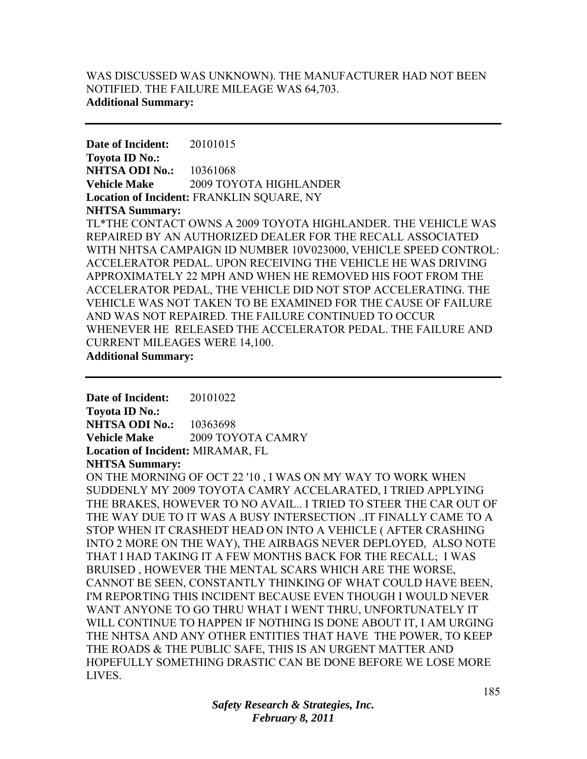WAS DISCUSSED WAS UNKNOWN). THE MANUFACTURER HAD NOT BEEN NOTIFIED. THE FAILURE MILEAGE WAS 64,703.
**Additional Summary:**

---

**Date of Incident:** 20101015
**Toyota ID No.:**
**NHTSA ODI No.:** 10361068
**Vehicle Make** 2009 TOYOTA HIGHLANDER
**Location of Incident:** FRANKLIN SQUARE, NY
**NHTSA Summary:**
TL*THE CONTACT OWNS A 2009 TOYOTA HIGHLANDER. THE VEHICLE WAS REPAIRED BY AN AUTHORIZED DEALER FOR THE RECALL ASSOCIATED WITH NHTSA CAMPAIGN ID NUMBER 10V023000, VEHICLE SPEED CONTROL: ACCELERATOR PEDAL. UPON RECEIVING THE VEHICLE HE WAS DRIVING APPROXIMATELY 22 MPH AND WHEN HE REMOVED HIS FOOT FROM THE ACCELERATOR PEDAL, THE VEHICLE DID NOT STOP ACCELERATING. THE VEHICLE WAS NOT TAKEN TO BE EXAMINED FOR THE CAUSE OF FAILURE AND WAS NOT REPAIRED. THE FAILURE CONTINUED TO OCCUR WHENEVER HE RELEASED THE ACCELERATOR PEDAL. THE FAILURE AND CURRENT MILEAGES WERE 14,100.
**Additional Summary:**

---

**Date of Incident:** 20101022
**Toyota ID No.:**
**NHTSA ODI No.:** 10363698
**Vehicle Make** 2009 TOYOTA CAMRY
**Location of Incident:** MIRAMAR, FL
**NHTSA Summary:**
ON THE MORNING OF OCT 22 '10 , I WAS ON MY WAY TO WORK WHEN SUDDENLY MY 2009 TOYOTA CAMRY ACCELARATED, I TRIED APPLYING THE BRAKES, HOWEVER TO NO AVAIL.. I TRIED TO STEER THE CAR OUT OF THE WAY DUE TO IT WAS A BUSY INTERSECTION ..IT FINALLY CAME TO A STOP WHEN IT CRASHEDT HEAD ON INTO A VEHICLE ( AFTER CRASHING INTO 2 MORE ON THE WAY), THE AIRBAGS NEVER DEPLOYED, ALSO NOTE THAT I HAD TAKING IT A FEW MONTHS BACK FOR THE RECALL; I WAS BRUISED , HOWEVER THE MENTAL SCARS WHICH ARE THE WORSE, CANNOT BE SEEN, CONSTANTLY THINKING OF WHAT COULD HAVE BEEN, I'M REPORTING THIS INCIDENT BECAUSE EVEN THOUGH I WOULD NEVER WANT ANYONE TO GO THRU WHAT I WENT THRU, UNFORTUNATELY IT WILL CONTINUE TO HAPPEN IF NOTHING IS DONE ABOUT IT, I AM URGING THE NHTSA AND ANY OTHER ENTITIES THAT HAVE THE POWER, TO KEEP THE ROADS & THE PUBLIC SAFE, THIS IS AN URGENT MATTER AND HOPEFULLY SOMETHING DRASTIC CAN BE DONE BEFORE WE LOSE MORE LIVES.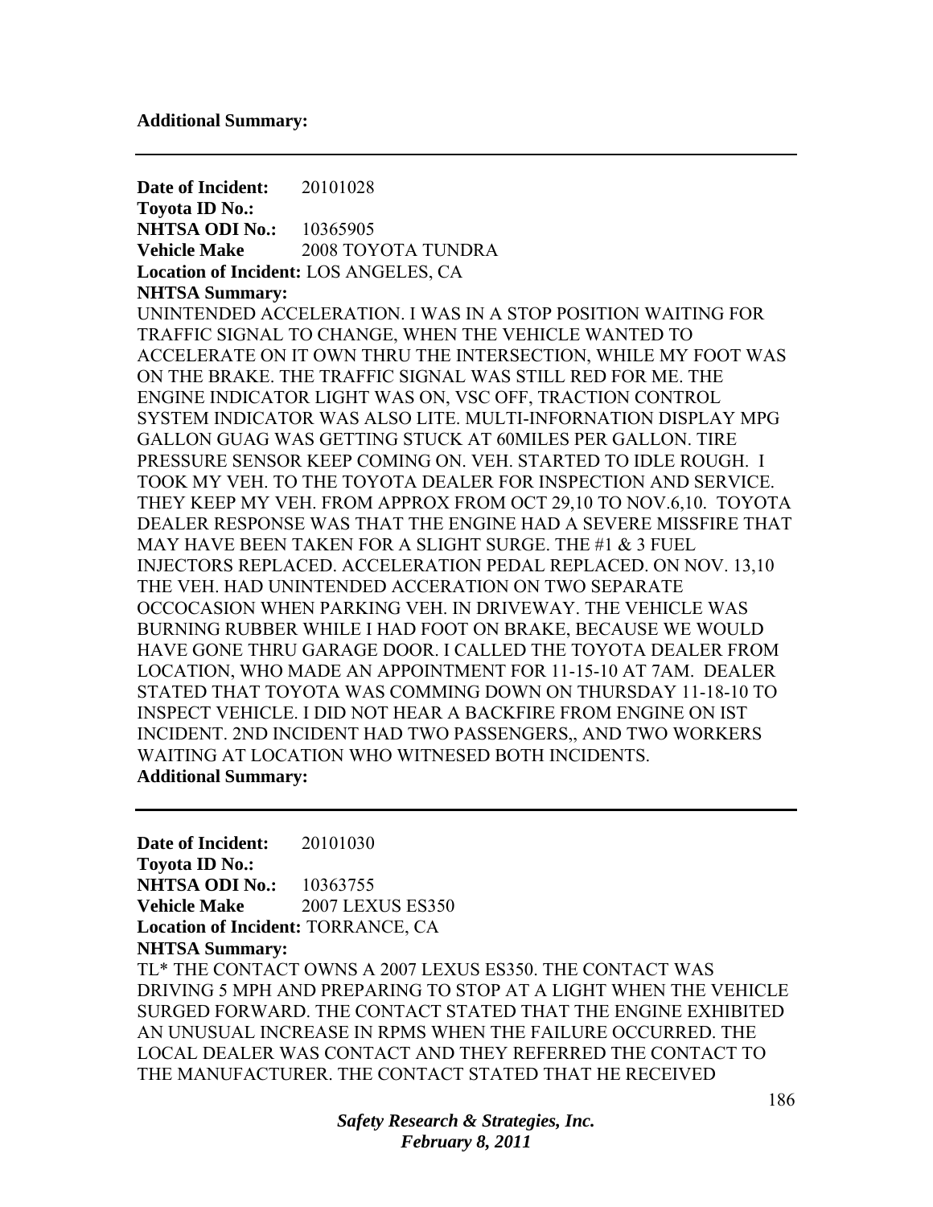**Additional Summary:**

---

**Date of Incident:** 20101028
**Toyota ID No.:**
**NHTSA ODI No.:** 10365905
**Vehicle Make** 2008 TOYOTA TUNDRA
**Location of Incident:** LOS ANGELES, CA
**NHTSA Summary:**
UNINTENDED ACCELERATION. I WAS IN A STOP POSITION WAITING FOR TRAFFIC SIGNAL TO CHANGE, WHEN THE VEHICLE WANTED TO ACCELERATE ON IT OWN THRU THE INTERSECTION, WHILE MY FOOT WAS ON THE BRAKE. THE TRAFFIC SIGNAL WAS STILL RED FOR ME. THE ENGINE INDICATOR LIGHT WAS ON, VSC OFF, TRACTION CONTROL SYSTEM INDICATOR WAS ALSO LITE. MULTI-INFORNATION DISPLAY MPG GALLON GUAG WAS GETTING STUCK AT 60MILES PER GALLON. TIRE PRESSURE SENSOR KEEP COMING ON. VEH. STARTED TO IDLE ROUGH. I TOOK MY VEH. TO THE TOYOTA DEALER FOR INSPECTION AND SERVICE. THEY KEEP MY VEH. FROM APPROX FROM OCT 29,10 TO NOV.6,10. TOYOTA DEALER RESPONSE WAS THAT THE ENGINE HAD A SEVERE MISSFIRE THAT MAY HAVE BEEN TAKEN FOR A SLIGHT SURGE. THE #1 & 3 FUEL INJECTORS REPLACED. ACCELERATION PEDAL REPLACED. ON NOV. 13,10 THE VEH. HAD UNINTENDED ACCERATION ON TWO SEPARATE OCCOCASION WHEN PARKING VEH. IN DRIVEWAY. THE VEHICLE WAS BURNING RUBBER WHILE I HAD FOOT ON BRAKE, BECAUSE WE WOULD HAVE GONE THRU GARAGE DOOR. I CALLED THE TOYOTA DEALER FROM LOCATION, WHO MADE AN APPOINTMENT FOR 11-15-10 AT 7AM. DEALER STATED THAT TOYOTA WAS COMMING DOWN ON THURSDAY 11-18-10 TO INSPECT VEHICLE. I DID NOT HEAR A BACKFIRE FROM ENGINE ON IST INCIDENT. 2ND INCIDENT HAD TWO PASSENGERS,, AND TWO WORKERS WAITING AT LOCATION WHO WITNESED BOTH INCIDENTS.
**Additional Summary:**

---

**Date of Incident:** 20101030
**Toyota ID No.:**
**NHTSA ODI No.:** 10363755
**Vehicle Make** 2007 LEXUS ES350
**Location of Incident:** TORRANCE, CA
**NHTSA Summary:**
TL* THE CONTACT OWNS A 2007 LEXUS ES350. THE CONTACT WAS DRIVING 5 MPH AND PREPARING TO STOP AT A LIGHT WHEN THE VEHICLE SURGED FORWARD. THE CONTACT STATED THAT THE ENGINE EXHIBITED AN UNUSUAL INCREASE IN RPMS WHEN THE FAILURE OCCURRED. THE LOCAL DEALER WAS CONTACT AND THEY REFERRED THE CONTACT TO THE MANUFACTURER. THE CONTACT STATED THAT HE RECEIVED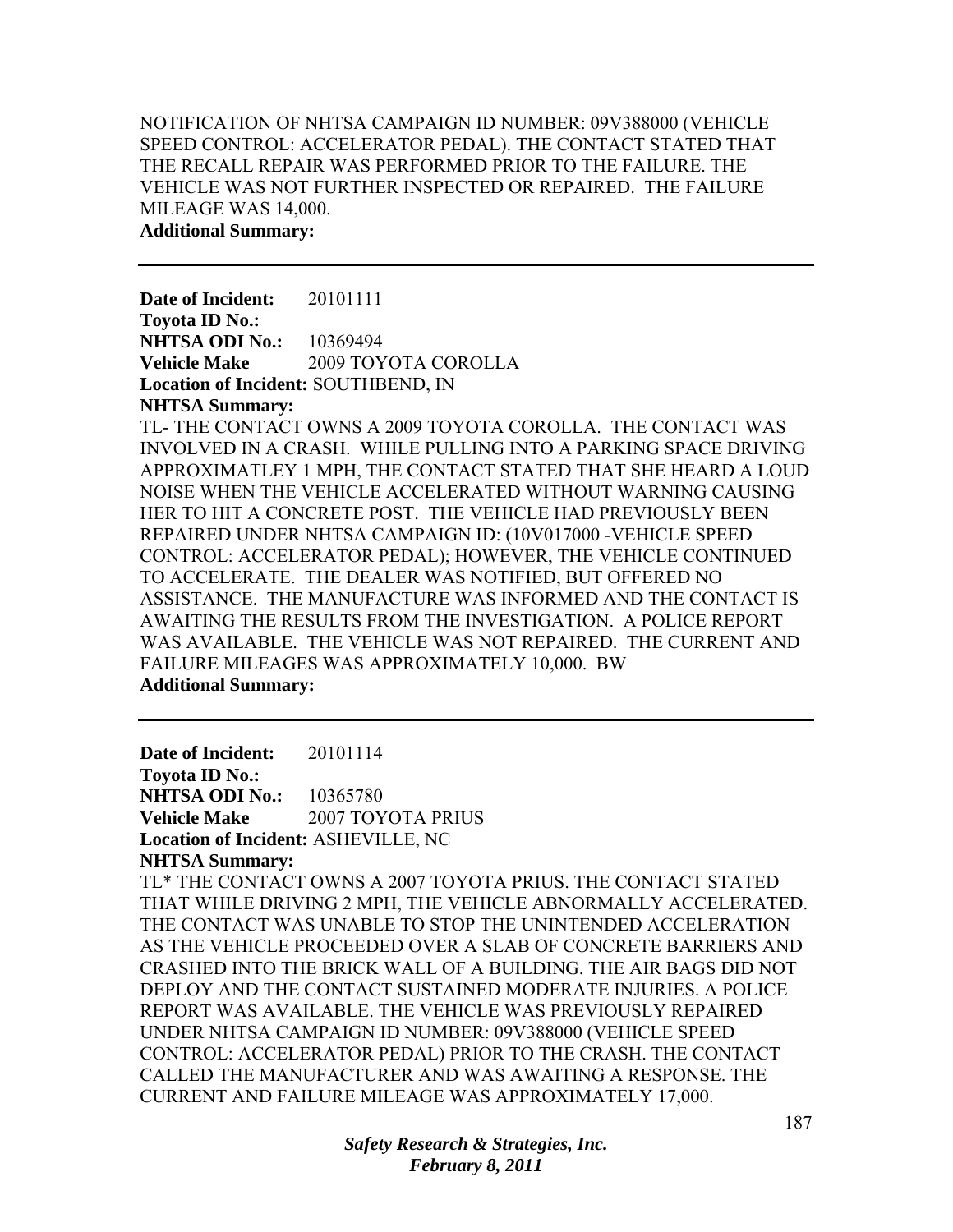NOTIFICATION OF NHTSA CAMPAIGN ID NUMBER: 09V388000 (VEHICLE SPEED CONTROL: ACCELERATOR PEDAL). THE CONTACT STATED THAT THE RECALL REPAIR WAS PERFORMED PRIOR TO THE FAILURE. THE VEHICLE WAS NOT FURTHER INSPECTED OR REPAIRED. THE FAILURE MILEAGE WAS 14,000.

**Additional Summary:**

---

**Date of Incident:** 20101111
**Toyota ID No.:**
**NHTSA ODI No.:** 10369494
**Vehicle Make** 2009 TOYOTA COROLLA
**Location of Incident:** SOUTHBEND, IN
**NHTSA Summary:**

TL- THE CONTACT OWNS A 2009 TOYOTA COROLLA. THE CONTACT WAS INVOLVED IN A CRASH. WHILE PULLING INTO A PARKING SPACE DRIVING APPROXIMATLEY 1 MPH, THE CONTACT STATED THAT SHE HEARD A LOUD NOISE WHEN THE VEHICLE ACCELERATED WITHOUT WARNING CAUSING HER TO HIT A CONCRETE POST. THE VEHICLE HAD PREVIOUSLY BEEN REPAIRED UNDER NHTSA CAMPAIGN ID: (10V017000 -VEHICLE SPEED CONTROL: ACCELERATOR PEDAL); HOWEVER, THE VEHICLE CONTINUED TO ACCELERATE. THE DEALER WAS NOTIFIED, BUT OFFERED NO ASSISTANCE. THE MANUFACTURE WAS INFORMED AND THE CONTACT IS AWAITING THE RESULTS FROM THE INVESTIGATION. A POLICE REPORT WAS AVAILABLE. THE VEHICLE WAS NOT REPAIRED. THE CURRENT AND FAILURE MILEAGES WAS APPROXIMATELY 10,000. BW

**Additional Summary:**

---

**Date of Incident:** 20101114
**Toyota ID No.:**
**NHTSA ODI No.:** 10365780
**Vehicle Make** 2007 TOYOTA PRIUS
**Location of Incident:** ASHEVILLE, NC
**NHTSA Summary:**

TL* THE CONTACT OWNS A 2007 TOYOTA PRIUS. THE CONTACT STATED THAT WHILE DRIVING 2 MPH, THE VEHICLE ABNORMALLY ACCELERATED. THE CONTACT WAS UNABLE TO STOP THE UNINTENDED ACCELERATION AS THE VEHICLE PROCEEDED OVER A SLAB OF CONCRETE BARRIERS AND CRASHED INTO THE BRICK WALL OF A BUILDING. THE AIR BAGS DID NOT DEPLOY AND THE CONTACT SUSTAINED MODERATE INJURIES. A POLICE REPORT WAS AVAILABLE. THE VEHICLE WAS PREVIOUSLY REPAIRED UNDER NHTSA CAMPAIGN ID NUMBER: 09V388000 (VEHICLE SPEED CONTROL: ACCELERATOR PEDAL) PRIOR TO THE CRASH. THE CONTACT CALLED THE MANUFACTURER AND WAS AWAITING A RESPONSE. THE CURRENT AND FAILURE MILEAGE WAS APPROXIMATELY 17,000.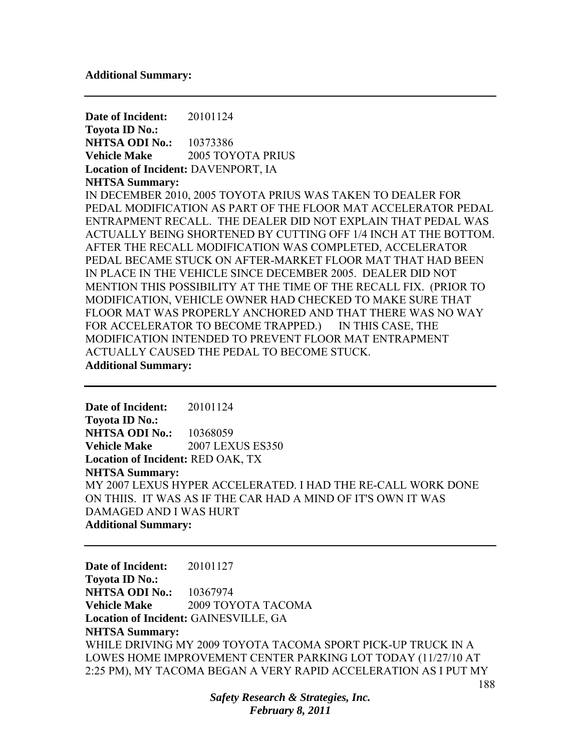**Additional Summary:**

---

**Date of Incident:** 20101124
**Toyota ID No.:**
**NHTSA ODI No.:** 10373386
**Vehicle Make** 2005 TOYOTA PRIUS
**Location of Incident:** DAVENPORT, IA
**NHTSA Summary:**
IN DECEMBER 2010, 2005 TOYOTA PRIUS WAS TAKEN TO DEALER FOR PEDAL MODIFICATION AS PART OF THE FLOOR MAT ACCELERATOR PEDAL ENTRAPMENT RECALL. THE DEALER DID NOT EXPLAIN THAT PEDAL WAS ACTUALLY BEING SHORTENED BY CUTTING OFF 1/4 INCH AT THE BOTTOM. AFTER THE RECALL MODIFICATION WAS COMPLETED, ACCELERATOR PEDAL BECAME STUCK ON AFTER-MARKET FLOOR MAT THAT HAD BEEN IN PLACE IN THE VEHICLE SINCE DECEMBER 2005. DEALER DID NOT MENTION THIS POSSIBILITY AT THE TIME OF THE RECALL FIX. (PRIOR TO MODIFICATION, VEHICLE OWNER HAD CHECKED TO MAKE SURE THAT FLOOR MAT WAS PROPERLY ANCHORED AND THAT THERE WAS NO WAY FOR ACCELERATOR TO BECOME TRAPPED.) IN THIS CASE, THE MODIFICATION INTENDED TO PREVENT FLOOR MAT ENTRAPMENT ACTUALLY CAUSED THE PEDAL TO BECOME STUCK.
**Additional Summary:**

---

**Date of Incident:** 20101124
**Toyota ID No.:**
**NHTSA ODI No.:** 10368059
**Vehicle Make** 2007 LEXUS ES350
**Location of Incident:** RED OAK, TX
**NHTSA Summary:**
MY 2007 LEXUS HYPER ACCELERATED. I HAD THE RE-CALL WORK DONE ON THIIS. IT WAS AS IF THE CAR HAD A MIND OF IT'S OWN IT WAS DAMAGED AND I WAS HURT
**Additional Summary:**

---

**Date of Incident:** 20101127
**Toyota ID No.:**
**NHTSA ODI No.:** 10367974
**Vehicle Make** 2009 TOYOTA TACOMA
**Location of Incident:** GAINESVILLE, GA
**NHTSA Summary:**
WHILE DRIVING MY 2009 TOYOTA TACOMA SPORT PICK-UP TRUCK IN A LOWES HOME IMPROVEMENT CENTER PARKING LOT TODAY (11/27/10 AT 2:25 PM), MY TACOMA BEGAN A VERY RAPID ACCELERATION AS I PUT MY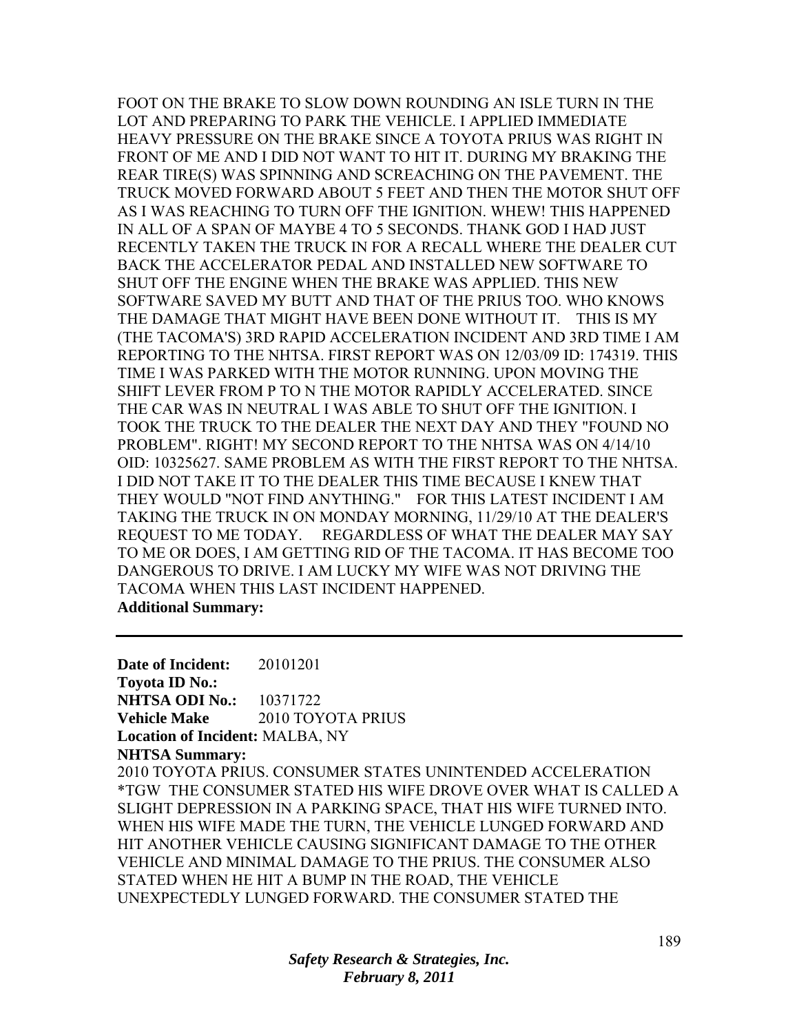FOOT ON THE BRAKE TO SLOW DOWN ROUNDING AN ISLE TURN IN THE LOT AND PREPARING TO PARK THE VEHICLE. I APPLIED IMMEDIATE HEAVY PRESSURE ON THE BRAKE SINCE A TOYOTA PRIUS WAS RIGHT IN FRONT OF ME AND I DID NOT WANT TO HIT IT. DURING MY BRAKING THE REAR TIRE(S) WAS SPINNING AND SCREACHING ON THE PAVEMENT. THE TRUCK MOVED FORWARD ABOUT 5 FEET AND THEN THE MOTOR SHUT OFF AS I WAS REACHING TO TURN OFF THE IGNITION. WHEW! THIS HAPPENED IN ALL OF A SPAN OF MAYBE 4 TO 5 SECONDS. THANK GOD I HAD JUST RECENTLY TAKEN THE TRUCK IN FOR A RECALL WHERE THE DEALER CUT BACK THE ACCELERATOR PEDAL AND INSTALLED NEW SOFTWARE TO SHUT OFF THE ENGINE WHEN THE BRAKE WAS APPLIED. THIS NEW SOFTWARE SAVED MY BUTT AND THAT OF THE PRIUS TOO. WHO KNOWS THE DAMAGE THAT MIGHT HAVE BEEN DONE WITHOUT IT. THIS IS MY (THE TACOMA'S) 3RD RAPID ACCELERATION INCIDENT AND 3RD TIME I AM REPORTING TO THE NHTSA. FIRST REPORT WAS ON 12/03/09 ID: 174319. THIS TIME I WAS PARKED WITH THE MOTOR RUNNING. UPON MOVING THE SHIFT LEVER FROM P TO N THE MOTOR RAPIDLY ACCELERATED. SINCE THE CAR WAS IN NEUTRAL I WAS ABLE TO SHUT OFF THE IGNITION. I TOOK THE TRUCK TO THE DEALER THE NEXT DAY AND THEY "FOUND NO PROBLEM". RIGHT! MY SECOND REPORT TO THE NHTSA WAS ON 4/14/10 OID: 10325627. SAME PROBLEM AS WITH THE FIRST REPORT TO THE NHTSA. I DID NOT TAKE IT TO THE DEALER THIS TIME BECAUSE I KNEW THAT THEY WOULD "NOT FIND ANYTHING." FOR THIS LATEST INCIDENT I AM TAKING THE TRUCK IN ON MONDAY MORNING, 11/29/10 AT THE DEALER'S REQUEST TO ME TODAY. REGARDLESS OF WHAT THE DEALER MAY SAY TO ME OR DOES, I AM GETTING RID OF THE TACOMA. IT HAS BECOME TOO DANGEROUS TO DRIVE. I AM LUCKY MY WIFE WAS NOT DRIVING THE TACOMA WHEN THIS LAST INCIDENT HAPPENED.

**Additional Summary:**

---

**Date of Incident:** 20101201
**Toyota ID No.:**
**NHTSA ODI No.:** 10371722
**Vehicle Make** 2010 TOYOTA PRIUS
**Location of Incident:** MALBA, NY
**NHTSA Summary:**
2010 TOYOTA PRIUS. CONSUMER STATES UNINTENDED ACCELERATION *TGW THE CONSUMER STATED HIS WIFE DROVE OVER WHAT IS CALLED A SLIGHT DEPRESSION IN A PARKING SPACE, THAT HIS WIFE TURNED INTO. WHEN HIS WIFE MADE THE TURN, THE VEHICLE LUNGED FORWARD AND HIT ANOTHER VEHICLE CAUSING SIGNIFICANT DAMAGE TO THE OTHER VEHICLE AND MINIMAL DAMAGE TO THE PRIUS. THE CONSUMER ALSO STATED WHEN HE HIT A BUMP IN THE ROAD, THE VEHICLE UNEXPECTEDLY LUNGED FORWARD. THE CONSUMER STATED THE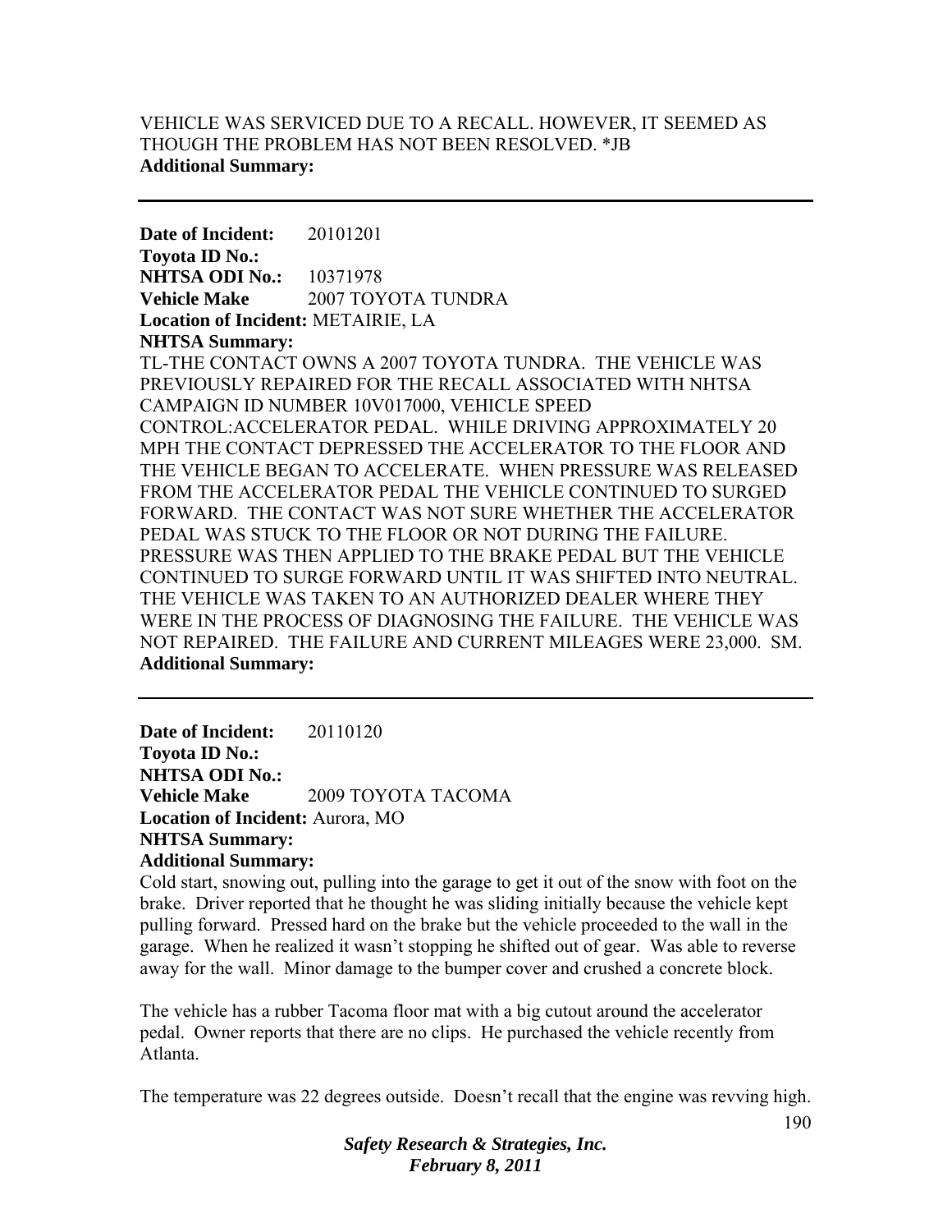VEHICLE WAS SERVICED DUE TO A RECALL. HOWEVER, IT SEEMED AS THOUGH THE PROBLEM HAS NOT BEEN RESOLVED. *JB
**Additional Summary:**

---

**Date of Incident:** 20101201
**Toyota ID No.:**
**NHTSA ODI No.:** 10371978
**Vehicle Make** 2007 TOYOTA TUNDRA
**Location of Incident:** METAIRIE, LA
**NHTSA Summary:**
TL-THE CONTACT OWNS A 2007 TOYOTA TUNDRA. THE VEHICLE WAS PREVIOUSLY REPAIRED FOR THE RECALL ASSOCIATED WITH NHTSA CAMPAIGN ID NUMBER 10V017000, VEHICLE SPEED CONTROL:ACCELERATOR PEDAL. WHILE DRIVING APPROXIMATELY 20 MPH THE CONTACT DEPRESSED THE ACCELERATOR TO THE FLOOR AND THE VEHICLE BEGAN TO ACCELERATE. WHEN PRESSURE WAS RELEASED FROM THE ACCELERATOR PEDAL THE VEHICLE CONTINUED TO SURGED FORWARD. THE CONTACT WAS NOT SURE WHETHER THE ACCELERATOR PEDAL WAS STUCK TO THE FLOOR OR NOT DURING THE FAILURE. PRESSURE WAS THEN APPLIED TO THE BRAKE PEDAL BUT THE VEHICLE CONTINUED TO SURGE FORWARD UNTIL IT WAS SHIFTED INTO NEUTRAL. THE VEHICLE WAS TAKEN TO AN AUTHORIZED DEALER WHERE THEY WERE IN THE PROCESS OF DIAGNOSING THE FAILURE. THE VEHICLE WAS NOT REPAIRED. THE FAILURE AND CURRENT MILEAGES WERE 23,000. SM.
**Additional Summary:**

---

**Date of Incident:** 20110120
**Toyota ID No.:**
**NHTSA ODI No.:**
**Vehicle Make** 2009 TOYOTA TACOMA
**Location of Incident:** Aurora, MO
**NHTSA Summary:**
**Additional Summary:**
Cold start, snowing out, pulling into the garage to get it out of the snow with foot on the brake. Driver reported that he thought he was sliding initially because the vehicle kept pulling forward. Pressed hard on the brake but the vehicle proceeded to the wall in the garage. When he realized it wasn't stopping he shifted out of gear. Was able to reverse away for the wall. Minor damage to the bumper cover and crushed a concrete block.

The vehicle has a rubber Tacoma floor mat with a big cutout around the accelerator pedal. Owner reports that there are no clips. He purchased the vehicle recently from Atlanta.

The temperature was 22 degrees outside. Doesn't recall that the engine was revving high.